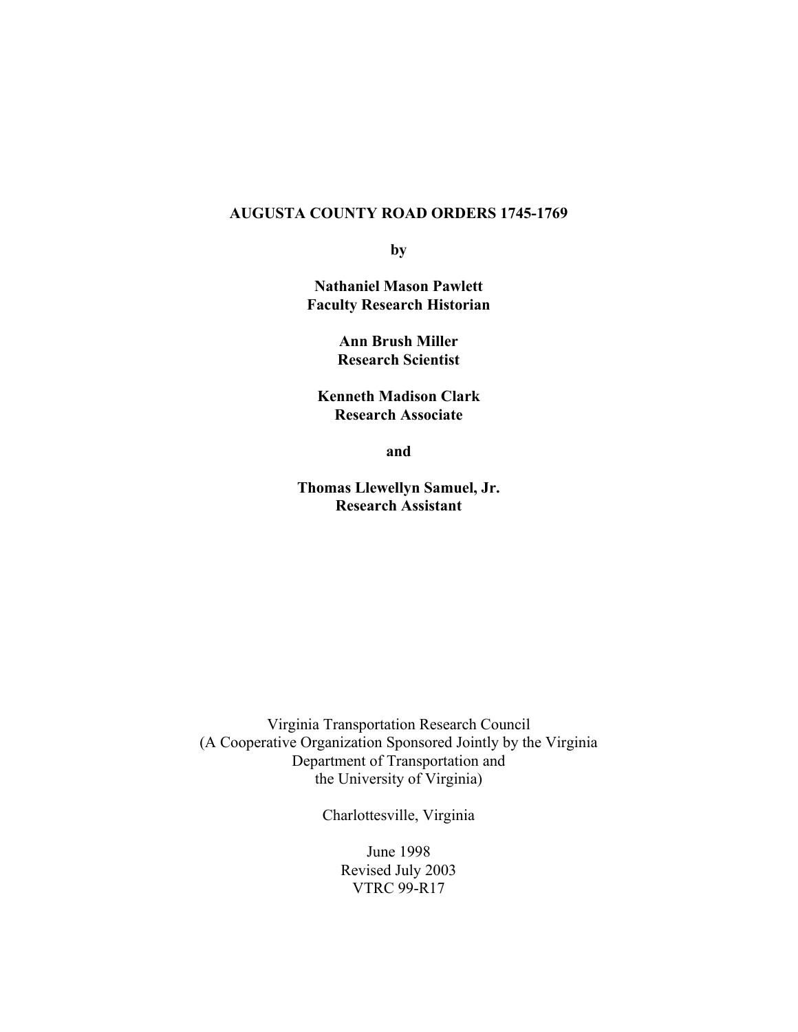# AUGUSTA COUNTY ROAD ORDERS 1745-1769

**by**

**Nathaniel Mason Pawlett**
**Faculty Research Historian**

**Ann Brush Miller**
**Research Scientist**

**Kenneth Madison Clark**
**Research Associate**

**and**

**Thomas Llewellyn Samuel, Jr.**
**Research Assistant**

Virginia Transportation Research Council
(A Cooperative Organization Sponsored Jointly by the Virginia Department of Transportation and the University of Virginia)

Charlottesville, Virginia

June 1998
Revised July 2003
VTRC 99-R17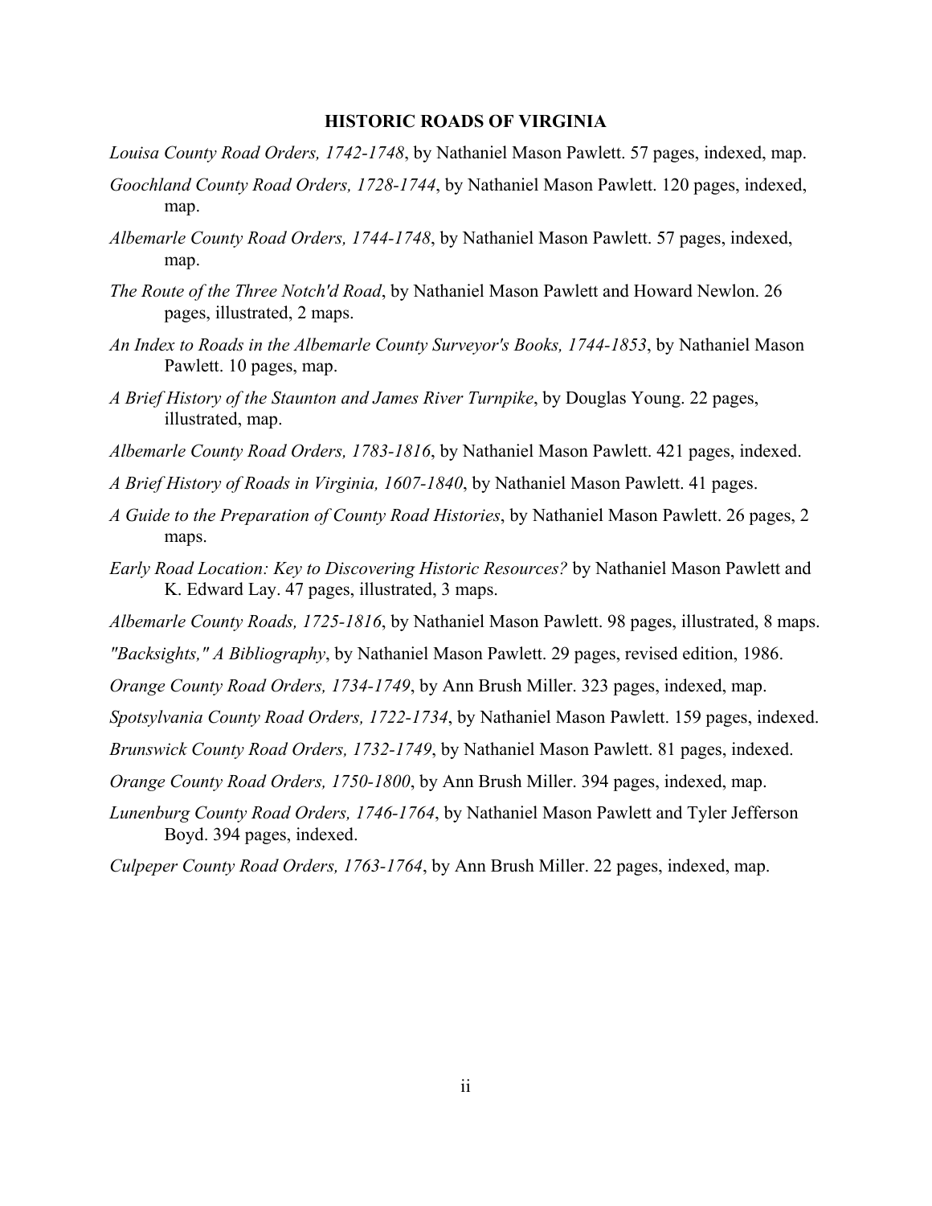## HISTORIC ROADS OF VIRGINIA

*Louisa County Road Orders, 1742-1748*, by Nathaniel Mason Pawlett. 57 pages, indexed, map.

*Goochland County Road Orders, 1728-1744*, by Nathaniel Mason Pawlett. 120 pages, indexed, map.

*Albemarle County Road Orders, 1744-1748*, by Nathaniel Mason Pawlett. 57 pages, indexed, map.

*The Route of the Three Notch'd Road*, by Nathaniel Mason Pawlett and Howard Newlon. 26 pages, illustrated, 2 maps.

*An Index to Roads in the Albemarle County Surveyor's Books, 1744-1853*, by Nathaniel Mason Pawlett. 10 pages, map.

*A Brief History of the Staunton and James River Turnpike*, by Douglas Young. 22 pages, illustrated, map.

*Albemarle County Road Orders, 1783-1816*, by Nathaniel Mason Pawlett. 421 pages, indexed.

*A Brief History of Roads in Virginia, 1607-1840*, by Nathaniel Mason Pawlett. 41 pages.

*A Guide to the Preparation of County Road Histories*, by Nathaniel Mason Pawlett. 26 pages, 2 maps.

*Early Road Location: Key to Discovering Historic Resources?* by Nathaniel Mason Pawlett and K. Edward Lay. 47 pages, illustrated, 3 maps.

*Albemarle County Roads, 1725-1816*, by Nathaniel Mason Pawlett. 98 pages, illustrated, 8 maps.

*"Backsights," A Bibliography*, by Nathaniel Mason Pawlett. 29 pages, revised edition, 1986.

*Orange County Road Orders, 1734-1749*, by Ann Brush Miller. 323 pages, indexed, map.

*Spotsylvania County Road Orders, 1722-1734*, by Nathaniel Mason Pawlett. 159 pages, indexed.

*Brunswick County Road Orders, 1732-1749*, by Nathaniel Mason Pawlett. 81 pages, indexed.

*Orange County Road Orders, 1750-1800*, by Ann Brush Miller. 394 pages, indexed, map.

*Lunenburg County Road Orders, 1746-1764*, by Nathaniel Mason Pawlett and Tyler Jefferson Boyd. 394 pages, indexed.

*Culpeper County Road Orders, 1763-1764*, by Ann Brush Miller. 22 pages, indexed, map.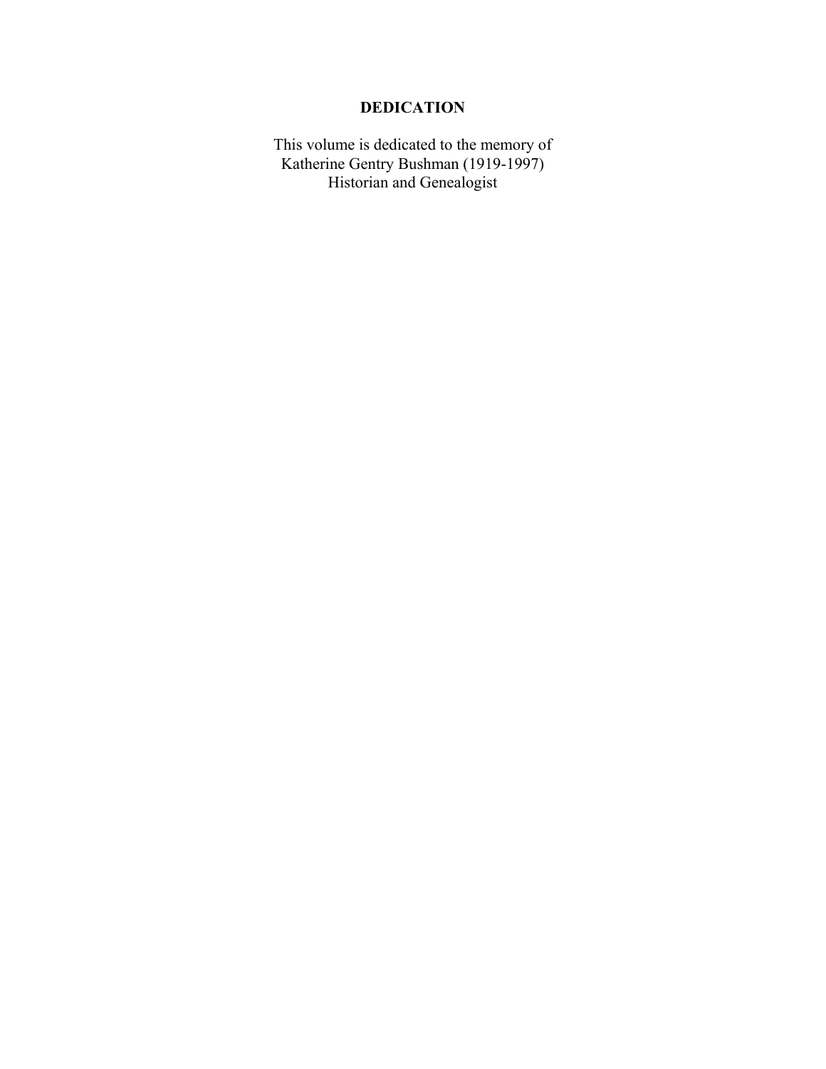# DEDICATION

This volume is dedicated to the memory of
Katherine Gentry Bushman (1919-1997)
Historian and Genealogist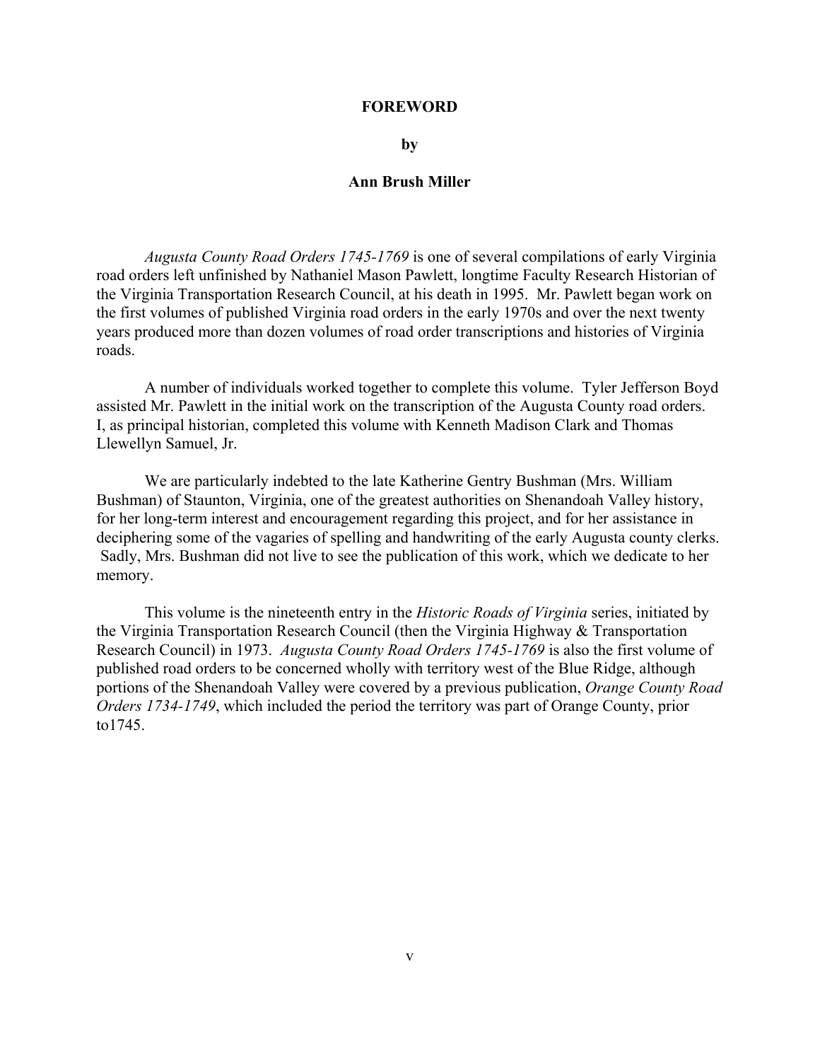# FOREWORD

**by**

**Ann Brush Miller**

*Augusta County Road Orders 1745-1769* is one of several compilations of early Virginia road orders left unfinished by Nathaniel Mason Pawlett, longtime Faculty Research Historian of the Virginia Transportation Research Council, at his death in 1995. Mr. Pawlett began work on the first volumes of published Virginia road orders in the early 1970s and over the next twenty years produced more than dozen volumes of road order transcriptions and histories of Virginia roads.

A number of individuals worked together to complete this volume. Tyler Jefferson Boyd assisted Mr. Pawlett in the initial work on the transcription of the Augusta County road orders. I, as principal historian, completed this volume with Kenneth Madison Clark and Thomas Llewellyn Samuel, Jr.

We are particularly indebted to the late Katherine Gentry Bushman (Mrs. William Bushman) of Staunton, Virginia, one of the greatest authorities on Shenandoah Valley history, for her long-term interest and encouragement regarding this project, and for her assistance in deciphering some of the vagaries of spelling and handwriting of the early Augusta county clerks. Sadly, Mrs. Bushman did not live to see the publication of this work, which we dedicate to her memory.

This volume is the nineteenth entry in the *Historic Roads of Virginia* series, initiated by the Virginia Transportation Research Council (then the Virginia Highway & Transportation Research Council) in 1973. *Augusta County Road Orders 1745-1769* is also the first volume of published road orders to be concerned wholly with territory west of the Blue Ridge, although portions of the Shenandoah Valley were covered by a previous publication, *Orange County Road Orders 1734-1749*, which included the period the territory was part of Orange County, prior to1745.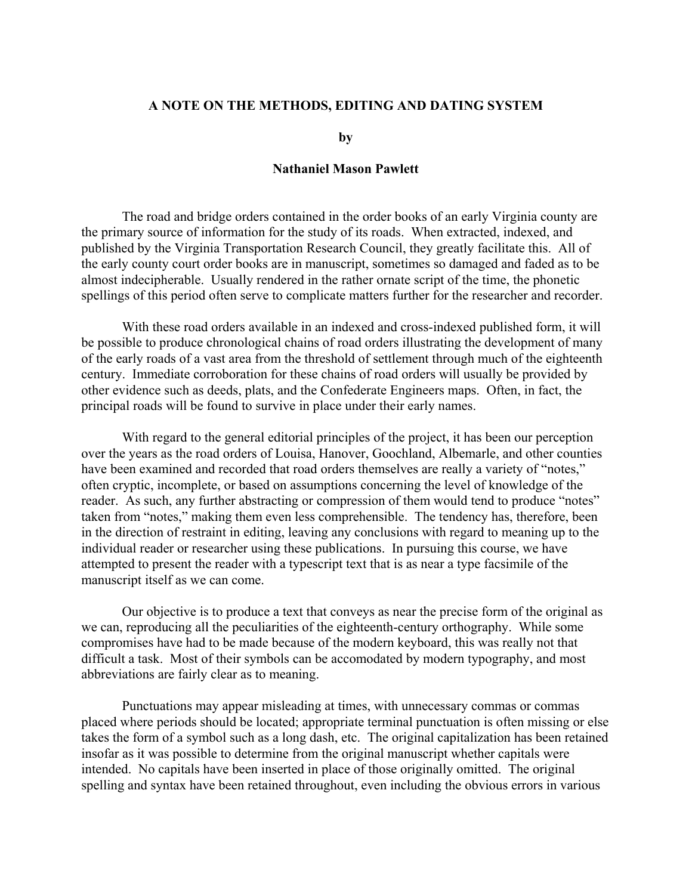**A NOTE ON THE METHODS, EDITING AND DATING SYSTEM**

**by**

**Nathaniel Mason Pawlett**

The road and bridge orders contained in the order books of an early Virginia county are the primary source of information for the study of its roads. When extracted, indexed, and published by the Virginia Transportation Research Council, they greatly facilitate this. All of the early county court order books are in manuscript, sometimes so damaged and faded as to be almost indecipherable. Usually rendered in the rather ornate script of the time, the phonetic spellings of this period often serve to complicate matters further for the researcher and recorder.

With these road orders available in an indexed and cross-indexed published form, it will be possible to produce chronological chains of road orders illustrating the development of many of the early roads of a vast area from the threshold of settlement through much of the eighteenth century. Immediate corroboration for these chains of road orders will usually be provided by other evidence such as deeds, plats, and the Confederate Engineers maps. Often, in fact, the principal roads will be found to survive in place under their early names.

With regard to the general editorial principles of the project, it has been our perception over the years as the road orders of Louisa, Hanover, Goochland, Albemarle, and other counties have been examined and recorded that road orders themselves are really a variety of "notes," often cryptic, incomplete, or based on assumptions concerning the level of knowledge of the reader. As such, any further abstracting or compression of them would tend to produce "notes" taken from "notes," making them even less comprehensible. The tendency has, therefore, been in the direction of restraint in editing, leaving any conclusions with regard to meaning up to the individual reader or researcher using these publications. In pursuing this course, we have attempted to present the reader with a typescript text that is as near a type facsimile of the manuscript itself as we can come.

Our objective is to produce a text that conveys as near the precise form of the original as we can, reproducing all the peculiarities of the eighteenth-century orthography. While some compromises have had to be made because of the modern keyboard, this was really not that difficult a task. Most of their symbols can be accomodated by modern typography, and most abbreviations are fairly clear as to meaning.

Punctuations may appear misleading at times, with unnecessary commas or commas placed where periods should be located; appropriate terminal punctuation is often missing or else takes the form of a symbol such as a long dash, etc. The original capitalization has been retained insofar as it was possible to determine from the original manuscript whether capitals were intended. No capitals have been inserted in place of those originally omitted. The original spelling and syntax have been retained throughout, even including the obvious errors in various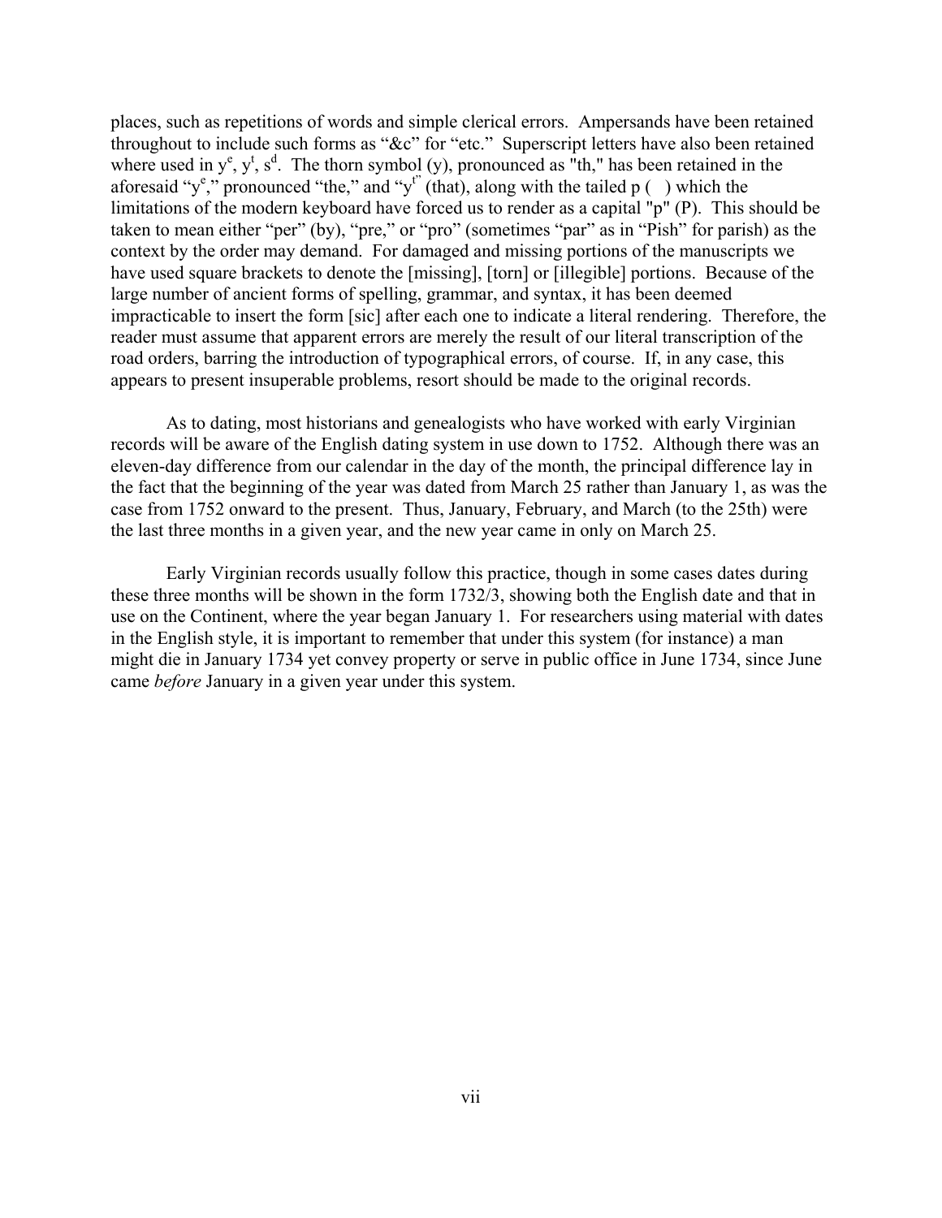places, such as repetitions of words and simple clerical errors. Ampersands have been retained throughout to include such forms as "&c" for "etc." Superscript letters have also been retained where used in $y^e$, $y^t$, $s^d$. The thorn symbol (y), pronounced as "th," has been retained in the aforesaid "$y^e$," pronounced "the," and "$y^t$" (that), along with the tailed p ( ) which the limitations of the modern keyboard have forced us to render as a capital "p" (P). This should be taken to mean either "per" (by), "pre," or "pro" (sometimes "par" as in "Pish" for parish) as the context by the order may demand. For damaged and missing portions of the manuscripts we have used square brackets to denote the [missing], [torn] or [illegible] portions. Because of the large number of ancient forms of spelling, grammar, and syntax, it has been deemed impracticable to insert the form [sic] after each one to indicate a literal rendering. Therefore, the reader must assume that apparent errors are merely the result of our literal transcription of the road orders, barring the introduction of typographical errors, of course. If, in any case, this appears to present insuperable problems, resort should be made to the original records.

As to dating, most historians and genealogists who have worked with early Virginian records will be aware of the English dating system in use down to 1752. Although there was an eleven-day difference from our calendar in the day of the month, the principal difference lay in the fact that the beginning of the year was dated from March 25 rather than January 1, as was the case from 1752 onward to the present. Thus, January, February, and March (to the 25th) were the last three months in a given year, and the new year came in only on March 25.

Early Virginian records usually follow this practice, though in some cases dates during these three months will be shown in the form 1732/3, showing both the English date and that in use on the Continent, where the year began January 1. For researchers using material with dates in the English style, it is important to remember that under this system (for instance) a man might die in January 1734 yet convey property or serve in public office in June 1734, since June came *before* January in a given year under this system.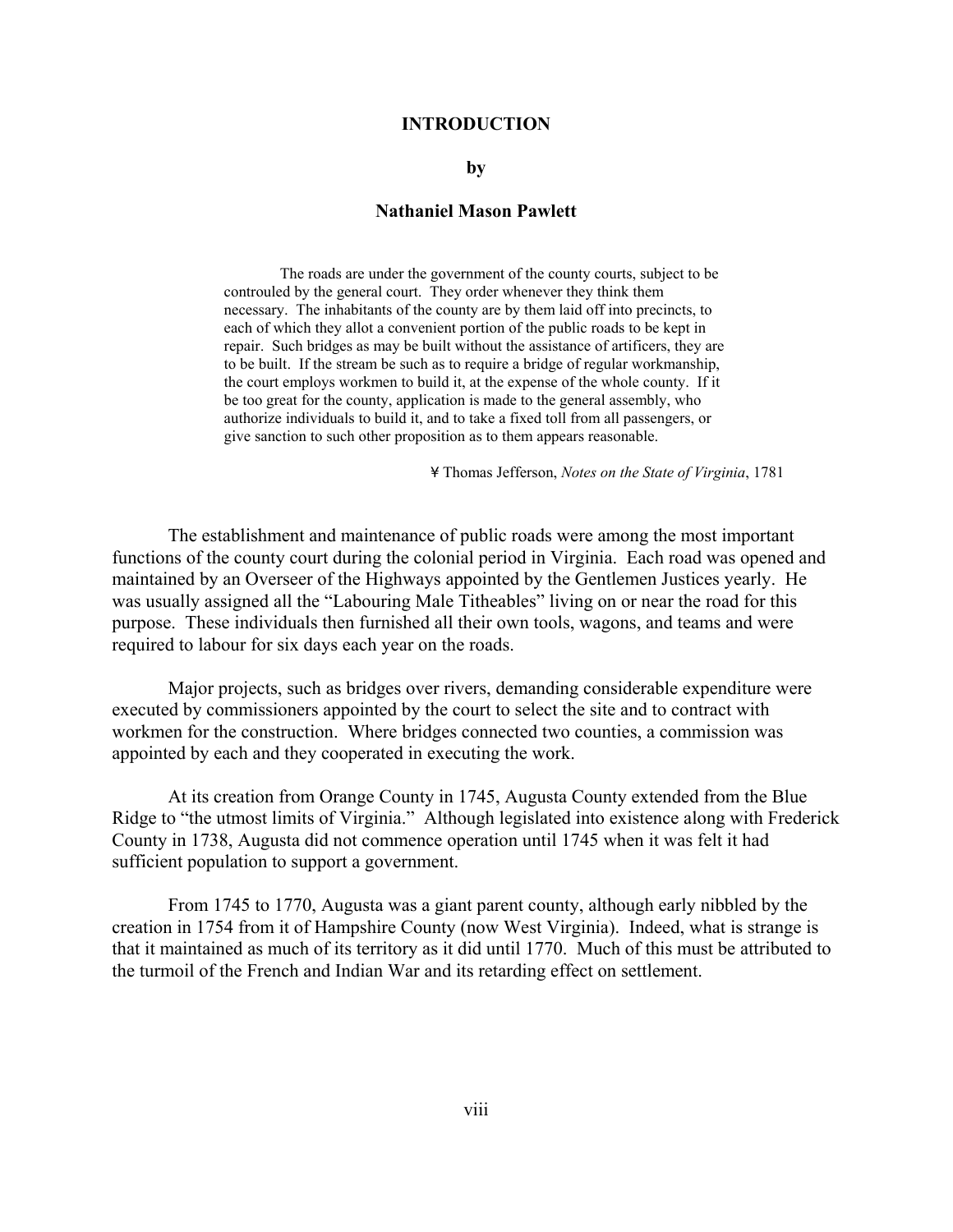# INTRODUCTION

**by**

**Nathaniel Mason Pawlett**

> The roads are under the government of the county courts, subject to be controuled by the general court. They order whenever they think them necessary. The inhabitants of the county are by them laid off into precincts, to each of which they allot a convenient portion of the public roads to be kept in repair. Such bridges as may be built without the assistance of artificers, they are to be built. If the stream be such as to require a bridge of regular workmanship, the court employs workmen to build it, at the expense of the whole county. If it be too great for the county, application is made to the general assembly, who authorize individuals to build it, and to take a fixed toll from all passengers, or give sanction to such other proposition as to them appears reasonable.
>
> ¥ Thomas Jefferson, *Notes on the State of Virginia*, 1781

The establishment and maintenance of public roads were among the most important functions of the county court during the colonial period in Virginia. Each road was opened and maintained by an Overseer of the Highways appointed by the Gentlemen Justices yearly. He was usually assigned all the "Labouring Male Titheables" living on or near the road for this purpose. These individuals then furnished all their own tools, wagons, and teams and were required to labour for six days each year on the roads.

Major projects, such as bridges over rivers, demanding considerable expenditure were executed by commissioners appointed by the court to select the site and to contract with workmen for the construction. Where bridges connected two counties, a commission was appointed by each and they cooperated in executing the work.

At its creation from Orange County in 1745, Augusta County extended from the Blue Ridge to "the utmost limits of Virginia." Although legislated into existence along with Frederick County in 1738, Augusta did not commence operation until 1745 when it was felt it had sufficient population to support a government.

From 1745 to 1770, Augusta was a giant parent county, although early nibbled by the creation in 1754 from it of Hampshire County (now West Virginia). Indeed, what is strange is that it maintained as much of its territory as it did until 1770. Much of this must be attributed to the turmoil of the French and Indian War and its retarding effect on settlement.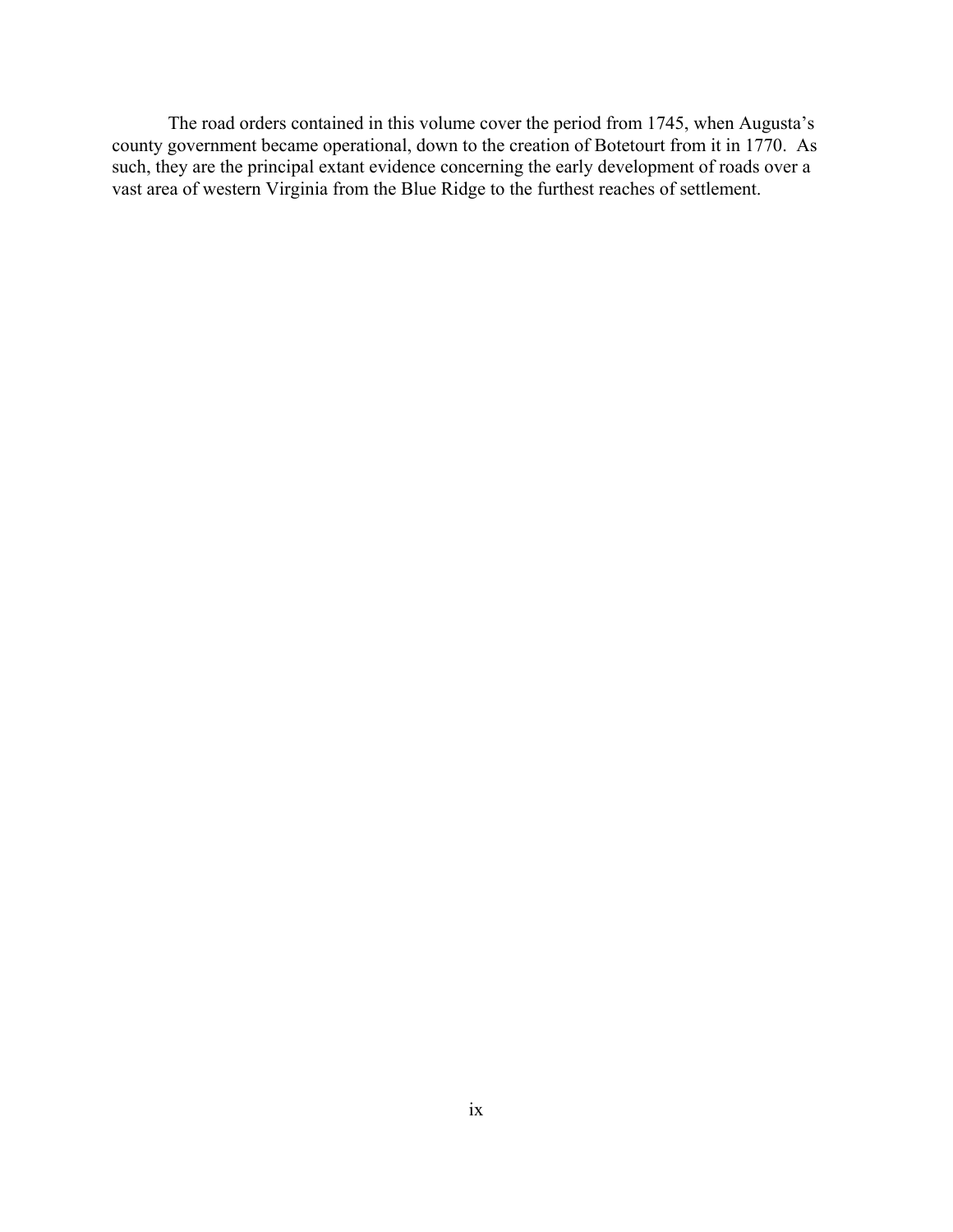The road orders contained in this volume cover the period from 1745, when Augusta's county government became operational, down to the creation of Botetourt from it in 1770. As such, they are the principal extant evidence concerning the early development of roads over a vast area of western Virginia from the Blue Ridge to the furthest reaches of settlement.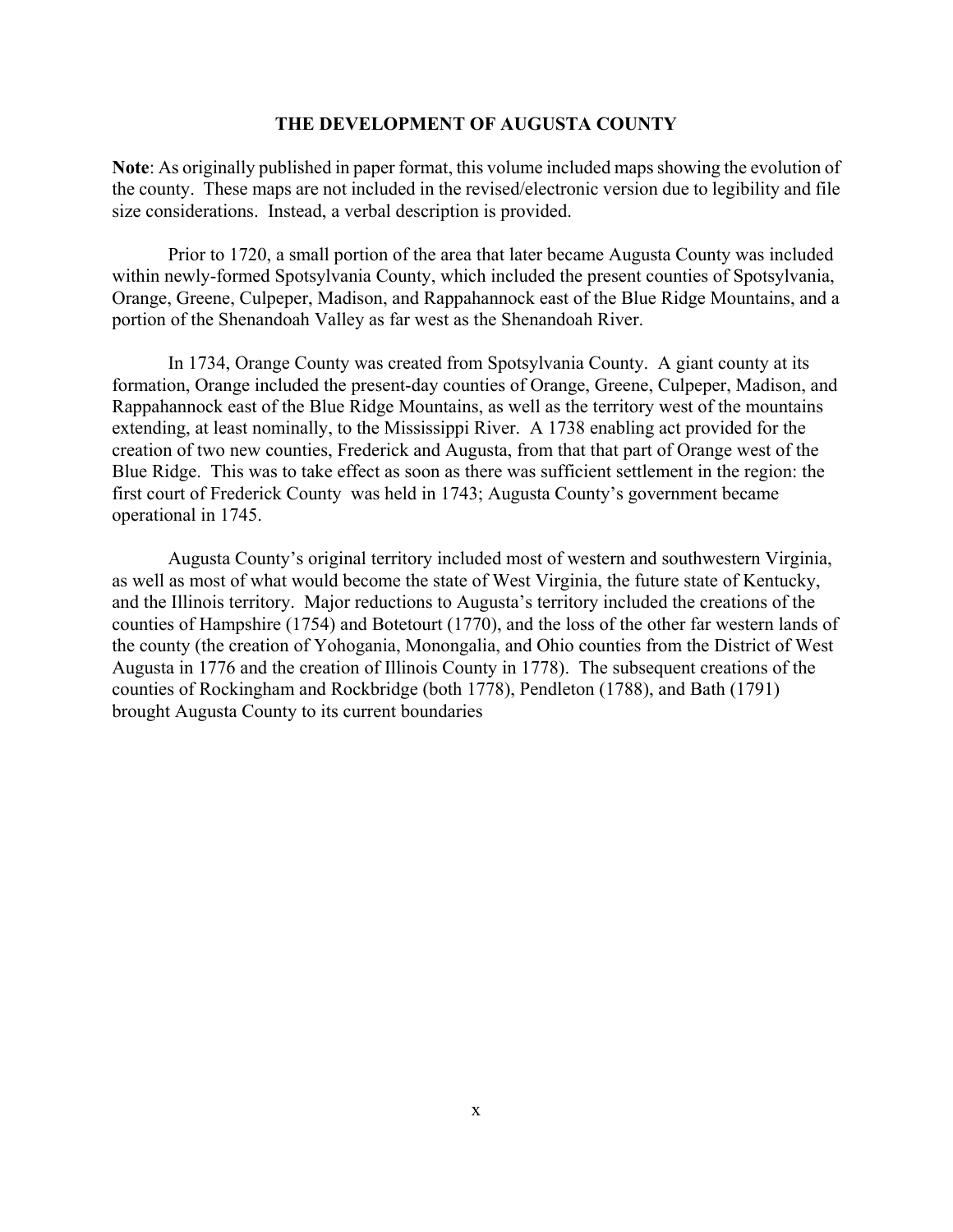## THE DEVELOPMENT OF AUGUSTA COUNTY

**Note**: As originally published in paper format, this volume included maps showing the evolution of the county. These maps are not included in the revised/electronic version due to legibility and file size considerations. Instead, a verbal description is provided.

Prior to 1720, a small portion of the area that later became Augusta County was included within newly-formed Spotsylvania County, which included the present counties of Spotsylvania, Orange, Greene, Culpeper, Madison, and Rappahannock east of the Blue Ridge Mountains, and a portion of the Shenandoah Valley as far west as the Shenandoah River.

In 1734, Orange County was created from Spotsylvania County. A giant county at its formation, Orange included the present-day counties of Orange, Greene, Culpeper, Madison, and Rappahannock east of the Blue Ridge Mountains, as well as the territory west of the mountains extending, at least nominally, to the Mississippi River. A 1738 enabling act provided for the creation of two new counties, Frederick and Augusta, from that that part of Orange west of the Blue Ridge. This was to take effect as soon as there was sufficient settlement in the region: the first court of Frederick County was held in 1743; Augusta County's government became operational in 1745.

Augusta County's original territory included most of western and southwestern Virginia, as well as most of what would become the state of West Virginia, the future state of Kentucky, and the Illinois territory. Major reductions to Augusta's territory included the creations of the counties of Hampshire (1754) and Botetourt (1770), and the loss of the other far western lands of the county (the creation of Yohogania, Monongalia, and Ohio counties from the District of West Augusta in 1776 and the creation of Illinois County in 1778). The subsequent creations of the counties of Rockingham and Rockbridge (both 1778), Pendleton (1788), and Bath (1791) brought Augusta County to its current boundaries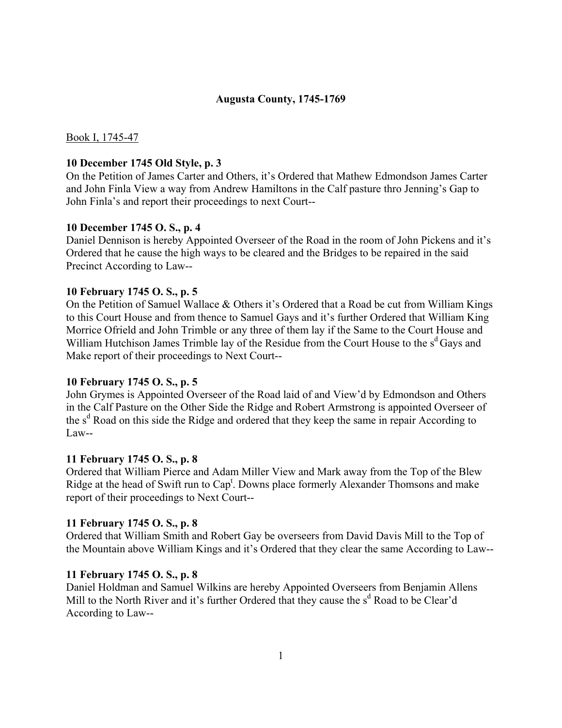# Augusta County, 1745-1769

Book I, 1745-47

**10 December 1745 Old Style, p. 3**
On the Petition of James Carter and Others, it's Ordered that Mathew Edmondson James Carter and John Finla View a way from Andrew Hamiltons in the Calf pasture thro Jenning's Gap to John Finla's and report their proceedings to next Court--

**10 December 1745 O. S., p. 4**
Daniel Dennison is hereby Appointed Overseer of the Road in the room of John Pickens and it's Ordered that he cause the high ways to be cleared and the Bridges to be repaired in the said Precinct According to Law--

**10 February 1745 O. S., p. 5**
On the Petition of Samuel Wallace & Others it's Ordered that a Road be cut from William Kings to this Court House and from thence to Samuel Gays and it's further Ordered that William King Morrice Ofrield and John Trimble or any three of them lay if the Same to the Court House and William Hutchison James Trimble lay of the Residue from the Court House to the s[d] Gays and Make report of their proceedings to Next Court--

**10 February 1745 O. S., p. 5**
John Grymes is Appointed Overseer of the Road laid of and View'd by Edmondson and Others in the Calf Pasture on the Other Side the Ridge and Robert Armstrong is appointed Overseer of the s[d] Road on this side the Ridge and ordered that they keep the same in repair According to Law--

**11 February 1745 O. S., p. 8**
Ordered that William Pierce and Adam Miller View and Mark away from the Top of the Blew Ridge at the head of Swift run to Cap[t]. Downs place formerly Alexander Thomsons and make report of their proceedings to Next Court--

**11 February 1745 O. S., p. 8**
Ordered that William Smith and Robert Gay be overseers from David Davis Mill to the Top of the Mountain above William Kings and it's Ordered that they clear the same According to Law--

**11 February 1745 O. S., p. 8**
Daniel Holdman and Samuel Wilkins are hereby Appointed Overseers from Benjamin Allens Mill to the North River and it's further Ordered that they cause the s[d] Road to be Clear'd According to Law--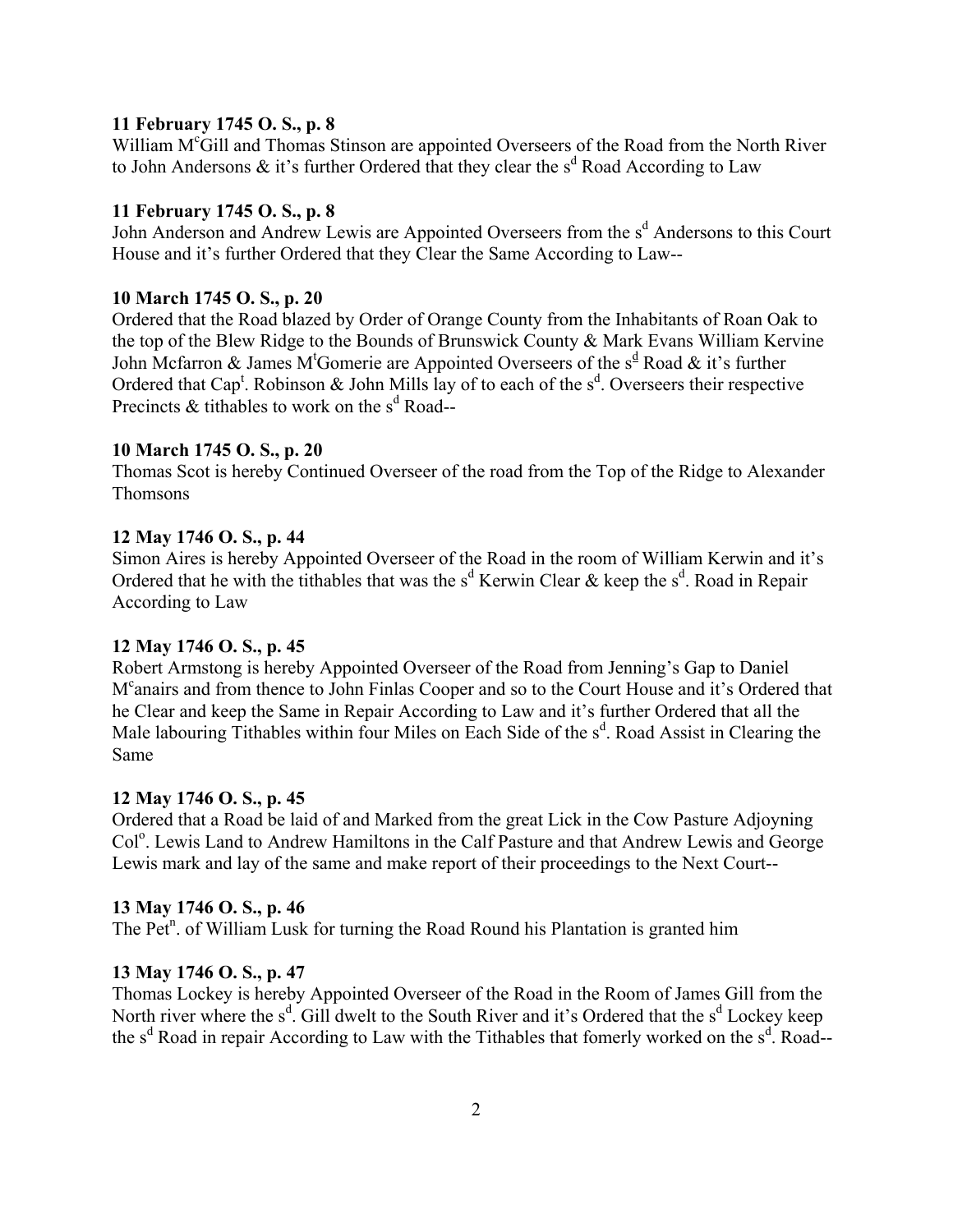**11 February 1745 O. S., p. 8**
William M[c]Gill and Thomas Stinson are appointed Overseers of the Road from the North River to John Andersons & it's further Ordered that they clear the s[d] Road According to Law

**11 February 1745 O. S., p. 8**
John Anderson and Andrew Lewis are Appointed Overseers from the s[d] Andersons to this Court House and it's further Ordered that they Clear the Same According to Law--

**10 March 1745 O. S., p. 20**
Ordered that the Road blazed by Order of Orange County from the Inhabitants of Roan Oak to the top of the Blew Ridge to the Bounds of Brunswick County & Mark Evans William Kervine John Mcfarron & James M[t]Gomerie are Appointed Overseers of the s[d] Road & it's further Ordered that Cap[t]. Robinson & John Mills lay of to each of the s[d]. Overseers their respective Precincts & tithables to work on the s[d] Road--

**10 March 1745 O. S., p. 20**
Thomas Scot is hereby Continued Overseer of the road from the Top of the Ridge to Alexander Thomsons

**12 May 1746 O. S., p. 44**
Simon Aires is hereby Appointed Overseer of the Road in the room of William Kerwin and it's Ordered that he with the tithables that was the s[d] Kerwin Clear & keep the s[d]. Road in Repair According to Law

**12 May 1746 O. S., p. 45**
Robert Armstong is hereby Appointed Overseer of the Road from Jenning's Gap to Daniel M[c]anairs and from thence to John Finlas Cooper and so to the Court House and it's Ordered that he Clear and keep the Same in Repair According to Law and it's further Ordered that all the Male labouring Tithables within four Miles on Each Side of the s[d]. Road Assist in Clearing the Same

**12 May 1746 O. S., p. 45**
Ordered that a Road be laid of and Marked from the great Lick in the Cow Pasture Adjoyning Col[o]. Lewis Land to Andrew Hamiltons in the Calf Pasture and that Andrew Lewis and George Lewis mark and lay of the same and make report of their proceedings to the Next Court--

**13 May 1746 O. S., p. 46**
The Pet[n]. of William Lusk for turning the Road Round his Plantation is granted him

**13 May 1746 O. S., p. 47**
Thomas Lockey is hereby Appointed Overseer of the Road in the Room of James Gill from the North river where the s[d]. Gill dwelt to the South River and it's Ordered that the s[d] Lockey keep the s[d] Road in repair According to Law with the Tithables that fomerly worked on the s[d]. Road--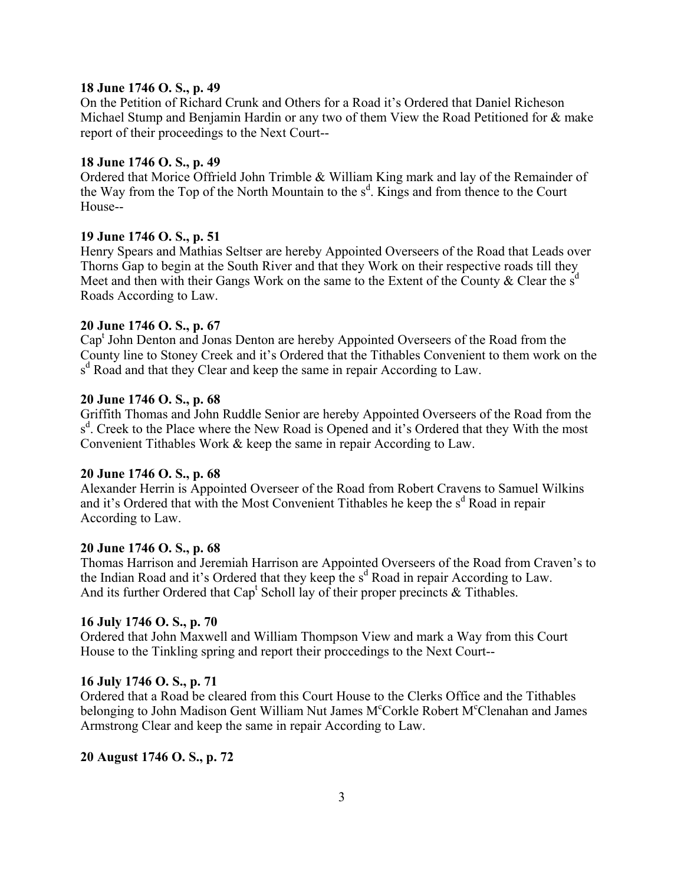**18 June 1746 O. S., p. 49**
On the Petition of Richard Crunk and Others for a Road it's Ordered that Daniel Richeson Michael Stump and Benjamin Hardin or any two of them View the Road Petitioned for & make report of their proceedings to the Next Court--

**18 June 1746 O. S., p. 49**
Ordered that Morice Offrield John Trimble & William King mark and lay of the Remainder of the Way from the Top of the North Mountain to the s[d]. Kings and from thence to the Court House--

**19 June 1746 O. S., p. 51**
Henry Spears and Mathias Seltser are hereby Appointed Overseers of the Road that Leads over Thorns Gap to begin at the South River and that they Work on their respective roads till they Meet and then with their Gangs Work on the same to the Extent of the County & Clear the s[d] Roads According to Law.

**20 June 1746 O. S., p. 67**
Cap[t] John Denton and Jonas Denton are hereby Appointed Overseers of the Road from the County line to Stoney Creek and it's Ordered that the Tithables Convenient to them work on the s[d] Road and that they Clear and keep the same in repair According to Law.

**20 June 1746 O. S., p. 68**
Griffith Thomas and John Ruddle Senior are hereby Appointed Overseers of the Road from the s[d]. Creek to the Place where the New Road is Opened and it's Ordered that they With the most Convenient Tithables Work & keep the same in repair According to Law.

**20 June 1746 O. S., p. 68**
Alexander Herrin is Appointed Overseer of the Road from Robert Cravens to Samuel Wilkins and it's Ordered that with the Most Convenient Tithables he keep the s[d] Road in repair According to Law.

**20 June 1746 O. S., p. 68**
Thomas Harrison and Jeremiah Harrison are Appointed Overseers of the Road from Craven's to the Indian Road and it's Ordered that they keep the s[d] Road in repair According to Law. And its further Ordered that Cap[t] Scholl lay of their proper precincts & Tithables.

**16 July 1746 O. S., p. 70**
Ordered that John Maxwell and William Thompson View and mark a Way from this Court House to the Tinkling spring and report their proccedings to the Next Court--

**16 July 1746 O. S., p. 71**
Ordered that a Road be cleared from this Court House to the Clerks Office and the Tithables belonging to John Madison Gent William Nut James M[c]Corkle Robert M[c]Clenahan and James Armstrong Clear and keep the same in repair According to Law.

**20 August 1746 O. S., p. 72**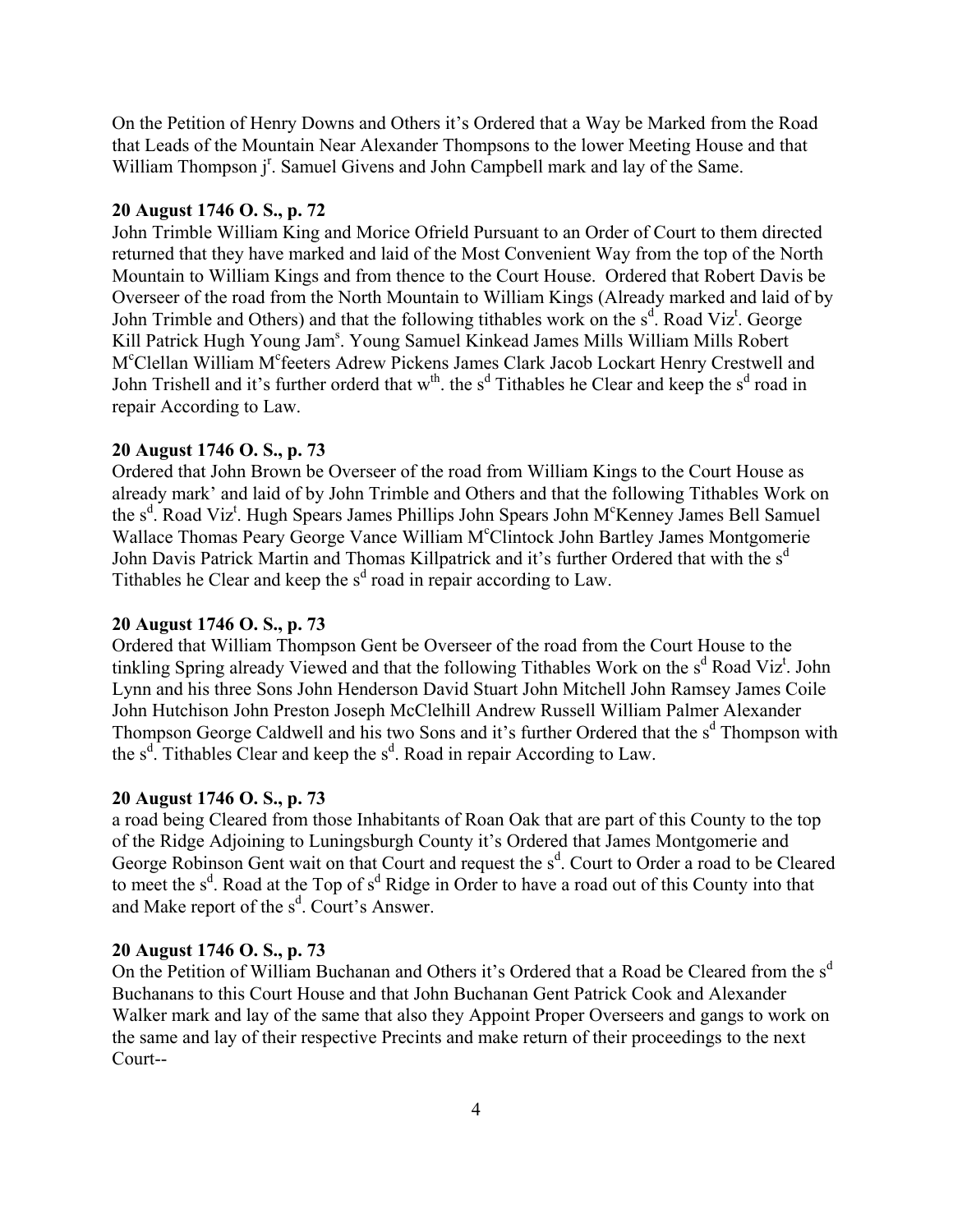On the Petition of Henry Downs and Others it's Ordered that a Way be Marked from the Road that Leads of the Mountain Near Alexander Thompsons to the lower Meeting House and that William Thompson j[r]. Samuel Givens and John Campbell mark and lay of the Same.

**20 August 1746 O. S., p. 72**

John Trimble William King and Morice Ofrield Pursuant to an Order of Court to them directed returned that they have marked and laid of the Most Convenient Way from the top of the North Mountain to William Kings and from thence to the Court House. Ordered that Robert Davis be Overseer of the road from the North Mountain to William Kings (Already marked and laid of by John Trimble and Others) and that the following tithables work on the s[d]. Road Viz[t]. George Kill Patrick Hugh Young Jam[s]. Young Samuel Kinkead James Mills William Mills Robert M[c]Clellan William M[c]feeters Adrew Pickens James Clark Jacob Lockart Henry Crestwell and John Trishell and it's further orderd that w[th]. the s[d] Tithables he Clear and keep the s[d] road in repair According to Law.

**20 August 1746 O. S., p. 73**

Ordered that John Brown be Overseer of the road from William Kings to the Court House as already mark' and laid of by John Trimble and Others and that the following Tithables Work on the s[d]. Road Viz[t]. Hugh Spears James Phillips John Spears John M[c]Kenney James Bell Samuel Wallace Thomas Peary George Vance William M[c]Clintock John Bartley James Montgomerie John Davis Patrick Martin and Thomas Killpatrick and it's further Ordered that with the s[d] Tithables he Clear and keep the s[d] road in repair according to Law.

**20 August 1746 O. S., p. 73**

Ordered that William Thompson Gent be Overseer of the road from the Court House to the tinkling Spring already Viewed and that the following Tithables Work on the s[d] Road Viz[t]. John Lynn and his three Sons John Henderson David Stuart John Mitchell John Ramsey James Coile John Hutchison John Preston Joseph McClelhill Andrew Russell William Palmer Alexander Thompson George Caldwell and his two Sons and it's further Ordered that the s[d] Thompson with the s[d]. Tithables Clear and keep the s[d]. Road in repair According to Law.

**20 August 1746 O. S., p. 73**

a road being Cleared from those Inhabitants of Roan Oak that are part of this County to the top of the Ridge Adjoining to Luningsburgh County it's Ordered that James Montgomerie and George Robinson Gent wait on that Court and request the s[d]. Court to Order a road to be Cleared to meet the s[d]. Road at the Top of s[d] Ridge in Order to have a road out of this County into that and Make report of the s[d]. Court's Answer.

**20 August 1746 O. S., p. 73**

On the Petition of William Buchanan and Others it's Ordered that a Road be Cleared from the s[d] Buchanans to this Court House and that John Buchanan Gent Patrick Cook and Alexander Walker mark and lay of the same that also they Appoint Proper Overseers and gangs to work on the same and lay of their respective Precints and make return of their proceedings to the next Court--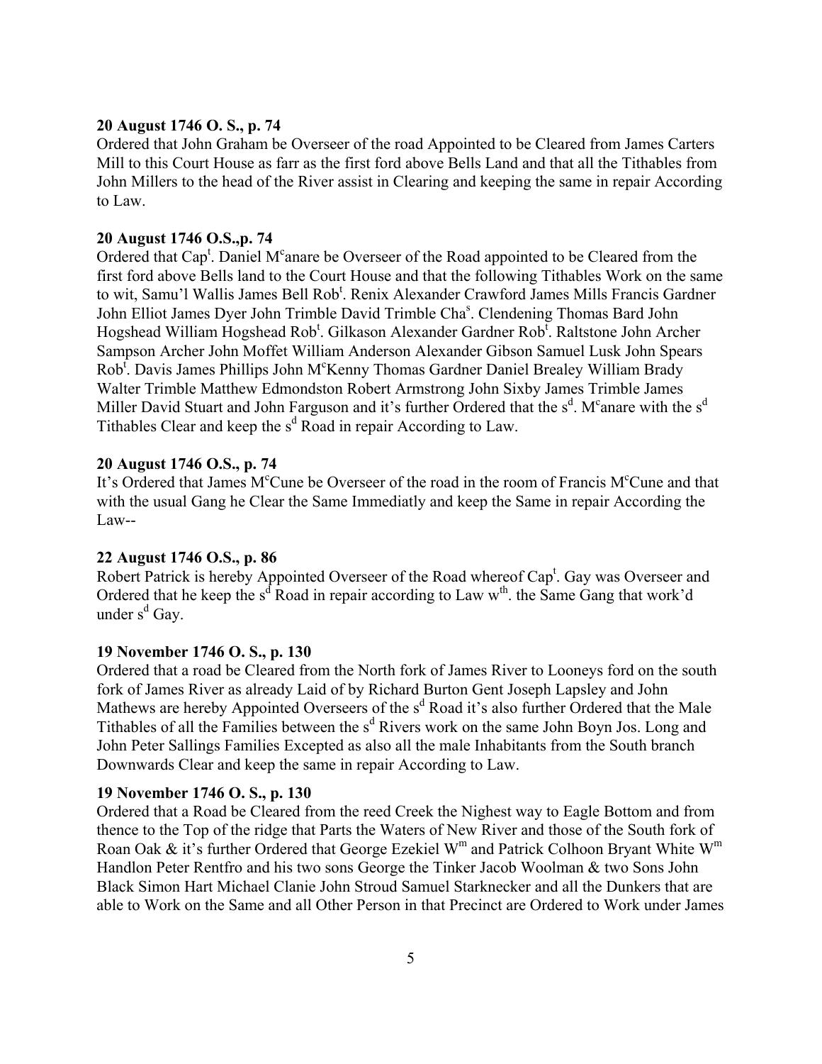**20 August 1746 O. S., p. 74**

Ordered that John Graham be Overseer of the road Appointed to be Cleared from James Carters Mill to this Court House as farr as the first ford above Bells Land and that all the Tithables from John Millers to the head of the River assist in Clearing and keeping the same in repair According to Law.

**20 August 1746 O.S.,p. 74**

Ordered that Cap[t]. Daniel M[c]anare be Overseer of the Road appointed to be Cleared from the first ford above Bells land to the Court House and that the following Tithables Work on the same to wit, Samu'l Wallis James Bell Rob[t]. Renix Alexander Crawford James Mills Francis Gardner John Elliot James Dyer John Trimble David Trimble Cha[s]. Clendening Thomas Bard John Hogshead William Hogshead Rob[t]. Gilkason Alexander Gardner Rob[t]. Raltstone John Archer Sampson Archer John Moffet William Anderson Alexander Gibson Samuel Lusk John Spears Rob[t]. Davis James Phillips John M[c]Kenny Thomas Gardner Daniel Brealey William Brady Walter Trimble Matthew Edmondston Robert Armstrong John Sixby James Trimble James Miller David Stuart and John Farguson and it's further Ordered that the s[d]. M[c]anare with the s[d] Tithables Clear and keep the s[d] Road in repair According to Law.

**20 August 1746 O.S., p. 74**

It's Ordered that James M[c]Cune be Overseer of the road in the room of Francis M[c]Cune and that with the usual Gang he Clear the Same Immediatly and keep the Same in repair According the Law--

**22 August 1746 O.S., p. 86**

Robert Patrick is hereby Appointed Overseer of the Road whereof Cap[t]. Gay was Overseer and Ordered that he keep the s[d] Road in repair according to Law w[th]. the Same Gang that work'd under s[d] Gay.

**19 November 1746 O. S., p. 130**

Ordered that a road be Cleared from the North fork of James River to Looneys ford on the south fork of James River as already Laid of by Richard Burton Gent Joseph Lapsley and John Mathews are hereby Appointed Overseers of the s[d] Road it's also further Ordered that the Male Tithables of all the Families between the s[d] Rivers work on the same John Boyn Jos. Long and John Peter Sallings Families Excepted as also all the male Inhabitants from the South branch Downwards Clear and keep the same in repair According to Law.

**19 November 1746 O. S., p. 130**

Ordered that a Road be Cleared from the reed Creek the Nighest way to Eagle Bottom and from thence to the Top of the ridge that Parts the Waters of New River and those of the South fork of Roan Oak & it's further Ordered that George Ezekiel W[m] and Patrick Colhoon Bryant White W[m] Handlon Peter Rentfro and his two sons George the Tinker Jacob Woolman & two Sons John Black Simon Hart Michael Clanie John Stroud Samuel Starknecker and all the Dunkers that are able to Work on the Same and all Other Person in that Precinct are Ordered to Work under James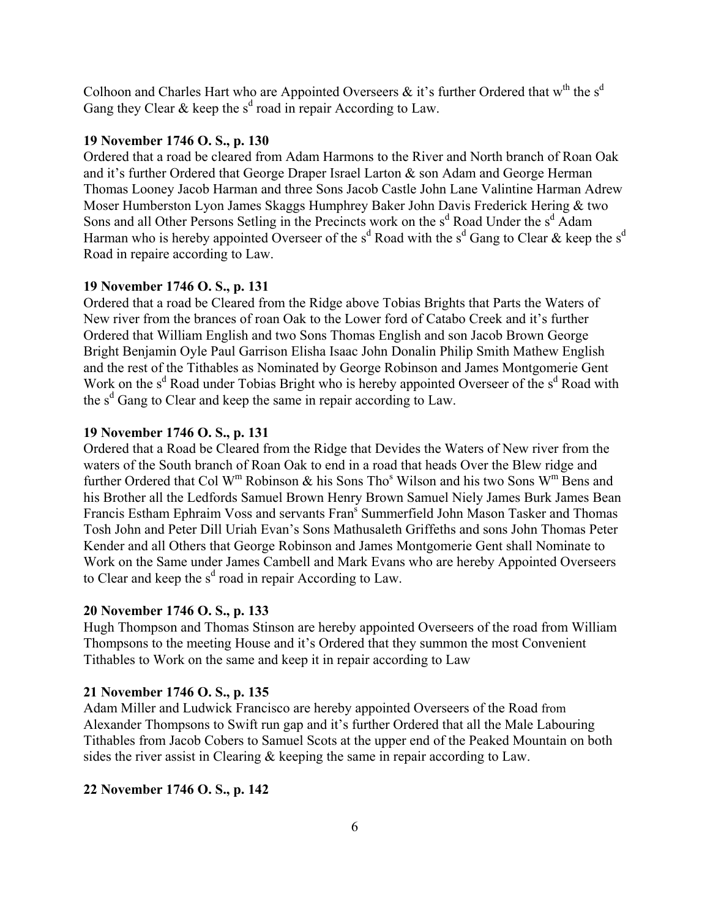Colhoon and Charles Hart who are Appointed Overseers & it's further Ordered that w$^{th}$ the s$^{d}$ Gang they Clear & keep the s$^{d}$ road in repair According to Law.

**19 November 1746 O. S., p. 130**

Ordered that a road be cleared from Adam Harmons to the River and North branch of Roan Oak and it's further Ordered that George Draper Israel Larton & son Adam and George Herman Thomas Looney Jacob Harman and three Sons Jacob Castle John Lane Valintine Harman Adrew Moser Humberston Lyon James Skaggs Humphrey Baker John Davis Frederick Hering & two Sons and all Other Persons Setling in the Precincts work on the s$^{d}$ Road Under the s$^{d}$ Adam Harman who is hereby appointed Overseer of the s$^{d}$ Road with the s$^{d}$ Gang to Clear & keep the s$^{d}$ Road in repaire according to Law.

**19 November 1746 O. S., p. 131**

Ordered that a road be Cleared from the Ridge above Tobias Brights that Parts the Waters of New river from the brances of roan Oak to the Lower ford of Catabo Creek and it's further Ordered that William English and two Sons Thomas English and son Jacob Brown George Bright Benjamin Oyle Paul Garrison Elisha Isaac John Donalin Philip Smith Mathew English and the rest of the Tithables as Nominated by George Robinson and James Montgomerie Gent Work on the s$^{d}$ Road under Tobias Bright who is hereby appointed Overseer of the s$^{d}$ Road with the s$^{d}$ Gang to Clear and keep the same in repair according to Law.

**19 November 1746 O. S., p. 131**

Ordered that a Road be Cleared from the Ridge that Devides the Waters of New river from the waters of the South branch of Roan Oak to end in a road that heads Over the Blew ridge and further Ordered that Col W$^{m}$ Robinson & his Sons Tho$^{s}$ Wilson and his two Sons W$^{m}$ Bens and his Brother all the Ledfords Samuel Brown Henry Brown Samuel Niely James Burk James Bean Francis Estham Ephraim Voss and servants Fran$^{s}$ Summerfield John Mason Tasker and Thomas Tosh John and Peter Dill Uriah Evan's Sons Mathusaleth Griffeths and sons John Thomas Peter Kender and all Others that George Robinson and James Montgomerie Gent shall Nominate to Work on the Same under James Cambell and Mark Evans who are hereby Appointed Overseers to Clear and keep the s$^{d}$ road in repair According to Law.

**20 November 1746 O. S., p. 133**

Hugh Thompson and Thomas Stinson are hereby appointed Overseers of the road from William Thompsons to the meeting House and it's Ordered that they summon the most Convenient Tithables to Work on the same and keep it in repair according to Law

**21 November 1746 O. S., p. 135**

Adam Miller and Ludwick Francisco are hereby appointed Overseers of the Road from Alexander Thompsons to Swift run gap and it's further Ordered that all the Male Labouring Tithables from Jacob Cobers to Samuel Scots at the upper end of the Peaked Mountain on both sides the river assist in Clearing & keeping the same in repair according to Law.

**22 November 1746 O. S., p. 142**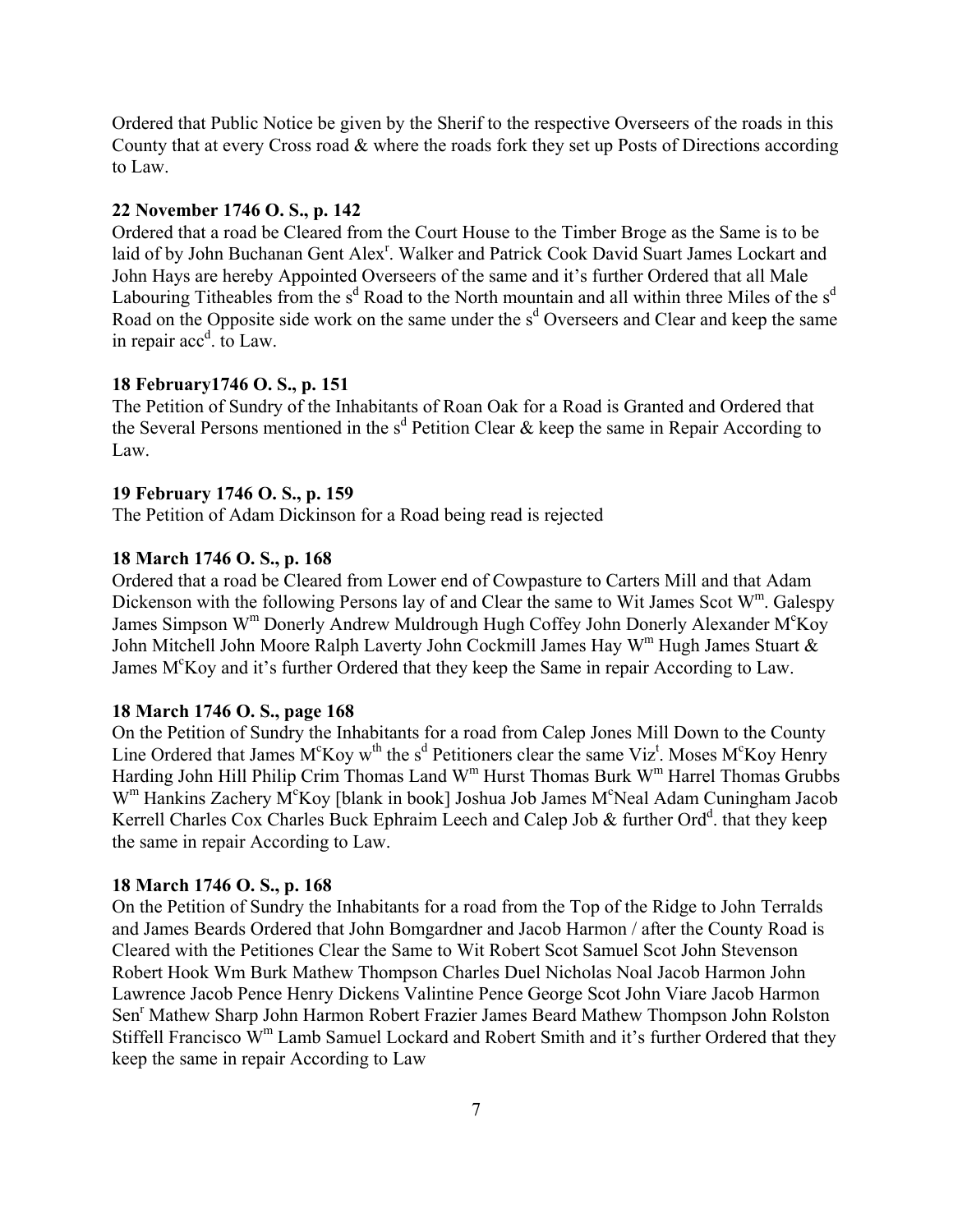Ordered that Public Notice be given by the Sherif to the respective Overseers of the roads in this County that at every Cross road & where the roads fork they set up Posts of Directions according to Law.

**22 November 1746 O. S., p. 142**
Ordered that a road be Cleared from the Court House to the Timber Broge as the Same is to be laid of by John Buchanan Gent Alex[r]. Walker and Patrick Cook David Suart James Lockart and John Hays are hereby Appointed Overseers of the same and it's further Ordered that all Male Labouring Titheables from the s[d] Road to the North mountain and all within three Miles of the s[d] Road on the Opposite side work on the same under the s[d] Overseers and Clear and keep the same in repair acc[d]. to Law.

**18 February1746 O. S., p. 151**
The Petition of Sundry of the Inhabitants of Roan Oak for a Road is Granted and Ordered that the Several Persons mentioned in the s[d] Petition Clear & keep the same in Repair According to Law.

**19 February 1746 O. S., p. 159**
The Petition of Adam Dickinson for a Road being read is rejected

**18 March 1746 O. S., p. 168**
Ordered that a road be Cleared from Lower end of Cowpasture to Carters Mill and that Adam Dickenson with the following Persons lay of and Clear the same to Wit James Scot W[m]. Galespy James Simpson W[m] Donerly Andrew Muldrough Hugh Coffey John Donerly Alexander M[c]Koy John Mitchell John Moore Ralph Laverty John Cockmill James Hay W[m] Hugh James Stuart & James M[c]Koy and it's further Ordered that they keep the Same in repair According to Law.

**18 March 1746 O. S., page 168**
On the Petition of Sundry the Inhabitants for a road from Calep Jones Mill Down to the County Line Ordered that James M[c]Koy w[th] the s[d] Petitioners clear the same Viz[t]. Moses M[c]Koy Henry Harding John Hill Philip Crim Thomas Land W[m] Hurst Thomas Burk W[m] Harrel Thomas Grubbs W[m] Hankins Zachery M[c]Koy [blank in book] Joshua Job James M[c]Neal Adam Cuningham Jacob Kerrell Charles Cox Charles Buck Ephraim Leech and Calep Job & further Ord[d]. that they keep the same in repair According to Law.

**18 March 1746 O. S., p. 168**
On the Petition of Sundry the Inhabitants for a road from the Top of the Ridge to John Terralds and James Beards Ordered that John Bomgardner and Jacob Harmon / after the County Road is Cleared with the Petitiones Clear the Same to Wit Robert Scot Samuel Scot John Stevenson Robert Hook Wm Burk Mathew Thompson Charles Duel Nicholas Noal Jacob Harmon John Lawrence Jacob Pence Henry Dickens Valintine Pence George Scot John Viare Jacob Harmon Sen[r] Mathew Sharp John Harmon Robert Frazier James Beard Mathew Thompson John Rolston Stiffell Francisco W[m] Lamb Samuel Lockard and Robert Smith and it's further Ordered that they keep the same in repair According to Law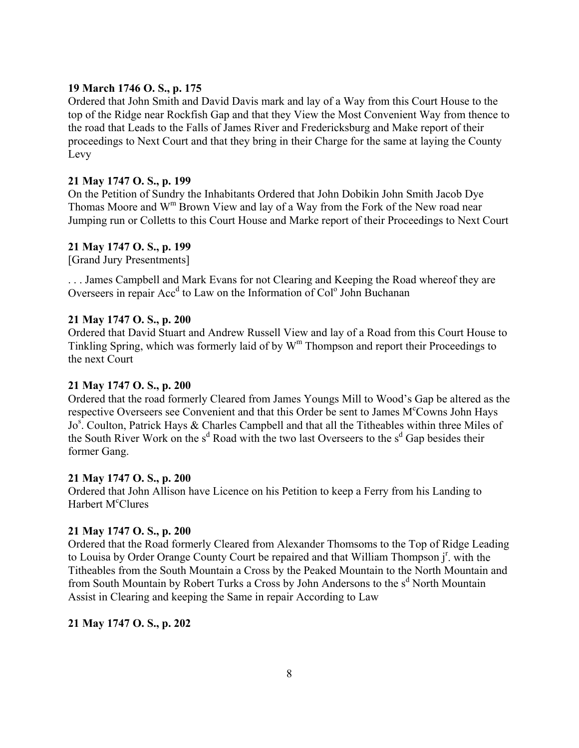**19 March 1746 O. S., p. 175**

Ordered that John Smith and David Davis mark and lay of a Way from this Court House to the top of the Ridge near Rockfish Gap and that they View the Most Convenient Way from thence to the road that Leads to the Falls of James River and Fredericksburg and Make report of their proceedings to Next Court and that they bring in their Charge for the same at laying the County Levy

**21 May 1747 O. S., p. 199**

On the Petition of Sundry the Inhabitants Ordered that John Dobikin John Smith Jacob Dye Thomas Moore and W^m Brown View and lay of a Way from the Fork of the New road near Jumping run or Colletts to this Court House and Marke report of their Proceedings to Next Court

**21 May 1747 O. S., p. 199**

[Grand Jury Presentments]

. . . James Campbell and Mark Evans for not Clearing and Keeping the Road whereof they are Overseers in repair Acc^d to Law on the Information of Col^o John Buchanan

**21 May 1747 O. S., p. 200**

Ordered that David Stuart and Andrew Russell View and lay of a Road from this Court House to Tinkling Spring, which was formerly laid of by W^m Thompson and report their Proceedings to the next Court

**21 May 1747 O. S., p. 200**

Ordered that the road formerly Cleared from James Youngs Mill to Wood's Gap be altered as the respective Overseers see Convenient and that this Order be sent to James M^cCowns John Hays Jo^s. Coulton, Patrick Hays & Charles Campbell and that all the Titheables within three Miles of the South River Work on the s^d Road with the two last Overseers to the s^d Gap besides their former Gang.

**21 May 1747 O. S., p. 200**

Ordered that John Allison have Licence on his Petition to keep a Ferry from his Landing to Harbert M^cClures

**21 May 1747 O. S., p. 200**

Ordered that the Road formerly Cleared from Alexander Thomsoms to the Top of Ridge Leading to Louisa by Order Orange County Court be repaired and that William Thompson j^r. with the Titheables from the South Mountain a Cross by the Peaked Mountain to the North Mountain and from South Mountain by Robert Turks a Cross by John Andersons to the s^d North Mountain Assist in Clearing and keeping the Same in repair According to Law

**21 May 1747 O. S., p. 202**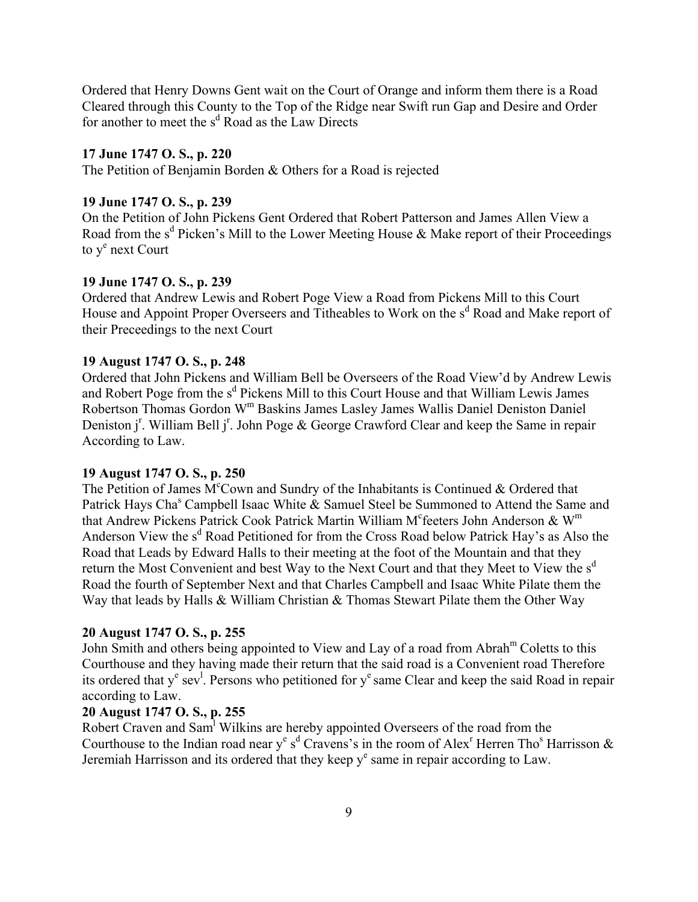Ordered that Henry Downs Gent wait on the Court of Orange and inform them there is a Road Cleared through this County to the Top of the Ridge near Swift run Gap and Desire and Order for another to meet the s[d] Road as the Law Directs

**17 June 1747 O. S., p. 220**

The Petition of Benjamin Borden & Others for a Road is rejected

**19 June 1747 O. S., p. 239**

On the Petition of John Pickens Gent Ordered that Robert Patterson and James Allen View a Road from the s[d] Picken's Mill to the Lower Meeting House & Make report of their Proceedings to y[e] next Court

**19 June 1747 O. S., p. 239**

Ordered that Andrew Lewis and Robert Poge View a Road from Pickens Mill to this Court House and Appoint Proper Overseers and Titheables to Work on the s[d] Road and Make report of their Preceedings to the next Court

**19 August 1747 O. S., p. 248**

Ordered that John Pickens and William Bell be Overseers of the Road View'd by Andrew Lewis and Robert Poge from the s[d] Pickens Mill to this Court House and that William Lewis James Robertson Thomas Gordon W[m] Baskins James Lasley James Wallis Daniel Deniston Daniel Deniston j[r]. William Bell j[r]. John Poge & George Crawford Clear and keep the Same in repair According to Law.

**19 August 1747 O. S., p. 250**

The Petition of James M[c]Cown and Sundry of the Inhabitants is Continued & Ordered that Patrick Hays Cha[s] Campbell Isaac White & Samuel Steel be Summoned to Attend the Same and that Andrew Pickens Patrick Cook Patrick Martin William M[c]feeters John Anderson & W[m] Anderson View the s[d] Road Petitioned for from the Cross Road below Patrick Hay's as Also the Road that Leads by Edward Halls to their meeting at the foot of the Mountain and that they return the Most Convenient and best Way to the Next Court and that they Meet to View the s[d] Road the fourth of September Next and that Charles Campbell and Isaac White Pilate them the Way that leads by Halls & William Christian & Thomas Stewart Pilate them the Other Way

**20 August 1747 O. S., p. 255**

John Smith and others being appointed to View and Lay of a road from Abrah[m] Coletts to this Courthouse and they having made their return that the said road is a Convenient road Therefore its ordered that y[e] sev[l]. Persons who petitioned for y[e] same Clear and keep the said Road in repair according to Law.

**20 August 1747 O. S., p. 255**

Robert Craven and Sam[l] Wilkins are hereby appointed Overseers of the road from the Courthouse to the Indian road near y[e] s[d] Cravens's in the room of Alex[r] Herren Tho[s] Harrisson & Jeremiah Harrisson and its ordered that they keep y[e] same in repair according to Law.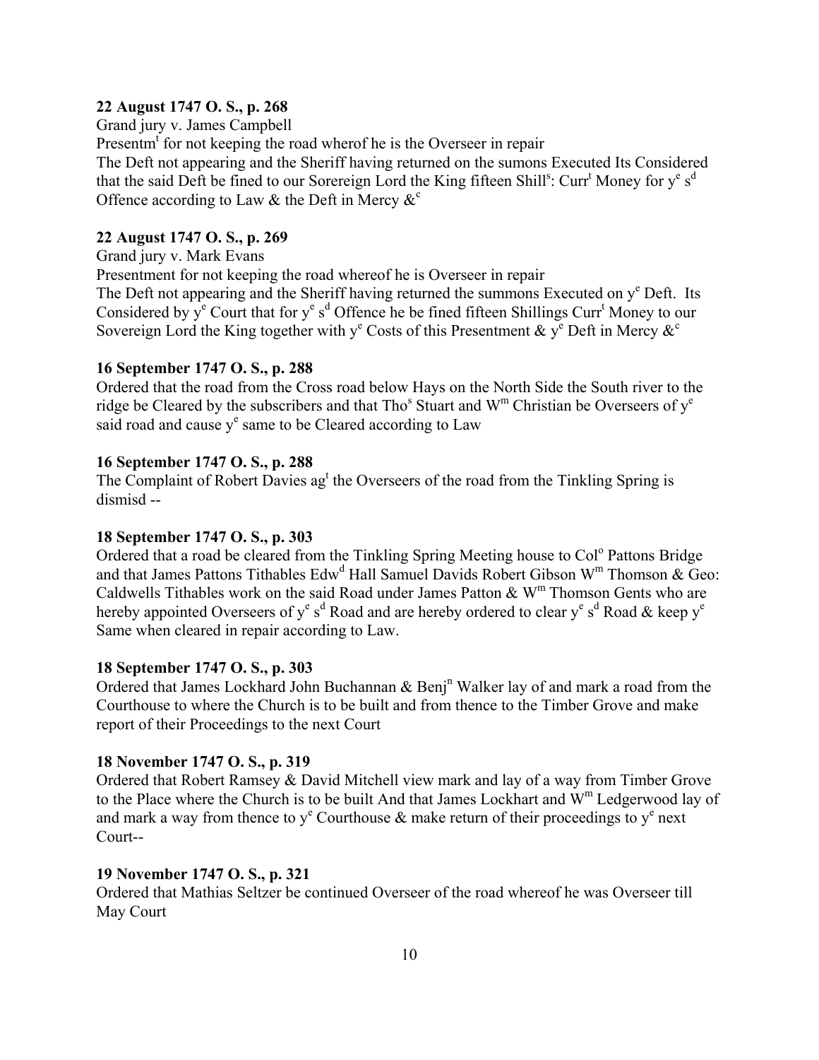**22 August 1747 O. S., p. 268**

Grand jury v. James Campbell

Presentm$^{t}$ for not keeping the road wherof he is the Overseer in repair

The Deft not appearing and the Sheriff having returned on the sumons Executed Its Considered that the said Deft be fined to our Sorereign Lord the King fifteen Shill$^{s}$: Curr$^{t}$ Money for y$^{e}$ s$^{d}$ Offence according to Law & the Deft in Mercy &$^{c}$

**22 August 1747 O. S., p. 269**

Grand jury v. Mark Evans

Presentment for not keeping the road whereof he is Overseer in repair

The Deft not appearing and the Sheriff having returned the summons Executed on y$^{e}$ Deft. Its Considered by y$^{e}$ Court that for y$^{e}$ s$^{d}$ Offence he be fined fifteen Shillings Curr$^{t}$ Money to our Sovereign Lord the King together with y$^{e}$ Costs of this Presentment & y$^{e}$ Deft in Mercy &$^{c}$

**16 September 1747 O. S., p. 288**

Ordered that the road from the Cross road below Hays on the North Side the South river to the ridge be Cleared by the subscribers and that Tho$^{s}$ Stuart and W$^{m}$ Christian be Overseers of y$^{e}$ said road and cause y$^{e}$ same to be Cleared according to Law

**16 September 1747 O. S., p. 288**

The Complaint of Robert Davies ag$^{t}$ the Overseers of the road from the Tinkling Spring is dismisd --

**18 September 1747 O. S., p. 303**

Ordered that a road be cleared from the Tinkling Spring Meeting house to Col$^{o}$ Pattons Bridge and that James Pattons Tithables Edw$^{d}$ Hall Samuel Davids Robert Gibson W$^{m}$ Thomson & Geo: Caldwells Tithables work on the said Road under James Patton & W$^{m}$ Thomson Gents who are hereby appointed Overseers of y$^{e}$ s$^{d}$ Road and are hereby ordered to clear y$^{e}$ s$^{d}$ Road & keep y$^{e}$ Same when cleared in repair according to Law.

**18 September 1747 O. S., p. 303**

Ordered that James Lockhard John Buchannan & Benj$^{n}$ Walker lay of and mark a road from the Courthouse to where the Church is to be built and from thence to the Timber Grove and make report of their Proceedings to the next Court

**18 November 1747 O. S., p. 319**

Ordered that Robert Ramsey & David Mitchell view mark and lay of a way from Timber Grove to the Place where the Church is to be built And that James Lockhart and W$^{m}$ Ledgerwood lay of and mark a way from thence to y$^{e}$ Courthouse & make return of their proceedings to y$^{e}$ next Court--

**19 November 1747 O. S., p. 321**

Ordered that Mathias Seltzer be continued Overseer of the road whereof he was Overseer till May Court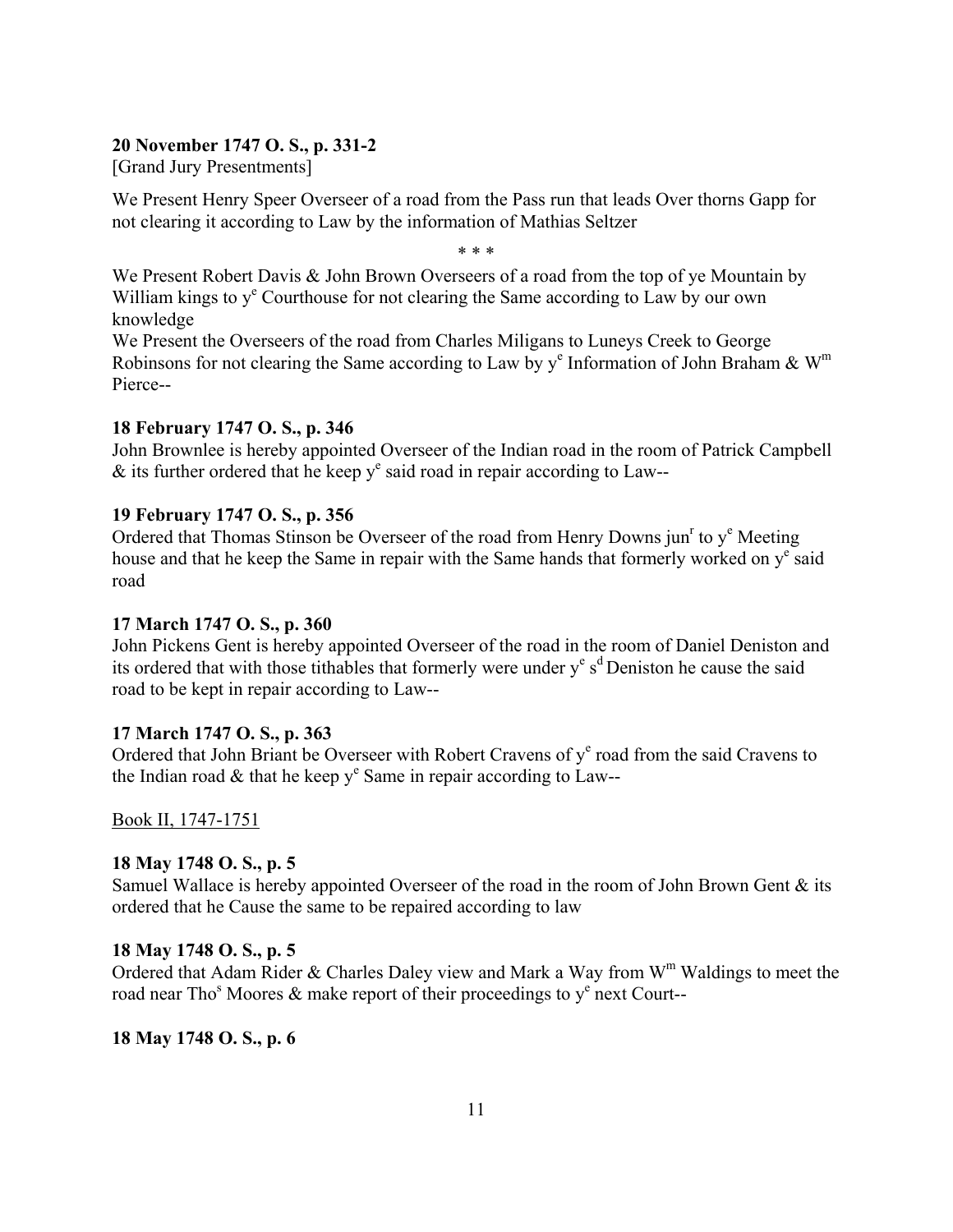**20 November 1747 O. S., p. 331-2**
[Grand Jury Presentments]

We Present Henry Speer Overseer of a road from the Pass run that leads Over thorns Gapp for not clearing it according to Law by the information of Mathias Seltzer

\* \* \*

We Present Robert Davis & John Brown Overseers of a road from the top of ye Mountain by William kings to y^e Courthouse for not clearing the Same according to Law by our own knowledge

We Present the Overseers of the road from Charles Miligans to Luneys Creek to George Robinsons for not clearing the Same according to Law by y^e Information of John Braham & W^m Pierce--

**18 February 1747 O. S., p. 346**
John Brownlee is hereby appointed Overseer of the Indian road in the room of Patrick Campbell & its further ordered that he keep y^e said road in repair according to Law--

**19 February 1747 O. S., p. 356**
Ordered that Thomas Stinson be Overseer of the road from Henry Downs jun^r to y^e Meeting house and that he keep the Same in repair with the Same hands that formerly worked on y^e said road

**17 March 1747 O. S., p. 360**
John Pickens Gent is hereby appointed Overseer of the road in the room of Daniel Deniston and its ordered that with those tithables that formerly were under y^e s^d Deniston he cause the said road to be kept in repair according to Law--

**17 March 1747 O. S., p. 363**
Ordered that John Briant be Overseer with Robert Cravens of y^e road from the said Cravens to the Indian road & that he keep y^e Same in repair according to Law--

<u>Book II, 1747-1751</u>

**18 May 1748 O. S., p. 5**
Samuel Wallace is hereby appointed Overseer of the road in the room of John Brown Gent & its ordered that he Cause the same to be repaired according to law

**18 May 1748 O. S., p. 5**
Ordered that Adam Rider & Charles Daley view and Mark a Way from W^m Waldings to meet the road near Tho^s Moores & make report of their proceedings to y^e next Court--

**18 May 1748 O. S., p. 6**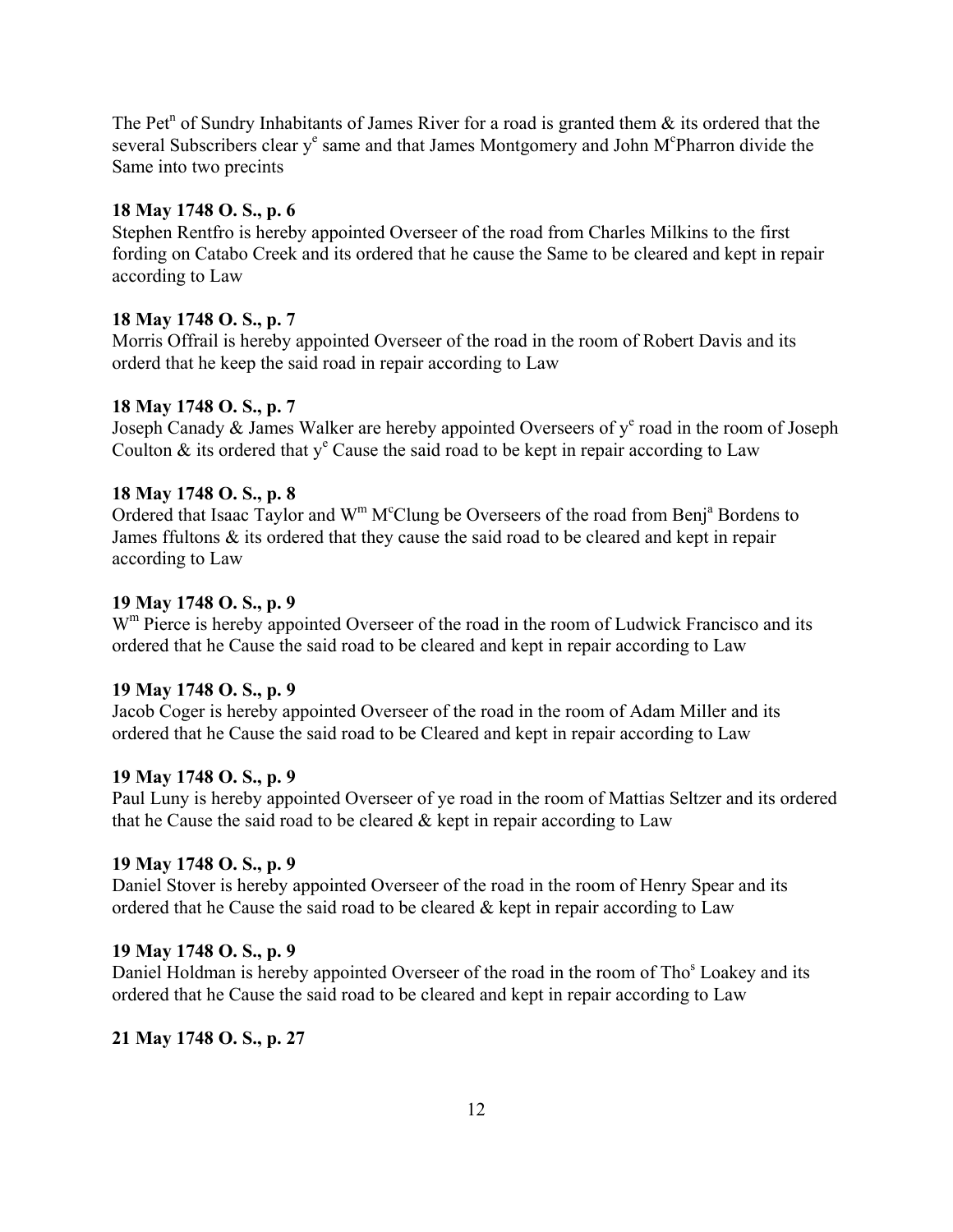The Pet[n] of Sundry Inhabitants of James River for a road is granted them & its ordered that the several Subscribers clear y[e] same and that James Montgomery and John M[c]Pharron divide the Same into two precints

**18 May 1748 O. S., p. 6**
Stephen Rentfro is hereby appointed Overseer of the road from Charles Milkins to the first fording on Catabo Creek and its ordered that he cause the Same to be cleared and kept in repair according to Law

**18 May 1748 O. S., p. 7**
Morris Offrail is hereby appointed Overseer of the road in the room of Robert Davis and its orderd that he keep the said road in repair according to Law

**18 May 1748 O. S., p. 7**
Joseph Canady & James Walker are hereby appointed Overseers of y[e] road in the room of Joseph Coulton & its ordered that y[e] Cause the said road to be kept in repair according to Law

**18 May 1748 O. S., p. 8**
Ordered that Isaac Taylor and W[m] M[c]Clung be Overseers of the road from Benj[a] Bordens to James ffultons & its ordered that they cause the said road to be cleared and kept in repair according to Law

**19 May 1748 O. S., p. 9**
W[m] Pierce is hereby appointed Overseer of the road in the room of Ludwick Francisco and its ordered that he Cause the said road to be cleared and kept in repair according to Law

**19 May 1748 O. S., p. 9**
Jacob Coger is hereby appointed Overseer of the road in the room of Adam Miller and its ordered that he Cause the said road to be Cleared and kept in repair according to Law

**19 May 1748 O. S., p. 9**
Paul Luny is hereby appointed Overseer of ye road in the room of Mattias Seltzer and its ordered that he Cause the said road to be cleared & kept in repair according to Law

**19 May 1748 O. S., p. 9**
Daniel Stover is hereby appointed Overseer of the road in the room of Henry Spear and its ordered that he Cause the said road to be cleared & kept in repair according to Law

**19 May 1748 O. S., p. 9**
Daniel Holdman is hereby appointed Overseer of the road in the room of Tho[s] Loakey and its ordered that he Cause the said road to be cleared and kept in repair according to Law

**21 May 1748 O. S., p. 27**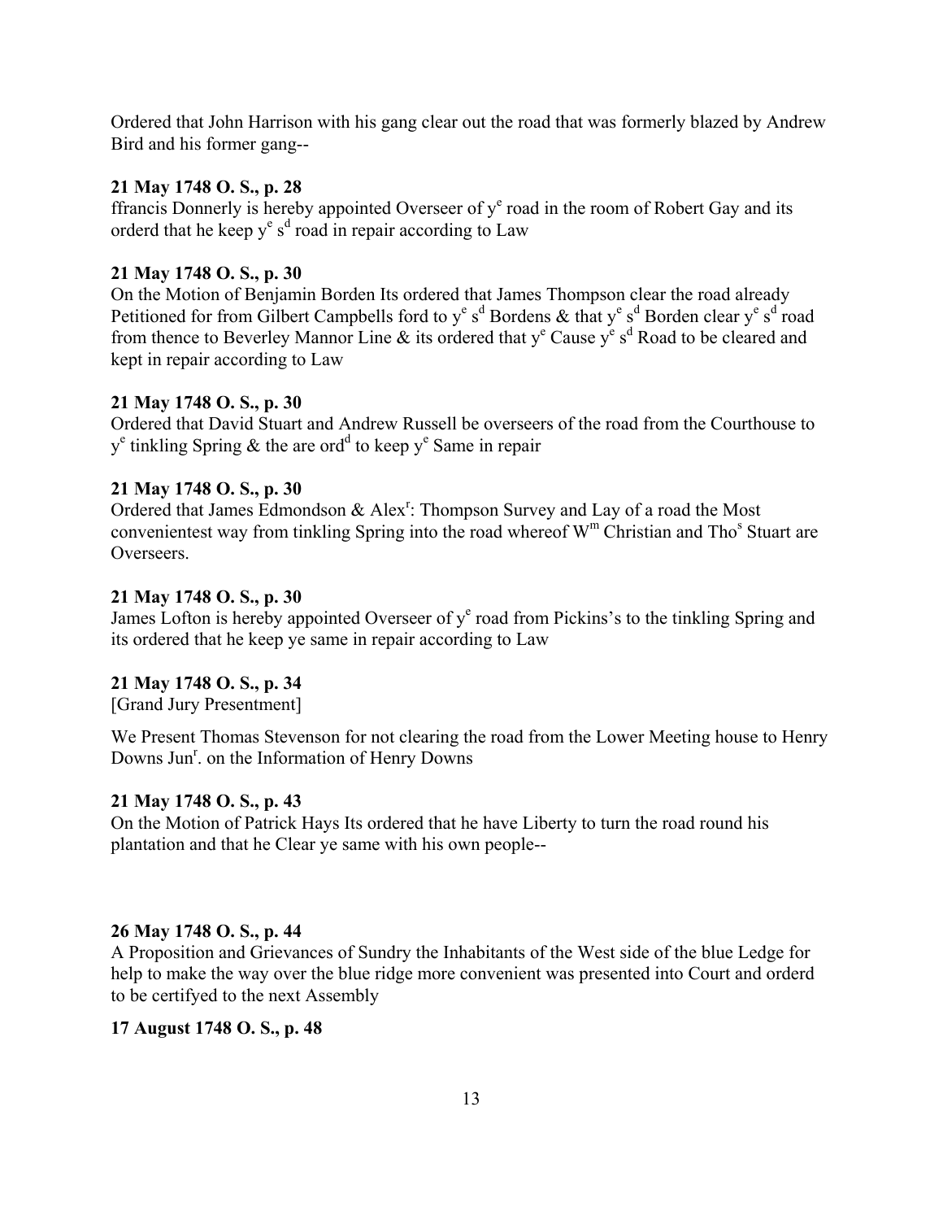Ordered that John Harrison with his gang clear out the road that was formerly blazed by Andrew Bird and his former gang--

**21 May 1748 O. S., p. 28**

ffrancis Donnerly is hereby appointed Overseer of y$^{e}$ road in the room of Robert Gay and its orderd that he keep y$^{e}$ s$^{d}$ road in repair according to Law

**21 May 1748 O. S., p. 30**

On the Motion of Benjamin Borden Its ordered that James Thompson clear the road already Petitioned for from Gilbert Campbells ford to y$^{e}$ s$^{d}$ Bordens & that y$^{e}$ s$^{d}$ Borden clear y$^{e}$ s$^{d}$ road from thence to Beverley Mannor Line & its ordered that y$^{e}$ Cause y$^{e}$ s$^{d}$ Road to be cleared and kept in repair according to Law

**21 May 1748 O. S., p. 30**

Ordered that David Stuart and Andrew Russell be overseers of the road from the Courthouse to y$^{e}$ tinkling Spring & the are ord$^{d}$ to keep y$^{e}$ Same in repair

**21 May 1748 O. S., p. 30**

Ordered that James Edmondson & Alex$^{r}$: Thompson Survey and Lay of a road the Most convenientest way from tinkling Spring into the road whereof W$^{m}$ Christian and Tho$^{s}$ Stuart are Overseers.

**21 May 1748 O. S., p. 30**

James Lofton is hereby appointed Overseer of y$^{e}$ road from Pickins's to the tinkling Spring and its ordered that he keep ye same in repair according to Law

**21 May 1748 O. S., p. 34**

[Grand Jury Presentment]

We Present Thomas Stevenson for not clearing the road from the Lower Meeting house to Henry Downs Jun$^{r}$. on the Information of Henry Downs

**21 May 1748 O. S., p. 43**

On the Motion of Patrick Hays Its ordered that he have Liberty to turn the road round his plantation and that he Clear ye same with his own people--

**26 May 1748 O. S., p. 44**

A Proposition and Grievances of Sundry the Inhabitants of the West side of the blue Ledge for help to make the way over the blue ridge more convenient was presented into Court and orderd to be certifyed to the next Assembly

**17 August 1748 O. S., p. 48**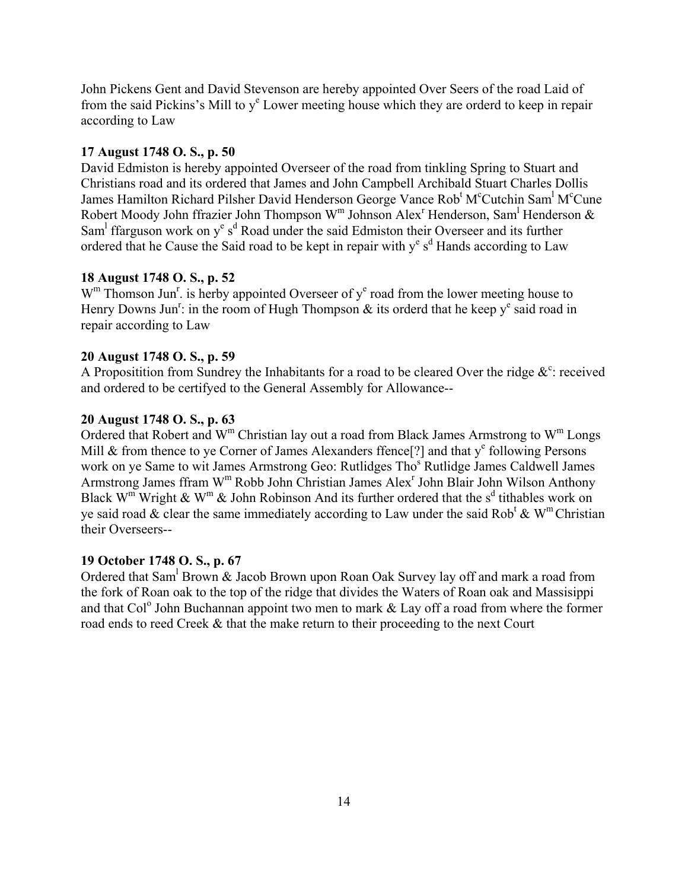John Pickens Gent and David Stevenson are hereby appointed Over Seers of the road Laid of from the said Pickins's Mill to y$^{e}$ Lower meeting house which they are orderd to keep in repair according to Law

**17 August 1748 O. S., p. 50**
David Edmiston is hereby appointed Overseer of the road from tinkling Spring to Stuart and Christians road and its ordered that James and John Campbell Archibald Stuart Charles Dollis James Hamilton Richard Pilsher David Henderson George Vance Rob$^{t}$ M$^{c}$Cutchin Sam$^{l}$ M$^{c}$Cune Robert Moody John ffrazier John Thompson W$^{m}$ Johnson Alex$^{r}$ Henderson, Sam$^{l}$ Henderson & Sam$^{l}$ ffarguson work on y$^{e}$ s$^{d}$ Road under the said Edmiston their Overseer and its further ordered that he Cause the Said road to be kept in repair with y$^{e}$ s$^{d}$ Hands according to Law

**18 August 1748 O. S., p. 52**
W$^{m}$ Thomson Jun$^{r}$. is herby appointed Overseer of y$^{e}$ road from the lower meeting house to Henry Downs Jun$^{r}$: in the room of Hugh Thompson & its orderd that he keep y$^{e}$ said road in repair according to Law

**20 August 1748 O. S., p. 59**
A Propositition from Sundrey the Inhabitants for a road to be cleared Over the ridge &$^{c}$: received and ordered to be certifyed to the General Assembly for Allowance--

**20 August 1748 O. S., p. 63**
Ordered that Robert and W$^{m}$ Christian lay out a road from Black James Armstrong to W$^{m}$ Longs Mill & from thence to ye Corner of James Alexanders ffence[?] and that y$^{e}$ following Persons work on ye Same to wit James Armstrong Geo: Rutlidges Tho$^{s}$ Rutlidge James Caldwell James Armstrong James ffram W$^{m}$ Robb John Christian James Alex$^{r}$ John Blair John Wilson Anthony Black W$^{m}$ Wright & W$^{m}$ & John Robinson And its further ordered that the s$^{d}$ tithables work on ye said road & clear the same immediately according to Law under the said Rob$^{t}$ & W$^{m}$ Christian their Overseers--

**19 October 1748 O. S., p. 67**
Ordered that Sam$^{l}$ Brown & Jacob Brown upon Roan Oak Survey lay off and mark a road from the fork of Roan oak to the top of the ridge that divides the Waters of Roan oak and Massisippi and that Col$^{o}$ John Buchannan appoint two men to mark & Lay off a road from where the former road ends to reed Creek & that the make return to their proceeding to the next Court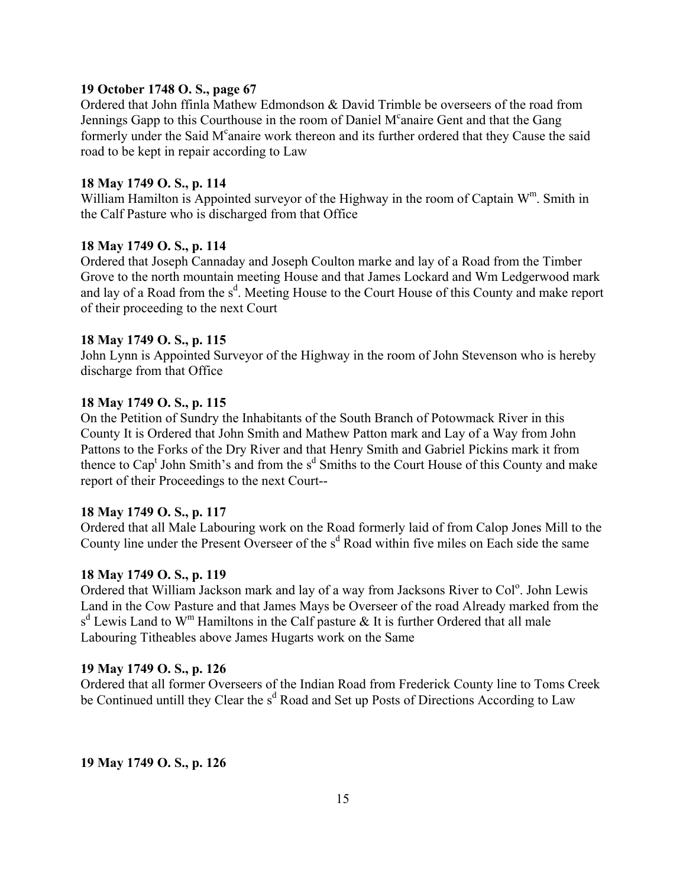**19 October 1748 O. S., page 67**

Ordered that John ffinla Mathew Edmondson & David Trimble be overseers of the road from Jennings Gapp to this Courthouse in the room of Daniel M[c]anaire Gent and that the Gang formerly under the Said M[c]anaire work thereon and its further ordered that they Cause the said road to be kept in repair according to Law

**18 May 1749 O. S., p. 114**

William Hamilton is Appointed surveyor of the Highway in the room of Captain W[m]. Smith in the Calf Pasture who is discharged from that Office

**18 May 1749 O. S., p. 114**

Ordered that Joseph Cannaday and Joseph Coulton marke and lay of a Road from the Timber Grove to the north mountain meeting House and that James Lockard and Wm Ledgerwood mark and lay of a Road from the s[d]. Meeting House to the Court House of this County and make report of their proceeding to the next Court

**18 May 1749 O. S., p. 115**

John Lynn is Appointed Surveyor of the Highway in the room of John Stevenson who is hereby discharge from that Office

**18 May 1749 O. S., p. 115**

On the Petition of Sundry the Inhabitants of the South Branch of Potowmack River in this County It is Ordered that John Smith and Mathew Patton mark and Lay of a Way from John Pattons to the Forks of the Dry River and that Henry Smith and Gabriel Pickins mark it from thence to Cap[t] John Smith's and from the s[d] Smiths to the Court House of this County and make report of their Proceedings to the next Court--

**18 May 1749 O. S., p. 117**

Ordered that all Male Labouring work on the Road formerly laid of from Calop Jones Mill to the County line under the Present Overseer of the s[d] Road within five miles on Each side the same

**18 May 1749 O. S., p. 119**

Ordered that William Jackson mark and lay of a way from Jacksons River to Col[o]. John Lewis Land in the Cow Pasture and that James Mays be Overseer of the road Already marked from the s[d] Lewis Land to W[m] Hamiltons in the Calf pasture & It is further Ordered that all male Labouring Titheables above James Hugarts work on the Same

**19 May 1749 O. S., p. 126**

Ordered that all former Overseers of the Indian Road from Frederick County line to Toms Creek be Continued untill they Clear the s[d] Road and Set up Posts of Directions According to Law

**19 May 1749 O. S., p. 126**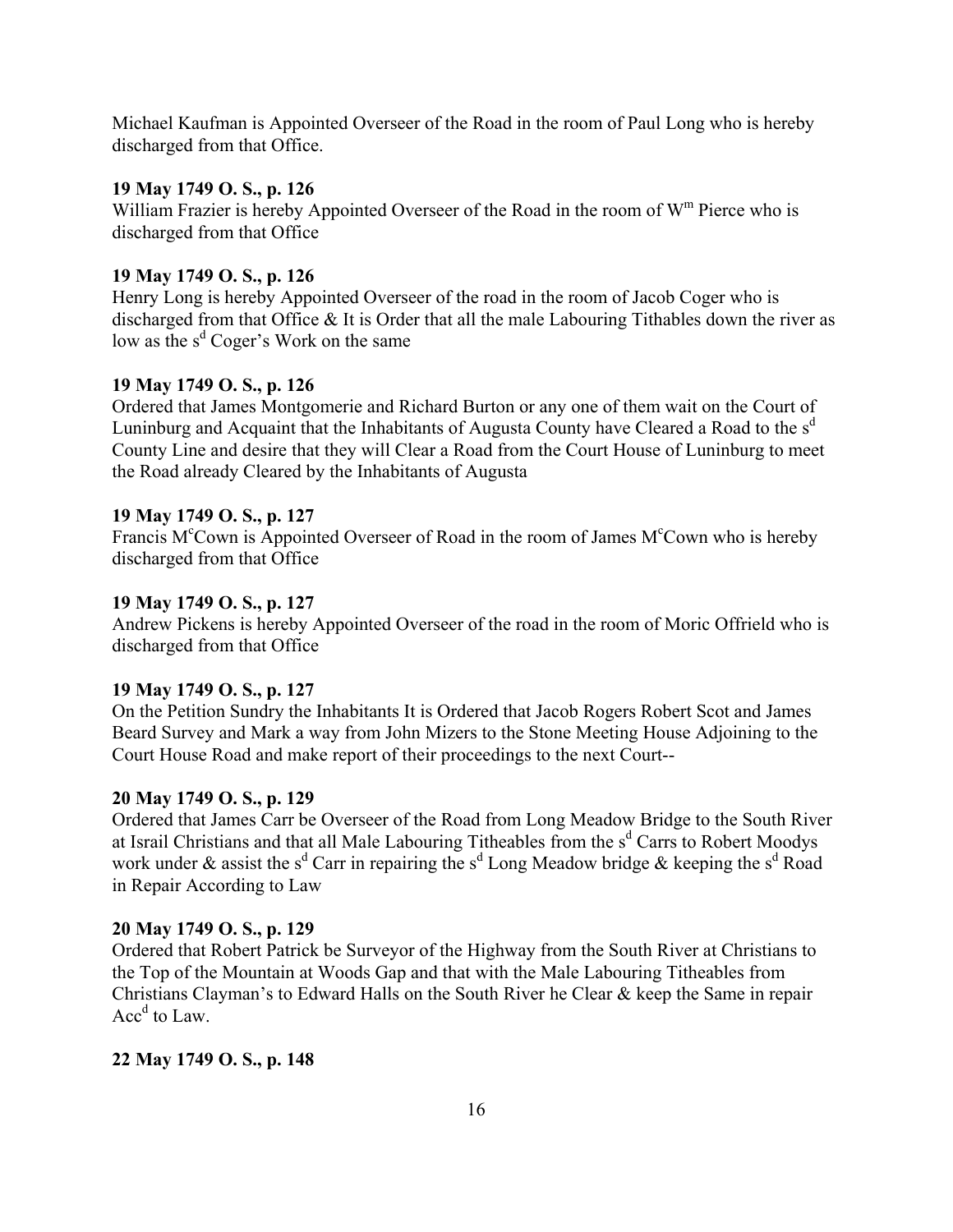Michael Kaufman is Appointed Overseer of the Road in the room of Paul Long who is hereby discharged from that Office.

**19 May 1749 O. S., p. 126**
William Frazier is hereby Appointed Overseer of the Road in the room of W$^{m}$ Pierce who is discharged from that Office

**19 May 1749 O. S., p. 126**
Henry Long is hereby Appointed Overseer of the road in the room of Jacob Coger who is discharged from that Office & It is Order that all the male Labouring Tithables down the river as low as the s$^{d}$ Coger's Work on the same

**19 May 1749 O. S., p. 126**
Ordered that James Montgomerie and Richard Burton or any one of them wait on the Court of Luninburg and Acquaint that the Inhabitants of Augusta County have Cleared a Road to the s$^{d}$ County Line and desire that they will Clear a Road from the Court House of Luninburg to meet the Road already Cleared by the Inhabitants of Augusta

**19 May 1749 O. S., p. 127**
Francis M$^{c}$Cown is Appointed Overseer of Road in the room of James M$^{c}$Cown who is hereby discharged from that Office

**19 May 1749 O. S., p. 127**
Andrew Pickens is hereby Appointed Overseer of the road in the room of Moric Offrield who is discharged from that Office

**19 May 1749 O. S., p. 127**
On the Petition Sundry the Inhabitants It is Ordered that Jacob Rogers Robert Scot and James Beard Survey and Mark a way from John Mizers to the Stone Meeting House Adjoining to the Court House Road and make report of their proceedings to the next Court--

**20 May 1749 O. S., p. 129**
Ordered that James Carr be Overseer of the Road from Long Meadow Bridge to the South River at Israil Christians and that all Male Labouring Titheables from the s$^{d}$ Carrs to Robert Moodys work under & assist the s$^{d}$ Carr in repairing the s$^{d}$ Long Meadow bridge & keeping the s$^{d}$ Road in Repair According to Law

**20 May 1749 O. S., p. 129**
Ordered that Robert Patrick be Surveyor of the Highway from the South River at Christians to the Top of the Mountain at Woods Gap and that with the Male Labouring Titheables from Christians Clayman's to Edward Halls on the South River he Clear & keep the Same in repair Acc$^{d}$ to Law.

**22 May 1749 O. S., p. 148**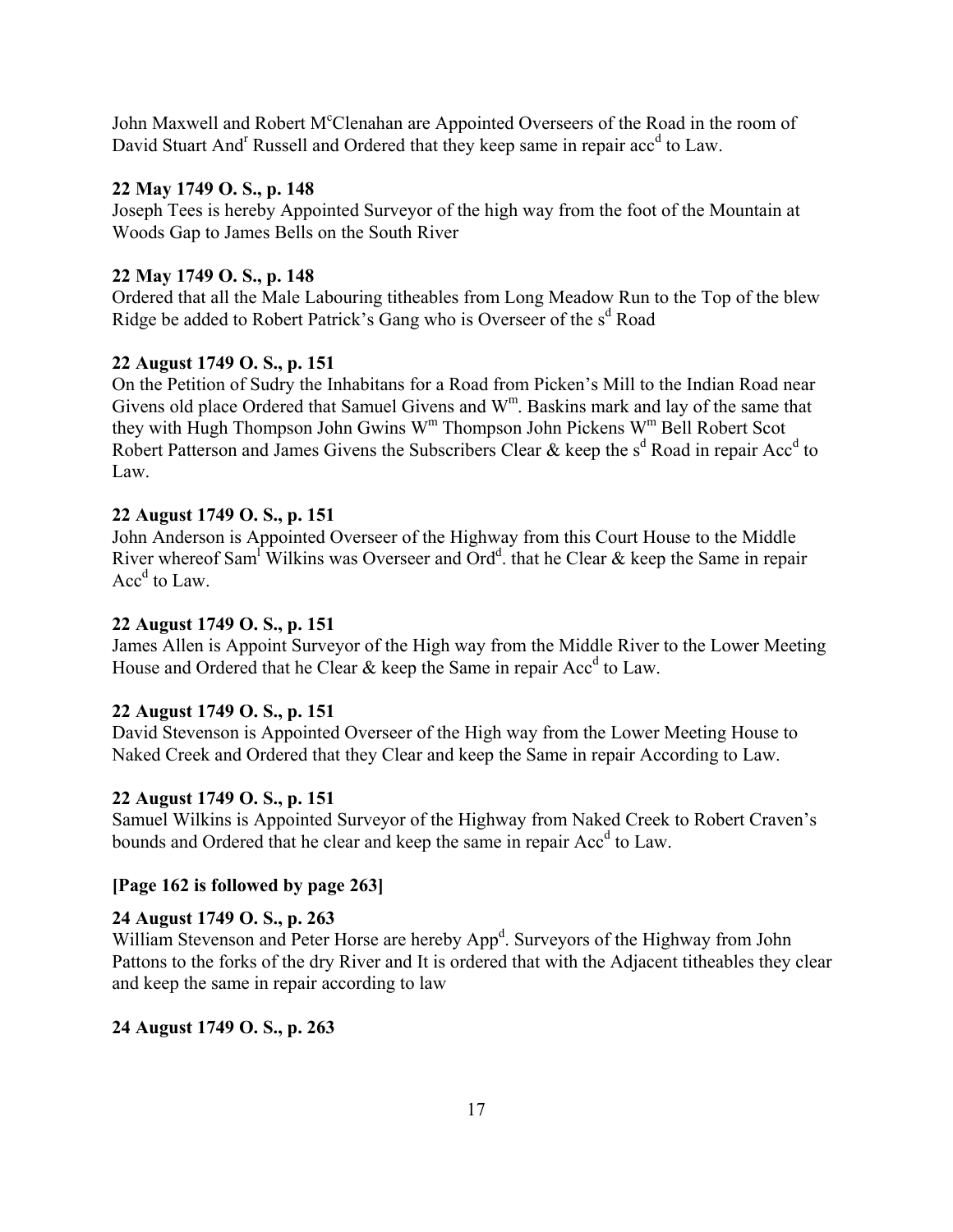John Maxwell and Robert M[c]Clenahan are Appointed Overseers of the Road in the room of David Stuart And[r] Russell and Ordered that they keep same in repair acc[d] to Law.

**22 May 1749 O. S., p. 148**
Joseph Tees is hereby Appointed Surveyor of the high way from the foot of the Mountain at Woods Gap to James Bells on the South River

**22 May 1749 O. S., p. 148**
Ordered that all the Male Labouring titheables from Long Meadow Run to the Top of the blew Ridge be added to Robert Patrick's Gang who is Overseer of the s[d] Road

**22 August 1749 O. S., p. 151**
On the Petition of Sudry the Inhabitans for a Road from Picken's Mill to the Indian Road near Givens old place Ordered that Samuel Givens and W[m]. Baskins mark and lay of the same that they with Hugh Thompson John Gwins W[m] Thompson John Pickens W[m] Bell Robert Scot Robert Patterson and James Givens the Subscribers Clear & keep the s[d] Road in repair Acc[d] to Law.

**22 August 1749 O. S., p. 151**
John Anderson is Appointed Overseer of the Highway from this Court House to the Middle River whereof Sam[l] Wilkins was Overseer and Ord[d]. that he Clear & keep the Same in repair Acc[d] to Law.

**22 August 1749 O. S., p. 151**
James Allen is Appoint Surveyor of the High way from the Middle River to the Lower Meeting House and Ordered that he Clear & keep the Same in repair Acc[d] to Law.

**22 August 1749 O. S., p. 151**
David Stevenson is Appointed Overseer of the High way from the Lower Meeting House to Naked Creek and Ordered that they Clear and keep the Same in repair According to Law.

**22 August 1749 O. S., p. 151**
Samuel Wilkins is Appointed Surveyor of the Highway from Naked Creek to Robert Craven's bounds and Ordered that he clear and keep the same in repair Acc[d] to Law.

**[Page 162 is followed by page 263]**

**24 August 1749 O. S., p. 263**
William Stevenson and Peter Horse are hereby App[d]. Surveyors of the Highway from John Pattons to the forks of the dry River and It is ordered that with the Adjacent titheables they clear and keep the same in repair according to law

**24 August 1749 O. S., p. 263**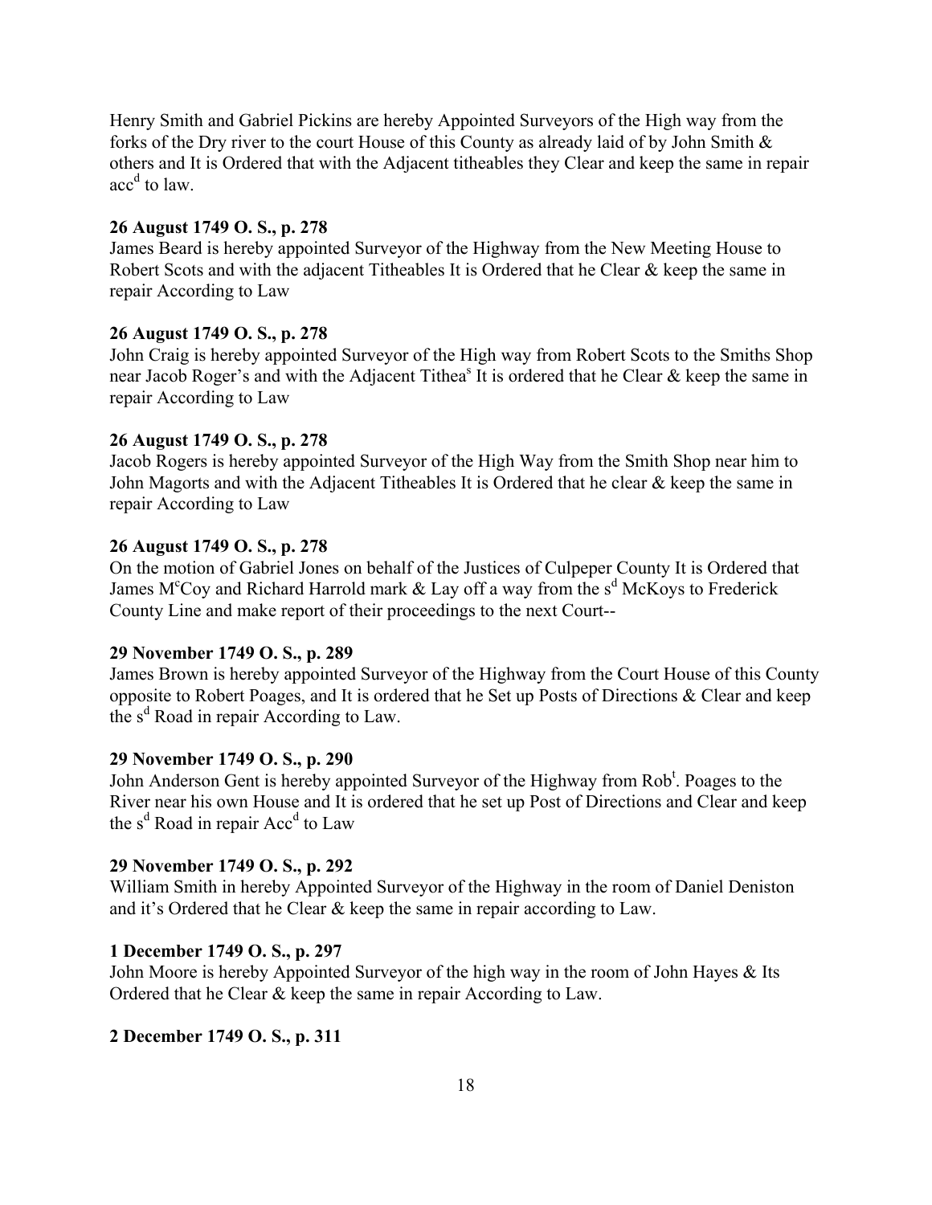Henry Smith and Gabriel Pickins are hereby Appointed Surveyors of the High way from the forks of the Dry river to the court House of this County as already laid of by John Smith & others and It is Ordered that with the Adjacent titheables they Clear and keep the same in repair acc$^{d}$ to law.

**26 August 1749 O. S., p. 278**
James Beard is hereby appointed Surveyor of the Highway from the New Meeting House to Robert Scots and with the adjacent Titheables It is Ordered that he Clear & keep the same in repair According to Law

**26 August 1749 O. S., p. 278**
John Craig is hereby appointed Surveyor of the High way from Robert Scots to the Smiths Shop near Jacob Roger's and with the Adjacent Tithea$^{s}$ It is ordered that he Clear & keep the same in repair According to Law

**26 August 1749 O. S., p. 278**
Jacob Rogers is hereby appointed Surveyor of the High Way from the Smith Shop near him to John Magorts and with the Adjacent Titheables It is Ordered that he clear & keep the same in repair According to Law

**26 August 1749 O. S., p. 278**
On the motion of Gabriel Jones on behalf of the Justices of Culpeper County It is Ordered that James M$^{c}$Coy and Richard Harrold mark & Lay off a way from the s$^{d}$ McKoys to Frederick County Line and make report of their proceedings to the next Court--

**29 November 1749 O. S., p. 289**
James Brown is hereby appointed Surveyor of the Highway from the Court House of this County opposite to Robert Poages, and It is ordered that he Set up Posts of Directions & Clear and keep the s$^{d}$ Road in repair According to Law.

**29 November 1749 O. S., p. 290**
John Anderson Gent is hereby appointed Surveyor of the Highway from Rob$^{t}$. Poages to the River near his own House and It is ordered that he set up Post of Directions and Clear and keep the s$^{d}$ Road in repair Acc$^{d}$ to Law

**29 November 1749 O. S., p. 292**
William Smith in hereby Appointed Surveyor of the Highway in the room of Daniel Deniston and it's Ordered that he Clear & keep the same in repair according to Law.

**1 December 1749 O. S., p. 297**
John Moore is hereby Appointed Surveyor of the high way in the room of John Hayes & Its Ordered that he Clear & keep the same in repair According to Law.

**2 December 1749 O. S., p. 311**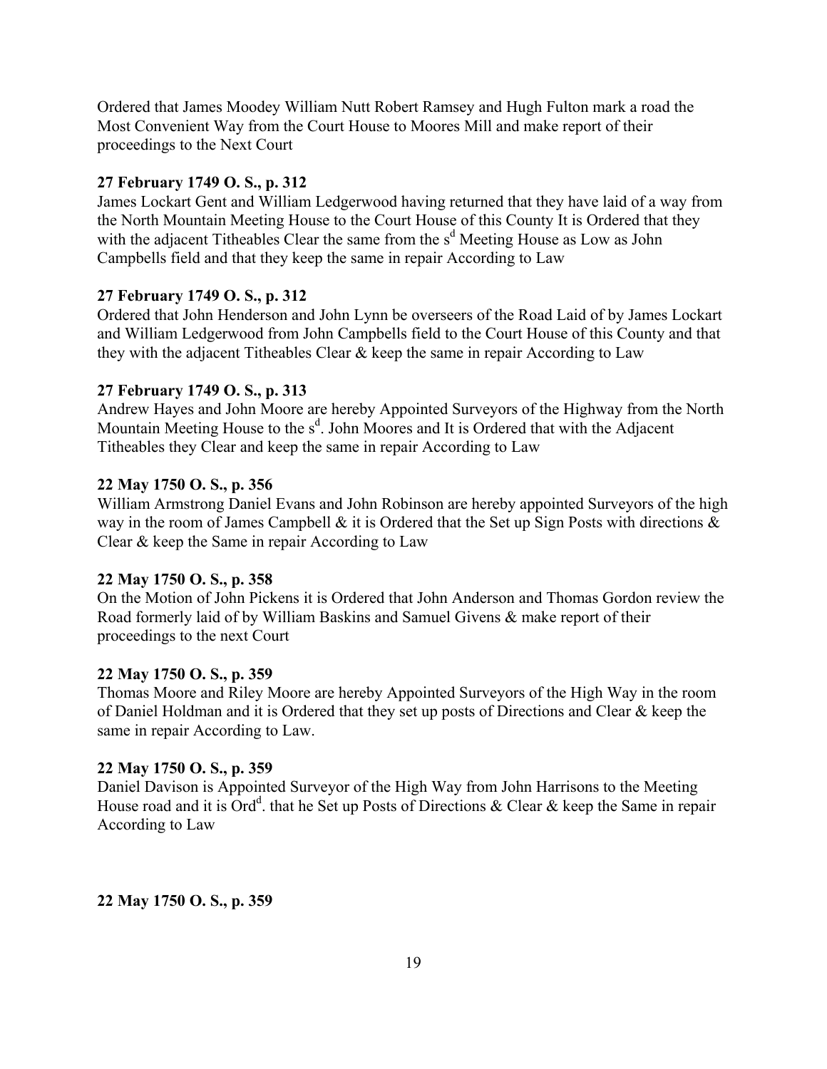Ordered that James Moodey William Nutt Robert Ramsey and Hugh Fulton mark a road the Most Convenient Way from the Court House to Moores Mill and make report of their proceedings to the Next Court

**27 February 1749 O. S., p. 312**

James Lockart Gent and William Ledgerwood having returned that they have laid of a way from the North Mountain Meeting House to the Court House of this County It is Ordered that they with the adjacent Titheables Clear the same from the s$^{d}$ Meeting House as Low as John Campbells field and that they keep the same in repair According to Law

**27 February 1749 O. S., p. 312**

Ordered that John Henderson and John Lynn be overseers of the Road Laid of by James Lockart and William Ledgerwood from John Campbells field to the Court House of this County and that they with the adjacent Titheables Clear & keep the same in repair According to Law

**27 February 1749 O. S., p. 313**

Andrew Hayes and John Moore are hereby Appointed Surveyors of the Highway from the North Mountain Meeting House to the s$^{d}$. John Moores and It is Ordered that with the Adjacent Titheables they Clear and keep the same in repair According to Law

**22 May 1750 O. S., p. 356**

William Armstrong Daniel Evans and John Robinson are hereby appointed Surveyors of the high way in the room of James Campbell & it is Ordered that the Set up Sign Posts with directions & Clear & keep the Same in repair According to Law

**22 May 1750 O. S., p. 358**

On the Motion of John Pickens it is Ordered that John Anderson and Thomas Gordon review the Road formerly laid of by William Baskins and Samuel Givens & make report of their proceedings to the next Court

**22 May 1750 O. S., p. 359**

Thomas Moore and Riley Moore are hereby Appointed Surveyors of the High Way in the room of Daniel Holdman and it is Ordered that they set up posts of Directions and Clear & keep the same in repair According to Law.

**22 May 1750 O. S., p. 359**

Daniel Davison is Appointed Surveyor of the High Way from John Harrisons to the Meeting House road and it is Ord$^{d}$. that he Set up Posts of Directions & Clear & keep the Same in repair According to Law

**22 May 1750 O. S., p. 359**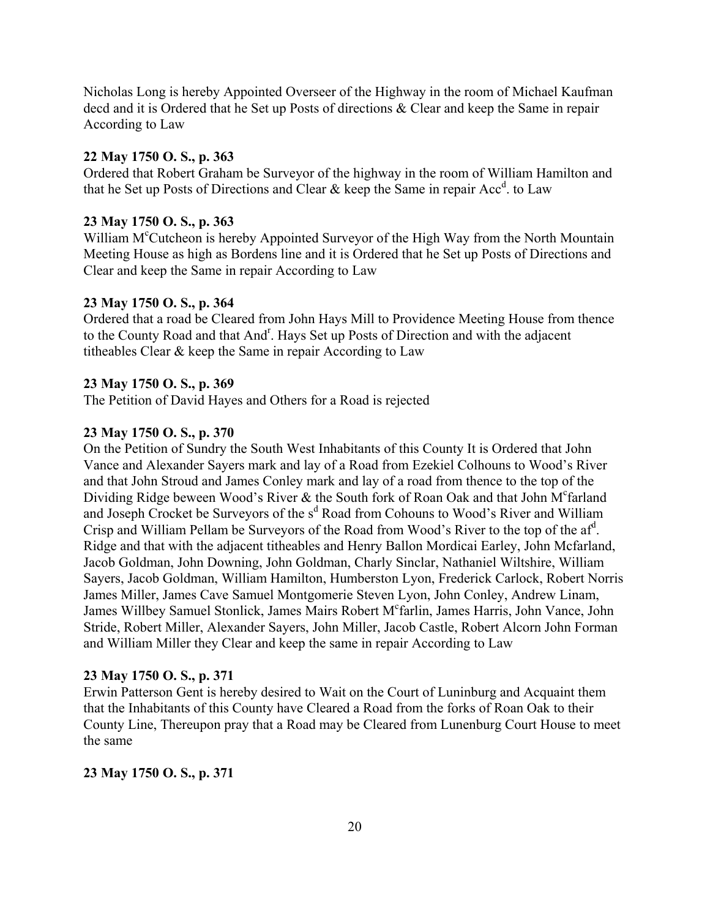Nicholas Long is hereby Appointed Overseer of the Highway in the room of Michael Kaufman decd and it is Ordered that he Set up Posts of directions & Clear and keep the Same in repair According to Law

**22 May 1750 O. S., p. 363**

Ordered that Robert Graham be Surveyor of the highway in the room of William Hamilton and that he Set up Posts of Directions and Clear & keep the Same in repair Acc[d]. to Law

**23 May 1750 O. S., p. 363**

William M[c]Cutcheon is hereby Appointed Surveyor of the High Way from the North Mountain Meeting House as high as Bordens line and it is Ordered that he Set up Posts of Directions and Clear and keep the Same in repair According to Law

**23 May 1750 O. S., p. 364**

Ordered that a road be Cleared from John Hays Mill to Providence Meeting House from thence to the County Road and that And[r]. Hays Set up Posts of Direction and with the adjacent titheables Clear & keep the Same in repair According to Law

**23 May 1750 O. S., p. 369**

The Petition of David Hayes and Others for a Road is rejected

**23 May 1750 O. S., p. 370**

On the Petition of Sundry the South West Inhabitants of this County It is Ordered that John Vance and Alexander Sayers mark and lay of a Road from Ezekiel Colhouns to Wood's River and that John Stroud and James Conley mark and lay of a road from thence to the top of the Dividing Ridge beween Wood's River & the South fork of Roan Oak and that John M[c]farland and Joseph Crocket be Surveyors of the s[d] Road from Cohouns to Wood's River and William Crisp and William Pellam be Surveyors of the Road from Wood's River to the top of the af[d]. Ridge and that with the adjacent titheables and Henry Ballon Mordicai Earley, John Mcfarland, Jacob Goldman, John Downing, John Goldman, Charly Sinclar, Nathaniel Wiltshire, William Sayers, Jacob Goldman, William Hamilton, Humberston Lyon, Frederick Carlock, Robert Norris James Miller, James Cave Samuel Montgomerie Steven Lyon, John Conley, Andrew Linam, James Willbey Samuel Stonlick, James Mairs Robert M[c]farlin, James Harris, John Vance, John Stride, Robert Miller, Alexander Sayers, John Miller, Jacob Castle, Robert Alcorn John Forman and William Miller they Clear and keep the same in repair According to Law

**23 May 1750 O. S., p. 371**

Erwin Patterson Gent is hereby desired to Wait on the Court of Luninburg and Acquaint them that the Inhabitants of this County have Cleared a Road from the forks of Roan Oak to their County Line, Thereupon pray that a Road may be Cleared from Lunenburg Court House to meet the same

**23 May 1750 O. S., p. 371**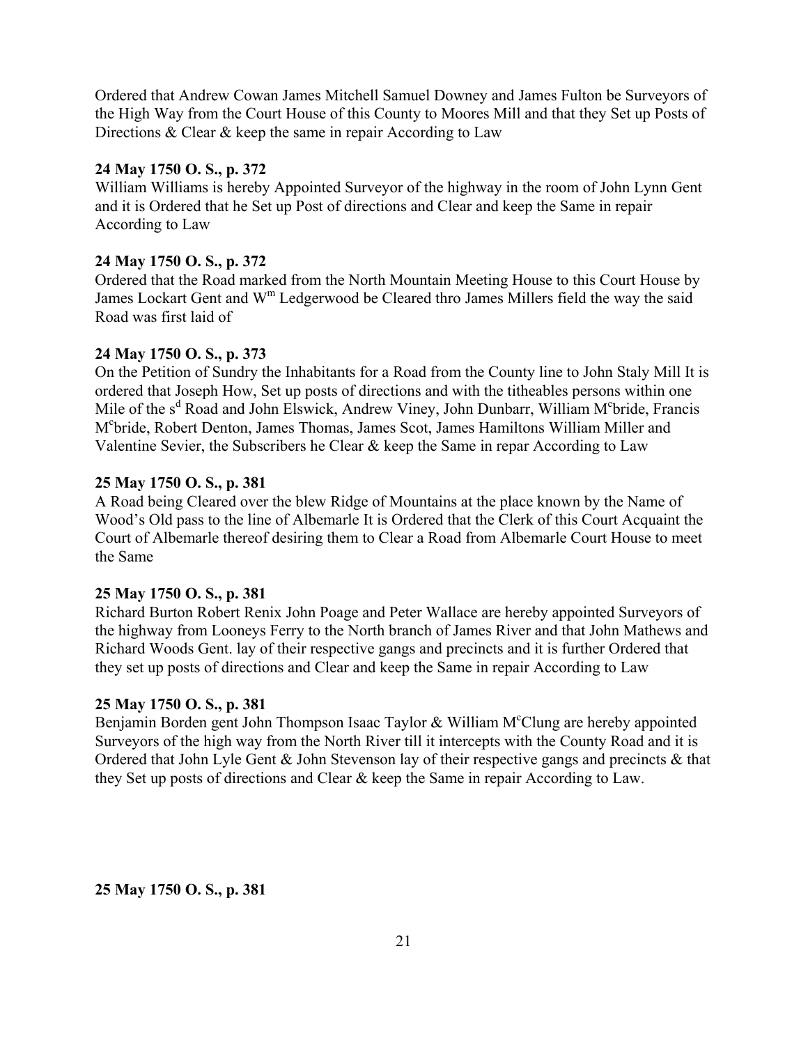Ordered that Andrew Cowan James Mitchell Samuel Downey and James Fulton be Surveyors of the High Way from the Court House of this County to Moores Mill and that they Set up Posts of Directions & Clear & keep the same in repair According to Law

**24 May 1750 O. S., p. 372**

William Williams is hereby Appointed Surveyor of the highway in the room of John Lynn Gent and it is Ordered that he Set up Post of directions and Clear and keep the Same in repair According to Law

**24 May 1750 O. S., p. 372**

Ordered that the Road marked from the North Mountain Meeting House to this Court House by James Lockart Gent and W$^{m}$ Ledgerwood be Cleared thro James Millers field the way the said Road was first laid of

**24 May 1750 O. S., p. 373**

On the Petition of Sundry the Inhabitants for a Road from the County line to John Staly Mill It is ordered that Joseph How, Set up posts of directions and with the titheables persons within one Mile of the s$^{d}$ Road and John Elswick, Andrew Viney, John Dunbarr, William M$^{c}$bride, Francis M$^{c}$bride, Robert Denton, James Thomas, James Scot, James Hamiltons William Miller and Valentine Sevier, the Subscribers he Clear & keep the Same in repar According to Law

**25 May 1750 O. S., p. 381**

A Road being Cleared over the blew Ridge of Mountains at the place known by the Name of Wood's Old pass to the line of Albemarle It is Ordered that the Clerk of this Court Acquaint the Court of Albemarle thereof desiring them to Clear a Road from Albemarle Court House to meet the Same

**25 May 1750 O. S., p. 381**

Richard Burton Robert Renix John Poage and Peter Wallace are hereby appointed Surveyors of the highway from Looneys Ferry to the North branch of James River and that John Mathews and Richard Woods Gent. lay of their respective gangs and precincts and it is further Ordered that they set up posts of directions and Clear and keep the Same in repair According to Law

**25 May 1750 O. S., p. 381**

Benjamin Borden gent John Thompson Isaac Taylor & William M$^{c}$Clung are hereby appointed Surveyors of the high way from the North River till it intercepts with the County Road and it is Ordered that John Lyle Gent & John Stevenson lay of their respective gangs and precincts & that they Set up posts of directions and Clear & keep the Same in repair According to Law.

**25 May 1750 O. S., p. 381**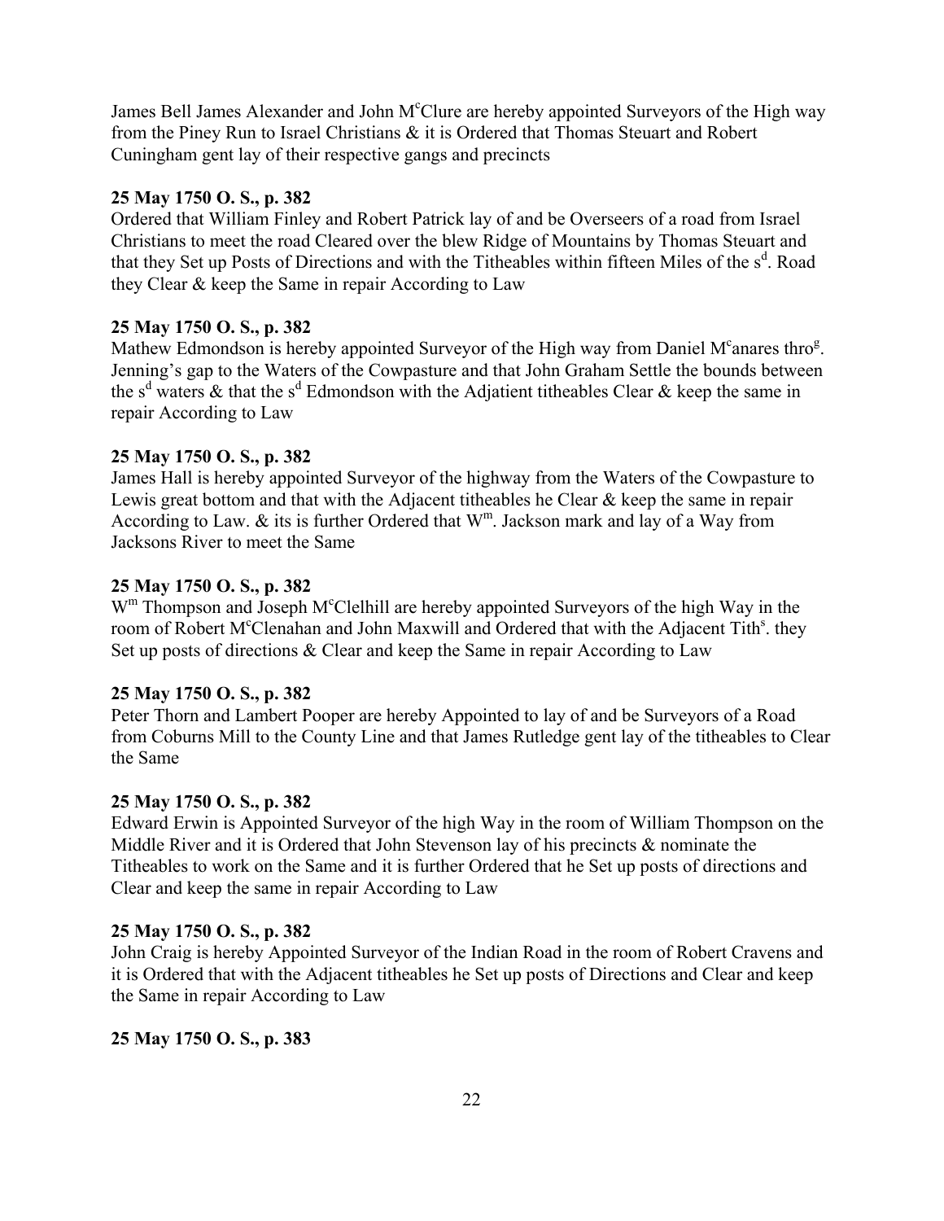James Bell James Alexander and John M^c^Clure are hereby appointed Surveyors of the High way from the Piney Run to Israel Christians & it is Ordered that Thomas Steuart and Robert Cuningham gent lay of their respective gangs and precincts

**25 May 1750 O. S., p. 382**
Ordered that William Finley and Robert Patrick lay of and be Overseers of a road from Israel Christians to meet the road Cleared over the blew Ridge of Mountains by Thomas Steuart and that they Set up Posts of Directions and with the Titheables within fifteen Miles of the s^d^. Road they Clear & keep the Same in repair According to Law

**25 May 1750 O. S., p. 382**
Mathew Edmondson is hereby appointed Surveyor of the High way from Daniel M^c^anares thro^g^. Jenning's gap to the Waters of the Cowpasture and that John Graham Settle the bounds between the s^d^ waters & that the s^d^ Edmondson with the Adjatient titheables Clear & keep the same in repair According to Law

**25 May 1750 O. S., p. 382**
James Hall is hereby appointed Surveyor of the highway from the Waters of the Cowpasture to Lewis great bottom and that with the Adjacent titheables he Clear & keep the same in repair According to Law. & its is further Ordered that W^m^. Jackson mark and lay of a Way from Jacksons River to meet the Same

**25 May 1750 O. S., p. 382**
W^m^ Thompson and Joseph M^c^Clelhill are hereby appointed Surveyors of the high Way in the room of Robert M^c^Clenahan and John Maxwill and Ordered that with the Adjacent Tith^s^. they Set up posts of directions & Clear and keep the Same in repair According to Law

**25 May 1750 O. S., p. 382**
Peter Thorn and Lambert Pooper are hereby Appointed to lay of and be Surveyors of a Road from Coburns Mill to the County Line and that James Rutledge gent lay of the titheables to Clear the Same

**25 May 1750 O. S., p. 382**
Edward Erwin is Appointed Surveyor of the high Way in the room of William Thompson on the Middle River and it is Ordered that John Stevenson lay of his precincts & nominate the Titheables to work on the Same and it is further Ordered that he Set up posts of directions and Clear and keep the same in repair According to Law

**25 May 1750 O. S., p. 382**
John Craig is hereby Appointed Surveyor of the Indian Road in the room of Robert Cravens and it is Ordered that with the Adjacent titheables he Set up posts of Directions and Clear and keep the Same in repair According to Law

**25 May 1750 O. S., p. 383**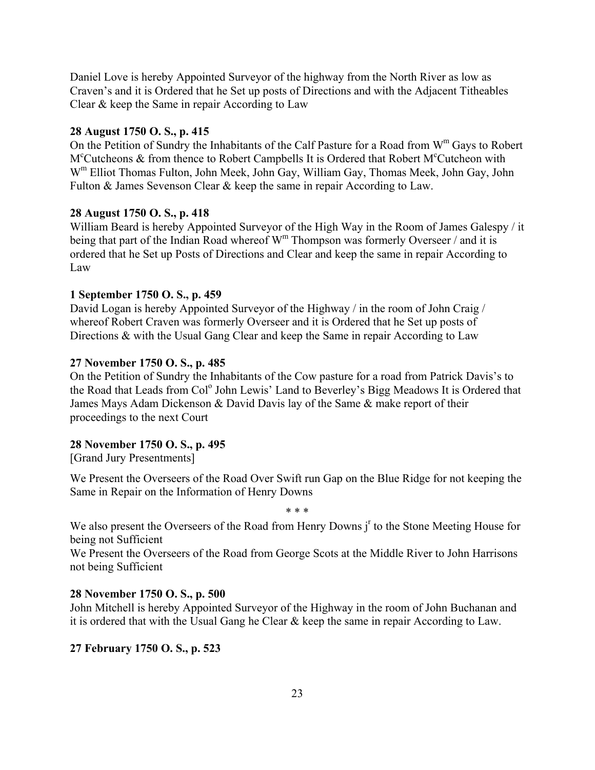Daniel Love is hereby Appointed Surveyor of the highway from the North River as low as Craven's and it is Ordered that he Set up posts of Directions and with the Adjacent Titheables Clear & keep the Same in repair According to Law

**28 August 1750 O. S., p. 415**

On the Petition of Sundry the Inhabitants of the Calf Pasture for a Road from W^m Gays to Robert M^cCutcheons & from thence to Robert Campbells It is Ordered that Robert M^cCutcheon with W^m Elliot Thomas Fulton, John Meek, John Gay, William Gay, Thomas Meek, John Gay, John Fulton & James Sevenson Clear & keep the same in repair According to Law.

**28 August 1750 O. S., p. 418**

William Beard is hereby Appointed Surveyor of the High Way in the Room of James Galespy / it being that part of the Indian Road whereof W^m Thompson was formerly Overseer / and it is ordered that he Set up Posts of Directions and Clear and keep the same in repair According to Law

**1 September 1750 O. S., p. 459**

David Logan is hereby Appointed Surveyor of the Highway / in the room of John Craig / whereof Robert Craven was formerly Overseer and it is Ordered that he Set up posts of Directions & with the Usual Gang Clear and keep the Same in repair According to Law

**27 November 1750 O. S., p. 485**

On the Petition of Sundry the Inhabitants of the Cow pasture for a road from Patrick Davis's to the Road that Leads from Col^o John Lewis' Land to Beverley's Bigg Meadows It is Ordered that James Mays Adam Dickenson & David Davis lay of the Same & make report of their proceedings to the next Court

**28 November 1750 O. S., p. 495**

[Grand Jury Presentments]

We Present the Overseers of the Road Over Swift run Gap on the Blue Ridge for not keeping the Same in Repair on the Information of Henry Downs

\* \* \*

We also present the Overseers of the Road from Henry Downs j^r to the Stone Meeting House for being not Sufficient

We Present the Overseers of the Road from George Scots at the Middle River to John Harrisons not being Sufficient

**28 November 1750 O. S., p. 500**

John Mitchell is hereby Appointed Surveyor of the Highway in the room of John Buchanan and it is ordered that with the Usual Gang he Clear & keep the same in repair According to Law.

**27 February 1750 O. S., p. 523**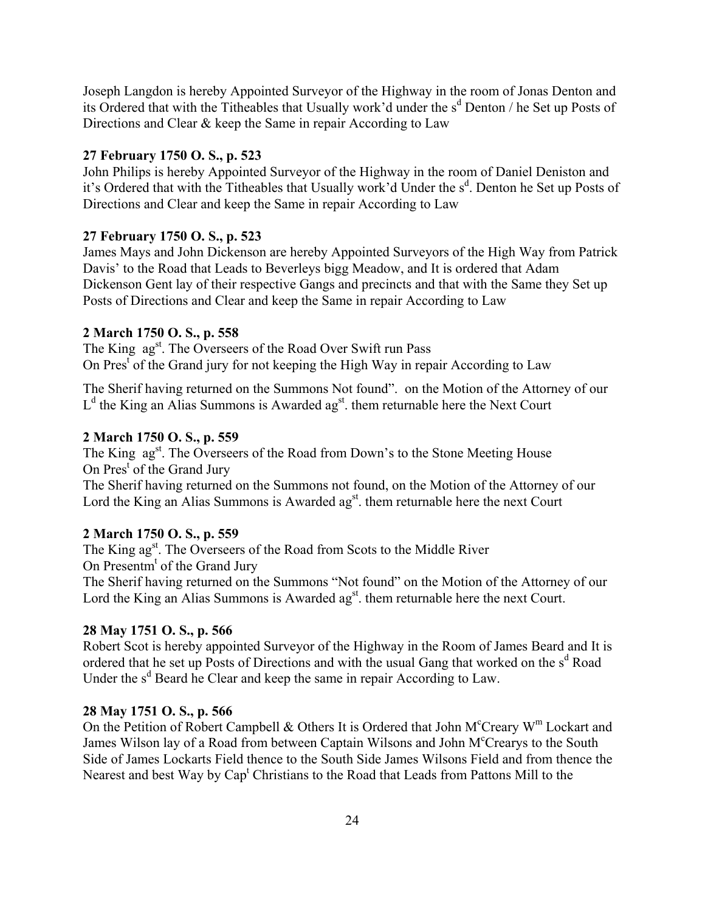Joseph Langdon is hereby Appointed Surveyor of the Highway in the room of Jonas Denton and its Ordered that with the Titheables that Usually work'd under the s$^{d}$ Denton / he Set up Posts of Directions and Clear & keep the Same in repair According to Law

**27 February 1750 O. S., p. 523**

John Philips is hereby Appointed Surveyor of the Highway in the room of Daniel Deniston and it's Ordered that with the Titheables that Usually work'd Under the s$^{d}$. Denton he Set up Posts of Directions and Clear and keep the Same in repair According to Law

**27 February 1750 O. S., p. 523**

James Mays and John Dickenson are hereby Appointed Surveyors of the High Way from Patrick Davis' to the Road that Leads to Beverleys bigg Meadow, and It is ordered that Adam Dickenson Gent lay of their respective Gangs and precincts and that with the Same they Set up Posts of Directions and Clear and keep the Same in repair According to Law

**2 March 1750 O. S., p. 558**

The King ag$^{st}$. The Overseers of the Road Over Swift run Pass
On Pres$^{t}$ of the Grand jury for not keeping the High Way in repair According to Law

The Sherif having returned on the Summons Not found". on the Motion of the Attorney of our L$^{d}$ the King an Alias Summons is Awarded ag$^{st}$. them returnable here the Next Court

**2 March 1750 O. S., p. 559**

The King ag$^{st}$. The Overseers of the Road from Down's to the Stone Meeting House
On Pres$^{t}$ of the Grand Jury
The Sherif having returned on the Summons not found, on the Motion of the Attorney of our Lord the King an Alias Summons is Awarded ag$^{st}$. them returnable here the next Court

**2 March 1750 O. S., p. 559**

The King ag$^{st}$. The Overseers of the Road from Scots to the Middle River
On Presentm$^{t}$ of the Grand Jury
The Sherif having returned on the Summons "Not found" on the Motion of the Attorney of our Lord the King an Alias Summons is Awarded ag$^{st}$. them returnable here the next Court.

**28 May 1751 O. S., p. 566**

Robert Scot is hereby appointed Surveyor of the Highway in the Room of James Beard and It is ordered that he set up Posts of Directions and with the usual Gang that worked on the s$^{d}$ Road Under the s$^{d}$ Beard he Clear and keep the same in repair According to Law.

**28 May 1751 O. S., p. 566**

On the Petition of Robert Campbell & Others It is Ordered that John M$^{c}$Creary W$^{m}$ Lockart and James Wilson lay of a Road from between Captain Wilsons and John M$^{c}$Crearys to the South Side of James Lockarts Field thence to the South Side James Wilsons Field and from thence the Nearest and best Way by Cap$^{t}$ Christians to the Road that Leads from Pattons Mill to the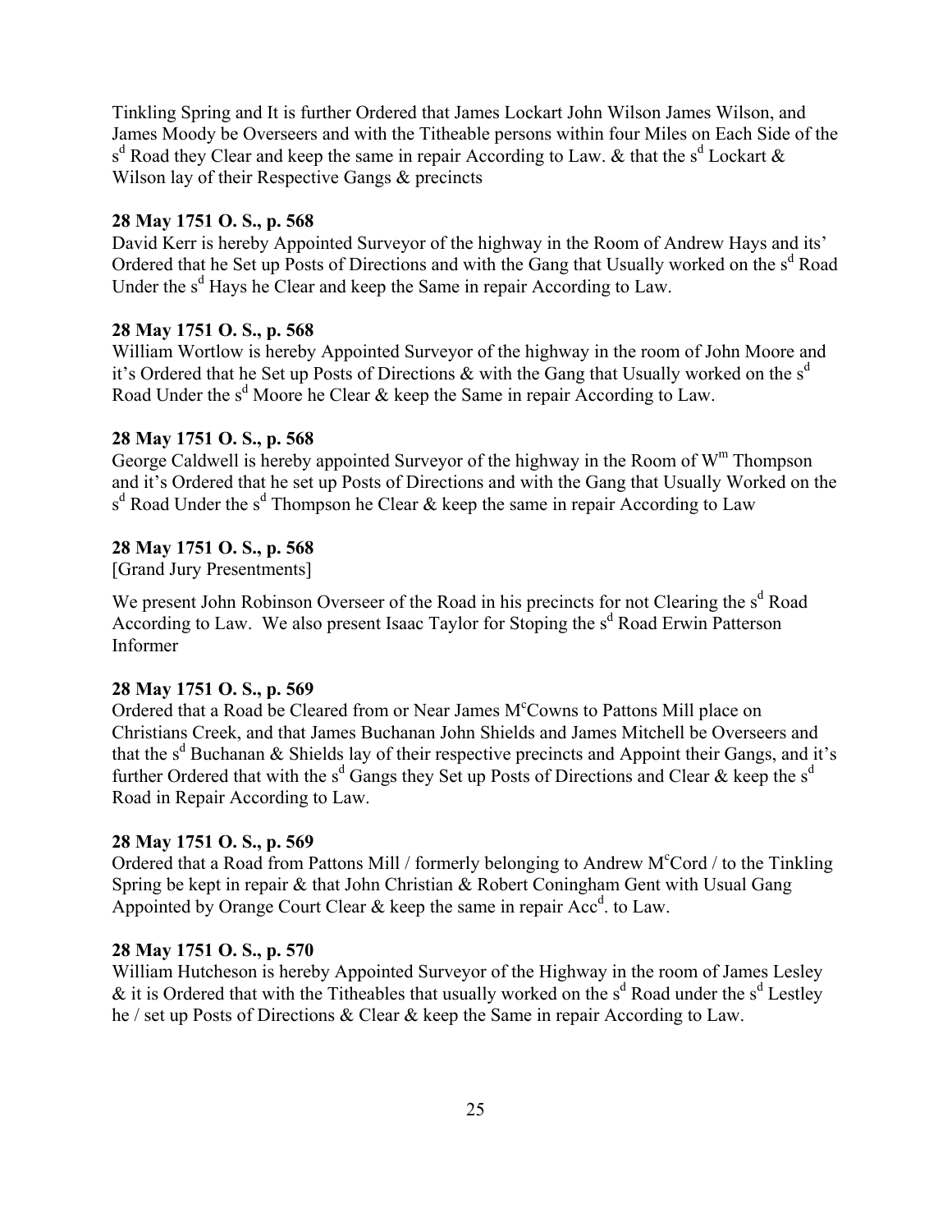Tinkling Spring and It is further Ordered that James Lockart John Wilson James Wilson, and James Moody be Overseers and with the Titheable persons within four Miles on Each Side of the s$^{d}$ Road they Clear and keep the same in repair According to Law. & that the s$^{d}$ Lockart & Wilson lay of their Respective Gangs & precincts

**28 May 1751 O. S., p. 568**

David Kerr is hereby Appointed Surveyor of the highway in the Room of Andrew Hays and its' Ordered that he Set up Posts of Directions and with the Gang that Usually worked on the s$^{d}$ Road Under the s$^{d}$ Hays he Clear and keep the Same in repair According to Law.

**28 May 1751 O. S., p. 568**

William Wortlow is hereby Appointed Surveyor of the highway in the room of John Moore and it's Ordered that he Set up Posts of Directions & with the Gang that Usually worked on the s$^{d}$ Road Under the s$^{d}$ Moore he Clear & keep the Same in repair According to Law.

**28 May 1751 O. S., p. 568**

George Caldwell is hereby appointed Surveyor of the highway in the Room of W$^{m}$ Thompson and it's Ordered that he set up Posts of Directions and with the Gang that Usually Worked on the s$^{d}$ Road Under the s$^{d}$ Thompson he Clear & keep the same in repair According to Law

**28 May 1751 O. S., p. 568**

[Grand Jury Presentments]

We present John Robinson Overseer of the Road in his precincts for not Clearing the s$^{d}$ Road According to Law. We also present Isaac Taylor for Stoping the s$^{d}$ Road Erwin Patterson Informer

**28 May 1751 O. S., p. 569**

Ordered that a Road be Cleared from or Near James M$^{c}$Cowns to Pattons Mill place on Christians Creek, and that James Buchanan John Shields and James Mitchell be Overseers and that the s$^{d}$ Buchanan & Shields lay of their respective precincts and Appoint their Gangs, and it's further Ordered that with the s$^{d}$ Gangs they Set up Posts of Directions and Clear & keep the s$^{d}$ Road in Repair According to Law.

**28 May 1751 O. S., p. 569**

Ordered that a Road from Pattons Mill / formerly belonging to Andrew M$^{c}$Cord / to the Tinkling Spring be kept in repair & that John Christian & Robert Coningham Gent with Usual Gang Appointed by Orange Court Clear & keep the same in repair Acc$^{d}$. to Law.

**28 May 1751 O. S., p. 570**

William Hutcheson is hereby Appointed Surveyor of the Highway in the room of James Lesley & it is Ordered that with the Titheables that usually worked on the s$^{d}$ Road under the s$^{d}$ Lestley he / set up Posts of Directions & Clear & keep the Same in repair According to Law.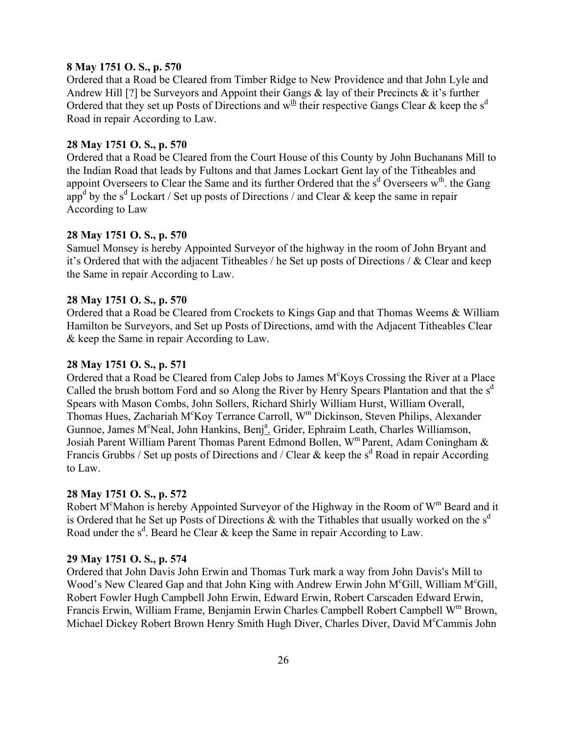**8 May 1751 O. S., p. 570**

Ordered that a Road be Cleared from Timber Ridge to New Providence and that John Lyle and Andrew Hill [?] be Surveyors and Appoint their Gangs & lay of their Precincts & it's further Ordered that they set up Posts of Directions and w[th] their respective Gangs Clear & keep the s[d] Road in repair According to Law.

**28 May 1751 O. S., p. 570**

Ordered that a Road be Cleared from the Court House of this County by John Buchanans Mill to the Indian Road that leads by Fultons and that James Lockart Gent lay of the Titheables and appoint Overseers to Clear the Same and its further Ordered that the s[d] Overseers w[th]. the Gang app[d] by the s[d] Lockart / Set up posts of Directions / and Clear & keep the same in repair According to Law

**28 May 1751 O. S., p. 570**

Samuel Monsey is hereby Appointed Surveyor of the highway in the room of John Bryant and it's Ordered that with the adjacent Titheables / he Set up posts of Directions / & Clear and keep the Same in repair According to Law.

**28 May 1751 O. S., p. 570**

Ordered that a Road be Cleared from Crockets to Kings Gap and that Thomas Weems & William Hamilton be Surveyors, and Set up Posts of Directions, amd with the Adjacent Titheables Clear & keep the Same in repair According to Law.

**28 May 1751 O. S., p. 571**

Ordered that a Road be Cleared from Calep Jobs to James M[c]Koys Crossing the River at a Place Called the brush bottom Ford and so Along the River by Henry Spears Plantation and that the s[d] Spears with Mason Combs, John Sollers, Richard Shirly William Hurst, William Overall, Thomas Hues, Zachariah M[c]Koy Terrance Carroll, W[m] Dickinson, Steven Philips, Alexander Gunnoe, James M[c]Neal, John Hankins, Benj[a]. Grider, Ephraim Leath, Charles Williamson, Josiah Parent William Parent Thomas Parent Edmond Bollen, W[m] Parent, Adam Coningham & Francis Grubbs / Set up posts of Directions and / Clear & keep the s[d] Road in repair According to Law.

**28 May 1751 O. S., p. 572**

Robert M[c]Mahon is hereby Appointed Surveyor of the Highway in the Room of W[m] Beard and it is Ordered that he Set up Posts of Directions & with the Tithables that usually worked on the s[d] Road under the s[d]. Beard he Clear & keep the Same in repair According to Law.

**29 May 1751 O. S., p. 574**

Ordered that John Davis John Erwin and Thomas Turk mark a way from John Davis's Mill to Wood's New Cleared Gap and that John King with Andrew Erwin John M[c]Gill, William M[c]Gill, Robert Fowler Hugh Campbell John Erwin, Edward Erwin, Robert Carscaden Edward Erwin, Francis Erwin, William Frame, Benjamin Erwin Charles Campbell Robert Campbell W[m] Brown, Michael Dickey Robert Brown Henry Smith Hugh Diver, Charles Diver, David M[c]Cammis John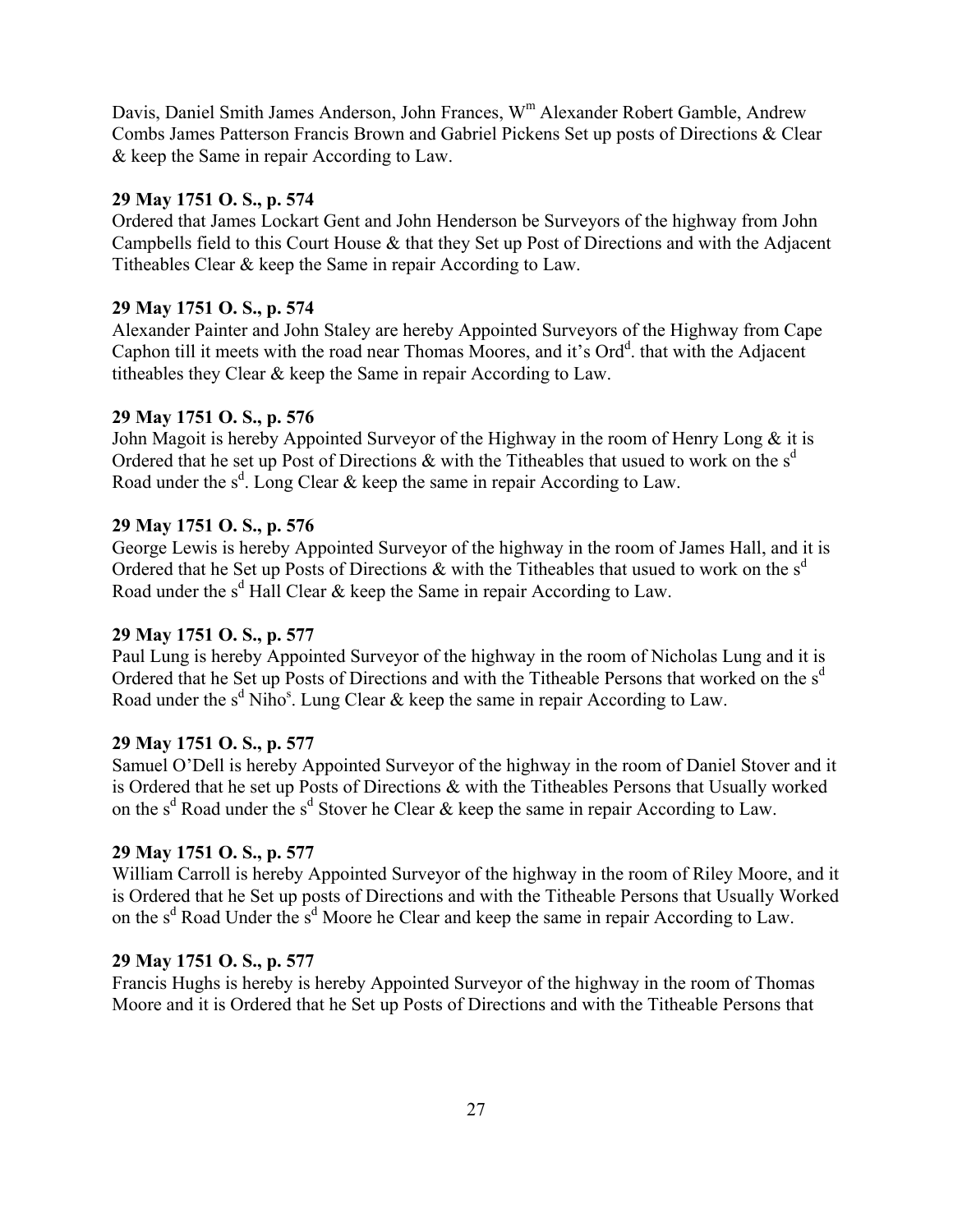Davis, Daniel Smith James Anderson, John Frances, W$^{m}$ Alexander Robert Gamble, Andrew Combs James Patterson Francis Brown and Gabriel Pickens Set up posts of Directions & Clear & keep the Same in repair According to Law.

**29 May 1751 O. S., p. 574**
Ordered that James Lockart Gent and John Henderson be Surveyors of the highway from John Campbells field to this Court House & that they Set up Post of Directions and with the Adjacent Titheables Clear & keep the Same in repair According to Law.

**29 May 1751 O. S., p. 574**
Alexander Painter and John Staley are hereby Appointed Surveyors of the Highway from Cape Caphon till it meets with the road near Thomas Moores, and it's Ord$^{d}$. that with the Adjacent titheables they Clear & keep the Same in repair According to Law.

**29 May 1751 O. S., p. 576**
John Magoit is hereby Appointed Surveyor of the Highway in the room of Henry Long & it is Ordered that he set up Post of Directions & with the Titheables that usued to work on the s$^{d}$ Road under the s$^{d}$. Long Clear & keep the same in repair According to Law.

**29 May 1751 O. S., p. 576**
George Lewis is hereby Appointed Surveyor of the highway in the room of James Hall, and it is Ordered that he Set up Posts of Directions & with the Titheables that usued to work on the s$^{d}$ Road under the s$^{d}$ Hall Clear & keep the Same in repair According to Law.

**29 May 1751 O. S., p. 577**
Paul Lung is hereby Appointed Surveyor of the highway in the room of Nicholas Lung and it is Ordered that he Set up Posts of Directions and with the Titheable Persons that worked on the s$^{d}$ Road under the s$^{d}$ Niho$^{s}$. Lung Clear & keep the same in repair According to Law.

**29 May 1751 O. S., p. 577**
Samuel O'Dell is hereby Appointed Surveyor of the highway in the room of Daniel Stover and it is Ordered that he set up Posts of Directions & with the Titheables Persons that Usually worked on the s$^{d}$ Road under the s$^{d}$ Stover he Clear & keep the same in repair According to Law.

**29 May 1751 O. S., p. 577**
William Carroll is hereby Appointed Surveyor of the highway in the room of Riley Moore, and it is Ordered that he Set up posts of Directions and with the Titheable Persons that Usually Worked on the s$^{d}$ Road Under the s$^{d}$ Moore he Clear and keep the same in repair According to Law.

**29 May 1751 O. S., p. 577**
Francis Hughs is hereby is hereby Appointed Surveyor of the highway in the room of Thomas Moore and it is Ordered that he Set up Posts of Directions and with the Titheable Persons that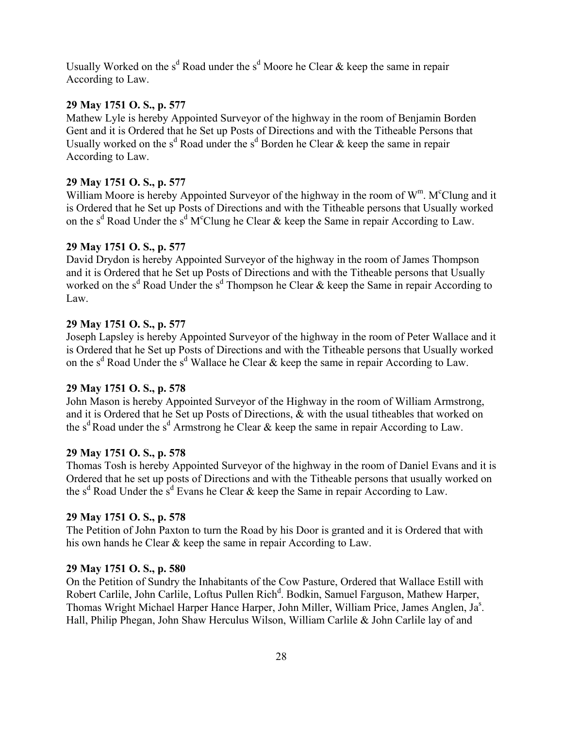Usually Worked on the s$^{d}$ Road under the s$^{d}$ Moore he Clear & keep the same in repair According to Law.

**29 May 1751 O. S., p. 577**
Mathew Lyle is hereby Appointed Surveyor of the highway in the room of Benjamin Borden Gent and it is Ordered that he Set up Posts of Directions and with the Titheable Persons that Usually worked on the s$^{d}$ Road under the s$^{d}$ Borden he Clear & keep the same in repair According to Law.

**29 May 1751 O. S., p. 577**
William Moore is hereby Appointed Surveyor of the highway in the room of W$^{m}$. M$^{c}$Clung and it is Ordered that he Set up Posts of Directions and with the Titheable persons that Usually worked on the s$^{d}$ Road Under the s$^{d}$ M$^{c}$Clung he Clear & keep the Same in repair According to Law.

**29 May 1751 O. S., p. 577**
David Drydon is hereby Appointed Surveyor of the highway in the room of James Thompson and it is Ordered that he Set up Posts of Directions and with the Titheable persons that Usually worked on the s$^{d}$ Road Under the s$^{d}$ Thompson he Clear & keep the Same in repair According to Law.

**29 May 1751 O. S., p. 577**
Joseph Lapsley is hereby Appointed Surveyor of the highway in the room of Peter Wallace and it is Ordered that he Set up Posts of Directions and with the Titheable persons that Usually worked on the s$^{d}$ Road Under the s$^{d}$ Wallace he Clear & keep the same in repair According to Law.

**29 May 1751 O. S., p. 578**
John Mason is hereby Appointed Surveyor of the Highway in the room of William Armstrong, and it is Ordered that he Set up Posts of Directions, & with the usual titheables that worked on the s$^{d}$ Road under the s$^{d}$ Armstrong he Clear & keep the same in repair According to Law.

**29 May 1751 O. S., p. 578**
Thomas Tosh is hereby Appointed Surveyor of the highway in the room of Daniel Evans and it is Ordered that he set up posts of Directions and with the Titheable persons that usually worked on the s$^{d}$ Road Under the s$^{d}$ Evans he Clear & keep the Same in repair According to Law.

**29 May 1751 O. S., p. 578**
The Petition of John Paxton to turn the Road by his Door is granted and it is Ordered that with his own hands he Clear & keep the same in repair According to Law.

**29 May 1751 O. S., p. 580**
On the Petition of Sundry the Inhabitants of the Cow Pasture, Ordered that Wallace Estill with Robert Carlile, John Carlile, Loftus Pullen Rich$^{d}$. Bodkin, Samuel Farguson, Mathew Harper, Thomas Wright Michael Harper Hance Harper, John Miller, William Price, James Anglen, Ja$^{s}$. Hall, Philip Phegan, John Shaw Herculus Wilson, William Carlile & John Carlile lay of and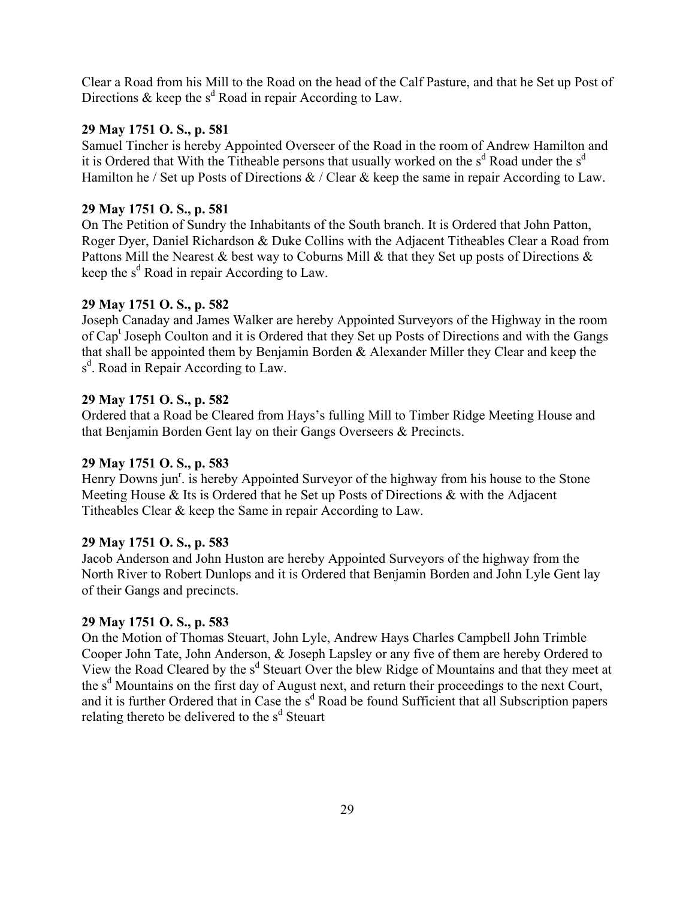Clear a Road from his Mill to the Road on the head of the Calf Pasture, and that he Set up Post of Directions & keep the s[d] Road in repair According to Law.

**29 May 1751 O. S., p. 581**

Samuel Tincher is hereby Appointed Overseer of the Road in the room of Andrew Hamilton and it is Ordered that With the Titheable persons that usually worked on the s[d] Road under the s[d] Hamilton he / Set up Posts of Directions & / Clear & keep the same in repair According to Law.

**29 May 1751 O. S., p. 581**

On The Petition of Sundry the Inhabitants of the South branch. It is Ordered that John Patton, Roger Dyer, Daniel Richardson & Duke Collins with the Adjacent Titheables Clear a Road from Pattons Mill the Nearest & best way to Coburns Mill & that they Set up posts of Directions & keep the s[d] Road in repair According to Law.

**29 May 1751 O. S., p. 582**

Joseph Canaday and James Walker are hereby Appointed Surveyors of the Highway in the room of Cap[t] Joseph Coulton and it is Ordered that they Set up Posts of Directions and with the Gangs that shall be appointed them by Benjamin Borden & Alexander Miller they Clear and keep the s[d]. Road in Repair According to Law.

**29 May 1751 O. S., p. 582**

Ordered that a Road be Cleared from Hays's fulling Mill to Timber Ridge Meeting House and that Benjamin Borden Gent lay on their Gangs Overseers & Precincts.

**29 May 1751 O. S., p. 583**

Henry Downs jun[r]. is hereby Appointed Surveyor of the highway from his house to the Stone Meeting House & Its is Ordered that he Set up Posts of Directions & with the Adjacent Titheables Clear & keep the Same in repair According to Law.

**29 May 1751 O. S., p. 583**

Jacob Anderson and John Huston are hereby Appointed Surveyors of the highway from the North River to Robert Dunlops and it is Ordered that Benjamin Borden and John Lyle Gent lay of their Gangs and precincts.

**29 May 1751 O. S., p. 583**

On the Motion of Thomas Steuart, John Lyle, Andrew Hays Charles Campbell John Trimble Cooper John Tate, John Anderson, & Joseph Lapsley or any five of them are hereby Ordered to View the Road Cleared by the s[d] Steuart Over the blew Ridge of Mountains and that they meet at the s[d] Mountains on the first day of August next, and return their proceedings to the next Court, and it is further Ordered that in Case the s[d] Road be found Sufficient that all Subscription papers relating thereto be delivered to the s[d] Steuart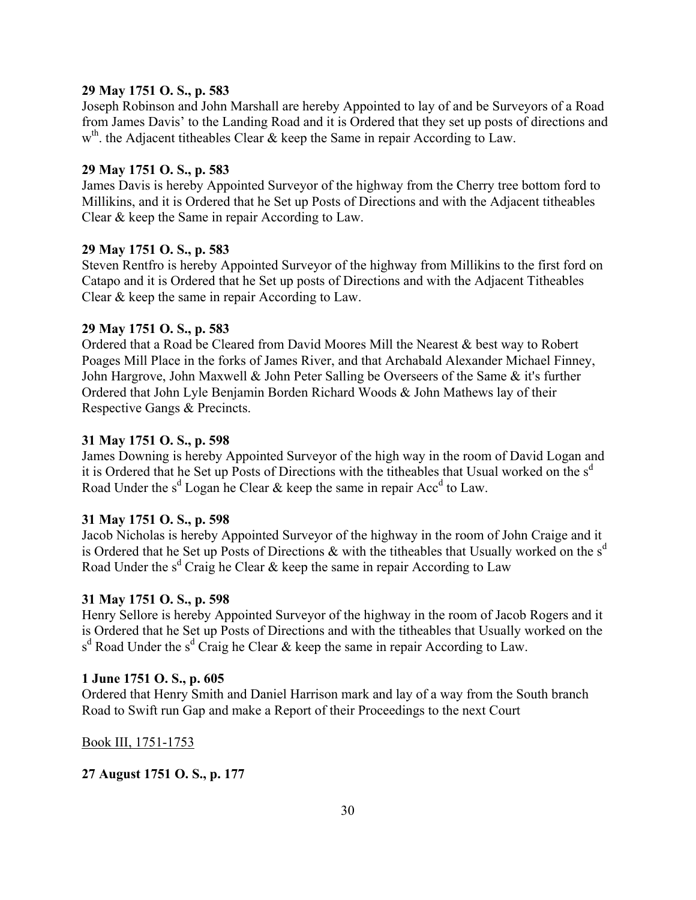**29 May 1751 O. S., p. 583**

Joseph Robinson and John Marshall are hereby Appointed to lay of and be Surveyors of a Road from James Davis' to the Landing Road and it is Ordered that they set up posts of directions and w$^{th}$. the Adjacent titheables Clear & keep the Same in repair According to Law.

**29 May 1751 O. S., p. 583**

James Davis is hereby Appointed Surveyor of the highway from the Cherry tree bottom ford to Millikins, and it is Ordered that he Set up Posts of Directions and with the Adjacent titheables Clear & keep the Same in repair According to Law.

**29 May 1751 O. S., p. 583**

Steven Rentfro is hereby Appointed Surveyor of the highway from Millikins to the first ford on Catapo and it is Ordered that he Set up posts of Directions and with the Adjacent Titheables Clear & keep the same in repair According to Law.

**29 May 1751 O. S., p. 583**

Ordered that a Road be Cleared from David Moores Mill the Nearest & best way to Robert Poages Mill Place in the forks of James River, and that Archabald Alexander Michael Finney, John Hargrove, John Maxwell & John Peter Salling be Overseers of the Same & it's further Ordered that John Lyle Benjamin Borden Richard Woods & John Mathews lay of their Respective Gangs & Precincts.

**31 May 1751 O. S., p. 598**

James Downing is hereby Appointed Surveyor of the high way in the room of David Logan and it is Ordered that he Set up Posts of Directions with the titheables that Usual worked on the s$^{d}$ Road Under the s$^{d}$ Logan he Clear & keep the same in repair Acc$^{d}$ to Law.

**31 May 1751 O. S., p. 598**

Jacob Nicholas is hereby Appointed Surveyor of the highway in the room of John Craige and it is Ordered that he Set up Posts of Directions & with the titheables that Usually worked on the s$^{d}$ Road Under the s$^{d}$ Craig he Clear & keep the same in repair According to Law

**31 May 1751 O. S., p. 598**

Henry Sellore is hereby Appointed Surveyor of the highway in the room of Jacob Rogers and it is Ordered that he Set up Posts of Directions and with the titheables that Usually worked on the s$^{d}$ Road Under the s$^{d}$ Craig he Clear & keep the same in repair According to Law.

**1 June 1751 O. S., p. 605**

Ordered that Henry Smith and Daniel Harrison mark and lay of a way from the South branch Road to Swift run Gap and make a Report of their Proceedings to the next Court

Book III, 1751-1753

**27 August 1751 O. S., p. 177**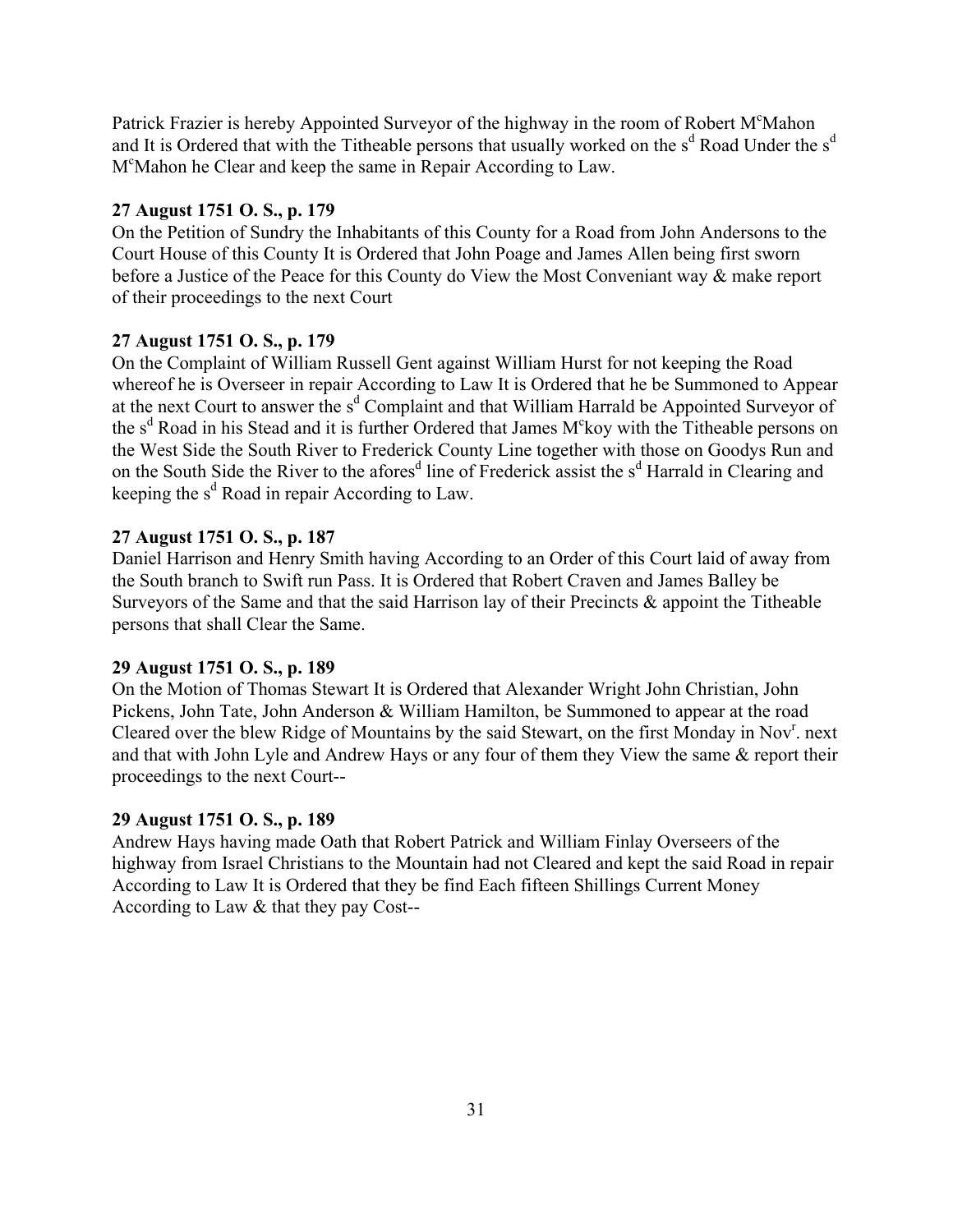Patrick Frazier is hereby Appointed Surveyor of the highway in the room of Robert M$^{c}$Mahon and It is Ordered that with the Titheable persons that usually worked on the s$^{d}$ Road Under the s$^{d}$ M$^{c}$Mahon he Clear and keep the same in Repair According to Law.

**27 August 1751 O. S., p. 179**

On the Petition of Sundry the Inhabitants of this County for a Road from John Andersons to the Court House of this County It is Ordered that John Poage and James Allen being first sworn before a Justice of the Peace for this County do View the Most Conveniant way & make report of their proceedings to the next Court

**27 August 1751 O. S., p. 179**

On the Complaint of William Russell Gent against William Hurst for not keeping the Road whereof he is Overseer in repair According to Law It is Ordered that he be Summoned to Appear at the next Court to answer the s$^{d}$ Complaint and that William Harrald be Appointed Surveyor of the s$^{d}$ Road in his Stead and it is further Ordered that James M$^{c}$koy with the Titheable persons on the West Side the South River to Frederick County Line together with those on Goodys Run and on the South Side the River to the afores$^{d}$ line of Frederick assist the s$^{d}$ Harrald in Clearing and keeping the s$^{d}$ Road in repair According to Law.

**27 August 1751 O. S., p. 187**

Daniel Harrison and Henry Smith having According to an Order of this Court laid of away from the South branch to Swift run Pass. It is Ordered that Robert Craven and James Balley be Surveyors of the Same and that the said Harrison lay of their Precincts & appoint the Titheable persons that shall Clear the Same.

**29 August 1751 O. S., p. 189**

On the Motion of Thomas Stewart It is Ordered that Alexander Wright John Christian, John Pickens, John Tate, John Anderson & William Hamilton, be Summoned to appear at the road Cleared over the blew Ridge of Mountains by the said Stewart, on the first Monday in Nov$^{r}$. next and that with John Lyle and Andrew Hays or any four of them they View the same & report their proceedings to the next Court--

**29 August 1751 O. S., p. 189**

Andrew Hays having made Oath that Robert Patrick and William Finlay Overseers of the highway from Israel Christians to the Mountain had not Cleared and kept the said Road in repair According to Law It is Ordered that they be find Each fifteen Shillings Current Money According to Law & that they pay Cost--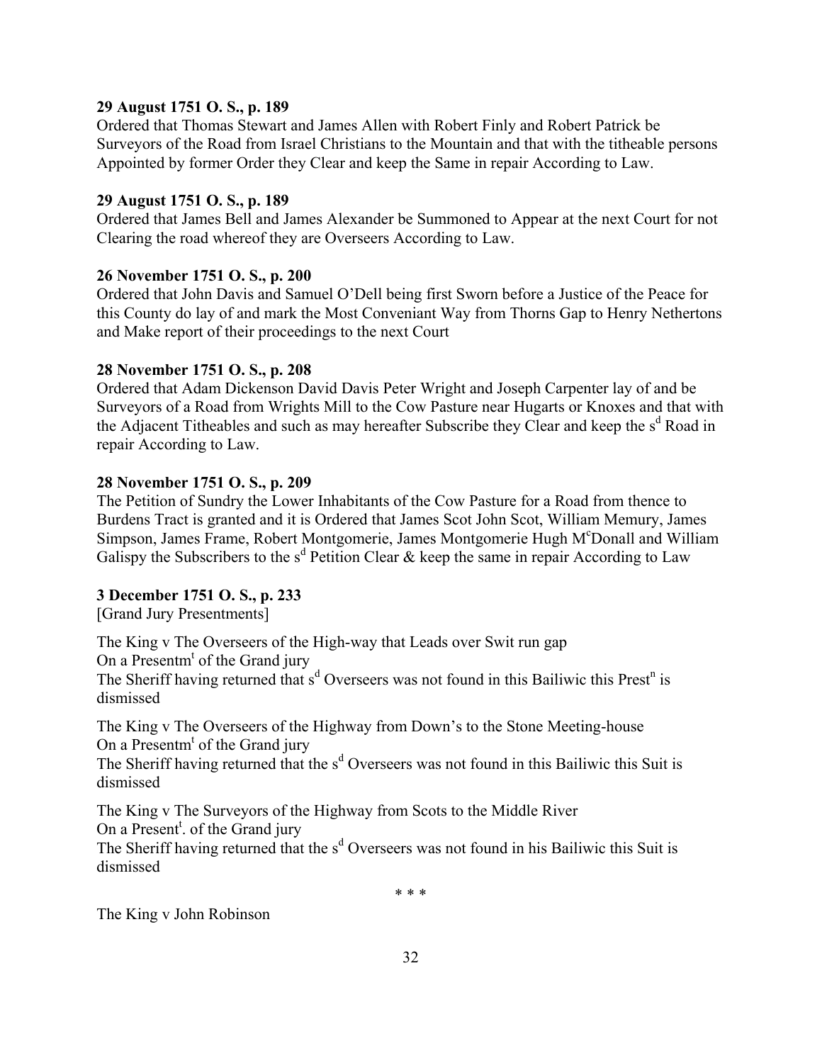**29 August 1751 O. S., p. 189**
Ordered that Thomas Stewart and James Allen with Robert Finly and Robert Patrick be Surveyors of the Road from Israel Christians to the Mountain and that with the titheable persons Appointed by former Order they Clear and keep the Same in repair According to Law.

**29 August 1751 O. S., p. 189**
Ordered that James Bell and James Alexander be Summoned to Appear at the next Court for not Clearing the road whereof they are Overseers According to Law.

**26 November 1751 O. S., p. 200**
Ordered that John Davis and Samuel O'Dell being first Sworn before a Justice of the Peace for this County do lay of and mark the Most Conveniant Way from Thorns Gap to Henry Nethertons and Make report of their proceedings to the next Court

**28 November 1751 O. S., p. 208**
Ordered that Adam Dickenson David Davis Peter Wright and Joseph Carpenter lay of and be Surveyors of a Road from Wrights Mill to the Cow Pasture near Hugarts or Knoxes and that with the Adjacent Titheables and such as may hereafter Subscribe they Clear and keep the s[d] Road in repair According to Law.

**28 November 1751 O. S., p. 209**
The Petition of Sundry the Lower Inhabitants of the Cow Pasture for a Road from thence to Burdens Tract is granted and it is Ordered that James Scot John Scot, William Memury, James Simpson, James Frame, Robert Montgomerie, James Montgomerie Hugh M[c]Donall and William Galispy the Subscribers to the s[d] Petition Clear & keep the same in repair According to Law

**3 December 1751 O. S., p. 233**
[Grand Jury Presentments]

The King v The Overseers of the High-way that Leads over Swit run gap
On a Presentm[t] of the Grand jury
The Sheriff having returned that s[d] Overseers was not found in this Bailiwic this Prest[n] is dismissed

The King v The Overseers of the Highway from Down's to the Stone Meeting-house
On a Presentm[t] of the Grand jury
The Sheriff having returned that the s[d] Overseers was not found in this Bailiwic this Suit is dismissed

The King v The Surveyors of the Highway from Scots to the Middle River
On a Present[t]. of the Grand jury
The Sheriff having returned that the s[d] Overseers was not found in his Bailiwic this Suit is dismissed

* * *

The King v John Robinson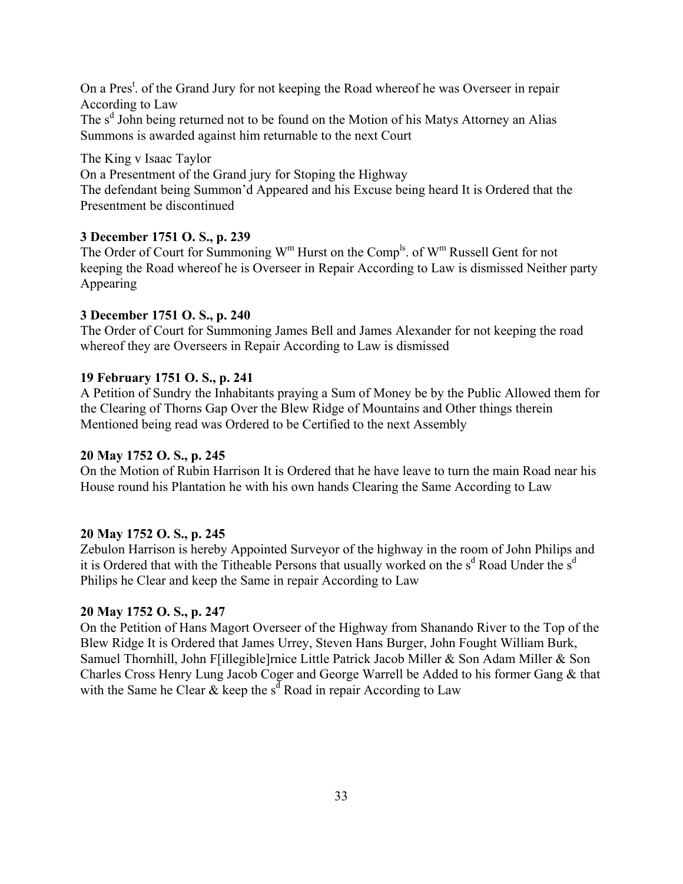On a Pres[t]. of the Grand Jury for not keeping the Road whereof he was Overseer in repair According to Law
The s[d] John being returned not to be found on the Motion of his Matys Attorney an Alias Summons is awarded against him returnable to the next Court

The King v Isaac Taylor
On a Presentment of the Grand jury for Stoping the Highway
The defendant being Summon'd Appeared and his Excuse being heard It is Ordered that the Presentment be discontinued

**3 December 1751 O. S., p. 239**
The Order of Court for Summoning W[m] Hurst on the Comp[ls]. of W[m] Russell Gent for not keeping the Road whereof he is Overseer in Repair According to Law is dismissed Neither party Appearing

**3 December 1751 O. S., p. 240**
The Order of Court for Summoning James Bell and James Alexander for not keeping the road whereof they are Overseers in Repair According to Law is dismissed

**19 February 1751 O. S., p. 241**
A Petition of Sundry the Inhabitants praying a Sum of Money be by the Public Allowed them for the Clearing of Thorns Gap Over the Blew Ridge of Mountains and Other things therein Mentioned being read was Ordered to be Certified to the next Assembly

**20 May 1752 O. S., p. 245**
On the Motion of Rubin Harrison It is Ordered that he have leave to turn the main Road near his House round his Plantation he with his own hands Clearing the Same According to Law

**20 May 1752 O. S., p. 245**
Zebulon Harrison is hereby Appointed Surveyor of the highway in the room of John Philips and it is Ordered that with the Titheable Persons that usually worked on the s[d] Road Under the s[d] Philips he Clear and keep the Same in repair According to Law

**20 May 1752 O. S., p. 247**
On the Petition of Hans Magort Overseer of the Highway from Shanando River to the Top of the Blew Ridge It is Ordered that James Urrey, Steven Hans Burger, John Fought William Burk, Samuel Thornhill, John F[illegible]rnice Little Patrick Jacob Miller & Son Adam Miller & Son Charles Cross Henry Lung Jacob Coger and George Warrell be Added to his former Gang & that with the Same he Clear & keep the s[d] Road in repair According to Law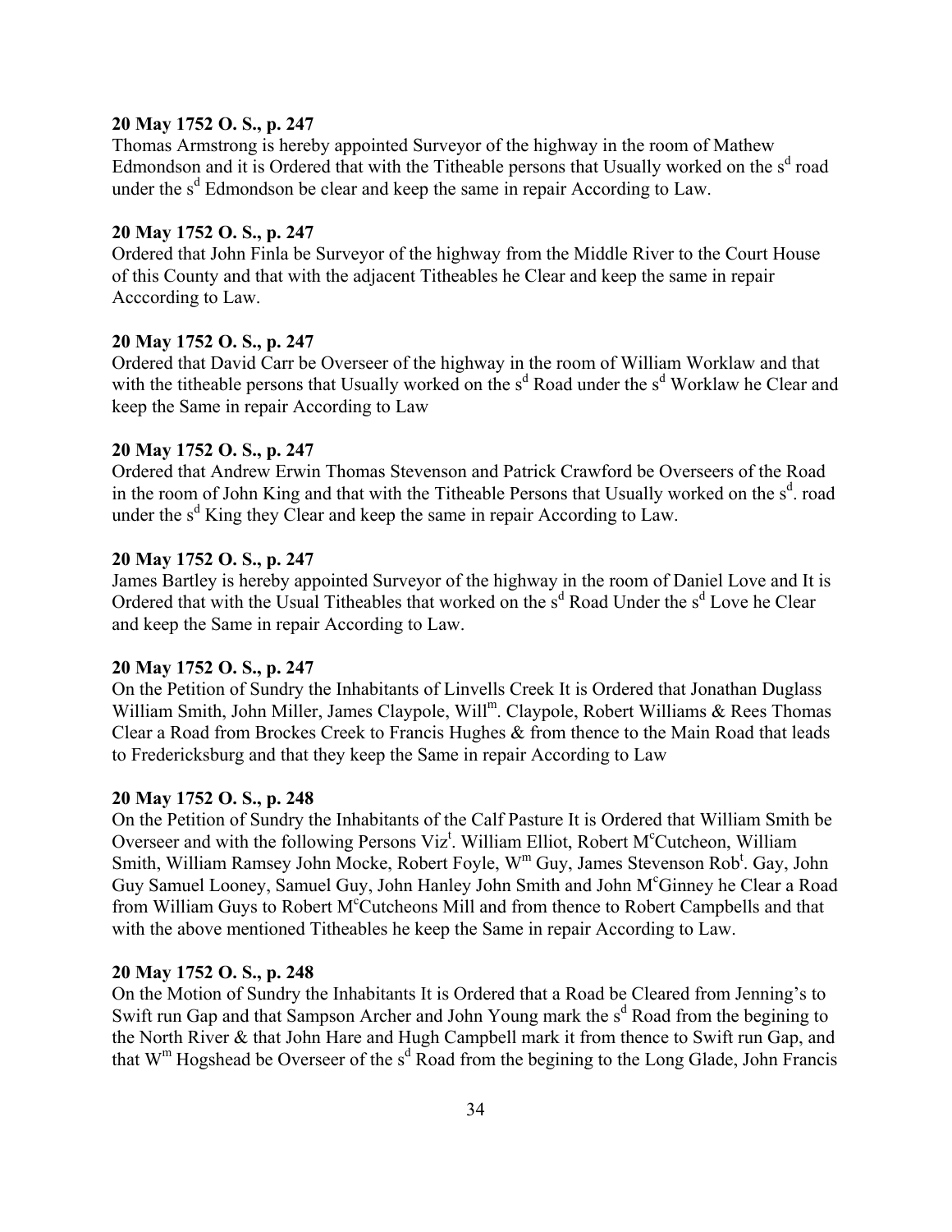**20 May 1752 O. S., p. 247**
Thomas Armstrong is hereby appointed Surveyor of the highway in the room of Mathew Edmondson and it is Ordered that with the Titheable persons that Usually worked on the s[d] road under the s[d] Edmondson be clear and keep the same in repair According to Law.

**20 May 1752 O. S., p. 247**
Ordered that John Finla be Surveyor of the highway from the Middle River to the Court House of this County and that with the adjacent Titheables he Clear and keep the same in repair Acccording to Law.

**20 May 1752 O. S., p. 247**
Ordered that David Carr be Overseer of the highway in the room of William Worklaw and that with the titheable persons that Usually worked on the s[d] Road under the s[d] Worklaw he Clear and keep the Same in repair According to Law

**20 May 1752 O. S., p. 247**
Ordered that Andrew Erwin Thomas Stevenson and Patrick Crawford be Overseers of the Road in the room of John King and that with the Titheable Persons that Usually worked on the s[d]. road under the s[d] King they Clear and keep the same in repair According to Law.

**20 May 1752 O. S., p. 247**
James Bartley is hereby appointed Surveyor of the highway in the room of Daniel Love and It is Ordered that with the Usual Titheables that worked on the s[d] Road Under the s[d] Love he Clear and keep the Same in repair According to Law.

**20 May 1752 O. S., p. 247**
On the Petition of Sundry the Inhabitants of Linvells Creek It is Ordered that Jonathan Duglass William Smith, John Miller, James Claypole, Will[m]. Claypole, Robert Williams & Rees Thomas Clear a Road from Brockes Creek to Francis Hughes & from thence to the Main Road that leads to Fredericksburg and that they keep the Same in repair According to Law

**20 May 1752 O. S., p. 248**
On the Petition of Sundry the Inhabitants of the Calf Pasture It is Ordered that William Smith be Overseer and with the following Persons Viz[t]. William Elliot, Robert M[c]Cutcheon, William Smith, William Ramsey John Mocke, Robert Foyle, W[m] Guy, James Stevenson Rob[t]. Gay, John Guy Samuel Looney, Samuel Guy, John Hanley John Smith and John M[c]Ginney he Clear a Road from William Guys to Robert M[c]Cutcheons Mill and from thence to Robert Campbells and that with the above mentioned Titheables he keep the Same in repair According to Law.

**20 May 1752 O. S., p. 248**
On the Motion of Sundry the Inhabitants It is Ordered that a Road be Cleared from Jenning's to Swift run Gap and that Sampson Archer and John Young mark the s[d] Road from the begining to the North River & that John Hare and Hugh Campbell mark it from thence to Swift run Gap, and that W[m] Hogshead be Overseer of the s[d] Road from the begining to the Long Glade, John Francis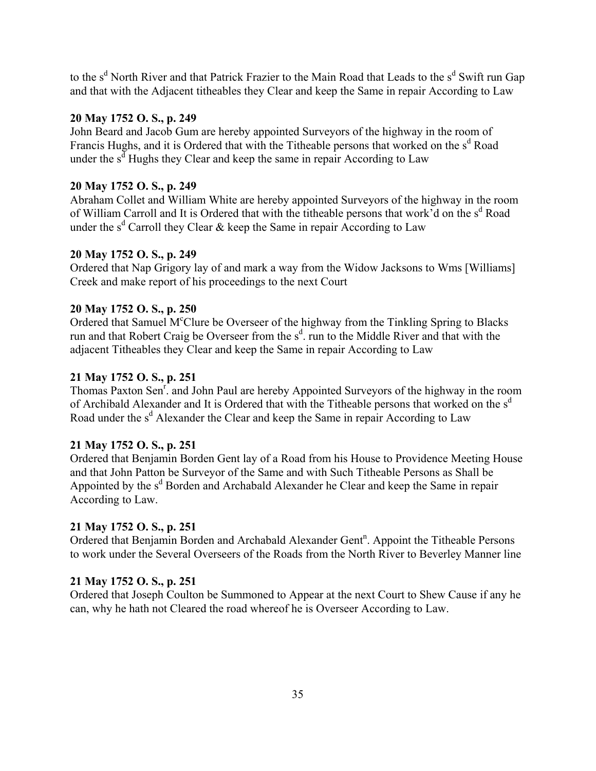to the s[d] North River and that Patrick Frazier to the Main Road that Leads to the s[d] Swift run Gap and that with the Adjacent titheables they Clear and keep the Same in repair According to Law

**20 May 1752 O. S., p. 249**
John Beard and Jacob Gum are hereby appointed Surveyors of the highway in the room of Francis Hughs, and it is Ordered that with the Titheable persons that worked on the s[d] Road under the s[d] Hughs they Clear and keep the same in repair According to Law

**20 May 1752 O. S., p. 249**
Abraham Collet and William White are hereby appointed Surveyors of the highway in the room of William Carroll and It is Ordered that with the titheable persons that work'd on the s[d] Road under the s[d] Carroll they Clear & keep the Same in repair According to Law

**20 May 1752 O. S., p. 249**
Ordered that Nap Grigory lay of and mark a way from the Widow Jacksons to Wms [Williams] Creek and make report of his proceedings to the next Court

**20 May 1752 O. S., p. 250**
Ordered that Samuel M[c]Clure be Overseer of the highway from the Tinkling Spring to Blacks run and that Robert Craig be Overseer from the s[d]. run to the Middle River and that with the adjacent Titheables they Clear and keep the Same in repair According to Law

**21 May 1752 O. S., p. 251**
Thomas Paxton Sen[r]. and John Paul are hereby Appointed Surveyors of the highway in the room of Archibald Alexander and It is Ordered that with the Titheable persons that worked on the s[d] Road under the s[d] Alexander the Clear and keep the Same in repair According to Law

**21 May 1752 O. S., p. 251**
Ordered that Benjamin Borden Gent lay of a Road from his House to Providence Meeting House and that John Patton be Surveyor of the Same and with Such Titheable Persons as Shall be Appointed by the s[d] Borden and Archabald Alexander he Clear and keep the Same in repair According to Law.

**21 May 1752 O. S., p. 251**
Ordered that Benjamin Borden and Archabald Alexander Gent[n]. Appoint the Titheable Persons to work under the Several Overseers of the Roads from the North River to Beverley Manner line

**21 May 1752 O. S., p. 251**
Ordered that Joseph Coulton be Summoned to Appear at the next Court to Shew Cause if any he can, why he hath not Cleared the road whereof he is Overseer According to Law.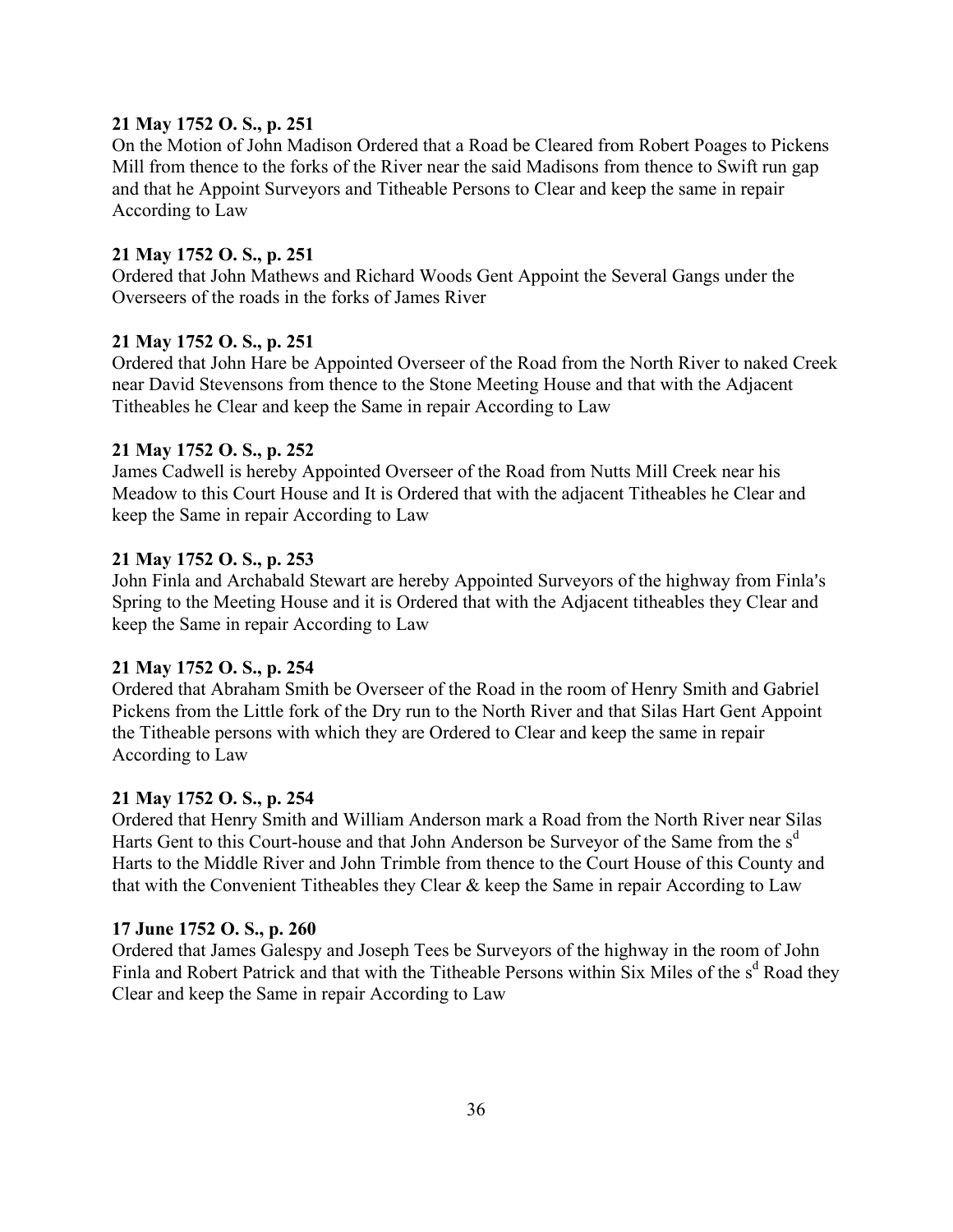**21 May 1752 O. S., p. 251**
On the Motion of John Madison Ordered that a Road be Cleared from Robert Poages to Pickens Mill from thence to the forks of the River near the said Madisons from thence to Swift run gap and that he Appoint Surveyors and Titheable Persons to Clear and keep the same in repair According to Law

**21 May 1752 O. S., p. 251**
Ordered that John Mathews and Richard Woods Gent Appoint the Several Gangs under the Overseers of the roads in the forks of James River

**21 May 1752 O. S., p. 251**
Ordered that John Hare be Appointed Overseer of the Road from the North River to naked Creek near David Stevensons from thence to the Stone Meeting House and that with the Adjacent Titheables he Clear and keep the Same in repair According to Law

**21 May 1752 O. S., p. 252**
James Cadwell is hereby Appointed Overseer of the Road from Nutts Mill Creek near his Meadow to this Court House and It is Ordered that with the adjacent Titheables he Clear and keep the Same in repair According to Law

**21 May 1752 O. S., p. 253**
John Finla and Archabald Stewart are hereby Appointed Surveyors of the highway from Finla's Spring to the Meeting House and it is Ordered that with the Adjacent titheables they Clear and keep the Same in repair According to Law

**21 May 1752 O. S., p. 254**
Ordered that Abraham Smith be Overseer of the Road in the room of Henry Smith and Gabriel Pickens from the Little fork of the Dry run to the North River and that Silas Hart Gent Appoint the Titheable persons with which they are Ordered to Clear and keep the same in repair According to Law

**21 May 1752 O. S., p. 254**
Ordered that Henry Smith and William Anderson mark a Road from the North River near Silas Harts Gent to this Court-house and that John Anderson be Surveyor of the Same from the s^d Harts to the Middle River and John Trimble from thence to the Court House of this County and that with the Convenient Titheables they Clear & keep the Same in repair According to Law

**17 June 1752 O. S., p. 260**
Ordered that James Galespy and Joseph Tees be Surveyors of the highway in the room of John Finla and Robert Patrick and that with the Titheable Persons within Six Miles of the s^d Road they Clear and keep the Same in repair According to Law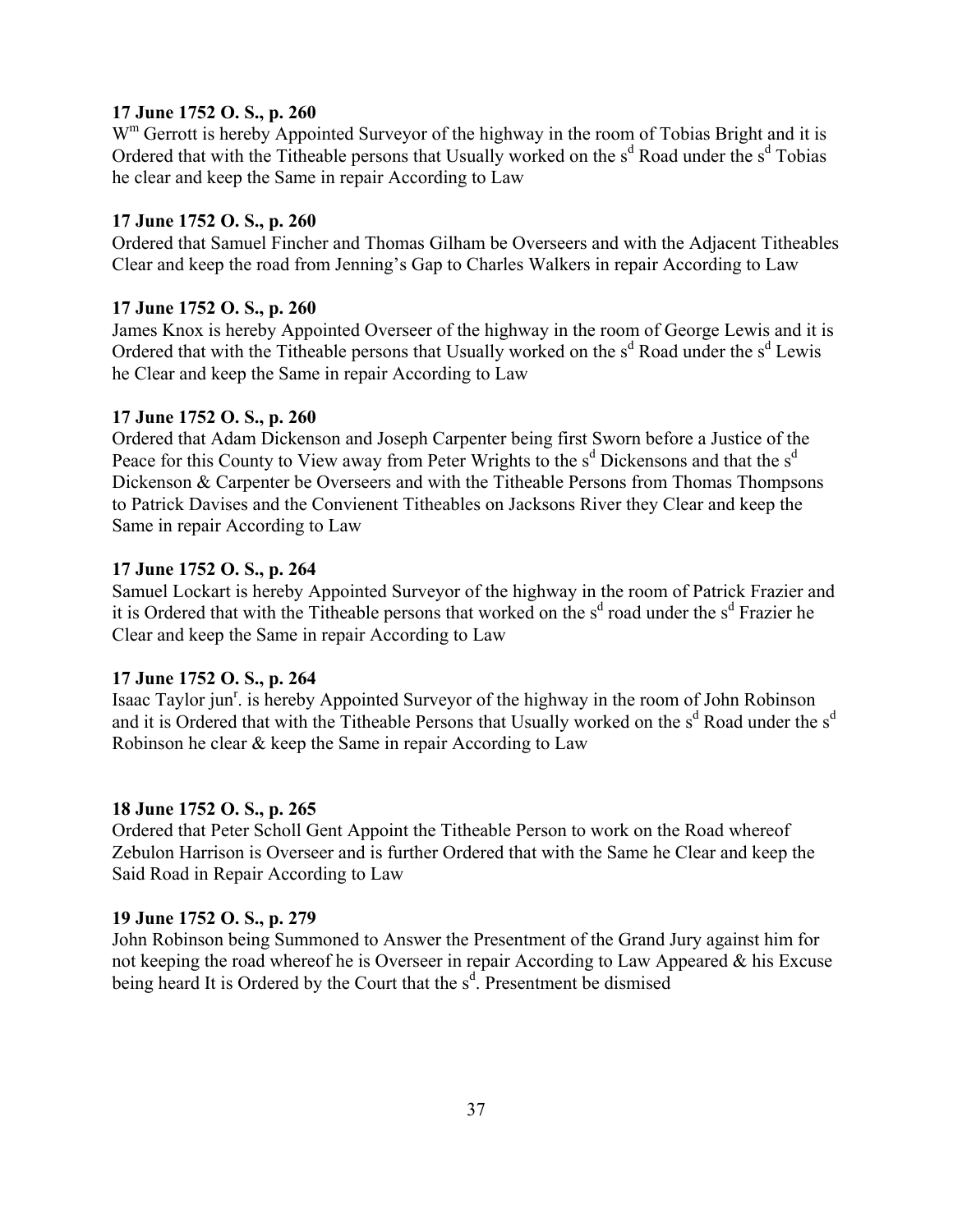**17 June 1752 O. S., p. 260**
W$^{m}$ Gerrott is hereby Appointed Surveyor of the highway in the room of Tobias Bright and it is Ordered that with the Titheable persons that Usually worked on the s$^{d}$ Road under the s$^{d}$ Tobias he clear and keep the Same in repair According to Law

**17 June 1752 O. S., p. 260**
Ordered that Samuel Fincher and Thomas Gilham be Overseers and with the Adjacent Titheables Clear and keep the road from Jenning's Gap to Charles Walkers in repair According to Law

**17 June 1752 O. S., p. 260**
James Knox is hereby Appointed Overseer of the highway in the room of George Lewis and it is Ordered that with the Titheable persons that Usually worked on the s$^{d}$ Road under the s$^{d}$ Lewis he Clear and keep the Same in repair According to Law

**17 June 1752 O. S., p. 260**
Ordered that Adam Dickenson and Joseph Carpenter being first Sworn before a Justice of the Peace for this County to View away from Peter Wrights to the s$^{d}$ Dickensons and that the s$^{d}$ Dickenson & Carpenter be Overseers and with the Titheable Persons from Thomas Thompsons to Patrick Davises and the Convienent Titheables on Jacksons River they Clear and keep the Same in repair According to Law

**17 June 1752 O. S., p. 264**
Samuel Lockart is hereby Appointed Surveyor of the highway in the room of Patrick Frazier and it is Ordered that with the Titheable persons that worked on the s$^{d}$ road under the s$^{d}$ Frazier he Clear and keep the Same in repair According to Law

**17 June 1752 O. S., p. 264**
Isaac Taylor jun$^{r}$. is hereby Appointed Surveyor of the highway in the room of John Robinson and it is Ordered that with the Titheable Persons that Usually worked on the s$^{d}$ Road under the s$^{d}$ Robinson he clear & keep the Same in repair According to Law

**18 June 1752 O. S., p. 265**
Ordered that Peter Scholl Gent Appoint the Titheable Person to work on the Road whereof Zebulon Harrison is Overseer and is further Ordered that with the Same he Clear and keep the Said Road in Repair According to Law

**19 June 1752 O. S., p. 279**
John Robinson being Summoned to Answer the Presentment of the Grand Jury against him for not keeping the road whereof he is Overseer in repair According to Law Appeared & his Excuse being heard It is Ordered by the Court that the s$^{d}$. Presentment be dismised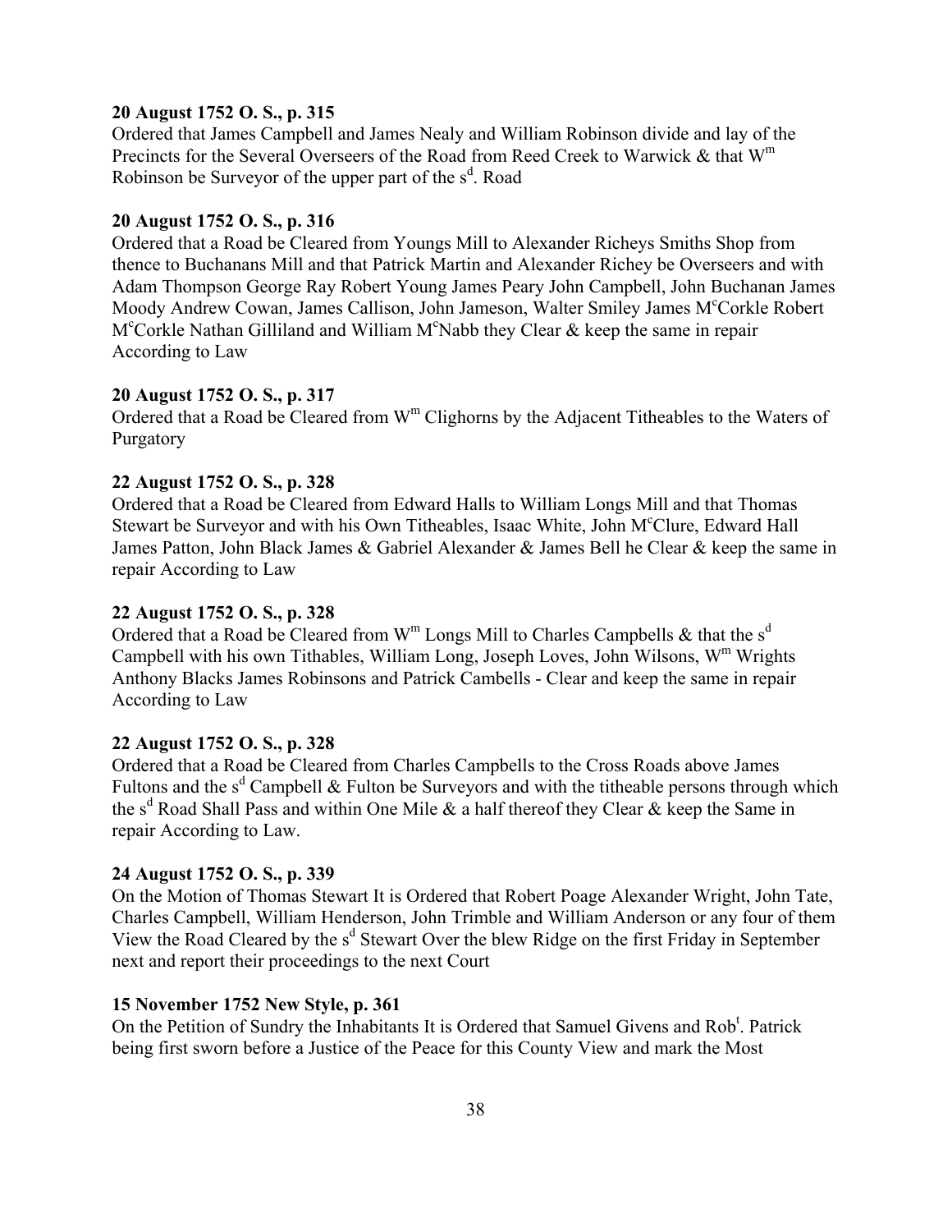**20 August 1752 O. S., p. 315**

Ordered that James Campbell and James Nealy and William Robinson divide and lay of the Precincts for the Several Overseers of the Road from Reed Creek to Warwick & that W$^{m}$ Robinson be Surveyor of the upper part of the s$^{d}$. Road

**20 August 1752 O. S., p. 316**

Ordered that a Road be Cleared from Youngs Mill to Alexander Richeys Smiths Shop from thence to Buchanans Mill and that Patrick Martin and Alexander Richey be Overseers and with Adam Thompson George Ray Robert Young James Peary John Campbell, John Buchanan James Moody Andrew Cowan, James Callison, John Jameson, Walter Smiley James M$^{c}$Corkle Robert M$^{c}$Corkle Nathan Gilliland and William M$^{c}$Nabb they Clear & keep the same in repair According to Law

**20 August 1752 O. S., p. 317**

Ordered that a Road be Cleared from W$^{m}$ Clighorns by the Adjacent Titheables to the Waters of Purgatory

**22 August 1752 O. S., p. 328**

Ordered that a Road be Cleared from Edward Halls to William Longs Mill and that Thomas Stewart be Surveyor and with his Own Titheables, Isaac White, John M$^{c}$Clure, Edward Hall James Patton, John Black James & Gabriel Alexander & James Bell he Clear & keep the same in repair According to Law

**22 August 1752 O. S., p. 328**

Ordered that a Road be Cleared from W$^{m}$ Longs Mill to Charles Campbells & that the s$^{d}$ Campbell with his own Tithables, William Long, Joseph Loves, John Wilsons, W$^{m}$ Wrights Anthony Blacks James Robinsons and Patrick Cambells - Clear and keep the same in repair According to Law

**22 August 1752 O. S., p. 328**

Ordered that a Road be Cleared from Charles Campbells to the Cross Roads above James Fultons and the s$^{d}$ Campbell & Fulton be Surveyors and with the titheable persons through which the s$^{d}$ Road Shall Pass and within One Mile & a half thereof they Clear & keep the Same in repair According to Law.

**24 August 1752 O. S., p. 339**

On the Motion of Thomas Stewart It is Ordered that Robert Poage Alexander Wright, John Tate, Charles Campbell, William Henderson, John Trimble and William Anderson or any four of them View the Road Cleared by the s$^{d}$ Stewart Over the blew Ridge on the first Friday in September next and report their proceedings to the next Court

**15 November 1752 New Style, p. 361**

On the Petition of Sundry the Inhabitants It is Ordered that Samuel Givens and Rob$^{t}$. Patrick being first sworn before a Justice of the Peace for this County View and mark the Most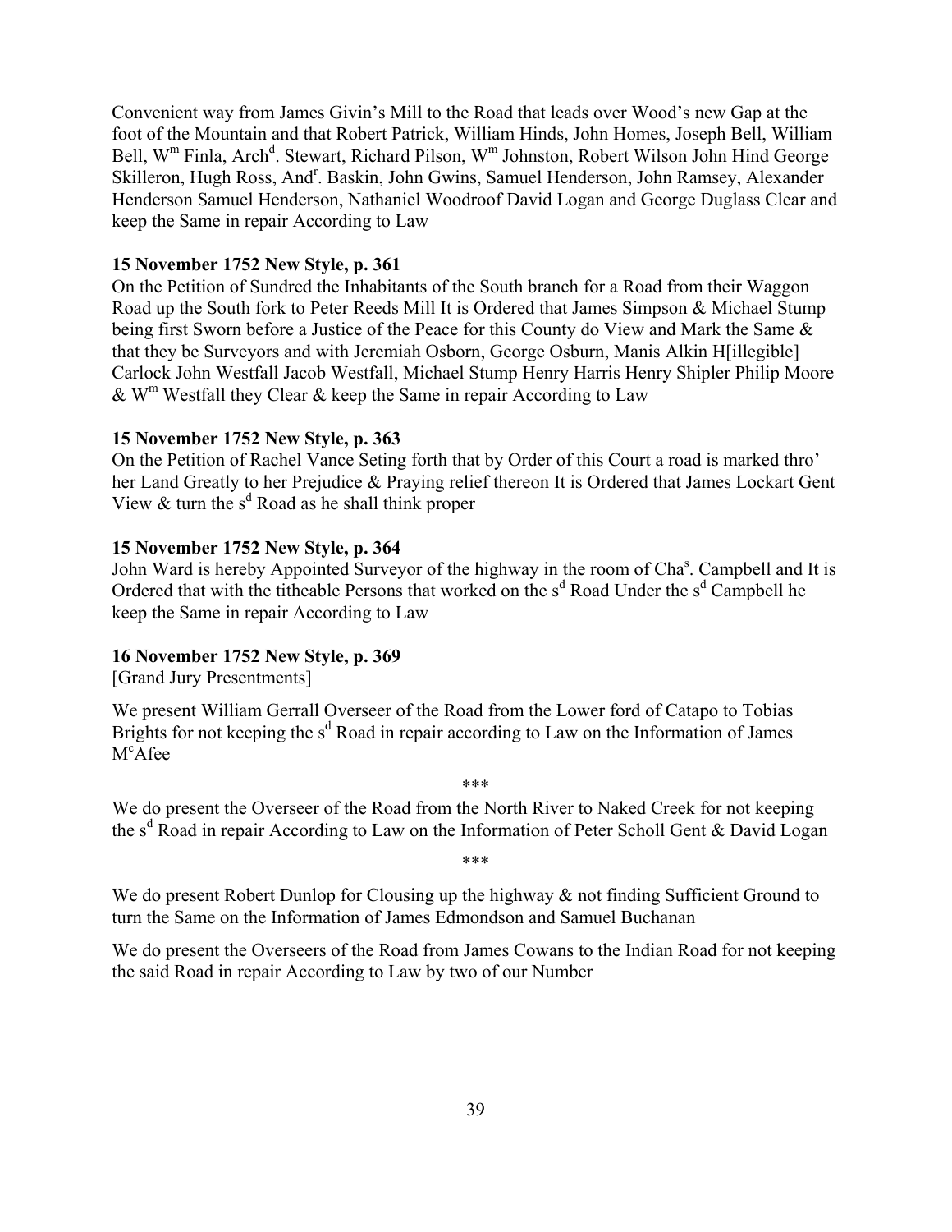Convenient way from James Givin's Mill to the Road that leads over Wood's new Gap at the foot of the Mountain and that Robert Patrick, William Hinds, John Homes, Joseph Bell, William Bell, W[m] Finla, Arch[d]. Stewart, Richard Pilson, W[m] Johnston, Robert Wilson John Hind George Skilleron, Hugh Ross, And[r]. Baskin, John Gwins, Samuel Henderson, John Ramsey, Alexander Henderson Samuel Henderson, Nathaniel Woodroof David Logan and George Duglass Clear and keep the Same in repair According to Law

**15 November 1752 New Style, p. 361**

On the Petition of Sundred the Inhabitants of the South branch for a Road from their Waggon Road up the South fork to Peter Reeds Mill It is Ordered that James Simpson & Michael Stump being first Sworn before a Justice of the Peace for this County do View and Mark the Same & that they be Surveyors and with Jeremiah Osborn, George Osburn, Manis Alkin H[illegible] Carlock John Westfall Jacob Westfall, Michael Stump Henry Harris Henry Shipler Philip Moore & W[m] Westfall they Clear & keep the Same in repair According to Law

**15 November 1752 New Style, p. 363**

On the Petition of Rachel Vance Seting forth that by Order of this Court a road is marked thro' her Land Greatly to her Prejudice & Praying relief thereon It is Ordered that James Lockart Gent View & turn the s[d] Road as he shall think proper

**15 November 1752 New Style, p. 364**

John Ward is hereby Appointed Surveyor of the highway in the room of Cha[s]. Campbell and It is Ordered that with the titheable Persons that worked on the s[d] Road Under the s[d] Campbell he keep the Same in repair According to Law

**16 November 1752 New Style, p. 369**

[Grand Jury Presentments]

We present William Gerrall Overseer of the Road from the Lower ford of Catapo to Tobias Brights for not keeping the s[d] Road in repair according to Law on the Information of James M[c]Afee

\*\*\*

We do present the Overseer of the Road from the North River to Naked Creek for not keeping the s[d] Road in repair According to Law on the Information of Peter Scholl Gent & David Logan

\*\*\*

We do present Robert Dunlop for Clousing up the highway & not finding Sufficient Ground to turn the Same on the Information of James Edmondson and Samuel Buchanan

We do present the Overseers of the Road from James Cowans to the Indian Road for not keeping the said Road in repair According to Law by two of our Number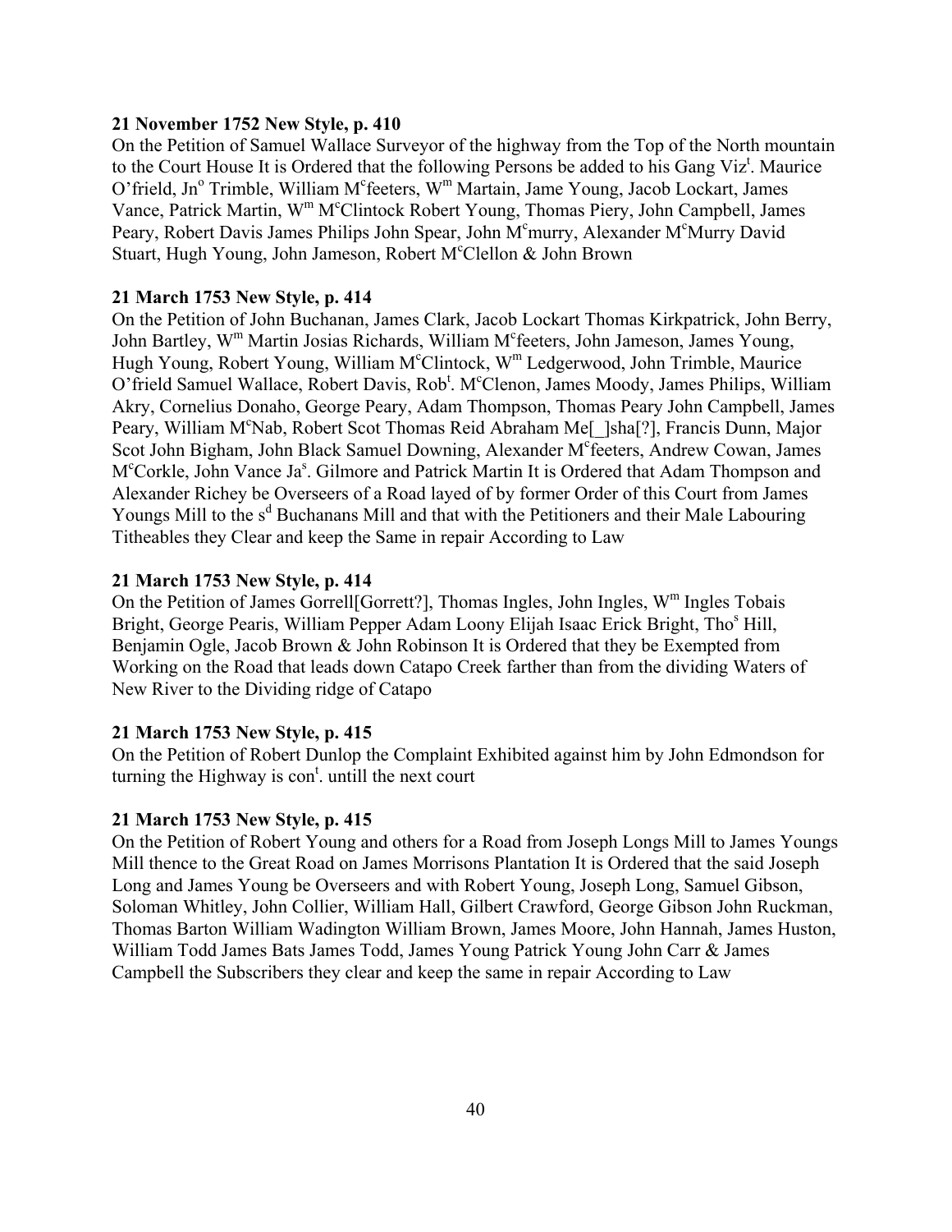**21 November 1752 New Style, p. 410**

On the Petition of Samuel Wallace Surveyor of the highway from the Top of the North mountain to the Court House It is Ordered that the following Persons be added to his Gang Viz[t]. Maurice O'frield, Jn[o] Trimble, William M[c]feeters, W[m] Martain, Jame Young, Jacob Lockart, James Vance, Patrick Martin, W[m] M[c]Clintock Robert Young, Thomas Piery, John Campbell, James Peary, Robert Davis James Philips John Spear, John M[c]murry, Alexander M[c]Murry David Stuart, Hugh Young, John Jameson, Robert M[c]Clellon & John Brown

**21 March 1753 New Style, p. 414**

On the Petition of John Buchanan, James Clark, Jacob Lockart Thomas Kirkpatrick, John Berry, John Bartley, W[m] Martin Josias Richards, William M[c]feeters, John Jameson, James Young, Hugh Young, Robert Young, William M[c]Clintock, W[m] Ledgerwood, John Trimble, Maurice O'frield Samuel Wallace, Robert Davis, Rob[t]. M[c]Clenon, James Moody, James Philips, William Akry, Cornelius Donaho, George Peary, Adam Thompson, Thomas Peary John Campbell, James Peary, William M[c]Nab, Robert Scot Thomas Reid Abraham Me[_]sha[?], Francis Dunn, Major Scot John Bigham, John Black Samuel Downing, Alexander M[c]feeters, Andrew Cowan, James M[c]Corkle, John Vance Ja[s]. Gilmore and Patrick Martin It is Ordered that Adam Thompson and Alexander Richey be Overseers of a Road layed of by former Order of this Court from James Youngs Mill to the s[d] Buchanans Mill and that with the Petitioners and their Male Labouring Titheables they Clear and keep the Same in repair According to Law

**21 March 1753 New Style, p. 414**

On the Petition of James Gorrell[Gorrett?], Thomas Ingles, John Ingles, W[m] Ingles Tobais Bright, George Pearis, William Pepper Adam Loony Elijah Isaac Erick Bright, Tho[s] Hill, Benjamin Ogle, Jacob Brown & John Robinson It is Ordered that they be Exempted from Working on the Road that leads down Catapo Creek farther than from the dividing Waters of New River to the Dividing ridge of Catapo

**21 March 1753 New Style, p. 415**

On the Petition of Robert Dunlop the Complaint Exhibited against him by John Edmondson for turning the Highway is con[t]. untill the next court

**21 March 1753 New Style, p. 415**

On the Petition of Robert Young and others for a Road from Joseph Longs Mill to James Youngs Mill thence to the Great Road on James Morrisons Plantation It is Ordered that the said Joseph Long and James Young be Overseers and with Robert Young, Joseph Long, Samuel Gibson, Soloman Whitley, John Collier, William Hall, Gilbert Crawford, George Gibson John Ruckman, Thomas Barton William Wadington William Brown, James Moore, John Hannah, James Huston, William Todd James Bats James Todd, James Young Patrick Young John Carr & James Campbell the Subscribers they clear and keep the same in repair According to Law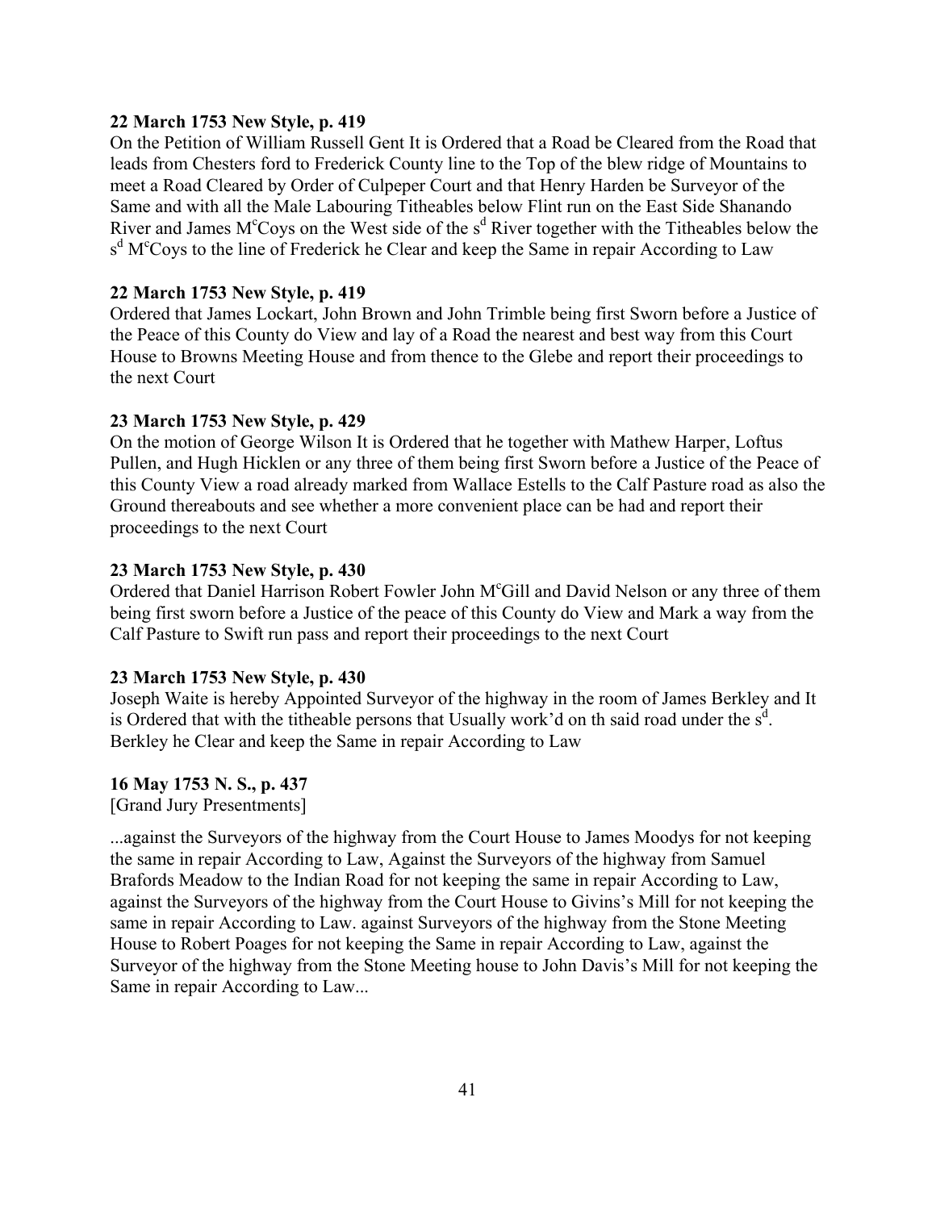**22 March 1753 New Style, p. 419**

On the Petition of William Russell Gent It is Ordered that a Road be Cleared from the Road that leads from Chesters ford to Frederick County line to the Top of the blew ridge of Mountains to meet a Road Cleared by Order of Culpeper Court and that Henry Harden be Surveyor of the Same and with all the Male Labouring Titheables below Flint run on the East Side Shanando River and James M$^c$Coys on the West side of the s$^d$ River together with the Titheables below the s$^d$ M$^c$Coys to the line of Frederick he Clear and keep the Same in repair According to Law

**22 March 1753 New Style, p. 419**

Ordered that James Lockart, John Brown and John Trimble being first Sworn before a Justice of the Peace of this County do View and lay of a Road the nearest and best way from this Court House to Browns Meeting House and from thence to the Glebe and report their proceedings to the next Court

**23 March 1753 New Style, p. 429**

On the motion of George Wilson It is Ordered that he together with Mathew Harper, Loftus Pullen, and Hugh Hicklen or any three of them being first Sworn before a Justice of the Peace of this County View a road already marked from Wallace Estells to the Calf Pasture road as also the Ground thereabouts and see whether a more convenient place can be had and report their proceedings to the next Court

**23 March 1753 New Style, p. 430**

Ordered that Daniel Harrison Robert Fowler John M$^c$Gill and David Nelson or any three of them being first sworn before a Justice of the peace of this County do View and Mark a way from the Calf Pasture to Swift run pass and report their proceedings to the next Court

**23 March 1753 New Style, p. 430**

Joseph Waite is hereby Appointed Surveyor of the highway in the room of James Berkley and It is Ordered that with the titheable persons that Usually work'd on th said road under the s$^d$. Berkley he Clear and keep the Same in repair According to Law

**16 May 1753 N. S., p. 437**

[Grand Jury Presentments]

...against the Surveyors of the highway from the Court House to James Moodys for not keeping the same in repair According to Law, Against the Surveyors of the highway from Samuel Brafords Meadow to the Indian Road for not keeping the same in repair According to Law, against the Surveyors of the highway from the Court House to Givins's Mill for not keeping the same in repair According to Law. against Surveyors of the highway from the Stone Meeting House to Robert Poages for not keeping the Same in repair According to Law, against the Surveyor of the highway from the Stone Meeting house to John Davis's Mill for not keeping the Same in repair According to Law...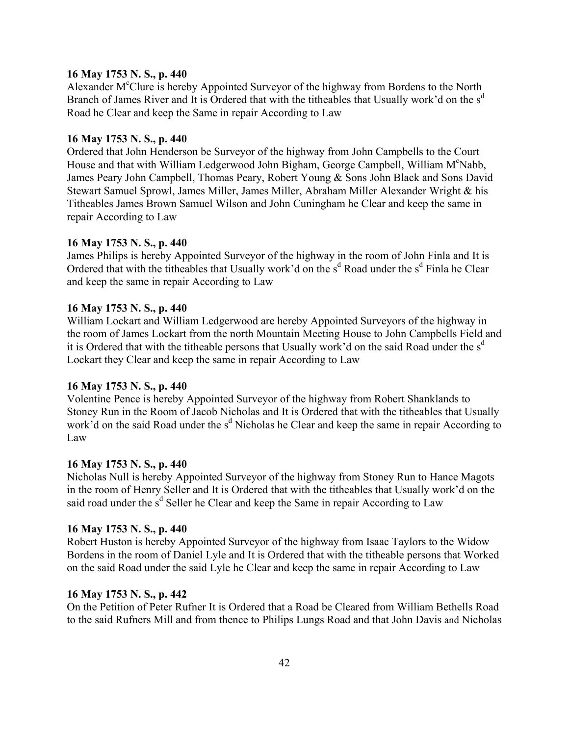**16 May 1753 N. S., p. 440**

Alexander M^c^Clure is hereby Appointed Surveyor of the highway from Bordens to the North Branch of James River and It is Ordered that with the titheables that Usually work'd on the s^d^ Road he Clear and keep the Same in repair According to Law

**16 May 1753 N. S., p. 440**

Ordered that John Henderson be Surveyor of the highway from John Campbells to the Court House and that with William Ledgerwood John Bigham, George Campbell, William M^c^Nabb, James Peary John Campbell, Thomas Peary, Robert Young & Sons John Black and Sons David Stewart Samuel Sprowl, James Miller, James Miller, Abraham Miller Alexander Wright & his Titheables James Brown Samuel Wilson and John Cuningham he Clear and keep the same in repair According to Law

**16 May 1753 N. S., p. 440**

James Philips is hereby Appointed Surveyor of the highway in the room of John Finla and It is Ordered that with the titheables that Usually work'd on the s^d^ Road under the s^d^ Finla he Clear and keep the same in repair According to Law

**16 May 1753 N. S., p. 440**

William Lockart and William Ledgerwood are hereby Appointed Surveyors of the highway in the room of James Lockart from the north Mountain Meeting House to John Campbells Field and it is Ordered that with the titheable persons that Usually work'd on the said Road under the s^d^ Lockart they Clear and keep the same in repair According to Law

**16 May 1753 N. S., p. 440**

Volentine Pence is hereby Appointed Surveyor of the highway from Robert Shanklands to Stoney Run in the Room of Jacob Nicholas and It is Ordered that with the titheables that Usually work'd on the said Road under the s^d^ Nicholas he Clear and keep the same in repair According to Law

**16 May 1753 N. S., p. 440**

Nicholas Null is hereby Appointed Surveyor of the highway from Stoney Run to Hance Magots in the room of Henry Seller and It is Ordered that with the titheables that Usually work'd on the said road under the s^d^ Seller he Clear and keep the Same in repair According to Law

**16 May 1753 N. S., p. 440**

Robert Huston is hereby Appointed Surveyor of the highway from Isaac Taylors to the Widow Bordens in the room of Daniel Lyle and It is Ordered that with the titheable persons that Worked on the said Road under the said Lyle he Clear and keep the same in repair According to Law

**16 May 1753 N. S., p. 442**

On the Petition of Peter Rufner It is Ordered that a Road be Cleared from William Bethells Road to the said Rufners Mill and from thence to Philips Lungs Road and that John Davis and Nicholas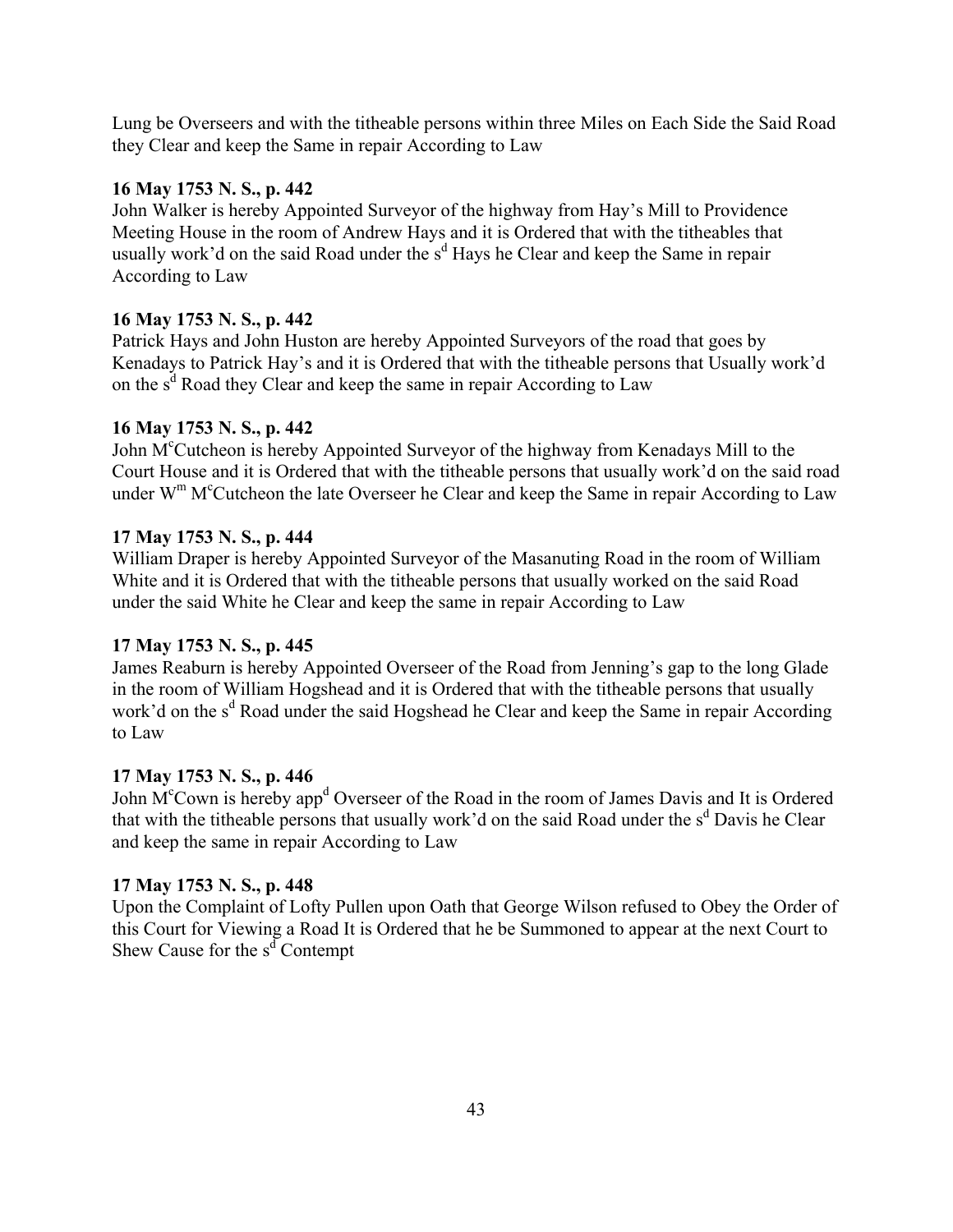Lung be Overseers and with the titheable persons within three Miles on Each Side the Said Road they Clear and keep the Same in repair According to Law

**16 May 1753 N. S., p. 442**

John Walker is hereby Appointed Surveyor of the highway from Hay's Mill to Providence Meeting House in the room of Andrew Hays and it is Ordered that with the titheables that usually work'd on the said Road under the s$^{d}$ Hays he Clear and keep the Same in repair According to Law

**16 May 1753 N. S., p. 442**

Patrick Hays and John Huston are hereby Appointed Surveyors of the road that goes by Kenadays to Patrick Hay's and it is Ordered that with the titheable persons that Usually work'd on the s$^{d}$ Road they Clear and keep the same in repair According to Law

**16 May 1753 N. S., p. 442**

John M$^{c}$Cutcheon is hereby Appointed Surveyor of the highway from Kenadays Mill to the Court House and it is Ordered that with the titheable persons that usually work'd on the said road under W$^{m}$ M$^{c}$Cutcheon the late Overseer he Clear and keep the Same in repair According to Law

**17 May 1753 N. S., p. 444**

William Draper is hereby Appointed Surveyor of the Masanuting Road in the room of William White and it is Ordered that with the titheable persons that usually worked on the said Road under the said White he Clear and keep the same in repair According to Law

**17 May 1753 N. S., p. 445**

James Reaburn is hereby Appointed Overseer of the Road from Jenning's gap to the long Glade in the room of William Hogshead and it is Ordered that with the titheable persons that usually work'd on the s$^{d}$ Road under the said Hogshead he Clear and keep the Same in repair According to Law

**17 May 1753 N. S., p. 446**

John M$^{c}$Cown is hereby app$^{d}$ Overseer of the Road in the room of James Davis and It is Ordered that with the titheable persons that usually work'd on the said Road under the s$^{d}$ Davis he Clear and keep the same in repair According to Law

**17 May 1753 N. S., p. 448**

Upon the Complaint of Lofty Pullen upon Oath that George Wilson refused to Obey the Order of this Court for Viewing a Road It is Ordered that he be Summoned to appear at the next Court to Shew Cause for the s$^{d}$ Contempt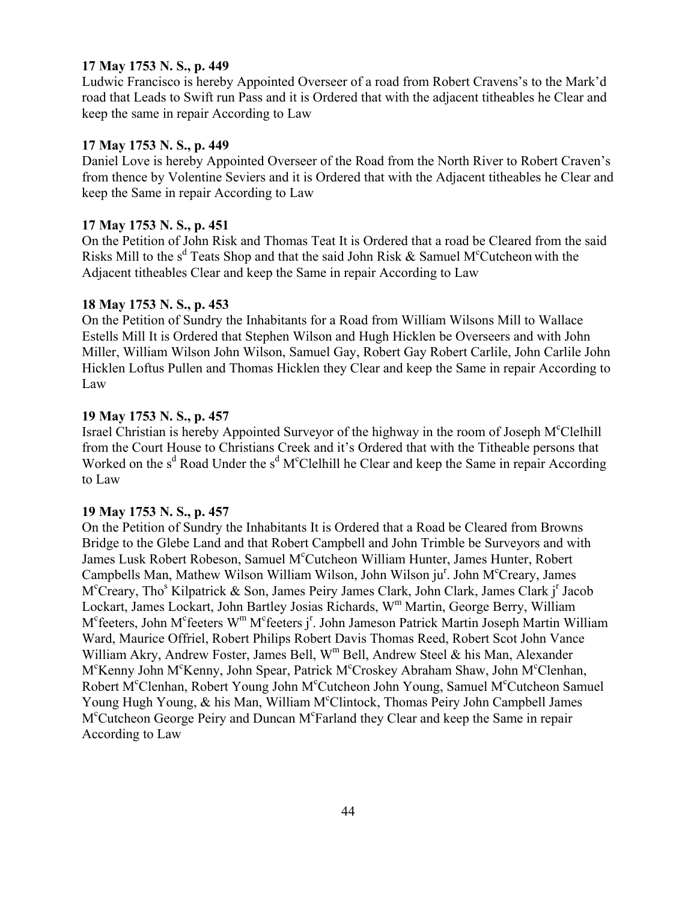**17 May 1753 N. S., p. 449**

Ludwic Francisco is hereby Appointed Overseer of a road from Robert Cravens's to the Mark'd road that Leads to Swift run Pass and it is Ordered that with the adjacent titheables he Clear and keep the same in repair According to Law

**17 May 1753 N. S., p. 449**

Daniel Love is hereby Appointed Overseer of the Road from the North River to Robert Craven's from thence by Volentine Seviers and it is Ordered that with the Adjacent titheables he Clear and keep the Same in repair According to Law

**17 May 1753 N. S., p. 451**

On the Petition of John Risk and Thomas Teat It is Ordered that a road be Cleared from the said Risks Mill to the s^d Teats Shop and that the said John Risk & Samuel M^cCutcheon with the Adjacent titheables Clear and keep the Same in repair According to Law

**18 May 1753 N. S., p. 453**

On the Petition of Sundry the Inhabitants for a Road from William Wilsons Mill to Wallace Estells Mill It is Ordered that Stephen Wilson and Hugh Hicklen be Overseers and with John Miller, William Wilson John Wilson, Samuel Gay, Robert Gay Robert Carlile, John Carlile John Hicklen Loftus Pullen and Thomas Hicklen they Clear and keep the Same in repair According to Law

**19 May 1753 N. S., p. 457**

Israel Christian is hereby Appointed Surveyor of the highway in the room of Joseph M^cClelhill from the Court House to Christians Creek and it's Ordered that with the Titheable persons that Worked on the s^d Road Under the s^d M^cClelhill he Clear and keep the Same in repair According to Law

**19 May 1753 N. S., p. 457**

On the Petition of Sundry the Inhabitants It is Ordered that a Road be Cleared from Browns Bridge to the Glebe Land and that Robert Campbell and John Trimble be Surveyors and with James Lusk Robert Robeson, Samuel M^cCutcheon William Hunter, James Hunter, Robert Campbells Man, Mathew Wilson William Wilson, John Wilson ju^r. John M^cCreary, James M^cCreary, Tho^s Kilpatrick & Son, James Peiry James Clark, John Clark, James Clark j^r Jacob Lockart, James Lockart, John Bartley Josias Richards, W^m Martin, George Berry, William M^cfeeters, John M^cfeeters W^m M^cfeeters j^r. John Jameson Patrick Martin Joseph Martin William Ward, Maurice Offriel, Robert Philips Robert Davis Thomas Reed, Robert Scot John Vance William Akry, Andrew Foster, James Bell, W^m Bell, Andrew Steel & his Man, Alexander M^cKenny John M^cKenny, John Spear, Patrick M^cCroskey Abraham Shaw, John M^cClenhan, Robert M^cClenhan, Robert Young John M^cCutcheon John Young, Samuel M^cCutcheon Samuel Young Hugh Young, & his Man, William M^cClintock, Thomas Peiry John Campbell James M^cCutcheon George Peiry and Duncan M^cFarland they Clear and keep the Same in repair According to Law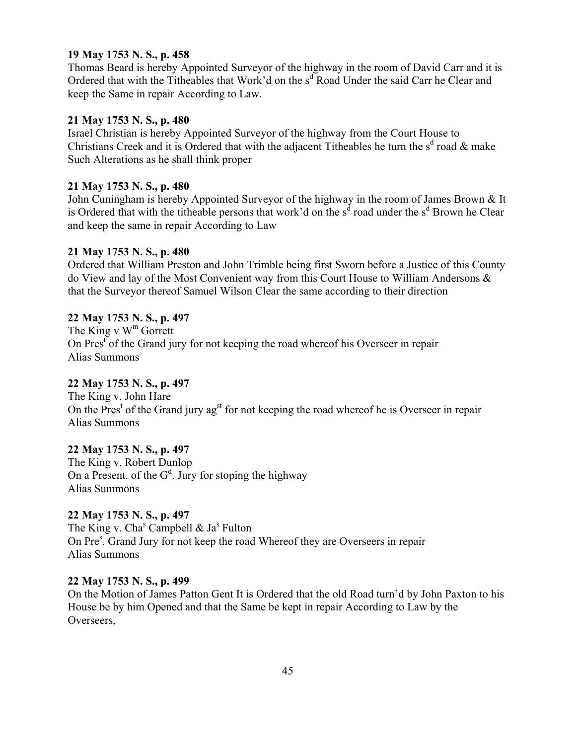**19 May 1753 N. S., p. 458**
Thomas Beard is hereby Appointed Surveyor of the highway in the room of David Carr and it is Ordered that with the Titheables that Work'd on the s$^{d}$ Road Under the said Carr he Clear and keep the Same in repair According to Law.

**21 May 1753 N. S., p. 480**
Israel Christian is hereby Appointed Surveyor of the highway from the Court House to Christians Creek and it is Ordered that with the adjacent Titheables he turn the s$^{d}$ road & make Such Alterations as he shall think proper

**21 May 1753 N. S., p. 480**
John Cuningham is hereby Appointed Surveyor of the highway in the room of James Brown & It is Ordered that with the titheable persons that work'd on the s$^{d}$ road under the s$^{d}$ Brown he Clear and keep the same in repair According to Law

**21 May 1753 N. S., p. 480**
Ordered that William Preston and John Trimble being first Sworn before a Justice of this County do View and lay of the Most Convenient way from this Court House to William Andersons & that the Surveyor thereof Samuel Wilson Clear the same according to their direction

**22 May 1753 N. S., p. 497**
The King v W$^{m}$ Gorrett
On Pres$^{t}$ of the Grand jury for not keeping the road whereof his Overseer in repair
Alias Summons

**22 May 1753 N. S., p. 497**
The King v. John Hare
On the Pres$^{t}$ of the Grand jury ag$^{st}$ for not keeping the road whereof he is Overseer in repair
Alias Summons

**22 May 1753 N. S., p. 497**
The King v. Robert Dunlop
On a Present. of the G$^{d}$. Jury for stoping the highway
Alias Summons

**22 May 1753 N. S., p. 497**
The King v. Cha$^{s}$ Campbell & Ja$^{s}$ Fulton
On Pre$^{s}$. Grand Jury for not keep the road Whereof they are Overseers in repair
Alias Summons

**22 May 1753 N. S., p. 499**
On the Motion of James Patton Gent It is Ordered that the old Road turn'd by John Paxton to his House be by him Opened and that the Same be kept in repair According to Law by the Overseers,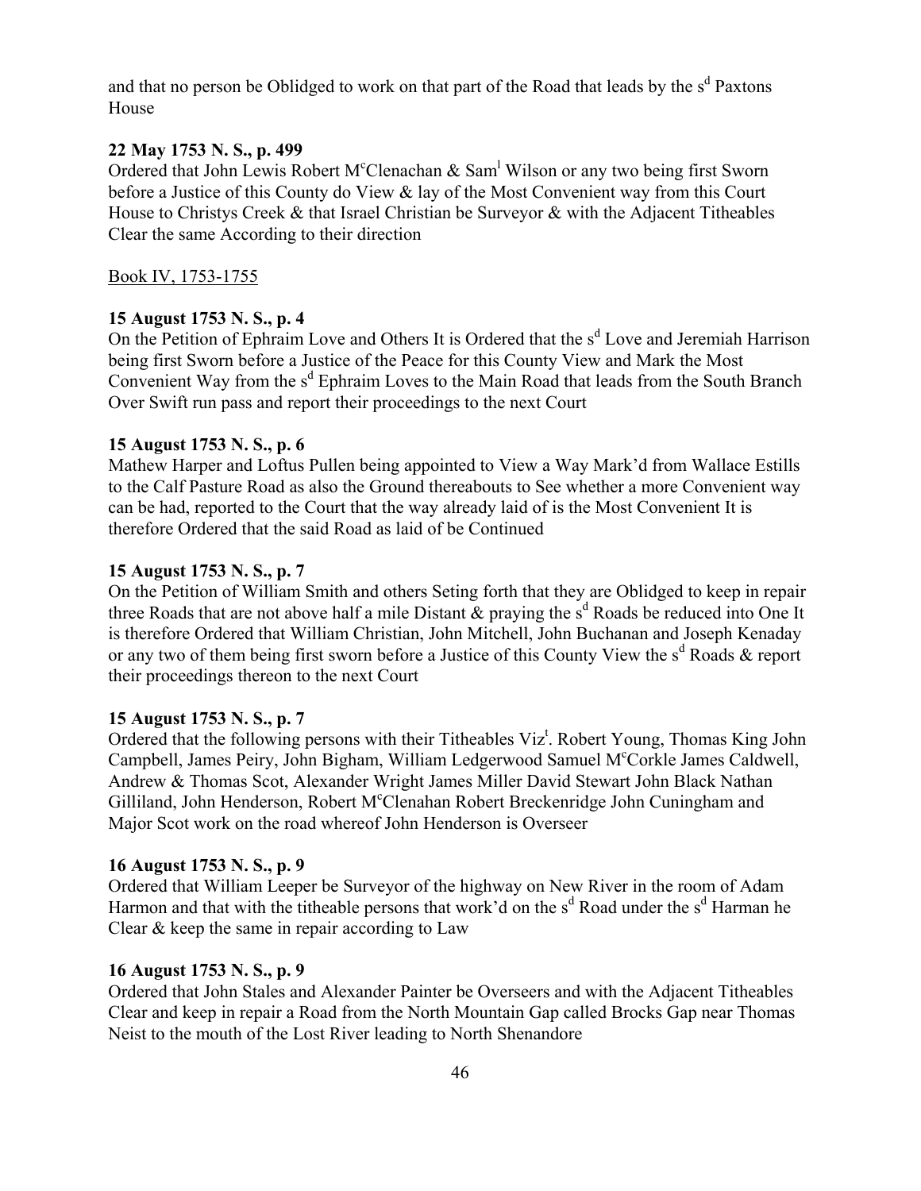and that no person be Oblidged to work on that part of the Road that leads by the s[d] Paxtons House

**22 May 1753 N. S., p. 499**

Ordered that John Lewis Robert M[c]Clenachan & Sam[l] Wilson or any two being first Sworn before a Justice of this County do View & lay of the Most Convenient way from this Court House to Christys Creek & that Israel Christian be Surveyor & with the Adjacent Titheables Clear the same According to their direction

Book IV, 1753-1755

**15 August 1753 N. S., p. 4**

On the Petition of Ephraim Love and Others It is Ordered that the s[d] Love and Jeremiah Harrison being first Sworn before a Justice of the Peace for this County View and Mark the Most Convenient Way from the s[d] Ephraim Loves to the Main Road that leads from the South Branch Over Swift run pass and report their proceedings to the next Court

**15 August 1753 N. S., p. 6**

Mathew Harper and Loftus Pullen being appointed to View a Way Mark'd from Wallace Estills to the Calf Pasture Road as also the Ground thereabouts to See whether a more Convenient way can be had, reported to the Court that the way already laid of is the Most Convenient It is therefore Ordered that the said Road as laid of be Continued

**15 August 1753 N. S., p. 7**

On the Petition of William Smith and others Seting forth that they are Oblidged to keep in repair three Roads that are not above half a mile Distant & praying the s[d] Roads be reduced into One It is therefore Ordered that William Christian, John Mitchell, John Buchanan and Joseph Kenaday or any two of them being first sworn before a Justice of this County View the s[d] Roads & report their proceedings thereon to the next Court

**15 August 1753 N. S., p. 7**

Ordered that the following persons with their Titheables Viz[t]. Robert Young, Thomas King John Campbell, James Peiry, John Bigham, William Ledgerwood Samuel M[c]Corkle James Caldwell, Andrew & Thomas Scot, Alexander Wright James Miller David Stewart John Black Nathan Gilliland, John Henderson, Robert M[c]Clenahan Robert Breckenridge John Cuningham and Major Scot work on the road whereof John Henderson is Overseer

**16 August 1753 N. S., p. 9**

Ordered that William Leeper be Surveyor of the highway on New River in the room of Adam Harmon and that with the titheable persons that work'd on the s[d] Road under the s[d] Harman he Clear & keep the same in repair according to Law

**16 August 1753 N. S., p. 9**

Ordered that John Stales and Alexander Painter be Overseers and with the Adjacent Titheables Clear and keep in repair a Road from the North Mountain Gap called Brocks Gap near Thomas Neist to the mouth of the Lost River leading to North Shenandore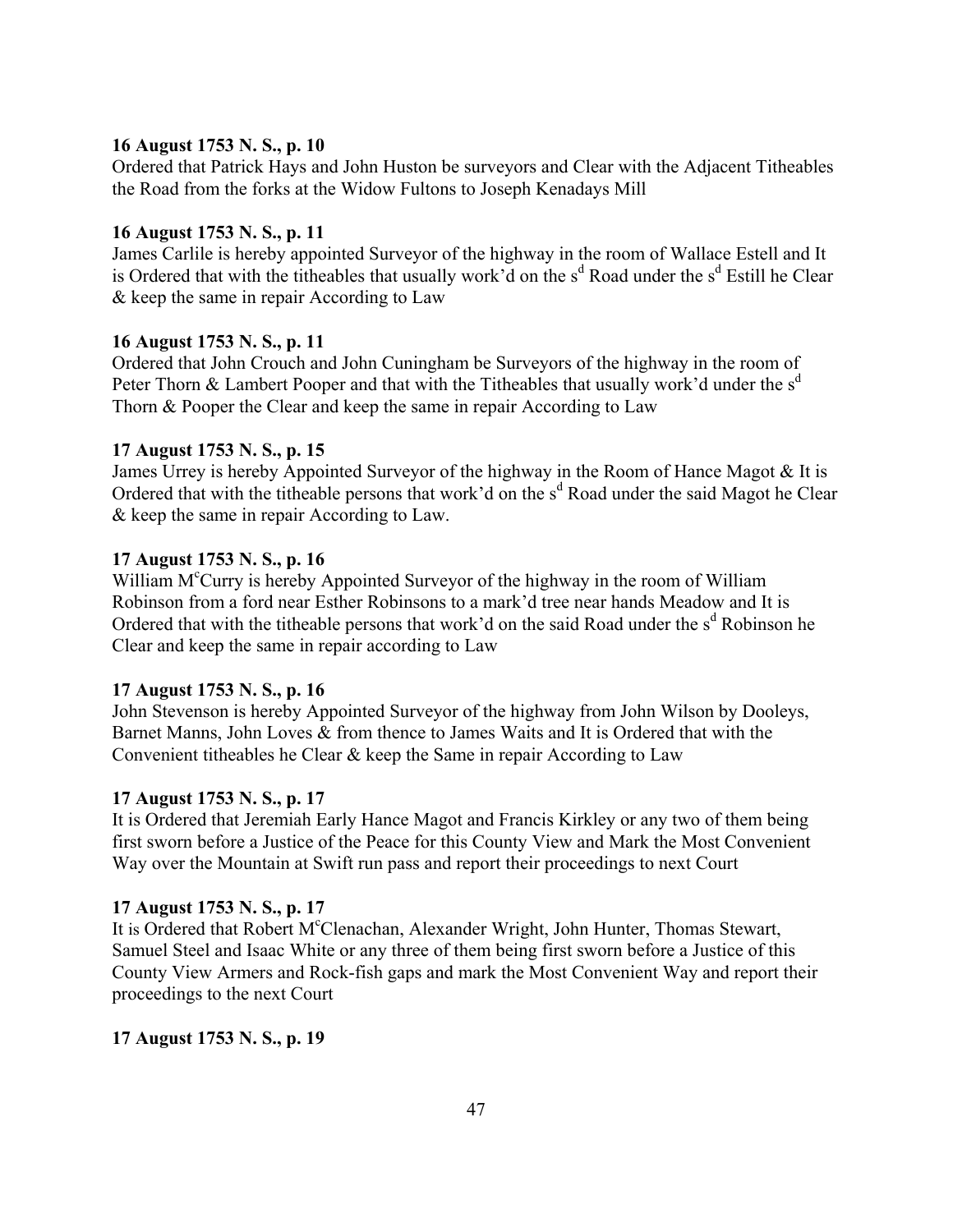**16 August 1753 N. S., p. 10**

Ordered that Patrick Hays and John Huston be surveyors and Clear with the Adjacent Titheables the Road from the forks at the Widow Fultons to Joseph Kenadays Mill

**16 August 1753 N. S., p. 11**

James Carlile is hereby appointed Surveyor of the highway in the room of Wallace Estell and It is Ordered that with the titheables that usually work'd on the s[d] Road under the s[d] Estill he Clear & keep the same in repair According to Law

**16 August 1753 N. S., p. 11**

Ordered that John Crouch and John Cuningham be Surveyors of the highway in the room of Peter Thorn & Lambert Pooper and that with the Titheables that usually work'd under the s[d] Thorn & Pooper the Clear and keep the same in repair According to Law

**17 August 1753 N. S., p. 15**

James Urrey is hereby Appointed Surveyor of the highway in the Room of Hance Magot & It is Ordered that with the titheable persons that work'd on the s[d] Road under the said Magot he Clear & keep the same in repair According to Law.

**17 August 1753 N. S., p. 16**

William M[c]Curry is hereby Appointed Surveyor of the highway in the room of William Robinson from a ford near Esther Robinsons to a mark'd tree near hands Meadow and It is Ordered that with the titheable persons that work'd on the said Road under the s[d] Robinson he Clear and keep the same in repair according to Law

**17 August 1753 N. S., p. 16**

John Stevenson is hereby Appointed Surveyor of the highway from John Wilson by Dooleys, Barnet Manns, John Loves & from thence to James Waits and It is Ordered that with the Convenient titheables he Clear & keep the Same in repair According to Law

**17 August 1753 N. S., p. 17**

It is Ordered that Jeremiah Early Hance Magot and Francis Kirkley or any two of them being first sworn before a Justice of the Peace for this County View and Mark the Most Convenient Way over the Mountain at Swift run pass and report their proceedings to next Court

**17 August 1753 N. S., p. 17**

It is Ordered that Robert M[c]Clenachan, Alexander Wright, John Hunter, Thomas Stewart, Samuel Steel and Isaac White or any three of them being first sworn before a Justice of this County View Armers and Rock-fish gaps and mark the Most Convenient Way and report their proceedings to the next Court

**17 August 1753 N. S., p. 19**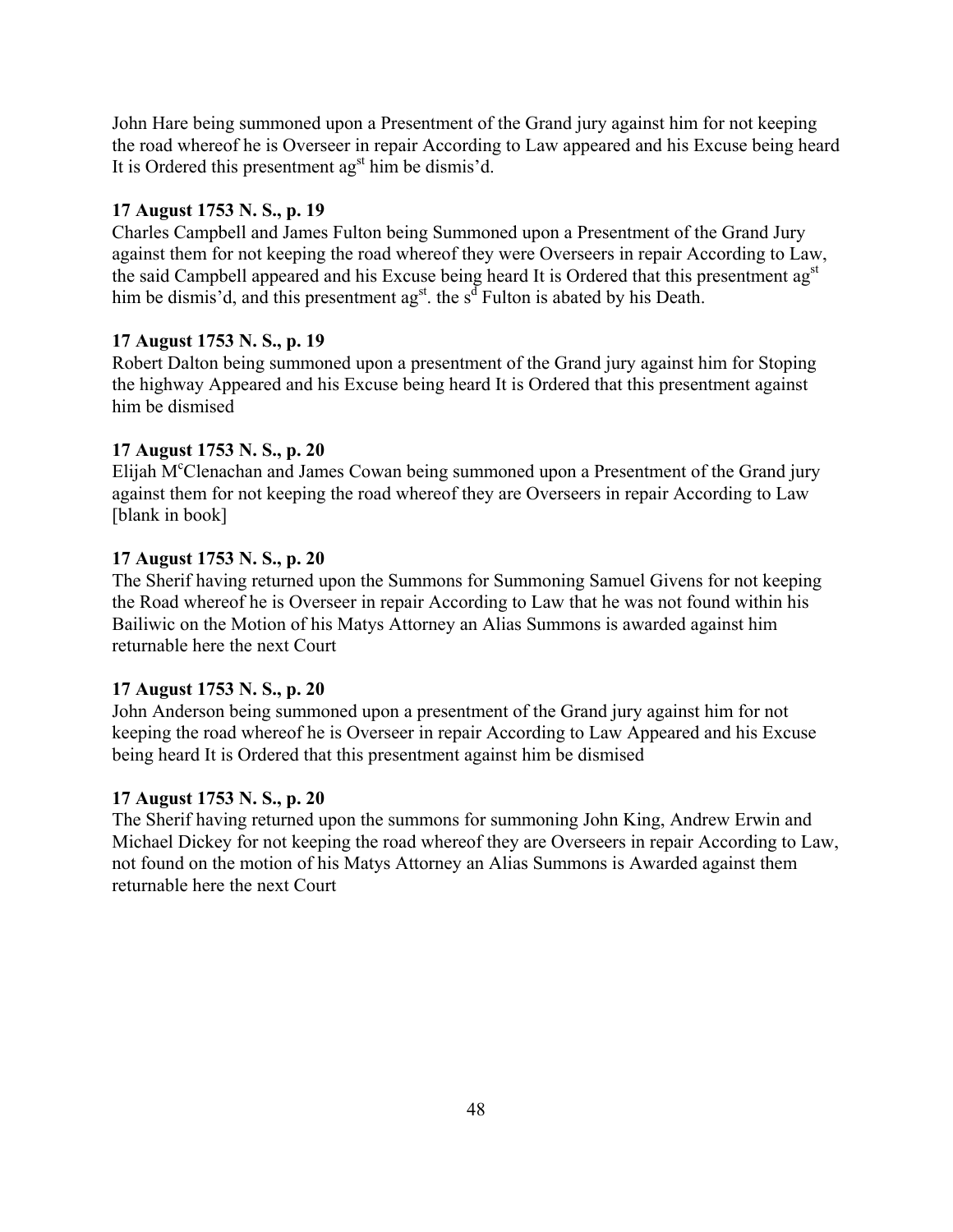John Hare being summoned upon a Presentment of the Grand jury against him for not keeping the road whereof he is Overseer in repair According to Law appeared and his Excuse being heard It is Ordered this presentment ag$^{st}$ him be dismis'd.

**17 August 1753 N. S., p. 19**

Charles Campbell and James Fulton being Summoned upon a Presentment of the Grand Jury against them for not keeping the road whereof they were Overseers in repair According to Law, the said Campbell appeared and his Excuse being heard It is Ordered that this presentment ag$^{st}$ him be dismis'd, and this presentment ag$^{st}$. the s$^{d}$ Fulton is abated by his Death.

**17 August 1753 N. S., p. 19**

Robert Dalton being summoned upon a presentment of the Grand jury against him for Stoping the highway Appeared and his Excuse being heard It is Ordered that this presentment against him be dismised

**17 August 1753 N. S., p. 20**

Elijah M$^{c}$Clenachan and James Cowan being summoned upon a Presentment of the Grand jury against them for not keeping the road whereof they are Overseers in repair According to Law [blank in book]

**17 August 1753 N. S., p. 20**

The Sherif having returned upon the Summons for Summoning Samuel Givens for not keeping the Road whereof he is Overseer in repair According to Law that he was not found within his Bailiwic on the Motion of his Matys Attorney an Alias Summons is awarded against him returnable here the next Court

**17 August 1753 N. S., p. 20**

John Anderson being summoned upon a presentment of the Grand jury against him for not keeping the road whereof he is Overseer in repair According to Law Appeared and his Excuse being heard It is Ordered that this presentment against him be dismised

**17 August 1753 N. S., p. 20**

The Sherif having returned upon the summons for summoning John King, Andrew Erwin and Michael Dickey for not keeping the road whereof they are Overseers in repair According to Law, not found on the motion of his Matys Attorney an Alias Summons is Awarded against them returnable here the next Court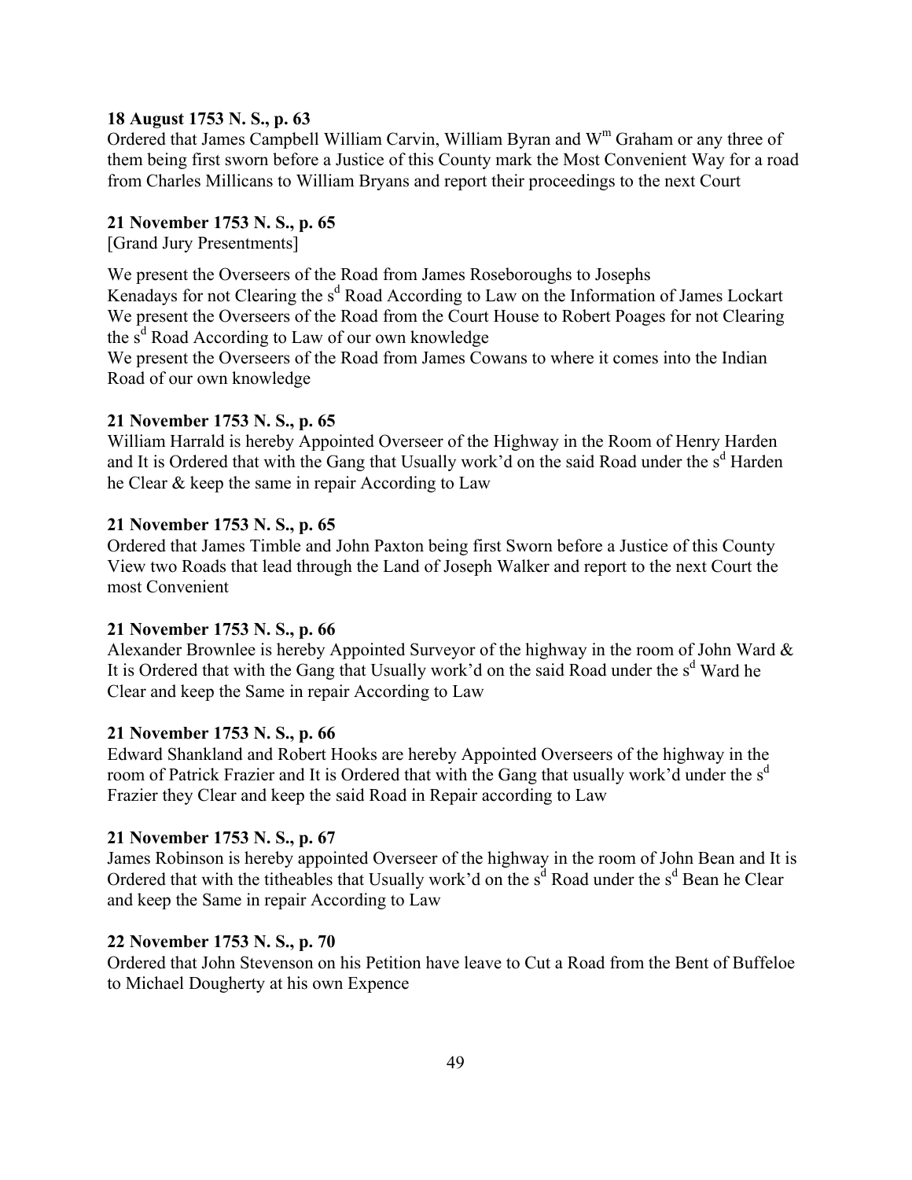**18 August 1753 N. S., p. 63**
Ordered that James Campbell William Carvin, William Byran and W$^{m}$ Graham or any three of them being first sworn before a Justice of this County mark the Most Convenient Way for a road from Charles Millicans to William Bryans and report their proceedings to the next Court

**21 November 1753 N. S., p. 65**
[Grand Jury Presentments]

We present the Overseers of the Road from James Roseboroughs to Josephs Kenadays for not Clearing the s$^{d}$ Road According to Law on the Information of James Lockart
We present the Overseers of the Road from the Court House to Robert Poages for not Clearing the s$^{d}$ Road According to Law of our own knowledge
We present the Overseers of the Road from James Cowans to where it comes into the Indian Road of our own knowledge

**21 November 1753 N. S., p. 65**
William Harrald is hereby Appointed Overseer of the Highway in the Room of Henry Harden and It is Ordered that with the Gang that Usually work'd on the said Road under the s$^{d}$ Harden he Clear & keep the same in repair According to Law

**21 November 1753 N. S., p. 65**
Ordered that James Timble and John Paxton being first Sworn before a Justice of this County View two Roads that lead through the Land of Joseph Walker and report to the next Court the most Convenient

**21 November 1753 N. S., p. 66**
Alexander Brownlee is hereby Appointed Surveyor of the highway in the room of John Ward & It is Ordered that with the Gang that Usually work'd on the said Road under the s$^{d}$ Ward he Clear and keep the Same in repair According to Law

**21 November 1753 N. S., p. 66**
Edward Shankland and Robert Hooks are hereby Appointed Overseers of the highway in the room of Patrick Frazier and It is Ordered that with the Gang that usually work'd under the s$^{d}$ Frazier they Clear and keep the said Road in Repair according to Law

**21 November 1753 N. S., p. 67**
James Robinson is hereby appointed Overseer of the highway in the room of John Bean and It is Ordered that with the titheables that Usually work'd on the s$^{d}$ Road under the s$^{d}$ Bean he Clear and keep the Same in repair According to Law

**22 November 1753 N. S., p. 70**
Ordered that John Stevenson on his Petition have leave to Cut a Road from the Bent of Buffeloe to Michael Dougherty at his own Expence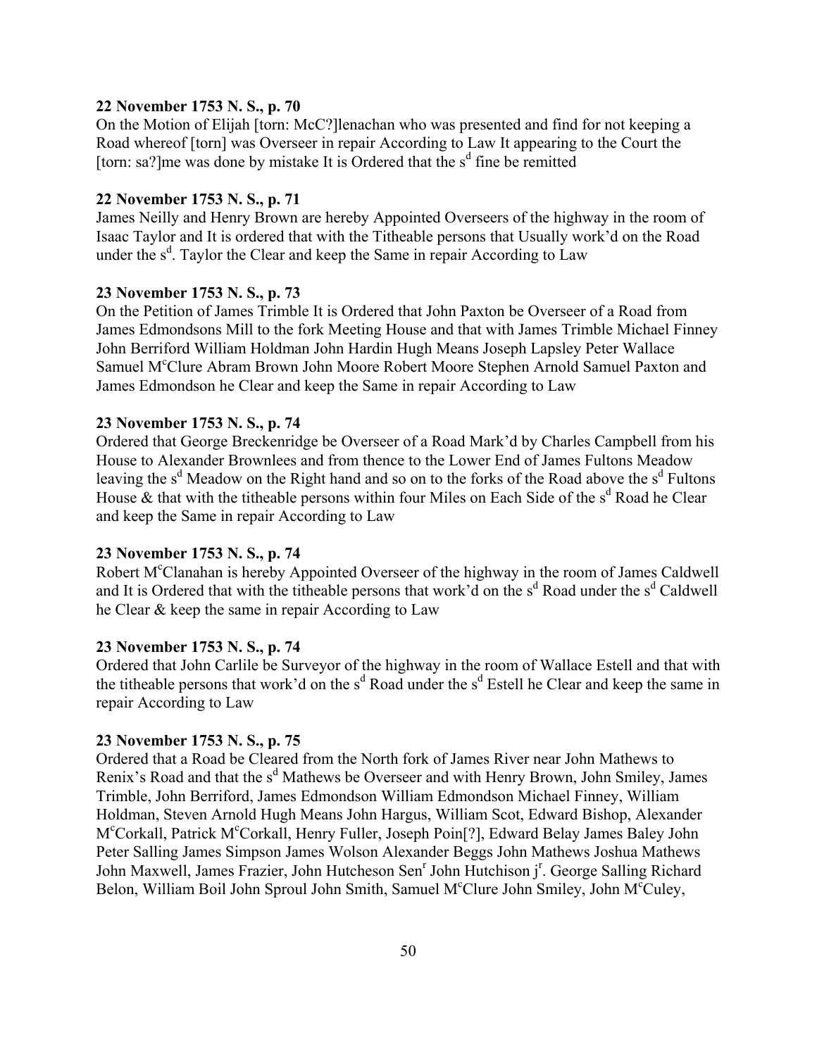**22 November 1753 N. S., p. 70**

On the Motion of Elijah [torn: McC?]lenachan who was presented and find for not keeping a Road whereof [torn] was Overseer in repair According to Law It appearing to the Court the [torn: sa?]me was done by mistake It is Ordered that the s$^{d}$ fine be remitted

**22 November 1753 N. S., p. 71**

James Neilly and Henry Brown are hereby Appointed Overseers of the highway in the room of Isaac Taylor and It is ordered that with the Titheable persons that Usually work'd on the Road under the s$^{d}$. Taylor the Clear and keep the Same in repair According to Law

**23 November 1753 N. S., p. 73**

On the Petition of James Trimble It is Ordered that John Paxton be Overseer of a Road from James Edmondsons Mill to the fork Meeting House and that with James Trimble Michael Finney John Berriford William Holdman John Hardin Hugh Means Joseph Lapsley Peter Wallace Samuel M$^{c}$Clure Abram Brown John Moore Robert Moore Stephen Arnold Samuel Paxton and James Edmondson he Clear and keep the Same in repair According to Law

**23 November 1753 N. S., p. 74**

Ordered that George Breckenridge be Overseer of a Road Mark'd by Charles Campbell from his House to Alexander Brownlees and from thence to the Lower End of James Fultons Meadow leaving the s$^{d}$ Meadow on the Right hand and so on to the forks of the Road above the s$^{d}$ Fultons House & that with the titheable persons within four Miles on Each Side of the s$^{d}$ Road he Clear and keep the Same in repair According to Law

**23 November 1753 N. S., p. 74**

Robert M$^{c}$Clanahan is hereby Appointed Overseer of the highway in the room of James Caldwell and It is Ordered that with the titheable persons that work'd on the s$^{d}$ Road under the s$^{d}$ Caldwell he Clear & keep the same in repair According to Law

**23 November 1753 N. S., p. 74**

Ordered that John Carlile be Surveyor of the highway in the room of Wallace Estell and that with the titheable persons that work'd on the s$^{d}$ Road under the s$^{d}$ Estell he Clear and keep the same in repair According to Law

**23 November 1753 N. S., p. 75**

Ordered that a Road be Cleared from the North fork of James River near John Mathews to Renix's Road and that the s$^{d}$ Mathews be Overseer and with Henry Brown, John Smiley, James Trimble, John Berriford, James Edmondson William Edmondson Michael Finney, William Holdman, Steven Arnold Hugh Means John Hargus, William Scot, Edward Bishop, Alexander M$^{c}$Corkall, Patrick M$^{c}$Corkall, Henry Fuller, Joseph Poin[?], Edward Belay James Baley John Peter Salling James Simpson James Wolson Alexander Beggs John Mathews Joshua Mathews John Maxwell, James Frazier, John Hutcheson Sen$^{r}$ John Hutchison j$^{r}$. George Salling Richard Belon, William Boil John Sproul John Smith, Samuel M$^{c}$Clure John Smiley, John M$^{c}$Culey,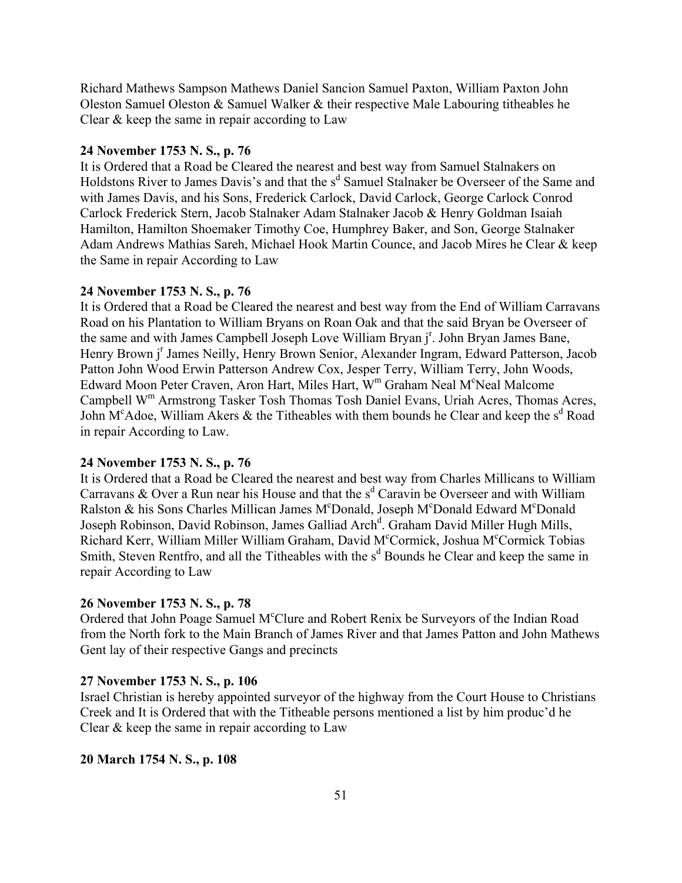Richard Mathews Sampson Mathews Daniel Sancion Samuel Paxton, William Paxton John Oleston Samuel Oleston & Samuel Walker & their respective Male Labouring titheables he Clear & keep the same in repair according to Law

**24 November 1753 N. S., p. 76**

It is Ordered that a Road be Cleared the nearest and best way from Samuel Stalnakers on Holdstons River to James Davis's and that the s[d] Samuel Stalnaker be Overseer of the Same and with James Davis, and his Sons, Frederick Carlock, David Carlock, George Carlock Conrod Carlock Frederick Stern, Jacob Stalnaker Adam Stalnaker Jacob & Henry Goldman Isaiah Hamilton, Hamilton Shoemaker Timothy Coe, Humphrey Baker, and Son, George Stalnaker Adam Andrews Mathias Sareh, Michael Hook Martin Counce, and Jacob Mires he Clear & keep the Same in repair According to Law

**24 November 1753 N. S., p. 76**

It is Ordered that a Road be Cleared the nearest and best way from the End of William Carravans Road on his Plantation to William Bryans on Roan Oak and that the said Bryan be Overseer of the same and with James Campbell Joseph Love William Bryan j[r]. John Bryan James Bane, Henry Brown j[r] James Neilly, Henry Brown Senior, Alexander Ingram, Edward Patterson, Jacob Patton John Wood Erwin Patterson Andrew Cox, Jesper Terry, William Terry, John Woods, Edward Moon Peter Craven, Aron Hart, Miles Hart, W[m] Graham Neal M[c]Neal Malcome Campbell W[m] Armstrong Tasker Tosh Thomas Tosh Daniel Evans, Uriah Acres, Thomas Acres, John M[c]Adoe, William Akers & the Titheables with them bounds he Clear and keep the s[d] Road in repair According to Law.

**24 November 1753 N. S., p. 76**

It is Ordered that a Road be Cleared the nearest and best way from Charles Millicans to William Carravans & Over a Run near his House and that the s[d] Caravin be Overseer and with William Ralston & his Sons Charles Millican James M[c]Donald, Joseph M[c]Donald Edward M[c]Donald Joseph Robinson, David Robinson, James Galliad Arch[d]. Graham David Miller Hugh Mills, Richard Kerr, William Miller William Graham, David M[c]Cormick, Joshua M[c]Cormick Tobias Smith, Steven Rentfro, and all the Titheables with the s[d] Bounds he Clear and keep the same in repair According to Law

**26 November 1753 N. S., p. 78**

Ordered that John Poage Samuel M[c]Clure and Robert Renix be Surveyors of the Indian Road from the North fork to the Main Branch of James River and that James Patton and John Mathews Gent lay of their respective Gangs and precincts

**27 November 1753 N. S., p. 106**

Israel Christian is hereby appointed surveyor of the highway from the Court House to Christians Creek and It is Ordered that with the Titheable persons mentioned a list by him produc'd he Clear & keep the same in repair according to Law

**20 March 1754 N. S., p. 108**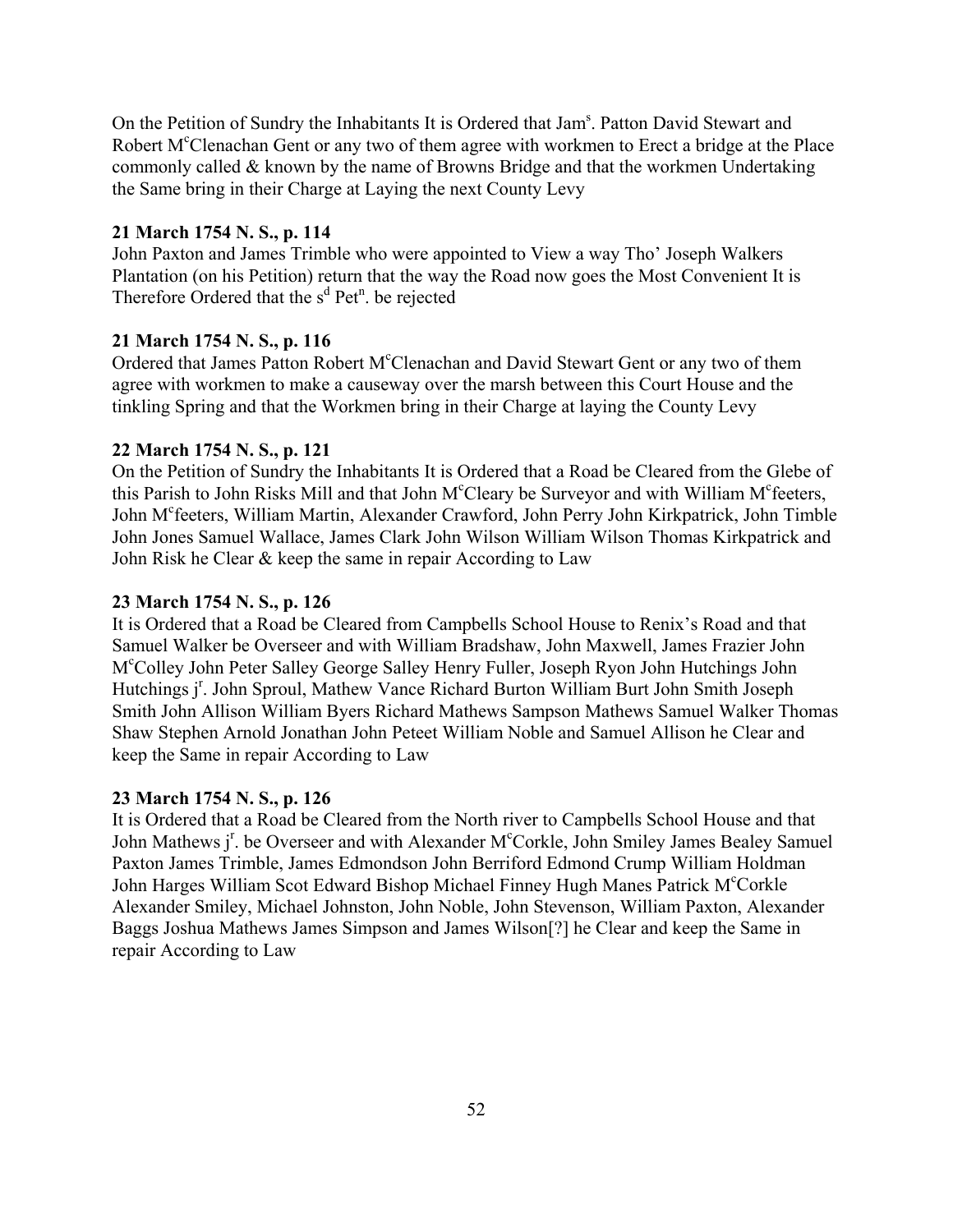On the Petition of Sundry the Inhabitants It is Ordered that Jam[s]. Patton David Stewart and Robert M[c]Clenachan Gent or any two of them agree with workmen to Erect a bridge at the Place commonly called & known by the name of Browns Bridge and that the workmen Undertaking the Same bring in their Charge at Laying the next County Levy

**21 March 1754 N. S., p. 114**
John Paxton and James Trimble who were appointed to View a way Tho' Joseph Walkers Plantation (on his Petition) return that the way the Road now goes the Most Convenient It is Therefore Ordered that the s[d] Pet[n]. be rejected

**21 March 1754 N. S., p. 116**
Ordered that James Patton Robert M[c]Clenachan and David Stewart Gent or any two of them agree with workmen to make a causeway over the marsh between this Court House and the tinkling Spring and that the Workmen bring in their Charge at laying the County Levy

**22 March 1754 N. S., p. 121**
On the Petition of Sundry the Inhabitants It is Ordered that a Road be Cleared from the Glebe of this Parish to John Risks Mill and that John M[c]Cleary be Surveyor and with William M[c]feeters, John M[c]feeters, William Martin, Alexander Crawford, John Perry John Kirkpatrick, John Timble John Jones Samuel Wallace, James Clark John Wilson William Wilson Thomas Kirkpatrick and John Risk he Clear & keep the same in repair According to Law

**23 March 1754 N. S., p. 126**
It is Ordered that a Road be Cleared from Campbells School House to Renix's Road and that Samuel Walker be Overseer and with William Bradshaw, John Maxwell, James Frazier John M[c]Colley John Peter Salley George Salley Henry Fuller, Joseph Ryon John Hutchings John Hutchings j[r]. John Sproul, Mathew Vance Richard Burton William Burt John Smith Joseph Smith John Allison William Byers Richard Mathews Sampson Mathews Samuel Walker Thomas Shaw Stephen Arnold Jonathan John Peteet William Noble and Samuel Allison he Clear and keep the Same in repair According to Law

**23 March 1754 N. S., p. 126**
It is Ordered that a Road be Cleared from the North river to Campbells School House and that John Mathews j[r]. be Overseer and with Alexander M[c]Corkle, John Smiley James Bealey Samuel Paxton James Trimble, James Edmondson John Berriford Edmond Crump William Holdman John Harges William Scot Edward Bishop Michael Finney Hugh Manes Patrick M[c]Corkle Alexander Smiley, Michael Johnston, John Noble, John Stevenson, William Paxton, Alexander Baggs Joshua Mathews James Simpson and James Wilson[?] he Clear and keep the Same in repair According to Law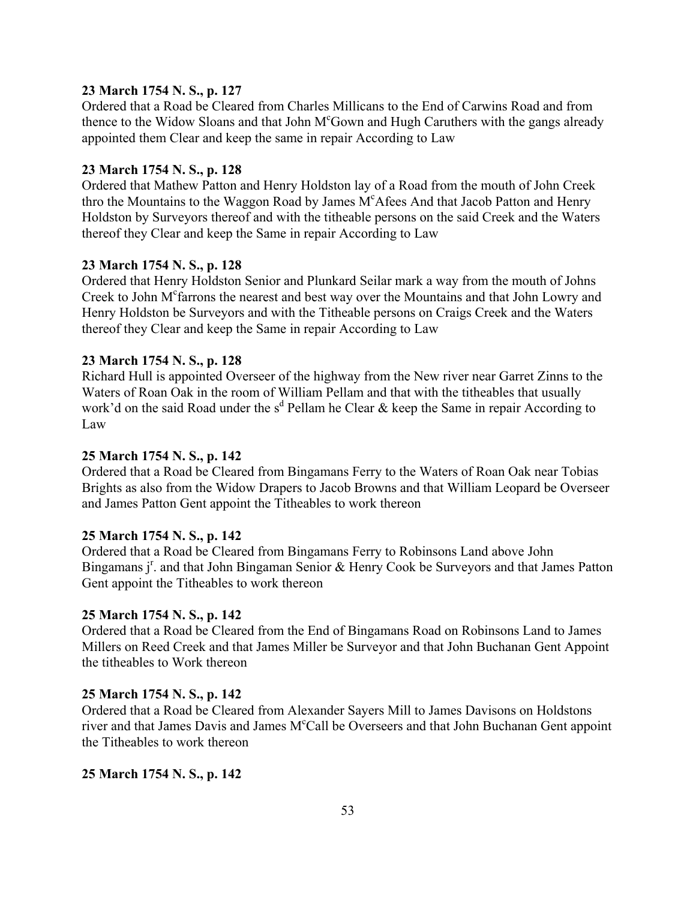**23 March 1754 N. S., p. 127**

Ordered that a Road be Cleared from Charles Millicans to the End of Carwins Road and from thence to the Widow Sloans and that John M[c]Gown and Hugh Caruthers with the gangs already appointed them Clear and keep the same in repair According to Law

**23 March 1754 N. S., p. 128**

Ordered that Mathew Patton and Henry Holdston lay of a Road from the mouth of John Creek thro the Mountains to the Waggon Road by James M[c]Afees And that Jacob Patton and Henry Holdston by Surveyors thereof and with the titheable persons on the said Creek and the Waters thereof they Clear and keep the Same in repair According to Law

**23 March 1754 N. S., p. 128**

Ordered that Henry Holdston Senior and Plunkard Seilar mark a way from the mouth of Johns Creek to John M[c]farrons the nearest and best way over the Mountains and that John Lowry and Henry Holdston be Surveyors and with the Titheable persons on Craigs Creek and the Waters thereof they Clear and keep the Same in repair According to Law

**23 March 1754 N. S., p. 128**

Richard Hull is appointed Overseer of the highway from the New river near Garret Zinns to the Waters of Roan Oak in the room of William Pellam and that with the titheables that usually work'd on the said Road under the s[d] Pellam he Clear & keep the Same in repair According to Law

**25 March 1754 N. S., p. 142**

Ordered that a Road be Cleared from Bingamans Ferry to the Waters of Roan Oak near Tobias Brights as also from the Widow Drapers to Jacob Browns and that William Leopard be Overseer and James Patton Gent appoint the Titheables to work thereon

**25 March 1754 N. S., p. 142**

Ordered that a Road be Cleared from Bingamans Ferry to Robinsons Land above John Bingamans j[r]. and that John Bingaman Senior & Henry Cook be Surveyors and that James Patton Gent appoint the Titheables to work thereon

**25 March 1754 N. S., p. 142**

Ordered that a Road be Cleared from the End of Bingamans Road on Robinsons Land to James Millers on Reed Creek and that James Miller be Surveyor and that John Buchanan Gent Appoint the titheables to Work thereon

**25 March 1754 N. S., p. 142**

Ordered that a Road be Cleared from Alexander Sayers Mill to James Davisons on Holdstons river and that James Davis and James M[c]Call be Overseers and that John Buchanan Gent appoint the Titheables to work thereon

**25 March 1754 N. S., p. 142**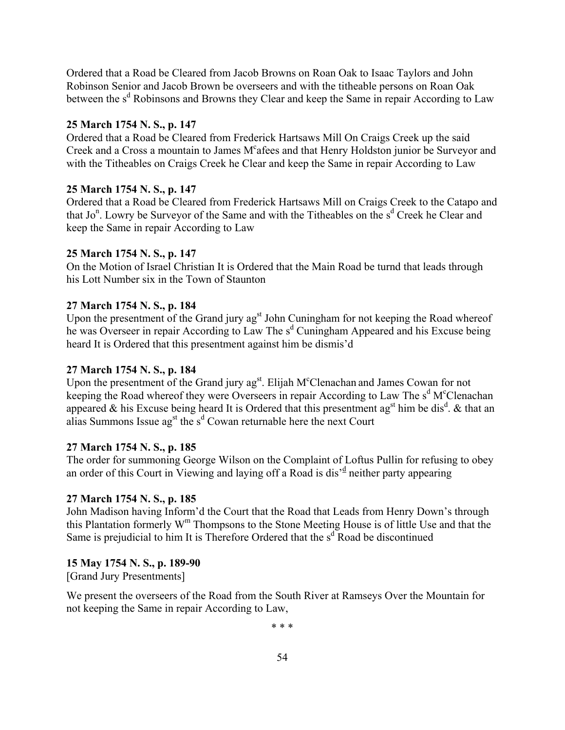Ordered that a Road be Cleared from Jacob Browns on Roan Oak to Isaac Taylors and John Robinson Senior and Jacob Brown be overseers and with the titheable persons on Roan Oak between the s$^{d}$ Robinsons and Browns they Clear and keep the Same in repair According to Law

**25 March 1754 N. S., p. 147**

Ordered that a Road be Cleared from Frederick Hartsaws Mill On Craigs Creek up the said Creek and a Cross a mountain to James M$^{c}$afees and that Henry Holdston junior be Surveyor and with the Titheables on Craigs Creek he Clear and keep the Same in repair According to Law

**25 March 1754 N. S., p. 147**

Ordered that a Road be Cleared from Frederick Hartsaws Mill on Craigs Creek to the Catapo and that Jo$^{n}$. Lowry be Surveyor of the Same and with the Titheables on the s$^{d}$ Creek he Clear and keep the Same in repair According to Law

**25 March 1754 N. S., p. 147**

On the Motion of Israel Christian It is Ordered that the Main Road be turnd that leads through his Lott Number six in the Town of Staunton

**27 March 1754 N. S., p. 184**

Upon the presentment of the Grand jury ag$^{st}$ John Cuningham for not keeping the Road whereof he was Overseer in repair According to Law The s$^{d}$ Cuningham Appeared and his Excuse being heard It is Ordered that this presentment against him be dismis'd

**27 March 1754 N. S., p. 184**

Upon the presentment of the Grand jury ag$^{st}$. Elijah M$^{c}$Clenachan and James Cowan for not keeping the Road whereof they were Overseers in repair According to Law The s$^{d}$ M$^{c}$Clenachan appeared & his Excuse being heard It is Ordered that this presentment ag$^{st}$ him be dis$^{d}$. & that an alias Summons Issue ag$^{st}$ the s$^{d}$ Cowan returnable here the next Court

**27 March 1754 N. S., p. 185**

The order for summoning George Wilson on the Complaint of Loftus Pullin for refusing to obey an order of this Court in Viewing and laying off a Road is dis'$^{d}$ neither party appearing

**27 March 1754 N. S., p. 185**

John Madison having Inform'd the Court that the Road that Leads from Henry Down's through this Plantation formerly W$^{m}$ Thompsons to the Stone Meeting House is of little Use and that the Same is prejudicial to him It is Therefore Ordered that the s$^{d}$ Road be discontinued

**15 May 1754 N. S., p. 189-90**

[Grand Jury Presentments]

We present the overseers of the Road from the South River at Ramseys Over the Mountain for not keeping the Same in repair According to Law,

\* \* \*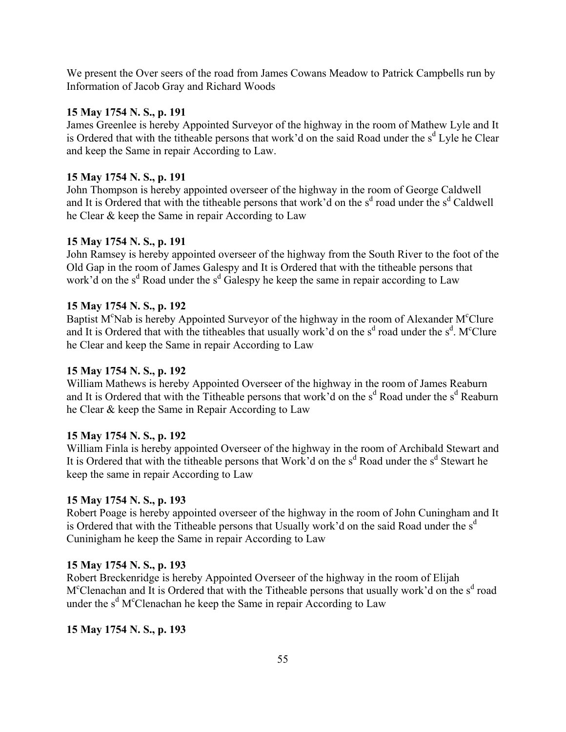We present the Over seers of the road from James Cowans Meadow to Patrick Campbells run by Information of Jacob Gray and Richard Woods

**15 May 1754 N. S., p. 191**
James Greenlee is hereby Appointed Surveyor of the highway in the room of Mathew Lyle and It is Ordered that with the titheable persons that work'd on the said Road under the s[d] Lyle he Clear and keep the Same in repair According to Law.

**15 May 1754 N. S., p. 191**
John Thompson is hereby appointed overseer of the highway in the room of George Caldwell and It is Ordered that with the titheable persons that work'd on the s[d] road under the s[d] Caldwell he Clear & keep the Same in repair According to Law

**15 May 1754 N. S., p. 191**
John Ramsey is hereby appointed overseer of the highway from the South River to the foot of the Old Gap in the room of James Galespy and It is Ordered that with the titheable persons that work'd on the s[d] Road under the s[d] Galespy he keep the same in repair according to Law

**15 May 1754 N. S., p. 192**
Baptist M[c]Nab is hereby Appointed Surveyor of the highway in the room of Alexander M[c]Clure and It is Ordered that with the titheables that usually work'd on the s[d] road under the s[d]. M[c]Clure he Clear and keep the Same in repair According to Law

**15 May 1754 N. S., p. 192**
William Mathews is hereby Appointed Overseer of the highway in the room of James Reaburn and It is Ordered that with the Titheable persons that work'd on the s[d] Road under the s[d] Reaburn he Clear & keep the Same in Repair According to Law

**15 May 1754 N. S., p. 192**
William Finla is hereby appointed Overseer of the highway in the room of Archibald Stewart and It is Ordered that with the titheable persons that Work'd on the s[d] Road under the s[d] Stewart he keep the same in repair According to Law

**15 May 1754 N. S., p. 193**
Robert Poage is hereby appointed overseer of the highway in the room of John Cuningham and It is Ordered that with the Titheable persons that Usually work'd on the said Road under the s[d] Cuninigham he keep the Same in repair According to Law

**15 May 1754 N. S., p. 193**
Robert Breckenridge is hereby Appointed Overseer of the highway in the room of Elijah M[c]Clenachan and It is Ordered that with the Titheable persons that usually work'd on the s[d] road under the s[d] M[c]Clenachan he keep the Same in repair According to Law

**15 May 1754 N. S., p. 193**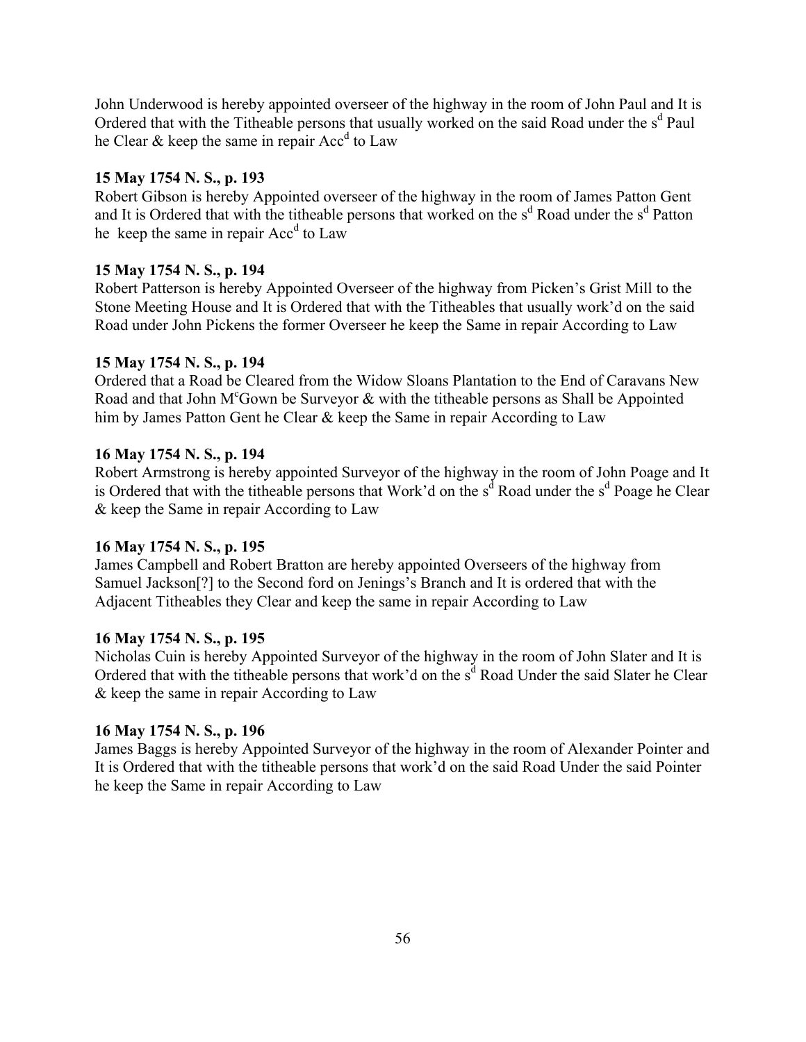John Underwood is hereby appointed overseer of the highway in the room of John Paul and It is Ordered that with the Titheable persons that usually worked on the said Road under the s^d Paul he Clear & keep the same in repair Acc^d to Law

**15 May 1754 N. S., p. 193**
Robert Gibson is hereby Appointed overseer of the highway in the room of James Patton Gent and It is Ordered that with the titheable persons that worked on the s^d Road under the s^d Patton he keep the same in repair Acc^d to Law

**15 May 1754 N. S., p. 194**
Robert Patterson is hereby Appointed Overseer of the highway from Picken's Grist Mill to the Stone Meeting House and It is Ordered that with the Titheables that usually work'd on the said Road under John Pickens the former Overseer he keep the Same in repair According to Law

**15 May 1754 N. S., p. 194**
Ordered that a Road be Cleared from the Widow Sloans Plantation to the End of Caravans New Road and that John M^cGown be Surveyor & with the titheable persons as Shall be Appointed him by James Patton Gent he Clear & keep the Same in repair According to Law

**16 May 1754 N. S., p. 194**
Robert Armstrong is hereby appointed Surveyor of the highway in the room of John Poage and It is Ordered that with the titheable persons that Work'd on the s^d Road under the s^d Poage he Clear & keep the Same in repair According to Law

**16 May 1754 N. S., p. 195**
James Campbell and Robert Bratton are hereby appointed Overseers of the highway from Samuel Jackson[?] to the Second ford on Jenings's Branch and It is ordered that with the Adjacent Titheables they Clear and keep the same in repair According to Law

**16 May 1754 N. S., p. 195**
Nicholas Cuin is hereby Appointed Surveyor of the highway in the room of John Slater and It is Ordered that with the titheable persons that work'd on the s^d Road Under the said Slater he Clear & keep the same in repair According to Law

**16 May 1754 N. S., p. 196**
James Baggs is hereby Appointed Surveyor of the highway in the room of Alexander Pointer and It is Ordered that with the titheable persons that work'd on the said Road Under the said Pointer he keep the Same in repair According to Law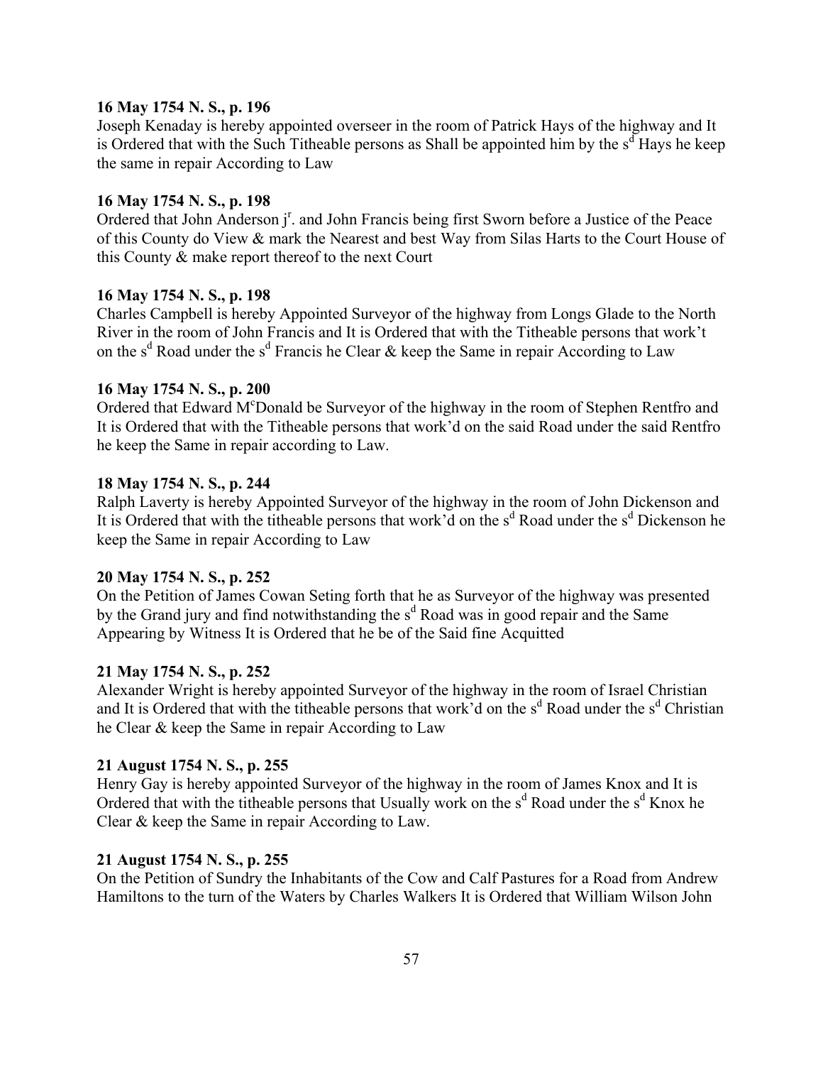**16 May 1754 N. S., p. 196**
Joseph Kenaday is hereby appointed overseer in the room of Patrick Hays of the highway and It is Ordered that with the Such Titheable persons as Shall be appointed him by the s$^{d}$ Hays he keep the same in repair According to Law

**16 May 1754 N. S., p. 198**
Ordered that John Anderson j$^{r}$. and John Francis being first Sworn before a Justice of the Peace of this County do View & mark the Nearest and best Way from Silas Harts to the Court House of this County & make report thereof to the next Court

**16 May 1754 N. S., p. 198**
Charles Campbell is hereby Appointed Surveyor of the highway from Longs Glade to the North River in the room of John Francis and It is Ordered that with the Titheable persons that work't on the s$^{d}$ Road under the s$^{d}$ Francis he Clear & keep the Same in repair According to Law

**16 May 1754 N. S., p. 200**
Ordered that Edward M$^{c}$Donald be Surveyor of the highway in the room of Stephen Rentfro and It is Ordered that with the Titheable persons that work'd on the said Road under the said Rentfro he keep the Same in repair according to Law.

**18 May 1754 N. S., p. 244**
Ralph Laverty is hereby Appointed Surveyor of the highway in the room of John Dickenson and It is Ordered that with the titheable persons that work'd on the s$^{d}$ Road under the s$^{d}$ Dickenson he keep the Same in repair According to Law

**20 May 1754 N. S., p. 252**
On the Petition of James Cowan Seting forth that he as Surveyor of the highway was presented by the Grand jury and find notwithstanding the s$^{d}$ Road was in good repair and the Same Appearing by Witness It is Ordered that he be of the Said fine Acquitted

**21 May 1754 N. S., p. 252**
Alexander Wright is hereby appointed Surveyor of the highway in the room of Israel Christian and It is Ordered that with the titheable persons that work'd on the s$^{d}$ Road under the s$^{d}$ Christian he Clear & keep the Same in repair According to Law

**21 August 1754 N. S., p. 255**
Henry Gay is hereby appointed Surveyor of the highway in the room of James Knox and It is Ordered that with the titheable persons that Usually work on the s$^{d}$ Road under the s$^{d}$ Knox he Clear & keep the Same in repair According to Law.

**21 August 1754 N. S., p. 255**
On the Petition of Sundry the Inhabitants of the Cow and Calf Pastures for a Road from Andrew Hamiltons to the turn of the Waters by Charles Walkers It is Ordered that William Wilson John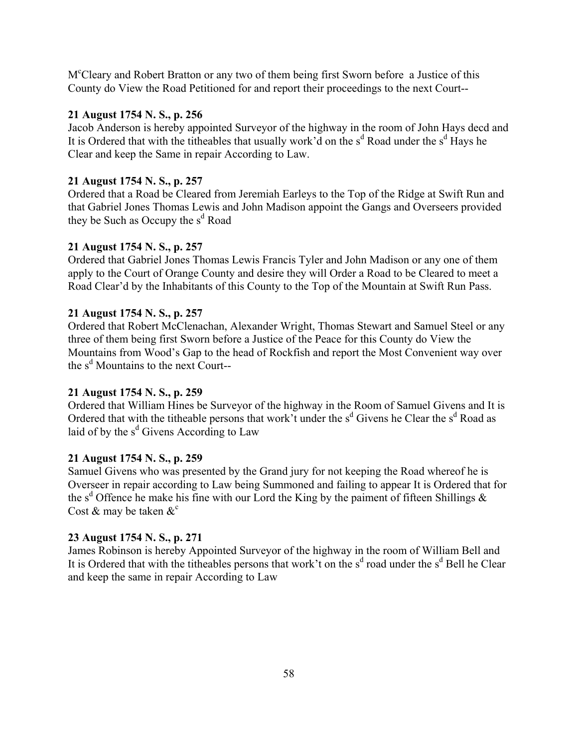M[c]Cleary and Robert Bratton or any two of them being first Sworn before a Justice of this County do View the Road Petitioned for and report their proceedings to the next Court--

**21 August 1754 N. S., p. 256**

Jacob Anderson is hereby appointed Surveyor of the highway in the room of John Hays decd and It is Ordered that with the titheables that usually work'd on the s[d] Road under the s[d] Hays he Clear and keep the Same in repair According to Law.

**21 August 1754 N. S., p. 257**

Ordered that a Road be Cleared from Jeremiah Earleys to the Top of the Ridge at Swift Run and that Gabriel Jones Thomas Lewis and John Madison appoint the Gangs and Overseers provided they be Such as Occupy the s[d] Road

**21 August 1754 N. S., p. 257**

Ordered that Gabriel Jones Thomas Lewis Francis Tyler and John Madison or any one of them apply to the Court of Orange County and desire they will Order a Road to be Cleared to meet a Road Clear'd by the Inhabitants of this County to the Top of the Mountain at Swift Run Pass.

**21 August 1754 N. S., p. 257**

Ordered that Robert McClenachan, Alexander Wright, Thomas Stewart and Samuel Steel or any three of them being first Sworn before a Justice of the Peace for this County do View the Mountains from Wood's Gap to the head of Rockfish and report the Most Convenient way over the s[d] Mountains to the next Court--

**21 August 1754 N. S., p. 259**

Ordered that William Hines be Surveyor of the highway in the Room of Samuel Givens and It is Ordered that with the titheable persons that work't under the s[d] Givens he Clear the s[d] Road as laid of by the s[d] Givens According to Law

**21 August 1754 N. S., p. 259**

Samuel Givens who was presented by the Grand jury for not keeping the Road whereof he is Overseer in repair according to Law being Summoned and failing to appear It is Ordered that for the s[d] Offence he make his fine with our Lord the King by the paiment of fifteen Shillings & Cost & may be taken &[c]

**23 August 1754 N. S., p. 271**

James Robinson is hereby Appointed Surveyor of the highway in the room of William Bell and It is Ordered that with the titheables persons that work't on the s[d] road under the s[d] Bell he Clear and keep the same in repair According to Law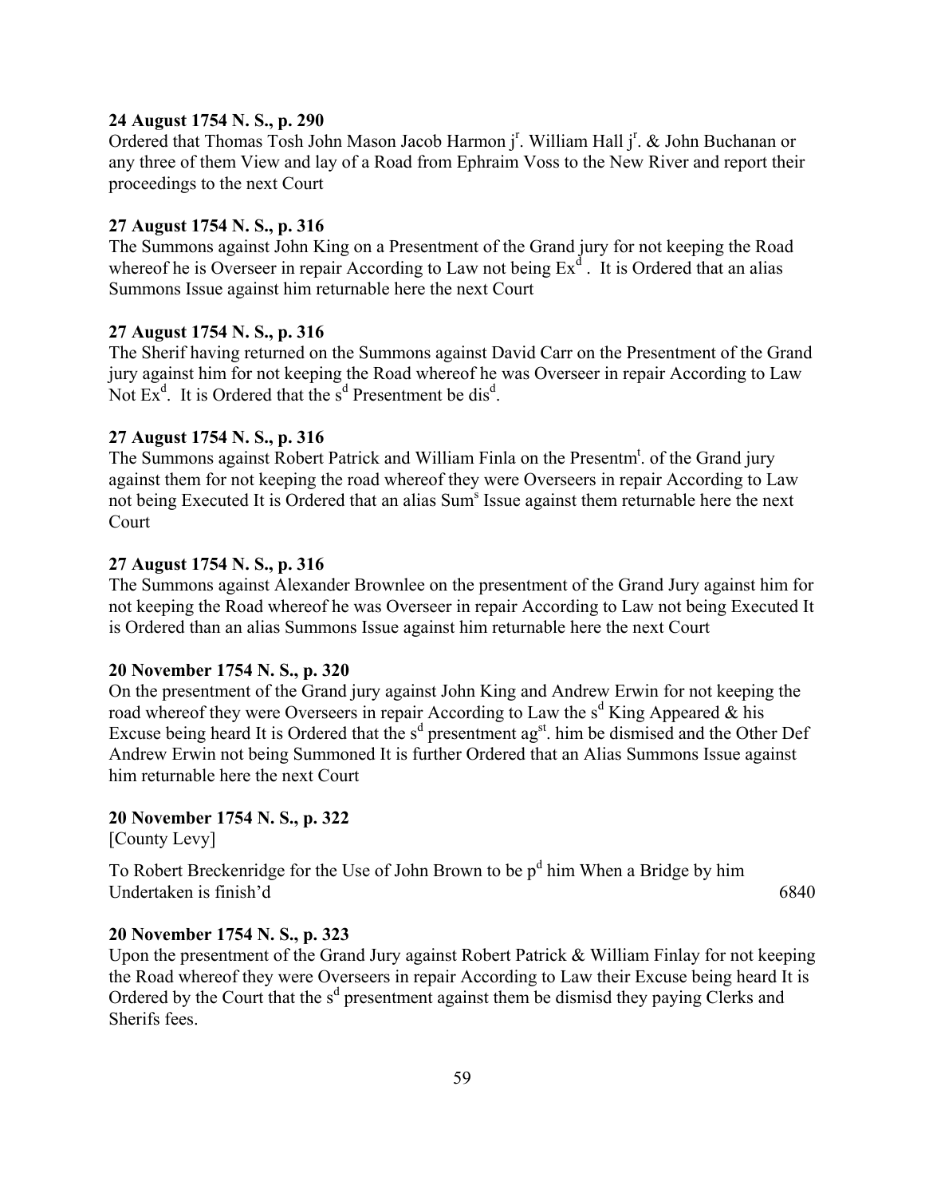**24 August 1754 N. S., p. 290**
Ordered that Thomas Tosh John Mason Jacob Harmon j[r]. William Hall j[r]. & John Buchanan or any three of them View and lay of a Road from Ephraim Voss to the New River and report their proceedings to the next Court

**27 August 1754 N. S., p. 316**
The Summons against John King on a Presentment of the Grand jury for not keeping the Road whereof he is Overseer in repair According to Law not being Ex[d]. It is Ordered that an alias Summons Issue against him returnable here the next Court

**27 August 1754 N. S., p. 316**
The Sherif having returned on the Summons against David Carr on the Presentment of the Grand jury against him for not keeping the Road whereof he was Overseer in repair According to Law Not Ex[d]. It is Ordered that the s[d] Presentment be dis[d].

**27 August 1754 N. S., p. 316**
The Summons against Robert Patrick and William Finla on the Presentm[t]. of the Grand jury against them for not keeping the road whereof they were Overseers in repair According to Law not being Executed It is Ordered that an alias Sum[s] Issue against them returnable here the next Court

**27 August 1754 N. S., p. 316**
The Summons against Alexander Brownlee on the presentment of the Grand Jury against him for not keeping the Road whereof he was Overseer in repair According to Law not being Executed It is Ordered than an alias Summons Issue against him returnable here the next Court

**20 November 1754 N. S., p. 320**
On the presentment of the Grand jury against John King and Andrew Erwin for not keeping the road whereof they were Overseers in repair According to Law the s[d] King Appeared & his Excuse being heard It is Ordered that the s[d] presentment ag[st]. him be dismised and the Other Def Andrew Erwin not being Summoned It is further Ordered that an Alias Summons Issue against him returnable here the next Court

**20 November 1754 N. S., p. 322**
[County Levy]

To Robert Breckenridge for the Use of John Brown to be p[d] him When a Bridge by him Undertaken is finish'd 6840

**20 November 1754 N. S., p. 323**
Upon the presentment of the Grand Jury against Robert Patrick & William Finlay for not keeping the Road whereof they were Overseers in repair According to Law their Excuse being heard It is Ordered by the Court that the s[d] presentment against them be dismisd they paying Clerks and Sherifs fees.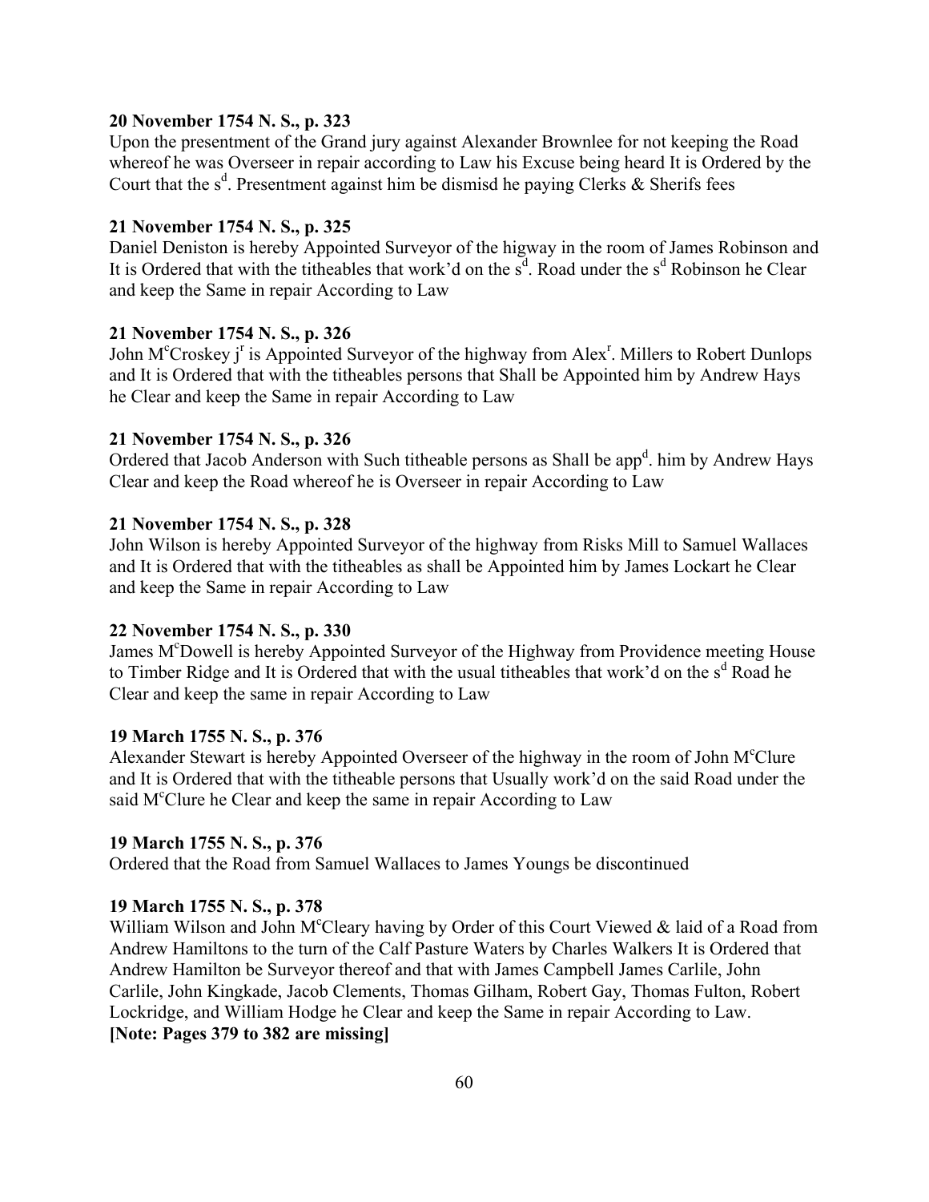**20 November 1754 N. S., p. 323**

Upon the presentment of the Grand jury against Alexander Brownlee for not keeping the Road whereof he was Overseer in repair according to Law his Excuse being heard It is Ordered by the Court that the s$^{d}$. Presentment against him be dismisd he paying Clerks & Sherifs fees

**21 November 1754 N. S., p. 325**

Daniel Deniston is hereby Appointed Surveyor of the higway in the room of James Robinson and It is Ordered that with the titheables that work'd on the s$^{d}$. Road under the s$^{d}$ Robinson he Clear and keep the Same in repair According to Law

**21 November 1754 N. S., p. 326**

John M$^{c}$Croskey j$^{r}$ is Appointed Surveyor of the highway from Alex$^{r}$. Millers to Robert Dunlops and It is Ordered that with the titheables persons that Shall be Appointed him by Andrew Hays he Clear and keep the Same in repair According to Law

**21 November 1754 N. S., p. 326**

Ordered that Jacob Anderson with Such titheable persons as Shall be app$^{d}$. him by Andrew Hays Clear and keep the Road whereof he is Overseer in repair According to Law

**21 November 1754 N. S., p. 328**

John Wilson is hereby Appointed Surveyor of the highway from Risks Mill to Samuel Wallaces and It is Ordered that with the titheables as shall be Appointed him by James Lockart he Clear and keep the Same in repair According to Law

**22 November 1754 N. S., p. 330**

James M$^{c}$Dowell is hereby Appointed Surveyor of the Highway from Providence meeting House to Timber Ridge and It is Ordered that with the usual titheables that work'd on the s$^{d}$ Road he Clear and keep the same in repair According to Law

**19 March 1755 N. S., p. 376**

Alexander Stewart is hereby Appointed Overseer of the highway in the room of John M$^{c}$Clure and It is Ordered that with the titheable persons that Usually work'd on the said Road under the said M$^{c}$Clure he Clear and keep the same in repair According to Law

**19 March 1755 N. S., p. 376**

Ordered that the Road from Samuel Wallaces to James Youngs be discontinued

**19 March 1755 N. S., p. 378**

William Wilson and John M$^{c}$Cleary having by Order of this Court Viewed & laid of a Road from Andrew Hamiltons to the turn of the Calf Pasture Waters by Charles Walkers It is Ordered that Andrew Hamilton be Surveyor thereof and that with James Campbell James Carlile, John Carlile, John Kingkade, Jacob Clements, Thomas Gilham, Robert Gay, Thomas Fulton, Robert Lockridge, and William Hodge he Clear and keep the Same in repair According to Law.
**[Note: Pages 379 to 382 are missing]**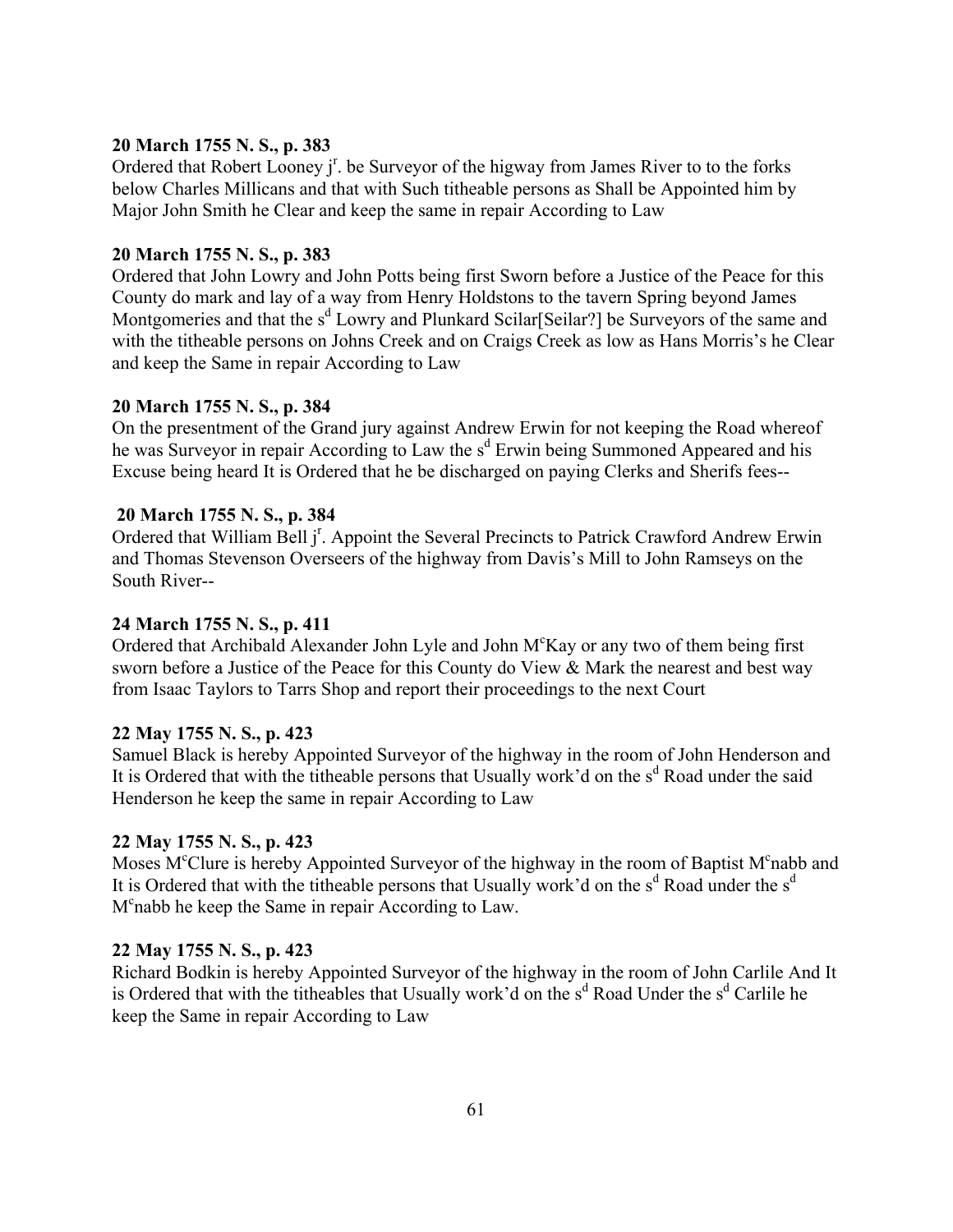**20 March 1755 N. S., p. 383**
Ordered that Robert Looney j[r]. be Surveyor of the higway from James River to to the forks below Charles Millicans and that with Such titheable persons as Shall be Appointed him by Major John Smith he Clear and keep the same in repair According to Law

**20 March 1755 N. S., p. 383**
Ordered that John Lowry and John Potts being first Sworn before a Justice of the Peace for this County do mark and lay of a way from Henry Holdstons to the tavern Spring beyond James Montgomeries and that the s[d] Lowry and Plunkard Scilar[Seilar?] be Surveyors of the same and with the titheable persons on Johns Creek and on Craigs Creek as low as Hans Morris's he Clear and keep the Same in repair According to Law

**20 March 1755 N. S., p. 384**
On the presentment of the Grand jury against Andrew Erwin for not keeping the Road whereof he was Surveyor in repair According to Law the s[d] Erwin being Summoned Appeared and his Excuse being heard It is Ordered that he be discharged on paying Clerks and Sherifs fees--

**20 March 1755 N. S., p. 384**
Ordered that William Bell j[r]. Appoint the Several Precincts to Patrick Crawford Andrew Erwin and Thomas Stevenson Overseers of the highway from Davis's Mill to John Ramseys on the South River--

**24 March 1755 N. S., p. 411**
Ordered that Archibald Alexander John Lyle and John M[c]Kay or any two of them being first sworn before a Justice of the Peace for this County do View & Mark the nearest and best way from Isaac Taylors to Tarrs Shop and report their proceedings to the next Court

**22 May 1755 N. S., p. 423**
Samuel Black is hereby Appointed Surveyor of the highway in the room of John Henderson and It is Ordered that with the titheable persons that Usually work'd on the s[d] Road under the said Henderson he keep the same in repair According to Law

**22 May 1755 N. S., p. 423**
Moses M[c]Clure is hereby Appointed Surveyor of the highway in the room of Baptist M[c]nabb and It is Ordered that with the titheable persons that Usually work'd on the s[d] Road under the s[d] M[c]nabb he keep the Same in repair According to Law.

**22 May 1755 N. S., p. 423**
Richard Bodkin is hereby Appointed Surveyor of the highway in the room of John Carlile And It is Ordered that with the titheables that Usually work'd on the s[d] Road Under the s[d] Carlile he keep the Same in repair According to Law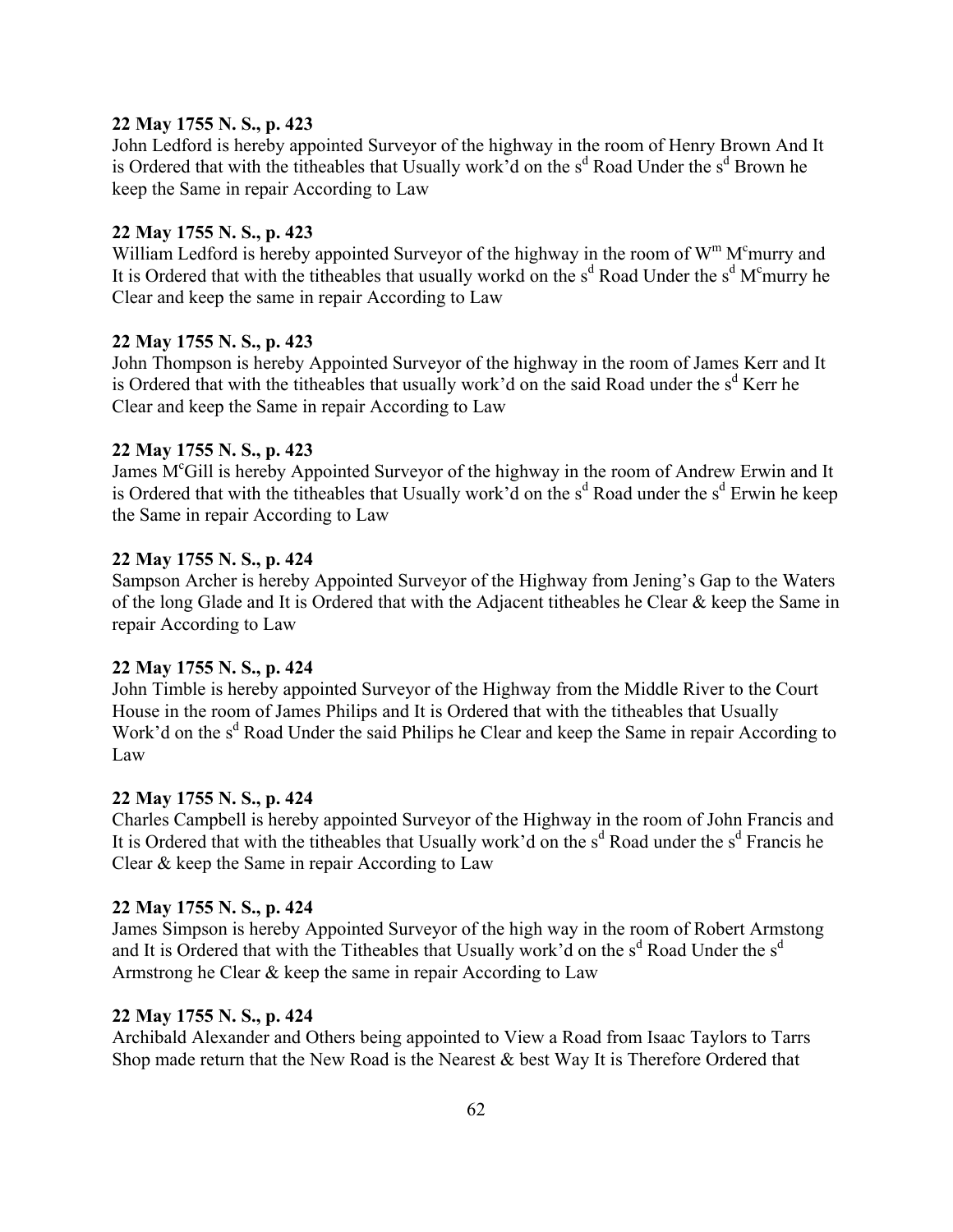**22 May 1755 N. S., p. 423**
John Ledford is hereby appointed Surveyor of the highway in the room of Henry Brown And It is Ordered that with the titheables that Usually work'd on the s[d] Road Under the s[d] Brown he keep the Same in repair According to Law

**22 May 1755 N. S., p. 423**
William Ledford is hereby appointed Surveyor of the highway in the room of W[m] M[c]murry and It is Ordered that with the titheables that usually workd on the s[d] Road Under the s[d] M[c]murry he Clear and keep the same in repair According to Law

**22 May 1755 N. S., p. 423**
John Thompson is hereby Appointed Surveyor of the highway in the room of James Kerr and It is Ordered that with the titheables that usually work'd on the said Road under the s[d] Kerr he Clear and keep the Same in repair According to Law

**22 May 1755 N. S., p. 423**
James M[c]Gill is hereby Appointed Surveyor of the highway in the room of Andrew Erwin and It is Ordered that with the titheables that Usually work'd on the s[d] Road under the s[d] Erwin he keep the Same in repair According to Law

**22 May 1755 N. S., p. 424**
Sampson Archer is hereby Appointed Surveyor of the Highway from Jening's Gap to the Waters of the long Glade and It is Ordered that with the Adjacent titheables he Clear & keep the Same in repair According to Law

**22 May 1755 N. S., p. 424**
John Timble is hereby appointed Surveyor of the Highway from the Middle River to the Court House in the room of James Philips and It is Ordered that with the titheables that Usually Work'd on the s[d] Road Under the said Philips he Clear and keep the Same in repair According to Law

**22 May 1755 N. S., p. 424**
Charles Campbell is hereby appointed Surveyor of the Highway in the room of John Francis and It is Ordered that with the titheables that Usually work'd on the s[d] Road under the s[d] Francis he Clear & keep the Same in repair According to Law

**22 May 1755 N. S., p. 424**
James Simpson is hereby Appointed Surveyor of the high way in the room of Robert Armstong and It is Ordered that with the Titheables that Usually work'd on the s[d] Road Under the s[d] Armstrong he Clear & keep the same in repair According to Law

**22 May 1755 N. S., p. 424**
Archibald Alexander and Others being appointed to View a Road from Isaac Taylors to Tarrs Shop made return that the New Road is the Nearest & best Way It is Therefore Ordered that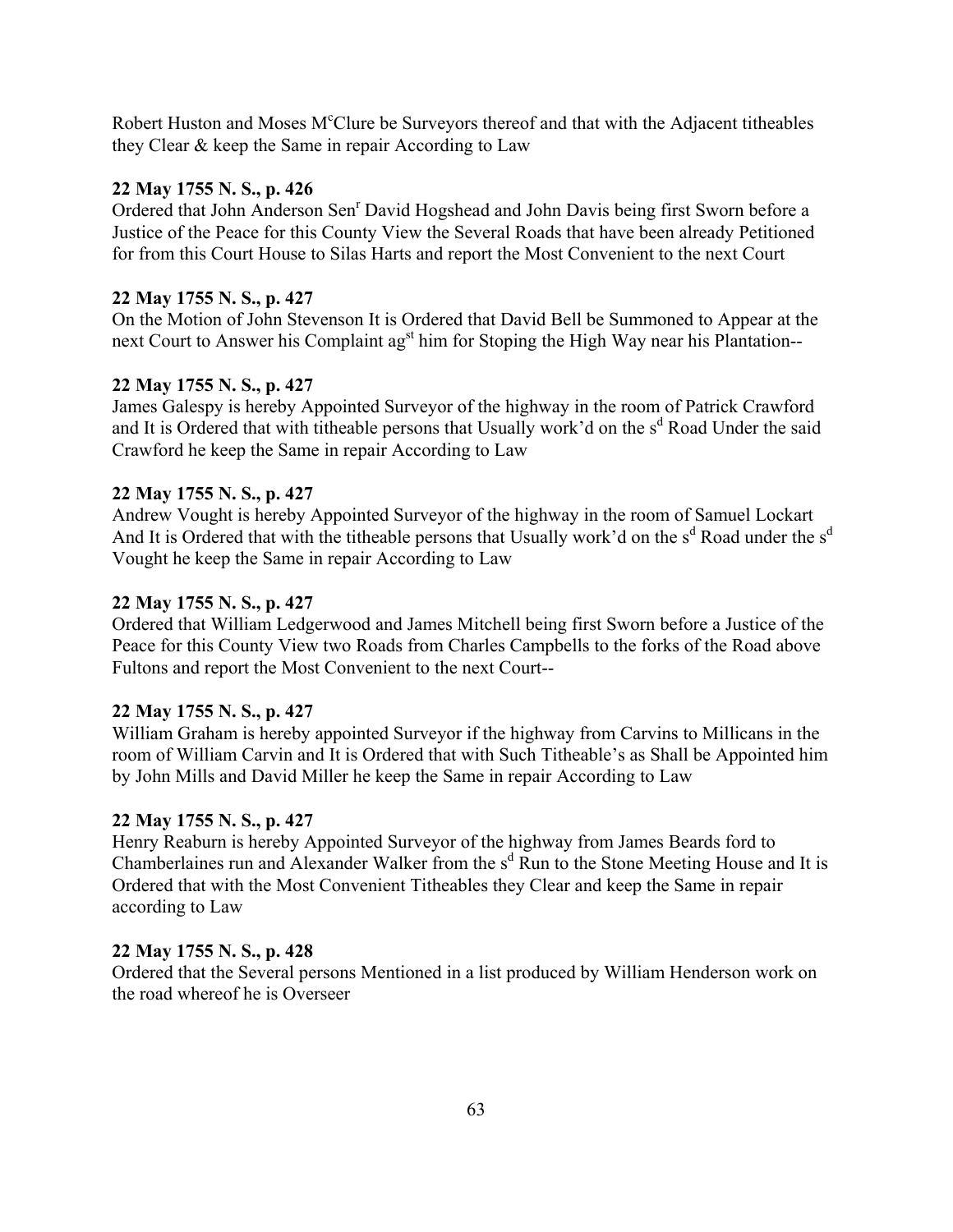Robert Huston and Moses M[c]Clure be Surveyors thereof and that with the Adjacent titheables they Clear & keep the Same in repair According to Law

**22 May 1755 N. S., p. 426**

Ordered that John Anderson Sen[r] David Hogshead and John Davis being first Sworn before a Justice of the Peace for this County View the Several Roads that have been already Petitioned for from this Court House to Silas Harts and report the Most Convenient to the next Court

**22 May 1755 N. S., p. 427**

On the Motion of John Stevenson It is Ordered that David Bell be Summoned to Appear at the next Court to Answer his Complaint ag[st] him for Stoping the High Way near his Plantation--

**22 May 1755 N. S., p. 427**

James Galespy is hereby Appointed Surveyor of the highway in the room of Patrick Crawford and It is Ordered that with titheable persons that Usually work'd on the s[d] Road Under the said Crawford he keep the Same in repair According to Law

**22 May 1755 N. S., p. 427**

Andrew Vought is hereby Appointed Surveyor of the highway in the room of Samuel Lockart And It is Ordered that with the titheable persons that Usually work'd on the s[d] Road under the s[d] Vought he keep the Same in repair According to Law

**22 May 1755 N. S., p. 427**

Ordered that William Ledgerwood and James Mitchell being first Sworn before a Justice of the Peace for this County View two Roads from Charles Campbells to the forks of the Road above Fultons and report the Most Convenient to the next Court--

**22 May 1755 N. S., p. 427**

William Graham is hereby appointed Surveyor if the highway from Carvins to Millicans in the room of William Carvin and It is Ordered that with Such Titheable's as Shall be Appointed him by John Mills and David Miller he keep the Same in repair According to Law

**22 May 1755 N. S., p. 427**

Henry Reaburn is hereby Appointed Surveyor of the highway from James Beards ford to Chamberlaines run and Alexander Walker from the s[d] Run to the Stone Meeting House and It is Ordered that with the Most Convenient Titheables they Clear and keep the Same in repair according to Law

**22 May 1755 N. S., p. 428**

Ordered that the Several persons Mentioned in a list produced by William Henderson work on the road whereof he is Overseer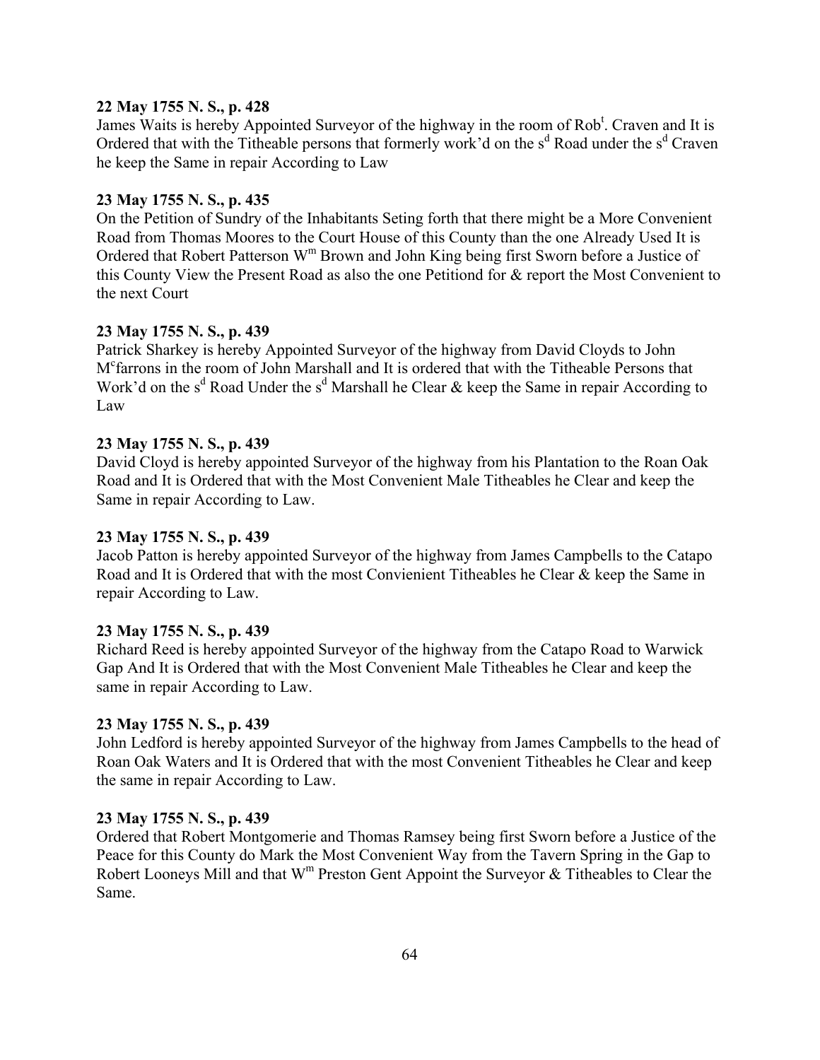**22 May 1755 N. S., p. 428**
James Waits is hereby Appointed Surveyor of the highway in the room of Rob[t]. Craven and It is Ordered that with the Titheable persons that formerly work'd on the s[d] Road under the s[d] Craven he keep the Same in repair According to Law

**23 May 1755 N. S., p. 435**
On the Petition of Sundry of the Inhabitants Seting forth that there might be a More Convenient Road from Thomas Moores to the Court House of this County than the one Already Used It is Ordered that Robert Patterson W[m] Brown and John King being first Sworn before a Justice of this County View the Present Road as also the one Petitiond for & report the Most Convenient to the next Court

**23 May 1755 N. S., p. 439**
Patrick Sharkey is hereby Appointed Surveyor of the highway from David Cloyds to John M[c]farrons in the room of John Marshall and It is ordered that with the Titheable Persons that Work'd on the s[d] Road Under the s[d] Marshall he Clear & keep the Same in repair According to Law

**23 May 1755 N. S., p. 439**
David Cloyd is hereby appointed Surveyor of the highway from his Plantation to the Roan Oak Road and It is Ordered that with the Most Convenient Male Titheables he Clear and keep the Same in repair According to Law.

**23 May 1755 N. S., p. 439**
Jacob Patton is hereby appointed Surveyor of the highway from James Campbells to the Catapo Road and It is Ordered that with the most Convienient Titheables he Clear & keep the Same in repair According to Law.

**23 May 1755 N. S., p. 439**
Richard Reed is hereby appointed Surveyor of the highway from the Catapo Road to Warwick Gap And It is Ordered that with the Most Convenient Male Titheables he Clear and keep the same in repair According to Law.

**23 May 1755 N. S., p. 439**
John Ledford is hereby appointed Surveyor of the highway from James Campbells to the head of Roan Oak Waters and It is Ordered that with the most Convenient Titheables he Clear and keep the same in repair According to Law.

**23 May 1755 N. S., p. 439**
Ordered that Robert Montgomerie and Thomas Ramsey being first Sworn before a Justice of the Peace for this County do Mark the Most Convenient Way from the Tavern Spring in the Gap to Robert Looneys Mill and that W[m] Preston Gent Appoint the Surveyor & Titheables to Clear the Same.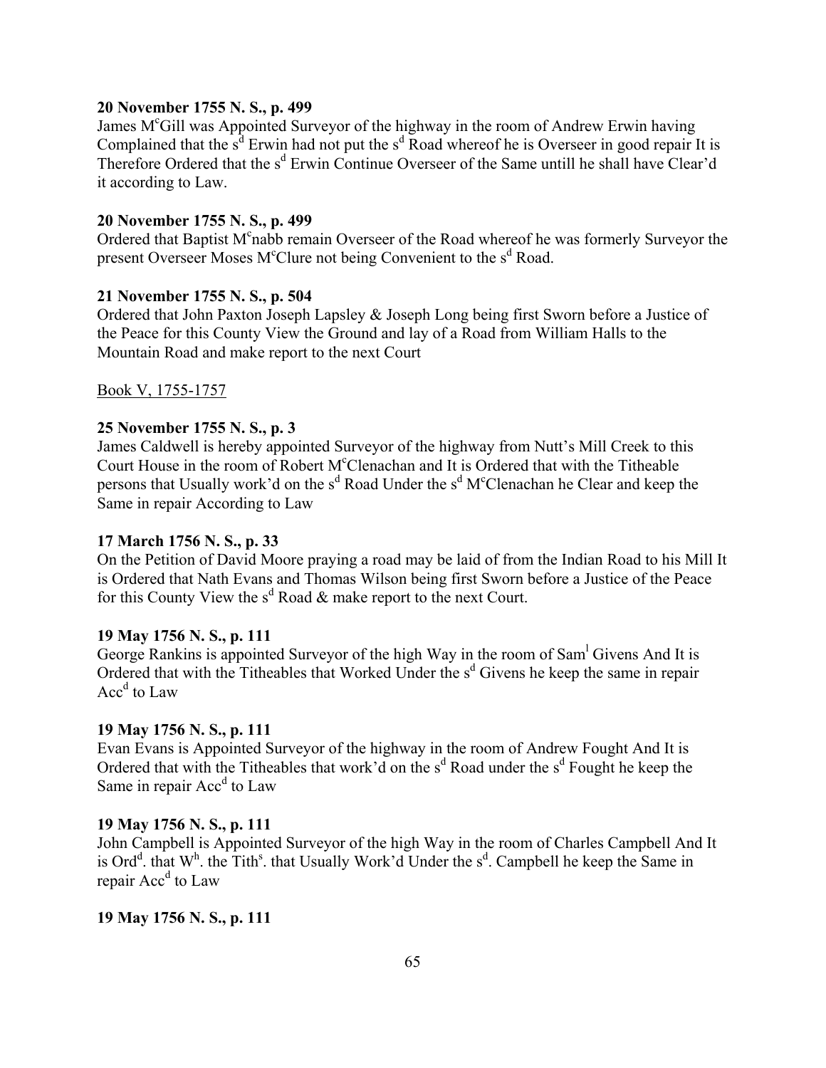**20 November 1755 N. S., p. 499**
James M$^c$Gill was Appointed Surveyor of the highway in the room of Andrew Erwin having Complained that the s$^d$ Erwin had not put the s$^d$ Road whereof he is Overseer in good repair It is Therefore Ordered that the s$^d$ Erwin Continue Overseer of the Same untill he shall have Clear'd it according to Law.

**20 November 1755 N. S., p. 499**
Ordered that Baptist M$^c$nabb remain Overseer of the Road whereof he was formerly Surveyor the present Overseer Moses M$^c$Clure not being Convenient to the s$^d$ Road.

**21 November 1755 N. S., p. 504**
Ordered that John Paxton Joseph Lapsley & Joseph Long being first Sworn before a Justice of the Peace for this County View the Ground and lay of a Road from William Halls to the Mountain Road and make report to the next Court

<u>Book V, 1755-1757</u>

**25 November 1755 N. S., p. 3**
James Caldwell is hereby appointed Surveyor of the highway from Nutt's Mill Creek to this Court House in the room of Robert M$^c$Clenachan and It is Ordered that with the Titheable persons that Usually work'd on the s$^d$ Road Under the s$^d$ M$^c$Clenachan he Clear and keep the Same in repair According to Law

**17 March 1756 N. S., p. 33**
On the Petition of David Moore praying a road may be laid of from the Indian Road to his Mill It is Ordered that Nath Evans and Thomas Wilson being first Sworn before a Justice of the Peace for this County View the s$^d$ Road & make report to the next Court.

**19 May 1756 N. S., p. 111**
George Rankins is appointed Surveyor of the high Way in the room of Sam$^l$ Givens And It is Ordered that with the Titheables that Worked Under the s$^d$ Givens he keep the same in repair Acc$^d$ to Law

**19 May 1756 N. S., p. 111**
Evan Evans is Appointed Surveyor of the highway in the room of Andrew Fought And It is Ordered that with the Titheables that work'd on the s$^d$ Road under the s$^d$ Fought he keep the Same in repair Acc$^d$ to Law

**19 May 1756 N. S., p. 111**
John Campbell is Appointed Surveyor of the high Way in the room of Charles Campbell And It is Ord$^d$. that W$^h$. the Tith$^s$. that Usually Work'd Under the s$^d$. Campbell he keep the Same in repair Acc$^d$ to Law

**19 May 1756 N. S., p. 111**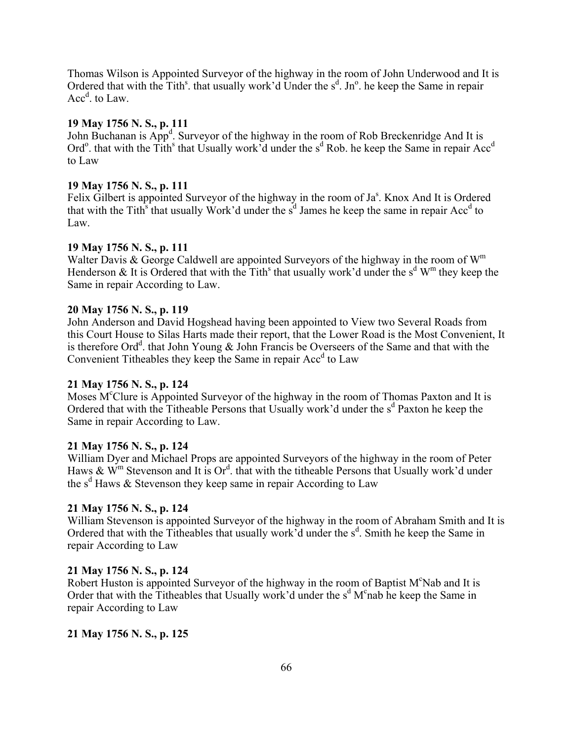Thomas Wilson is Appointed Surveyor of the highway in the room of John Underwood and It is Ordered that with the Tith[s]. that usually work'd Under the s[d]. Jn[o]. he keep the Same in repair Acc[d]. to Law.

**19 May 1756 N. S., p. 111**
John Buchanan is App[d]. Surveyor of the highway in the room of Rob Breckenridge And It is Ord[o]. that with the Tith[s] that Usually work'd under the s[d] Rob. he keep the Same in repair Acc[d] to Law

**19 May 1756 N. S., p. 111**
Felix Gilbert is appointed Surveyor of the highway in the room of Ja[s]. Knox And It is Ordered that with the Tith[s] that usually Work'd under the s[d] James he keep the same in repair Acc[d] to Law.

**19 May 1756 N. S., p. 111**
Walter Davis & George Caldwell are appointed Surveyors of the highway in the room of W[m] Henderson & It is Ordered that with the Tith[s] that usually work'd under the s[d] W[m] they keep the Same in repair According to Law.

**20 May 1756 N. S., p. 119**
John Anderson and David Hogshead having been appointed to View two Several Roads from this Court House to Silas Harts made their report, that the Lower Road is the Most Convenient, It is therefore Ord[d]. that John Young & John Francis be Overseers of the Same and that with the Convenient Titheables they keep the Same in repair Acc[d] to Law

**21 May 1756 N. S., p. 124**
Moses M[c]Clure is Appointed Surveyor of the highway in the room of Thomas Paxton and It is Ordered that with the Titheable Persons that Usually work'd under the s[d] Paxton he keep the Same in repair According to Law.

**21 May 1756 N. S., p. 124**
William Dyer and Michael Props are appointed Surveyors of the highway in the room of Peter Haws & W[m] Stevenson and It is Or[d]. that with the titheable Persons that Usually work'd under the s[d] Haws & Stevenson they keep same in repair According to Law

**21 May 1756 N. S., p. 124**
William Stevenson is appointed Surveyor of the highway in the room of Abraham Smith and It is Ordered that with the Titheables that usually work'd under the s[d]. Smith he keep the Same in repair According to Law

**21 May 1756 N. S., p. 124**
Robert Huston is appointed Surveyor of the highway in the room of Baptist M[c]Nab and It is Order that with the Titheables that Usually work'd under the s[d] M[c]nab he keep the Same in repair According to Law

**21 May 1756 N. S., p. 125**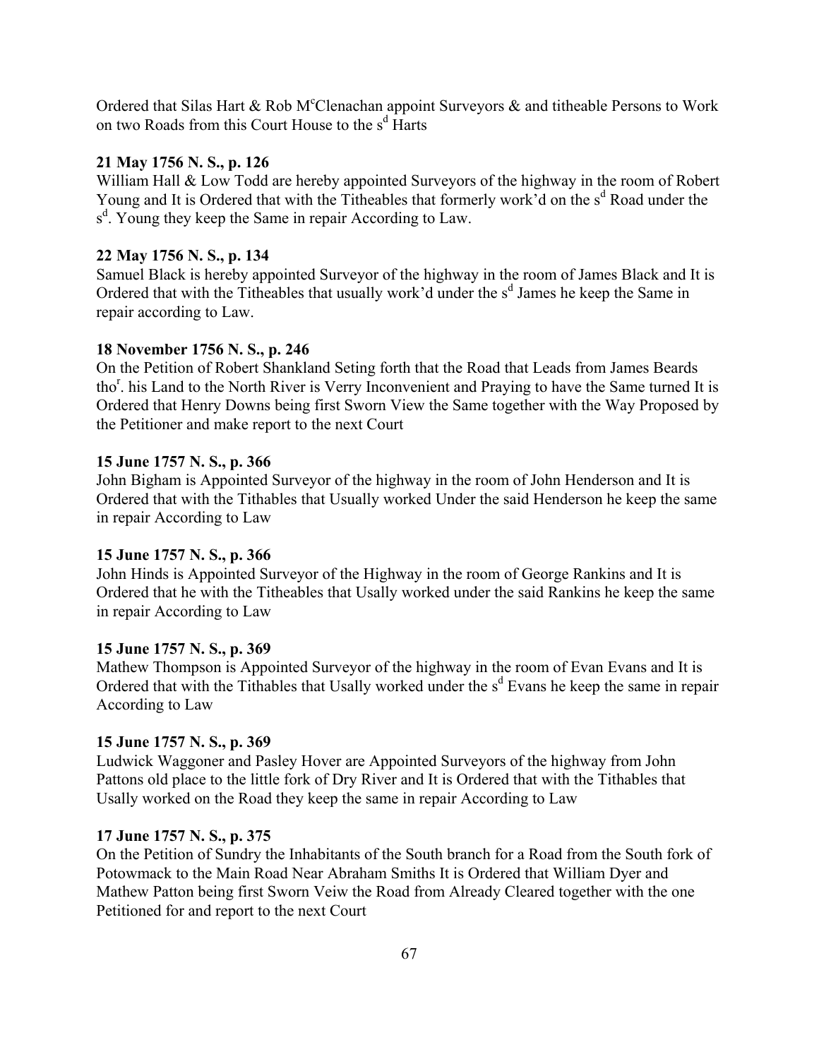Ordered that Silas Hart & Rob M[c]Clenachan appoint Surveyors & and titheable Persons to Work on two Roads from this Court House to the s[d] Harts

**21 May 1756 N. S., p. 126**
William Hall & Low Todd are hereby appointed Surveyors of the highway in the room of Robert Young and It is Ordered that with the Titheables that formerly work'd on the s[d] Road under the s[d]. Young they keep the Same in repair According to Law.

**22 May 1756 N. S., p. 134**
Samuel Black is hereby appointed Surveyor of the highway in the room of James Black and It is Ordered that with the Titheables that usually work'd under the s[d] James he keep the Same in repair according to Law.

**18 November 1756 N. S., p. 246**
On the Petition of Robert Shankland Seting forth that the Road that Leads from James Beards tho[r]. his Land to the North River is Verry Inconvenient and Praying to have the Same turned It is Ordered that Henry Downs being first Sworn View the Same together with the Way Proposed by the Petitioner and make report to the next Court

**15 June 1757 N. S., p. 366**
John Bigham is Appointed Surveyor of the highway in the room of John Henderson and It is Ordered that with the Tithables that Usually worked Under the said Henderson he keep the same in repair According to Law

**15 June 1757 N. S., p. 366**
John Hinds is Appointed Surveyor of the Highway in the room of George Rankins and It is Ordered that he with the Titheables that Usally worked under the said Rankins he keep the same in repair According to Law

**15 June 1757 N. S., p. 369**
Mathew Thompson is Appointed Surveyor of the highway in the room of Evan Evans and It is Ordered that with the Tithables that Usally worked under the s[d] Evans he keep the same in repair According to Law

**15 June 1757 N. S., p. 369**
Ludwick Waggoner and Pasley Hover are Appointed Surveyors of the highway from John Pattons old place to the little fork of Dry River and It is Ordered that with the Tithables that Usally worked on the Road they keep the same in repair According to Law

**17 June 1757 N. S., p. 375**
On the Petition of Sundry the Inhabitants of the South branch for a Road from the South fork of Potowmack to the Main Road Near Abraham Smiths It is Ordered that William Dyer and Mathew Patton being first Sworn Veiw the Road from Already Cleared together with the one Petitioned for and report to the next Court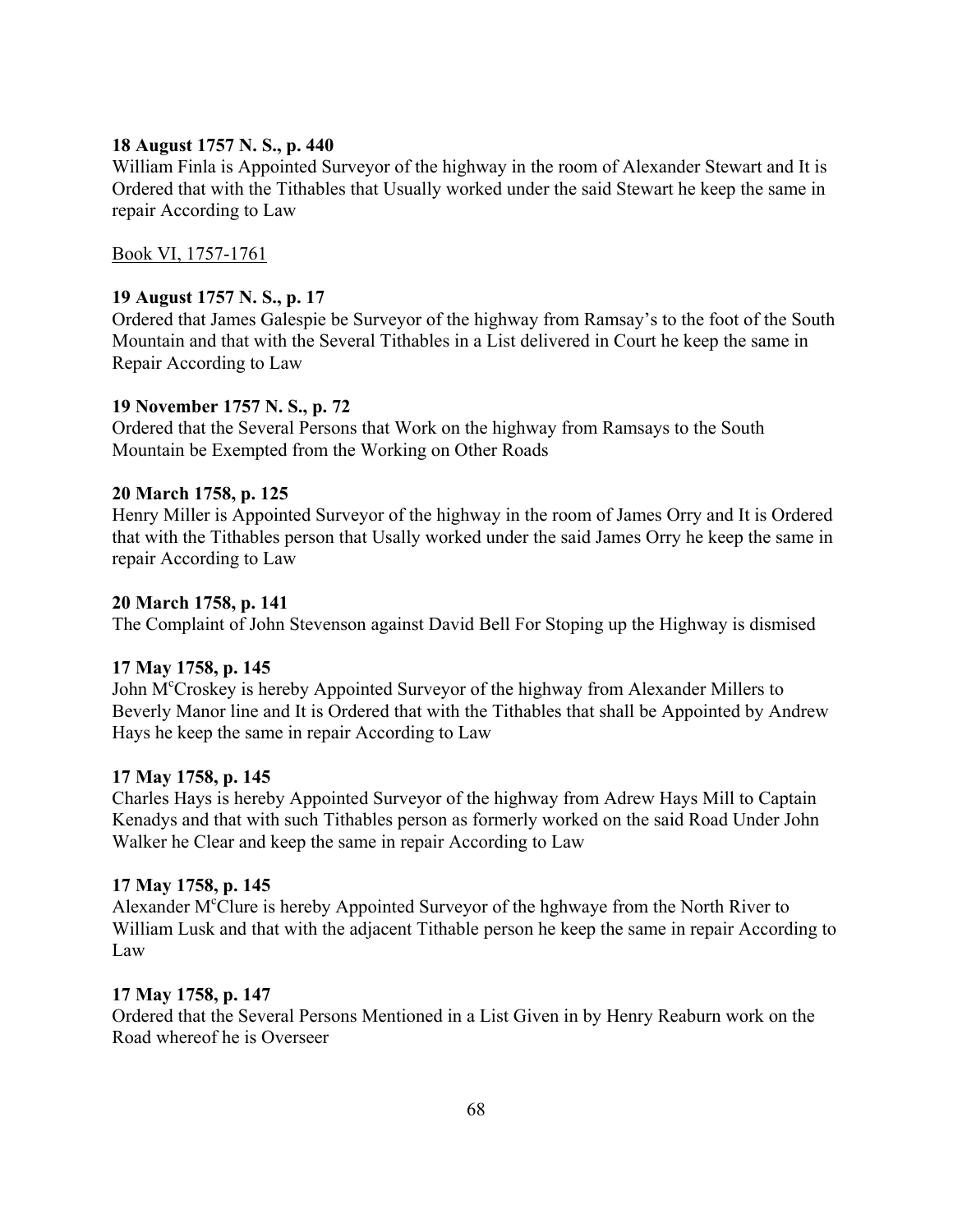**18 August 1757 N. S., p. 440**
William Finla is Appointed Surveyor of the highway in the room of Alexander Stewart and It is Ordered that with the Tithables that Usually worked under the said Stewart he keep the same in repair According to Law

<u>Book VI, 1757-1761</u>

**19 August 1757 N. S., p. 17**
Ordered that James Galespie be Surveyor of the highway from Ramsay's to the foot of the South Mountain and that with the Several Tithables in a List delivered in Court he keep the same in Repair According to Law

**19 November 1757 N. S., p. 72**
Ordered that the Several Persons that Work on the highway from Ramsays to the South Mountain be Exempted from the Working on Other Roads

**20 March 1758, p. 125**
Henry Miller is Appointed Surveyor of the highway in the room of James Orry and It is Ordered that with the Tithables person that Usally worked under the said James Orry he keep the same in repair According to Law

**20 March 1758, p. 141**
The Complaint of John Stevenson against David Bell For Stoping up the Highway is dismised

**17 May 1758, p. 145**
John M[c]Croskey is hereby Appointed Surveyor of the highway from Alexander Millers to Beverly Manor line and It is Ordered that with the Tithables that shall be Appointed by Andrew Hays he keep the same in repair According to Law

**17 May 1758, p. 145**
Charles Hays is hereby Appointed Surveyor of the highway from Adrew Hays Mill to Captain Kenadys and that with such Tithables person as formerly worked on the said Road Under John Walker he Clear and keep the same in repair According to Law

**17 May 1758, p. 145**
Alexander M[c]Clure is hereby Appointed Surveyor of the hghwaye from the North River to William Lusk and that with the adjacent Tithable person he keep the same in repair According to Law

**17 May 1758, p. 147**
Ordered that the Several Persons Mentioned in a List Given in by Henry Reaburn work on the Road whereof he is Overseer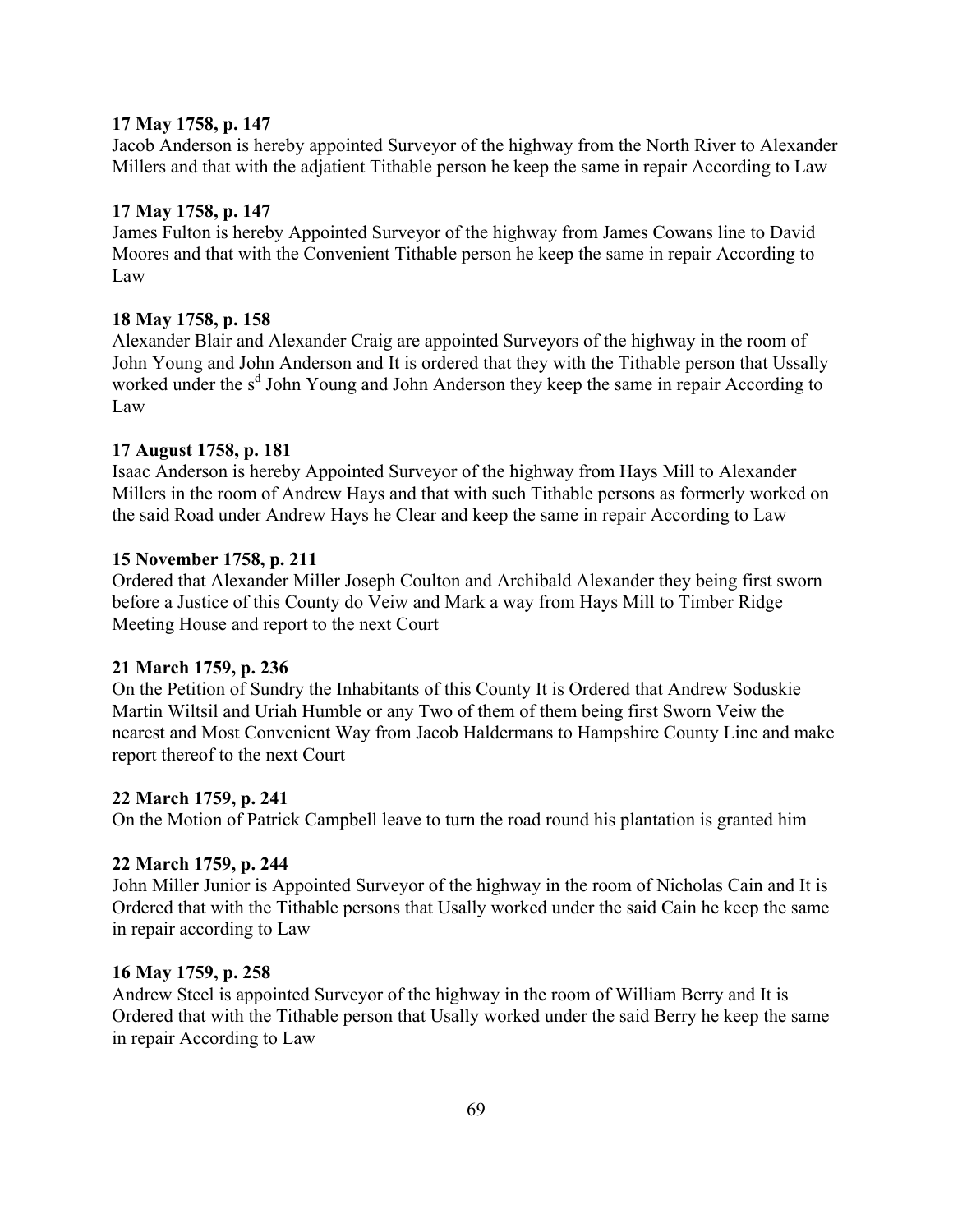**17 May 1758, p. 147**
Jacob Anderson is hereby appointed Surveyor of the highway from the North River to Alexander Millers and that with the adjatient Tithable person he keep the same in repair According to Law

**17 May 1758, p. 147**
James Fulton is hereby Appointed Surveyor of the highway from James Cowans line to David Moores and that with the Convenient Tithable person he keep the same in repair According to Law

**18 May 1758, p. 158**
Alexander Blair and Alexander Craig are appointed Surveyors of the highway in the room of John Young and John Anderson and It is ordered that they with the Tithable person that Ussally worked under the s[d] John Young and John Anderson they keep the same in repair According to Law

**17 August 1758, p. 181**
Isaac Anderson is hereby Appointed Surveyor of the highway from Hays Mill to Alexander Millers in the room of Andrew Hays and that with such Tithable persons as formerly worked on the said Road under Andrew Hays he Clear and keep the same in repair According to Law

**15 November 1758, p. 211**
Ordered that Alexander Miller Joseph Coulton and Archibald Alexander they being first sworn before a Justice of this County do Veiw and Mark a way from Hays Mill to Timber Ridge Meeting House and report to the next Court

**21 March 1759, p. 236**
On the Petition of Sundry the Inhabitants of this County It is Ordered that Andrew Soduskie Martin Wiltsil and Uriah Humble or any Two of them of them being first Sworn Veiw the nearest and Most Convenient Way from Jacob Haldermans to Hampshire County Line and make report thereof to the next Court

**22 March 1759, p. 241**
On the Motion of Patrick Campbell leave to turn the road round his plantation is granted him

**22 March 1759, p. 244**
John Miller Junior is Appointed Surveyor of the highway in the room of Nicholas Cain and It is Ordered that with the Tithable persons that Usally worked under the said Cain he keep the same in repair according to Law

**16 May 1759, p. 258**
Andrew Steel is appointed Surveyor of the highway in the room of William Berry and It is Ordered that with the Tithable person that Usally worked under the said Berry he keep the same in repair According to Law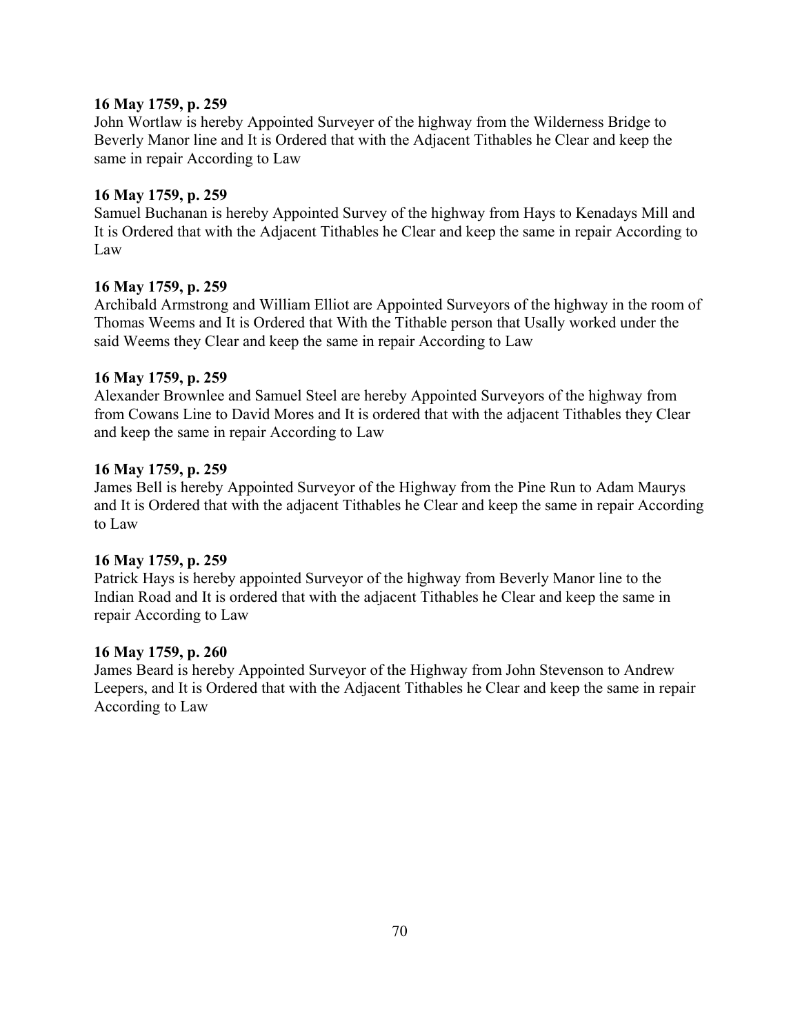**16 May 1759, p. 259**
John Wortlaw is hereby Appointed Surveyer of the highway from the Wilderness Bridge to Beverly Manor line and It is Ordered that with the Adjacent Tithables he Clear and keep the same in repair According to Law

**16 May 1759, p. 259**
Samuel Buchanan is hereby Appointed Survey of the highway from Hays to Kenadays Mill and It is Ordered that with the Adjacent Tithables he Clear and keep the same in repair According to Law

**16 May 1759, p. 259**
Archibald Armstrong and William Elliot are Appointed Surveyors of the highway in the room of Thomas Weems and It is Ordered that With the Tithable person that Usally worked under the said Weems they Clear and keep the same in repair According to Law

**16 May 1759, p. 259**
Alexander Brownlee and Samuel Steel are hereby Appointed Surveyors of the highway from from Cowans Line to David Mores and It is ordered that with the adjacent Tithables they Clear and keep the same in repair According to Law

**16 May 1759, p. 259**
James Bell is hereby Appointed Surveyor of the Highway from the Pine Run to Adam Maurys and It is Ordered that with the adjacent Tithables he Clear and keep the same in repair According to Law

**16 May 1759, p. 259**
Patrick Hays is hereby appointed Surveyor of the highway from Beverly Manor line to the Indian Road and It is ordered that with the adjacent Tithables he Clear and keep the same in repair According to Law

**16 May 1759, p. 260**
James Beard is hereby Appointed Surveyor of the Highway from John Stevenson to Andrew Leepers, and It is Ordered that with the Adjacent Tithables he Clear and keep the same in repair According to Law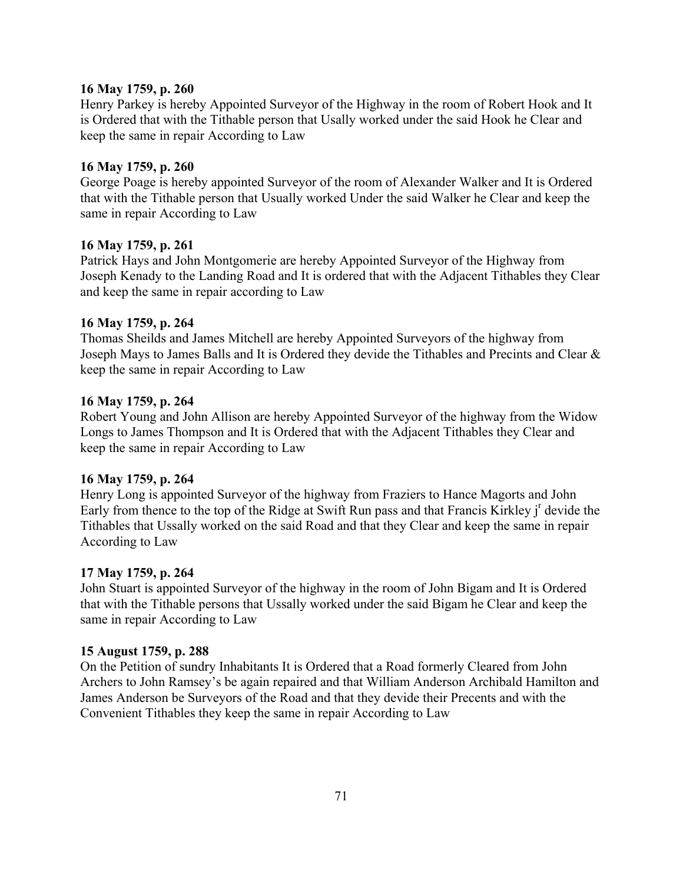**16 May 1759, p. 260**
Henry Parkey is hereby Appointed Surveyor of the Highway in the room of Robert Hook and It is Ordered that with the Tithable person that Usally worked under the said Hook he Clear and keep the same in repair According to Law

**16 May 1759, p. 260**
George Poage is hereby appointed Surveyor of the room of Alexander Walker and It is Ordered that with the Tithable person that Usually worked Under the said Walker he Clear and keep the same in repair According to Law

**16 May 1759, p. 261**
Patrick Hays and John Montgomerie are hereby Appointed Surveyor of the Highway from Joseph Kenady to the Landing Road and It is ordered that with the Adjacent Tithables they Clear and keep the same in repair according to Law

**16 May 1759, p. 264**
Thomas Sheilds and James Mitchell are hereby Appointed Surveyors of the highway from Joseph Mays to James Balls and It is Ordered they devide the Tithables and Precints and Clear & keep the same in repair According to Law

**16 May 1759, p. 264**
Robert Young and John Allison are hereby Appointed Surveyor of the highway from the Widow Longs to James Thompson and It is Ordered that with the Adjacent Tithables they Clear and keep the same in repair According to Law

**16 May 1759, p. 264**
Henry Long is appointed Surveyor of the highway from Fraziers to Hance Magorts and John Early from thence to the top of the Ridge at Swift Run pass and that Francis Kirkley j[r] devide the Tithables that Ussally worked on the said Road and that they Clear and keep the same in repair According to Law

**17 May 1759, p. 264**
John Stuart is appointed Surveyor of the highway in the room of John Bigam and It is Ordered that with the Tithable persons that Ussally worked under the said Bigam he Clear and keep the same in repair According to Law

**15 August 1759, p. 288**
On the Petition of sundry Inhabitants It is Ordered that a Road formerly Cleared from John Archers to John Ramsey's be again repaired and that William Anderson Archibald Hamilton and James Anderson be Surveyors of the Road and that they devide their Precents and with the Convenient Tithables they keep the same in repair According to Law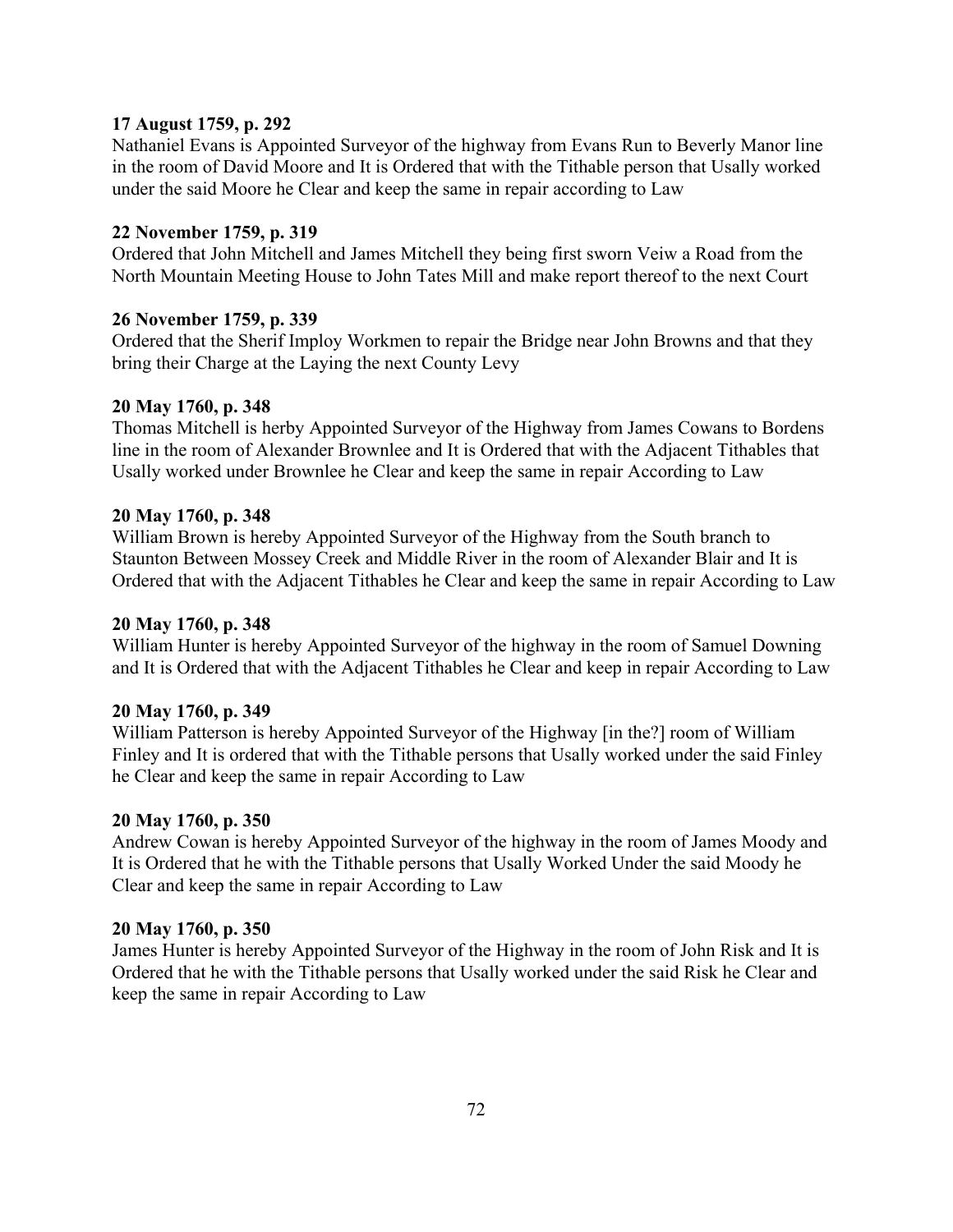**17 August 1759, p. 292**
Nathaniel Evans is Appointed Surveyor of the highway from Evans Run to Beverly Manor line in the room of David Moore and It is Ordered that with the Tithable person that Usally worked under the said Moore he Clear and keep the same in repair according to Law

**22 November 1759, p. 319**
Ordered that John Mitchell and James Mitchell they being first sworn Veiw a Road from the North Mountain Meeting House to John Tates Mill and make report thereof to the next Court

**26 November 1759, p. 339**
Ordered that the Sherif Imploy Workmen to repair the Bridge near John Browns and that they bring their Charge at the Laying the next County Levy

**20 May 1760, p. 348**
Thomas Mitchell is herby Appointed Surveyor of the Highway from James Cowans to Bordens line in the room of Alexander Brownlee and It is Ordered that with the Adjacent Tithables that Usally worked under Brownlee he Clear and keep the same in repair According to Law

**20 May 1760, p. 348**
William Brown is hereby Appointed Surveyor of the Highway from the South branch to Staunton Between Mossey Creek and Middle River in the room of Alexander Blair and It is Ordered that with the Adjacent Tithables he Clear and keep the same in repair According to Law

**20 May 1760, p. 348**
William Hunter is hereby Appointed Surveyor of the highway in the room of Samuel Downing and It is Ordered that with the Adjacent Tithables he Clear and keep in repair According to Law

**20 May 1760, p. 349**
William Patterson is hereby Appointed Surveyor of the Highway [in the?] room of William Finley and It is ordered that with the Tithable persons that Usally worked under the said Finley he Clear and keep the same in repair According to Law

**20 May 1760, p. 350**
Andrew Cowan is hereby Appointed Surveyor of the highway in the room of James Moody and It is Ordered that he with the Tithable persons that Usally Worked Under the said Moody he Clear and keep the same in repair According to Law

**20 May 1760, p. 350**
James Hunter is hereby Appointed Surveyor of the Highway in the room of John Risk and It is Ordered that he with the Tithable persons that Usally worked under the said Risk he Clear and keep the same in repair According to Law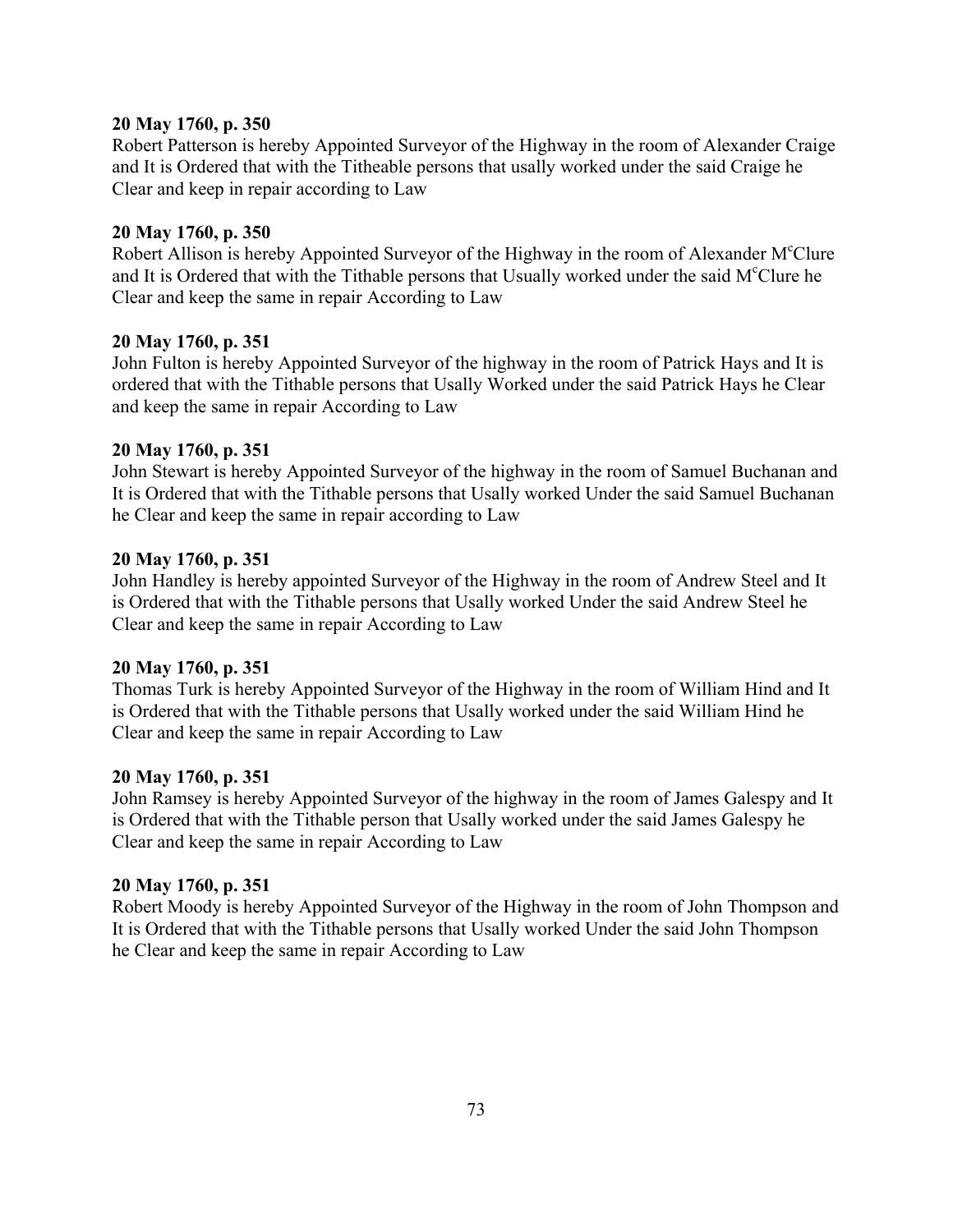**20 May 1760, p. 350**
Robert Patterson is hereby Appointed Surveyor of the Highway in the room of Alexander Craige and It is Ordered that with the Titheable persons that usally worked under the said Craige he Clear and keep in repair according to Law

**20 May 1760, p. 350**
Robert Allison is hereby Appointed Surveyor of the Highway in the room of Alexander M[c]Clure and It is Ordered that with the Tithable persons that Usually worked under the said M[c]Clure he Clear and keep the same in repair According to Law

**20 May 1760, p. 351**
John Fulton is hereby Appointed Surveyor of the highway in the room of Patrick Hays and It is ordered that with the Tithable persons that Usally Worked under the said Patrick Hays he Clear and keep the same in repair According to Law

**20 May 1760, p. 351**
John Stewart is hereby Appointed Surveyor of the highway in the room of Samuel Buchanan and It is Ordered that with the Tithable persons that Usally worked Under the said Samuel Buchanan he Clear and keep the same in repair according to Law

**20 May 1760, p. 351**
John Handley is hereby appointed Surveyor of the Highway in the room of Andrew Steel and It is Ordered that with the Tithable persons that Usally worked Under the said Andrew Steel he Clear and keep the same in repair According to Law

**20 May 1760, p. 351**
Thomas Turk is hereby Appointed Surveyor of the Highway in the room of William Hind and It is Ordered that with the Tithable persons that Usally worked under the said William Hind he Clear and keep the same in repair According to Law

**20 May 1760, p. 351**
John Ramsey is hereby Appointed Surveyor of the highway in the room of James Galespy and It is Ordered that with the Tithable person that Usally worked under the said James Galespy he Clear and keep the same in repair According to Law

**20 May 1760, p. 351**
Robert Moody is hereby Appointed Surveyor of the Highway in the room of John Thompson and It is Ordered that with the Tithable persons that Usally worked Under the said John Thompson he Clear and keep the same in repair According to Law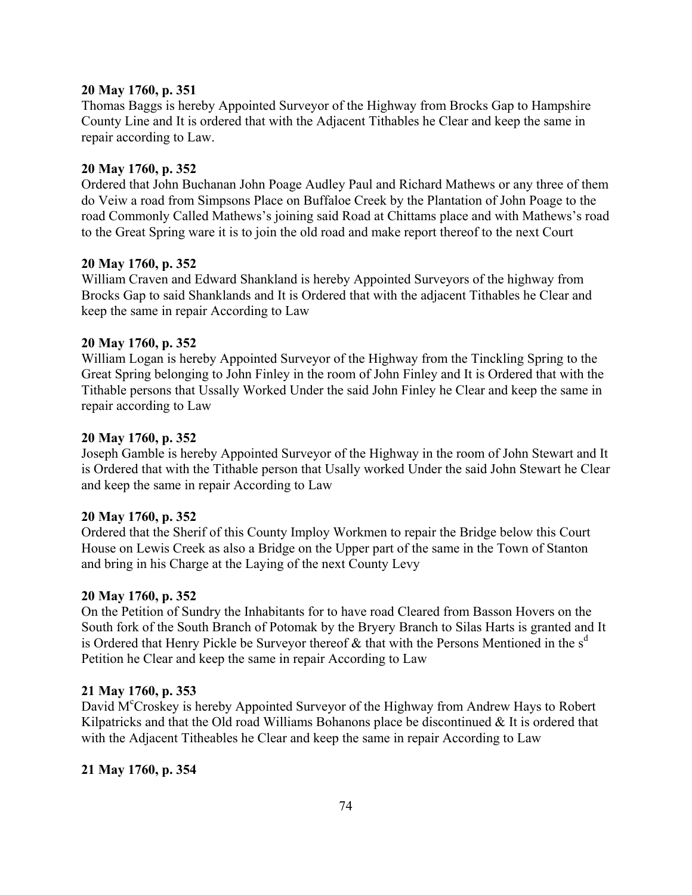**20 May 1760, p. 351**

Thomas Baggs is hereby Appointed Surveyor of the Highway from Brocks Gap to Hampshire County Line and It is ordered that with the Adjacent Tithables he Clear and keep the same in repair according to Law.

**20 May 1760, p. 352**

Ordered that John Buchanan John Poage Audley Paul and Richard Mathews or any three of them do Veiw a road from Simpsons Place on Buffaloe Creek by the Plantation of John Poage to the road Commonly Called Mathews's joining said Road at Chittams place and with Mathews's road to the Great Spring ware it is to join the old road and make report thereof to the next Court

**20 May 1760, p. 352**

William Craven and Edward Shankland is hereby Appointed Surveyors of the highway from Brocks Gap to said Shanklands and It is Ordered that with the adjacent Tithables he Clear and keep the same in repair According to Law

**20 May 1760, p. 352**

William Logan is hereby Appointed Surveyor of the Highway from the Tinckling Spring to the Great Spring belonging to John Finley in the room of John Finley and It is Ordered that with the Tithable persons that Ussally Worked Under the said John Finley he Clear and keep the same in repair according to Law

**20 May 1760, p. 352**

Joseph Gamble is hereby Appointed Surveyor of the Highway in the room of John Stewart and It is Ordered that with the Tithable person that Usally worked Under the said John Stewart he Clear and keep the same in repair According to Law

**20 May 1760, p. 352**

Ordered that the Sherif of this County Imploy Workmen to repair the Bridge below this Court House on Lewis Creek as also a Bridge on the Upper part of the same in the Town of Stanton and bring in his Charge at the Laying of the next County Levy

**20 May 1760, p. 352**

On the Petition of Sundry the Inhabitants for to have road Cleared from Basson Hovers on the South fork of the South Branch of Potomak by the Bryery Branch to Silas Harts is granted and It is Ordered that Henry Pickle be Surveyor thereof & that with the Persons Mentioned in the s[d] Petition he Clear and keep the same in repair According to Law

**21 May 1760, p. 353**

David M[c]Croskey is hereby Appointed Surveyor of the Highway from Andrew Hays to Robert Kilpatricks and that the Old road Williams Bohanons place be discontinued & It is ordered that with the Adjacent Titheables he Clear and keep the same in repair According to Law

**21 May 1760, p. 354**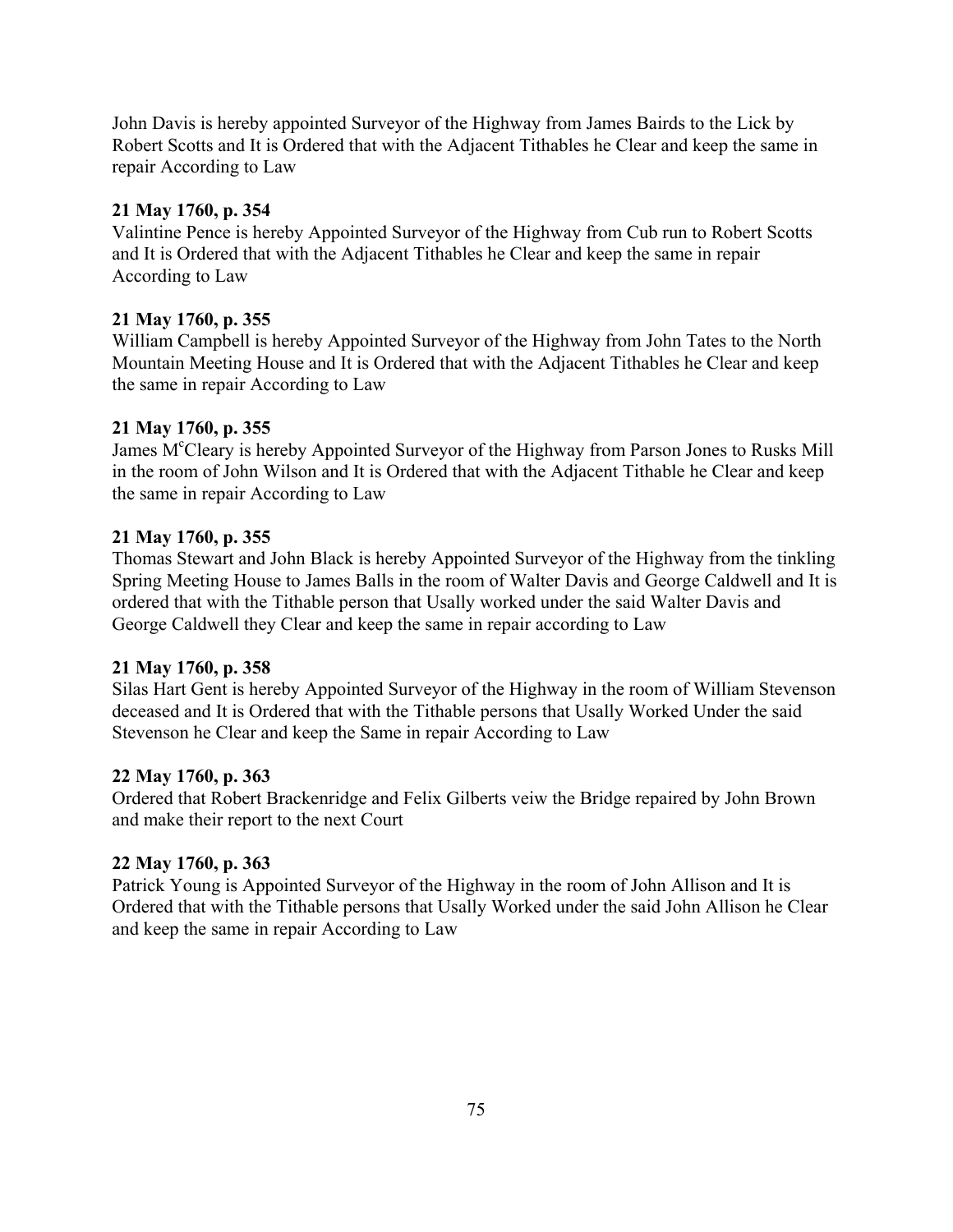John Davis is hereby appointed Surveyor of the Highway from James Bairds to the Lick by Robert Scotts and It is Ordered that with the Adjacent Tithables he Clear and keep the same in repair According to Law

**21 May 1760, p. 354**
Valintine Pence is hereby Appointed Surveyor of the Highway from Cub run to Robert Scotts and It is Ordered that with the Adjacent Tithables he Clear and keep the same in repair According to Law

**21 May 1760, p. 355**
William Campbell is hereby Appointed Surveyor of the Highway from John Tates to the North Mountain Meeting House and It is Ordered that with the Adjacent Tithables he Clear and keep the same in repair According to Law

**21 May 1760, p. 355**
James M^c^Cleary is hereby Appointed Surveyor of the Highway from Parson Jones to Rusks Mill in the room of John Wilson and It is Ordered that with the Adjacent Tithable he Clear and keep the same in repair According to Law

**21 May 1760, p. 355**
Thomas Stewart and John Black is hereby Appointed Surveyor of the Highway from the tinkling Spring Meeting House to James Balls in the room of Walter Davis and George Caldwell and It is ordered that with the Tithable person that Usally worked under the said Walter Davis and George Caldwell they Clear and keep the same in repair according to Law

**21 May 1760, p. 358**
Silas Hart Gent is hereby Appointed Surveyor of the Highway in the room of William Stevenson deceased and It is Ordered that with the Tithable persons that Usally Worked Under the said Stevenson he Clear and keep the Same in repair According to Law

**22 May 1760, p. 363**
Ordered that Robert Brackenridge and Felix Gilberts veiw the Bridge repaired by John Brown and make their report to the next Court

**22 May 1760, p. 363**
Patrick Young is Appointed Surveyor of the Highway in the room of John Allison and It is Ordered that with the Tithable persons that Usally Worked under the said John Allison he Clear and keep the same in repair According to Law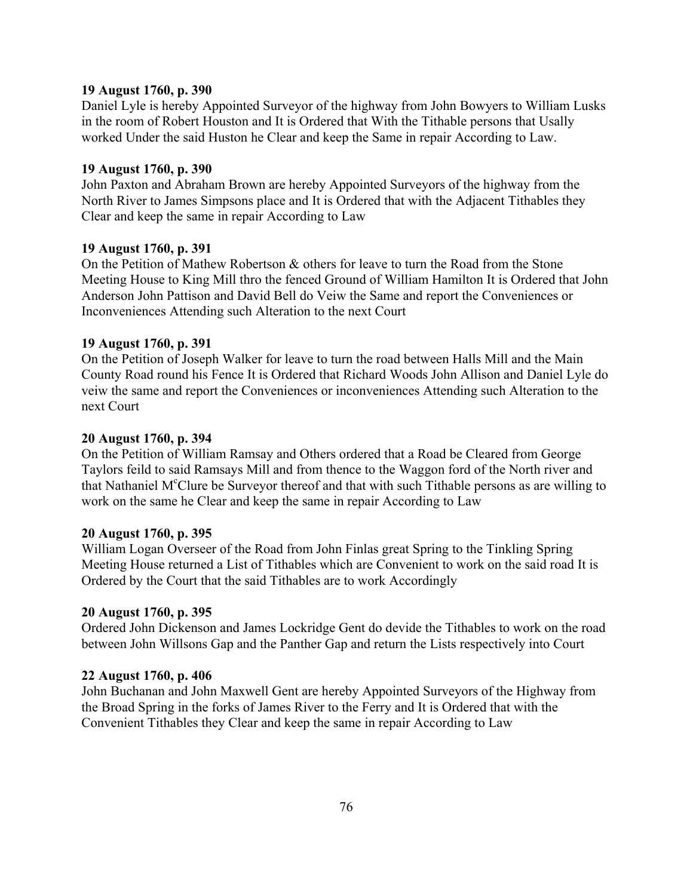**19 August 1760, p. 390**
Daniel Lyle is hereby Appointed Surveyor of the highway from John Bowyers to William Lusks in the room of Robert Houston and It is Ordered that With the Tithable persons that Usally worked Under the said Huston he Clear and keep the Same in repair According to Law.

**19 August 1760, p. 390**
John Paxton and Abraham Brown are hereby Appointed Surveyors of the highway from the North River to James Simpsons place and It is Ordered that with the Adjacent Tithables they Clear and keep the same in repair According to Law

**19 August 1760, p. 391**
On the Petition of Mathew Robertson & others for leave to turn the Road from the Stone Meeting House to King Mill thro the fenced Ground of William Hamilton It is Ordered that John Anderson John Pattison and David Bell do Veiw the Same and report the Conveniences or Inconveniences Attending such Alteration to the next Court

**19 August 1760, p. 391**
On the Petition of Joseph Walker for leave to turn the road between Halls Mill and the Main County Road round his Fence It is Ordered that Richard Woods John Allison and Daniel Lyle do veiw the same and report the Conveniences or inconveniences Attending such Alteration to the next Court

**20 August 1760, p. 394**
On the Petition of William Ramsay and Others ordered that a Road be Cleared from George Taylors feild to said Ramsays Mill and from thence to the Waggon ford of the North river and that Nathaniel McClure be Surveyor thereof and that with such Tithable persons as are willing to work on the same he Clear and keep the same in repair According to Law

**20 August 1760, p. 395**
William Logan Overseer of the Road from John Finlas great Spring to the Tinkling Spring Meeting House returned a List of Tithables which are Convenient to work on the said road It is Ordered by the Court that the said Tithables are to work Accordingly

**20 August 1760, p. 395**
Ordered John Dickenson and James Lockridge Gent do devide the Tithables to work on the road between John Willsons Gap and the Panther Gap and return the Lists respectively into Court

**22 August 1760, p. 406**
John Buchanan and John Maxwell Gent are hereby Appointed Surveyors of the Highway from the Broad Spring in the forks of James River to the Ferry and It is Ordered that with the Convenient Tithables they Clear and keep the same in repair According to Law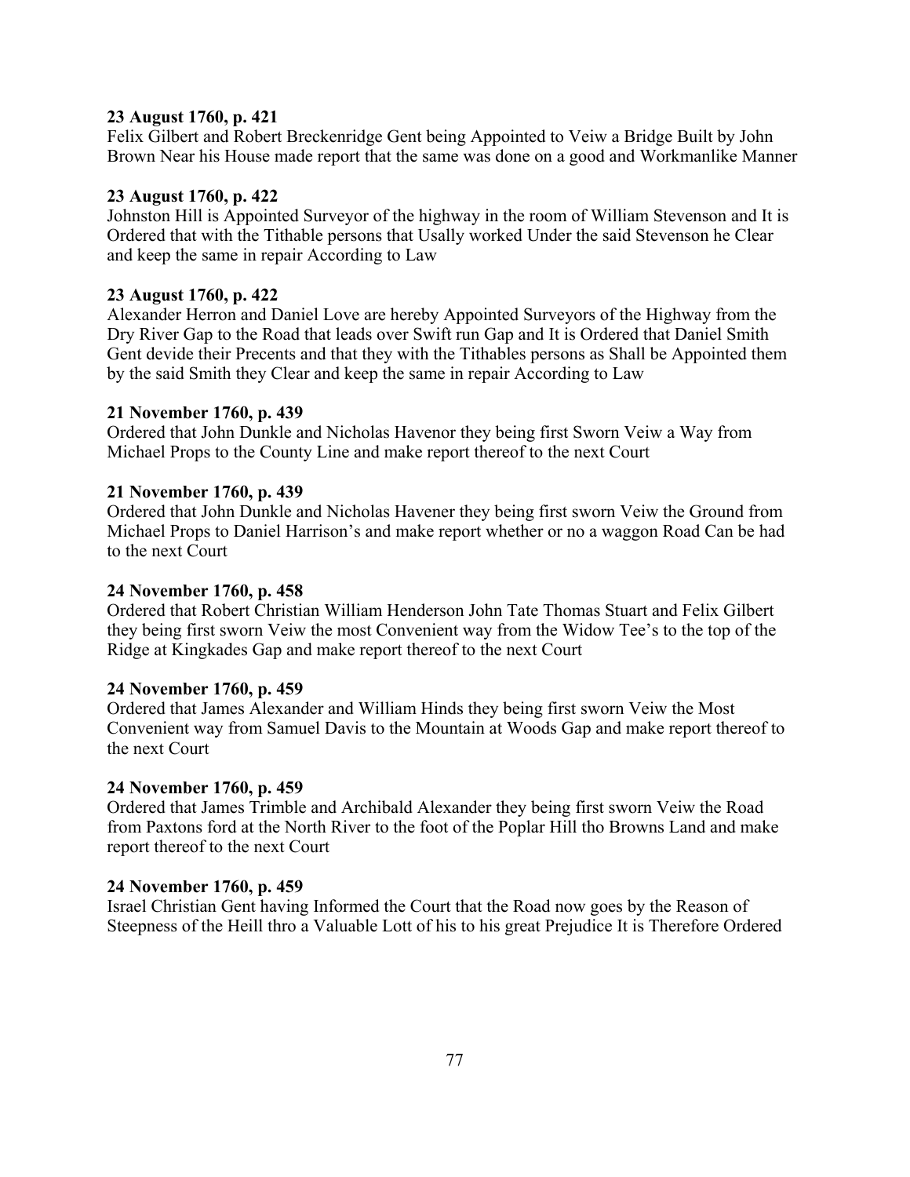**23 August 1760, p. 421**
Felix Gilbert and Robert Breckenridge Gent being Appointed to Veiw a Bridge Built by John Brown Near his House made report that the same was done on a good and Workmanlike Manner

**23 August 1760, p. 422**
Johnston Hill is Appointed Surveyor of the highway in the room of William Stevenson and It is Ordered that with the Tithable persons that Usally worked Under the said Stevenson he Clear and keep the same in repair According to Law

**23 August 1760, p. 422**
Alexander Herron and Daniel Love are hereby Appointed Surveyors of the Highway from the Dry River Gap to the Road that leads over Swift run Gap and It is Ordered that Daniel Smith Gent devide their Precents and that they with the Tithables persons as Shall be Appointed them by the said Smith they Clear and keep the same in repair According to Law

**21 November 1760, p. 439**
Ordered that John Dunkle and Nicholas Havenor they being first Sworn Veiw a Way from Michael Props to the County Line and make report thereof to the next Court

**21 November 1760, p. 439**
Ordered that John Dunkle and Nicholas Havener they being first sworn Veiw the Ground from Michael Props to Daniel Harrison's and make report whether or no a waggon Road Can be had to the next Court

**24 November 1760, p. 458**
Ordered that Robert Christian William Henderson John Tate Thomas Stuart and Felix Gilbert they being first sworn Veiw the most Convenient way from the Widow Tee's to the top of the Ridge at Kingkades Gap and make report thereof to the next Court

**24 November 1760, p. 459**
Ordered that James Alexander and William Hinds they being first sworn Veiw the Most Convenient way from Samuel Davis to the Mountain at Woods Gap and make report thereof to the next Court

**24 November 1760, p. 459**
Ordered that James Trimble and Archibald Alexander they being first sworn Veiw the Road from Paxtons ford at the North River to the foot of the Poplar Hill tho Browns Land and make report thereof to the next Court

**24 November 1760, p. 459**
Israel Christian Gent having Informed the Court that the Road now goes by the Reason of Steepness of the Heill thro a Valuable Lott of his to his great Prejudice It is Therefore Ordered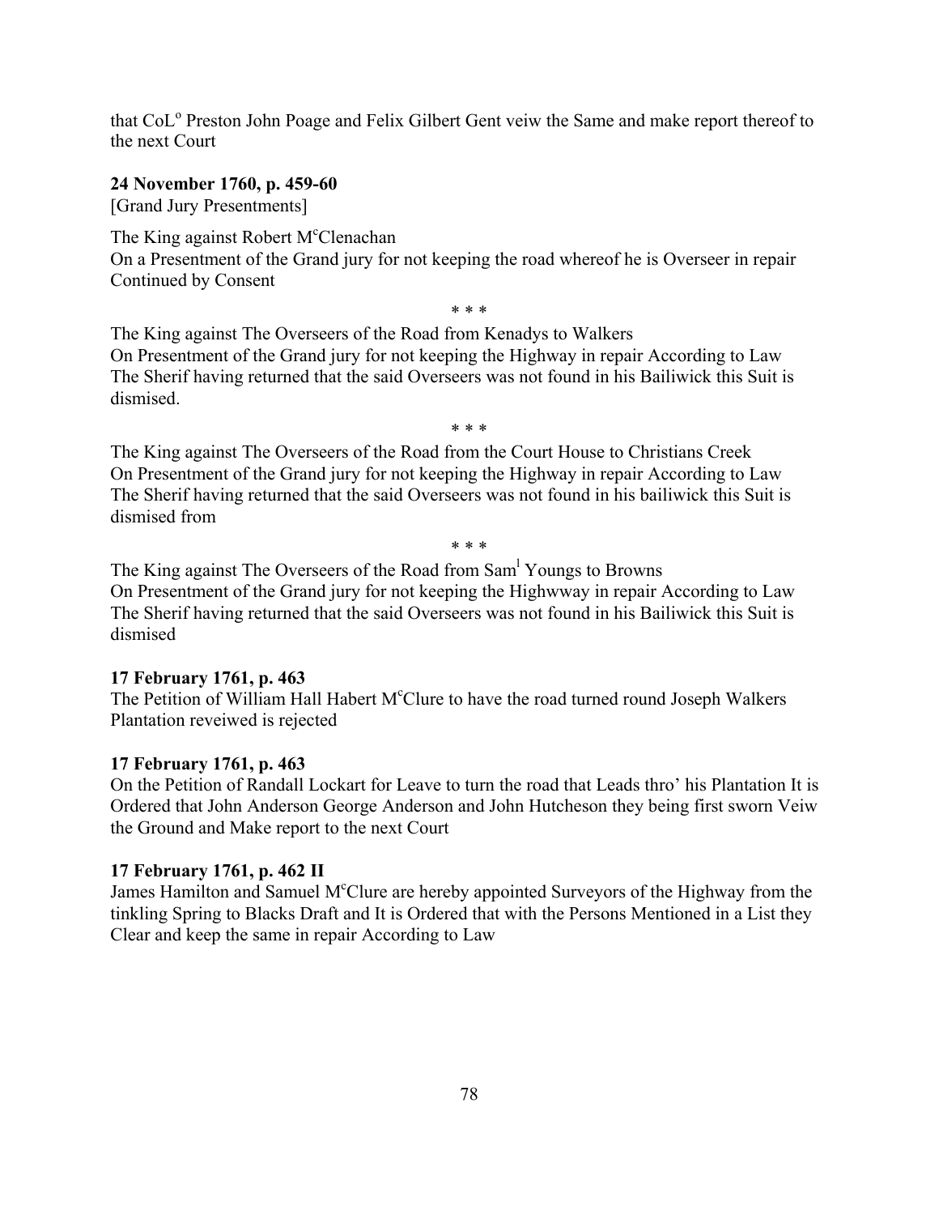that CoL[o] Preston John Poage and Felix Gilbert Gent veiw the Same and make report thereof to the next Court

**24 November 1760, p. 459-60**
[Grand Jury Presentments]

The King against Robert M[c]Clenachan
On a Presentment of the Grand jury for not keeping the road whereof he is Overseer in repair Continued by Consent

\* \* \*

The King against The Overseers of the Road from Kenadys to Walkers
On Presentment of the Grand jury for not keeping the Highway in repair According to Law The Sherif having returned that the said Overseers was not found in his Bailiwick this Suit is dismised.

\* \* \*

The King against The Overseers of the Road from the Court House to Christians Creek
On Presentment of the Grand jury for not keeping the Highway in repair According to Law The Sherif having returned that the said Overseers was not found in his bailiwick this Suit is dismised from

\* \* \*

The King against The Overseers of the Road from Sam[l] Youngs to Browns
On Presentment of the Grand jury for not keeping the Highwway in repair According to Law The Sherif having returned that the said Overseers was not found in his Bailiwick this Suit is dismised

**17 February 1761, p. 463**
The Petition of William Hall Habert M[c]Clure to have the road turned round Joseph Walkers Plantation reveiwed is rejected

**17 February 1761, p. 463**
On the Petition of Randall Lockart for Leave to turn the road that Leads thro' his Plantation It is Ordered that John Anderson George Anderson and John Hutcheson they being first sworn Veiw the Ground and Make report to the next Court

**17 February 1761, p. 462 II**
James Hamilton and Samuel M[c]Clure are hereby appointed Surveyors of the Highway from the tinkling Spring to Blacks Draft and It is Ordered that with the Persons Mentioned in a List they Clear and keep the same in repair According to Law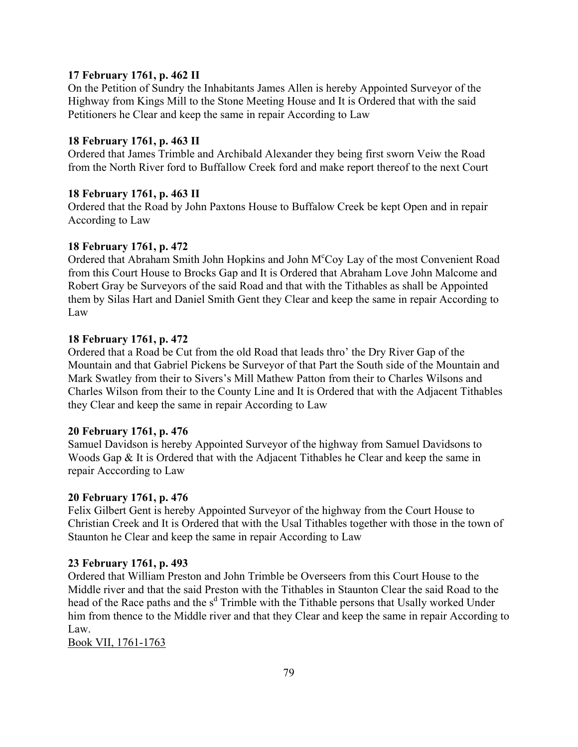**17 February 1761, p. 462 II**
On the Petition of Sundry the Inhabitants James Allen is hereby Appointed Surveyor of the Highway from Kings Mill to the Stone Meeting House and It is Ordered that with the said Petitioners he Clear and keep the same in repair According to Law

**18 February 1761, p. 463 II**
Ordered that James Trimble and Archibald Alexander they being first sworn Veiw the Road from the North River ford to Buffallow Creek ford and make report thereof to the next Court

**18 February 1761, p. 463 II**
Ordered that the Road by John Paxtons House to Buffalow Creek be kept Open and in repair According to Law

**18 February 1761, p. 472**
Ordered that Abraham Smith John Hopkins and John M[c]Coy Lay of the most Convenient Road from this Court House to Brocks Gap and It is Ordered that Abraham Love John Malcome and Robert Gray be Surveyors of the said Road and that with the Tithables as shall be Appointed them by Silas Hart and Daniel Smith Gent they Clear and keep the same in repair According to Law

**18 February 1761, p. 472**
Ordered that a Road be Cut from the old Road that leads thro' the Dry River Gap of the Mountain and that Gabriel Pickens be Surveyor of that Part the South side of the Mountain and Mark Swatley from their to Sivers's Mill Mathew Patton from their to Charles Wilsons and Charles Wilson from their to the County Line and It is Ordered that with the Adjacent Tithables they Clear and keep the same in repair According to Law

**20 February 1761, p. 476**
Samuel Davidson is hereby Appointed Surveyor of the highway from Samuel Davidsons to Woods Gap & It is Ordered that with the Adjacent Tithables he Clear and keep the same in repair Acccording to Law

**20 February 1761, p. 476**
Felix Gilbert Gent is hereby Appointed Surveyor of the highway from the Court House to Christian Creek and It is Ordered that with the Usal Tithables together with those in the town of Staunton he Clear and keep the same in repair According to Law

**23 February 1761, p. 493**
Ordered that William Preston and John Trimble be Overseers from this Court House to the Middle river and that the said Preston with the Tithables in Staunton Clear the said Road to the head of the Race paths and the s[d] Trimble with the Tithable persons that Usally worked Under him from thence to the Middle river and that they Clear and keep the same in repair According to Law.

<u>Book VII, 1761-1763</u>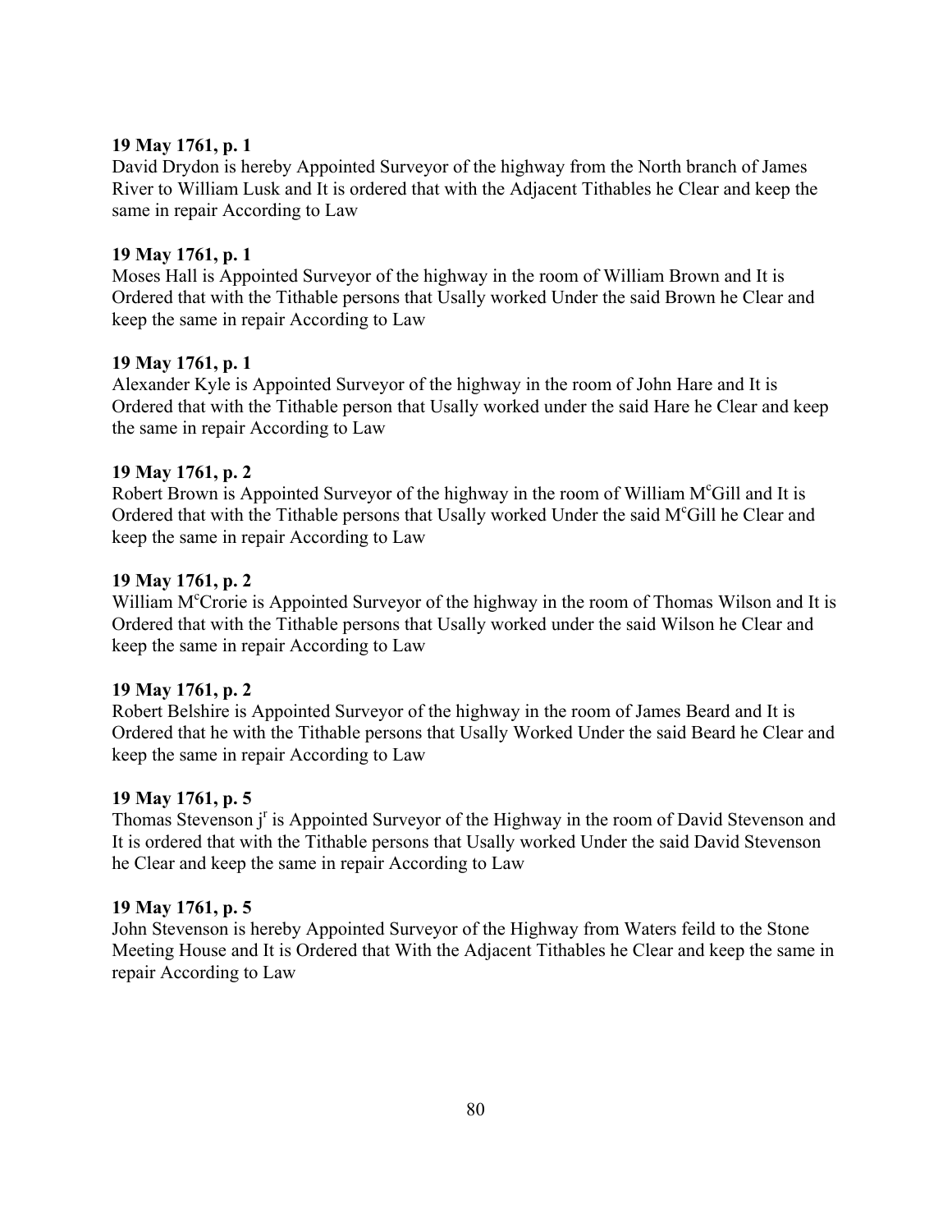**19 May 1761, p. 1**
David Drydon is hereby Appointed Surveyor of the highway from the North branch of James River to William Lusk and It is ordered that with the Adjacent Tithables he Clear and keep the same in repair According to Law

**19 May 1761, p. 1**
Moses Hall is Appointed Surveyor of the highway in the room of William Brown and It is Ordered that with the Tithable persons that Usally worked Under the said Brown he Clear and keep the same in repair According to Law

**19 May 1761, p. 1**
Alexander Kyle is Appointed Surveyor of the highway in the room of John Hare and It is Ordered that with the Tithable person that Usally worked under the said Hare he Clear and keep the same in repair According to Law

**19 May 1761, p. 2**
Robert Brown is Appointed Surveyor of the highway in the room of William M[c]Gill and It is Ordered that with the Tithable persons that Usally worked Under the said M[c]Gill he Clear and keep the same in repair According to Law

**19 May 1761, p. 2**
William M[c]Crorie is Appointed Surveyor of the highway in the room of Thomas Wilson and It is Ordered that with the Tithable persons that Usally worked under the said Wilson he Clear and keep the same in repair According to Law

**19 May 1761, p. 2**
Robert Belshire is Appointed Surveyor of the highway in the room of James Beard and It is Ordered that he with the Tithable persons that Usally Worked Under the said Beard he Clear and keep the same in repair According to Law

**19 May 1761, p. 5**
Thomas Stevenson j[r] is Appointed Surveyor of the Highway in the room of David Stevenson and It is ordered that with the Tithable persons that Usally worked Under the said David Stevenson he Clear and keep the same in repair According to Law

**19 May 1761, p. 5**
John Stevenson is hereby Appointed Surveyor of the Highway from Waters feild to the Stone Meeting House and It is Ordered that With the Adjacent Tithables he Clear and keep the same in repair According to Law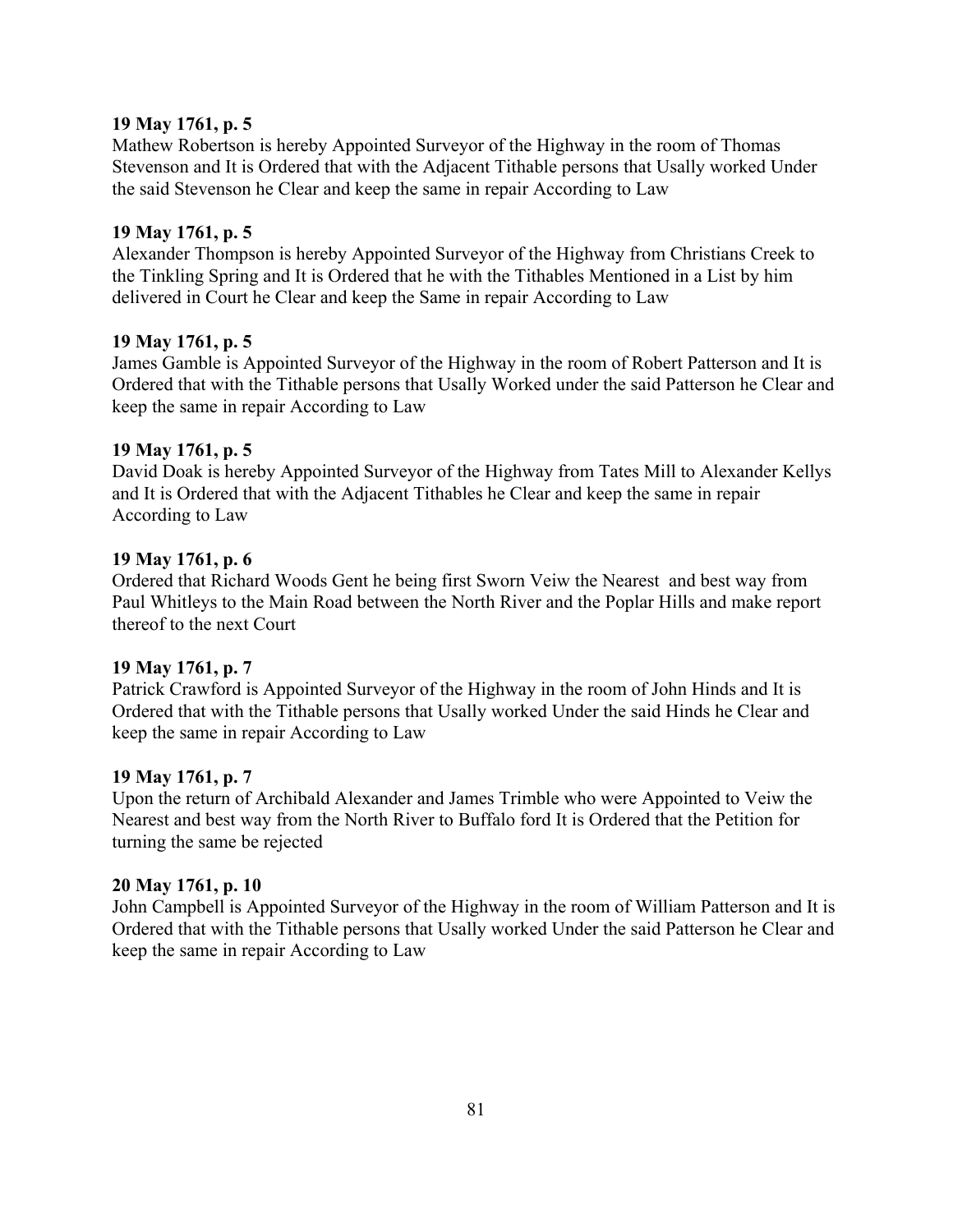**19 May 1761, p. 5**
Mathew Robertson is hereby Appointed Surveyor of the Highway in the room of Thomas Stevenson and It is Ordered that with the Adjacent Tithable persons that Usally worked Under the said Stevenson he Clear and keep the same in repair According to Law

**19 May 1761, p. 5**
Alexander Thompson is hereby Appointed Surveyor of the Highway from Christians Creek to the Tinkling Spring and It is Ordered that he with the Tithables Mentioned in a List by him delivered in Court he Clear and keep the Same in repair According to Law

**19 May 1761, p. 5**
James Gamble is Appointed Surveyor of the Highway in the room of Robert Patterson and It is Ordered that with the Tithable persons that Usally Worked under the said Patterson he Clear and keep the same in repair According to Law

**19 May 1761, p. 5**
David Doak is hereby Appointed Surveyor of the Highway from Tates Mill to Alexander Kellys and It is Ordered that with the Adjacent Tithables he Clear and keep the same in repair According to Law

**19 May 1761, p. 6**
Ordered that Richard Woods Gent he being first Sworn Veiw the Nearest and best way from Paul Whitleys to the Main Road between the North River and the Poplar Hills and make report thereof to the next Court

**19 May 1761, p. 7**
Patrick Crawford is Appointed Surveyor of the Highway in the room of John Hinds and It is Ordered that with the Tithable persons that Usally worked Under the said Hinds he Clear and keep the same in repair According to Law

**19 May 1761, p. 7**
Upon the return of Archibald Alexander and James Trimble who were Appointed to Veiw the Nearest and best way from the North River to Buffalo ford It is Ordered that the Petition for turning the same be rejected

**20 May 1761, p. 10**
John Campbell is Appointed Surveyor of the Highway in the room of William Patterson and It is Ordered that with the Tithable persons that Usally worked Under the said Patterson he Clear and keep the same in repair According to Law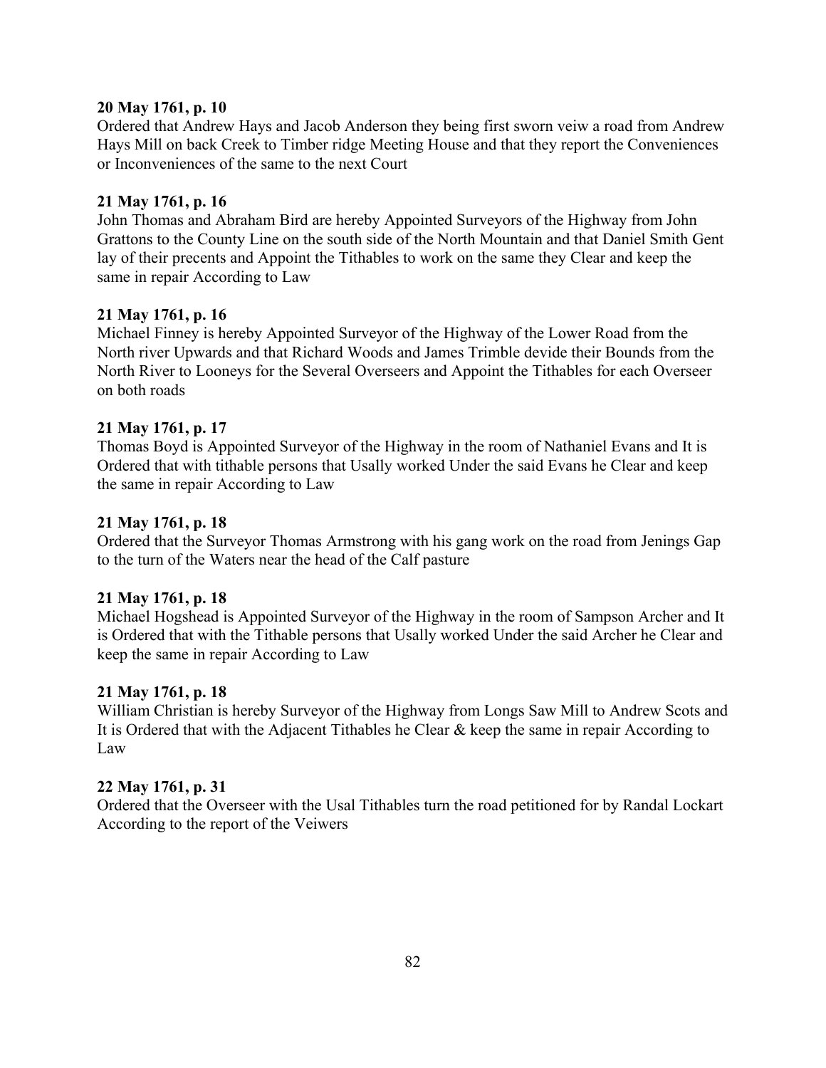**20 May 1761, p. 10**
Ordered that Andrew Hays and Jacob Anderson they being first sworn veiw a road from Andrew Hays Mill on back Creek to Timber ridge Meeting House and that they report the Conveniences or Inconveniences of the same to the next Court

**21 May 1761, p. 16**
John Thomas and Abraham Bird are hereby Appointed Surveyors of the Highway from John Grattons to the County Line on the south side of the North Mountain and that Daniel Smith Gent lay of their precents and Appoint the Tithables to work on the same they Clear and keep the same in repair According to Law

**21 May 1761, p. 16**
Michael Finney is hereby Appointed Surveyor of the Highway of the Lower Road from the North river Upwards and that Richard Woods and James Trimble devide their Bounds from the North River to Looneys for the Several Overseers and Appoint the Tithables for each Overseer on both roads

**21 May 1761, p. 17**
Thomas Boyd is Appointed Surveyor of the Highway in the room of Nathaniel Evans and It is Ordered that with tithable persons that Usally worked Under the said Evans he Clear and keep the same in repair According to Law

**21 May 1761, p. 18**
Ordered that the Surveyor Thomas Armstrong with his gang work on the road from Jenings Gap to the turn of the Waters near the head of the Calf pasture

**21 May 1761, p. 18**
Michael Hogshead is Appointed Surveyor of the Highway in the room of Sampson Archer and It is Ordered that with the Tithable persons that Usally worked Under the said Archer he Clear and keep the same in repair According to Law

**21 May 1761, p. 18**
William Christian is hereby Surveyor of the Highway from Longs Saw Mill to Andrew Scots and It is Ordered that with the Adjacent Tithables he Clear & keep the same in repair According to Law

**22 May 1761, p. 31**
Ordered that the Overseer with the Usal Tithables turn the road petitioned for by Randal Lockart According to the report of the Veiwers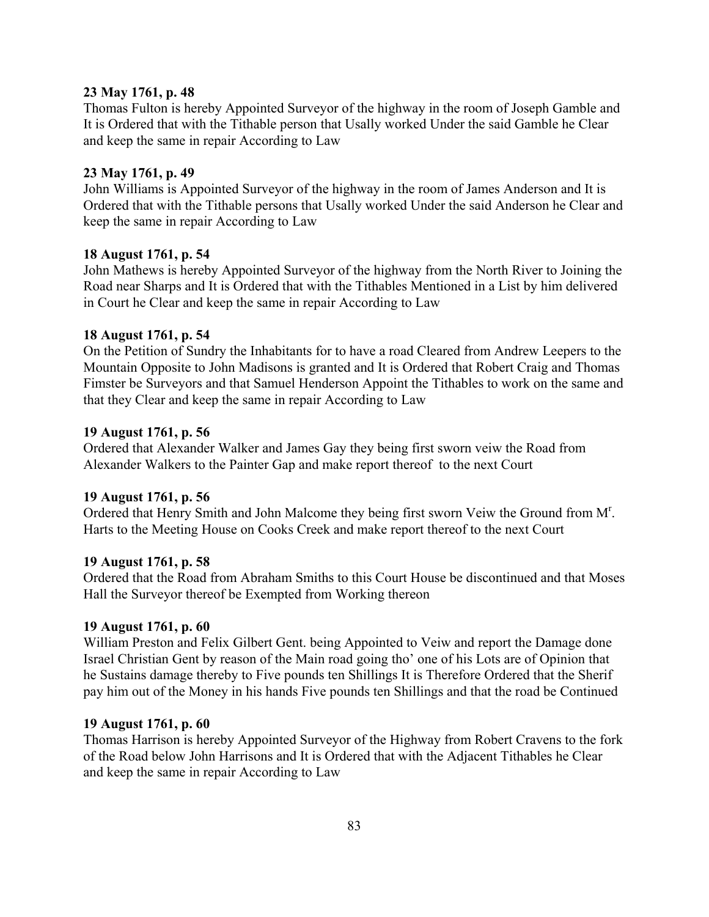**23 May 1761, p. 48**
Thomas Fulton is hereby Appointed Surveyor of the highway in the room of Joseph Gamble and It is Ordered that with the Tithable person that Usally worked Under the said Gamble he Clear and keep the same in repair According to Law

**23 May 1761, p. 49**
John Williams is Appointed Surveyor of the highway in the room of James Anderson and It is Ordered that with the Tithable persons that Usally worked Under the said Anderson he Clear and keep the same in repair According to Law

**18 August 1761, p. 54**
John Mathews is hereby Appointed Surveyor of the highway from the North River to Joining the Road near Sharps and It is Ordered that with the Tithables Mentioned in a List by him delivered in Court he Clear and keep the same in repair According to Law

**18 August 1761, p. 54**
On the Petition of Sundry the Inhabitants for to have a road Cleared from Andrew Leepers to the Mountain Opposite to John Madisons is granted and It is Ordered that Robert Craig and Thomas Fimster be Surveyors and that Samuel Henderson Appoint the Tithables to work on the same and that they Clear and keep the same in repair According to Law

**19 August 1761, p. 56**
Ordered that Alexander Walker and James Gay they being first sworn veiw the Road from Alexander Walkers to the Painter Gap and make report thereof to the next Court

**19 August 1761, p. 56**
Ordered that Henry Smith and John Malcome they being first sworn Veiw the Ground from M^r^. Harts to the Meeting House on Cooks Creek and make report thereof to the next Court

**19 August 1761, p. 58**
Ordered that the Road from Abraham Smiths to this Court House be discontinued and that Moses Hall the Surveyor thereof be Exempted from Working thereon

**19 August 1761, p. 60**
William Preston and Felix Gilbert Gent. being Appointed to Veiw and report the Damage done Israel Christian Gent by reason of the Main road going tho' one of his Lots are of Opinion that he Sustains damage thereby to Five pounds ten Shillings It is Therefore Ordered that the Sherif pay him out of the Money in his hands Five pounds ten Shillings and that the road be Continued

**19 August 1761, p. 60**
Thomas Harrison is hereby Appointed Surveyor of the Highway from Robert Cravens to the fork of the Road below John Harrisons and It is Ordered that with the Adjacent Tithables he Clear and keep the same in repair According to Law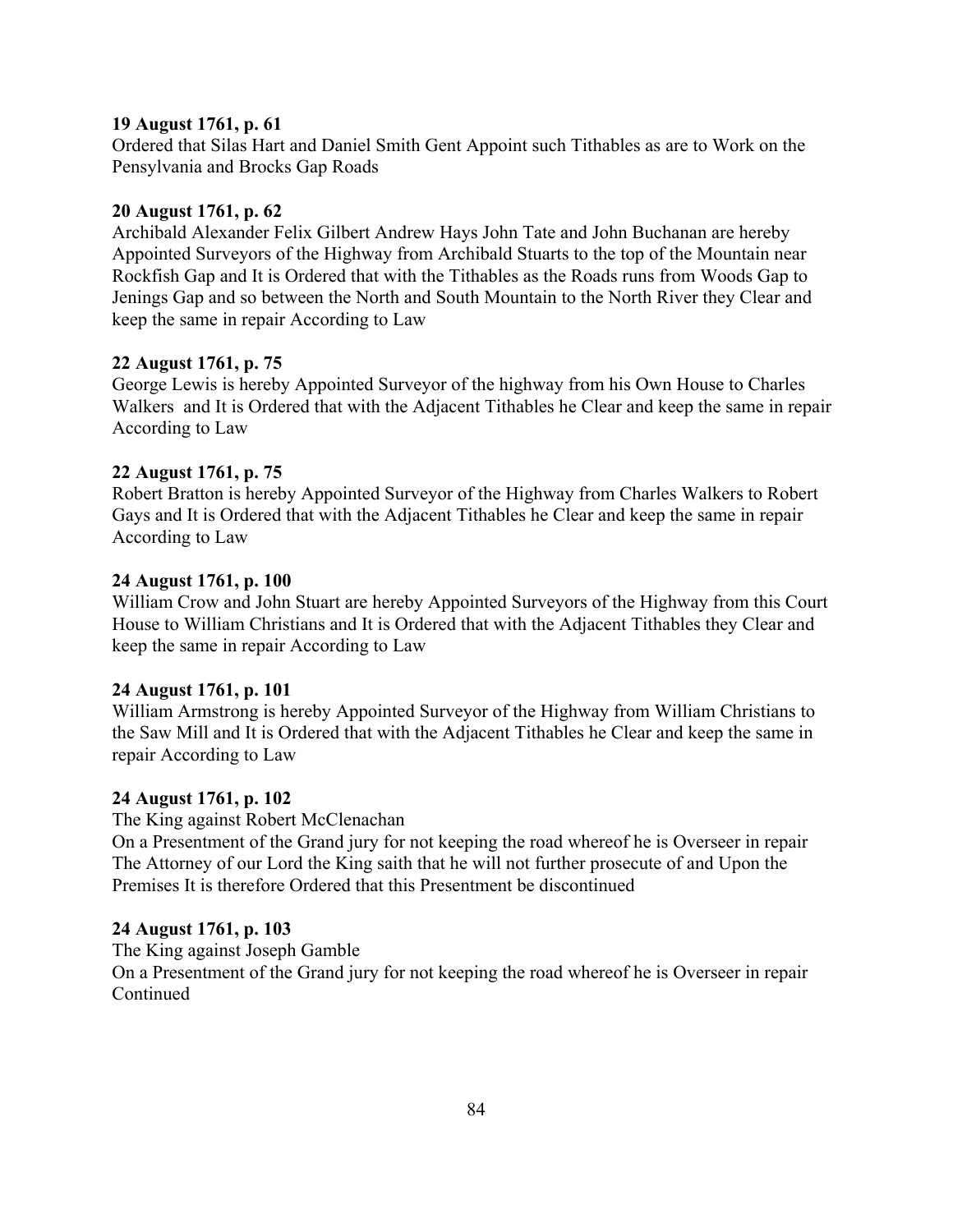**19 August 1761, p. 61**
Ordered that Silas Hart and Daniel Smith Gent Appoint such Tithables as are to Work on the Pensylvania and Brocks Gap Roads

**20 August 1761, p. 62**
Archibald Alexander Felix Gilbert Andrew Hays John Tate and John Buchanan are hereby Appointed Surveyors of the Highway from Archibald Stuarts to the top of the Mountain near Rockfish Gap and It is Ordered that with the Tithables as the Roads runs from Woods Gap to Jenings Gap and so between the North and South Mountain to the North River they Clear and keep the same in repair According to Law

**22 August 1761, p. 75**
George Lewis is hereby Appointed Surveyor of the highway from his Own House to Charles Walkers and It is Ordered that with the Adjacent Tithables he Clear and keep the same in repair According to Law

**22 August 1761, p. 75**
Robert Bratton is hereby Appointed Surveyor of the Highway from Charles Walkers to Robert Gays and It is Ordered that with the Adjacent Tithables he Clear and keep the same in repair According to Law

**24 August 1761, p. 100**
William Crow and John Stuart are hereby Appointed Surveyors of the Highway from this Court House to William Christians and It is Ordered that with the Adjacent Tithables they Clear and keep the same in repair According to Law

**24 August 1761, p. 101**
William Armstrong is hereby Appointed Surveyor of the Highway from William Christians to the Saw Mill and It is Ordered that with the Adjacent Tithables he Clear and keep the same in repair According to Law

**24 August 1761, p. 102**
The King against Robert McClenachan
On a Presentment of the Grand jury for not keeping the road whereof he is Overseer in repair The Attorney of our Lord the King saith that he will not further prosecute of and Upon the Premises It is therefore Ordered that this Presentment be discontinued

**24 August 1761, p. 103**
The King against Joseph Gamble
On a Presentment of the Grand jury for not keeping the road whereof he is Overseer in repair Continued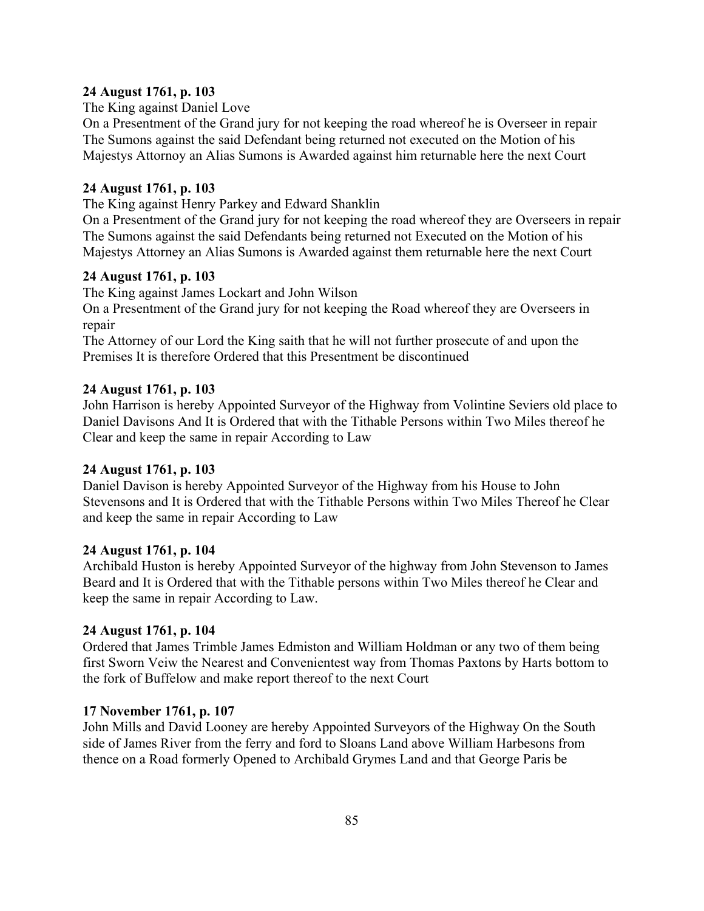**24 August 1761, p. 103**

The King against Daniel Love

On a Presentment of the Grand jury for not keeping the road whereof he is Overseer in repair
The Sumons against the said Defendant being returned not executed on the Motion of his Majestys Attornoy an Alias Sumons is Awarded against him returnable here the next Court

**24 August 1761, p. 103**

The King against Henry Parkey and Edward Shanklin

On a Presentment of the Grand jury for not keeping the road whereof they are Overseers in repair
The Sumons against the said Defendants being returned not Executed on the Motion of his Majestys Attorney an Alias Sumons is Awarded against them returnable here the next Court

**24 August 1761, p. 103**

The King against James Lockart and John Wilson

On a Presentment of the Grand jury for not keeping the Road whereof they are Overseers in repair

The Attorney of our Lord the King saith that he will not further prosecute of and upon the Premises It is therefore Ordered that this Presentment be discontinued

**24 August 1761, p. 103**

John Harrison is hereby Appointed Surveyor of the Highway from Volintine Seviers old place to Daniel Davisons And It is Ordered that with the Tithable Persons within Two Miles thereof he Clear and keep the same in repair According to Law

**24 August 1761, p. 103**

Daniel Davison is hereby Appointed Surveyor of the Highway from his House to John Stevensons and It is Ordered that with the Tithable Persons within Two Miles Thereof he Clear and keep the same in repair According to Law

**24 August 1761, p. 104**

Archibald Huston is hereby Appointed Surveyor of the highway from John Stevenson to James Beard and It is Ordered that with the Tithable persons within Two Miles thereof he Clear and keep the same in repair According to Law.

**24 August 1761, p. 104**

Ordered that James Trimble James Edmiston and William Holdman or any two of them being first Sworn Veiw the Nearest and Convenientest way from Thomas Paxtons by Harts bottom to the fork of Buffelow and make report thereof to the next Court

**17 November 1761, p. 107**

John Mills and David Looney are hereby Appointed Surveyors of the Highway On the South side of James River from the ferry and ford to Sloans Land above William Harbesons from thence on a Road formerly Opened to Archibald Grymes Land and that George Paris be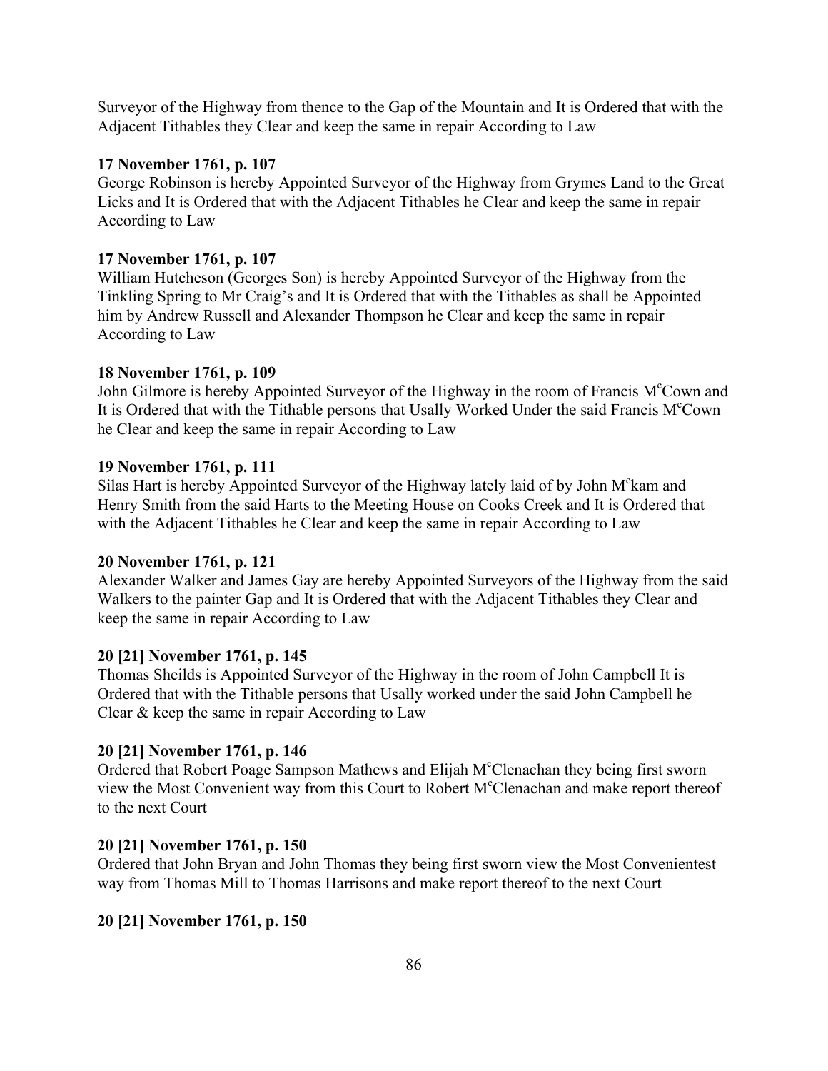Surveyor of the Highway from thence to the Gap of the Mountain and It is Ordered that with the Adjacent Tithables they Clear and keep the same in repair According to Law

**17 November 1761, p. 107**
George Robinson is hereby Appointed Surveyor of the Highway from Grymes Land to the Great Licks and It is Ordered that with the Adjacent Tithables he Clear and keep the same in repair According to Law

**17 November 1761, p. 107**
William Hutcheson (Georges Son) is hereby Appointed Surveyor of the Highway from the Tinkling Spring to Mr Craig's and It is Ordered that with the Tithables as shall be Appointed him by Andrew Russell and Alexander Thompson he Clear and keep the same in repair According to Law

**18 November 1761, p. 109**
John Gilmore is hereby Appointed Surveyor of the Highway in the room of Francis M^c^Cown and It is Ordered that with the Tithable persons that Usally Worked Under the said Francis M^c^Cown he Clear and keep the same in repair According to Law

**19 November 1761, p. 111**
Silas Hart is hereby Appointed Surveyor of the Highway lately laid of by John M^c^kam and Henry Smith from the said Harts to the Meeting House on Cooks Creek and It is Ordered that with the Adjacent Tithables he Clear and keep the same in repair According to Law

**20 November 1761, p. 121**
Alexander Walker and James Gay are hereby Appointed Surveyors of the Highway from the said Walkers to the painter Gap and It is Ordered that with the Adjacent Tithables they Clear and keep the same in repair According to Law

**20 [21] November 1761, p. 145**
Thomas Sheilds is Appointed Surveyor of the Highway in the room of John Campbell It is Ordered that with the Tithable persons that Usally worked under the said John Campbell he Clear & keep the same in repair According to Law

**20 [21] November 1761, p. 146**
Ordered that Robert Poage Sampson Mathews and Elijah M^c^Clenachan they being first sworn view the Most Convenient way from this Court to Robert M^c^Clenachan and make report thereof to the next Court

**20 [21] November 1761, p. 150**
Ordered that John Bryan and John Thomas they being first sworn view the Most Convenientest way from Thomas Mill to Thomas Harrisons and make report thereof to the next Court

**20 [21] November 1761, p. 150**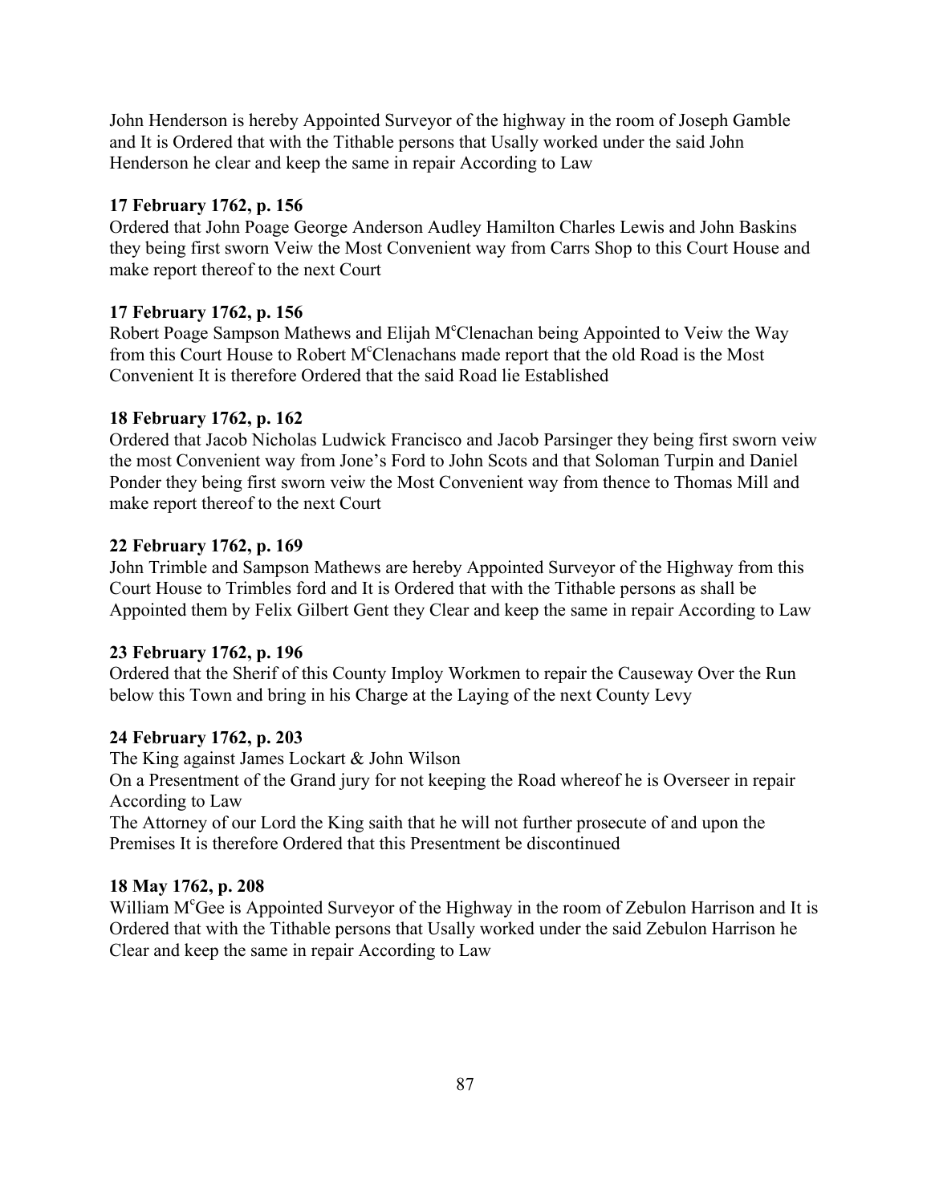John Henderson is hereby Appointed Surveyor of the highway in the room of Joseph Gamble and It is Ordered that with the Tithable persons that Usally worked under the said John Henderson he clear and keep the same in repair According to Law

**17 February 1762, p. 156**

Ordered that John Poage George Anderson Audley Hamilton Charles Lewis and John Baskins they being first sworn Veiw the Most Convenient way from Carrs Shop to this Court House and make report thereof to the next Court

**17 February 1762, p. 156**

Robert Poage Sampson Mathews and Elijah M<sup>c</sup>Clenachan being Appointed to Veiw the Way from this Court House to Robert M<sup>c</sup>Clenachans made report that the old Road is the Most Convenient It is therefore Ordered that the said Road lie Established

**18 February 1762, p. 162**

Ordered that Jacob Nicholas Ludwick Francisco and Jacob Parsinger they being first sworn veiw the most Convenient way from Jone's Ford to John Scots and that Soloman Turpin and Daniel Ponder they being first sworn veiw the Most Convenient way from thence to Thomas Mill and make report thereof to the next Court

**22 February 1762, p. 169**

John Trimble and Sampson Mathews are hereby Appointed Surveyor of the Highway from this Court House to Trimbles ford and It is Ordered that with the Tithable persons as shall be Appointed them by Felix Gilbert Gent they Clear and keep the same in repair According to Law

**23 February 1762, p. 196**

Ordered that the Sherif of this County Imploy Workmen to repair the Causeway Over the Run below this Town and bring in his Charge at the Laying of the next County Levy

**24 February 1762, p. 203**

The King against James Lockart & John Wilson

On a Presentment of the Grand jury for not keeping the Road whereof he is Overseer in repair According to Law

The Attorney of our Lord the King saith that he will not further prosecute of and upon the Premises It is therefore Ordered that this Presentment be discontinued

**18 May 1762, p. 208**

William M<sup>c</sup>Gee is Appointed Surveyor of the Highway in the room of Zebulon Harrison and It is Ordered that with the Tithable persons that Usally worked under the said Zebulon Harrison he Clear and keep the same in repair According to Law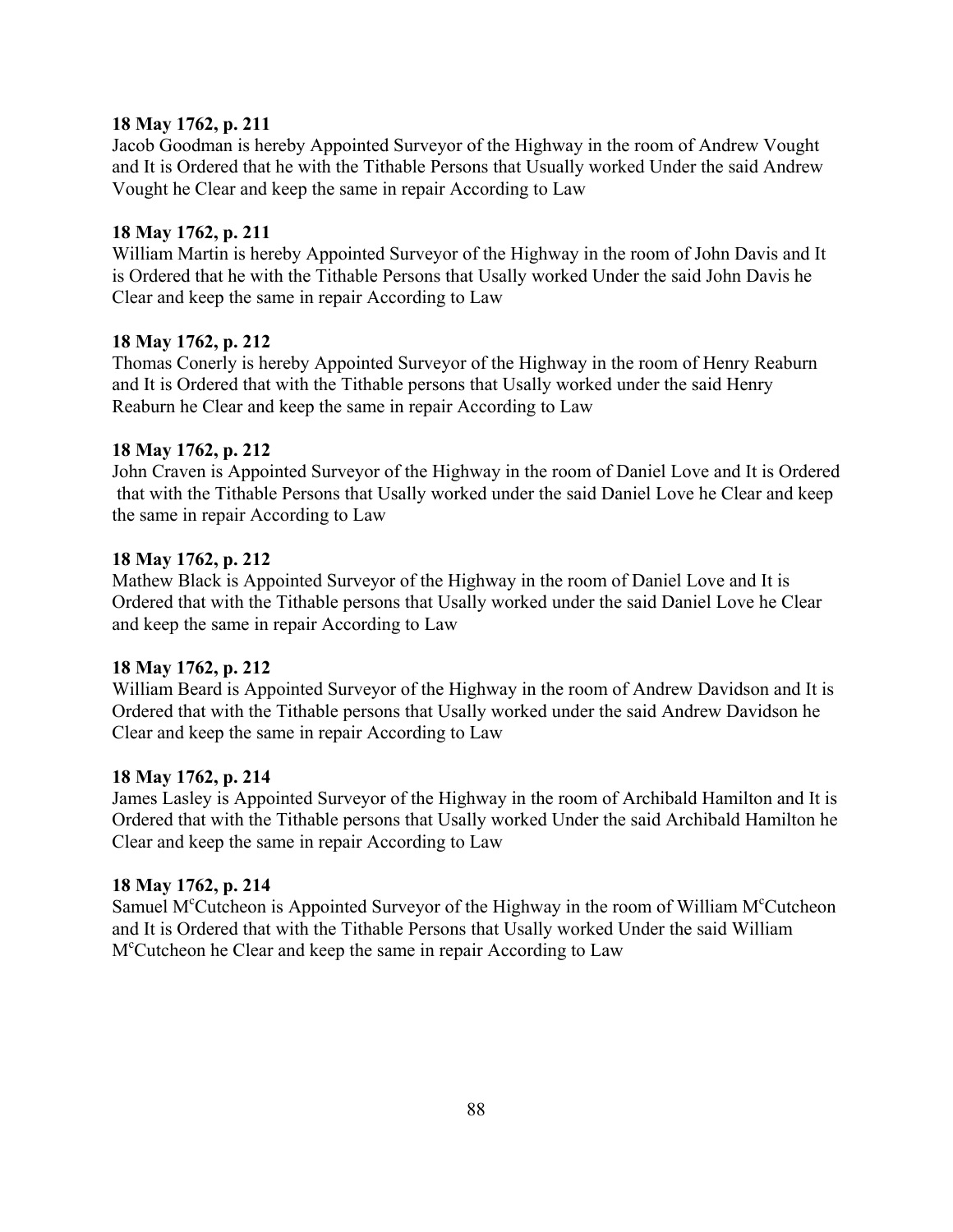**18 May 1762, p. 211**
Jacob Goodman is hereby Appointed Surveyor of the Highway in the room of Andrew Vought and It is Ordered that he with the Tithable Persons that Usually worked Under the said Andrew Vought he Clear and keep the same in repair According to Law

**18 May 1762, p. 211**
William Martin is hereby Appointed Surveyor of the Highway in the room of John Davis and It is Ordered that he with the Tithable Persons that Usally worked Under the said John Davis he Clear and keep the same in repair According to Law

**18 May 1762, p. 212**
Thomas Conerly is hereby Appointed Surveyor of the Highway in the room of Henry Reaburn and It is Ordered that with the Tithable persons that Usally worked under the said Henry Reaburn he Clear and keep the same in repair According to Law

**18 May 1762, p. 212**
John Craven is Appointed Surveyor of the Highway in the room of Daniel Love and It is Ordered that with the Tithable Persons that Usally worked under the said Daniel Love he Clear and keep the same in repair According to Law

**18 May 1762, p. 212**
Mathew Black is Appointed Surveyor of the Highway in the room of Daniel Love and It is Ordered that with the Tithable persons that Usally worked under the said Daniel Love he Clear and keep the same in repair According to Law

**18 May 1762, p. 212**
William Beard is Appointed Surveyor of the Highway in the room of Andrew Davidson and It is Ordered that with the Tithable persons that Usally worked under the said Andrew Davidson he Clear and keep the same in repair According to Law

**18 May 1762, p. 214**
James Lasley is Appointed Surveyor of the Highway in the room of Archibald Hamilton and It is Ordered that with the Tithable persons that Usally worked Under the said Archibald Hamilton he Clear and keep the same in repair According to Law

**18 May 1762, p. 214**
Samuel M^c^Cutcheon is Appointed Surveyor of the Highway in the room of William M^c^Cutcheon and It is Ordered that with the Tithable Persons that Usally worked Under the said William M^c^Cutcheon he Clear and keep the same in repair According to Law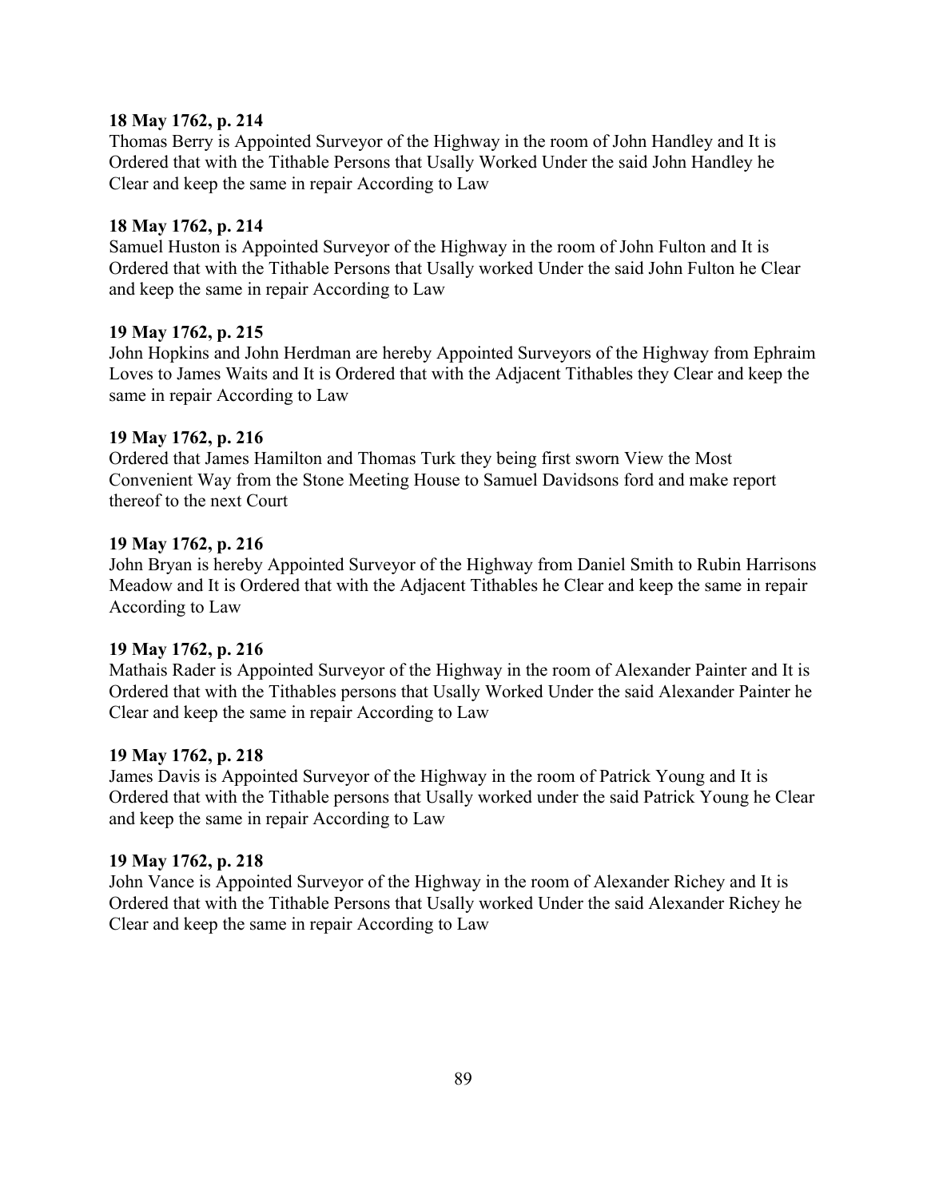**18 May 1762, p. 214**
Thomas Berry is Appointed Surveyor of the Highway in the room of John Handley and It is Ordered that with the Tithable Persons that Usally Worked Under the said John Handley he Clear and keep the same in repair According to Law

**18 May 1762, p. 214**
Samuel Huston is Appointed Surveyor of the Highway in the room of John Fulton and It is Ordered that with the Tithable Persons that Usally worked Under the said John Fulton he Clear and keep the same in repair According to Law

**19 May 1762, p. 215**
John Hopkins and John Herdman are hereby Appointed Surveyors of the Highway from Ephraim Loves to James Waits and It is Ordered that with the Adjacent Tithables they Clear and keep the same in repair According to Law

**19 May 1762, p. 216**
Ordered that James Hamilton and Thomas Turk they being first sworn View the Most Convenient Way from the Stone Meeting House to Samuel Davidsons ford and make report thereof to the next Court

**19 May 1762, p. 216**
John Bryan is hereby Appointed Surveyor of the Highway from Daniel Smith to Rubin Harrisons Meadow and It is Ordered that with the Adjacent Tithables he Clear and keep the same in repair According to Law

**19 May 1762, p. 216**
Mathais Rader is Appointed Surveyor of the Highway in the room of Alexander Painter and It is Ordered that with the Tithables persons that Usally Worked Under the said Alexander Painter he Clear and keep the same in repair According to Law

**19 May 1762, p. 218**
James Davis is Appointed Surveyor of the Highway in the room of Patrick Young and It is Ordered that with the Tithable persons that Usally worked under the said Patrick Young he Clear and keep the same in repair According to Law

**19 May 1762, p. 218**
John Vance is Appointed Surveyor of the Highway in the room of Alexander Richey and It is Ordered that with the Tithable Persons that Usally worked Under the said Alexander Richey he Clear and keep the same in repair According to Law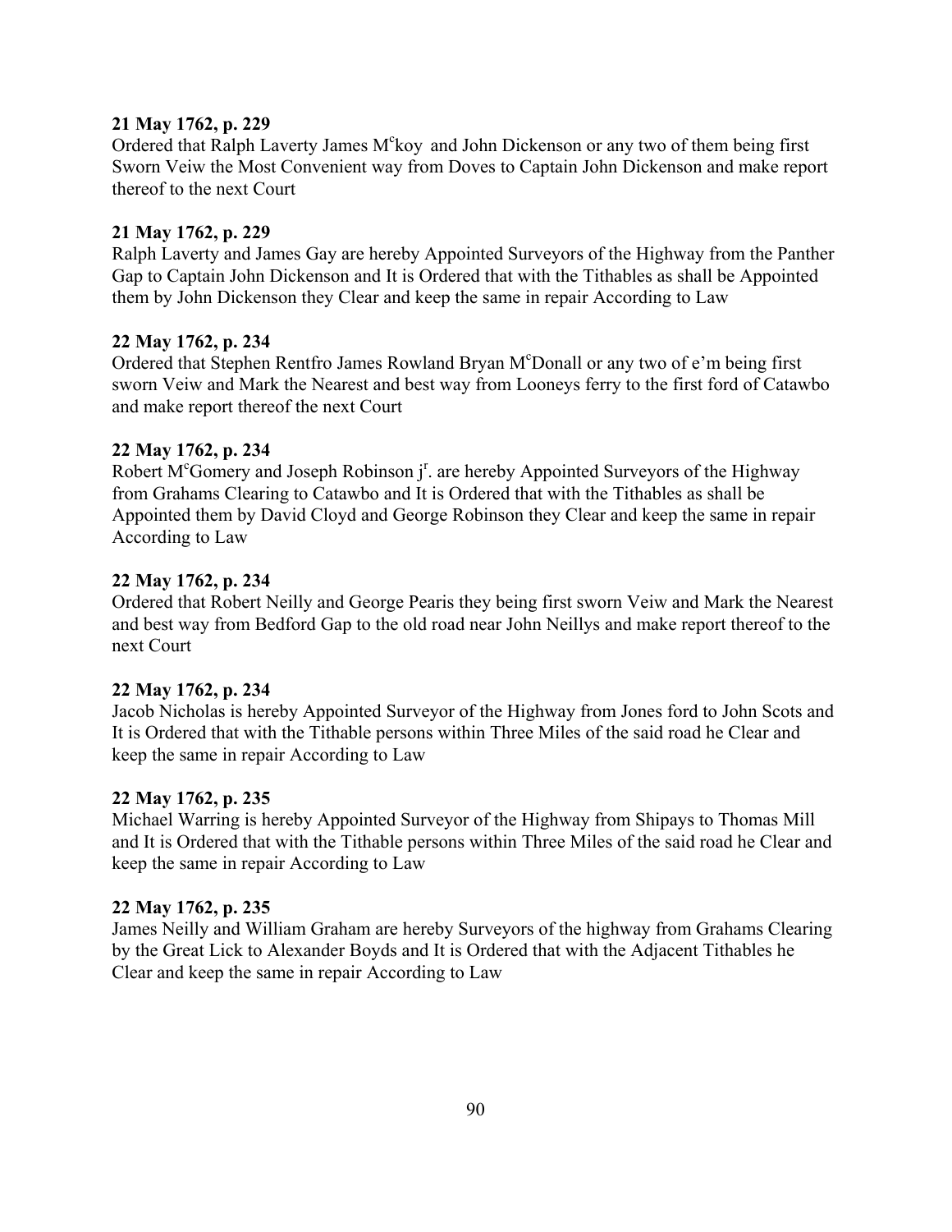**21 May 1762, p. 229**
Ordered that Ralph Laverty James M[c]koy and John Dickenson or any two of them being first Sworn Veiw the Most Convenient way from Doves to Captain John Dickenson and make report thereof to the next Court

**21 May 1762, p. 229**
Ralph Laverty and James Gay are hereby Appointed Surveyors of the Highway from the Panther Gap to Captain John Dickenson and It is Ordered that with the Tithables as shall be Appointed them by John Dickenson they Clear and keep the same in repair According to Law

**22 May 1762, p. 234**
Ordered that Stephen Rentfro James Rowland Bryan M[c]Donall or any two of e'm being first sworn Veiw and Mark the Nearest and best way from Looneys ferry to the first ford of Catawbo and make report thereof the next Court

**22 May 1762, p. 234**
Robert M[c]Gomery and Joseph Robinson j[r]. are hereby Appointed Surveyors of the Highway from Grahams Clearing to Catawbo and It is Ordered that with the Tithables as shall be Appointed them by David Cloyd and George Robinson they Clear and keep the same in repair According to Law

**22 May 1762, p. 234**
Ordered that Robert Neilly and George Pearis they being first sworn Veiw and Mark the Nearest and best way from Bedford Gap to the old road near John Neillys and make report thereof to the next Court

**22 May 1762, p. 234**
Jacob Nicholas is hereby Appointed Surveyor of the Highway from Jones ford to John Scots and It is Ordered that with the Tithable persons within Three Miles of the said road he Clear and keep the same in repair According to Law

**22 May 1762, p. 235**
Michael Warring is hereby Appointed Surveyor of the Highway from Shipays to Thomas Mill and It is Ordered that with the Tithable persons within Three Miles of the said road he Clear and keep the same in repair According to Law

**22 May 1762, p. 235**
James Neilly and William Graham are hereby Surveyors of the highway from Grahams Clearing by the Great Lick to Alexander Boyds and It is Ordered that with the Adjacent Tithables he Clear and keep the same in repair According to Law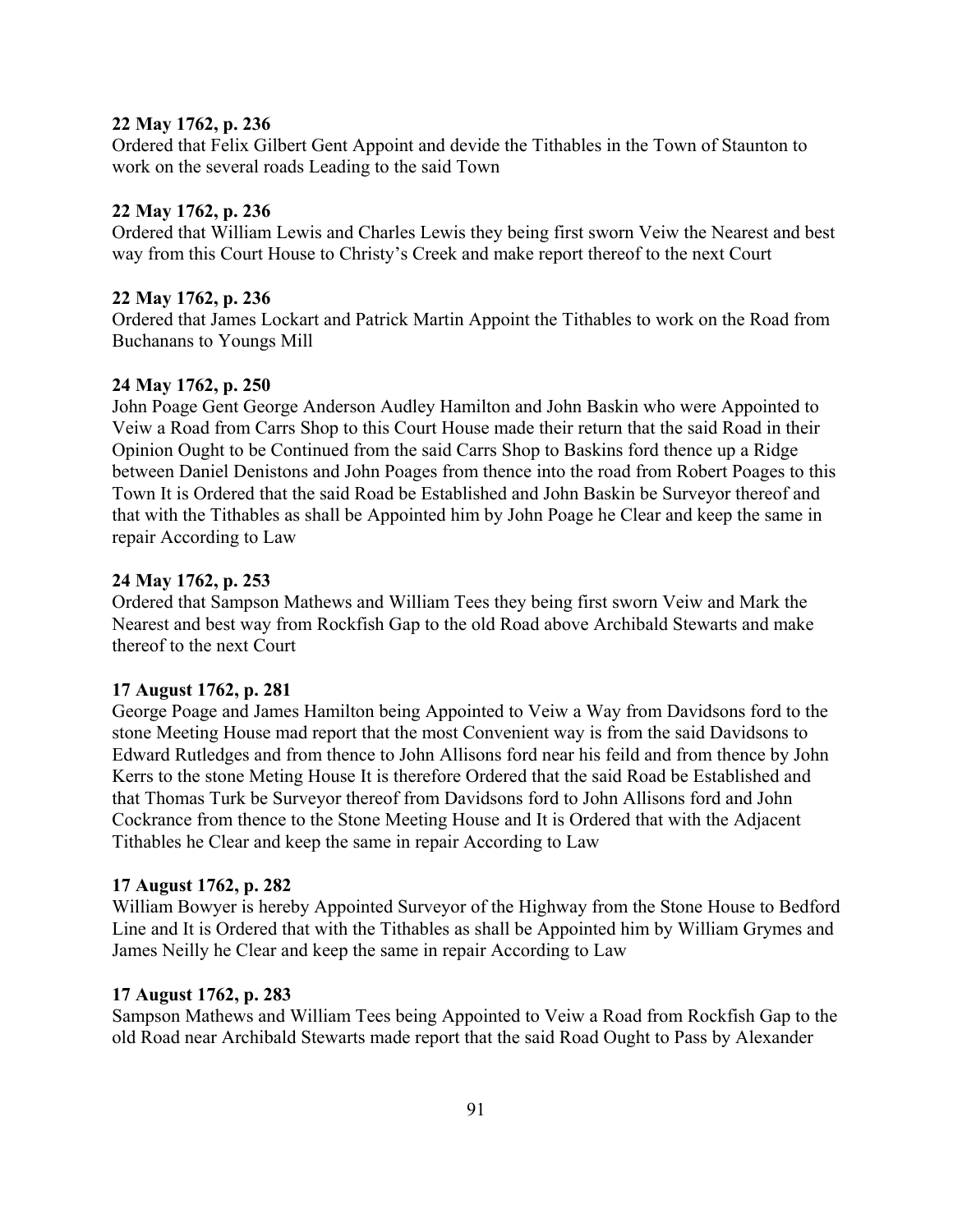**22 May 1762, p. 236**
Ordered that Felix Gilbert Gent Appoint and devide the Tithables in the Town of Staunton to work on the several roads Leading to the said Town

**22 May 1762, p. 236**
Ordered that William Lewis and Charles Lewis they being first sworn Veiw the Nearest and best way from this Court House to Christy's Creek and make report thereof to the next Court

**22 May 1762, p. 236**
Ordered that James Lockart and Patrick Martin Appoint the Tithables to work on the Road from Buchanans to Youngs Mill

**24 May 1762, p. 250**
John Poage Gent George Anderson Audley Hamilton and John Baskin who were Appointed to Veiw a Road from Carrs Shop to this Court House made their return that the said Road in their Opinion Ought to be Continued from the said Carrs Shop to Baskins ford thence up a Ridge between Daniel Denistons and John Poages from thence into the road from Robert Poages to this Town It is Ordered that the said Road be Established and John Baskin be Surveyor thereof and that with the Tithables as shall be Appointed him by John Poage he Clear and keep the same in repair According to Law

**24 May 1762, p. 253**
Ordered that Sampson Mathews and William Tees they being first sworn Veiw and Mark the Nearest and best way from Rockfish Gap to the old Road above Archibald Stewarts and make thereof to the next Court

**17 August 1762, p. 281**
George Poage and James Hamilton being Appointed to Veiw a Way from Davidsons ford to the stone Meeting House mad report that the most Convenient way is from the said Davidsons to Edward Rutledges and from thence to John Allisons ford near his feild and from thence by John Kerrs to the stone Meting House It is therefore Ordered that the said Road be Established and that Thomas Turk be Surveyor thereof from Davidsons ford to John Allisons ford and John Cockrance from thence to the Stone Meeting House and It is Ordered that with the Adjacent Tithables he Clear and keep the same in repair According to Law

**17 August 1762, p. 282**
William Bowyer is hereby Appointed Surveyor of the Highway from the Stone House to Bedford Line and It is Ordered that with the Tithables as shall be Appointed him by William Grymes and James Neilly he Clear and keep the same in repair According to Law

**17 August 1762, p. 283**
Sampson Mathews and William Tees being Appointed to Veiw a Road from Rockfish Gap to the old Road near Archibald Stewarts made report that the said Road Ought to Pass by Alexander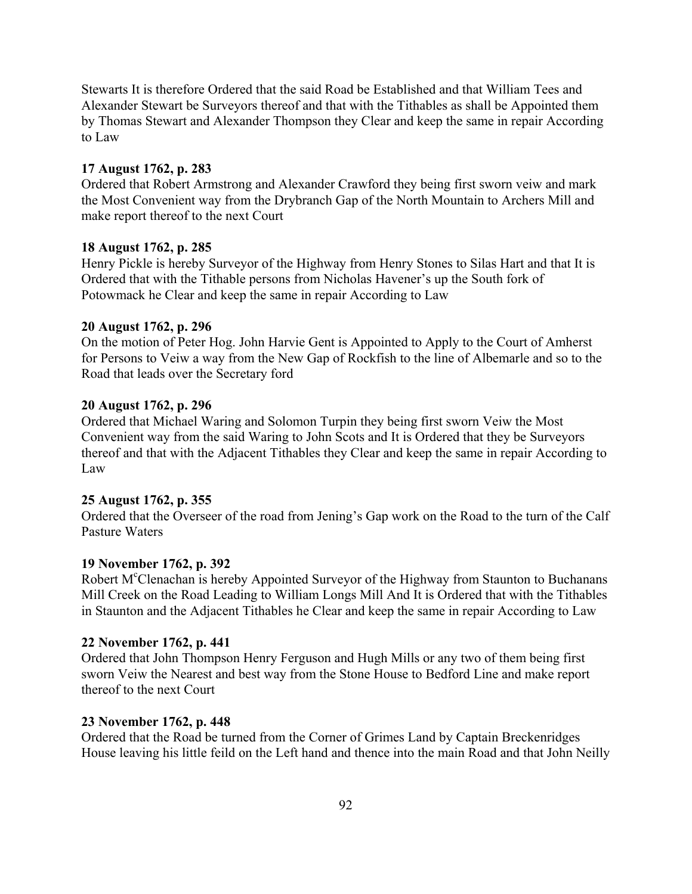Stewarts It is therefore Ordered that the said Road be Established and that William Tees and Alexander Stewart be Surveyors thereof and that with the Tithables as shall be Appointed them by Thomas Stewart and Alexander Thompson they Clear and keep the same in repair According to Law

**17 August 1762, p. 283**
Ordered that Robert Armstrong and Alexander Crawford they being first sworn veiw and mark the Most Convenient way from the Drybranch Gap of the North Mountain to Archers Mill and make report thereof to the next Court

**18 August 1762, p. 285**
Henry Pickle is hereby Surveyor of the Highway from Henry Stones to Silas Hart and that It is Ordered that with the Tithable persons from Nicholas Havener's up the South fork of Potowmack he Clear and keep the same in repair According to Law

**20 August 1762, p. 296**
On the motion of Peter Hog. John Harvie Gent is Appointed to Apply to the Court of Amherst for Persons to Veiw a way from the New Gap of Rockfish to the line of Albemarle and so to the Road that leads over the Secretary ford

**20 August 1762, p. 296**
Ordered that Michael Waring and Solomon Turpin they being first sworn Veiw the Most Convenient way from the said Waring to John Scots and It is Ordered that they be Surveyors thereof and that with the Adjacent Tithables they Clear and keep the same in repair According to Law

**25 August 1762, p. 355**
Ordered that the Overseer of the road from Jening's Gap work on the Road to the turn of the Calf Pasture Waters

**19 November 1762, p. 392**
Robert M[c]Clenachan is hereby Appointed Surveyor of the Highway from Staunton to Buchanans Mill Creek on the Road Leading to William Longs Mill And It is Ordered that with the Tithables in Staunton and the Adjacent Tithables he Clear and keep the same in repair According to Law

**22 November 1762, p. 441**
Ordered that John Thompson Henry Ferguson and Hugh Mills or any two of them being first sworn Veiw the Nearest and best way from the Stone House to Bedford Line and make report thereof to the next Court

**23 November 1762, p. 448**
Ordered that the Road be turned from the Corner of Grimes Land by Captain Breckenridges House leaving his little feild on the Left hand and thence into the main Road and that John Neilly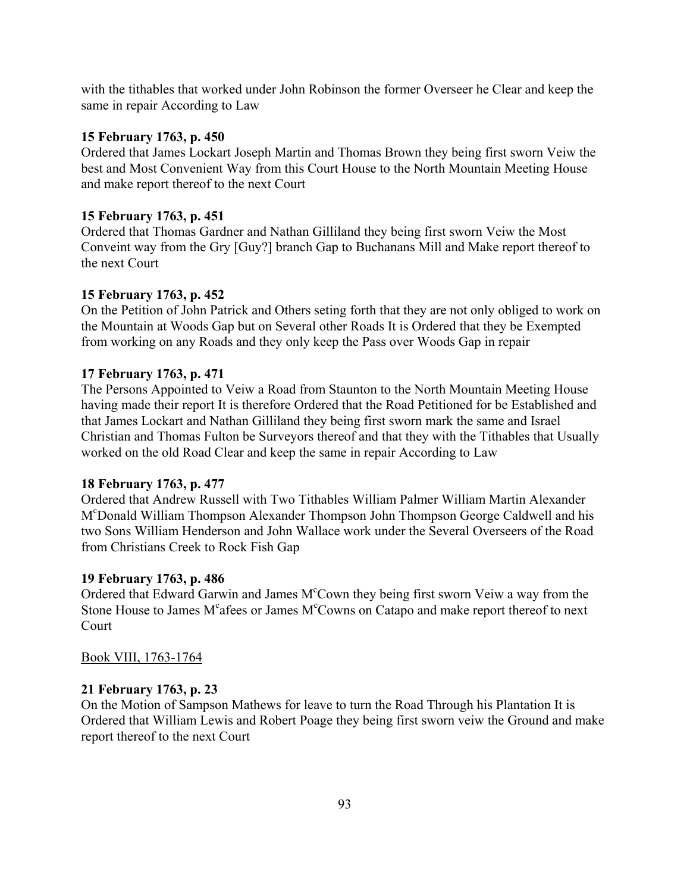with the tithables that worked under John Robinson the former Overseer he Clear and keep the same in repair According to Law

**15 February 1763, p. 450**
Ordered that James Lockart Joseph Martin and Thomas Brown they being first sworn Veiw the best and Most Convenient Way from this Court House to the North Mountain Meeting House and make report thereof to the next Court

**15 February 1763, p. 451**
Ordered that Thomas Gardner and Nathan Gilliland they being first sworn Veiw the Most Conveint way from the Gry [Guy?] branch Gap to Buchanans Mill and Make report thereof to the next Court

**15 February 1763, p. 452**
On the Petition of John Patrick and Others seting forth that they are not only obliged to work on the Mountain at Woods Gap but on Several other Roads It is Ordered that they be Exempted from working on any Roads and they only keep the Pass over Woods Gap in repair

**17 February 1763, p. 471**
The Persons Appointed to Veiw a Road from Staunton to the North Mountain Meeting House having made their report It is therefore Ordered that the Road Petitioned for be Established and that James Lockart and Nathan Gilliland they being first sworn mark the same and Israel Christian and Thomas Fulton be Surveyors thereof and that they with the Tithables that Usually worked on the old Road Clear and keep the same in repair According to Law

**18 February 1763, p. 477**
Ordered that Andrew Russell with Two Tithables William Palmer William Martin Alexander M<sup>c</sup>Donald William Thompson Alexander Thompson John Thompson George Caldwell and his two Sons William Henderson and John Wallace work under the Several Overseers of the Road from Christians Creek to Rock Fish Gap

**19 February 1763, p. 486**
Ordered that Edward Garwin and James M<sup>c</sup>Cown they being first sworn Veiw a way from the Stone House to James M<sup>c</sup>afees or James M<sup>c</sup>Cowns on Catapo and make report thereof to next Court

<u>Book VIII, 1763-1764</u>

**21 February 1763, p. 23**
On the Motion of Sampson Mathews for leave to turn the Road Through his Plantation It is Ordered that William Lewis and Robert Poage they being first sworn veiw the Ground and make report thereof to the next Court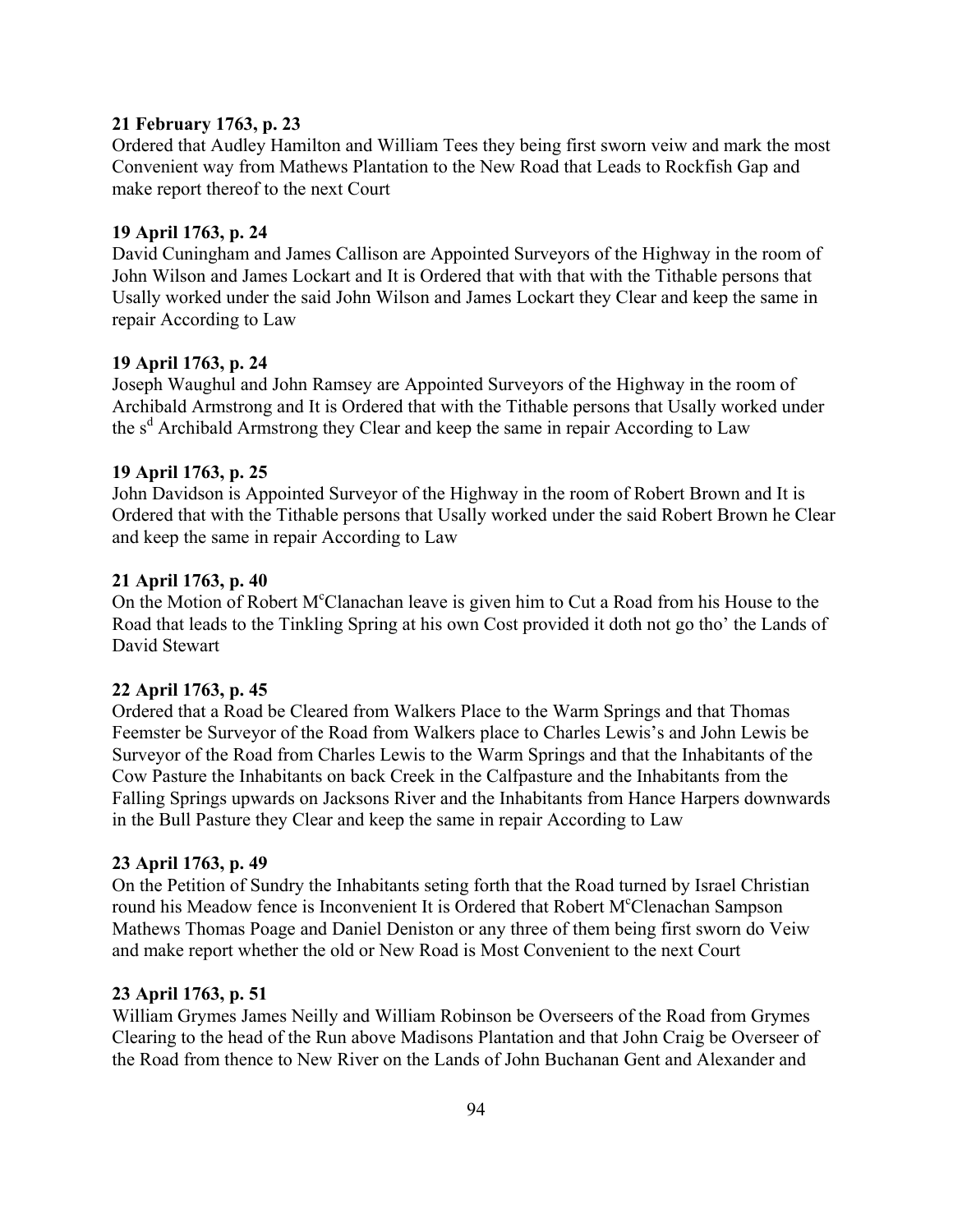**21 February 1763, p. 23**

Ordered that Audley Hamilton and William Tees they being first sworn veiw and mark the most Convenient way from Mathews Plantation to the New Road that Leads to Rockfish Gap and make report thereof to the next Court

**19 April 1763, p. 24**

David Cuningham and James Callison are Appointed Surveyors of the Highway in the room of John Wilson and James Lockart and It is Ordered that with that with the Tithable persons that Usally worked under the said John Wilson and James Lockart they Clear and keep the same in repair According to Law

**19 April 1763, p. 24**

Joseph Waughul and John Ramsey are Appointed Surveyors of the Highway in the room of Archibald Armstrong and It is Ordered that with the Tithable persons that Usally worked under the s[d] Archibald Armstrong they Clear and keep the same in repair According to Law

**19 April 1763, p. 25**

John Davidson is Appointed Surveyor of the Highway in the room of Robert Brown and It is Ordered that with the Tithable persons that Usally worked under the said Robert Brown he Clear and keep the same in repair According to Law

**21 April 1763, p. 40**

On the Motion of Robert M[c]Clanachan leave is given him to Cut a Road from his House to the Road that leads to the Tinkling Spring at his own Cost provided it doth not go tho' the Lands of David Stewart

**22 April 1763, p. 45**

Ordered that a Road be Cleared from Walkers Place to the Warm Springs and that Thomas Feemster be Surveyor of the Road from Walkers place to Charles Lewis's and John Lewis be Surveyor of the Road from Charles Lewis to the Warm Springs and that the Inhabitants of the Cow Pasture the Inhabitants on back Creek in the Calfpasture and the Inhabitants from the Falling Springs upwards on Jacksons River and the Inhabitants from Hance Harpers downwards in the Bull Pasture they Clear and keep the same in repair According to Law

**23 April 1763, p. 49**

On the Petition of Sundry the Inhabitants seting forth that the Road turned by Israel Christian round his Meadow fence is Inconvenient It is Ordered that Robert M[c]Clenachan Sampson Mathews Thomas Poage and Daniel Deniston or any three of them being first sworn do Veiw and make report whether the old or New Road is Most Convenient to the next Court

**23 April 1763, p. 51**

William Grymes James Neilly and William Robinson be Overseers of the Road from Grymes Clearing to the head of the Run above Madisons Plantation and that John Craig be Overseer of the Road from thence to New River on the Lands of John Buchanan Gent and Alexander and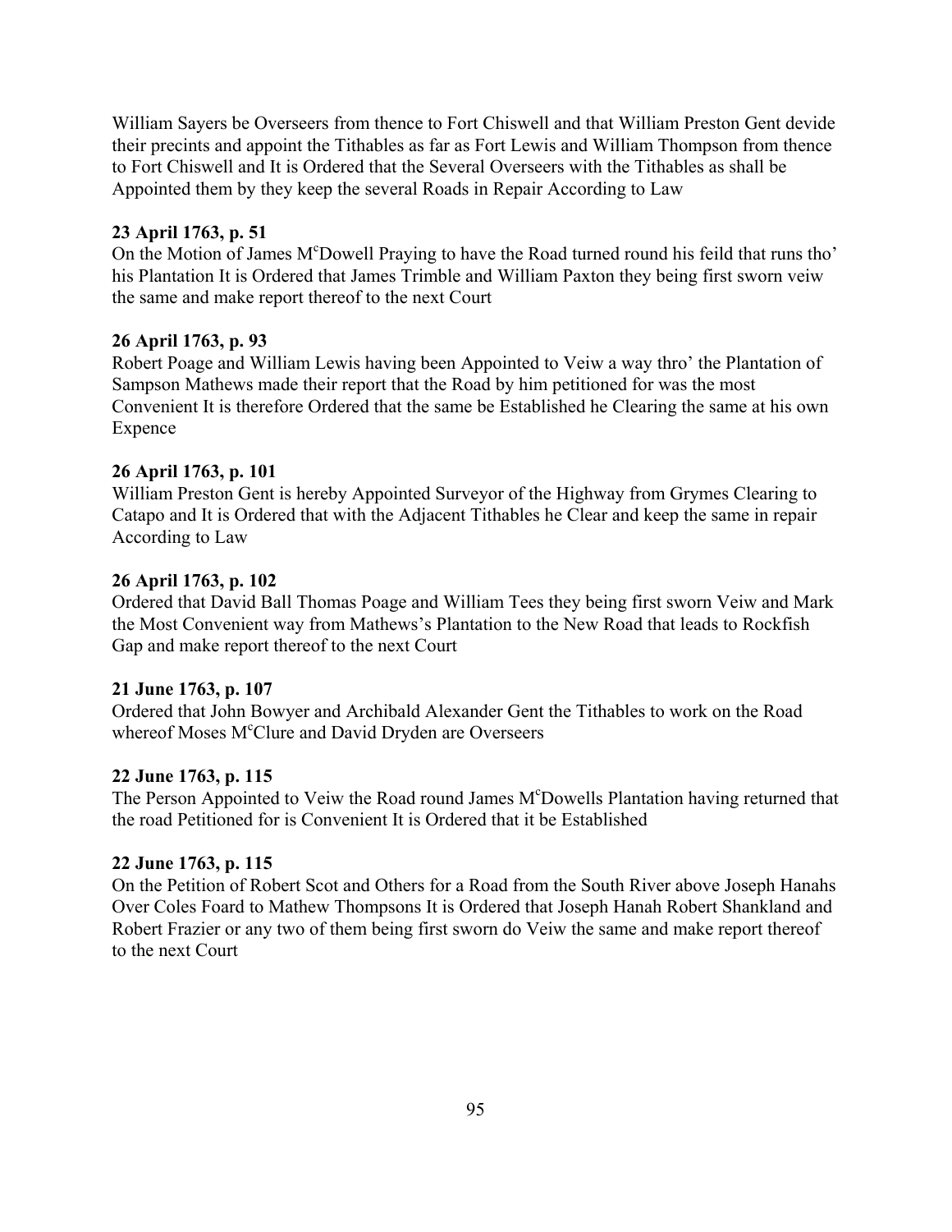William Sayers be Overseers from thence to Fort Chiswell and that William Preston Gent devide their precints and appoint the Tithables as far as Fort Lewis and William Thompson from thence to Fort Chiswell and It is Ordered that the Several Overseers with the Tithables as shall be Appointed them by they keep the several Roads in Repair According to Law

**23 April 1763, p. 51**
On the Motion of James M^cDowell Praying to have the Road turned round his feild that runs tho' his Plantation It is Ordered that James Trimble and William Paxton they being first sworn veiw the same and make report thereof to the next Court

**26 April 1763, p. 93**
Robert Poage and William Lewis having been Appointed to Veiw a way thro' the Plantation of Sampson Mathews made their report that the Road by him petitioned for was the most Convenient It is therefore Ordered that the same be Established he Clearing the same at his own Expence

**26 April 1763, p. 101**
William Preston Gent is hereby Appointed Surveyor of the Highway from Grymes Clearing to Catapo and It is Ordered that with the Adjacent Tithables he Clear and keep the same in repair According to Law

**26 April 1763, p. 102**
Ordered that David Ball Thomas Poage and William Tees they being first sworn Veiw and Mark the Most Convenient way from Mathews's Plantation to the New Road that leads to Rockfish Gap and make report thereof to the next Court

**21 June 1763, p. 107**
Ordered that John Bowyer and Archibald Alexander Gent the Tithables to work on the Road whereof Moses M^cClure and David Dryden are Overseers

**22 June 1763, p. 115**
The Person Appointed to Veiw the Road round James M^cDowells Plantation having returned that the road Petitioned for is Convenient It is Ordered that it be Established

**22 June 1763, p. 115**
On the Petition of Robert Scot and Others for a Road from the South River above Joseph Hanahs Over Coles Foard to Mathew Thompsons It is Ordered that Joseph Hanah Robert Shankland and Robert Frazier or any two of them being first sworn do Veiw the same and make report thereof to the next Court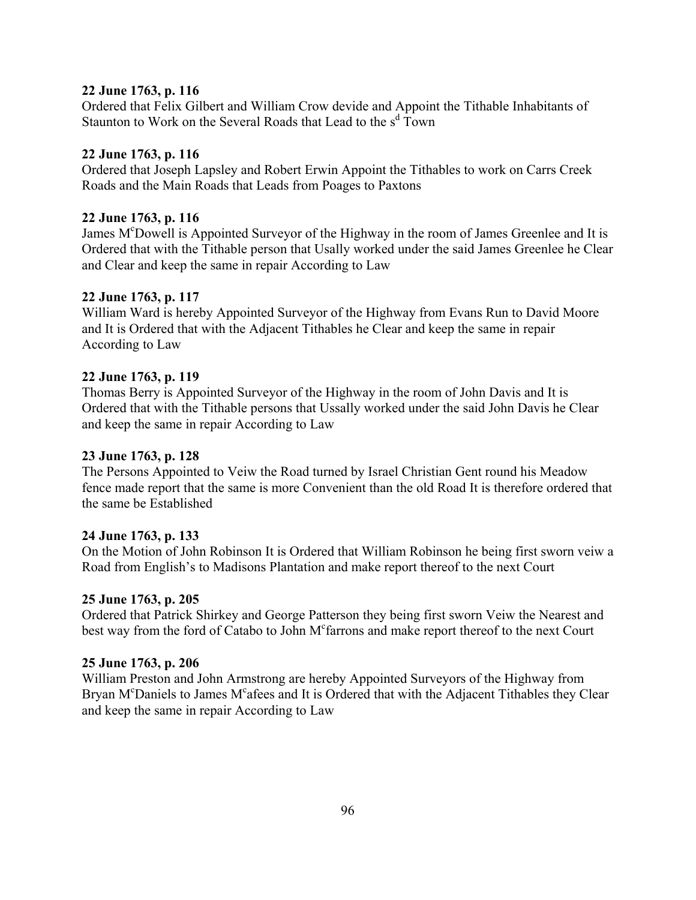**22 June 1763, p. 116**
Ordered that Felix Gilbert and William Crow devide and Appoint the Tithable Inhabitants of Staunton to Work on the Several Roads that Lead to the s$^{d}$ Town

**22 June 1763, p. 116**
Ordered that Joseph Lapsley and Robert Erwin Appoint the Tithables to work on Carrs Creek Roads and the Main Roads that Leads from Poages to Paxtons

**22 June 1763, p. 116**
James M$^{c}$Dowell is Appointed Surveyor of the Highway in the room of James Greenlee and It is Ordered that with the Tithable person that Usally worked under the said James Greenlee he Clear and Clear and keep the same in repair According to Law

**22 June 1763, p. 117**
William Ward is hereby Appointed Surveyor of the Highway from Evans Run to David Moore and It is Ordered that with the Adjacent Tithables he Clear and keep the same in repair According to Law

**22 June 1763, p. 119**
Thomas Berry is Appointed Surveyor of the Highway in the room of John Davis and It is Ordered that with the Tithable persons that Ussally worked under the said John Davis he Clear and keep the same in repair According to Law

**23 June 1763, p. 128**
The Persons Appointed to Veiw the Road turned by Israel Christian Gent round his Meadow fence made report that the same is more Convenient than the old Road It is therefore ordered that the same be Established

**24 June 1763, p. 133**
On the Motion of John Robinson It is Ordered that William Robinson he being first sworn veiw a Road from English's to Madisons Plantation and make report thereof to the next Court

**25 June 1763, p. 205**
Ordered that Patrick Shirkey and George Patterson they being first sworn Veiw the Nearest and best way from the ford of Catabo to John M$^{c}$farrons and make report thereof to the next Court

**25 June 1763, p. 206**
William Preston and John Armstrong are hereby Appointed Surveyors of the Highway from Bryan M$^{c}$Daniels to James M$^{c}$afees and It is Ordered that with the Adjacent Tithables they Clear and keep the same in repair According to Law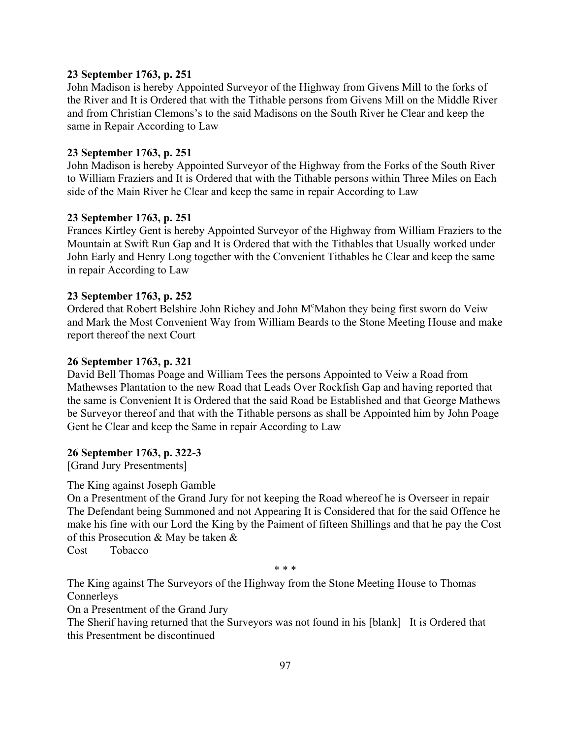**23 September 1763, p. 251**
John Madison is hereby Appointed Surveyor of the Highway from Givens Mill to the forks of the River and It is Ordered that with the Tithable persons from Givens Mill on the Middle River and from Christian Clemons's to the said Madisons on the South River he Clear and keep the same in Repair According to Law

**23 September 1763, p. 251**
John Madison is hereby Appointed Surveyor of the Highway from the Forks of the South River to William Fraziers and It is Ordered that with the Tithable persons within Three Miles on Each side of the Main River he Clear and keep the same in repair According to Law

**23 September 1763, p. 251**
Frances Kirtley Gent is hereby Appointed Surveyor of the Highway from William Fraziers to the Mountain at Swift Run Gap and It is Ordered that with the Tithables that Usually worked under John Early and Henry Long together with the Convenient Tithables he Clear and keep the same in repair According to Law

**23 September 1763, p. 252**
Ordered that Robert Belshire John Richey and John M^c^Mahon they being first sworn do Veiw and Mark the Most Convenient Way from William Beards to the Stone Meeting House and make report thereof the next Court

**26 September 1763, p. 321**
David Bell Thomas Poage and William Tees the persons Appointed to Veiw a Road from Mathewses Plantation to the new Road that Leads Over Rockfish Gap and having reported that the same is Convenient It is Ordered that the said Road be Established and that George Mathews be Surveyor thereof and that with the Tithable persons as shall be Appointed him by John Poage Gent he Clear and keep the Same in repair According to Law

**26 September 1763, p. 322-3**
[Grand Jury Presentments]

The King against Joseph Gamble
On a Presentment of the Grand Jury for not keeping the Road whereof he is Overseer in repair The Defendant being Summoned and not Appearing It is Considered that for the said Offence he make his fine with our Lord the King by the Paiment of fifteen Shillings and that he pay the Cost of this Prosecution & May be taken &
Cost    Tobacco

\* \* \*

The King against The Surveyors of the Highway from the Stone Meeting House to Thomas Connerleys
On a Presentment of the Grand Jury
The Sherif having returned that the Surveyors was not found in his [blank]   It is Ordered that this Presentment be discontinued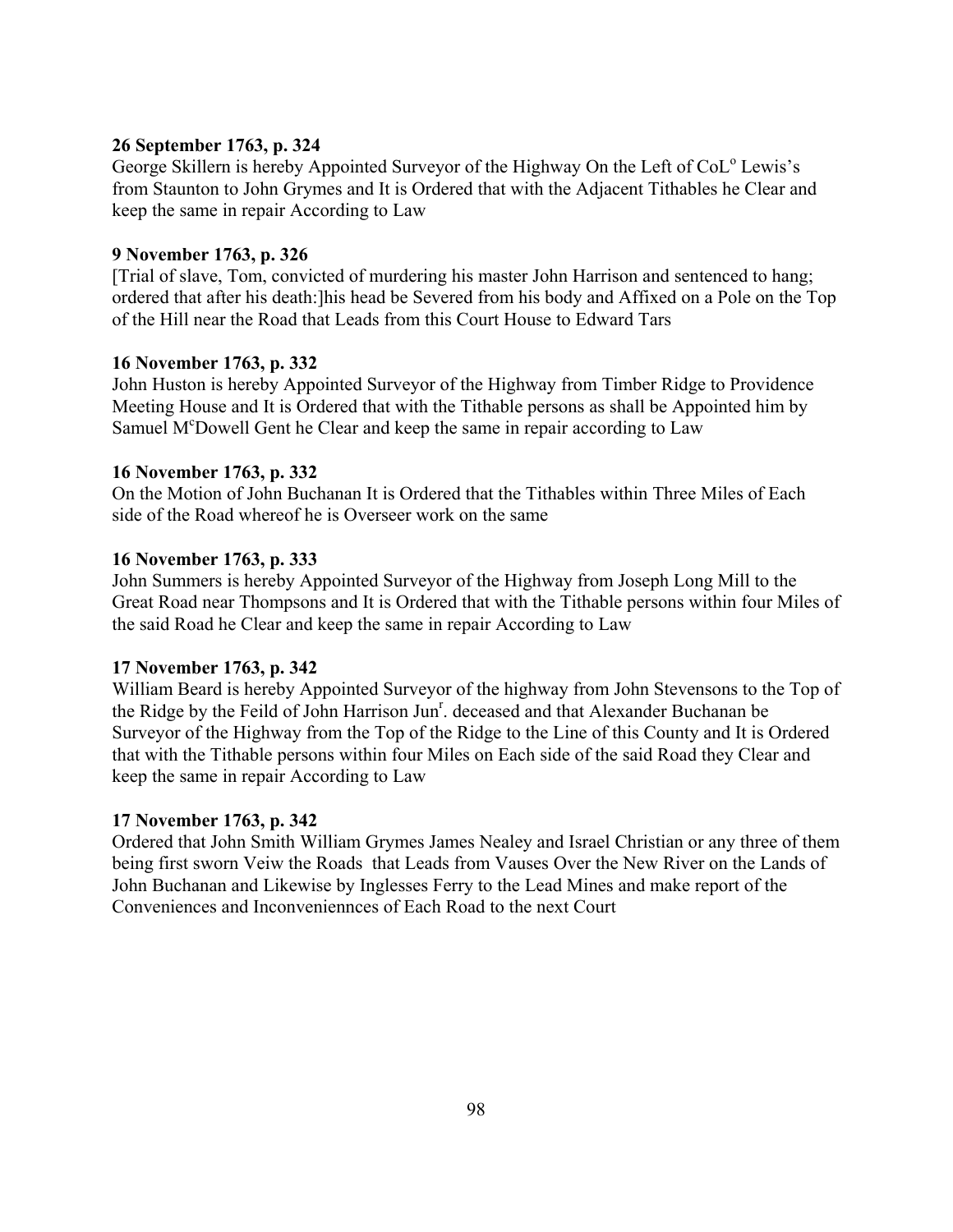**26 September 1763, p. 324**
George Skillern is hereby Appointed Surveyor of the Highway On the Left of CoL[o] Lewis's from Staunton to John Grymes and It is Ordered that with the Adjacent Tithables he Clear and keep the same in repair According to Law

**9 November 1763, p. 326**
[Trial of slave, Tom, convicted of murdering his master John Harrison and sentenced to hang; ordered that after his death:]his head be Severed from his body and Affixed on a Pole on the Top of the Hill near the Road that Leads from this Court House to Edward Tars

**16 November 1763, p. 332**
John Huston is hereby Appointed Surveyor of the Highway from Timber Ridge to Providence Meeting House and It is Ordered that with the Tithable persons as shall be Appointed him by Samuel M[c]Dowell Gent he Clear and keep the same in repair according to Law

**16 November 1763, p. 332**
On the Motion of John Buchanan It is Ordered that the Tithables within Three Miles of Each side of the Road whereof he is Overseer work on the same

**16 November 1763, p. 333**
John Summers is hereby Appointed Surveyor of the Highway from Joseph Long Mill to the Great Road near Thompsons and It is Ordered that with the Tithable persons within four Miles of the said Road he Clear and keep the same in repair According to Law

**17 November 1763, p. 342**
William Beard is hereby Appointed Surveyor of the highway from John Stevensons to the Top of the Ridge by the Feild of John Harrison Jun[r]. deceased and that Alexander Buchanan be Surveyor of the Highway from the Top of the Ridge to the Line of this County and It is Ordered that with the Tithable persons within four Miles on Each side of the said Road they Clear and keep the same in repair According to Law

**17 November 1763, p. 342**
Ordered that John Smith William Grymes James Nealey and Israel Christian or any three of them being first sworn Veiw the Roads that Leads from Vauses Over the New River on the Lands of John Buchanan and Likewise by Inglesses Ferry to the Lead Mines and make report of the Conveniences and Inconveniennces of Each Road to the next Court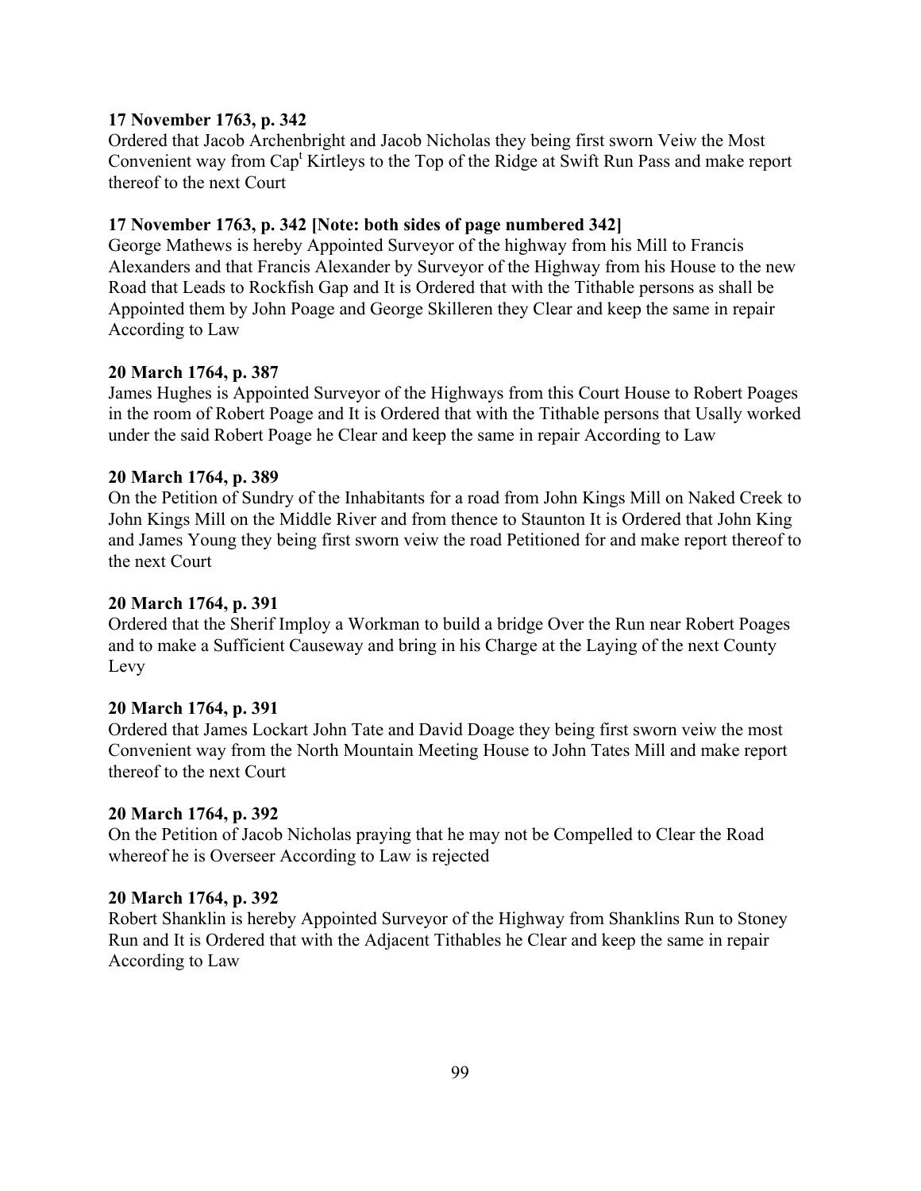**17 November 1763, p. 342**

Ordered that Jacob Archenbright and Jacob Nicholas they being first sworn Veiw the Most Convenient way from Cap[t] Kirtleys to the Top of the Ridge at Swift Run Pass and make report thereof to the next Court

**17 November 1763, p. 342 [Note: both sides of page numbered 342]**

George Mathews is hereby Appointed Surveyor of the highway from his Mill to Francis Alexanders and that Francis Alexander by Surveyor of the Highway from his House to the new Road that Leads to Rockfish Gap and It is Ordered that with the Tithable persons as shall be Appointed them by John Poage and George Skilleren they Clear and keep the same in repair According to Law

**20 March 1764, p. 387**

James Hughes is Appointed Surveyor of the Highways from this Court House to Robert Poages in the room of Robert Poage and It is Ordered that with the Tithable persons that Usally worked under the said Robert Poage he Clear and keep the same in repair According to Law

**20 March 1764, p. 389**

On the Petition of Sundry of the Inhabitants for a road from John Kings Mill on Naked Creek to John Kings Mill on the Middle River and from thence to Staunton It is Ordered that John King and James Young they being first sworn veiw the road Petitioned for and make report thereof to the next Court

**20 March 1764, p. 391**

Ordered that the Sherif Imploy a Workman to build a bridge Over the Run near Robert Poages and to make a Sufficient Causeway and bring in his Charge at the Laying of the next County Levy

**20 March 1764, p. 391**

Ordered that James Lockart John Tate and David Doage they being first sworn veiw the most Convenient way from the North Mountain Meeting House to John Tates Mill and make report thereof to the next Court

**20 March 1764, p. 392**

On the Petition of Jacob Nicholas praying that he may not be Compelled to Clear the Road whereof he is Overseer According to Law is rejected

**20 March 1764, p. 392**

Robert Shanklin is hereby Appointed Surveyor of the Highway from Shanklins Run to Stoney Run and It is Ordered that with the Adjacent Tithables he Clear and keep the same in repair According to Law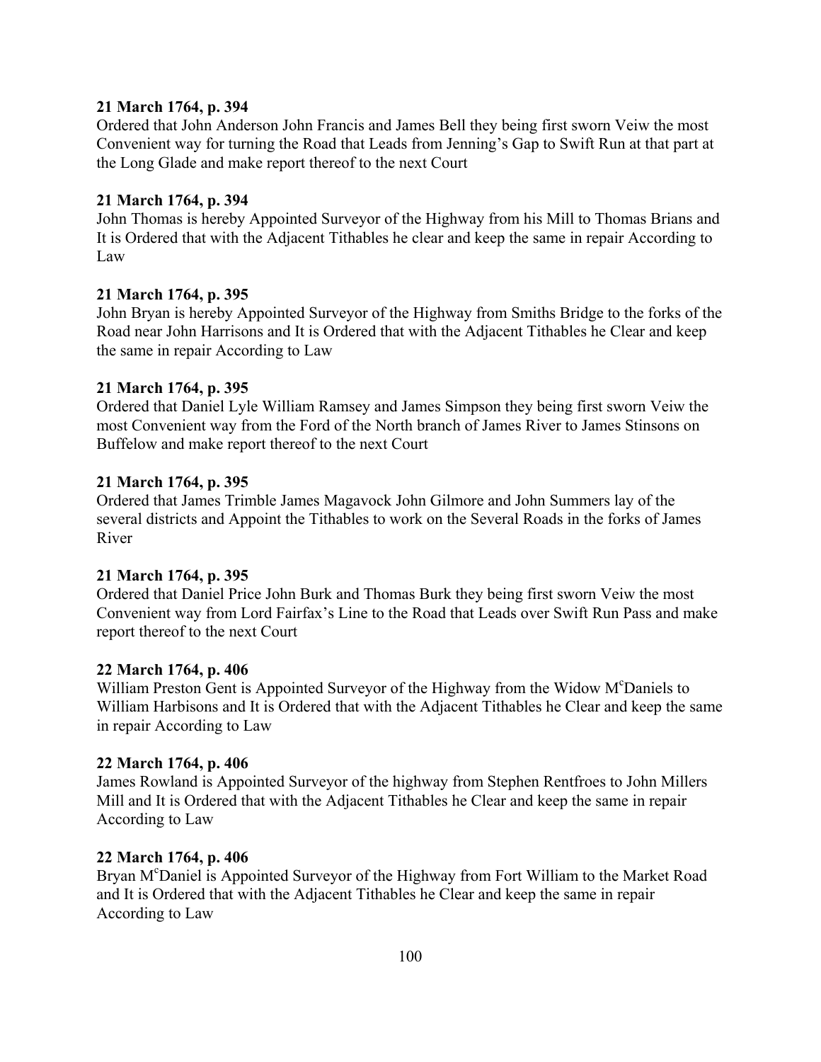**21 March 1764, p. 394**
Ordered that John Anderson John Francis and James Bell they being first sworn Veiw the most Convenient way for turning the Road that Leads from Jenning's Gap to Swift Run at that part at the Long Glade and make report thereof to the next Court

**21 March 1764, p. 394**
John Thomas is hereby Appointed Surveyor of the Highway from his Mill to Thomas Brians and It is Ordered that with the Adjacent Tithables he clear and keep the same in repair According to Law

**21 March 1764, p. 395**
John Bryan is hereby Appointed Surveyor of the Highway from Smiths Bridge to the forks of the Road near John Harrisons and It is Ordered that with the Adjacent Tithables he Clear and keep the same in repair According to Law

**21 March 1764, p. 395**
Ordered that Daniel Lyle William Ramsey and James Simpson they being first sworn Veiw the most Convenient way from the Ford of the North branch of James River to James Stinsons on Buffelow and make report thereof to the next Court

**21 March 1764, p. 395**
Ordered that James Trimble James Magavock John Gilmore and John Summers lay of the several districts and Appoint the Tithables to work on the Several Roads in the forks of James River

**21 March 1764, p. 395**
Ordered that Daniel Price John Burk and Thomas Burk they being first sworn Veiw the most Convenient way from Lord Fairfax's Line to the Road that Leads over Swift Run Pass and make report thereof to the next Court

**22 March 1764, p. 406**
William Preston Gent is Appointed Surveyor of the Highway from the Widow McDaniels to William Harbisons and It is Ordered that with the Adjacent Tithables he Clear and keep the same in repair According to Law

**22 March 1764, p. 406**
James Rowland is Appointed Surveyor of the highway from Stephen Rentfroes to John Millers Mill and It is Ordered that with the Adjacent Tithables he Clear and keep the same in repair According to Law

**22 March 1764, p. 406**
Bryan McDaniel is Appointed Surveyor of the Highway from Fort William to the Market Road and It is Ordered that with the Adjacent Tithables he Clear and keep the same in repair According to Law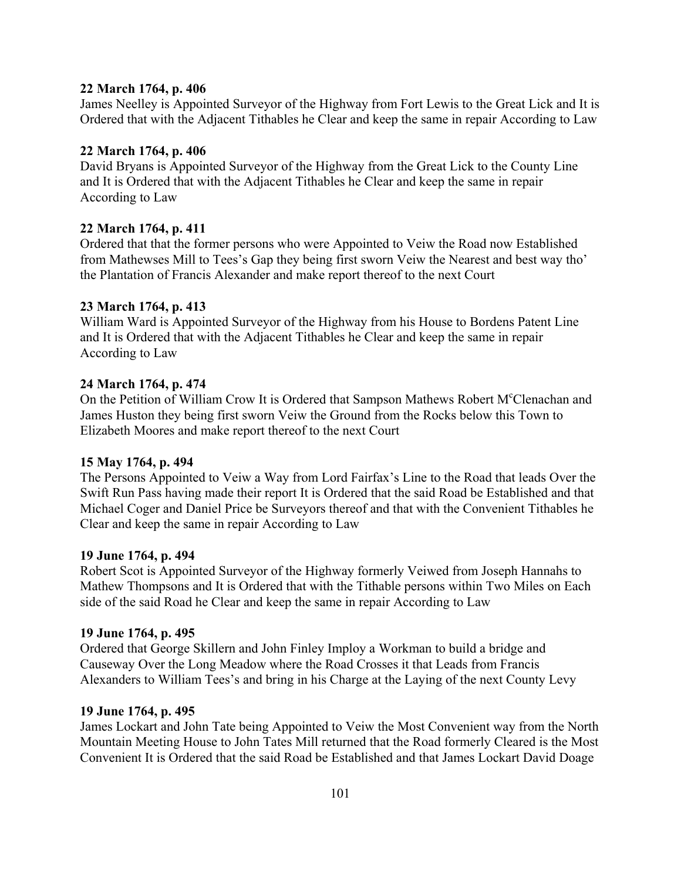**22 March 1764, p. 406**
James Neelley is Appointed Surveyor of the Highway from Fort Lewis to the Great Lick and It is Ordered that with the Adjacent Tithables he Clear and keep the same in repair According to Law

**22 March 1764, p. 406**
David Bryans is Appointed Surveyor of the Highway from the Great Lick to the County Line and It is Ordered that with the Adjacent Tithables he Clear and keep the same in repair According to Law

**22 March 1764, p. 411**
Ordered that that the former persons who were Appointed to Veiw the Road now Established from Mathewses Mill to Tees's Gap they being first sworn Veiw the Nearest and best way tho' the Plantation of Francis Alexander and make report thereof to the next Court

**23 March 1764, p. 413**
William Ward is Appointed Surveyor of the Highway from his House to Bordens Patent Line and It is Ordered that with the Adjacent Tithables he Clear and keep the same in repair According to Law

**24 March 1764, p. 474**
On the Petition of William Crow It is Ordered that Sampson Mathews Robert M[c]Clenachan and James Huston they being first sworn Veiw the Ground from the Rocks below this Town to Elizabeth Moores and make report thereof to the next Court

**15 May 1764, p. 494**
The Persons Appointed to Veiw a Way from Lord Fairfax's Line to the Road that leads Over the Swift Run Pass having made their report It is Ordered that the said Road be Established and that Michael Coger and Daniel Price be Surveyors thereof and that with the Convenient Tithables he Clear and keep the same in repair According to Law

**19 June 1764, p. 494**
Robert Scot is Appointed Surveyor of the Highway formerly Veiwed from Joseph Hannahs to Mathew Thompsons and It is Ordered that with the Tithable persons within Two Miles on Each side of the said Road he Clear and keep the same in repair According to Law

**19 June 1764, p. 495**
Ordered that George Skillern and John Finley Imploy a Workman to build a bridge and Causeway Over the Long Meadow where the Road Crosses it that Leads from Francis Alexanders to William Tees's and bring in his Charge at the Laying of the next County Levy

**19 June 1764, p. 495**
James Lockart and John Tate being Appointed to Veiw the Most Convenient way from the North Mountain Meeting House to John Tates Mill returned that the Road formerly Cleared is the Most Convenient It is Ordered that the said Road be Established and that James Lockart David Doage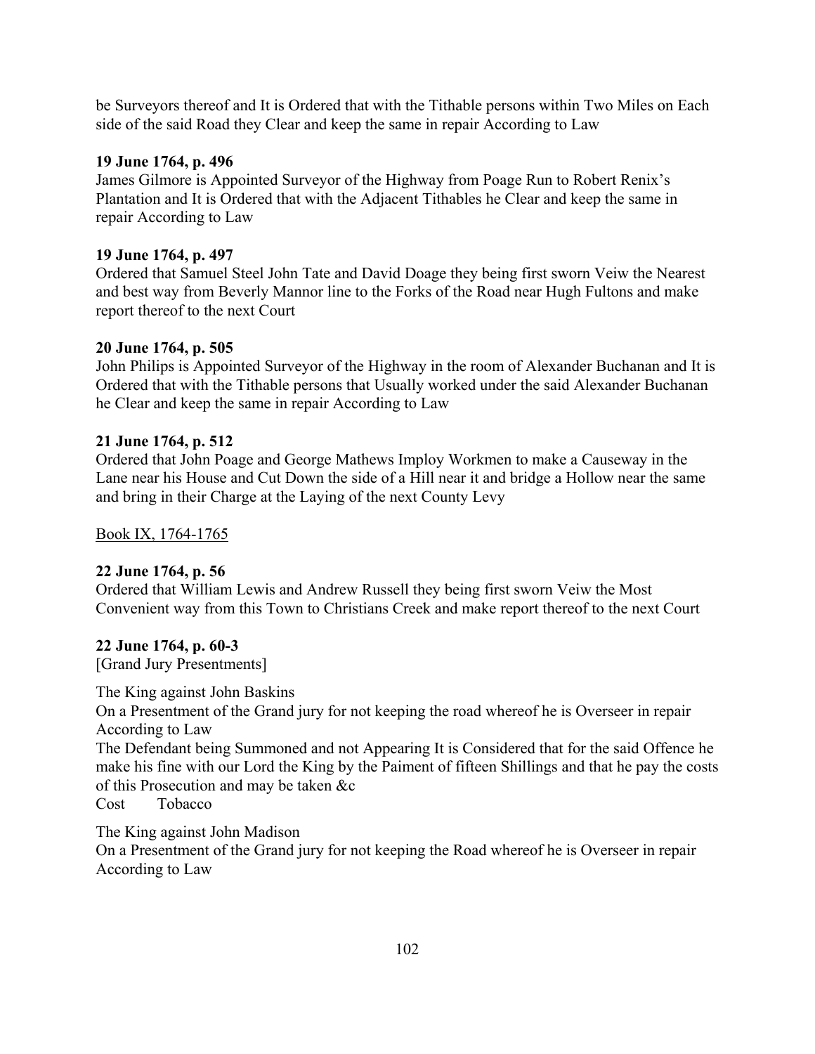be Surveyors thereof and It is Ordered that with the Tithable persons within Two Miles on Each side of the said Road they Clear and keep the same in repair According to Law

**19 June 1764, p. 496**
James Gilmore is Appointed Surveyor of the Highway from Poage Run to Robert Renix's Plantation and It is Ordered that with the Adjacent Tithables he Clear and keep the same in repair According to Law

**19 June 1764, p. 497**
Ordered that Samuel Steel John Tate and David Doage they being first sworn Veiw the Nearest and best way from Beverly Mannor line to the Forks of the Road near Hugh Fultons and make report thereof to the next Court

**20 June 1764, p. 505**
John Philips is Appointed Surveyor of the Highway in the room of Alexander Buchanan and It is Ordered that with the Tithable persons that Usually worked under the said Alexander Buchanan he Clear and keep the same in repair According to Law

**21 June 1764, p. 512**
Ordered that John Poage and George Mathews Imploy Workmen to make a Causeway in the Lane near his House and Cut Down the side of a Hill near it and bridge a Hollow near the same and bring in their Charge at the Laying of the next County Levy

<u>Book IX, 1764-1765</u>

**22 June 1764, p. 56**
Ordered that William Lewis and Andrew Russell they being first sworn Veiw the Most Convenient way from this Town to Christians Creek and make report thereof to the next Court

**22 June 1764, p. 60-3**
[Grand Jury Presentments]

The King against John Baskins
On a Presentment of the Grand jury for not keeping the road whereof he is Overseer in repair According to Law
The Defendant being Summoned and not Appearing It is Considered that for the said Offence he make his fine with our Lord the King by the Paiment of fifteen Shillings and that he pay the costs of this Prosecution and may be taken &c
Cost Tobacco

The King against John Madison
On a Presentment of the Grand jury for not keeping the Road whereof he is Overseer in repair According to Law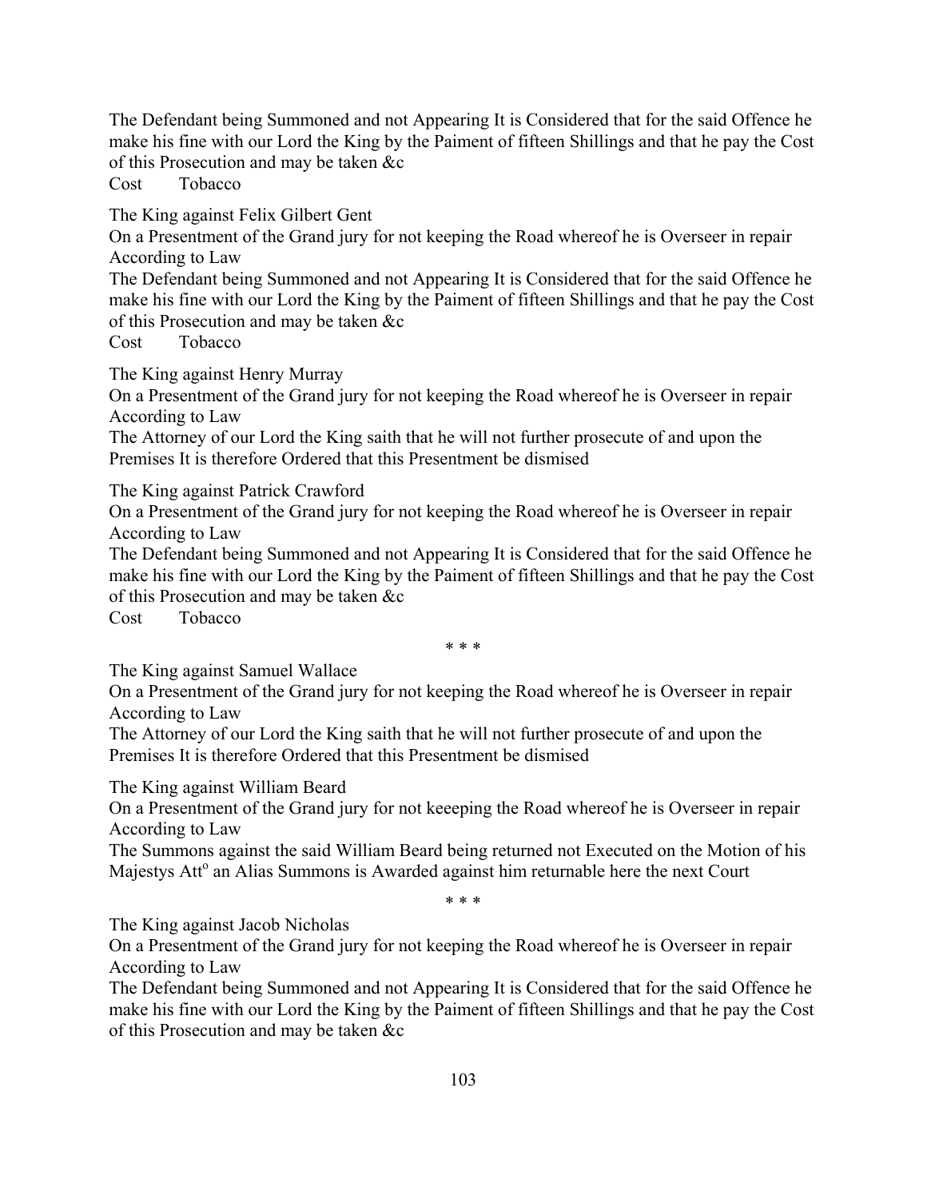The Defendant being Summoned and not Appearing It is Considered that for the said Offence he make his fine with our Lord the King by the Paiment of fifteen Shillings and that he pay the Cost of this Prosecution and may be taken &c
Cost Tobacco

The King against Felix Gilbert Gent
On a Presentment of the Grand jury for not keeping the Road whereof he is Overseer in repair According to Law
The Defendant being Summoned and not Appearing It is Considered that for the said Offence he make his fine with our Lord the King by the Paiment of fifteen Shillings and that he pay the Cost of this Prosecution and may be taken &c
Cost Tobacco

The King against Henry Murray
On a Presentment of the Grand jury for not keeping the Road whereof he is Overseer in repair According to Law
The Attorney of our Lord the King saith that he will not further prosecute of and upon the Premises It is therefore Ordered that this Presentment be dismised

The King against Patrick Crawford
On a Presentment of the Grand jury for not keeping the Road whereof he is Overseer in repair According to Law
The Defendant being Summoned and not Appearing It is Considered that for the said Offence he make his fine with our Lord the King by the Paiment of fifteen Shillings and that he pay the Cost of this Prosecution and may be taken &c
Cost Tobacco

* * *

The King against Samuel Wallace
On a Presentment of the Grand jury for not keeping the Road whereof he is Overseer in repair According to Law
The Attorney of our Lord the King saith that he will not further prosecute of and upon the Premises It is therefore Ordered that this Presentment be dismised

The King against William Beard
On a Presentment of the Grand jury for not keeeping the Road whereof he is Overseer in repair According to Law
The Summons against the said William Beard being returned not Executed on the Motion of his Majestys Att$^{o}$ an Alias Summons is Awarded against him returnable here the next Court

* * *

The King against Jacob Nicholas
On a Presentment of the Grand jury for not keeping the Road whereof he is Overseer in repair According to Law
The Defendant being Summoned and not Appearing It is Considered that for the said Offence he make his fine with our Lord the King by the Paiment of fifteen Shillings and that he pay the Cost of this Prosecution and may be taken &c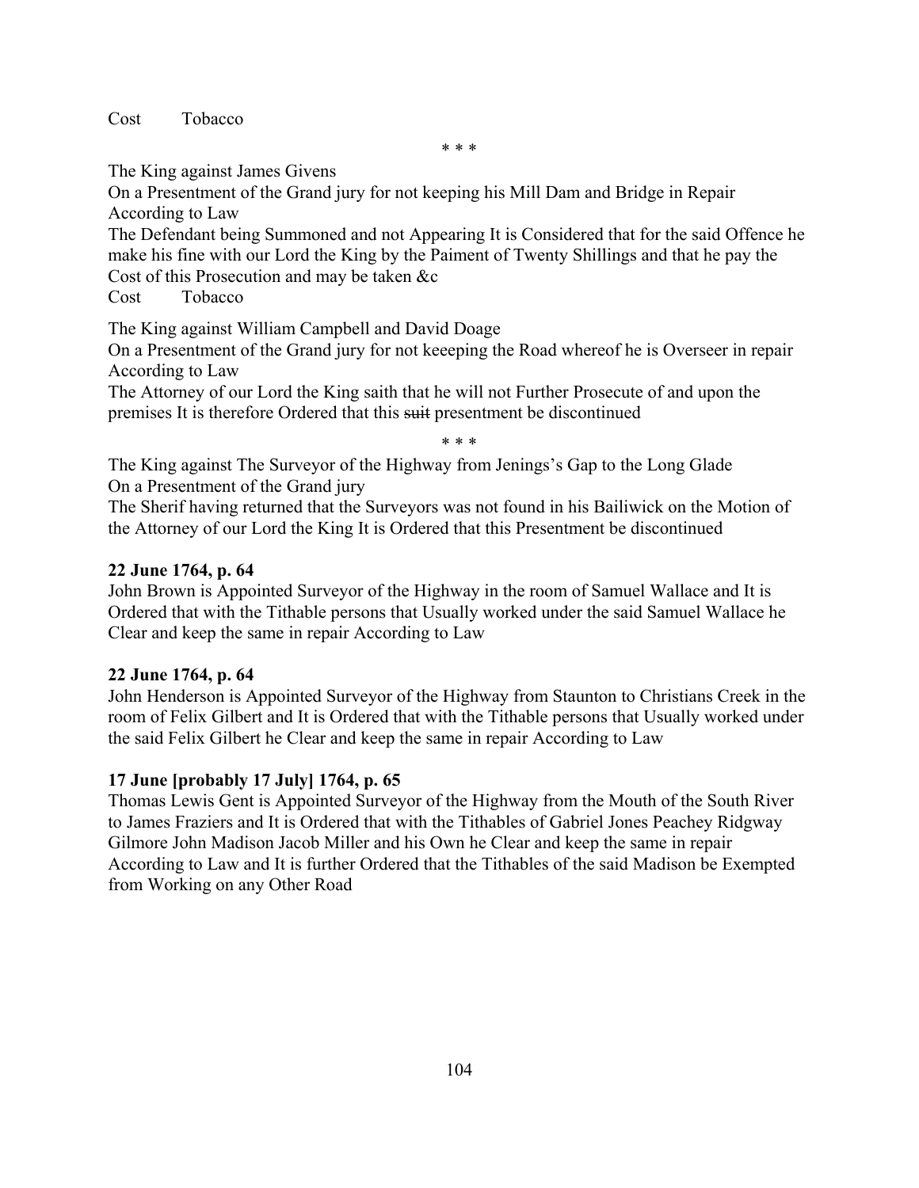Cost Tobacco

\* \* \*

The King against James Givens

On a Presentment of the Grand jury for not keeping his Mill Dam and Bridge in Repair According to Law

The Defendant being Summoned and not Appearing It is Considered that for the said Offence he make his fine with our Lord the King by the Paiment of Twenty Shillings and that he pay the Cost of this Prosecution and may be taken &c

Cost Tobacco

The King against William Campbell and David Doage

On a Presentment of the Grand jury for not keeeping the Road whereof he is Overseer in repair According to Law

The Attorney of our Lord the King saith that he will not Further Prosecute of and upon the premises It is therefore Ordered that this ~~suit~~ presentment be discontinued

\* \* \*

The King against The Surveyor of the Highway from Jenings's Gap to the Long Glade

On a Presentment of the Grand jury

The Sherif having returned that the Surveyors was not found in his Bailiwick on the Motion of the Attorney of our Lord the King It is Ordered that this Presentment be discontinued

**22 June 1764, p. 64**

John Brown is Appointed Surveyor of the Highway in the room of Samuel Wallace and It is Ordered that with the Tithable persons that Usually worked under the said Samuel Wallace he Clear and keep the same in repair According to Law

**22 June 1764, p. 64**

John Henderson is Appointed Surveyor of the Highway from Staunton to Christians Creek in the room of Felix Gilbert and It is Ordered that with the Tithable persons that Usually worked under the said Felix Gilbert he Clear and keep the same in repair According to Law

**17 June [probably 17 July] 1764, p. 65**

Thomas Lewis Gent is Appointed Surveyor of the Highway from the Mouth of the South River to James Fraziers and It is Ordered that with the Tithables of Gabriel Jones Peachey Ridgway Gilmore John Madison Jacob Miller and his Own he Clear and keep the same in repair According to Law and It is further Ordered that the Tithables of the said Madison be Exempted from Working on any Other Road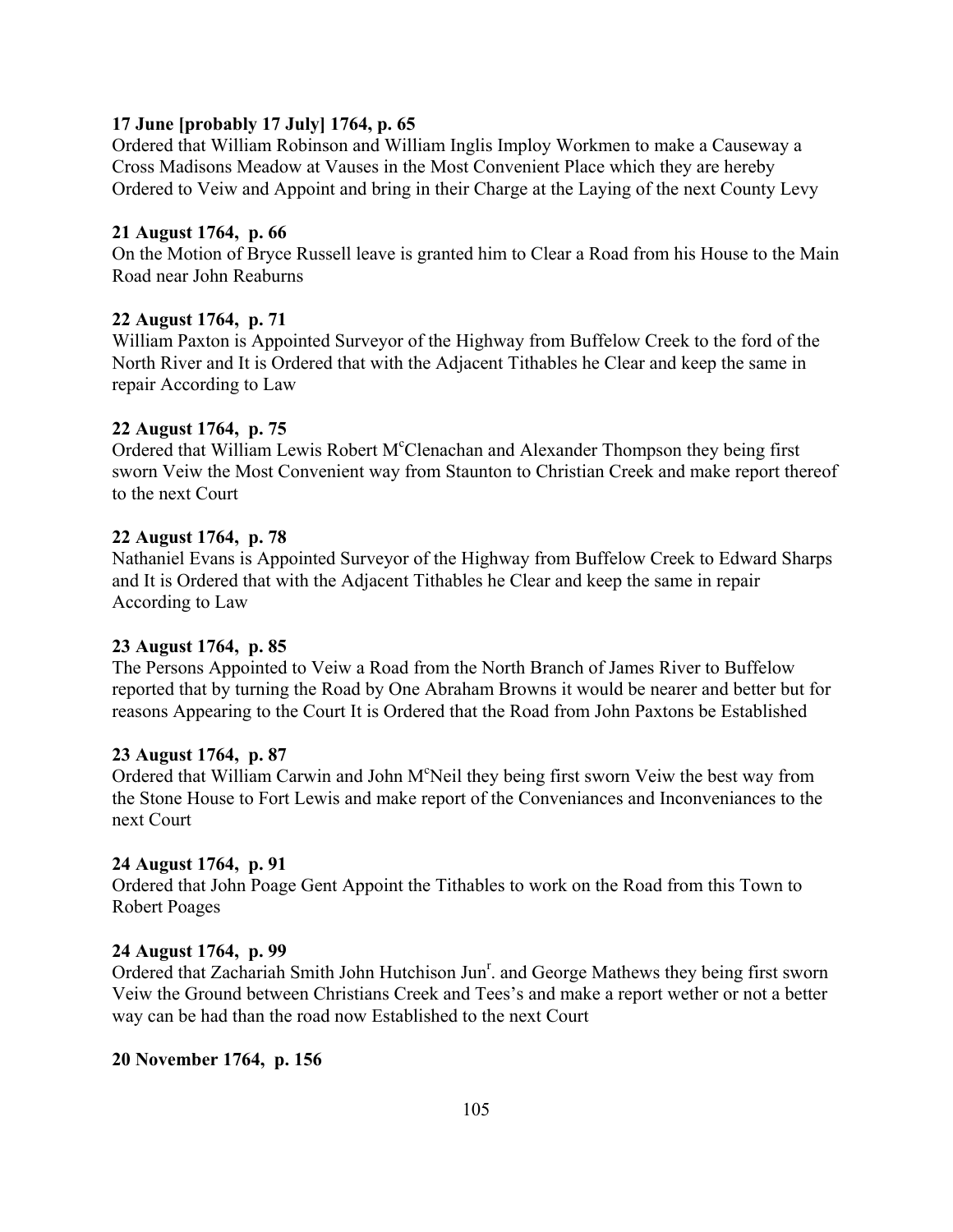**17 June [probably 17 July] 1764, p. 65**
Ordered that William Robinson and William Inglis Imploy Workmen to make a Causeway a Cross Madisons Meadow at Vauses in the Most Convenient Place which they are hereby Ordered to Veiw and Appoint and bring in their Charge at the Laying of the next County Levy

**21 August 1764, p. 66**
On the Motion of Bryce Russell leave is granted him to Clear a Road from his House to the Main Road near John Reaburns

**22 August 1764, p. 71**
William Paxton is Appointed Surveyor of the Highway from Buffelow Creek to the ford of the North River and It is Ordered that with the Adjacent Tithables he Clear and keep the same in repair According to Law

**22 August 1764, p. 75**
Ordered that William Lewis Robert M[c]Clenachan and Alexander Thompson they being first sworn Veiw the Most Convenient way from Staunton to Christian Creek and make report thereof to the next Court

**22 August 1764, p. 78**
Nathaniel Evans is Appointed Surveyor of the Highway from Buffelow Creek to Edward Sharps and It is Ordered that with the Adjacent Tithables he Clear and keep the same in repair According to Law

**23 August 1764, p. 85**
The Persons Appointed to Veiw a Road from the North Branch of James River to Buffelow reported that by turning the Road by One Abraham Browns it would be nearer and better but for reasons Appearing to the Court It is Ordered that the Road from John Paxtons be Established

**23 August 1764, p. 87**
Ordered that William Carwin and John M[c]Neil they being first sworn Veiw the best way from the Stone House to Fort Lewis and make report of the Conveniances and Inconveniances to the next Court

**24 August 1764, p. 91**
Ordered that John Poage Gent Appoint the Tithables to work on the Road from this Town to Robert Poages

**24 August 1764, p. 99**
Ordered that Zachariah Smith John Hutchison Jun[r]. and George Mathews they being first sworn Veiw the Ground between Christians Creek and Tees's and make a report wether or not a better way can be had than the road now Established to the next Court

**20 November 1764, p. 156**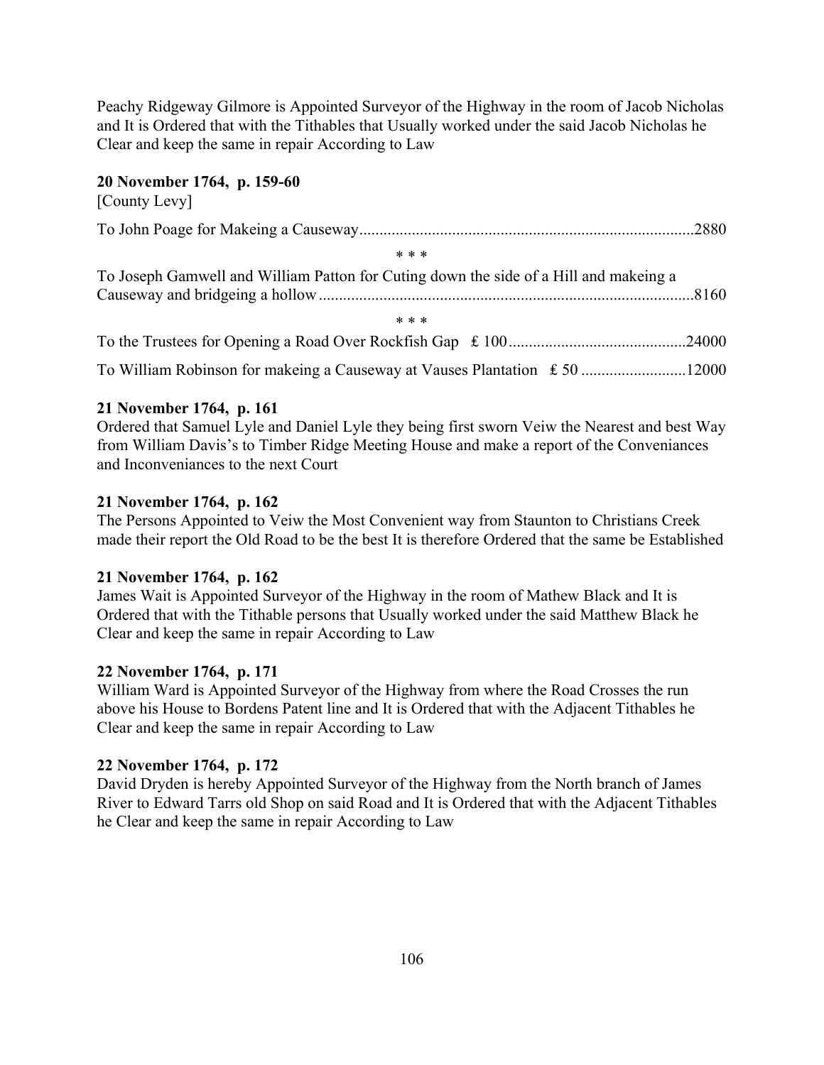Peachy Ridgeway Gilmore is Appointed Surveyor of the Highway in the room of Jacob Nicholas and It is Ordered that with the Tithables that Usually worked under the said Jacob Nicholas he Clear and keep the same in repair According to Law

**20 November 1764, p. 159-60**

[County Levy]

To John Poage for Makeing a Causeway....................................................................................2880

\* \* \*

To Joseph Gamwell and William Patton for Cuting down the side of a Hill and makeing a Causeway and bridgeing a hollow............................................................................................8160

\* \* \*

To the Trustees for Opening a Road Over Rockfish Gap £ 100...........................................24000

To William Robinson for makeing a Causeway at Vauses Plantation £ 50 ..........................12000

**21 November 1764, p. 161**

Ordered that Samuel Lyle and Daniel Lyle they being first sworn Veiw the Nearest and best Way from William Davis's to Timber Ridge Meeting House and make a report of the Conveniances and Inconveniances to the next Court

**21 November 1764, p. 162**

The Persons Appointed to Veiw the Most Convenient way from Staunton to Christians Creek made their report the Old Road to be the best It is therefore Ordered that the same be Established

**21 November 1764, p. 162**

James Wait is Appointed Surveyor of the Highway in the room of Mathew Black and It is Ordered that with the Tithable persons that Usually worked under the said Matthew Black he Clear and keep the same in repair According to Law

**22 November 1764, p. 171**

William Ward is Appointed Surveyor of the Highway from where the Road Crosses the run above his House to Bordens Patent line and It is Ordered that with the Adjacent Tithables he Clear and keep the same in repair According to Law

**22 November 1764, p. 172**

David Dryden is hereby Appointed Surveyor of the Highway from the North branch of James River to Edward Tarrs old Shop on said Road and It is Ordered that with the Adjacent Tithables he Clear and keep the same in repair According to Law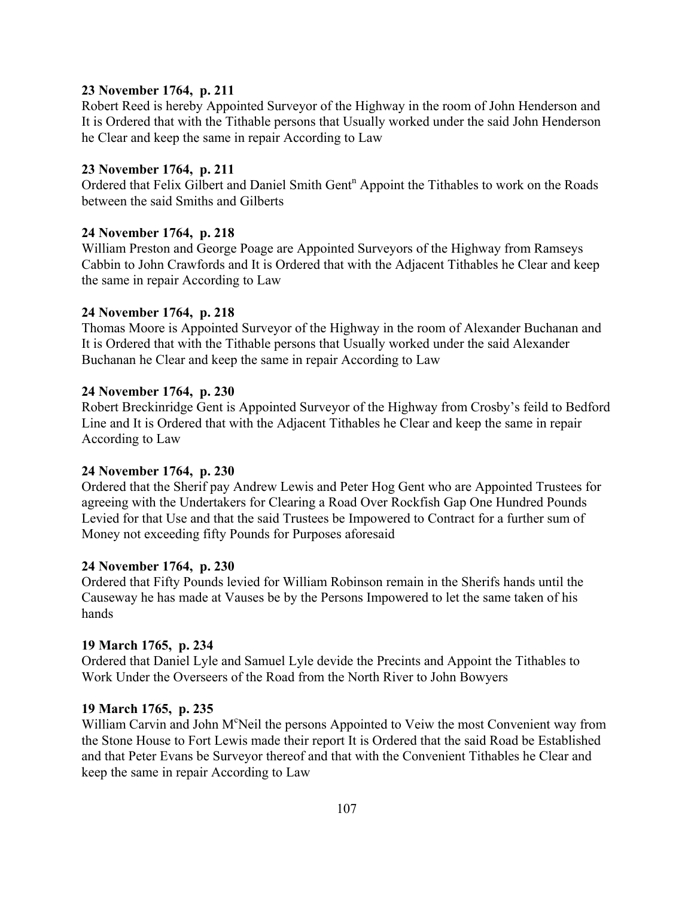**23 November 1764, p. 211**
Robert Reed is hereby Appointed Surveyor of the Highway in the room of John Henderson and It is Ordered that with the Tithable persons that Usually worked under the said John Henderson he Clear and keep the same in repair According to Law

**23 November 1764, p. 211**
Ordered that Felix Gilbert and Daniel Smith Gent[n] Appoint the Tithables to work on the Roads between the said Smiths and Gilberts

**24 November 1764, p. 218**
William Preston and George Poage are Appointed Surveyors of the Highway from Ramseys Cabbin to John Crawfords and It is Ordered that with the Adjacent Tithables he Clear and keep the same in repair According to Law

**24 November 1764, p. 218**
Thomas Moore is Appointed Surveyor of the Highway in the room of Alexander Buchanan and It is Ordered that with the Tithable persons that Usually worked under the said Alexander Buchanan he Clear and keep the same in repair According to Law

**24 November 1764, p. 230**
Robert Breckinridge Gent is Appointed Surveyor of the Highway from Crosby's feild to Bedford Line and It is Ordered that with the Adjacent Tithables he Clear and keep the same in repair According to Law

**24 November 1764, p. 230**
Ordered that the Sherif pay Andrew Lewis and Peter Hog Gent who are Appointed Trustees for agreeing with the Undertakers for Clearing a Road Over Rockfish Gap One Hundred Pounds Levied for that Use and that the said Trustees be Impowered to Contract for a further sum of Money not exceeding fifty Pounds for Purposes aforesaid

**24 November 1764, p. 230**
Ordered that Fifty Pounds levied for William Robinson remain in the Sherifs hands until the Causeway he has made at Vauses be by the Persons Impowered to let the same taken of his hands

**19 March 1765, p. 234**
Ordered that Daniel Lyle and Samuel Lyle devide the Precints and Appoint the Tithables to Work Under the Overseers of the Road from the North River to John Bowyers

**19 March 1765, p. 235**
William Carvin and John M[c]Neil the persons Appointed to Veiw the most Convenient way from the Stone House to Fort Lewis made their report It is Ordered that the said Road be Established and that Peter Evans be Surveyor thereof and that with the Convenient Tithables he Clear and keep the same in repair According to Law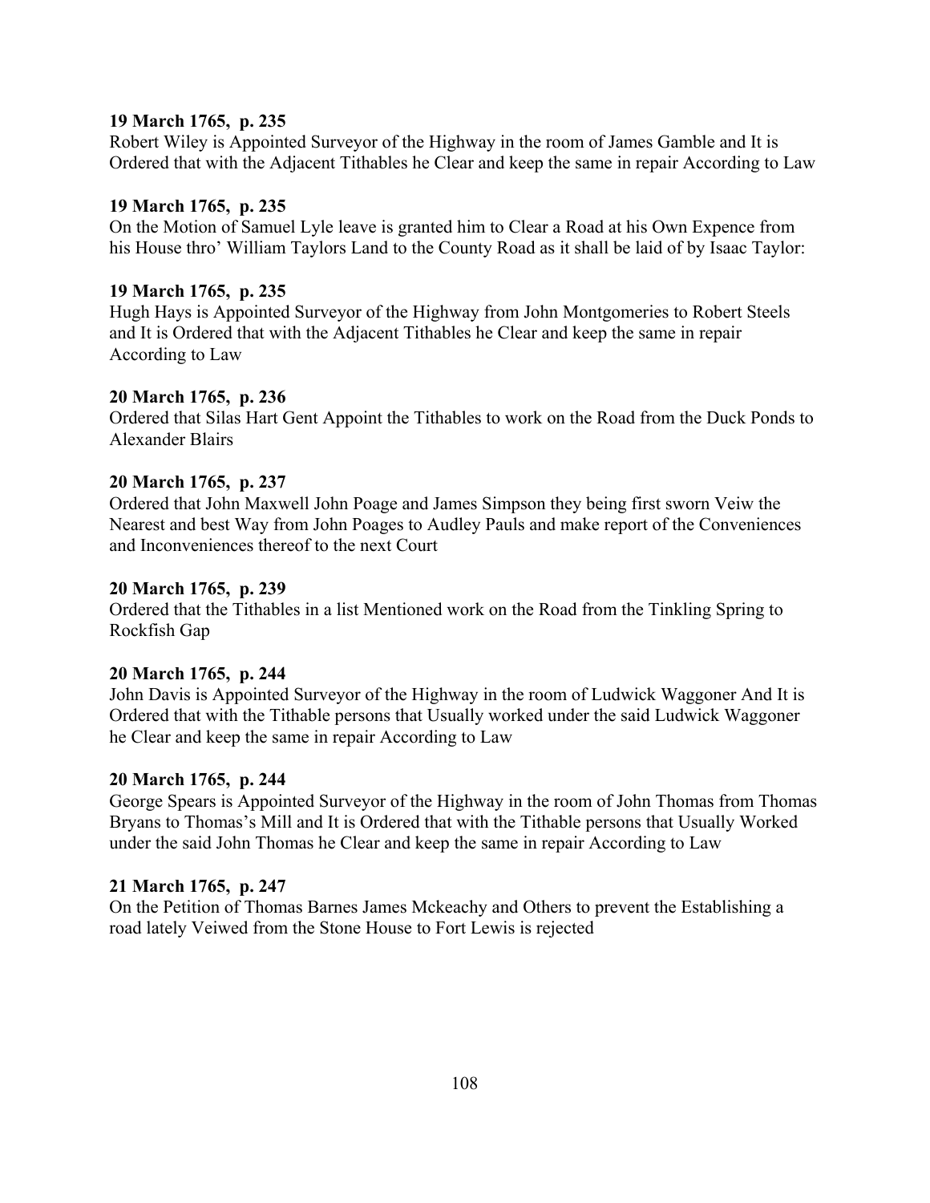**19 March 1765, p. 235**
Robert Wiley is Appointed Surveyor of the Highway in the room of James Gamble and It is Ordered that with the Adjacent Tithables he Clear and keep the same in repair According to Law

**19 March 1765, p. 235**
On the Motion of Samuel Lyle leave is granted him to Clear a Road at his Own Expence from his House thro' William Taylors Land to the County Road as it shall be laid of by Isaac Taylor:

**19 March 1765, p. 235**
Hugh Hays is Appointed Surveyor of the Highway from John Montgomeries to Robert Steels and It is Ordered that with the Adjacent Tithables he Clear and keep the same in repair According to Law

**20 March 1765, p. 236**
Ordered that Silas Hart Gent Appoint the Tithables to work on the Road from the Duck Ponds to Alexander Blairs

**20 March 1765, p. 237**
Ordered that John Maxwell John Poage and James Simpson they being first sworn Veiw the Nearest and best Way from John Poages to Audley Pauls and make report of the Conveniences and Inconveniences thereof to the next Court

**20 March 1765, p. 239**
Ordered that the Tithables in a list Mentioned work on the Road from the Tinkling Spring to Rockfish Gap

**20 March 1765, p. 244**
John Davis is Appointed Surveyor of the Highway in the room of Ludwick Waggoner And It is Ordered that with the Tithable persons that Usually worked under the said Ludwick Waggoner he Clear and keep the same in repair According to Law

**20 March 1765, p. 244**
George Spears is Appointed Surveyor of the Highway in the room of John Thomas from Thomas Bryans to Thomas's Mill and It is Ordered that with the Tithable persons that Usually Worked under the said John Thomas he Clear and keep the same in repair According to Law

**21 March 1765, p. 247**
On the Petition of Thomas Barnes James Mckeachy and Others to prevent the Establishing a road lately Veiwed from the Stone House to Fort Lewis is rejected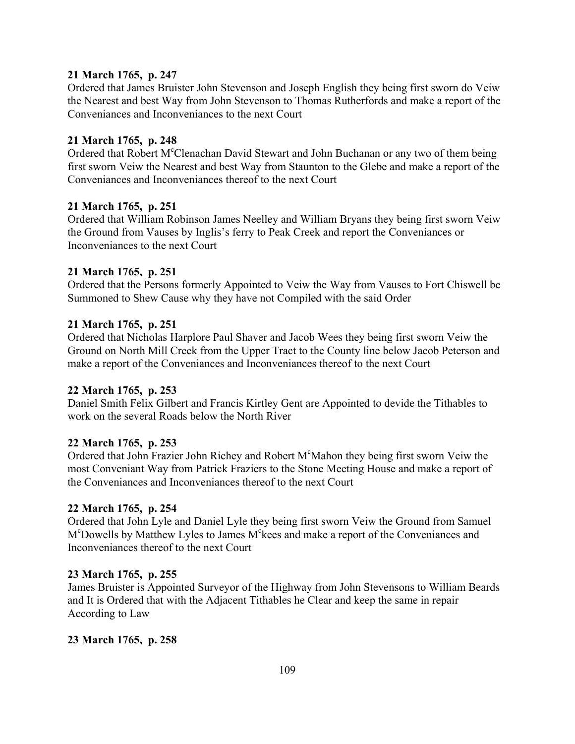**21 March 1765, p. 247**
Ordered that James Bruister John Stevenson and Joseph English they being first sworn do Veiw the Nearest and best Way from John Stevenson to Thomas Rutherfords and make a report of the Conveniances and Inconveniances to the next Court

**21 March 1765, p. 248**
Ordered that Robert M^c^Clenachan David Stewart and John Buchanan or any two of them being first sworn Veiw the Nearest and best Way from Staunton to the Glebe and make a report of the Conveniances and Inconveniances thereof to the next Court

**21 March 1765, p. 251**
Ordered that William Robinson James Neelley and William Bryans they being first sworn Veiw the Ground from Vauses by Inglis's ferry to Peak Creek and report the Conveniances or Inconveniances to the next Court

**21 March 1765, p. 251**
Ordered that the Persons formerly Appointed to Veiw the Way from Vauses to Fort Chiswell be Summoned to Shew Cause why they have not Compiled with the said Order

**21 March 1765, p. 251**
Ordered that Nicholas Harplore Paul Shaver and Jacob Wees they being first sworn Veiw the Ground on North Mill Creek from the Upper Tract to the County line below Jacob Peterson and make a report of the Conveniances and Inconveniances thereof to the next Court

**22 March 1765, p. 253**
Daniel Smith Felix Gilbert and Francis Kirtley Gent are Appointed to devide the Tithables to work on the several Roads below the North River

**22 March 1765, p. 253**
Ordered that John Frazier John Richey and Robert M^c^Mahon they being first sworn Veiw the most Conveniant Way from Patrick Fraziers to the Stone Meeting House and make a report of the Conveniances and Inconveniances thereof to the next Court

**22 March 1765, p. 254**
Ordered that John Lyle and Daniel Lyle they being first sworn Veiw the Ground from Samuel M^c^Dowells by Matthew Lyles to James M^c^kees and make a report of the Conveniances and Inconveniances thereof to the next Court

**23 March 1765, p. 255**
James Bruister is Appointed Surveyor of the Highway from John Stevensons to William Beards and It is Ordered that with the Adjacent Tithables he Clear and keep the same in repair According to Law

**23 March 1765, p. 258**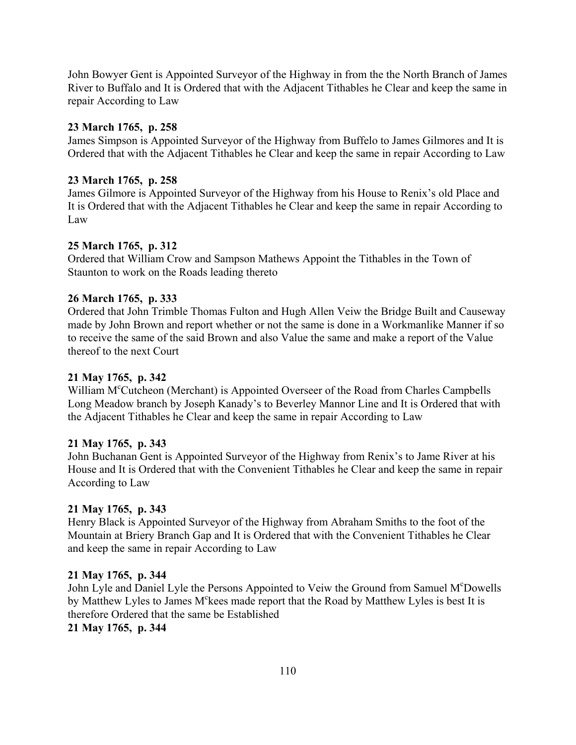John Bowyer Gent is Appointed Surveyor of the Highway in from the the North Branch of James River to Buffalo and It is Ordered that with the Adjacent Tithables he Clear and keep the same in repair According to Law

**23 March 1765, p. 258**
James Simpson is Appointed Surveyor of the Highway from Buffelo to James Gilmores and It is Ordered that with the Adjacent Tithables he Clear and keep the same in repair According to Law

**23 March 1765, p. 258**
James Gilmore is Appointed Surveyor of the Highway from his House to Renix's old Place and It is Ordered that with the Adjacent Tithables he Clear and keep the same in repair According to Law

**25 March 1765, p. 312**
Ordered that William Crow and Sampson Mathews Appoint the Tithables in the Town of Staunton to work on the Roads leading thereto

**26 March 1765, p. 333**
Ordered that John Trimble Thomas Fulton and Hugh Allen Veiw the Bridge Built and Causeway made by John Brown and report whether or not the same is done in a Workmanlike Manner if so to receive the same of the said Brown and also Value the same and make a report of the Value thereof to the next Court

**21 May 1765, p. 342**
William M^c^Cutcheon (Merchant) is Appointed Overseer of the Road from Charles Campbells Long Meadow branch by Joseph Kanady's to Beverley Mannor Line and It is Ordered that with the Adjacent Tithables he Clear and keep the same in repair According to Law

**21 May 1765, p. 343**
John Buchanan Gent is Appointed Surveyor of the Highway from Renix's to Jame River at his House and It is Ordered that with the Convenient Tithables he Clear and keep the same in repair According to Law

**21 May 1765, p. 343**
Henry Black is Appointed Surveyor of the Highway from Abraham Smiths to the foot of the Mountain at Briery Branch Gap and It is Ordered that with the Convenient Tithables he Clear and keep the same in repair According to Law

**21 May 1765, p. 344**
John Lyle and Daniel Lyle the Persons Appointed to Veiw the Ground from Samuel M^c^Dowells by Matthew Lyles to James M^c^kees made report that the Road by Matthew Lyles is best It is therefore Ordered that the same be Established

**21 May 1765, p. 344**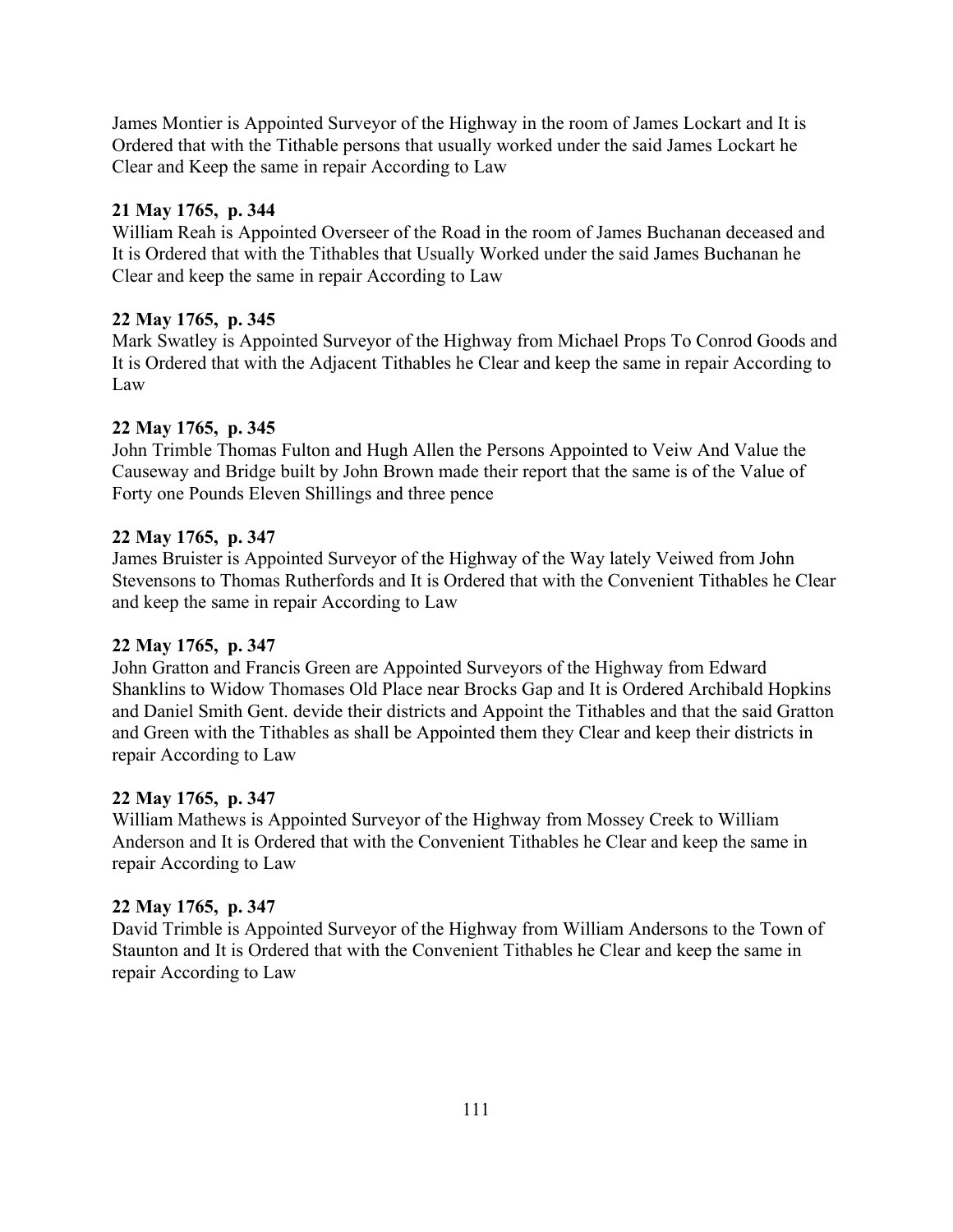James Montier is Appointed Surveyor of the Highway in the room of James Lockart and It is Ordered that with the Tithable persons that usually worked under the said James Lockart he Clear and Keep the same in repair According to Law

**21 May 1765, p. 344**
William Reah is Appointed Overseer of the Road in the room of James Buchanan deceased and It is Ordered that with the Tithables that Usually Worked under the said James Buchanan he Clear and keep the same in repair According to Law

**22 May 1765, p. 345**
Mark Swatley is Appointed Surveyor of the Highway from Michael Props To Conrod Goods and It is Ordered that with the Adjacent Tithables he Clear and keep the same in repair According to Law

**22 May 1765, p. 345**
John Trimble Thomas Fulton and Hugh Allen the Persons Appointed to Veiw And Value the Causeway and Bridge built by John Brown made their report that the same is of the Value of Forty one Pounds Eleven Shillings and three pence

**22 May 1765, p. 347**
James Bruister is Appointed Surveyor of the Highway of the Way lately Veiwed from John Stevensons to Thomas Rutherfords and It is Ordered that with the Convenient Tithables he Clear and keep the same in repair According to Law

**22 May 1765, p. 347**
John Gratton and Francis Green are Appointed Surveyors of the Highway from Edward Shanklins to Widow Thomases Old Place near Brocks Gap and It is Ordered Archibald Hopkins and Daniel Smith Gent. devide their districts and Appoint the Tithables and that the said Gratton and Green with the Tithables as shall be Appointed them they Clear and keep their districts in repair According to Law

**22 May 1765, p. 347**
William Mathews is Appointed Surveyor of the Highway from Mossey Creek to William Anderson and It is Ordered that with the Convenient Tithables he Clear and keep the same in repair According to Law

**22 May 1765, p. 347**
David Trimble is Appointed Surveyor of the Highway from William Andersons to the Town of Staunton and It is Ordered that with the Convenient Tithables he Clear and keep the same in repair According to Law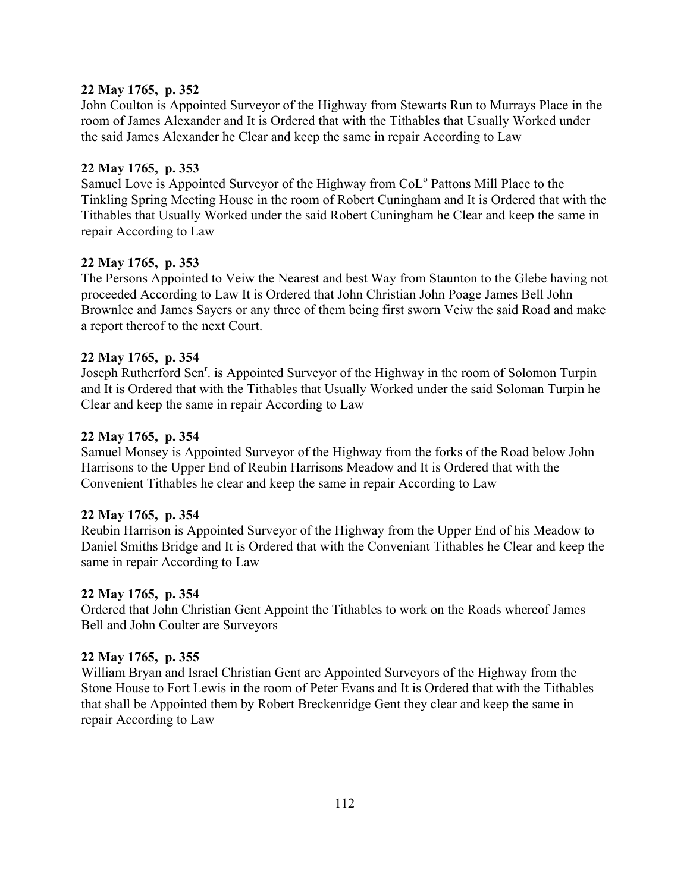**22 May 1765, p. 352**
John Coulton is Appointed Surveyor of the Highway from Stewarts Run to Murrays Place in the room of James Alexander and It is Ordered that with the Tithables that Usually Worked under the said James Alexander he Clear and keep the same in repair According to Law

**22 May 1765, p. 353**
Samuel Love is Appointed Surveyor of the Highway from CoL[o] Pattons Mill Place to the Tinkling Spring Meeting House in the room of Robert Cuningham and It is Ordered that with the Tithables that Usually Worked under the said Robert Cuningham he Clear and keep the same in repair According to Law

**22 May 1765, p. 353**
The Persons Appointed to Veiw the Nearest and best Way from Staunton to the Glebe having not proceeded According to Law It is Ordered that John Christian John Poage James Bell John Brownlee and James Sayers or any three of them being first sworn Veiw the said Road and make a report thereof to the next Court.

**22 May 1765, p. 354**
Joseph Rutherford Sen[r]. is Appointed Surveyor of the Highway in the room of Solomon Turpin and It is Ordered that with the Tithables that Usually Worked under the said Soloman Turpin he Clear and keep the same in repair According to Law

**22 May 1765, p. 354**
Samuel Monsey is Appointed Surveyor of the Highway from the forks of the Road below John Harrisons to the Upper End of Reubin Harrisons Meadow and It is Ordered that with the Convenient Tithables he clear and keep the same in repair According to Law

**22 May 1765, p. 354**
Reubin Harrison is Appointed Surveyor of the Highway from the Upper End of his Meadow to Daniel Smiths Bridge and It is Ordered that with the Conveniant Tithables he Clear and keep the same in repair According to Law

**22 May 1765, p. 354**
Ordered that John Christian Gent Appoint the Tithables to work on the Roads whereof James Bell and John Coulter are Surveyors

**22 May 1765, p. 355**
William Bryan and Israel Christian Gent are Appointed Surveyors of the Highway from the Stone House to Fort Lewis in the room of Peter Evans and It is Ordered that with the Tithables that shall be Appointed them by Robert Breckenridge Gent they clear and keep the same in repair According to Law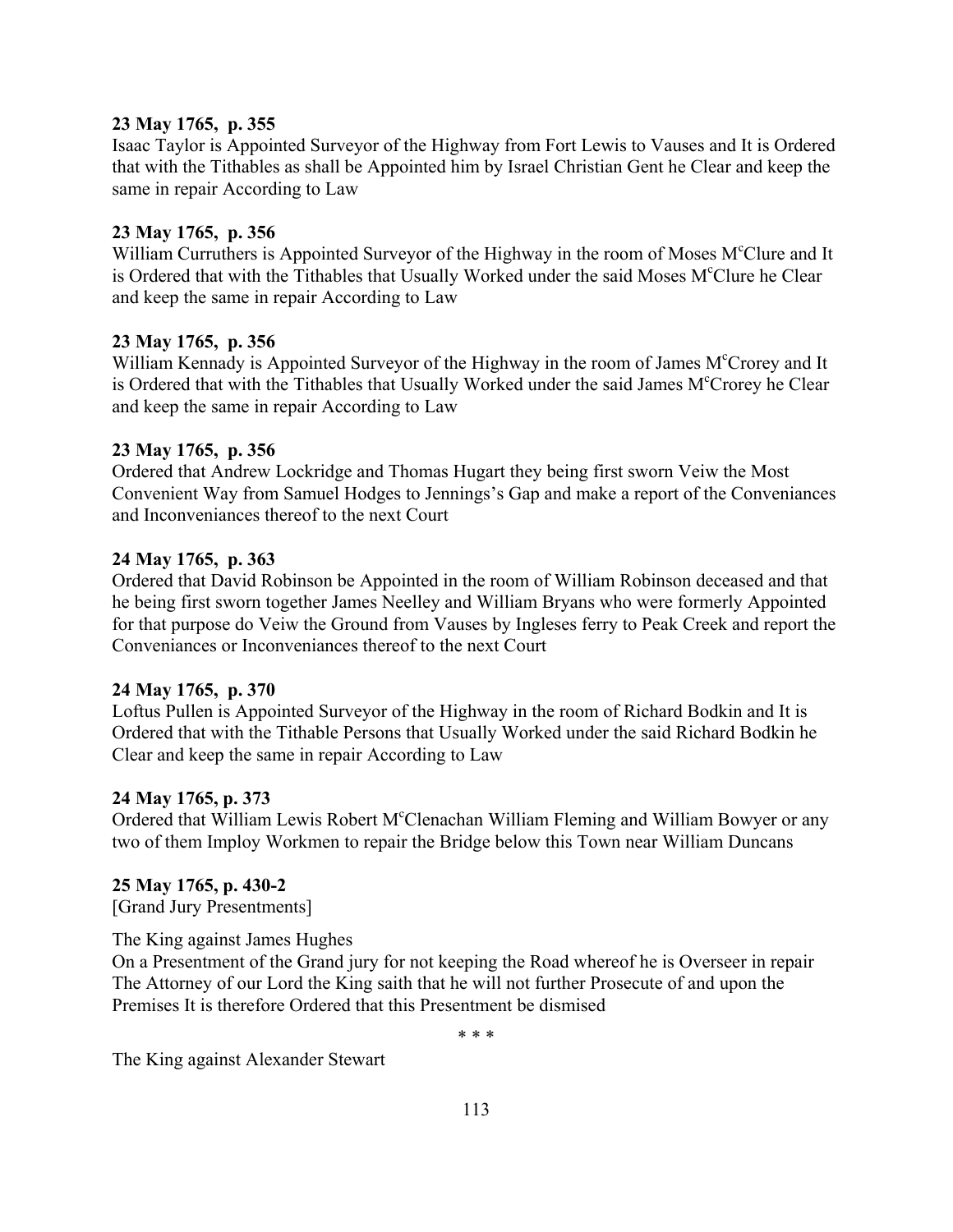**23 May 1765, p. 355**
Isaac Taylor is Appointed Surveyor of the Highway from Fort Lewis to Vauses and It is Ordered that with the Tithables as shall be Appointed him by Israel Christian Gent he Clear and keep the same in repair According to Law

**23 May 1765, p. 356**
William Curruthers is Appointed Surveyor of the Highway in the room of Moses M[c]Clure and It is Ordered that with the Tithables that Usually Worked under the said Moses M[c]Clure he Clear and keep the same in repair According to Law

**23 May 1765, p. 356**
William Kennady is Appointed Surveyor of the Highway in the room of James M[c]Crorey and It is Ordered that with the Tithables that Usually Worked under the said James M[c]Crorey he Clear and keep the same in repair According to Law

**23 May 1765, p. 356**
Ordered that Andrew Lockridge and Thomas Hugart they being first sworn Veiw the Most Convenient Way from Samuel Hodges to Jennings's Gap and make a report of the Conveniances and Inconveniances thereof to the next Court

**24 May 1765, p. 363**
Ordered that David Robinson be Appointed in the room of William Robinson deceased and that he being first sworn together James Neelley and William Bryans who were formerly Appointed for that purpose do Veiw the Ground from Vauses by Ingleses ferry to Peak Creek and report the Conveniances or Inconveniances thereof to the next Court

**24 May 1765, p. 370**
Loftus Pullen is Appointed Surveyor of the Highway in the room of Richard Bodkin and It is Ordered that with the Tithable Persons that Usually Worked under the said Richard Bodkin he Clear and keep the same in repair According to Law

**24 May 1765, p. 373**
Ordered that William Lewis Robert M[c]Clenachan William Fleming and William Bowyer or any two of them Imploy Workmen to repair the Bridge below this Town near William Duncans

**25 May 1765, p. 430-2**
[Grand Jury Presentments]

The King against James Hughes
On a Presentment of the Grand jury for not keeping the Road whereof he is Overseer in repair The Attorney of our Lord the King saith that he will not further Prosecute of and upon the Premises It is therefore Ordered that this Presentment be dismised

\* \* \*

The King against Alexander Stewart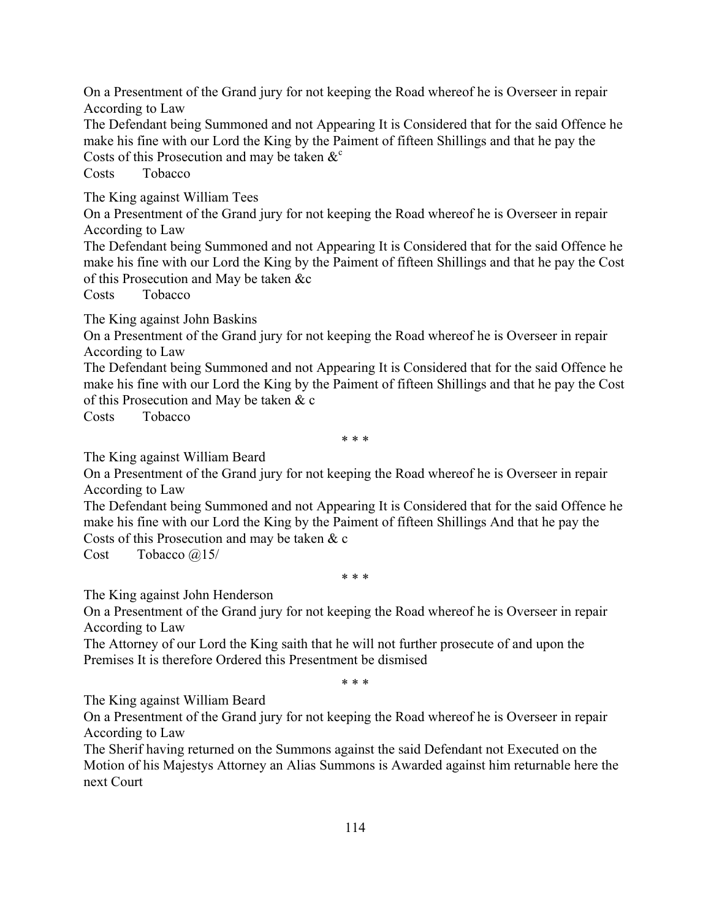On a Presentment of the Grand jury for not keeping the Road whereof he is Overseer in repair According to Law

The Defendant being Summoned and not Appearing It is Considered that for the said Offence he make his fine with our Lord the King by the Paiment of fifteen Shillings and that he pay the Costs of this Prosecution and may be taken &c

Costs Tobacco

The King against William Tees

On a Presentment of the Grand jury for not keeping the Road whereof he is Overseer in repair According to Law

The Defendant being Summoned and not Appearing It is Considered that for the said Offence he make his fine with our Lord the King by the Paiment of fifteen Shillings and that he pay the Cost of this Prosecution and May be taken &c

Costs Tobacco

The King against John Baskins

On a Presentment of the Grand jury for not keeping the Road whereof he is Overseer in repair According to Law

The Defendant being Summoned and not Appearing It is Considered that for the said Offence he make his fine with our Lord the King by the Paiment of fifteen Shillings and that he pay the Cost of this Prosecution and May be taken & c

Costs Tobacco

\* \* \*

The King against William Beard

On a Presentment of the Grand jury for not keeping the Road whereof he is Overseer in repair According to Law

The Defendant being Summoned and not Appearing It is Considered that for the said Offence he make his fine with our Lord the King by the Paiment of fifteen Shillings And that he pay the Costs of this Prosecution and may be taken & c

Cost Tobacco @15/

\* \* \*

The King against John Henderson

On a Presentment of the Grand jury for not keeping the Road whereof he is Overseer in repair According to Law

The Attorney of our Lord the King saith that he will not further prosecute of and upon the Premises It is therefore Ordered this Presentment be dismised

\* \* \*

The King against William Beard

On a Presentment of the Grand jury for not keeping the Road whereof he is Overseer in repair According to Law

The Sherif having returned on the Summons against the said Defendant not Executed on the Motion of his Majestys Attorney an Alias Summons is Awarded against him returnable here the next Court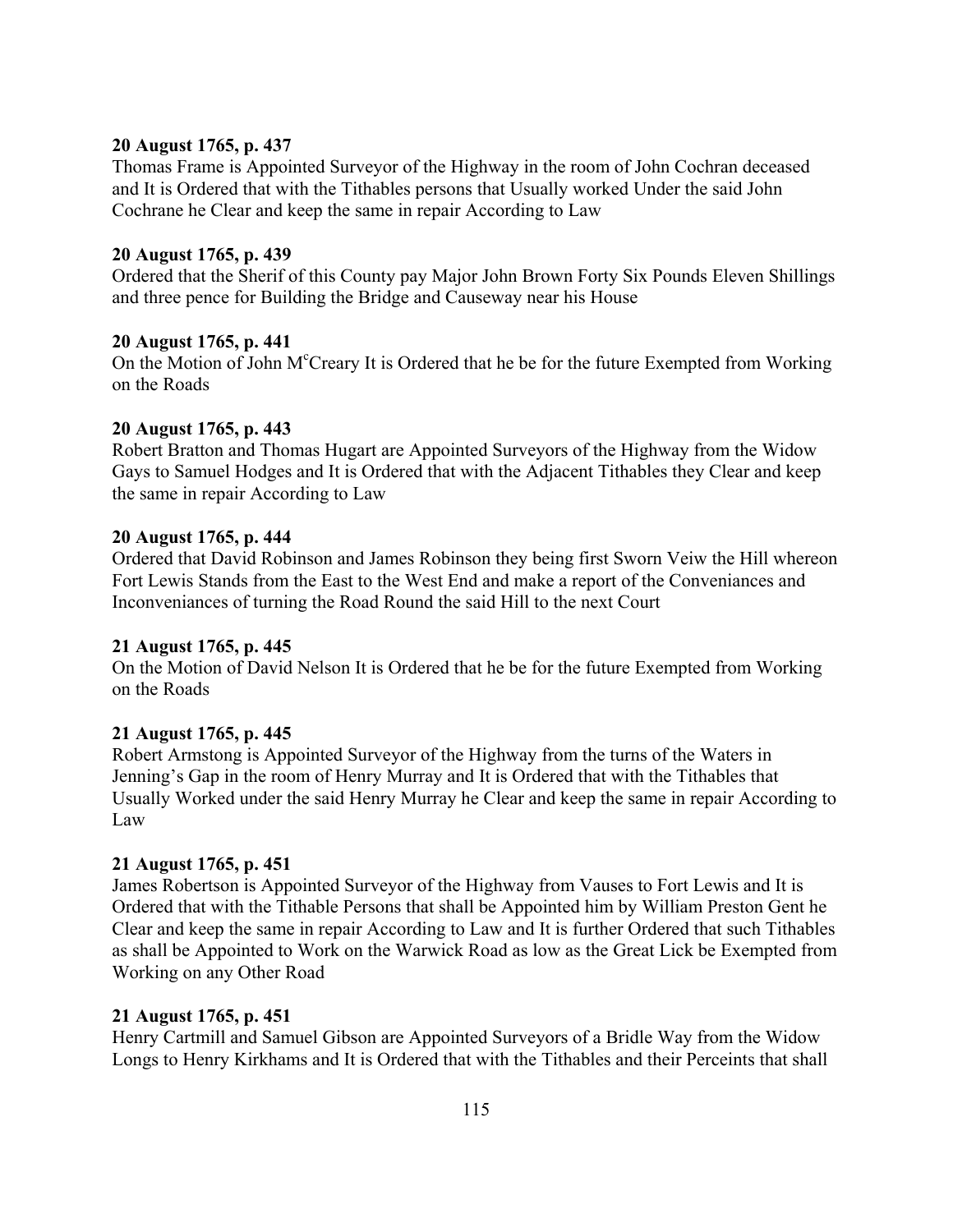**20 August 1765, p. 437**
Thomas Frame is Appointed Surveyor of the Highway in the room of John Cochran deceased and It is Ordered that with the Tithables persons that Usually worked Under the said John Cochrane he Clear and keep the same in repair According to Law

**20 August 1765, p. 439**
Ordered that the Sherif of this County pay Major John Brown Forty Six Pounds Eleven Shillings and three pence for Building the Bridge and Causeway near his House

**20 August 1765, p. 441**
On the Motion of John M$^{c}$Creary It is Ordered that he be for the future Exempted from Working on the Roads

**20 August 1765, p. 443**
Robert Bratton and Thomas Hugart are Appointed Surveyors of the Highway from the Widow Gays to Samuel Hodges and It is Ordered that with the Adjacent Tithables they Clear and keep the same in repair According to Law

**20 August 1765, p. 444**
Ordered that David Robinson and James Robinson they being first Sworn Veiw the Hill whereon Fort Lewis Stands from the East to the West End and make a report of the Conveniances and Inconveniances of turning the Road Round the said Hill to the next Court

**21 August 1765, p. 445**
On the Motion of David Nelson It is Ordered that he be for the future Exempted from Working on the Roads

**21 August 1765, p. 445**
Robert Armstong is Appointed Surveyor of the Highway from the turns of the Waters in Jenning's Gap in the room of Henry Murray and It is Ordered that with the Tithables that Usually Worked under the said Henry Murray he Clear and keep the same in repair According to Law

**21 August 1765, p. 451**
James Robertson is Appointed Surveyor of the Highway from Vauses to Fort Lewis and It is Ordered that with the Tithable Persons that shall be Appointed him by William Preston Gent he Clear and keep the same in repair According to Law and It is further Ordered that such Tithables as shall be Appointed to Work on the Warwick Road as low as the Great Lick be Exempted from Working on any Other Road

**21 August 1765, p. 451**
Henry Cartmill and Samuel Gibson are Appointed Surveyors of a Bridle Way from the Widow Longs to Henry Kirkhams and It is Ordered that with the Tithables and their Perceints that shall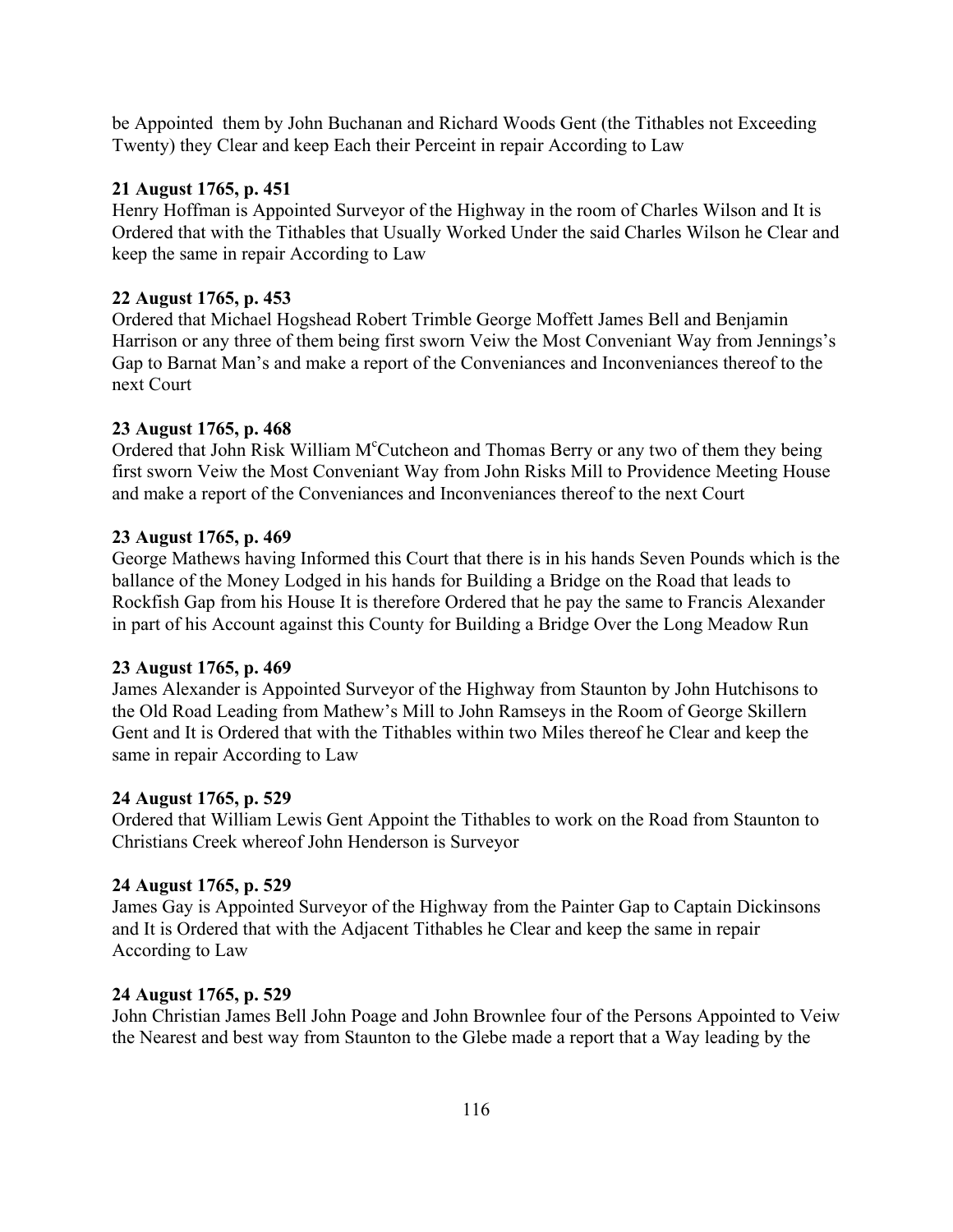be Appointed them by John Buchanan and Richard Woods Gent (the Tithables not Exceeding Twenty) they Clear and keep Each their Perceint in repair According to Law

**21 August 1765, p. 451**
Henry Hoffman is Appointed Surveyor of the Highway in the room of Charles Wilson and It is Ordered that with the Tithables that Usually Worked Under the said Charles Wilson he Clear and keep the same in repair According to Law

**22 August 1765, p. 453**
Ordered that Michael Hogshead Robert Trimble George Moffett James Bell and Benjamin Harrison or any three of them being first sworn Veiw the Most Conveniant Way from Jennings's Gap to Barnat Man's and make a report of the Conveniances and Inconveniances thereof to the next Court

**23 August 1765, p. 468**
Ordered that John Risk William M[c]Cutcheon and Thomas Berry or any two of them they being first sworn Veiw the Most Conveniant Way from John Risks Mill to Providence Meeting House and make a report of the Conveniances and Inconveniances thereof to the next Court

**23 August 1765, p. 469**
George Mathews having Informed this Court that there is in his hands Seven Pounds which is the ballance of the Money Lodged in his hands for Building a Bridge on the Road that leads to Rockfish Gap from his House It is therefore Ordered that he pay the same to Francis Alexander in part of his Account against this County for Building a Bridge Over the Long Meadow Run

**23 August 1765, p. 469**
James Alexander is Appointed Surveyor of the Highway from Staunton by John Hutchisons to the Old Road Leading from Mathew's Mill to John Ramseys in the Room of George Skillern Gent and It is Ordered that with the Tithables within two Miles thereof he Clear and keep the same in repair According to Law

**24 August 1765, p. 529**
Ordered that William Lewis Gent Appoint the Tithables to work on the Road from Staunton to Christians Creek whereof John Henderson is Surveyor

**24 August 1765, p. 529**
James Gay is Appointed Surveyor of the Highway from the Painter Gap to Captain Dickinsons and It is Ordered that with the Adjacent Tithables he Clear and keep the same in repair According to Law

**24 August 1765, p. 529**
John Christian James Bell John Poage and John Brownlee four of the Persons Appointed to Veiw the Nearest and best way from Staunton to the Glebe made a report that a Way leading by the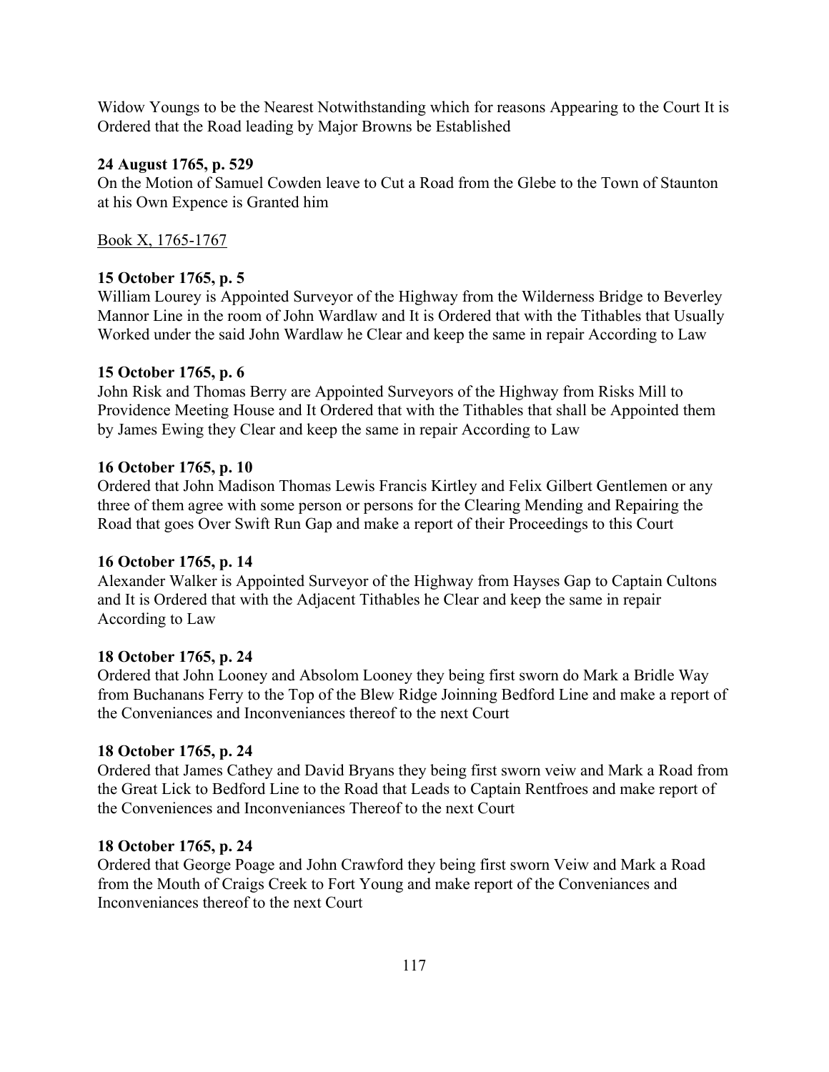Widow Youngs to be the Nearest Notwithstanding which for reasons Appearing to the Court It is Ordered that the Road leading by Major Browns be Established

**24 August 1765, p. 529**
On the Motion of Samuel Cowden leave to Cut a Road from the Glebe to the Town of Staunton at his Own Expence is Granted him

Book X, 1765-1767

**15 October 1765, p. 5**
William Lourey is Appointed Surveyor of the Highway from the Wilderness Bridge to Beverley Mannor Line in the room of John Wardlaw and It is Ordered that with the Tithables that Usually Worked under the said John Wardlaw he Clear and keep the same in repair According to Law

**15 October 1765, p. 6**
John Risk and Thomas Berry are Appointed Surveyors of the Highway from Risks Mill to Providence Meeting House and It Ordered that with the Tithables that shall be Appointed them by James Ewing they Clear and keep the same in repair According to Law

**16 October 1765, p. 10**
Ordered that John Madison Thomas Lewis Francis Kirtley and Felix Gilbert Gentlemen or any three of them agree with some person or persons for the Clearing Mending and Repairing the Road that goes Over Swift Run Gap and make a report of their Proceedings to this Court

**16 October 1765, p. 14**
Alexander Walker is Appointed Surveyor of the Highway from Hayses Gap to Captain Cultons and It is Ordered that with the Adjacent Tithables he Clear and keep the same in repair According to Law

**18 October 1765, p. 24**
Ordered that John Looney and Absolom Looney they being first sworn do Mark a Bridle Way from Buchanans Ferry to the Top of the Blew Ridge Joinning Bedford Line and make a report of the Conveniances and Inconveniances thereof to the next Court

**18 October 1765, p. 24**
Ordered that James Cathey and David Bryans they being first sworn veiw and Mark a Road from the Great Lick to Bedford Line to the Road that Leads to Captain Rentfroes and make report of the Conveniences and Inconveniances Thereof to the next Court

**18 October 1765, p. 24**
Ordered that George Poage and John Crawford they being first sworn Veiw and Mark a Road from the Mouth of Craigs Creek to Fort Young and make report of the Conveniances and Inconveniances thereof to the next Court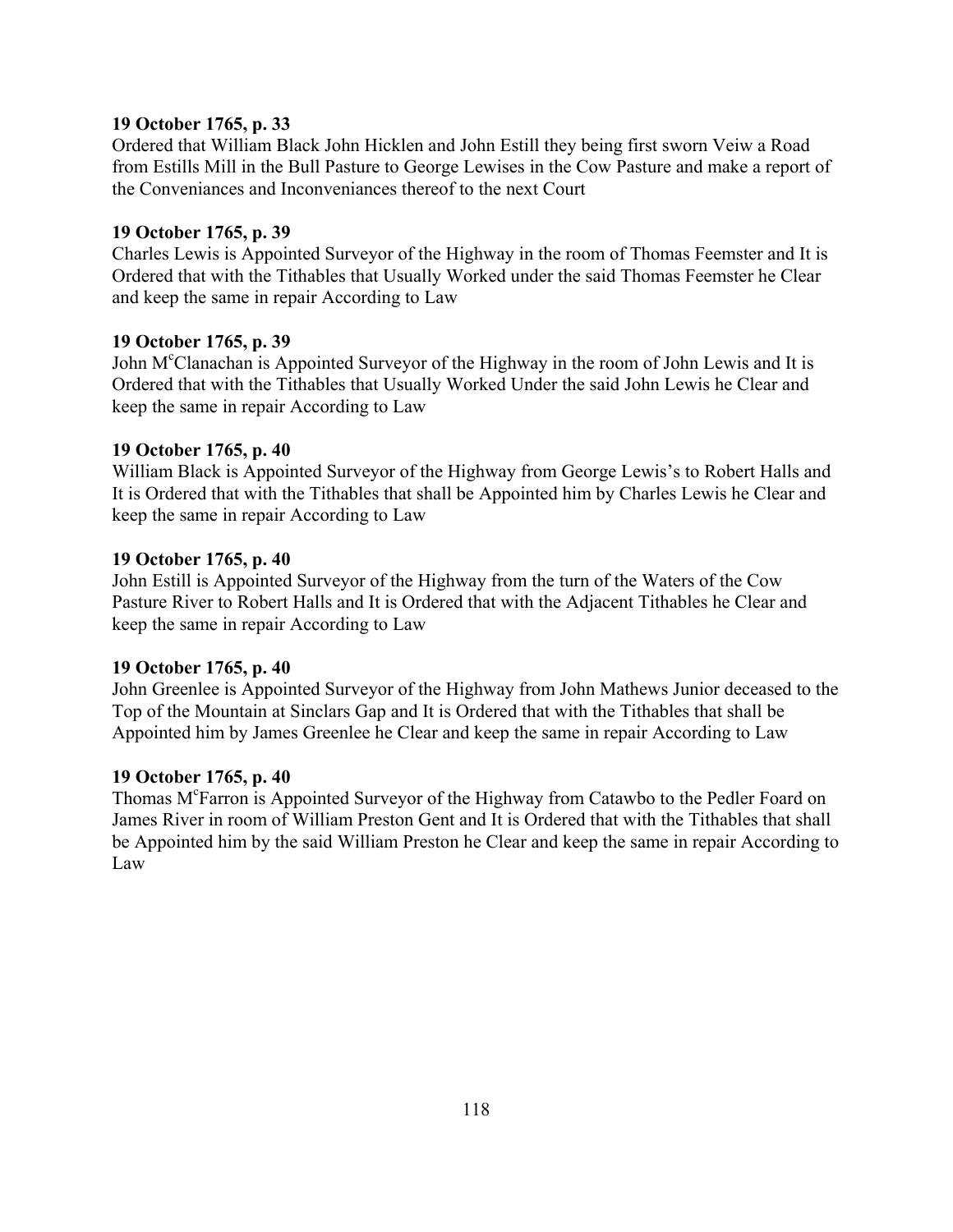**19 October 1765, p. 33**
Ordered that William Black John Hicklen and John Estill they being first sworn Veiw a Road from Estills Mill in the Bull Pasture to George Lewises in the Cow Pasture and make a report of the Conveniances and Inconveniances thereof to the next Court

**19 October 1765, p. 39**
Charles Lewis is Appointed Surveyor of the Highway in the room of Thomas Feemster and It is Ordered that with the Tithables that Usually Worked under the said Thomas Feemster he Clear and keep the same in repair According to Law

**19 October 1765, p. 39**
John M[c]Clanachan is Appointed Surveyor of the Highway in the room of John Lewis and It is Ordered that with the Tithables that Usually Worked Under the said John Lewis he Clear and keep the same in repair According to Law

**19 October 1765, p. 40**
William Black is Appointed Surveyor of the Highway from George Lewis's to Robert Halls and It is Ordered that with the Tithables that shall be Appointed him by Charles Lewis he Clear and keep the same in repair According to Law

**19 October 1765, p. 40**
John Estill is Appointed Surveyor of the Highway from the turn of the Waters of the Cow Pasture River to Robert Halls and It is Ordered that with the Adjacent Tithables he Clear and keep the same in repair According to Law

**19 October 1765, p. 40**
John Greenlee is Appointed Surveyor of the Highway from John Mathews Junior deceased to the Top of the Mountain at Sinclars Gap and It is Ordered that with the Tithables that shall be Appointed him by James Greenlee he Clear and keep the same in repair According to Law

**19 October 1765, p. 40**
Thomas M[c]Farron is Appointed Surveyor of the Highway from Catawbo to the Pedler Foard on James River in room of William Preston Gent and It is Ordered that with the Tithables that shall be Appointed him by the said William Preston he Clear and keep the same in repair According to Law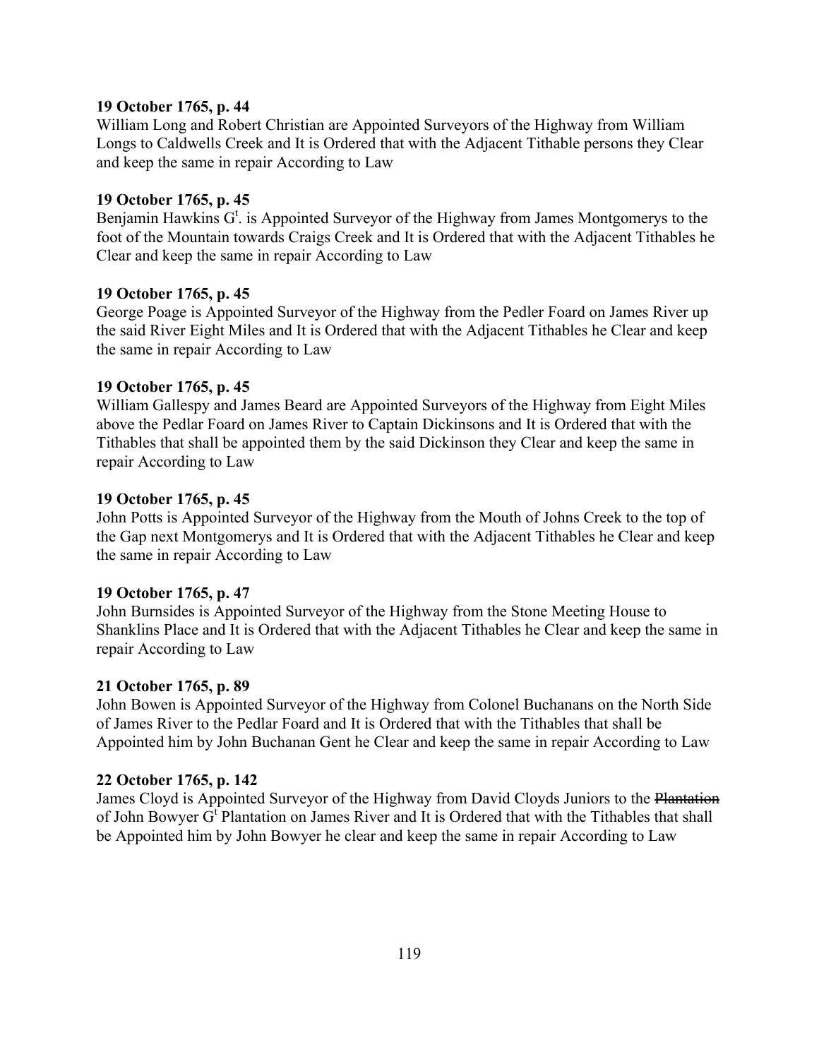**19 October 1765, p. 44**
William Long and Robert Christian are Appointed Surveyors of the Highway from William Longs to Caldwells Creek and It is Ordered that with the Adjacent Tithable persons they Clear and keep the same in repair According to Law

**19 October 1765, p. 45**
Benjamin Hawkins G[t]. is Appointed Surveyor of the Highway from James Montgomerys to the foot of the Mountain towards Craigs Creek and It is Ordered that with the Adjacent Tithables he Clear and keep the same in repair According to Law

**19 October 1765, p. 45**
George Poage is Appointed Surveyor of the Highway from the Pedler Foard on James River up the said River Eight Miles and It is Ordered that with the Adjacent Tithables he Clear and keep the same in repair According to Law

**19 October 1765, p. 45**
William Gallespy and James Beard are Appointed Surveyors of the Highway from Eight Miles above the Pedlar Foard on James River to Captain Dickinsons and It is Ordered that with the Tithables that shall be appointed them by the said Dickinson they Clear and keep the same in repair According to Law

**19 October 1765, p. 45**
John Potts is Appointed Surveyor of the Highway from the Mouth of Johns Creek to the top of the Gap next Montgomerys and It is Ordered that with the Adjacent Tithables he Clear and keep the same in repair According to Law

**19 October 1765, p. 47**
John Burnsides is Appointed Surveyor of the Highway from the Stone Meeting House to Shanklins Place and It is Ordered that with the Adjacent Tithables he Clear and keep the same in repair According to Law

**21 October 1765, p. 89**
John Bowen is Appointed Surveyor of the Highway from Colonel Buchanans on the North Side of James River to the Pedlar Foard and It is Ordered that with the Tithables that shall be Appointed him by John Buchanan Gent he Clear and keep the same in repair According to Law

**22 October 1765, p. 142**
James Cloyd is Appointed Surveyor of the Highway from David Cloyds Juniors to the ~~Plantation~~ of John Bowyer G[t] Plantation on James River and It is Ordered that with the Tithables that shall be Appointed him by John Bowyer he clear and keep the same in repair According to Law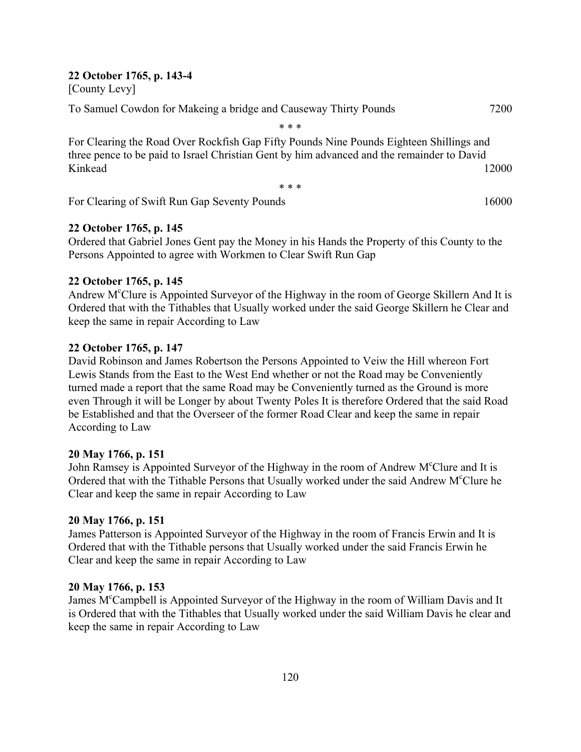**22 October 1765, p. 143-4**
[County Levy]

To Samuel Cowdon for Makeing a bridge and Causeway Thirty Pounds 7200

\* \* \*

For Clearing the Road Over Rockfish Gap Fifty Pounds Nine Pounds Eighteen Shillings and three pence to be paid to Israel Christian Gent by him advanced and the remainder to David Kinkead 12000

\* \* \*

For Clearing of Swift Run Gap Seventy Pounds 16000

**22 October 1765, p. 145**
Ordered that Gabriel Jones Gent pay the Money in his Hands the Property of this County to the Persons Appointed to agree with Workmen to Clear Swift Run Gap

**22 October 1765, p. 145**
Andrew McClure is Appointed Surveyor of the Highway in the room of George Skillern And It is Ordered that with the Tithables that Usually worked under the said George Skillern he Clear and keep the same in repair According to Law

**22 October 1765, p. 147**
David Robinson and James Robertson the Persons Appointed to Veiw the Hill whereon Fort Lewis Stands from the East to the West End whether or not the Road may be Conveniently turned made a report that the same Road may be Conveniently turned as the Ground is more even Through it will be Longer by about Twenty Poles It is therefore Ordered that the said Road be Established and that the Overseer of the former Road Clear and keep the same in repair According to Law

**20 May 1766, p. 151**
John Ramsey is Appointed Surveyor of the Highway in the room of Andrew McClure and It is Ordered that with the Tithable Persons that Usually worked under the said Andrew McClure he Clear and keep the same in repair According to Law

**20 May 1766, p. 151**
James Patterson is Appointed Surveyor of the Highway in the room of Francis Erwin and It is Ordered that with the Tithable persons that Usually worked under the said Francis Erwin he Clear and keep the same in repair According to Law

**20 May 1766, p. 153**
James McCampbell is Appointed Surveyor of the Highway in the room of William Davis and It is Ordered that with the Tithables that Usually worked under the said William Davis he clear and keep the same in repair According to Law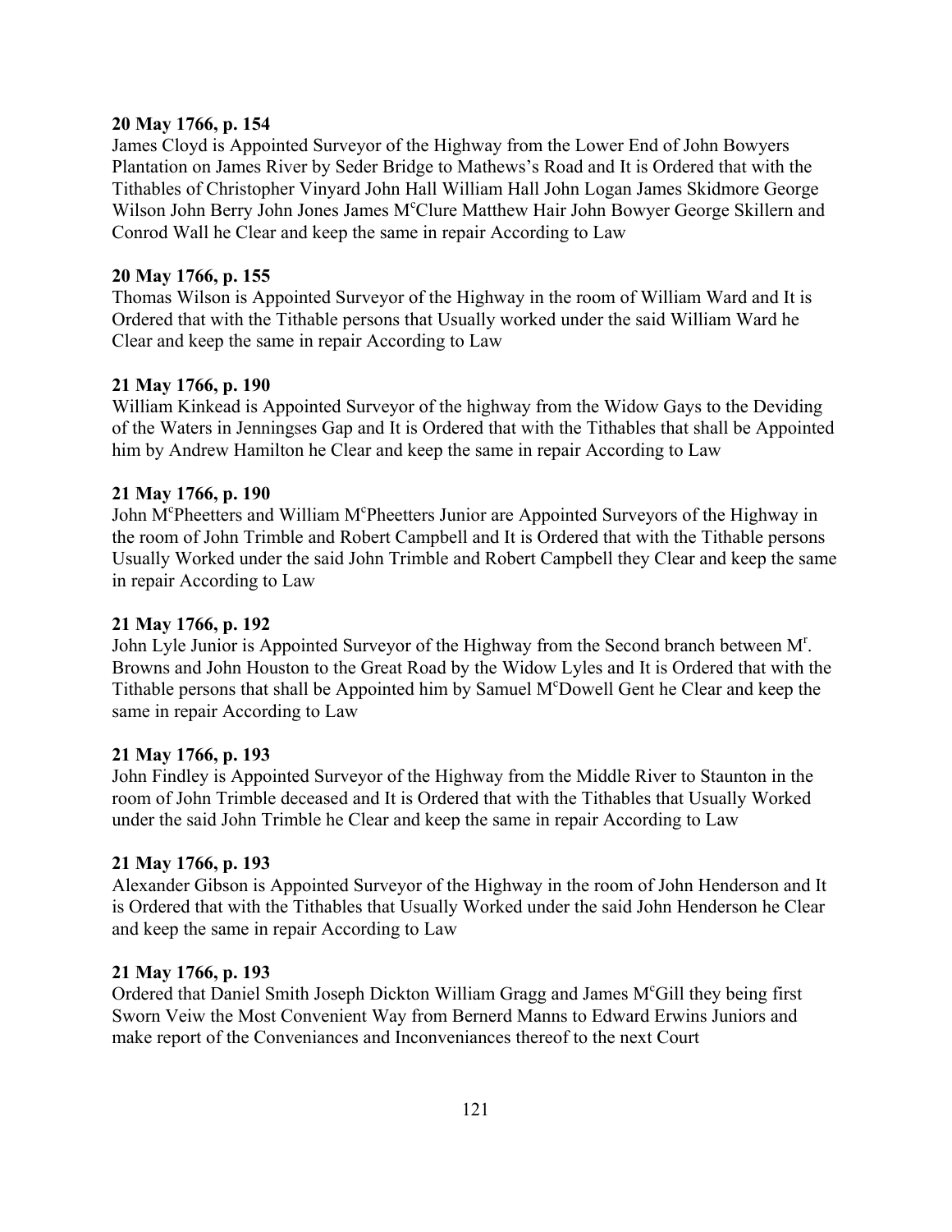**20 May 1766, p. 154**
James Cloyd is Appointed Surveyor of the Highway from the Lower End of John Bowyers Plantation on James River by Seder Bridge to Mathews's Road and It is Ordered that with the Tithables of Christopher Vinyard John Hall William Hall John Logan James Skidmore George Wilson John Berry John Jones James M^c^Clure Matthew Hair John Bowyer George Skillern and Conrod Wall he Clear and keep the same in repair According to Law

**20 May 1766, p. 155**
Thomas Wilson is Appointed Surveyor of the Highway in the room of William Ward and It is Ordered that with the Tithable persons that Usually worked under the said William Ward he Clear and keep the same in repair According to Law

**21 May 1766, p. 190**
William Kinkead is Appointed Surveyor of the highway from the Widow Gays to the Deviding of the Waters in Jenningses Gap and It is Ordered that with the Tithables that shall be Appointed him by Andrew Hamilton he Clear and keep the same in repair According to Law

**21 May 1766, p. 190**
John M^c^Pheetters and William M^c^Pheetters Junior are Appointed Surveyors of the Highway in the room of John Trimble and Robert Campbell and It is Ordered that with the Tithable persons Usually Worked under the said John Trimble and Robert Campbell they Clear and keep the same in repair According to Law

**21 May 1766, p. 192**
John Lyle Junior is Appointed Surveyor of the Highway from the Second branch between M^r^. Browns and John Houston to the Great Road by the Widow Lyles and It is Ordered that with the Tithable persons that shall be Appointed him by Samuel M^c^Dowell Gent he Clear and keep the same in repair According to Law

**21 May 1766, p. 193**
John Findley is Appointed Surveyor of the Highway from the Middle River to Staunton in the room of John Trimble deceased and It is Ordered that with the Tithables that Usually Worked under the said John Trimble he Clear and keep the same in repair According to Law

**21 May 1766, p. 193**
Alexander Gibson is Appointed Surveyor of the Highway in the room of John Henderson and It is Ordered that with the Tithables that Usually Worked under the said John Henderson he Clear and keep the same in repair According to Law

**21 May 1766, p. 193**
Ordered that Daniel Smith Joseph Dickton William Gragg and James M^c^Gill they being first Sworn Veiw the Most Convenient Way from Bernerd Manns to Edward Erwins Juniors and make report of the Conveniances and Inconveniances thereof to the next Court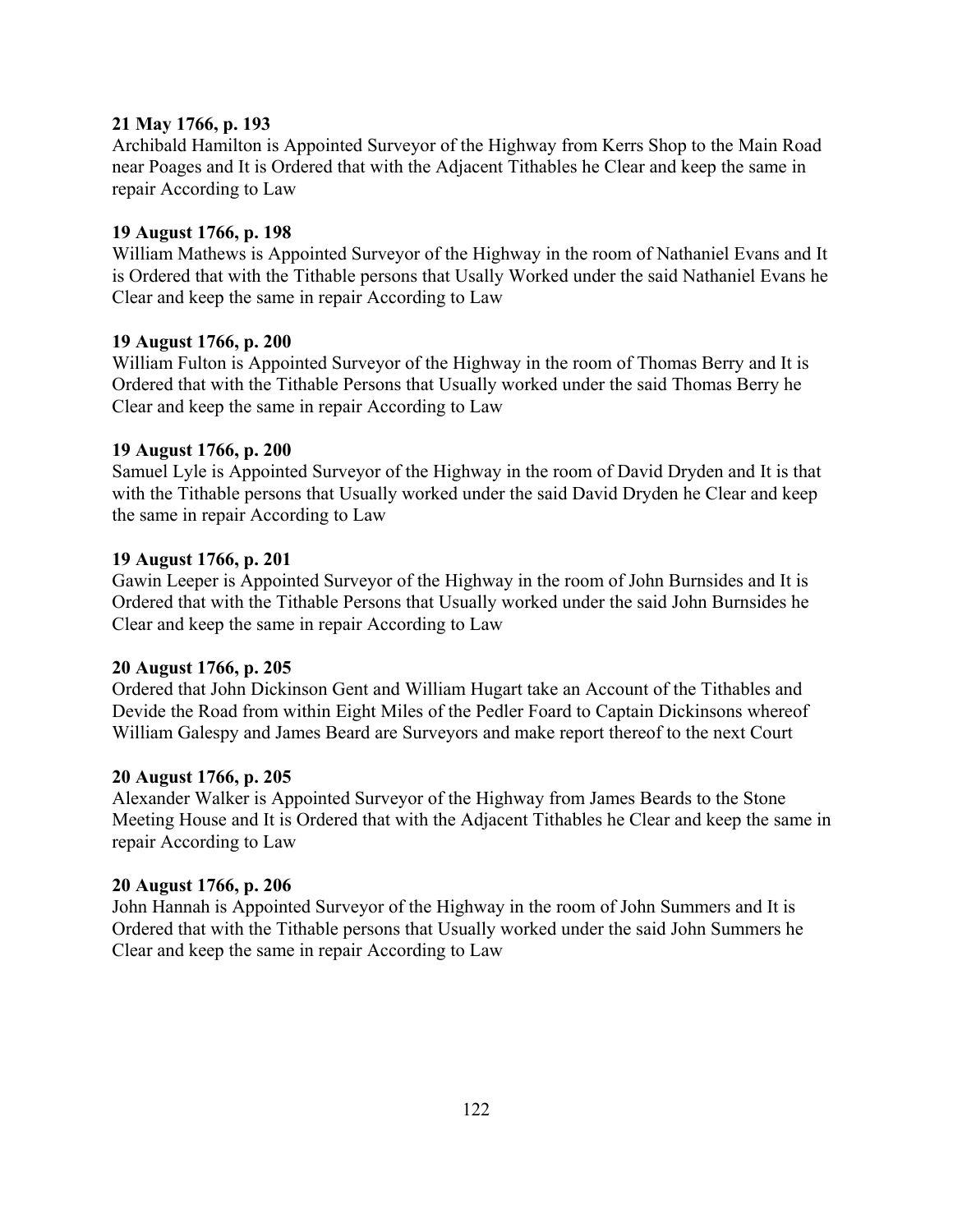**21 May 1766, p. 193**
Archibald Hamilton is Appointed Surveyor of the Highway from Kerrs Shop to the Main Road near Poages and It is Ordered that with the Adjacent Tithables he Clear and keep the same in repair According to Law

**19 August 1766, p. 198**
William Mathews is Appointed Surveyor of the Highway in the room of Nathaniel Evans and It is Ordered that with the Tithable persons that Usally Worked under the said Nathaniel Evans he Clear and keep the same in repair According to Law

**19 August 1766, p. 200**
William Fulton is Appointed Surveyor of the Highway in the room of Thomas Berry and It is Ordered that with the Tithable Persons that Usually worked under the said Thomas Berry he Clear and keep the same in repair According to Law

**19 August 1766, p. 200**
Samuel Lyle is Appointed Surveyor of the Highway in the room of David Dryden and It is that with the Tithable persons that Usually worked under the said David Dryden he Clear and keep the same in repair According to Law

**19 August 1766, p. 201**
Gawin Leeper is Appointed Surveyor of the Highway in the room of John Burnsides and It is Ordered that with the Tithable Persons that Usually worked under the said John Burnsides he Clear and keep the same in repair According to Law

**20 August 1766, p. 205**
Ordered that John Dickinson Gent and William Hugart take an Account of the Tithables and Devide the Road from within Eight Miles of the Pedler Foard to Captain Dickinsons whereof William Galespy and James Beard are Surveyors and make report thereof to the next Court

**20 August 1766, p. 205**
Alexander Walker is Appointed Surveyor of the Highway from James Beards to the Stone Meeting House and It is Ordered that with the Adjacent Tithables he Clear and keep the same in repair According to Law

**20 August 1766, p. 206**
John Hannah is Appointed Surveyor of the Highway in the room of John Summers and It is Ordered that with the Tithable persons that Usually worked under the said John Summers he Clear and keep the same in repair According to Law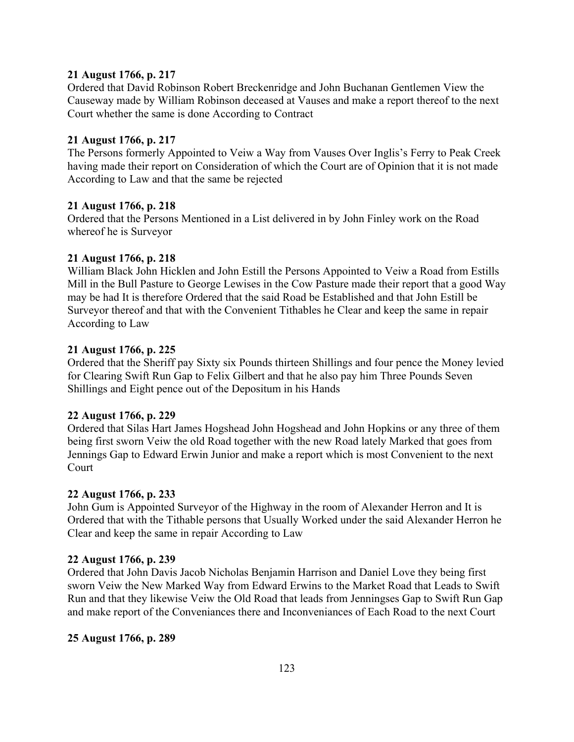**21 August 1766, p. 217**
Ordered that David Robinson Robert Breckenridge and John Buchanan Gentlemen View the Causeway made by William Robinson deceased at Vauses and make a report thereof to the next Court whether the same is done According to Contract

**21 August 1766, p. 217**
The Persons formerly Appointed to Veiw a Way from Vauses Over Inglis's Ferry to Peak Creek having made their report on Consideration of which the Court are of Opinion that it is not made According to Law and that the same be rejected

**21 August 1766, p. 218**
Ordered that the Persons Mentioned in a List delivered in by John Finley work on the Road whereof he is Surveyor

**21 August 1766, p. 218**
William Black John Hicklen and John Estill the Persons Appointed to Veiw a Road from Estills Mill in the Bull Pasture to George Lewises in the Cow Pasture made their report that a good Way may be had It is therefore Ordered that the said Road be Established and that John Estill be Surveyor thereof and that with the Convenient Tithables he Clear and keep the same in repair According to Law

**21 August 1766, p. 225**
Ordered that the Sheriff pay Sixty six Pounds thirteen Shillings and four pence the Money levied for Clearing Swift Run Gap to Felix Gilbert and that he also pay him Three Pounds Seven Shillings and Eight pence out of the Depositum in his Hands

**22 August 1766, p. 229**
Ordered that Silas Hart James Hogshead John Hogshead and John Hopkins or any three of them being first sworn Veiw the old Road together with the new Road lately Marked that goes from Jennings Gap to Edward Erwin Junior and make a report which is most Convenient to the next Court

**22 August 1766, p. 233**
John Gum is Appointed Surveyor of the Highway in the room of Alexander Herron and It is Ordered that with the Tithable persons that Usually Worked under the said Alexander Herron he Clear and keep the same in repair According to Law

**22 August 1766, p. 239**
Ordered that John Davis Jacob Nicholas Benjamin Harrison and Daniel Love they being first sworn Veiw the New Marked Way from Edward Erwins to the Market Road that Leads to Swift Run and that they likewise Veiw the Old Road that leads from Jenningses Gap to Swift Run Gap and make report of the Conveniances there and Inconveniances of Each Road to the next Court

**25 August 1766, p. 289**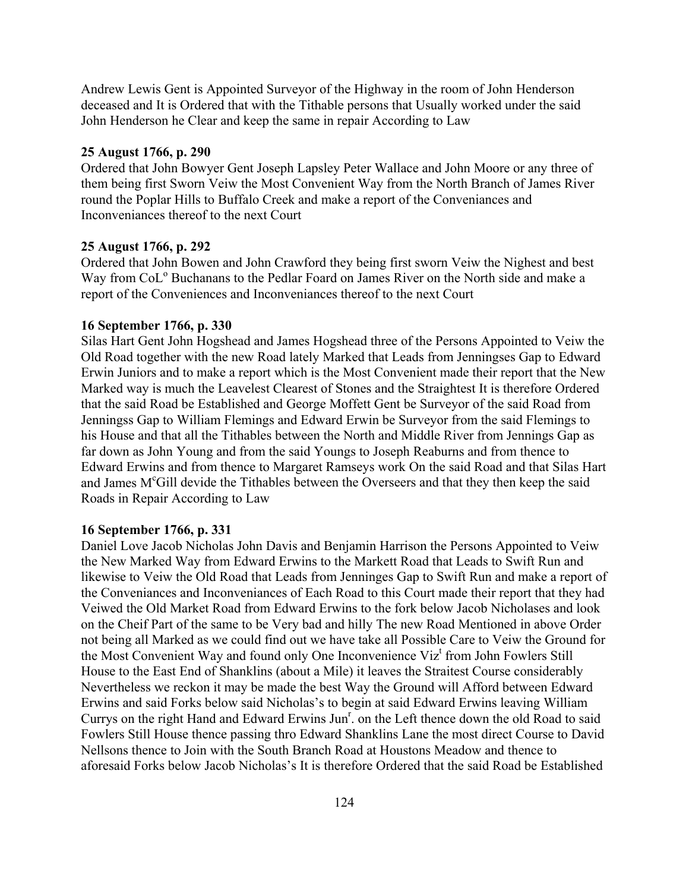Andrew Lewis Gent is Appointed Surveyor of the Highway in the room of John Henderson deceased and It is Ordered that with the Tithable persons that Usually worked under the said John Henderson he Clear and keep the same in repair According to Law

**25 August 1766, p. 290**

Ordered that John Bowyer Gent Joseph Lapsley Peter Wallace and John Moore or any three of them being first Sworn Veiw the Most Convenient Way from the North Branch of James River round the Poplar Hills to Buffalo Creek and make a report of the Conveniances and Inconveniances thereof to the next Court

**25 August 1766, p. 292**

Ordered that John Bowen and John Crawford they being first sworn Veiw the Nighest and best Way from CoL[o] Buchanans to the Pedlar Foard on James River on the North side and make a report of the Conveniences and Inconveniances thereof to the next Court

**16 September 1766, p. 330**

Silas Hart Gent John Hogshead and James Hogshead three of the Persons Appointed to Veiw the Old Road together with the new Road lately Marked that Leads from Jenningses Gap to Edward Erwin Juniors and to make a report which is the Most Convenient made their report that the New Marked way is much the Leavelest Clearest of Stones and the Straightest It is therefore Ordered that the said Road be Established and George Moffett Gent be Surveyor of the said Road from Jenningss Gap to William Flemings and Edward Erwin be Surveyor from the said Flemings to his House and that all the Tithables between the North and Middle River from Jennings Gap as far down as John Young and from the said Youngs to Joseph Reaburns and from thence to Edward Erwins and from thence to Margaret Ramseys work On the said Road and that Silas Hart and James M[c]Gill devide the Tithables between the Overseers and that they then keep the said Roads in Repair According to Law

**16 September 1766, p. 331**

Daniel Love Jacob Nicholas John Davis and Benjamin Harrison the Persons Appointed to Veiw the New Marked Way from Edward Erwins to the Markett Road that Leads to Swift Run and likewise to Veiw the Old Road that Leads from Jenninges Gap to Swift Run and make a report of the Conveniances and Inconveniances of Each Road to this Court made their report that they had Veiwed the Old Market Road from Edward Erwins to the fork below Jacob Nicholases and look on the Cheif Part of the same to be Very bad and hilly The new Road Mentioned in above Order not being all Marked as we could find out we have take all Possible Care to Veiw the Ground for the Most Convenient Way and found only One Inconvenience Viz[t] from John Fowlers Still House to the East End of Shanklins (about a Mile) it leaves the Straitest Course considerably Nevertheless we reckon it may be made the best Way the Ground will Afford between Edward Erwins and said Forks below said Nicholas's to begin at said Edward Erwins leaving William Currys on the right Hand and Edward Erwins Jun[r]. on the Left thence down the old Road to said Fowlers Still House thence passing thro Edward Shanklins Lane the most direct Course to David Nellsons thence to Join with the South Branch Road at Houstons Meadow and thence to aforesaid Forks below Jacob Nicholas's It is therefore Ordered that the said Road be Established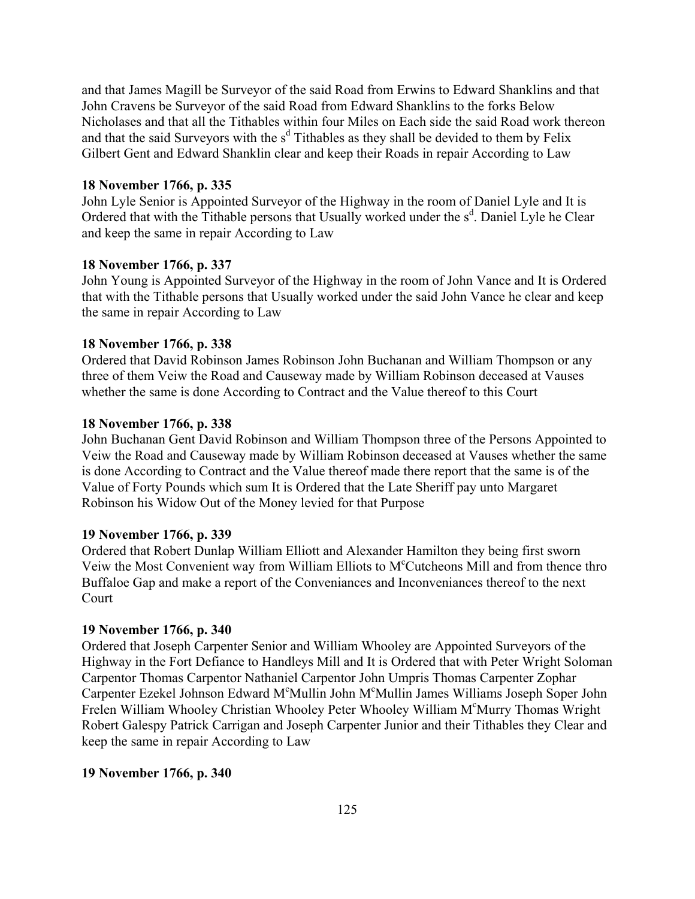and that James Magill be Surveyor of the said Road from Erwins to Edward Shanklins and that John Cravens be Surveyor of the said Road from Edward Shanklins to the forks Below Nicholases and that all the Tithables within four Miles on Each side the said Road work thereon and that the said Surveyors with the s$^{d}$ Tithables as they shall be devided to them by Felix Gilbert Gent and Edward Shanklin clear and keep their Roads in repair According to Law

**18 November 1766, p. 335**
John Lyle Senior is Appointed Surveyor of the Highway in the room of Daniel Lyle and It is Ordered that with the Tithable persons that Usually worked under the s$^{d}$. Daniel Lyle he Clear and keep the same in repair According to Law

**18 November 1766, p. 337**
John Young is Appointed Surveyor of the Highway in the room of John Vance and It is Ordered that with the Tithable persons that Usually worked under the said John Vance he clear and keep the same in repair According to Law

**18 November 1766, p. 338**
Ordered that David Robinson James Robinson John Buchanan and William Thompson or any three of them Veiw the Road and Causeway made by William Robinson deceased at Vauses whether the same is done According to Contract and the Value thereof to this Court

**18 November 1766, p. 338**
John Buchanan Gent David Robinson and William Thompson three of the Persons Appointed to Veiw the Road and Causeway made by William Robinson deceased at Vauses whether the same is done According to Contract and the Value thereof made there report that the same is of the Value of Forty Pounds which sum It is Ordered that the Late Sheriff pay unto Margaret Robinson his Widow Out of the Money levied for that Purpose

**19 November 1766, p. 339**
Ordered that Robert Dunlap William Elliott and Alexander Hamilton they being first sworn Veiw the Most Convenient way from William Elliots to M$^{c}$Cutcheons Mill and from thence thro Buffaloe Gap and make a report of the Conveniances and Inconveniances thereof to the next Court

**19 November 1766, p. 340**
Ordered that Joseph Carpenter Senior and William Whooley are Appointed Surveyors of the Highway in the Fort Defiance to Handleys Mill and It is Ordered that with Peter Wright Soloman Carpentor Thomas Carpentor Nathaniel Carpentor John Umpris Thomas Carpenter Zophar Carpenter Ezekel Johnson Edward M$^{c}$Mullin John M$^{c}$Mullin James Williams Joseph Soper John Frelen William Whooley Christian Whooley Peter Whooley William M$^{c}$Murry Thomas Wright Robert Galespy Patrick Carrigan and Joseph Carpenter Junior and their Tithables they Clear and keep the same in repair According to Law

**19 November 1766, p. 340**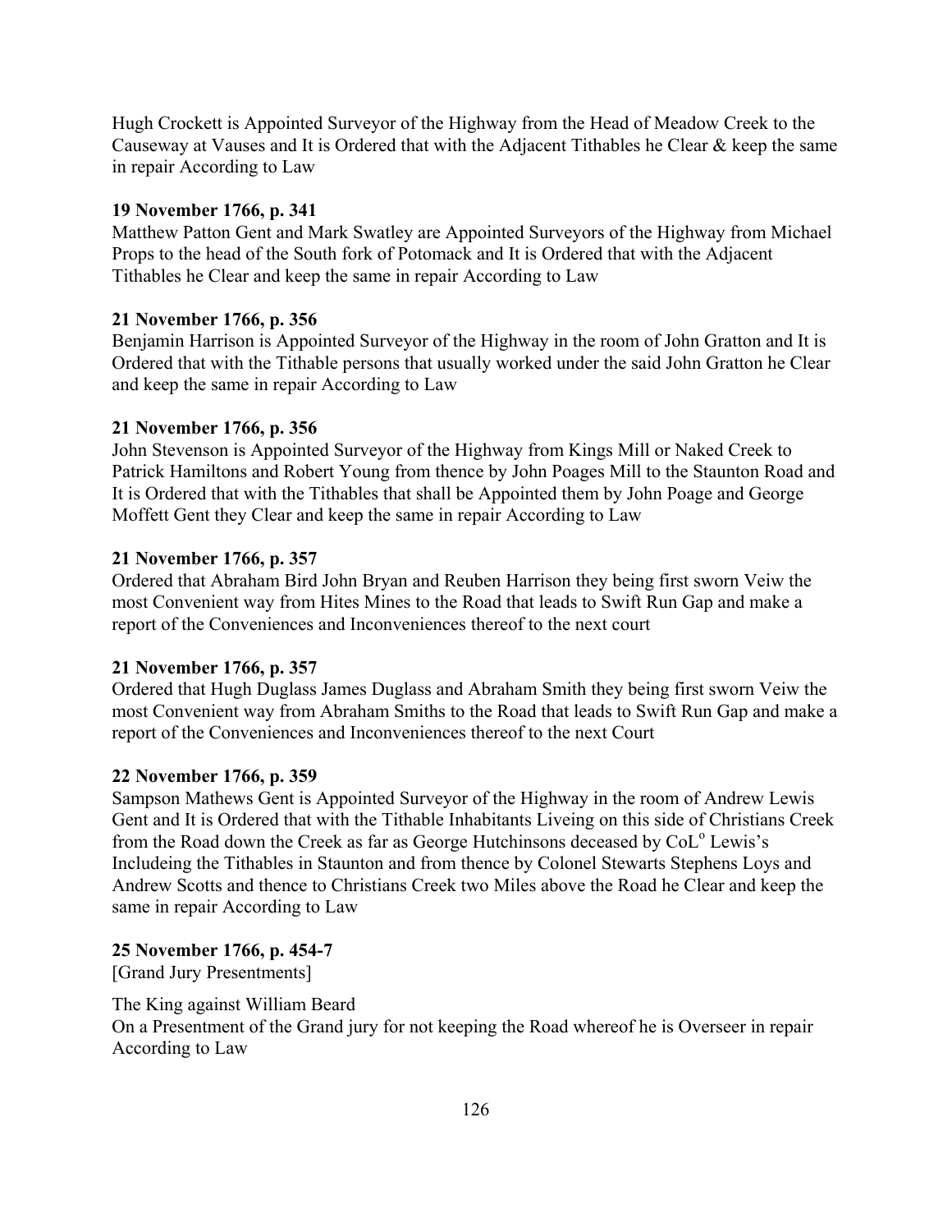Hugh Crockett is Appointed Surveyor of the Highway from the Head of Meadow Creek to the Causeway at Vauses and It is Ordered that with the Adjacent Tithables he Clear & keep the same in repair According to Law

**19 November 1766, p. 341**

Matthew Patton Gent and Mark Swatley are Appointed Surveyors of the Highway from Michael Props to the head of the South fork of Potomack and It is Ordered that with the Adjacent Tithables he Clear and keep the same in repair According to Law

**21 November 1766, p. 356**

Benjamin Harrison is Appointed Surveyor of the Highway in the room of John Gratton and It is Ordered that with the Tithable persons that usually worked under the said John Gratton he Clear and keep the same in repair According to Law

**21 November 1766, p. 356**

John Stevenson is Appointed Surveyor of the Highway from Kings Mill or Naked Creek to Patrick Hamiltons and Robert Young from thence by John Poages Mill to the Staunton Road and It is Ordered that with the Tithables that shall be Appointed them by John Poage and George Moffett Gent they Clear and keep the same in repair According to Law

**21 November 1766, p. 357**

Ordered that Abraham Bird John Bryan and Reuben Harrison they being first sworn Veiw the most Convenient way from Hites Mines to the Road that leads to Swift Run Gap and make a report of the Conveniences and Inconveniences thereof to the next court

**21 November 1766, p. 357**

Ordered that Hugh Duglass James Duglass and Abraham Smith they being first sworn Veiw the most Convenient way from Abraham Smiths to the Road that leads to Swift Run Gap and make a report of the Conveniences and Inconveniences thereof to the next Court

**22 November 1766, p. 359**

Sampson Mathews Gent is Appointed Surveyor of the Highway in the room of Andrew Lewis Gent and It is Ordered that with the Tithable Inhabitants Liveing on this side of Christians Creek from the Road down the Creek as far as George Hutchinsons deceased by CoL$^{o}$ Lewis's Includeing the Tithables in Staunton and from thence by Colonel Stewarts Stephens Loys and Andrew Scotts and thence to Christians Creek two Miles above the Road he Clear and keep the same in repair According to Law

**25 November 1766, p. 454-7**

[Grand Jury Presentments]

The King against William Beard
On a Presentment of the Grand jury for not keeping the Road whereof he is Overseer in repair According to Law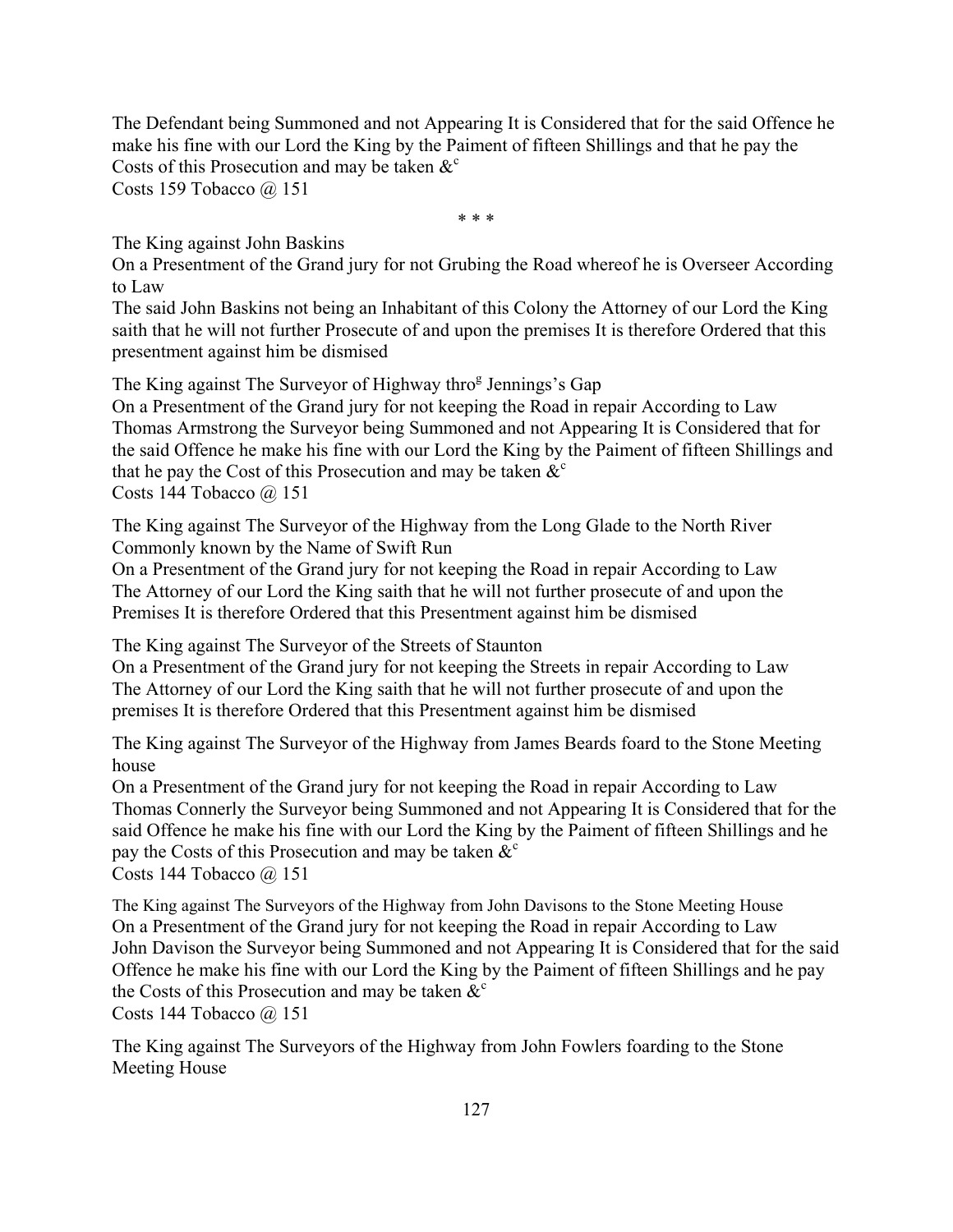The Defendant being Summoned and not Appearing It is Considered that for the said Offence he make his fine with our Lord the King by the Paiment of fifteen Shillings and that he pay the Costs of this Prosecution and may be taken &[c]
Costs 159 Tobacco @ 151

* * *

The King against John Baskins
On a Presentment of the Grand jury for not Grubing the Road whereof he is Overseer According to Law
The said John Baskins not being an Inhabitant of this Colony the Attorney of our Lord the King saith that he will not further Prosecute of and upon the premises It is therefore Ordered that this presentment against him be dismised

The King against The Surveyor of Highway thro[g] Jennings's Gap
On a Presentment of the Grand jury for not keeping the Road in repair According to Law
Thomas Armstrong the Surveyor being Summoned and not Appearing It is Considered that for the said Offence he make his fine with our Lord the King by the Paiment of fifteen Shillings and that he pay the Cost of this Prosecution and may be taken &[c]
Costs 144 Tobacco @ 151

The King against The Surveyor of the Highway from the Long Glade to the North River Commonly known by the Name of Swift Run
On a Presentment of the Grand jury for not keeping the Road in repair According to Law
The Attorney of our Lord the King saith that he will not further prosecute of and upon the Premises It is therefore Ordered that this Presentment against him be dismised

The King against The Surveyor of the Streets of Staunton
On a Presentment of the Grand jury for not keeping the Streets in repair According to Law
The Attorney of our Lord the King saith that he will not further prosecute of and upon the premises It is therefore Ordered that this Presentment against him be dismised

The King against The Surveyor of the Highway from James Beards foard to the Stone Meeting house
On a Presentment of the Grand jury for not keeping the Road in repair According to Law
Thomas Connerly the Surveyor being Summoned and not Appearing It is Considered that for the said Offence he make his fine with our Lord the King by the Paiment of fifteen Shillings and he pay the Costs of this Prosecution and may be taken &[c]
Costs 144 Tobacco @ 151

The King against The Surveyors of the Highway from John Davisons to the Stone Meeting House
On a Presentment of the Grand jury for not keeping the Road in repair According to Law
John Davison the Surveyor being Summoned and not Appearing It is Considered that for the said Offence he make his fine with our Lord the King by the Paiment of fifteen Shillings and he pay the Costs of this Prosecution and may be taken &[c]
Costs 144 Tobacco @ 151

The King against The Surveyors of the Highway from John Fowlers foarding to the Stone Meeting House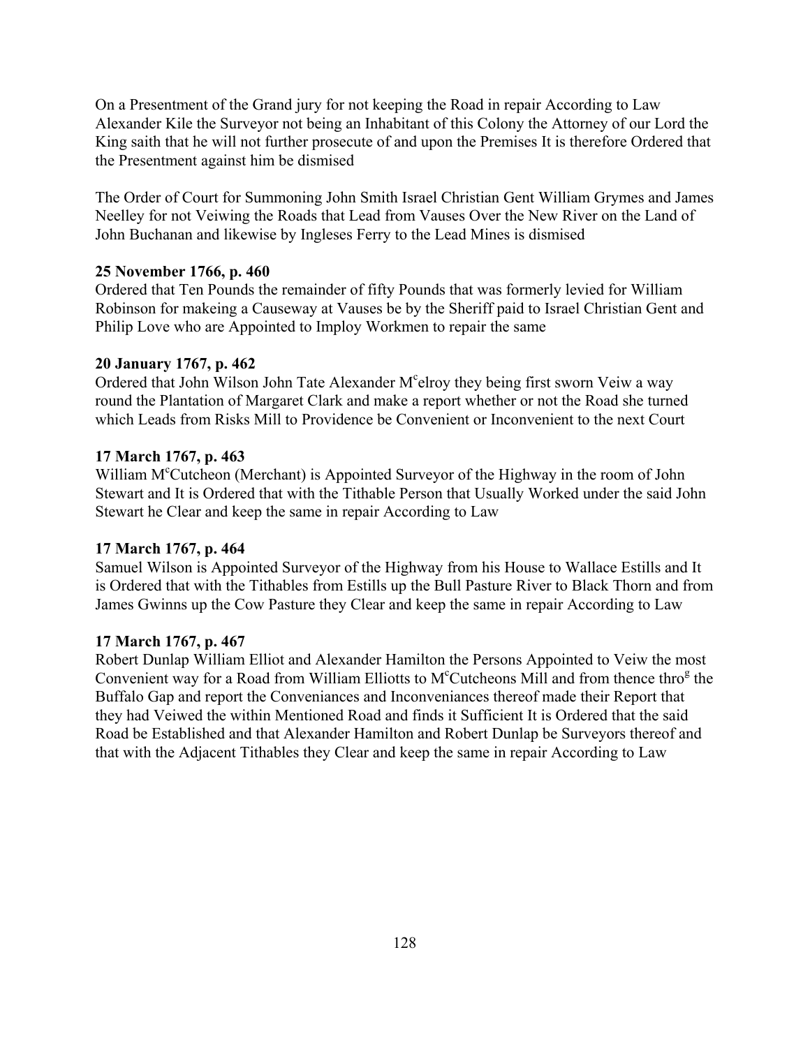On a Presentment of the Grand jury for not keeping the Road in repair According to Law Alexander Kile the Surveyor not being an Inhabitant of this Colony the Attorney of our Lord the King saith that he will not further prosecute of and upon the Premises It is therefore Ordered that the Presentment against him be dismised

The Order of Court for Summoning John Smith Israel Christian Gent William Grymes and James Neelley for not Veiwing the Roads that Lead from Vauses Over the New River on the Land of John Buchanan and likewise by Ingleses Ferry to the Lead Mines is dismised

**25 November 1766, p. 460**
Ordered that Ten Pounds the remainder of fifty Pounds that was formerly levied for William Robinson for makeing a Causeway at Vauses be by the Sheriff paid to Israel Christian Gent and Philip Love who are Appointed to Imploy Workmen to repair the same

**20 January 1767, p. 462**
Ordered that John Wilson John Tate Alexander M[c]elroy they being first sworn Veiw a way round the Plantation of Margaret Clark and make a report whether or not the Road she turned which Leads from Risks Mill to Providence be Convenient or Inconvenient to the next Court

**17 March 1767, p. 463**
William M[c]Cutcheon (Merchant) is Appointed Surveyor of the Highway in the room of John Stewart and It is Ordered that with the Tithable Person that Usually Worked under the said John Stewart he Clear and keep the same in repair According to Law

**17 March 1767, p. 464**
Samuel Wilson is Appointed Surveyor of the Highway from his House to Wallace Estills and It is Ordered that with the Tithables from Estills up the Bull Pasture River to Black Thorn and from James Gwinns up the Cow Pasture they Clear and keep the same in repair According to Law

**17 March 1767, p. 467**
Robert Dunlap William Elliot and Alexander Hamilton the Persons Appointed to Veiw the most Convenient way for a Road from William Elliotts to M[c]Cutcheons Mill and from thence thro[g] the Buffalo Gap and report the Conveniances and Inconveniances thereof made their Report that they had Veiwed the within Mentioned Road and finds it Sufficient It is Ordered that the said Road be Established and that Alexander Hamilton and Robert Dunlap be Surveyors thereof and that with the Adjacent Tithables they Clear and keep the same in repair According to Law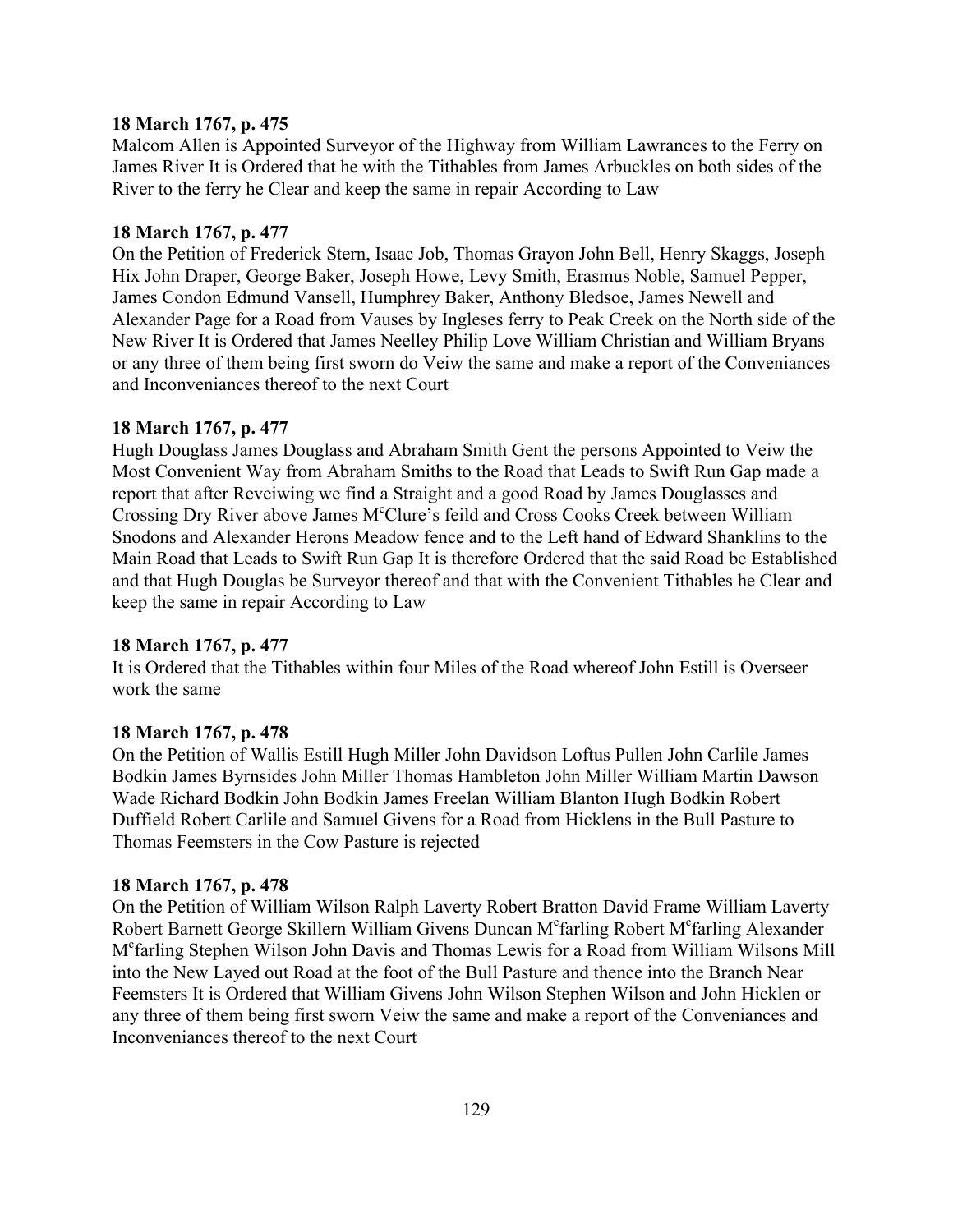**18 March 1767, p. 475**

Malcom Allen is Appointed Surveyor of the Highway from William Lawrances to the Ferry on James River It is Ordered that he with the Tithables from James Arbuckles on both sides of the River to the ferry he Clear and keep the same in repair According to Law

**18 March 1767, p. 477**

On the Petition of Frederick Stern, Isaac Job, Thomas Grayon John Bell, Henry Skaggs, Joseph Hix John Draper, George Baker, Joseph Howe, Levy Smith, Erasmus Noble, Samuel Pepper, James Condon Edmund Vansell, Humphrey Baker, Anthony Bledsoe, James Newell and Alexander Page for a Road from Vauses by Ingleses ferry to Peak Creek on the North side of the New River It is Ordered that James Neelley Philip Love William Christian and William Bryans or any three of them being first sworn do Veiw the same and make a report of the Conveniances and Inconveniances thereof to the next Court

**18 March 1767, p. 477**

Hugh Douglass James Douglass and Abraham Smith Gent the persons Appointed to Veiw the Most Convenient Way from Abraham Smiths to the Road that Leads to Swift Run Gap made a report that after Reveiwing we find a Straight and a good Road by James Douglasses and Crossing Dry River above James M^c^Clure's feild and Cross Cooks Creek between William Snodons and Alexander Herons Meadow fence and to the Left hand of Edward Shanklins to the Main Road that Leads to Swift Run Gap It is therefore Ordered that the said Road be Established and that Hugh Douglas be Surveyor thereof and that with the Convenient Tithables he Clear and keep the same in repair According to Law

**18 March 1767, p. 477**

It is Ordered that the Tithables within four Miles of the Road whereof John Estill is Overseer work the same

**18 March 1767, p. 478**

On the Petition of Wallis Estill Hugh Miller John Davidson Loftus Pullen John Carlile James Bodkin James Byrnsides John Miller Thomas Hambleton John Miller William Martin Dawson Wade Richard Bodkin John Bodkin James Freelan William Blanton Hugh Bodkin Robert Duffield Robert Carlile and Samuel Givens for a Road from Hicklens in the Bull Pasture to Thomas Feemsters in the Cow Pasture is rejected

**18 March 1767, p. 478**

On the Petition of William Wilson Ralph Laverty Robert Bratton David Frame William Laverty Robert Barnett George Skillern William Givens Duncan M^c^farling Robert M^c^farling Alexander M^c^farling Stephen Wilson John Davis and Thomas Lewis for a Road from William Wilsons Mill into the New Layed out Road at the foot of the Bull Pasture and thence into the Branch Near Feemsters It is Ordered that William Givens John Wilson Stephen Wilson and John Hicklen or any three of them being first sworn Veiw the same and make a report of the Conveniances and Inconveniances thereof to the next Court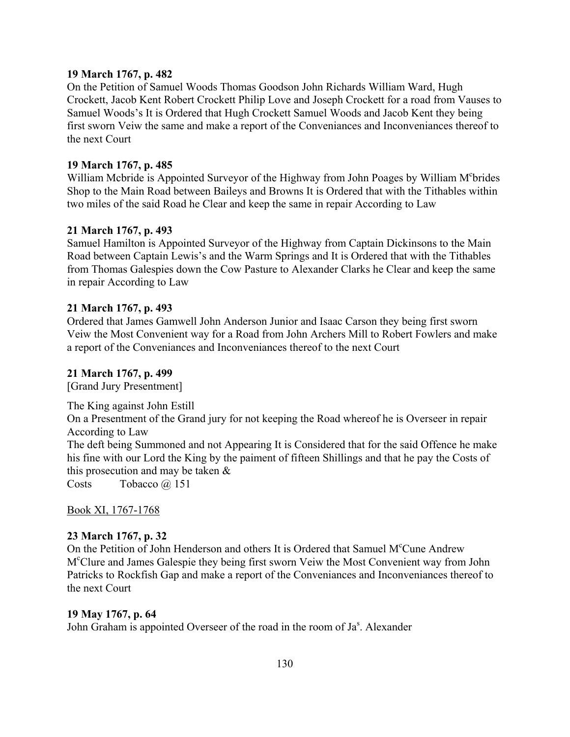**19 March 1767, p. 482**
On the Petition of Samuel Woods Thomas Goodson John Richards William Ward, Hugh Crockett, Jacob Kent Robert Crockett Philip Love and Joseph Crockett for a road from Vauses to Samuel Woods's It is Ordered that Hugh Crockett Samuel Woods and Jacob Kent they being first sworn Veiw the same and make a report of the Conveniances and Inconveniances thereof to the next Court

**19 March 1767, p. 485**
William Mcbride is Appointed Surveyor of the Highway from John Poages by William M^c^brides Shop to the Main Road between Baileys and Browns It is Ordered that with the Tithables within two miles of the said Road he Clear and keep the same in repair According to Law

**21 March 1767, p. 493**
Samuel Hamilton is Appointed Surveyor of the Highway from Captain Dickinsons to the Main Road between Captain Lewis's and the Warm Springs and It is Ordered that with the Tithables from Thomas Galespies down the Cow Pasture to Alexander Clarks he Clear and keep the same in repair According to Law

**21 March 1767, p. 493**
Ordered that James Gamwell John Anderson Junior and Isaac Carson they being first sworn Veiw the Most Convenient way for a Road from John Archers Mill to Robert Fowlers and make a report of the Conveniances and Inconveniances thereof to the next Court

**21 March 1767, p. 499**
[Grand Jury Presentment]

The King against John Estill
On a Presentment of the Grand jury for not keeping the Road whereof he is Overseer in repair According to Law
The deft being Summoned and not Appearing It is Considered that for the said Offence he make his fine with our Lord the King by the paiment of fifteen Shillings and that he pay the Costs of this prosecution and may be taken &
Costs Tobacco @ 151

Book XI, 1767-1768

**23 March 1767, p. 32**
On the Petition of John Henderson and others It is Ordered that Samuel M^c^Cune Andrew M^c^Clure and James Galespie they being first sworn Veiw the Most Convenient way from John Patricks to Rockfish Gap and make a report of the Conveniances and Inconveniances thereof to the next Court

**19 May 1767, p. 64**
John Graham is appointed Overseer of the road in the room of Ja^s^. Alexander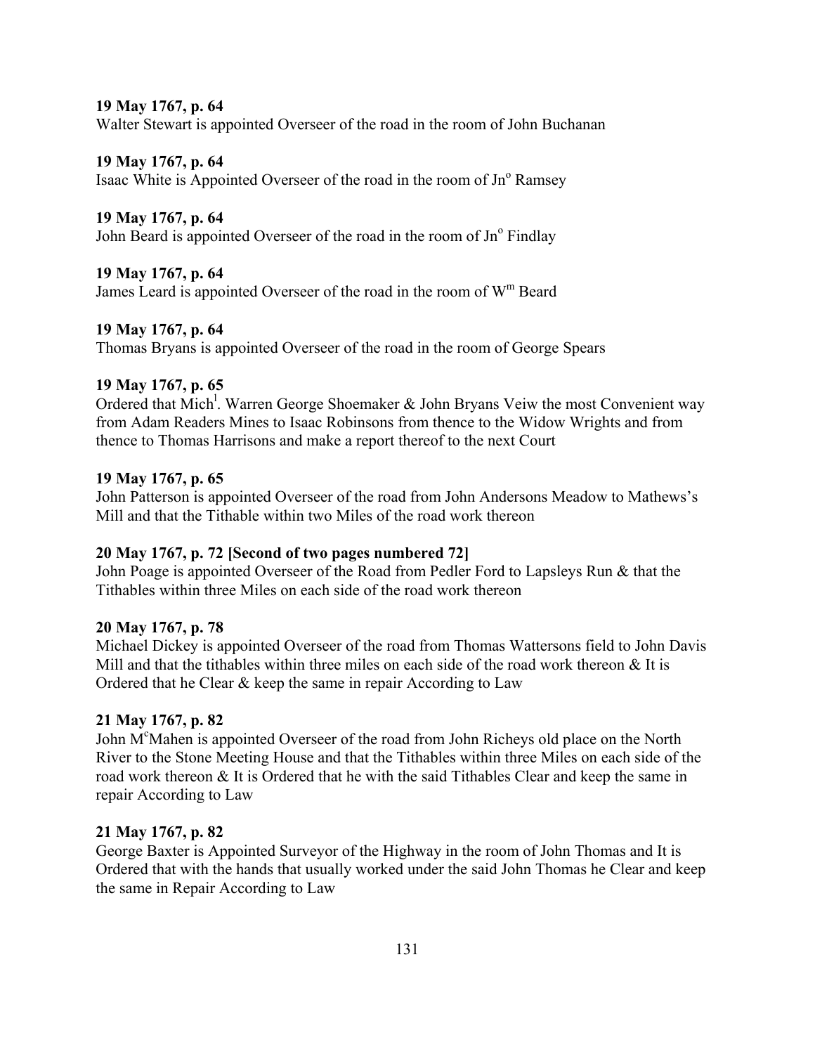**19 May 1767, p. 64**
Walter Stewart is appointed Overseer of the road in the room of John Buchanan

**19 May 1767, p. 64**
Isaac White is Appointed Overseer of the road in the room of Jn$^{o}$ Ramsey

**19 May 1767, p. 64**
John Beard is appointed Overseer of the road in the room of Jn$^{o}$ Findlay

**19 May 1767, p. 64**
James Leard is appointed Overseer of the road in the room of W$^{m}$ Beard

**19 May 1767, p. 64**
Thomas Bryans is appointed Overseer of the road in the room of George Spears

**19 May 1767, p. 65**
Ordered that Mich$^{l}$. Warren George Shoemaker & John Bryans Veiw the most Convenient way from Adam Readers Mines to Isaac Robinsons from thence to the Widow Wrights and from thence to Thomas Harrisons and make a report thereof to the next Court

**19 May 1767, p. 65**
John Patterson is appointed Overseer of the road from John Andersons Meadow to Mathews's Mill and that the Tithable within two Miles of the road work thereon

**20 May 1767, p. 72 [Second of two pages numbered 72]**
John Poage is appointed Overseer of the Road from Pedler Ford to Lapsleys Run & that the Tithables within three Miles on each side of the road work thereon

**20 May 1767, p. 78**
Michael Dickey is appointed Overseer of the road from Thomas Wattersons field to John Davis Mill and that the tithables within three miles on each side of the road work thereon & It is Ordered that he Clear & keep the same in repair According to Law

**21 May 1767, p. 82**
John M$^{c}$Mahen is appointed Overseer of the road from John Richeys old place on the North River to the Stone Meeting House and that the Tithables within three Miles on each side of the road work thereon & It is Ordered that he with the said Tithables Clear and keep the same in repair According to Law

**21 May 1767, p. 82**
George Baxter is Appointed Surveyor of the Highway in the room of John Thomas and It is Ordered that with the hands that usually worked under the said John Thomas he Clear and keep the same in Repair According to Law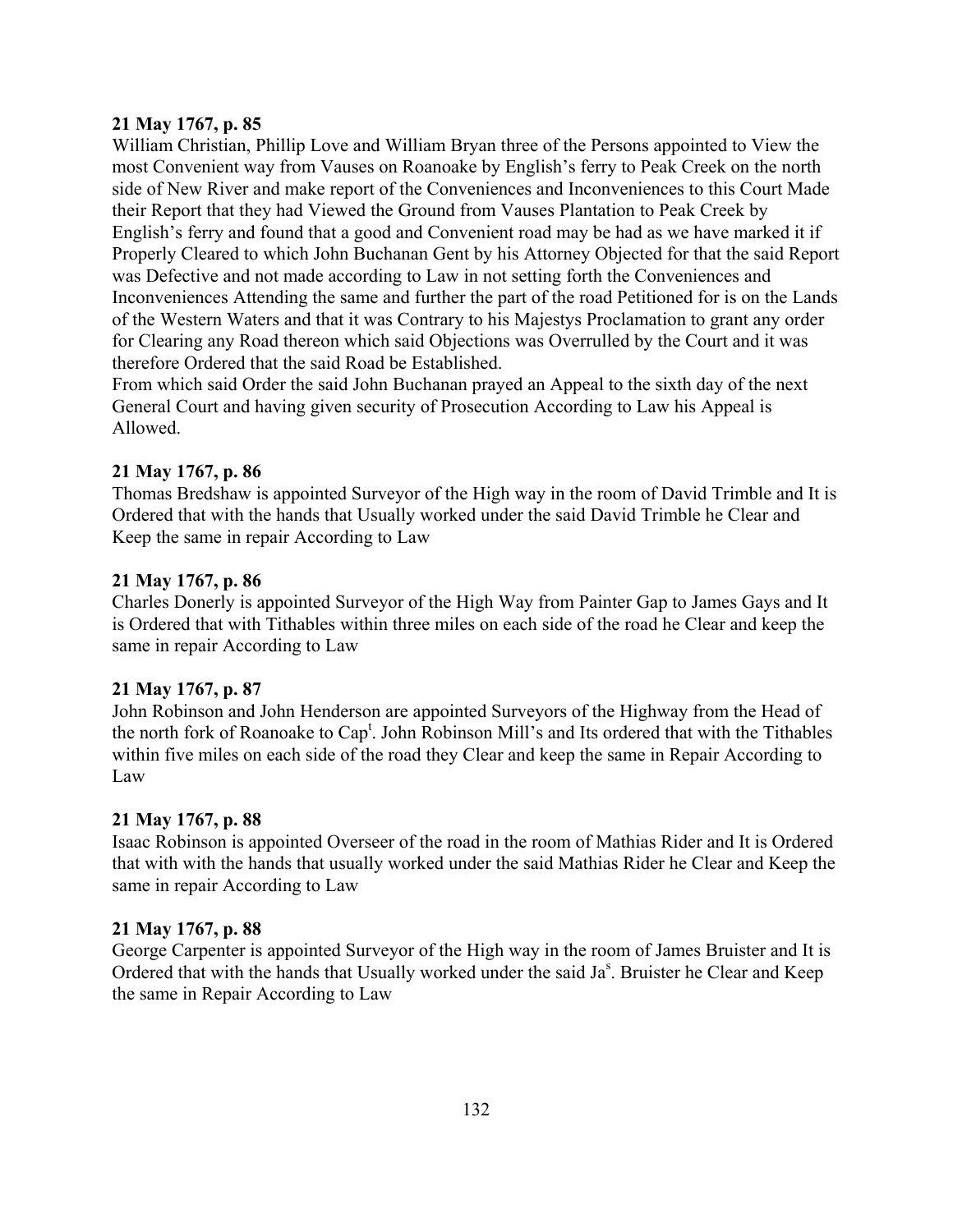**21 May 1767, p. 85**
William Christian, Phillip Love and William Bryan three of the Persons appointed to View the most Convenient way from Vauses on Roanoake by English's ferry to Peak Creek on the north side of New River and make report of the Conveniences and Inconveniences to this Court Made their Report that they had Viewed the Ground from Vauses Plantation to Peak Creek by English's ferry and found that a good and Convenient road may be had as we have marked it if Properly Cleared to which John Buchanan Gent by his Attorney Objected for that the said Report was Defective and not made according to Law in not setting forth the Conveniences and Inconveniences Attending the same and further the part of the road Petitioned for is on the Lands of the Western Waters and that it was Contrary to his Majestys Proclamation to grant any order for Clearing any Road thereon which said Objections was Overrulled by the Court and it was therefore Ordered that the said Road be Established.
From which said Order the said John Buchanan prayed an Appeal to the sixth day of the next General Court and having given security of Prosecution According to Law his Appeal is Allowed.

**21 May 1767, p. 86**
Thomas Bredshaw is appointed Surveyor of the High way in the room of David Trimble and It is Ordered that with the hands that Usually worked under the said David Trimble he Clear and Keep the same in repair According to Law

**21 May 1767, p. 86**
Charles Donerly is appointed Surveyor of the High Way from Painter Gap to James Gays and It is Ordered that with Tithables within three miles on each side of the road he Clear and keep the same in repair According to Law

**21 May 1767, p. 87**
John Robinson and John Henderson are appointed Surveyors of the Highway from the Head of the north fork of Roanoake to Cap[t]. John Robinson Mill's and Its ordered that with the Tithables within five miles on each side of the road they Clear and keep the same in Repair According to Law

**21 May 1767, p. 88**
Isaac Robinson is appointed Overseer of the road in the room of Mathias Rider and It is Ordered that with with the hands that usually worked under the said Mathias Rider he Clear and Keep the same in repair According to Law

**21 May 1767, p. 88**
George Carpenter is appointed Surveyor of the High way in the room of James Bruister and It is Ordered that with the hands that Usually worked under the said Ja[s]. Bruister he Clear and Keep the same in Repair According to Law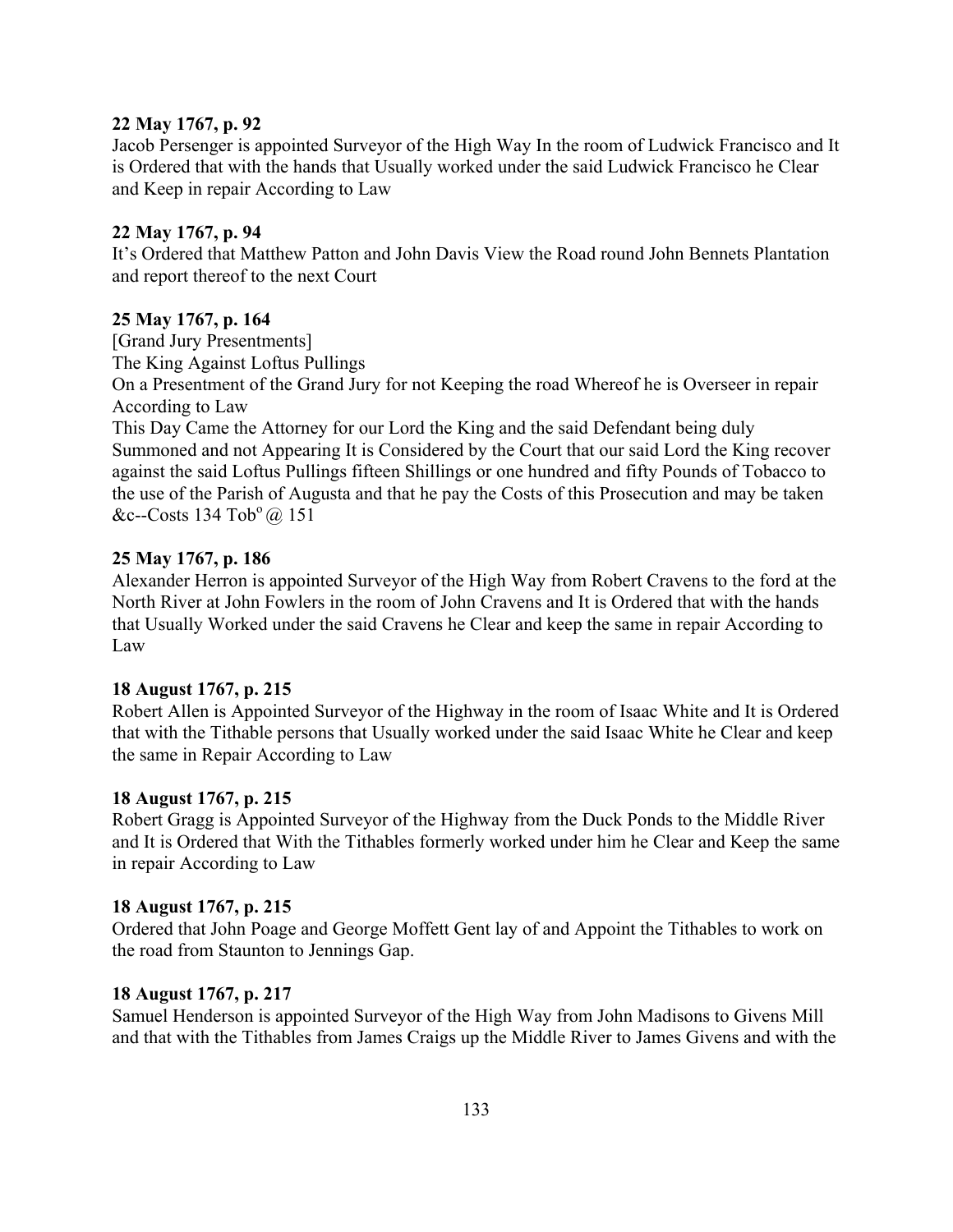**22 May 1767, p. 92**

Jacob Persenger is appointed Surveyor of the High Way In the room of Ludwick Francisco and It is Ordered that with the hands that Usually worked under the said Ludwick Francisco he Clear and Keep in repair According to Law

**22 May 1767, p. 94**

It's Ordered that Matthew Patton and John Davis View the Road round John Bennets Plantation and report thereof to the next Court

**25 May 1767, p. 164**

[Grand Jury Presentments]

The King Against Loftus Pullings

On a Presentment of the Grand Jury for not Keeping the road Whereof he is Overseer in repair According to Law

This Day Came the Attorney for our Lord the King and the said Defendant being duly Summoned and not Appearing It is Considered by the Court that our said Lord the King recover against the said Loftus Pullings fifteen Shillings or one hundred and fifty Pounds of Tobacco to the use of the Parish of Augusta and that he pay the Costs of this Prosecution and may be taken &c--Costs 134 Tob$^{o}$ @ 151

**25 May 1767, p. 186**

Alexander Herron is appointed Surveyor of the High Way from Robert Cravens to the ford at the North River at John Fowlers in the room of John Cravens and It is Ordered that with the hands that Usually Worked under the said Cravens he Clear and keep the same in repair According to Law

**18 August 1767, p. 215**

Robert Allen is Appointed Surveyor of the Highway in the room of Isaac White and It is Ordered that with the Tithable persons that Usually worked under the said Isaac White he Clear and keep the same in Repair According to Law

**18 August 1767, p. 215**

Robert Gragg is Appointed Surveyor of the Highway from the Duck Ponds to the Middle River and It is Ordered that With the Tithables formerly worked under him he Clear and Keep the same in repair According to Law

**18 August 1767, p. 215**

Ordered that John Poage and George Moffett Gent lay of and Appoint the Tithables to work on the road from Staunton to Jennings Gap.

**18 August 1767, p. 217**

Samuel Henderson is appointed Surveyor of the High Way from John Madisons to Givens Mill and that with the Tithables from James Craigs up the Middle River to James Givens and with the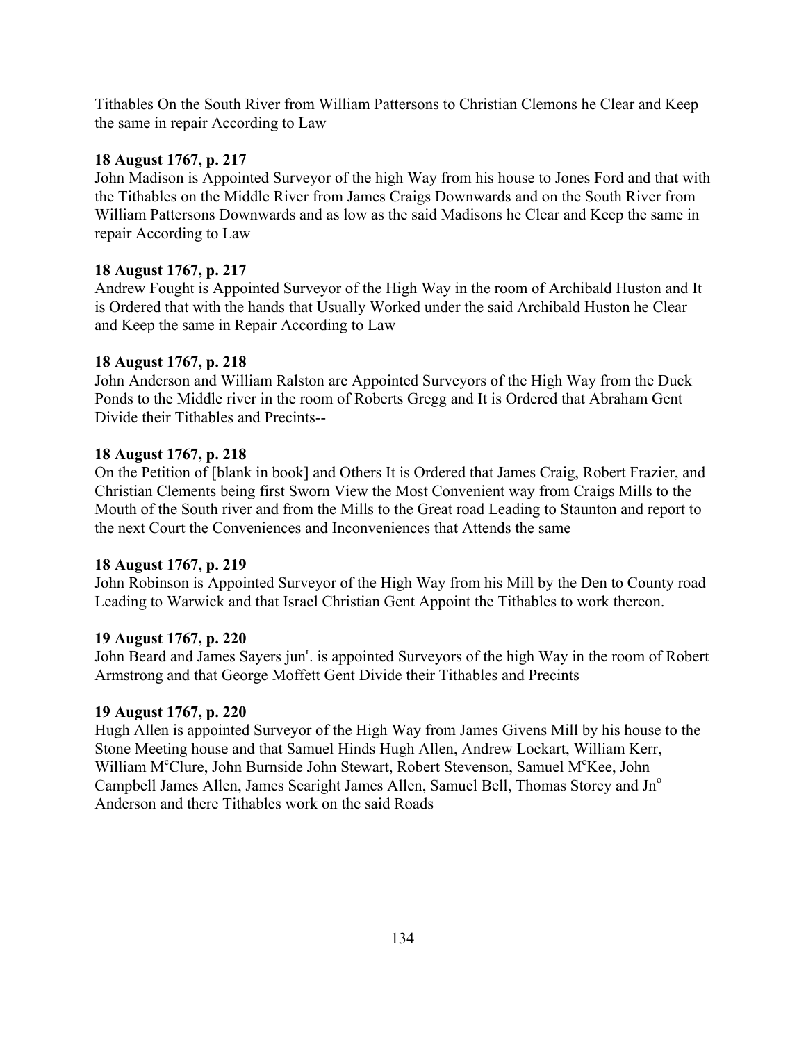Tithables On the South River from William Pattersons to Christian Clemons he Clear and Keep the same in repair According to Law

**18 August 1767, p. 217**

John Madison is Appointed Surveyor of the high Way from his house to Jones Ford and that with the Tithables on the Middle River from James Craigs Downwards and on the South River from William Pattersons Downwards and as low as the said Madisons he Clear and Keep the same in repair According to Law

**18 August 1767, p. 217**

Andrew Fought is Appointed Surveyor of the High Way in the room of Archibald Huston and It is Ordered that with the hands that Usually Worked under the said Archibald Huston he Clear and Keep the same in Repair According to Law

**18 August 1767, p. 218**

John Anderson and William Ralston are Appointed Surveyors of the High Way from the Duck Ponds to the Middle river in the room of Roberts Gregg and It is Ordered that Abraham Gent Divide their Tithables and Precints--

**18 August 1767, p. 218**

On the Petition of [blank in book] and Others It is Ordered that James Craig, Robert Frazier, and Christian Clements being first Sworn View the Most Convenient way from Craigs Mills to the Mouth of the South river and from the Mills to the Great road Leading to Staunton and report to the next Court the Conveniences and Inconveniences that Attends the same

**18 August 1767, p. 219**

John Robinson is Appointed Surveyor of the High Way from his Mill by the Den to County road Leading to Warwick and that Israel Christian Gent Appoint the Tithables to work thereon.

**19 August 1767, p. 220**

John Beard and James Sayers jun[r]. is appointed Surveyors of the high Way in the room of Robert Armstrong and that George Moffett Gent Divide their Tithables and Precints

**19 August 1767, p. 220**

Hugh Allen is appointed Surveyor of the High Way from James Givens Mill by his house to the Stone Meeting house and that Samuel Hinds Hugh Allen, Andrew Lockart, William Kerr, William M[c]Clure, John Burnside John Stewart, Robert Stevenson, Samuel M[c]Kee, John Campbell James Allen, James Searight James Allen, Samuel Bell, Thomas Storey and Jn[o] Anderson and there Tithables work on the said Roads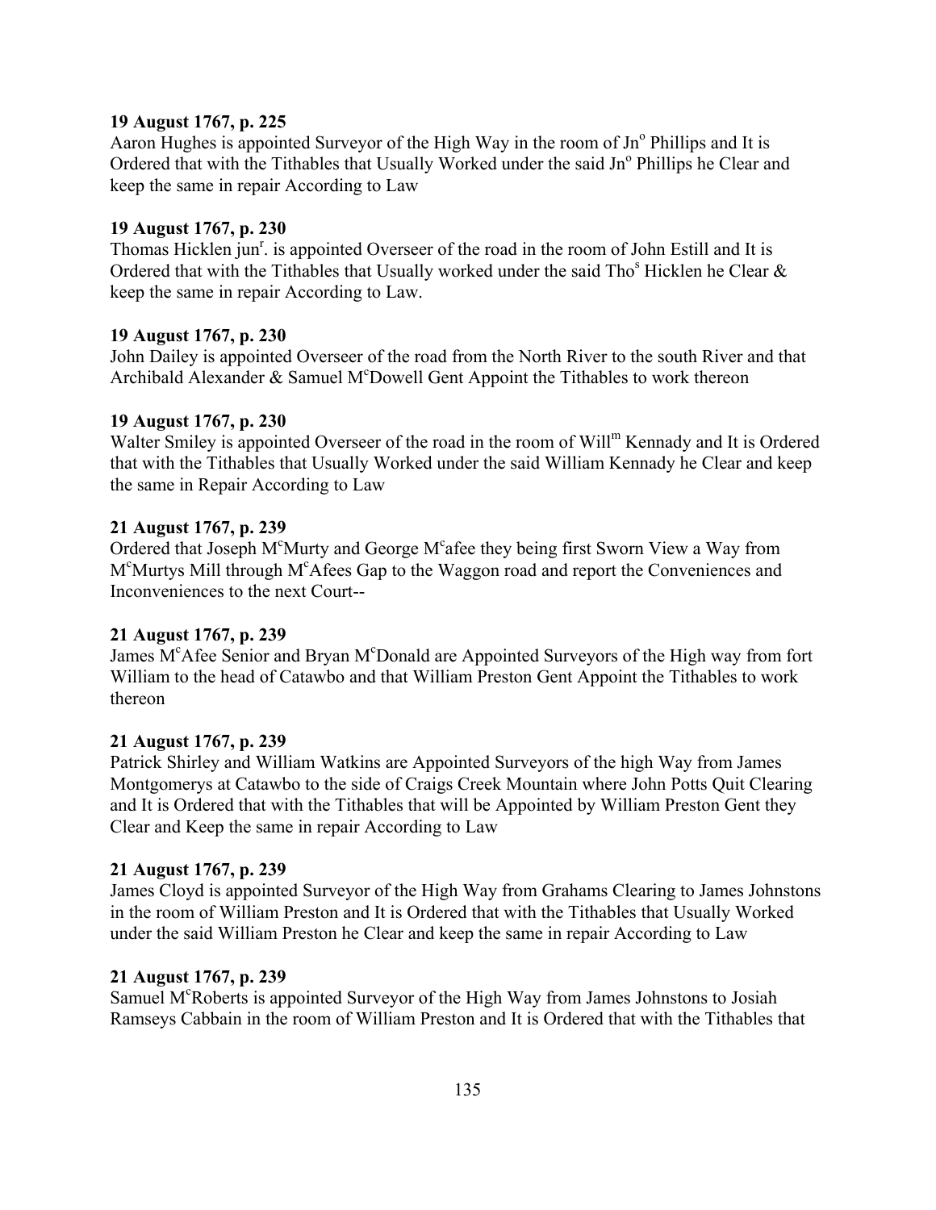**19 August 1767, p. 225**
Aaron Hughes is appointed Surveyor of the High Way in the room of Jn[o] Phillips and It is Ordered that with the Tithables that Usually Worked under the said Jn[o] Phillips he Clear and keep the same in repair According to Law

**19 August 1767, p. 230**
Thomas Hicklen jun[r]. is appointed Overseer of the road in the room of John Estill and It is Ordered that with the Tithables that Usually worked under the said Tho[s] Hicklen he Clear & keep the same in repair According to Law.

**19 August 1767, p. 230**
John Dailey is appointed Overseer of the road from the North River to the south River and that Archibald Alexander & Samuel M[c]Dowell Gent Appoint the Tithables to work thereon

**19 August 1767, p. 230**
Walter Smiley is appointed Overseer of the road in the room of Will[m] Kennady and It is Ordered that with the Tithables that Usually Worked under the said William Kennady he Clear and keep the same in Repair According to Law

**21 August 1767, p. 239**
Ordered that Joseph M[c]Murty and George M[c]afee they being first Sworn View a Way from M[c]Murtys Mill through M[c]Afees Gap to the Waggon road and report the Conveniences and Inconveniences to the next Court--

**21 August 1767, p. 239**
James M[c]Afee Senior and Bryan M[c]Donald are Appointed Surveyors of the High way from fort William to the head of Catawbo and that William Preston Gent Appoint the Tithables to work thereon

**21 August 1767, p. 239**
Patrick Shirley and William Watkins are Appointed Surveyors of the high Way from James Montgomerys at Catawbo to the side of Craigs Creek Mountain where John Potts Quit Clearing and It is Ordered that with the Tithables that will be Appointed by William Preston Gent they Clear and Keep the same in repair According to Law

**21 August 1767, p. 239**
James Cloyd is appointed Surveyor of the High Way from Grahams Clearing to James Johnstons in the room of William Preston and It is Ordered that with the Tithables that Usually Worked under the said William Preston he Clear and keep the same in repair According to Law

**21 August 1767, p. 239**
Samuel M[c]Roberts is appointed Surveyor of the High Way from James Johnstons to Josiah Ramseys Cabbain in the room of William Preston and It is Ordered that with the Tithables that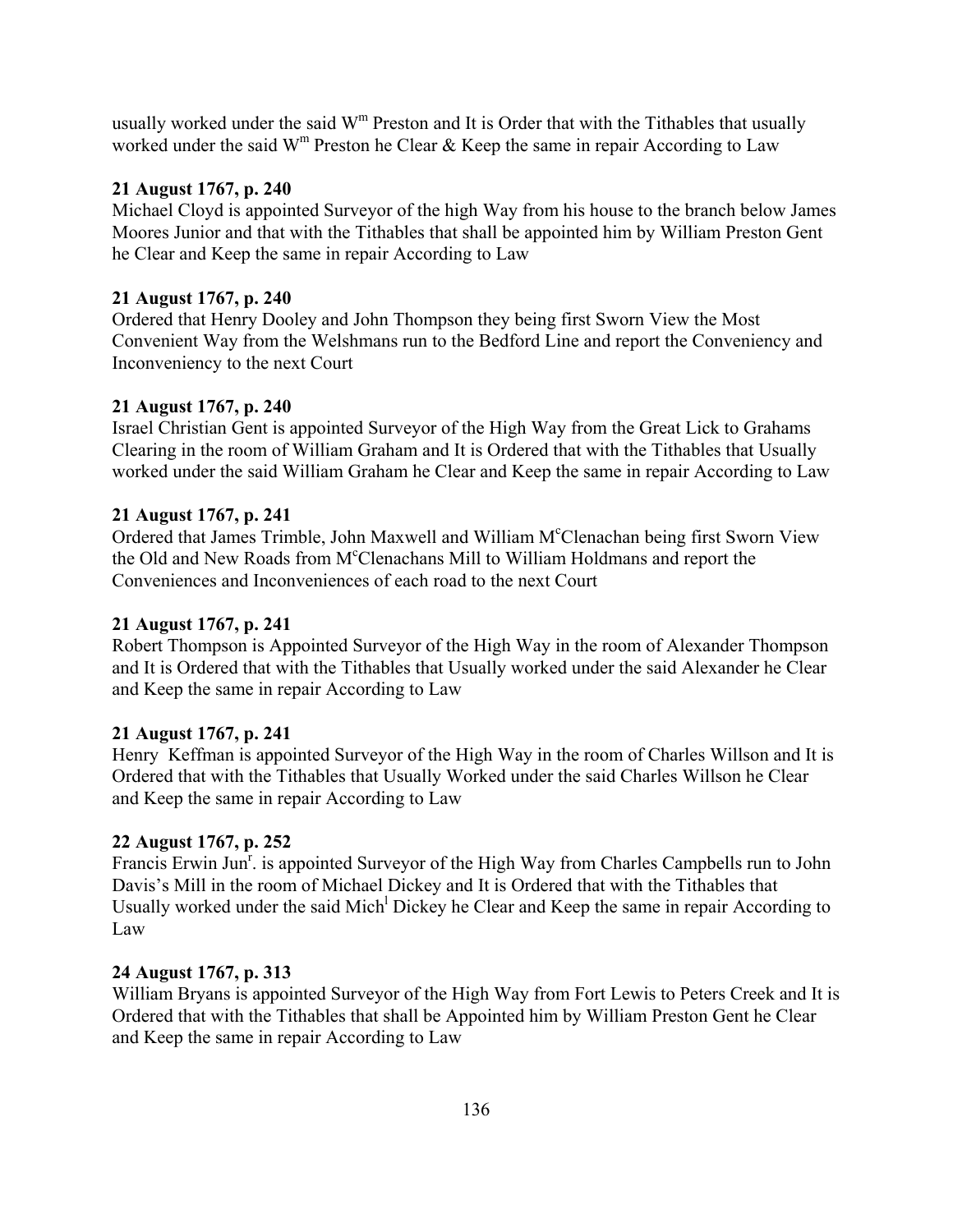usually worked under the said W[m] Preston and It is Order that with the Tithables that usually worked under the said W[m] Preston he Clear & Keep the same in repair According to Law

**21 August 1767, p. 240**
Michael Cloyd is appointed Surveyor of the high Way from his house to the branch below James Moores Junior and that with the Tithables that shall be appointed him by William Preston Gent he Clear and Keep the same in repair According to Law

**21 August 1767, p. 240**
Ordered that Henry Dooley and John Thompson they being first Sworn View the Most Convenient Way from the Welshmans run to the Bedford Line and report the Conveniency and Inconveniency to the next Court

**21 August 1767, p. 240**
Israel Christian Gent is appointed Surveyor of the High Way from the Great Lick to Grahams Clearing in the room of William Graham and It is Ordered that with the Tithables that Usually worked under the said William Graham he Clear and Keep the same in repair According to Law

**21 August 1767, p. 241**
Ordered that James Trimble, John Maxwell and William M[c]Clenachan being first Sworn View the Old and New Roads from M[c]Clenachans Mill to William Holdmans and report the Conveniences and Inconveniences of each road to the next Court

**21 August 1767, p. 241**
Robert Thompson is Appointed Surveyor of the High Way in the room of Alexander Thompson and It is Ordered that with the Tithables that Usually worked under the said Alexander he Clear and Keep the same in repair According to Law

**21 August 1767, p. 241**
Henry Keffman is appointed Surveyor of the High Way in the room of Charles Willson and It is Ordered that with the Tithables that Usually Worked under the said Charles Willson he Clear and Keep the same in repair According to Law

**22 August 1767, p. 252**
Francis Erwin Jun[r]. is appointed Surveyor of the High Way from Charles Campbells run to John Davis's Mill in the room of Michael Dickey and It is Ordered that with the Tithables that Usually worked under the said Mich[l] Dickey he Clear and Keep the same in repair According to Law

**24 August 1767, p. 313**
William Bryans is appointed Surveyor of the High Way from Fort Lewis to Peters Creek and It is Ordered that with the Tithables that shall be Appointed him by William Preston Gent he Clear and Keep the same in repair According to Law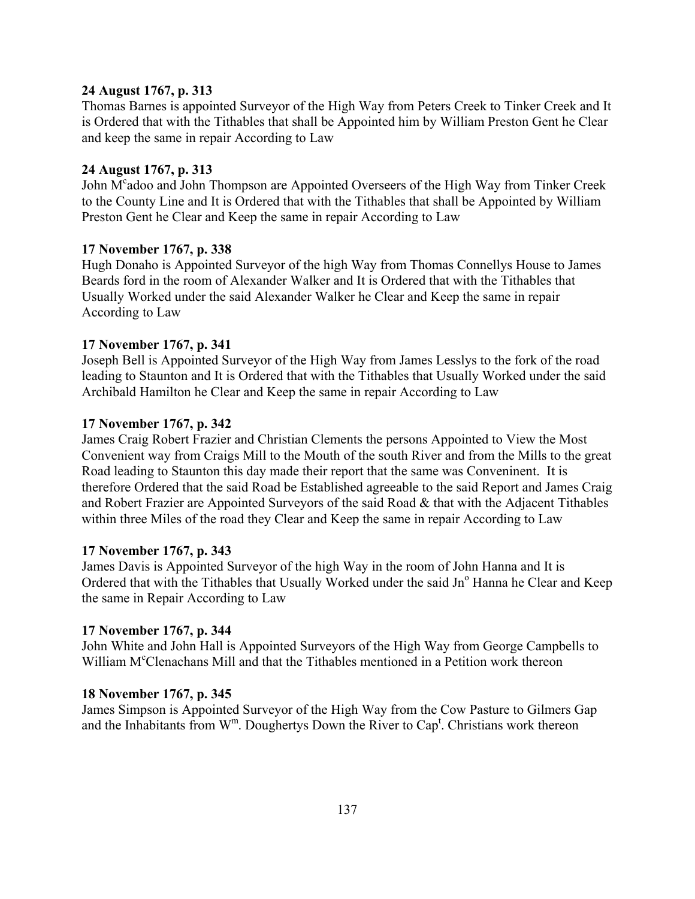**24 August 1767, p. 313**
Thomas Barnes is appointed Surveyor of the High Way from Peters Creek to Tinker Creek and It is Ordered that with the Tithables that shall be Appointed him by William Preston Gent he Clear and keep the same in repair According to Law

**24 August 1767, p. 313**
John M[c]adoo and John Thompson are Appointed Overseers of the High Way from Tinker Creek to the County Line and It is Ordered that with the Tithables that shall be Appointed by William Preston Gent he Clear and Keep the same in repair According to Law

**17 November 1767, p. 338**
Hugh Donaho is Appointed Surveyor of the high Way from Thomas Connellys House to James Beards ford in the room of Alexander Walker and It is Ordered that with the Tithables that Usually Worked under the said Alexander Walker he Clear and Keep the same in repair According to Law

**17 November 1767, p. 341**
Joseph Bell is Appointed Surveyor of the High Way from James Lesslys to the fork of the road leading to Staunton and It is Ordered that with the Tithables that Usually Worked under the said Archibald Hamilton he Clear and Keep the same in repair According to Law

**17 November 1767, p. 342**
James Craig Robert Frazier and Christian Clements the persons Appointed to View the Most Convenient way from Craigs Mill to the Mouth of the south River and from the Mills to the great Road leading to Staunton this day made their report that the same was Conveninent. It is therefore Ordered that the said Road be Established agreeable to the said Report and James Craig and Robert Frazier are Appointed Surveyors of the said Road & that with the Adjacent Tithables within three Miles of the road they Clear and Keep the same in repair According to Law

**17 November 1767, p. 343**
James Davis is Appointed Surveyor of the high Way in the room of John Hanna and It is Ordered that with the Tithables that Usually Worked under the said Jn[o] Hanna he Clear and Keep the same in Repair According to Law

**17 November 1767, p. 344**
John White and John Hall is Appointed Surveyors of the High Way from George Campbells to William M[c]Clenachans Mill and that the Tithables mentioned in a Petition work thereon

**18 November 1767, p. 345**
James Simpson is Appointed Surveyor of the High Way from the Cow Pasture to Gilmers Gap and the Inhabitants from W[m]. Doughertys Down the River to Cap[t]. Christians work thereon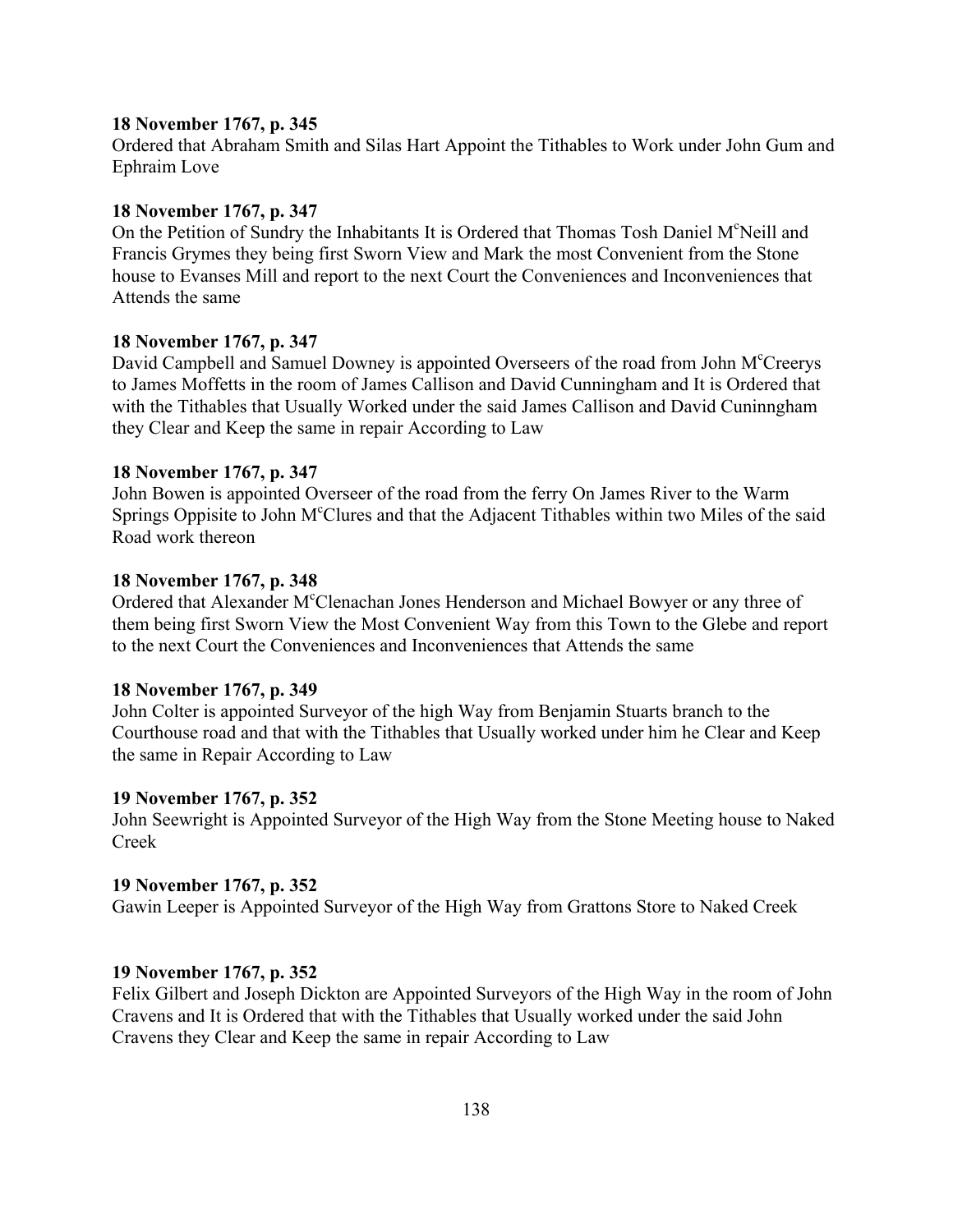**18 November 1767, p. 345**
Ordered that Abraham Smith and Silas Hart Appoint the Tithables to Work under John Gum and Ephraim Love

**18 November 1767, p. 347**
On the Petition of Sundry the Inhabitants It is Ordered that Thomas Tosh Daniel M[c]Neill and Francis Grymes they being first Sworn View and Mark the most Convenient from the Stone house to Evanses Mill and report to the next Court the Conveniences and Inconveniences that Attends the same

**18 November 1767, p. 347**
David Campbell and Samuel Downey is appointed Overseers of the road from John M[c]Creerys to James Moffetts in the room of James Callison and David Cunningham and It is Ordered that with the Tithables that Usually Worked under the said James Callison and David Cuninngham they Clear and Keep the same in repair According to Law

**18 November 1767, p. 347**
John Bowen is appointed Overseer of the road from the ferry On James River to the Warm Springs Oppisite to John M[c]Clures and that the Adjacent Tithables within two Miles of the said Road work thereon

**18 November 1767, p. 348**
Ordered that Alexander M[c]Clenachan Jones Henderson and Michael Bowyer or any three of them being first Sworn View the Most Convenient Way from this Town to the Glebe and report to the next Court the Conveniences and Inconveniences that Attends the same

**18 November 1767, p. 349**
John Colter is appointed Surveyor of the high Way from Benjamin Stuarts branch to the Courthouse road and that with the Tithables that Usually worked under him he Clear and Keep the same in Repair According to Law

**19 November 1767, p. 352**
John Seewright is Appointed Surveyor of the High Way from the Stone Meeting house to Naked Creek

**19 November 1767, p. 352**
Gawin Leeper is Appointed Surveyor of the High Way from Grattons Store to Naked Creek

**19 November 1767, p. 352**
Felix Gilbert and Joseph Dickton are Appointed Surveyors of the High Way in the room of John Cravens and It is Ordered that with the Tithables that Usually worked under the said John Cravens they Clear and Keep the same in repair According to Law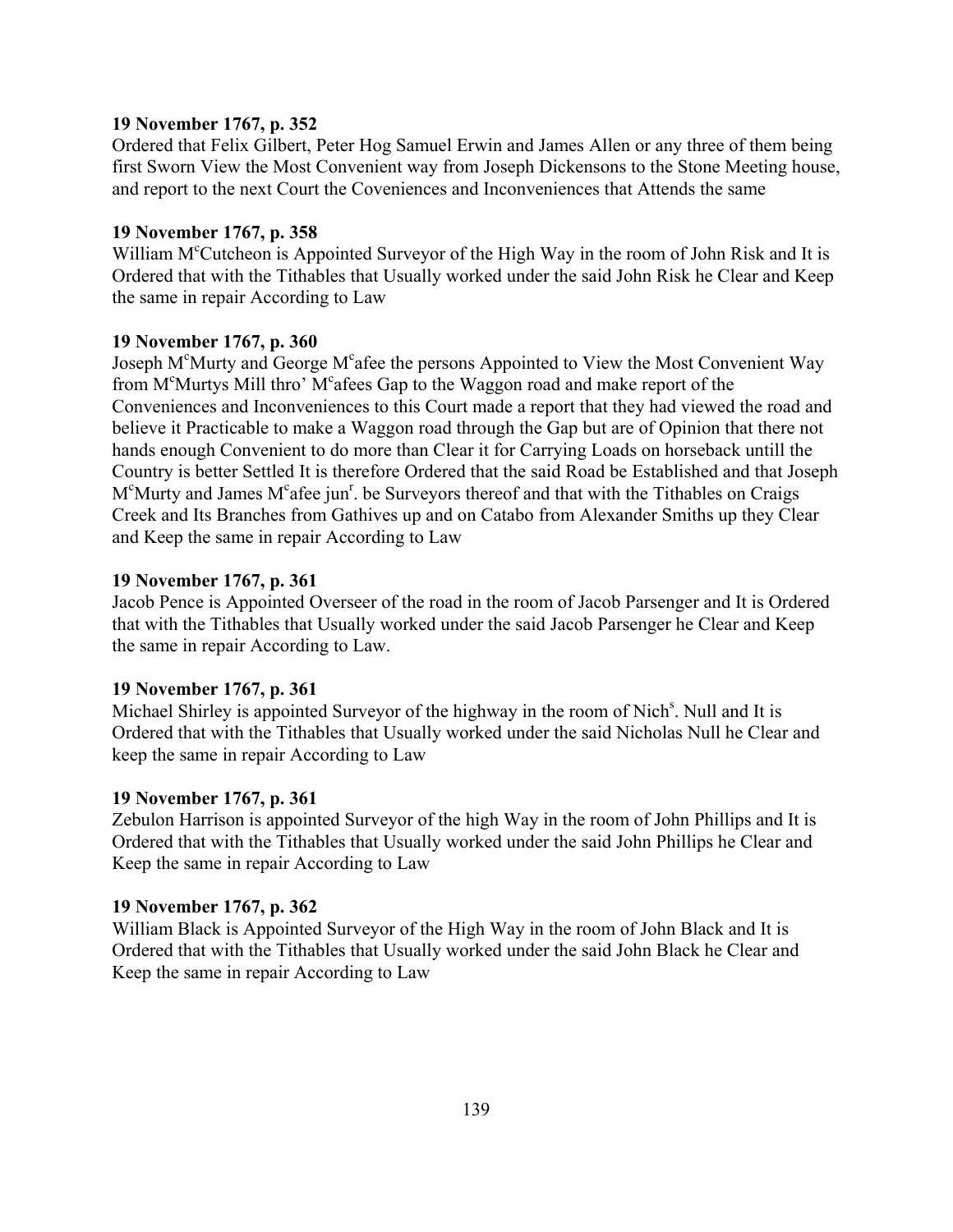**19 November 1767, p. 352**

Ordered that Felix Gilbert, Peter Hog Samuel Erwin and James Allen or any three of them being first Sworn View the Most Convenient way from Joseph Dickensons to the Stone Meeting house, and report to the next Court the Coveniences and Inconveniences that Attends the same

**19 November 1767, p. 358**

William M^c^Cutcheon is Appointed Surveyor of the High Way in the room of John Risk and It is Ordered that with the Tithables that Usually worked under the said John Risk he Clear and Keep the same in repair According to Law

**19 November 1767, p. 360**

Joseph M^c^Murty and George M^c^afee the persons Appointed to View the Most Convenient Way from M^c^Murtys Mill thro' M^c^afees Gap to the Waggon road and make report of the Conveniences and Inconveniences to this Court made a report that they had viewed the road and believe it Practicable to make a Waggon road through the Gap but are of Opinion that there not hands enough Convenient to do more than Clear it for Carrying Loads on horseback untill the Country is better Settled It is therefore Ordered that the said Road be Established and that Joseph M^c^Murty and James M^c^afee jun^r^. be Surveyors thereof and that with the Tithables on Craigs Creek and Its Branches from Gathives up and on Catabo from Alexander Smiths up they Clear and Keep the same in repair According to Law

**19 November 1767, p. 361**

Jacob Pence is Appointed Overseer of the road in the room of Jacob Parsenger and It is Ordered that with the Tithables that Usually worked under the said Jacob Parsenger he Clear and Keep the same in repair According to Law.

**19 November 1767, p. 361**

Michael Shirley is appointed Surveyor of the highway in the room of Nich^s^. Null and It is Ordered that with the Tithables that Usually worked under the said Nicholas Null he Clear and keep the same in repair According to Law

**19 November 1767, p. 361**

Zebulon Harrison is appointed Surveyor of the high Way in the room of John Phillips and It is Ordered that with the Tithables that Usually worked under the said John Phillips he Clear and Keep the same in repair According to Law

**19 November 1767, p. 362**

William Black is Appointed Surveyor of the High Way in the room of John Black and It is Ordered that with the Tithables that Usually worked under the said John Black he Clear and Keep the same in repair According to Law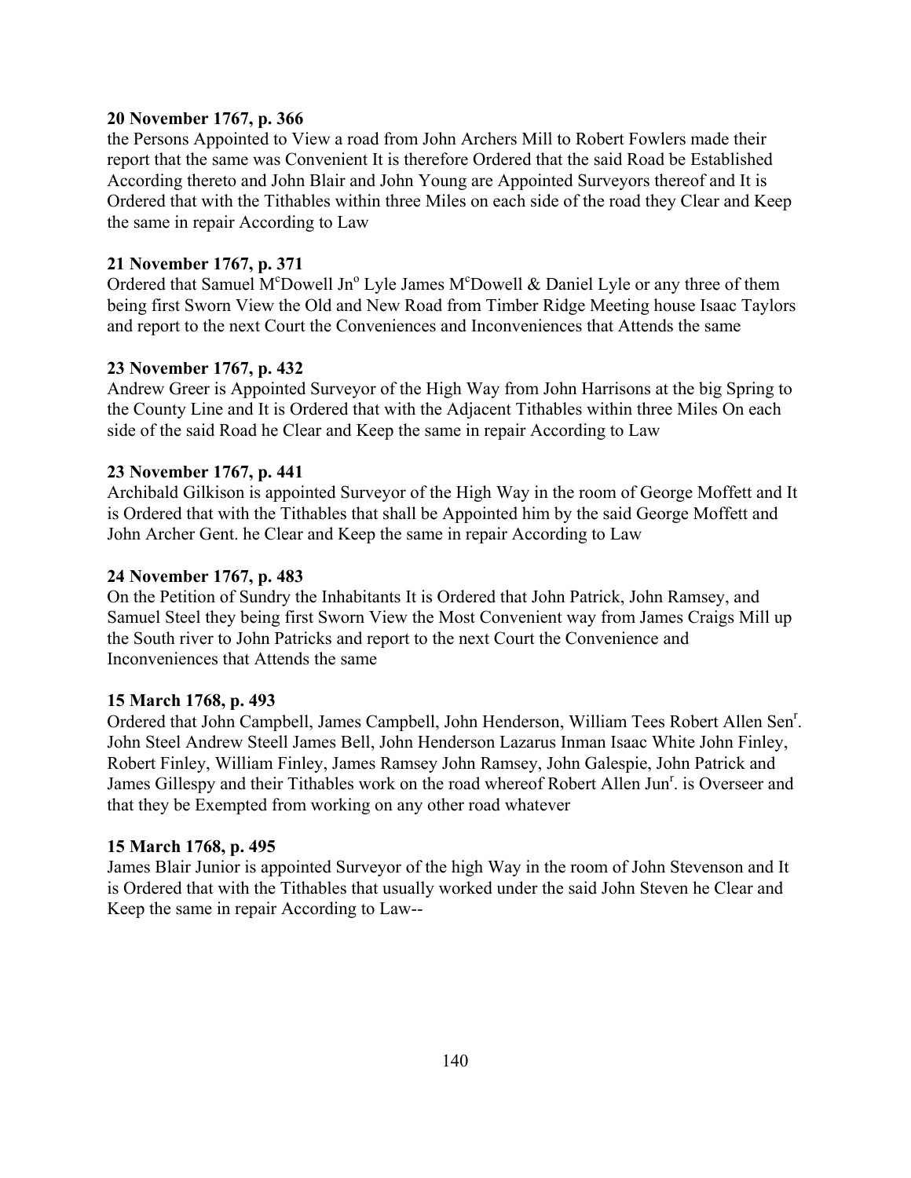**20 November 1767, p. 366**
the Persons Appointed to View a road from John Archers Mill to Robert Fowlers made their report that the same was Convenient It is therefore Ordered that the said Road be Established According thereto and John Blair and John Young are Appointed Surveyors thereof and It is Ordered that with the Tithables within three Miles on each side of the road they Clear and Keep the same in repair According to Law

**21 November 1767, p. 371**
Ordered that Samuel M^c^Dowell Jn^o^ Lyle James M^c^Dowell & Daniel Lyle or any three of them being first Sworn View the Old and New Road from Timber Ridge Meeting house Isaac Taylors and report to the next Court the Conveniences and Inconveniences that Attends the same

**23 November 1767, p. 432**
Andrew Greer is Appointed Surveyor of the High Way from John Harrisons at the big Spring to the County Line and It is Ordered that with the Adjacent Tithables within three Miles On each side of the said Road he Clear and Keep the same in repair According to Law

**23 November 1767, p. 441**
Archibald Gilkison is appointed Surveyor of the High Way in the room of George Moffett and It is Ordered that with the Tithables that shall be Appointed him by the said George Moffett and John Archer Gent. he Clear and Keep the same in repair According to Law

**24 November 1767, p. 483**
On the Petition of Sundry the Inhabitants It is Ordered that John Patrick, John Ramsey, and Samuel Steel they being first Sworn View the Most Convenient way from James Craigs Mill up the South river to John Patricks and report to the next Court the Convenience and Inconveniences that Attends the same

**15 March 1768, p. 493**
Ordered that John Campbell, James Campbell, John Henderson, William Tees Robert Allen Sen^r^. John Steel Andrew Steell James Bell, John Henderson Lazarus Inman Isaac White John Finley, Robert Finley, William Finley, James Ramsey John Ramsey, John Galespie, John Patrick and James Gillespy and their Tithables work on the road whereof Robert Allen Jun^r^. is Overseer and that they be Exempted from working on any other road whatever

**15 March 1768, p. 495**
James Blair Junior is appointed Surveyor of the high Way in the room of John Stevenson and It is Ordered that with the Tithables that usually worked under the said John Steven he Clear and Keep the same in repair According to Law--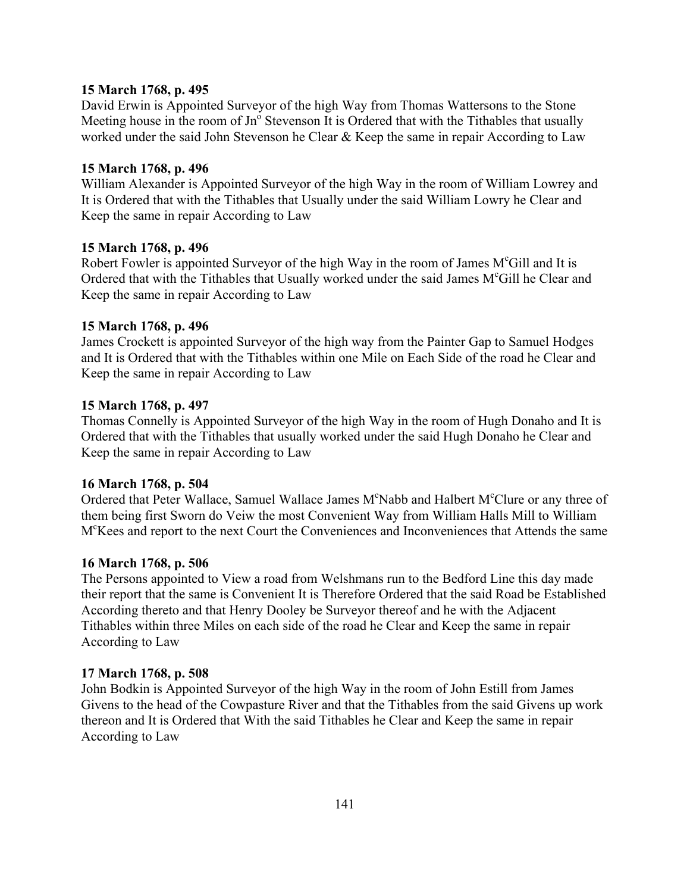**15 March 1768, p. 495**
David Erwin is Appointed Surveyor of the high Way from Thomas Wattersons to the Stone Meeting house in the room of Jn^o Stevenson It is Ordered that with the Tithables that usually worked under the said John Stevenson he Clear & Keep the same in repair According to Law

**15 March 1768, p. 496**
William Alexander is Appointed Surveyor of the high Way in the room of William Lowrey and It is Ordered that with the Tithables that Usually under the said William Lowry he Clear and Keep the same in repair According to Law

**15 March 1768, p. 496**
Robert Fowler is appointed Surveyor of the high Way in the room of James M^cGill and It is Ordered that with the Tithables that Usually worked under the said James M^cGill he Clear and Keep the same in repair According to Law

**15 March 1768, p. 496**
James Crockett is appointed Surveyor of the high way from the Painter Gap to Samuel Hodges and It is Ordered that with the Tithables within one Mile on Each Side of the road he Clear and Keep the same in repair According to Law

**15 March 1768, p. 497**
Thomas Connelly is Appointed Surveyor of the high Way in the room of Hugh Donaho and It is Ordered that with the Tithables that usually worked under the said Hugh Donaho he Clear and Keep the same in repair According to Law

**16 March 1768, p. 504**
Ordered that Peter Wallace, Samuel Wallace James M^cNabb and Halbert M^cClure or any three of them being first Sworn do Veiw the most Convenient Way from William Halls Mill to William M^cKees and report to the next Court the Conveniences and Inconveniences that Attends the same

**16 March 1768, p. 506**
The Persons appointed to View a road from Welshmans run to the Bedford Line this day made their report that the same is Convenient It is Therefore Ordered that the said Road be Established According thereto and that Henry Dooley be Surveyor thereof and he with the Adjacent Tithables within three Miles on each side of the road he Clear and Keep the same in repair According to Law

**17 March 1768, p. 508**
John Bodkin is Appointed Surveyor of the high Way in the room of John Estill from James Givens to the head of the Cowpasture River and that the Tithables from the said Givens up work thereon and It is Ordered that With the said Tithables he Clear and Keep the same in repair According to Law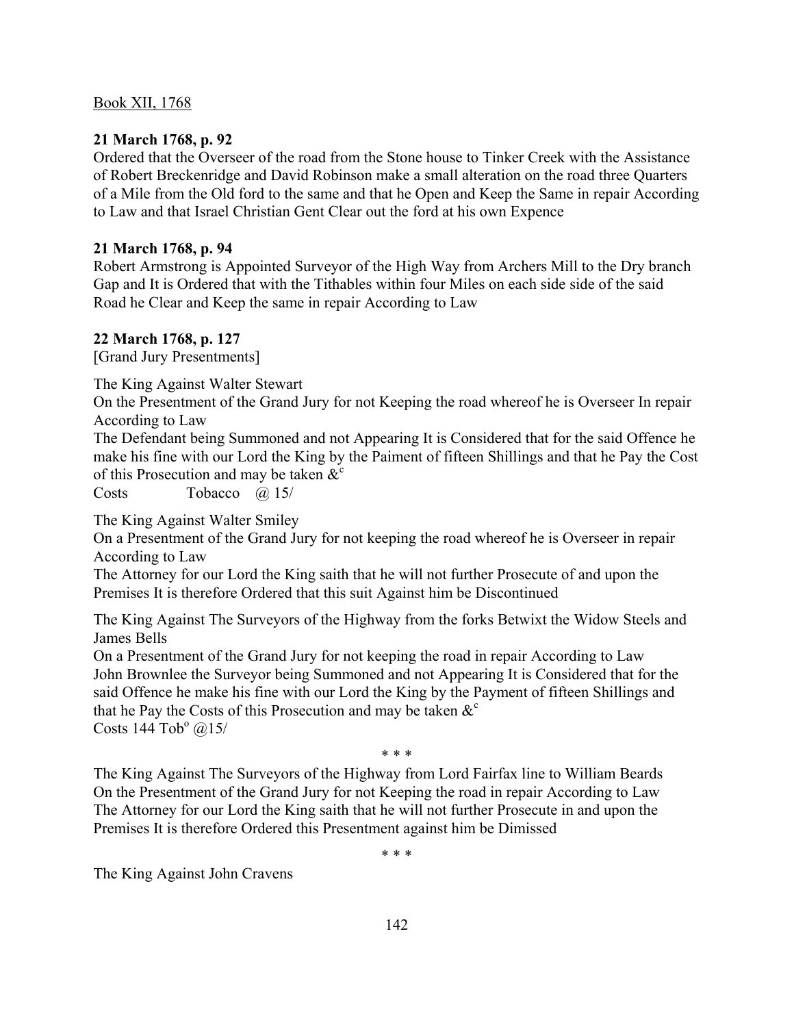Book XII, 1768

**21 March 1768, p. 92**

Ordered that the Overseer of the road from the Stone house to Tinker Creek with the Assistance of Robert Breckenridge and David Robinson make a small alteration on the road three Quarters of a Mile from the Old ford to the same and that he Open and Keep the Same in repair According to Law and that Israel Christian Gent Clear out the ford at his own Expence

**21 March 1768, p. 94**

Robert Armstrong is Appointed Surveyor of the High Way from Archers Mill to the Dry branch Gap and It is Ordered that with the Tithables within four Miles on each side side of the said Road he Clear and Keep the same in repair According to Law

**22 March 1768, p. 127**

[Grand Jury Presentments]

The King Against Walter Stewart
On the Presentment of the Grand Jury for not Keeping the road whereof he is Overseer In repair According to Law
The Defendant being Summoned and not Appearing It is Considered that for the said Offence he make his fine with our Lord the King by the Paiment of fifteen Shillings and that he Pay the Cost of this Prosecution and may be taken &c
Costs Tobacco @ 15/

The King Against Walter Smiley
On a Presentment of the Grand Jury for not keeping the road whereof he is Overseer in repair According to Law
The Attorney for our Lord the King saith that he will not further Prosecute of and upon the Premises It is therefore Ordered that this suit Against him be Discontinued

The King Against The Surveyors of the Highway from the forks Betwixt the Widow Steels and James Bells
On a Presentment of the Grand Jury for not keeping the road in repair According to Law
John Brownlee the Surveyor being Summoned and not Appearing It is Considered that for the said Offence he make his fine with our Lord the King by the Payment of fifteen Shillings and that he Pay the Costs of this Prosecution and may be taken &c
Costs 144 Tobo @15/

\* \* \*

The King Against The Surveyors of the Highway from Lord Fairfax line to William Beards
On the Presentment of the Grand Jury for not Keeping the road in repair According to Law
The Attorney for our Lord the King saith that he will not further Prosecute in and upon the Premises It is therefore Ordered this Presentment against him be Dimissed

\* \* \*

The King Against John Cravens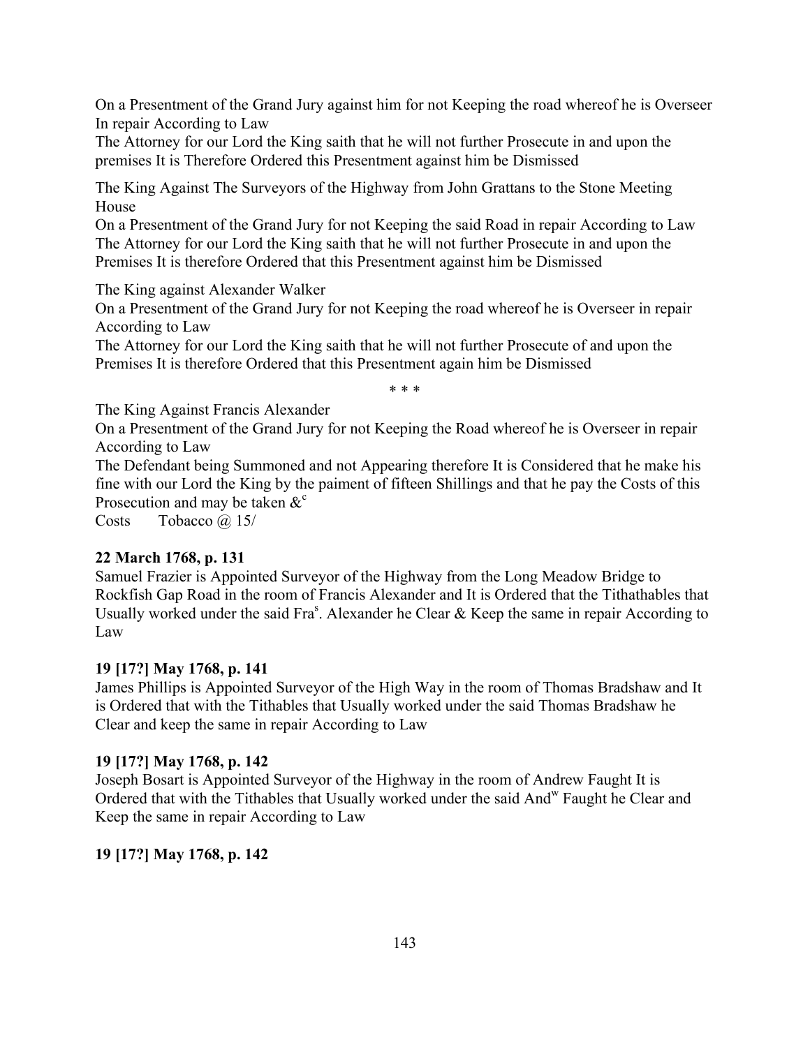On a Presentment of the Grand Jury against him for not Keeping the road whereof he is Overseer In repair According to Law
The Attorney for our Lord the King saith that he will not further Prosecute in and upon the premises It is Therefore Ordered this Presentment against him be Dismissed

The King Against The Surveyors of the Highway from John Grattans to the Stone Meeting House
On a Presentment of the Grand Jury for not Keeping the said Road in repair According to Law
The Attorney for our Lord the King saith that he will not further Prosecute in and upon the Premises It is therefore Ordered that this Presentment against him be Dismissed

The King against Alexander Walker
On a Presentment of the Grand Jury for not Keeping the road whereof he is Overseer in repair According to Law
The Attorney for our Lord the King saith that he will not further Prosecute of and upon the Premises It is therefore Ordered that this Presentment again him be Dismissed

\* \* \*

The King Against Francis Alexander
On a Presentment of the Grand Jury for not Keeping the Road whereof he is Overseer in repair According to Law
The Defendant being Summoned and not Appearing therefore It is Considered that he make his fine with our Lord the King by the paiment of fifteen Shillings and that he pay the Costs of this Prosecution and may be taken &c
Costs Tobacco @ 15/

**22 March 1768, p. 131**
Samuel Frazier is Appointed Surveyor of the Highway from the Long Meadow Bridge to Rockfish Gap Road in the room of Francis Alexander and It is Ordered that the Tithathables that Usually worked under the said Fras. Alexander he Clear & Keep the same in repair According to Law

**19 [17?] May 1768, p. 141**
James Phillips is Appointed Surveyor of the High Way in the room of Thomas Bradshaw and It is Ordered that with the Tithables that Usually worked under the said Thomas Bradshaw he Clear and keep the same in repair According to Law

**19 [17?] May 1768, p. 142**
Joseph Bosart is Appointed Surveyor of the Highway in the room of Andrew Faught It is Ordered that with the Tithables that Usually worked under the said Andw Faught he Clear and Keep the same in repair According to Law

**19 [17?] May 1768, p. 142**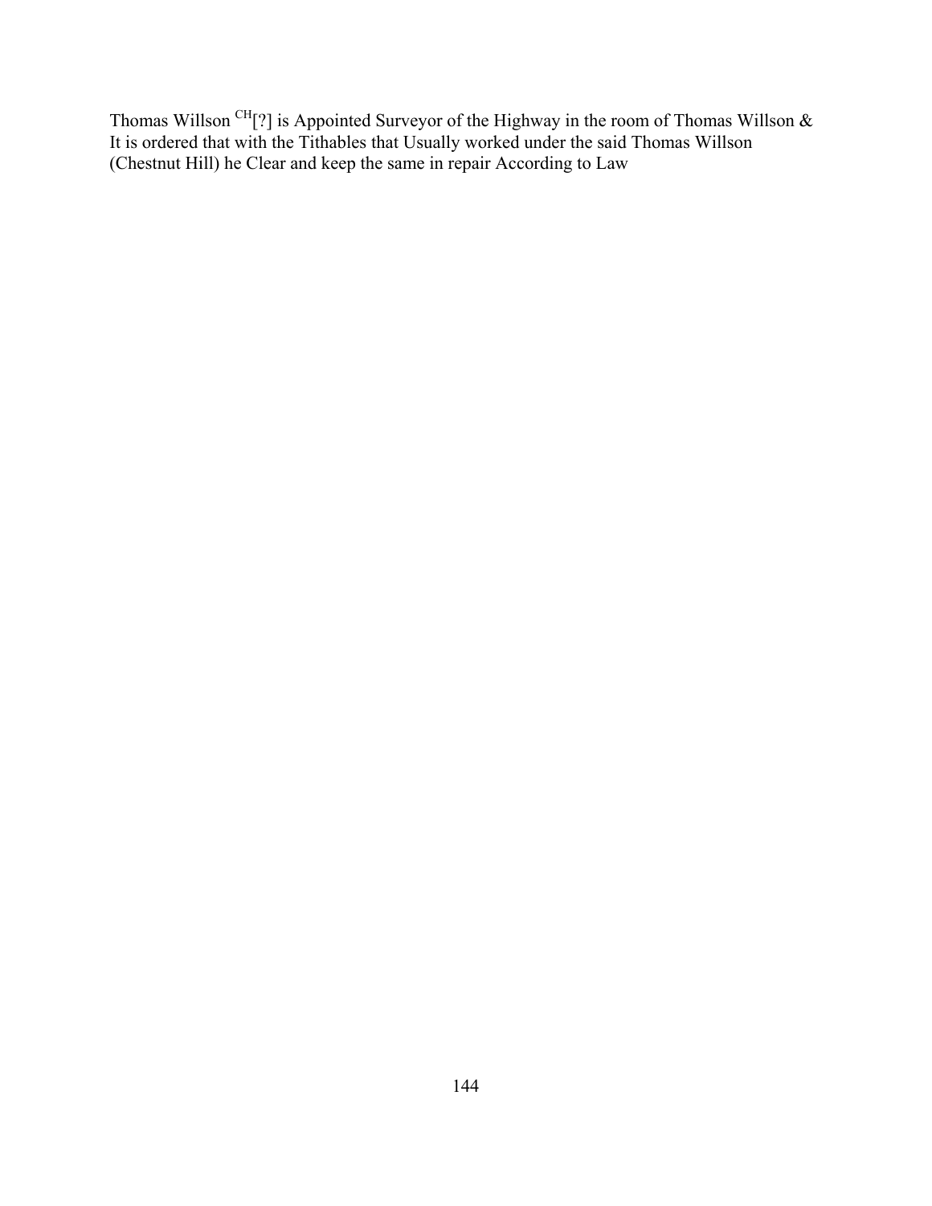Thomas Willson [CH][?] is Appointed Surveyor of the Highway in the room of Thomas Willson & It is ordered that with the Tithables that Usually worked under the said Thomas Willson (Chestnut Hill) he Clear and keep the same in repair According to Law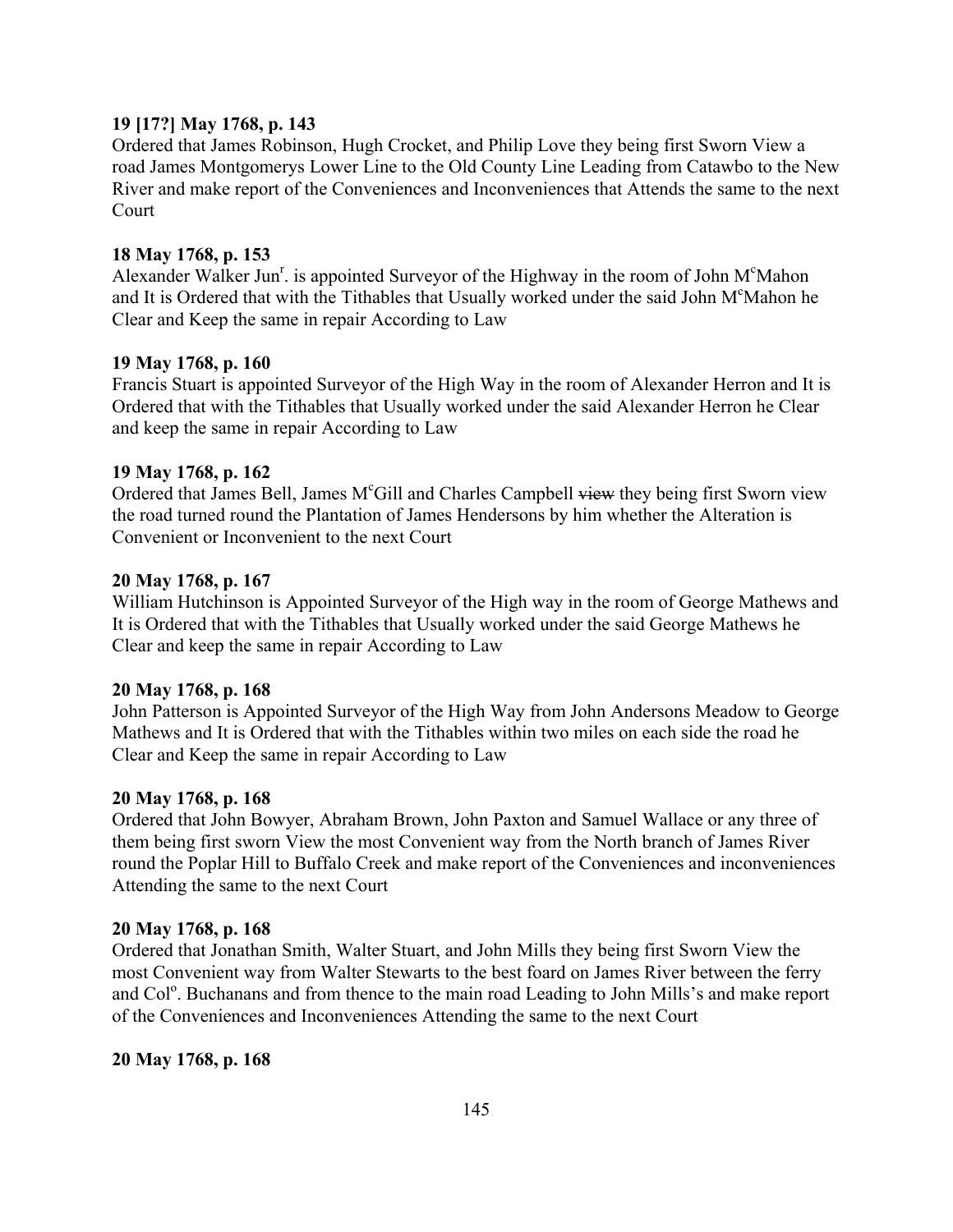**19 [17?] May 1768, p. 143**
Ordered that James Robinson, Hugh Crocket, and Philip Love they being first Sworn View a road James Montgomerys Lower Line to the Old County Line Leading from Catawbo to the New River and make report of the Conveniences and Inconveniences that Attends the same to the next Court

**18 May 1768, p. 153**
Alexander Walker Jun[r]. is appointed Surveyor of the Highway in the room of John M[c]Mahon and It is Ordered that with the Tithables that Usually worked under the said John M[c]Mahon he Clear and Keep the same in repair According to Law

**19 May 1768, p. 160**
Francis Stuart is appointed Surveyor of the High Way in the room of Alexander Herron and It is Ordered that with the Tithables that Usually worked under the said Alexander Herron he Clear and keep the same in repair According to Law

**19 May 1768, p. 162**
Ordered that James Bell, James M[c]Gill and Charles Campbell ~~view~~ they being first Sworn view the road turned round the Plantation of James Hendersons by him whether the Alteration is Convenient or Inconvenient to the next Court

**20 May 1768, p. 167**
William Hutchinson is Appointed Surveyor of the High way in the room of George Mathews and It is Ordered that with the Tithables that Usually worked under the said George Mathews he Clear and keep the same in repair According to Law

**20 May 1768, p. 168**
John Patterson is Appointed Surveyor of the High Way from John Andersons Meadow to George Mathews and It is Ordered that with the Tithables within two miles on each side the road he Clear and Keep the same in repair According to Law

**20 May 1768, p. 168**
Ordered that John Bowyer, Abraham Brown, John Paxton and Samuel Wallace or any three of them being first sworn View the most Convenient way from the North branch of James River round the Poplar Hill to Buffalo Creek and make report of the Conveniences and inconveniences Attending the same to the next Court

**20 May 1768, p. 168**
Ordered that Jonathan Smith, Walter Stuart, and John Mills they being first Sworn View the most Convenient way from Walter Stewarts to the best foard on James River between the ferry and Col[o]. Buchanans and from thence to the main road Leading to John Mills's and make report of the Conveniences and Inconveniences Attending the same to the next Court

**20 May 1768, p. 168**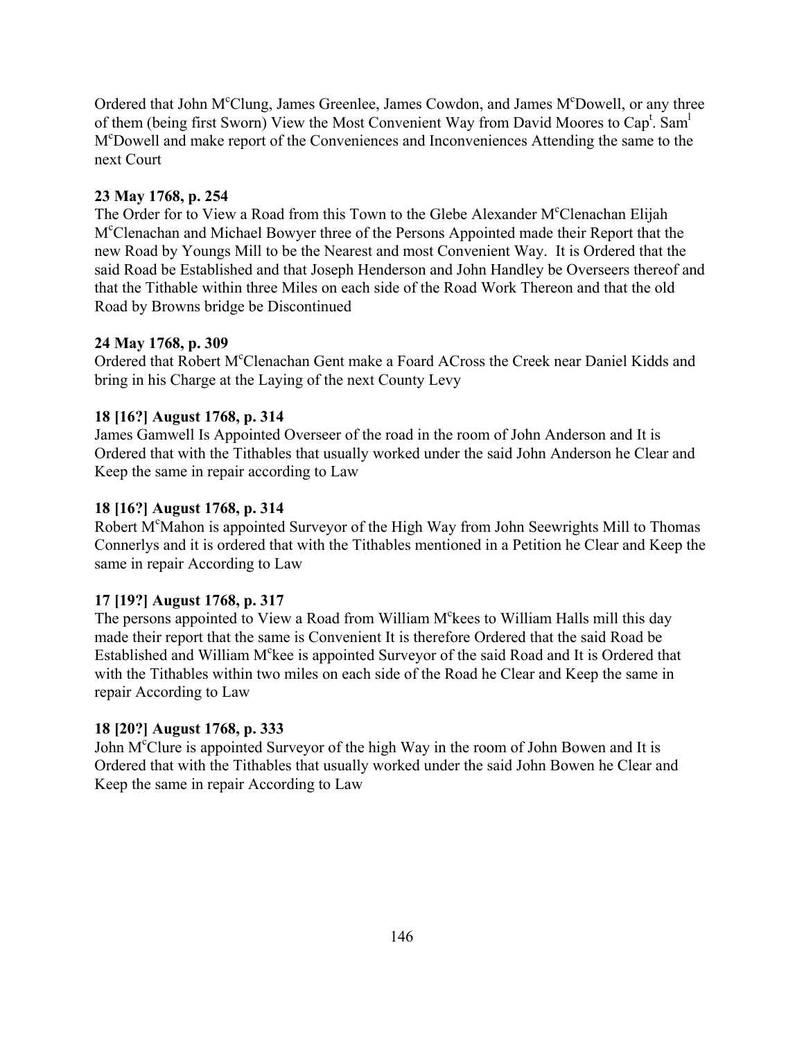Ordered that John M[c]Clung, James Greenlee, James Cowdon, and James M[c]Dowell, or any three of them (being first Sworn) View the Most Convenient Way from David Moores to Cap[t]. Sam[l] M[c]Dowell and make report of the Conveniences and Inconveniences Attending the same to the next Court

**23 May 1768, p. 254**

The Order for to View a Road from this Town to the Glebe Alexander M[c]Clenachan Elijah M[c]Clenachan and Michael Bowyer three of the Persons Appointed made their Report that the new Road by Youngs Mill to be the Nearest and most Convenient Way. It is Ordered that the said Road be Established and that Joseph Henderson and John Handley be Overseers thereof and that the Tithable within three Miles on each side of the Road Work Thereon and that the old Road by Browns bridge be Discontinued

**24 May 1768, p. 309**

Ordered that Robert M[c]Clenachan Gent make a Foard ACross the Creek near Daniel Kidds and bring in his Charge at the Laying of the next County Levy

**18 [16?] August 1768, p. 314**

James Gamwell Is Appointed Overseer of the road in the room of John Anderson and It is Ordered that with the Tithables that usually worked under the said John Anderson he Clear and Keep the same in repair according to Law

**18 [16?] August 1768, p. 314**

Robert M[c]Mahon is appointed Surveyor of the High Way from John Seewrights Mill to Thomas Connerlys and it is ordered that with the Tithables mentioned in a Petition he Clear and Keep the same in repair According to Law

**17 [19?] August 1768, p. 317**

The persons appointed to View a Road from William M[c]kees to William Halls mill this day made their report that the same is Convenient It is therefore Ordered that the said Road be Established and William M[c]kee is appointed Surveyor of the said Road and It is Ordered that with the Tithables within two miles on each side of the Road he Clear and Keep the same in repair According to Law

**18 [20?] August 1768, p. 333**

John M[c]Clure is appointed Surveyor of the high Way in the room of John Bowen and It is Ordered that with the Tithables that usually worked under the said John Bowen he Clear and Keep the same in repair According to Law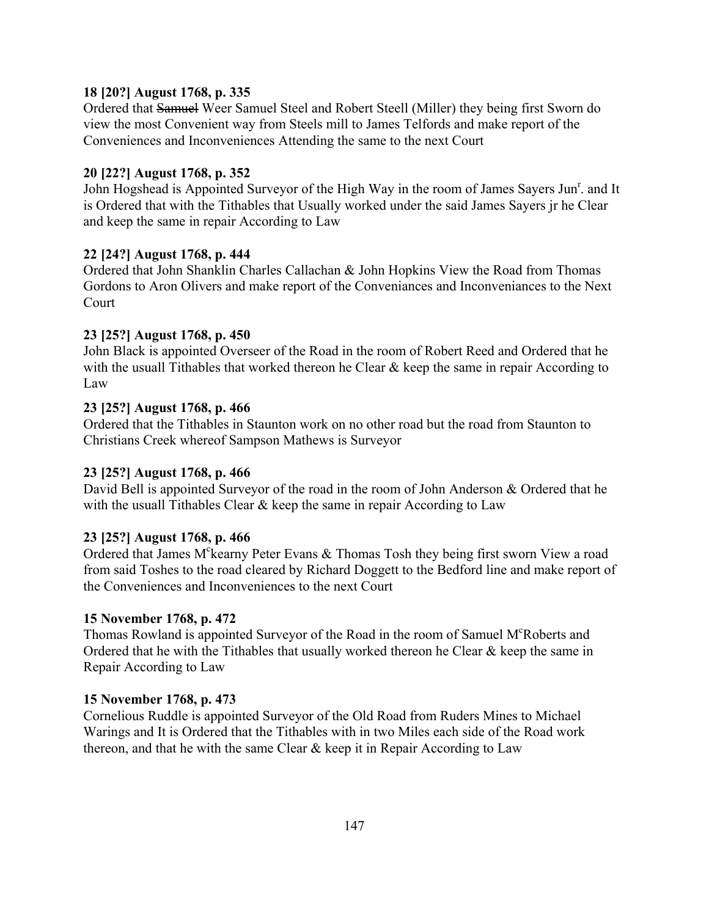**18 [20?] August 1768, p. 335**
Ordered that ~~Samuel~~ Weer Samuel Steel and Robert Steell (Miller) they being first Sworn do view the most Convenient way from Steels mill to James Telfords and make report of the Conveniences and Inconveniences Attending the same to the next Court

**20 [22?] August 1768, p. 352**
John Hogshead is Appointed Surveyor of the High Way in the room of James Sayers Jun$^{r}$. and It is Ordered that with the Tithables that Usually worked under the said James Sayers jr he Clear and keep the same in repair According to Law

**22 [24?] August 1768, p. 444**
Ordered that John Shanklin Charles Callachan & John Hopkins View the Road from Thomas Gordons to Aron Olivers and make report of the Conveniances and Inconveniances to the Next Court

**23 [25?] August 1768, p. 450**
John Black is appointed Overseer of the Road in the room of Robert Reed and Ordered that he with the usuall Tithables that worked thereon he Clear & keep the same in repair According to Law

**23 [25?] August 1768, p. 466**
Ordered that the Tithables in Staunton work on no other road but the road from Staunton to Christians Creek whereof Sampson Mathews is Surveyor

**23 [25?] August 1768, p. 466**
David Bell is appointed Surveyor of the road in the room of John Anderson & Ordered that he with the usuall Tithables Clear & keep the same in repair According to Law

**23 [25?] August 1768, p. 466**
Ordered that James M$^{c}$kearny Peter Evans & Thomas Tosh they being first sworn View a road from said Toshes to the road cleared by Richard Doggett to the Bedford line and make report of the Conveniences and Inconveniences to the next Court

**15 November 1768, p. 472**
Thomas Rowland is appointed Surveyor of the Road in the room of Samuel M$^{c}$Roberts and Ordered that he with the Tithables that usually worked thereon he Clear & keep the same in Repair According to Law

**15 November 1768, p. 473**
Cornelious Ruddle is appointed Surveyor of the Old Road from Ruders Mines to Michael Warings and It is Ordered that the Tithables with in two Miles each side of the Road work thereon, and that he with the same Clear & keep it in Repair According to Law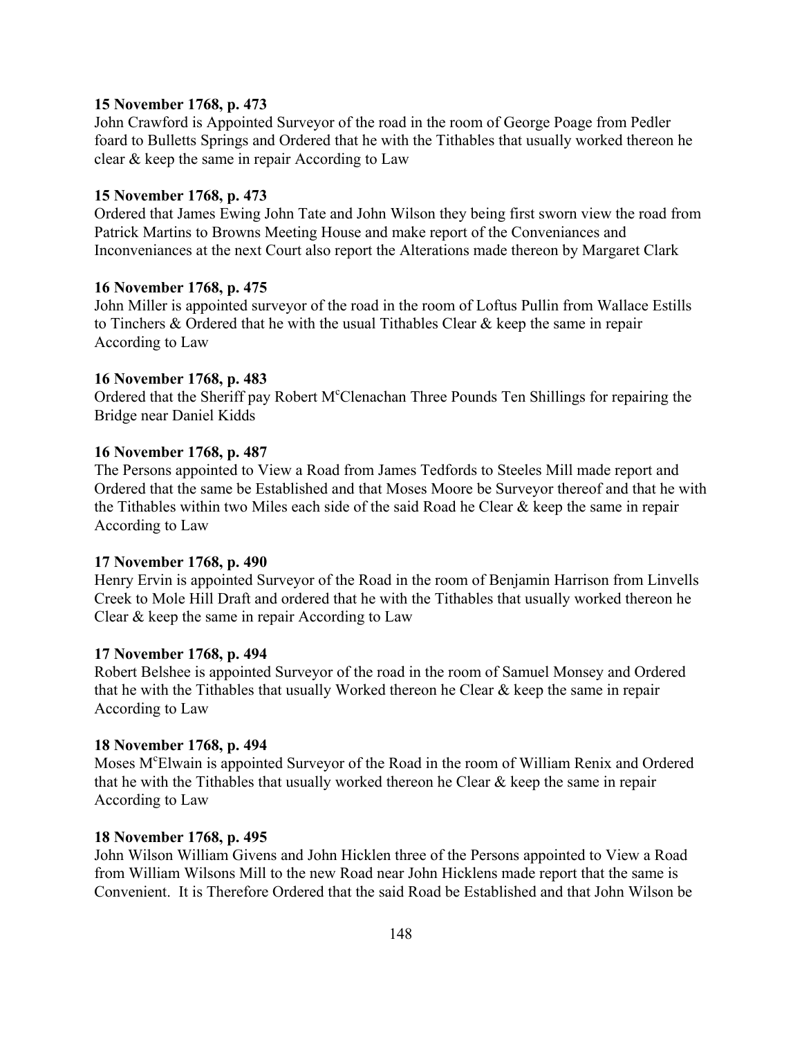**15 November 1768, p. 473**
John Crawford is Appointed Surveyor of the road in the room of George Poage from Pedler foard to Bulletts Springs and Ordered that he with the Tithables that usually worked thereon he clear & keep the same in repair According to Law

**15 November 1768, p. 473**
Ordered that James Ewing John Tate and John Wilson they being first sworn view the road from Patrick Martins to Browns Meeting House and make report of the Conveniances and Inconveniances at the next Court also report the Alterations made thereon by Margaret Clark

**16 November 1768, p. 475**
John Miller is appointed surveyor of the road in the room of Loftus Pullin from Wallace Estills to Tinchers & Ordered that he with the usual Tithables Clear & keep the same in repair According to Law

**16 November 1768, p. 483**
Ordered that the Sheriff pay Robert M^c^Clenachan Three Pounds Ten Shillings for repairing the Bridge near Daniel Kidds

**16 November 1768, p. 487**
The Persons appointed to View a Road from James Tedfords to Steeles Mill made report and Ordered that the same be Established and that Moses Moore be Surveyor thereof and that he with the Tithables within two Miles each side of the said Road he Clear & keep the same in repair According to Law

**17 November 1768, p. 490**
Henry Ervin is appointed Surveyor of the Road in the room of Benjamin Harrison from Linvells Creek to Mole Hill Draft and ordered that he with the Tithables that usually worked thereon he Clear & keep the same in repair According to Law

**17 November 1768, p. 494**
Robert Belshee is appointed Surveyor of the road in the room of Samuel Monsey and Ordered that he with the Tithables that usually Worked thereon he Clear & keep the same in repair According to Law

**18 November 1768, p. 494**
Moses M^c^Elwain is appointed Surveyor of the Road in the room of William Renix and Ordered that he with the Tithables that usually worked thereon he Clear & keep the same in repair According to Law

**18 November 1768, p. 495**
John Wilson William Givens and John Hicklen three of the Persons appointed to View a Road from William Wilsons Mill to the new Road near John Hicklens made report that the same is Convenient. It is Therefore Ordered that the said Road be Established and that John Wilson be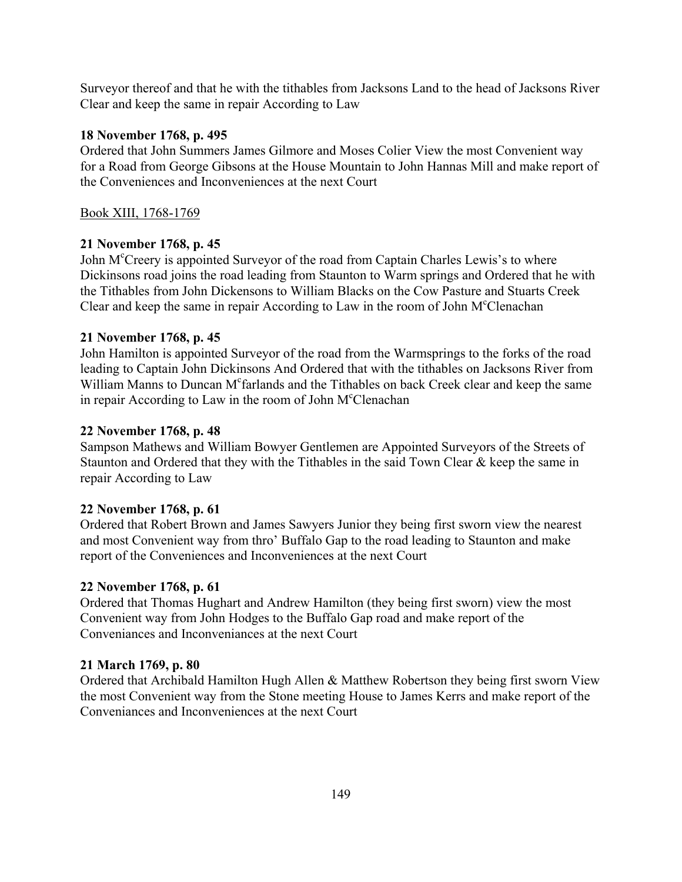Surveyor thereof and that he with the tithables from Jacksons Land to the head of Jacksons River Clear and keep the same in repair According to Law

**18 November 1768, p. 495**
Ordered that John Summers James Gilmore and Moses Colier View the most Convenient way for a Road from George Gibsons at the House Mountain to John Hannas Mill and make report of the Conveniences and Inconveniences at the next Court

Book XIII, 1768-1769

**21 November 1768, p. 45**
John M^c^Creery is appointed Surveyor of the road from Captain Charles Lewis's to where Dickinsons road joins the road leading from Staunton to Warm springs and Ordered that he with the Tithables from John Dickensons to William Blacks on the Cow Pasture and Stuarts Creek Clear and keep the same in repair According to Law in the room of John M^c^Clenachan

**21 November 1768, p. 45**
John Hamilton is appointed Surveyor of the road from the Warmsprings to the forks of the road leading to Captain John Dickinsons And Ordered that with the tithables on Jacksons River from William Manns to Duncan M^c^farlands and the Tithables on back Creek clear and keep the same in repair According to Law in the room of John M^c^Clenachan

**22 November 1768, p. 48**
Sampson Mathews and William Bowyer Gentlemen are Appointed Surveyors of the Streets of Staunton and Ordered that they with the Tithables in the said Town Clear & keep the same in repair According to Law

**22 November 1768, p. 61**
Ordered that Robert Brown and James Sawyers Junior they being first sworn view the nearest and most Convenient way from thro' Buffalo Gap to the road leading to Staunton and make report of the Conveniences and Inconveniences at the next Court

**22 November 1768, p. 61**
Ordered that Thomas Hughart and Andrew Hamilton (they being first sworn) view the most Convenient way from John Hodges to the Buffalo Gap road and make report of the Conveniances and Inconveniances at the next Court

**21 March 1769, p. 80**
Ordered that Archibald Hamilton Hugh Allen & Matthew Robertson they being first sworn View the most Convenient way from the Stone meeting House to James Kerrs and make report of the Conveniances and Inconveniences at the next Court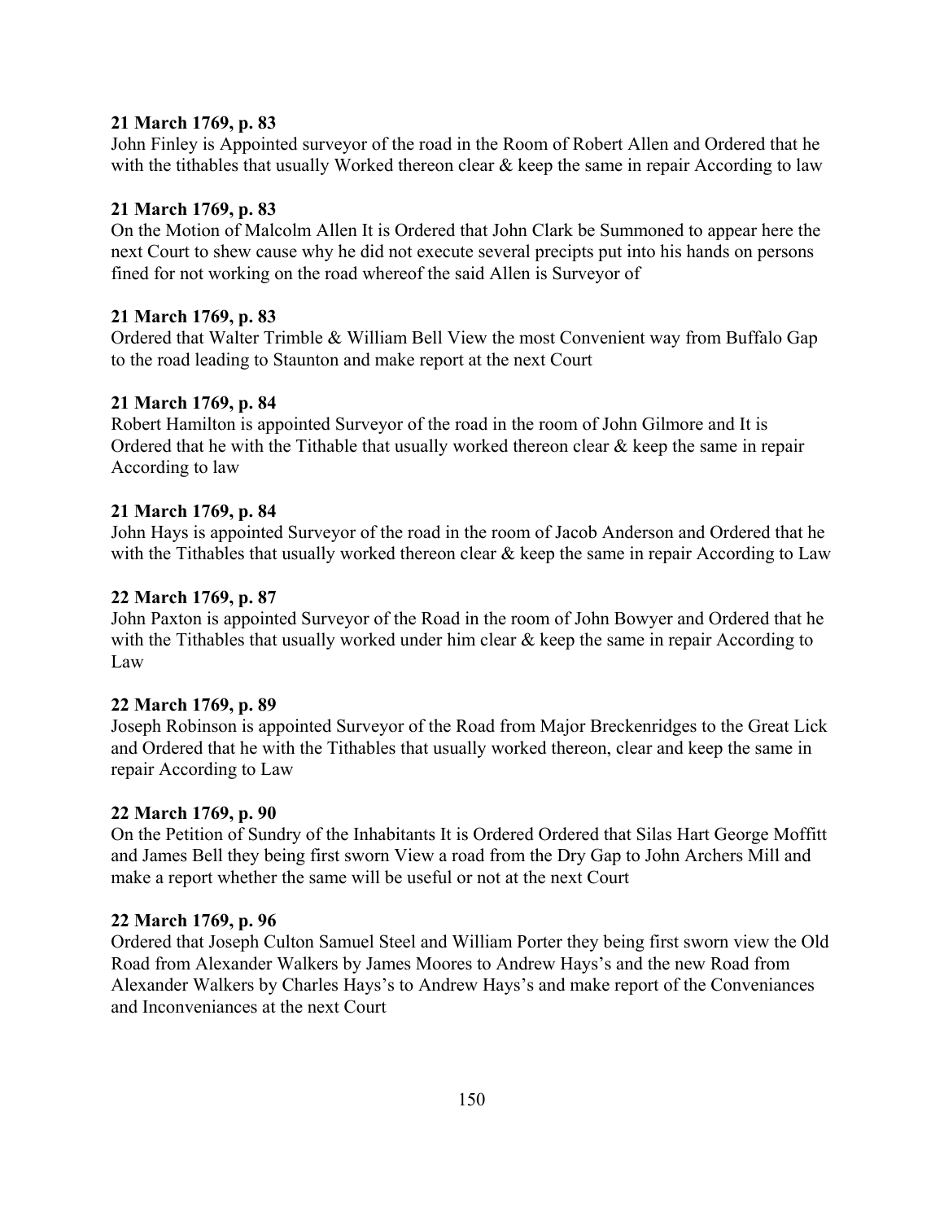**21 March 1769, p. 83**
John Finley is Appointed surveyor of the road in the Room of Robert Allen and Ordered that he with the tithables that usually Worked thereon clear & keep the same in repair According to law

**21 March 1769, p. 83**
On the Motion of Malcolm Allen It is Ordered that John Clark be Summoned to appear here the next Court to shew cause why he did not execute several precipts put into his hands on persons fined for not working on the road whereof the said Allen is Surveyor of

**21 March 1769, p. 83**
Ordered that Walter Trimble & William Bell View the most Convenient way from Buffalo Gap to the road leading to Staunton and make report at the next Court

**21 March 1769, p. 84**
Robert Hamilton is appointed Surveyor of the road in the room of John Gilmore and It is Ordered that he with the Tithable that usually worked thereon clear & keep the same in repair According to law

**21 March 1769, p. 84**
John Hays is appointed Surveyor of the road in the room of Jacob Anderson and Ordered that he with the Tithables that usually worked thereon clear & keep the same in repair According to Law

**22 March 1769, p. 87**
John Paxton is appointed Surveyor of the Road in the room of John Bowyer and Ordered that he with the Tithables that usually worked under him clear & keep the same in repair According to Law

**22 March 1769, p. 89**
Joseph Robinson is appointed Surveyor of the Road from Major Breckenridges to the Great Lick and Ordered that he with the Tithables that usually worked thereon, clear and keep the same in repair According to Law

**22 March 1769, p. 90**
On the Petition of Sundry of the Inhabitants It is Ordered Ordered that Silas Hart George Moffitt and James Bell they being first sworn View a road from the Dry Gap to John Archers Mill and make a report whether the same will be useful or not at the next Court

**22 March 1769, p. 96**
Ordered that Joseph Culton Samuel Steel and William Porter they being first sworn view the Old Road from Alexander Walkers by James Moores to Andrew Hays's and the new Road from Alexander Walkers by Charles Hays's to Andrew Hays's and make report of the Conveniances and Inconveniances at the next Court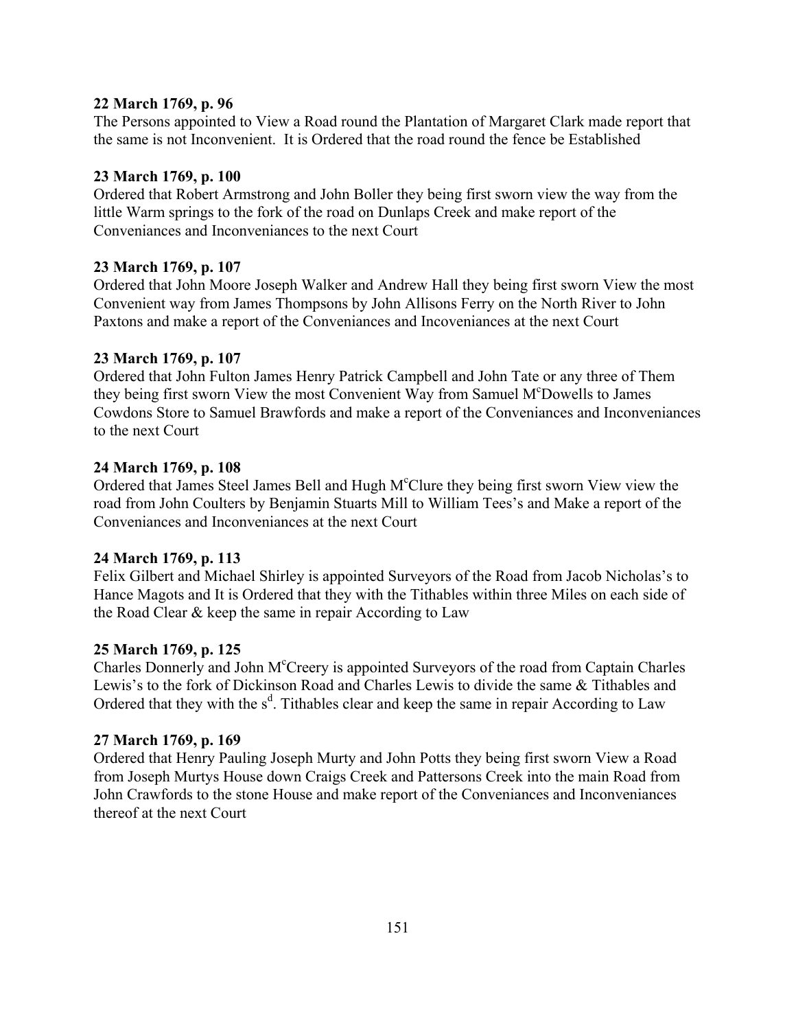**22 March 1769, p. 96**
The Persons appointed to View a Road round the Plantation of Margaret Clark made report that the same is not Inconvenient. It is Ordered that the road round the fence be Established

**23 March 1769, p. 100**
Ordered that Robert Armstrong and John Boller they being first sworn view the way from the little Warm springs to the fork of the road on Dunlaps Creek and make report of the Conveniances and Inconveniances to the next Court

**23 March 1769, p. 107**
Ordered that John Moore Joseph Walker and Andrew Hall they being first sworn View the most Convenient way from James Thompsons by John Allisons Ferry on the North River to John Paxtons and make a report of the Conveniances and Incoveniances at the next Court

**23 March 1769, p. 107**
Ordered that John Fulton James Henry Patrick Campbell and John Tate or any three of Them they being first sworn View the most Convenient Way from Samuel M[c]Dowells to James Cowdons Store to Samuel Brawfords and make a report of the Conveniances and Inconveniances to the next Court

**24 March 1769, p. 108**
Ordered that James Steel James Bell and Hugh M[c]Clure they being first sworn View view the road from John Coulters by Benjamin Stuarts Mill to William Tees's and Make a report of the Conveniances and Inconveniances at the next Court

**24 March 1769, p. 113**
Felix Gilbert and Michael Shirley is appointed Surveyors of the Road from Jacob Nicholas's to Hance Magots and It is Ordered that they with the Tithables within three Miles on each side of the Road Clear & keep the same in repair According to Law

**25 March 1769, p. 125**
Charles Donnerly and John M[c]Creery is appointed Surveyors of the road from Captain Charles Lewis's to the fork of Dickinson Road and Charles Lewis to divide the same & Tithables and Ordered that they with the s[d]. Tithables clear and keep the same in repair According to Law

**27 March 1769, p. 169**
Ordered that Henry Pauling Joseph Murty and John Potts they being first sworn View a Road from Joseph Murtys House down Craigs Creek and Pattersons Creek into the main Road from John Crawfords to the stone House and make report of the Conveniances and Inconveniances thereof at the next Court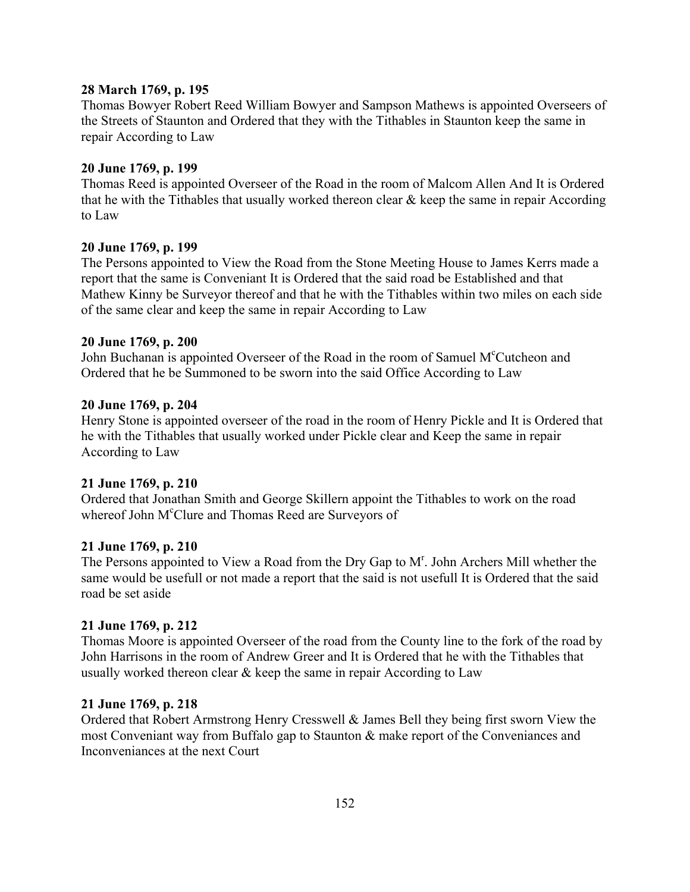**28 March 1769, p. 195**

Thomas Bowyer Robert Reed William Bowyer and Sampson Mathews is appointed Overseers of the Streets of Staunton and Ordered that they with the Tithables in Staunton keep the same in repair According to Law

**20 June 1769, p. 199**

Thomas Reed is appointed Overseer of the Road in the room of Malcom Allen And It is Ordered that he with the Tithables that usually worked thereon clear & keep the same in repair According to Law

**20 June 1769, p. 199**

The Persons appointed to View the Road from the Stone Meeting House to James Kerrs made a report that the same is Conveniant It is Ordered that the said road be Established and that Mathew Kinny be Surveyor thereof and that he with the Tithables within two miles on each side of the same clear and keep the same in repair According to Law

**20 June 1769, p. 200**

John Buchanan is appointed Overseer of the Road in the room of Samuel M^c^Cutcheon and Ordered that he be Summoned to be sworn into the said Office According to Law

**20 June 1769, p. 204**

Henry Stone is appointed overseer of the road in the room of Henry Pickle and It is Ordered that he with the Tithables that usually worked under Pickle clear and Keep the same in repair According to Law

**21 June 1769, p. 210**

Ordered that Jonathan Smith and George Skillern appoint the Tithables to work on the road whereof John M^c^Clure and Thomas Reed are Surveyors of

**21 June 1769, p. 210**

The Persons appointed to View a Road from the Dry Gap to M^r^. John Archers Mill whether the same would be usefull or not made a report that the said is not usefull It is Ordered that the said road be set aside

**21 June 1769, p. 212**

Thomas Moore is appointed Overseer of the road from the County line to the fork of the road by John Harrisons in the room of Andrew Greer and It is Ordered that he with the Tithables that usually worked thereon clear & keep the same in repair According to Law

**21 June 1769, p. 218**

Ordered that Robert Armstrong Henry Cresswell & James Bell they being first sworn View the most Conveniant way from Buffalo gap to Staunton & make report of the Conveniances and Inconveniances at the next Court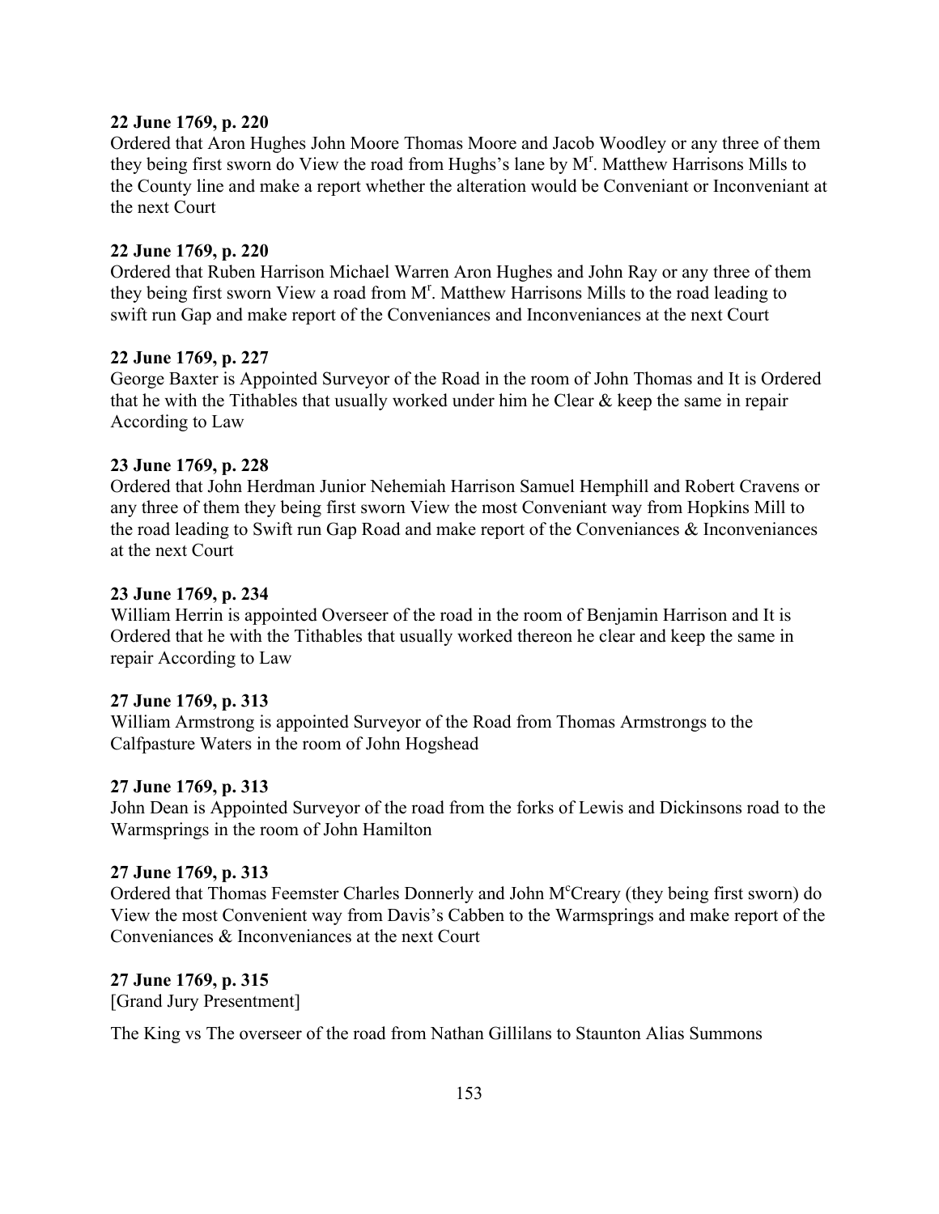**22 June 1769, p. 220**

Ordered that Aron Hughes John Moore Thomas Moore and Jacob Woodley or any three of them they being first sworn do View the road from Hughs's lane by M^r^. Matthew Harrisons Mills to the County line and make a report whether the alteration would be Conveniant or Inconveniant at the next Court

**22 June 1769, p. 220**

Ordered that Ruben Harrison Michael Warren Aron Hughes and John Ray or any three of them they being first sworn View a road from M^r^. Matthew Harrisons Mills to the road leading to swift run Gap and make report of the Conveniances and Inconveniances at the next Court

**22 June 1769, p. 227**

George Baxter is Appointed Surveyor of the Road in the room of John Thomas and It is Ordered that he with the Tithables that usually worked under him he Clear & keep the same in repair According to Law

**23 June 1769, p. 228**

Ordered that John Herdman Junior Nehemiah Harrison Samuel Hemphill and Robert Cravens or any three of them they being first sworn View the most Conveniant way from Hopkins Mill to the road leading to Swift run Gap Road and make report of the Conveniances & Inconveniances at the next Court

**23 June 1769, p. 234**

William Herrin is appointed Overseer of the road in the room of Benjamin Harrison and It is Ordered that he with the Tithables that usually worked thereon he clear and keep the same in repair According to Law

**27 June 1769, p. 313**

William Armstrong is appointed Surveyor of the Road from Thomas Armstrongs to the Calfpasture Waters in the room of John Hogshead

**27 June 1769, p. 313**

John Dean is Appointed Surveyor of the road from the forks of Lewis and Dickinsons road to the Warmsprings in the room of John Hamilton

**27 June 1769, p. 313**

Ordered that Thomas Feemster Charles Donnerly and John M^c^Creary (they being first sworn) do View the most Convenient way from Davis's Cabben to the Warmsprings and make report of the Conveniances & Inconveniances at the next Court

**27 June 1769, p. 315**

[Grand Jury Presentment]

The King vs The overseer of the road from Nathan Gillilans to Staunton Alias Summons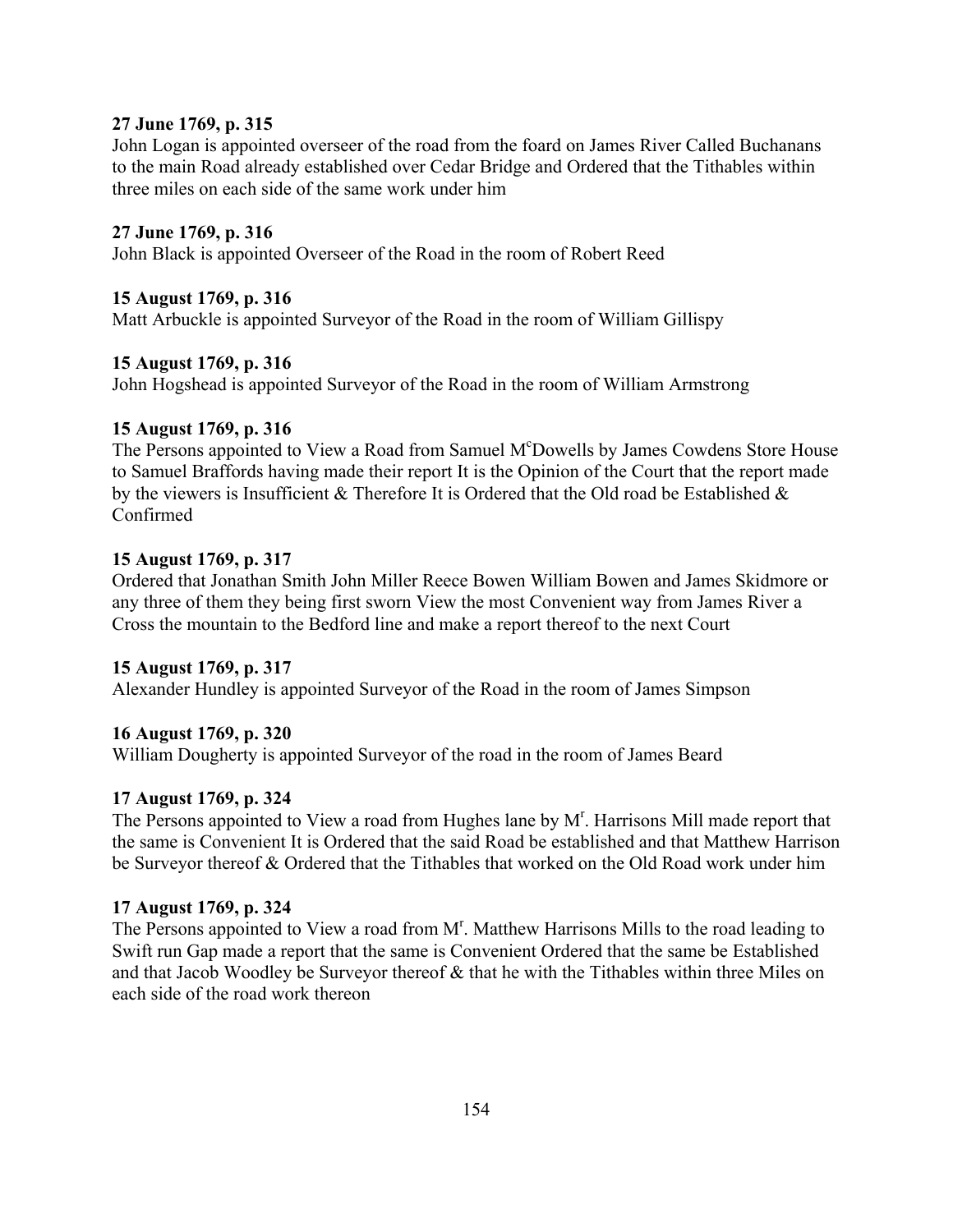**27 June 1769, p. 315**
John Logan is appointed overseer of the road from the foard on James River Called Buchanans to the main Road already established over Cedar Bridge and Ordered that the Tithables within three miles on each side of the same work under him

**27 June 1769, p. 316**
John Black is appointed Overseer of the Road in the room of Robert Reed

**15 August 1769, p. 316**
Matt Arbuckle is appointed Surveyor of the Road in the room of William Gillispy

**15 August 1769, p. 316**
John Hogshead is appointed Surveyor of the Road in the room of William Armstrong

**15 August 1769, p. 316**
The Persons appointed to View a Road from Samuel M[c]Dowells by James Cowdens Store House to Samuel Braffords having made their report It is the Opinion of the Court that the report made by the viewers is Insufficient & Therefore It is Ordered that the Old road be Established & Confirmed

**15 August 1769, p. 317**
Ordered that Jonathan Smith John Miller Reece Bowen William Bowen and James Skidmore or any three of them they being first sworn View the most Convenient way from James River a Cross the mountain to the Bedford line and make a report thereof to the next Court

**15 August 1769, p. 317**
Alexander Hundley is appointed Surveyor of the Road in the room of James Simpson

**16 August 1769, p. 320**
William Dougherty is appointed Surveyor of the road in the room of James Beard

**17 August 1769, p. 324**
The Persons appointed to View a road from Hughes lane by M[r]. Harrisons Mill made report that the same is Convenient It is Ordered that the said Road be established and that Matthew Harrison be Surveyor thereof & Ordered that the Tithables that worked on the Old Road work under him

**17 August 1769, p. 324**
The Persons appointed to View a road from M[r]. Matthew Harrisons Mills to the road leading to Swift run Gap made a report that the same is Convenient Ordered that the same be Established and that Jacob Woodley be Surveyor thereof & that he with the Tithables within three Miles on each side of the road work thereon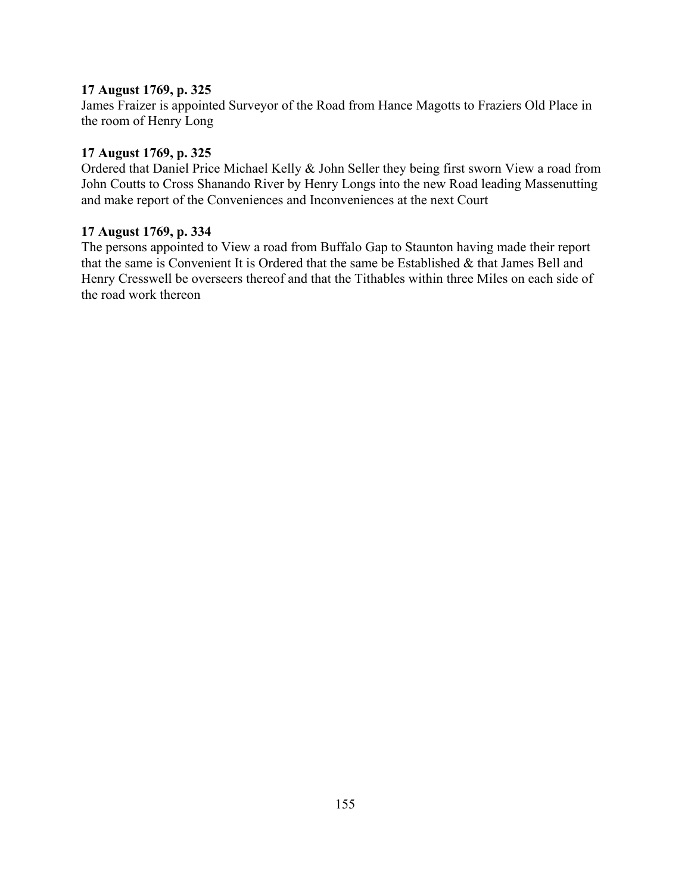**17 August 1769, p. 325**
James Fraizer is appointed Surveyor of the Road from Hance Magotts to Fraziers Old Place in the room of Henry Long

**17 August 1769, p. 325**
Ordered that Daniel Price Michael Kelly & John Seller they being first sworn View a road from John Coutts to Cross Shanando River by Henry Longs into the new Road leading Massenutting and make report of the Conveniences and Inconveniences at the next Court

**17 August 1769, p. 334**
The persons appointed to View a road from Buffalo Gap to Staunton having made their report that the same is Convenient It is Ordered that the same be Established & that James Bell and Henry Cresswell be overseers thereof and that the Tithables within three Miles on each side of the road work thereon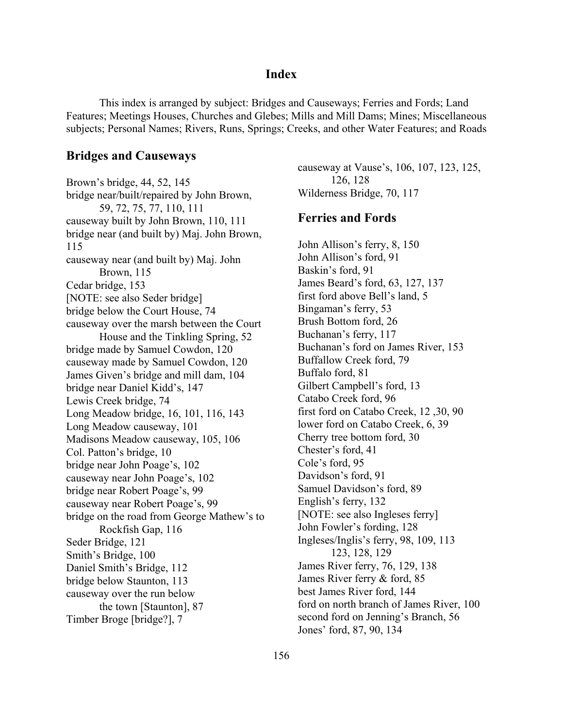# Index

This index is arranged by subject: Bridges and Causeways; Ferries and Fords; Land Features; Meetings Houses, Churches and Glebes; Mills and Mill Dams; Mines; Miscellaneous subjects; Personal Names; Rivers, Runs, Springs; Creeks, and other Water Features; and Roads

## Bridges and Causeways

Brown's bridge, 44, 52, 145
bridge near/built/repaired by John Brown, 59, 72, 75, 77, 110, 111
causeway built by John Brown, 110, 111
bridge near (and built by) Maj. John Brown, 115
causeway near (and built by) Maj. John Brown, 115
Cedar bridge, 153
[NOTE: see also Seder bridge]
bridge below the Court House, 74
causeway over the marsh between the Court House and the Tinkling Spring, 52
bridge made by Samuel Cowdon, 120
causeway made by Samuel Cowdon, 120
James Given's bridge and mill dam, 104
bridge near Daniel Kidd's, 147
Lewis Creek bridge, 74
Long Meadow bridge, 16, 101, 116, 143
Long Meadow causeway, 101
Madisons Meadow causeway, 105, 106
Col. Patton's bridge, 10
bridge near John Poage's, 102
causeway near John Poage's, 102
bridge near Robert Poage's, 99
causeway near Robert Poage's, 99
bridge on the road from George Mathew's to Rockfish Gap, 116
Seder Bridge, 121
Smith's Bridge, 100
Daniel Smith's Bridge, 112
bridge below Staunton, 113
causeway over the run below the town [Staunton], 87
Timber Broge [bridge?], 7
causeway at Vause's, 106, 107, 123, 125, 126, 128
Wilderness Bridge, 70, 117

## Ferries and Fords

John Allison's ferry, 8, 150
John Allison's ford, 91
Baskin's ford, 91
James Beard's ford, 63, 127, 137
first ford above Bell's land, 5
Bingaman's ferry, 53
Brush Bottom ford, 26
Buchanan's ferry, 117
Buchanan's ford on James River, 153
Buffallow Creek ford, 79
Buffalo ford, 81
Gilbert Campbell's ford, 13
Catabo Creek ford, 96
first ford on Catabo Creek, 12 ,30, 90
lower ford on Catabo Creek, 6, 39
Cherry tree bottom ford, 30
Chester's ford, 41
Cole's ford, 95
Davidson's ford, 91
Samuel Davidson's ford, 89
English's ferry, 132
[NOTE: see also Ingleses ferry]
John Fowler's fording, 128
Ingleses/Inglis's ferry, 98, 109, 113 123, 128, 129
James River ferry, 76, 129, 138
James River ferry & ford, 85
best James River ford, 144
ford on north branch of James River, 100
second ford on Jenning's Branch, 56
Jones' ford, 87, 90, 134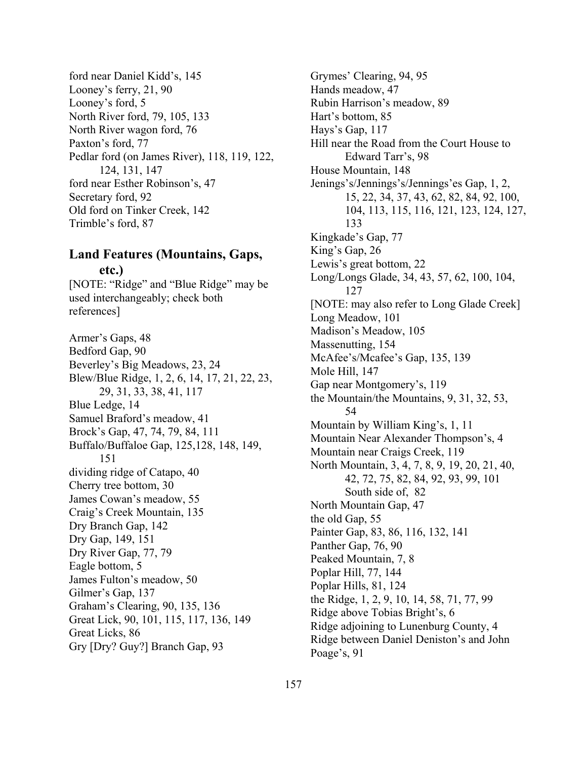ford near Daniel Kidd's, 145
Looney's ferry, 21, 90
Looney's ford, 5
North River ford, 79, 105, 133
North River wagon ford, 76
Paxton's ford, 77
Pedlar ford (on James River), 118, 119, 122, 124, 131, 147
ford near Esther Robinson's, 47
Secretary ford, 92
Old ford on Tinker Creek, 142
Trimble's ford, 87

## Land Features (Mountains, Gaps, etc.)

[NOTE: "Ridge" and "Blue Ridge" may be used interchangeably; check both references]

Armer's Gaps, 48
Bedford Gap, 90
Beverley's Big Meadows, 23, 24
Blew/Blue Ridge, 1, 2, 6, 14, 17, 21, 22, 23, 29, 31, 33, 38, 41, 117
Blue Ledge, 14
Samuel Braford's meadow, 41
Brock's Gap, 47, 74, 79, 84, 111
Buffalo/Buffaloe Gap, 125,128, 148, 149, 151
dividing ridge of Catapo, 40
Cherry tree bottom, 30
James Cowan's meadow, 55
Craig's Creek Mountain, 135
Dry Branch Gap, 142
Dry Gap, 149, 151
Dry River Gap, 77, 79
Eagle bottom, 5
James Fulton's meadow, 50
Gilmer's Gap, 137
Graham's Clearing, 90, 135, 136
Great Lick, 90, 101, 115, 117, 136, 149
Great Licks, 86
Gry [Dry? Guy?] Branch Gap, 93
Grymes' Clearing, 94, 95
Hands meadow, 47
Rubin Harrison's meadow, 89
Hart's bottom, 85
Hays's Gap, 117
Hill near the Road from the Court House to Edward Tarr's, 98
House Mountain, 148
Jenings's/Jennings's/Jennings'es Gap, 1, 2, 15, 22, 34, 37, 43, 62, 82, 84, 92, 100, 104, 113, 115, 116, 121, 123, 124, 127, 133
Kingkade's Gap, 77
King's Gap, 26
Lewis's great bottom, 22
Long/Longs Glade, 34, 43, 57, 62, 100, 104, 127
[NOTE: may also refer to Long Glade Creek]
Long Meadow, 101
Madison's Meadow, 105
Massenutting, 154
McAfee's/Mcafee's Gap, 135, 139
Mole Hill, 147
Gap near Montgomery's, 119
the Mountain/the Mountains, 9, 31, 32, 53, 54
Mountain by William King's, 1, 11
Mountain Near Alexander Thompson's, 4
Mountain near Craigs Creek, 119
North Mountain, 3, 4, 7, 8, 9, 19, 20, 21, 40, 42, 72, 75, 82, 84, 92, 93, 99, 101
    South side of, 82
North Mountain Gap, 47
the old Gap, 55
Painter Gap, 83, 86, 116, 132, 141
Panther Gap, 76, 90
Peaked Mountain, 7, 8
Poplar Hill, 77, 144
Poplar Hills, 81, 124
the Ridge, 1, 2, 9, 10, 14, 58, 71, 77, 99
Ridge above Tobias Bright's, 6
Ridge adjoining to Lunenburg County, 4
Ridge between Daniel Deniston's and John Poage's, 91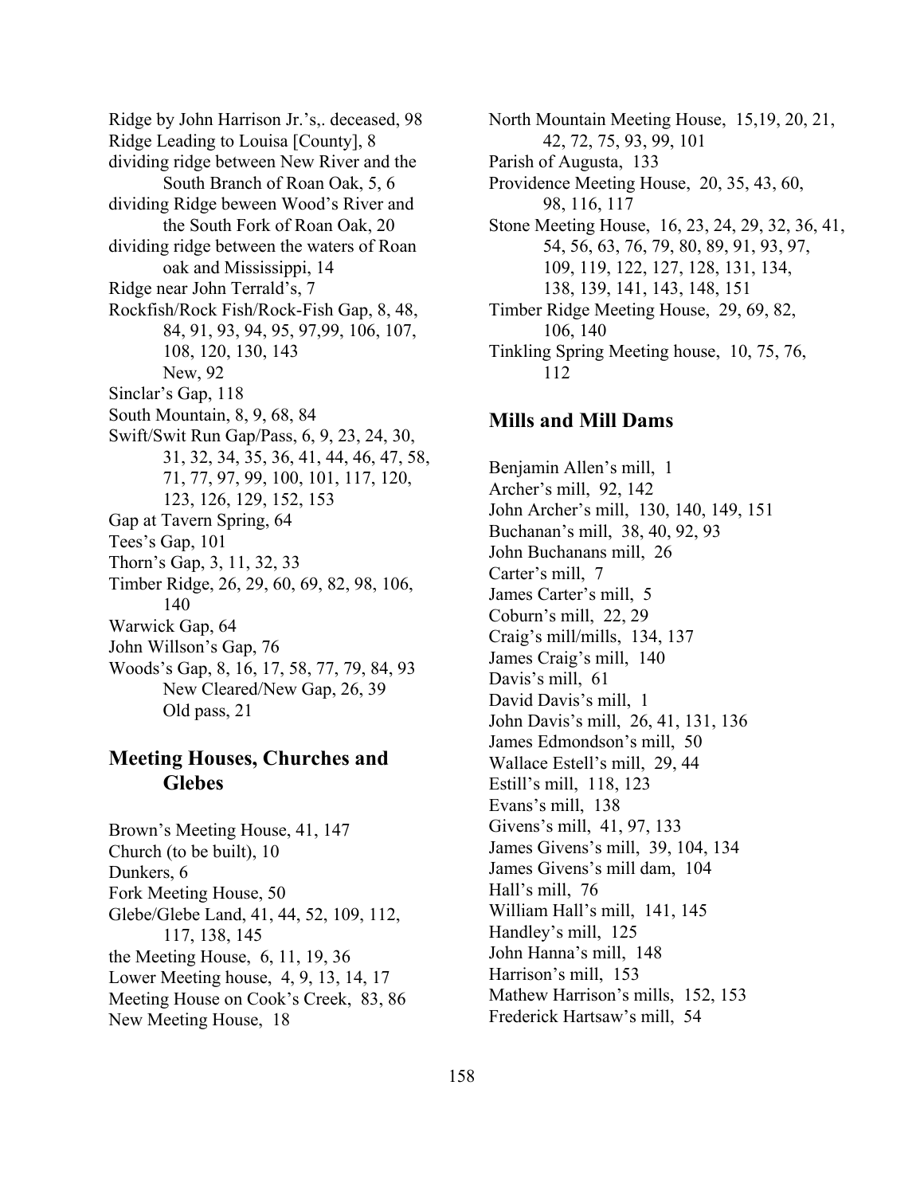Ridge by John Harrison Jr.'s,. deceased, 98
Ridge Leading to Louisa [County], 8
dividing ridge between New River and the South Branch of Roan Oak, 5, 6
dividing Ridge beween Wood's River and the South Fork of Roan Oak, 20
dividing ridge between the waters of Roan oak and Mississippi, 14
Ridge near John Terrald's, 7
Rockfish/Rock Fish/Rock-Fish Gap, 8, 48, 84, 91, 93, 94, 95, 97,99, 106, 107, 108, 120, 130, 143
    New, 92
Sinclar's Gap, 118
South Mountain, 8, 9, 68, 84
Swift/Swit Run Gap/Pass, 6, 9, 23, 24, 30, 31, 32, 34, 35, 36, 41, 44, 46, 47, 58, 71, 77, 97, 99, 100, 101, 117, 120, 123, 126, 129, 152, 153
Gap at Tavern Spring, 64
Tees's Gap, 101
Thorn's Gap, 3, 11, 32, 33
Timber Ridge, 26, 29, 60, 69, 82, 98, 106, 140
Warwick Gap, 64
John Willson's Gap, 76
Woods's Gap, 8, 16, 17, 58, 77, 79, 84, 93
    New Cleared/New Gap, 26, 39
    Old pass, 21

## Meeting Houses, Churches and Glebes

Brown's Meeting House, 41, 147
Church (to be built), 10
Dunkers, 6
Fork Meeting House, 50
Glebe/Glebe Land, 41, 44, 52, 109, 112, 117, 138, 145
the Meeting House, 6, 11, 19, 36
Lower Meeting house, 4, 9, 13, 14, 17
Meeting House on Cook's Creek, 83, 86
New Meeting House, 18
North Mountain Meeting House, 15,19, 20, 21, 42, 72, 75, 93, 99, 101
Parish of Augusta, 133
Providence Meeting House, 20, 35, 43, 60, 98, 116, 117
Stone Meeting House, 16, 23, 24, 29, 32, 36, 41, 54, 56, 63, 76, 79, 80, 89, 91, 93, 97, 109, 119, 122, 127, 128, 131, 134, 138, 139, 141, 143, 148, 151
Timber Ridge Meeting House, 29, 69, 82, 106, 140
Tinkling Spring Meeting house, 10, 75, 76, 112

## Mills and Mill Dams

Benjamin Allen's mill, 1
Archer's mill, 92, 142
John Archer's mill, 130, 140, 149, 151
Buchanan's mill, 38, 40, 92, 93
John Buchanans mill, 26
Carter's mill, 7
James Carter's mill, 5
Coburn's mill, 22, 29
Craig's mill/mills, 134, 137
James Craig's mill, 140
Davis's mill, 61
David Davis's mill, 1
John Davis's mill, 26, 41, 131, 136
James Edmondson's mill, 50
Wallace Estell's mill, 29, 44
Estill's mill, 118, 123
Evans's mill, 138
Givens's mill, 41, 97, 133
James Givens's mill, 39, 104, 134
James Givens's mill dam, 104
Hall's mill, 76
William Hall's mill, 141, 145
Handley's mill, 125
John Hanna's mill, 148
Harrison's mill, 153
Mathew Harrison's mills, 152, 153
Frederick Hartsaw's mill, 54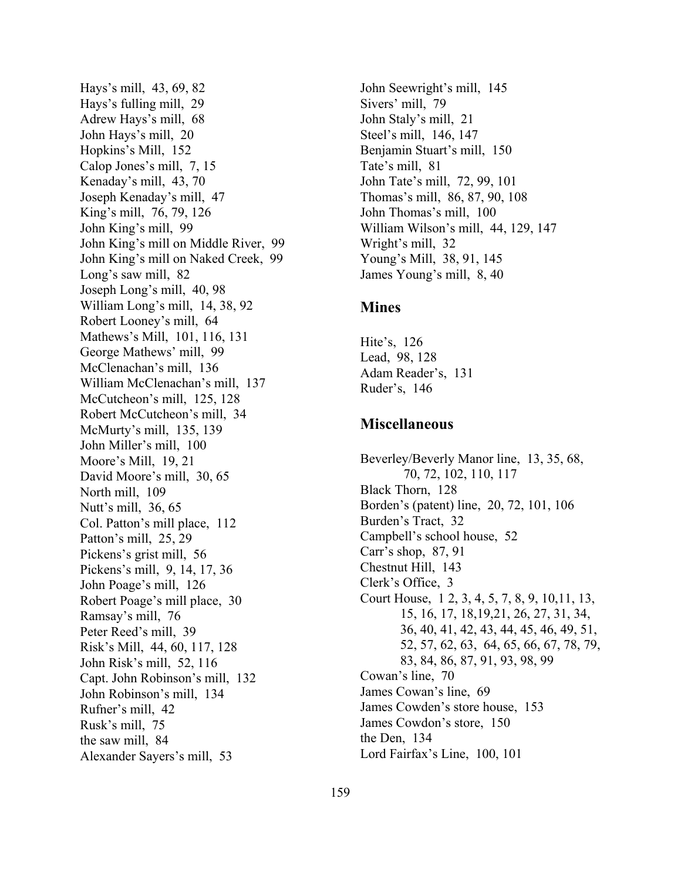Hays's mill, 43, 69, 82
Hays's fulling mill, 29
Adrew Hays's mill, 68
John Hays's mill, 20
Hopkins's Mill, 152
Calop Jones's mill, 7, 15
Kenaday's mill, 43, 70
Joseph Kenaday's mill, 47
King's mill, 76, 79, 126
John King's mill, 99
John King's mill on Middle River, 99
John King's mill on Naked Creek, 99
Long's saw mill, 82
Joseph Long's mill, 40, 98
William Long's mill, 14, 38, 92
Robert Looney's mill, 64
Mathews's Mill, 101, 116, 131
George Mathews' mill, 99
McClenachan's mill, 136
William McClenachan's mill, 137
McCutcheon's mill, 125, 128
Robert McCutcheon's mill, 34
McMurty's mill, 135, 139
John Miller's mill, 100
Moore's Mill, 19, 21
David Moore's mill, 30, 65
North mill, 109
Nutt's mill, 36, 65
Col. Patton's mill place, 112
Patton's mill, 25, 29
Pickens's grist mill, 56
Pickens's mill, 9, 14, 17, 36
John Poage's mill, 126
Robert Poage's mill place, 30
Ramsay's mill, 76
Peter Reed's mill, 39
Risk's Mill, 44, 60, 117, 128
John Risk's mill, 52, 116
Capt. John Robinson's mill, 132
John Robinson's mill, 134
Rufner's mill, 42
Rusk's mill, 75
the saw mill, 84
Alexander Sayers's mill, 53
John Seewright's mill, 145
Sivers' mill, 79
John Staly's mill, 21
Steel's mill, 146, 147
Benjamin Stuart's mill, 150
Tate's mill, 81
John Tate's mill, 72, 99, 101
Thomas's mill, 86, 87, 90, 108
John Thomas's mill, 100
William Wilson's mill, 44, 129, 147
Wright's mill, 32
Young's Mill, 38, 91, 145
James Young's mill, 8, 40

## Mines

Hite's, 126
Lead, 98, 128
Adam Reader's, 131
Ruder's, 146

## Miscellaneous

Beverley/Beverly Manor line, 13, 35, 68, 70, 72, 102, 110, 117
Black Thorn, 128
Borden's (patent) line, 20, 72, 101, 106
Burden's Tract, 32
Campbell's school house, 52
Carr's shop, 87, 91
Chestnut Hill, 143
Clerk's Office, 3
Court House, 1 2, 3, 4, 5, 7, 8, 9, 10,11, 13, 15, 16, 17, 18,19,21, 26, 27, 31, 34, 36, 40, 41, 42, 43, 44, 45, 46, 49, 51, 52, 57, 62, 63, 64, 65, 66, 67, 78, 79, 83, 84, 86, 87, 91, 93, 98, 99
Cowan's line, 70
James Cowan's line, 69
James Cowden's store house, 153
James Cowdon's store, 150
the Den, 134
Lord Fairfax's Line, 100, 101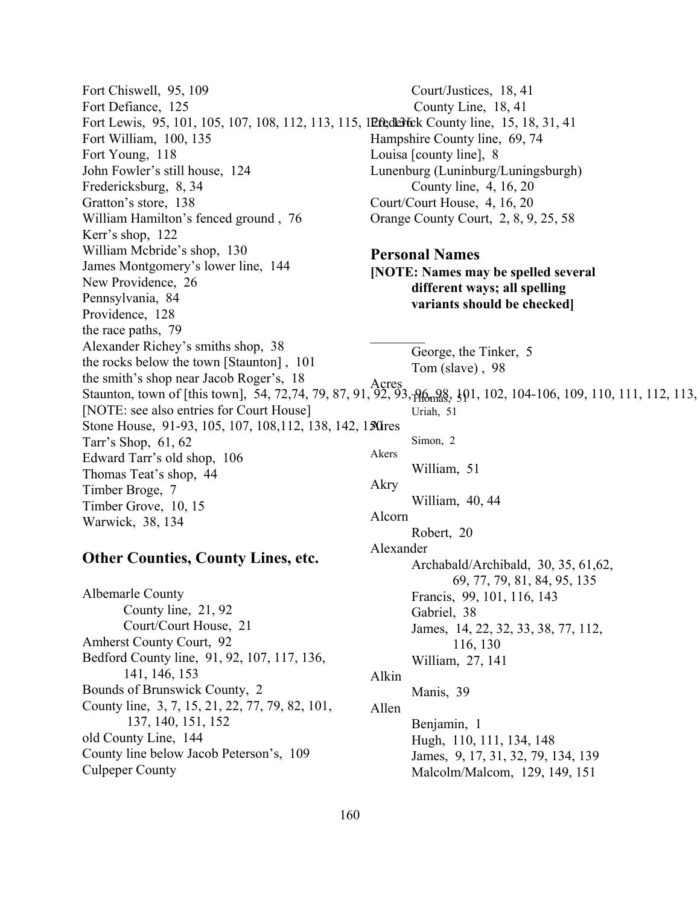Fort Chiswell, 95, 109
Fort Defiance, 125
Fort Lewis, 95, 101, 105, 107, 108, 112, 113, 115, 120, 136
Fort William, 100, 135
Fort Young, 118
John Fowler's still house, 124
Fredericksburg, 8, 34
Gratton's store, 138
William Hamilton's fenced ground , 76
Kerr's shop, 122
William Mcbride's shop, 130
James Montgomery's lower line, 144
New Providence, 26
Pennsylvania, 84
Providence, 128
the race paths, 79
Alexander Richey's smiths shop, 38
the rocks below the town [Staunton] , 101
the smith's shop near Jacob Roger's, 18
Staunton, town of [this town], 54, 72,74, 79, 87, 91, 92, 93, 96, 98, 101, 102, 104-106, 109, 110, 111, 112, 113,
[NOTE: see also entries for Court House]
Stone House, 91-93, 105, 107, 108,112, 138, 142, 150
Tarr's Shop, 61, 62
Edward Tarr's old shop, 106
Thomas Teat's shop, 44
Timber Broge, 7
Timber Grove, 10, 15
Warwick, 38, 134

## Other Counties, County Lines, etc.

Albemarle County
- County line, 21, 92
- Court/Court House, 21

Amherst County Court, 92
Bedford County line, 91, 92, 107, 117, 136, 141, 146, 153
Bounds of Brunswick County, 2
County line, 3, 7, 15, 21, 22, 77, 79, 82, 101, 137, 140, 151, 152
old County Line, 144
County line below Jacob Peterson's, 109
Culpeper County
- Court/Justices, 18, 41
- County Line, 18, 41

Frederick County line, 15, 18, 31, 41
Hampshire County line, 69, 74
Louisa [county line], 8
Lunenburg (Luninburg/Luningsburgh)
- County line, 4, 16, 20
- Court/Court House, 4, 16, 20

Orange County Court, 2, 8, 9, 25, 58

## Personal Names

**[NOTE: Names may be spelled several different ways; all spelling variants should be checked]**

________
- George, the Tinker, 5
- Tom (slave) , 98

Acres
- Thomas, 51
- Uriah, 51

Acres
- Simon, 2

Akers
- William, 51

Akry
- William, 40, 44

Alcorn
- Robert, 20

Alexander
- Archabald/Archibald, 30, 35, 61,62, 69, 77, 79, 81, 84, 95, 135
- Francis, 99, 101, 116, 143
- Gabriel, 38
- James, 14, 22, 32, 33, 38, 77, 112, 116, 130
- William, 27, 141

Alkin
- Manis, 39

Allen
- Benjamin, 1
- Hugh, 110, 111, 134, 148
- James, 9, 17, 31, 32, 79, 134, 139
- Malcolm/Malcom, 129, 149, 151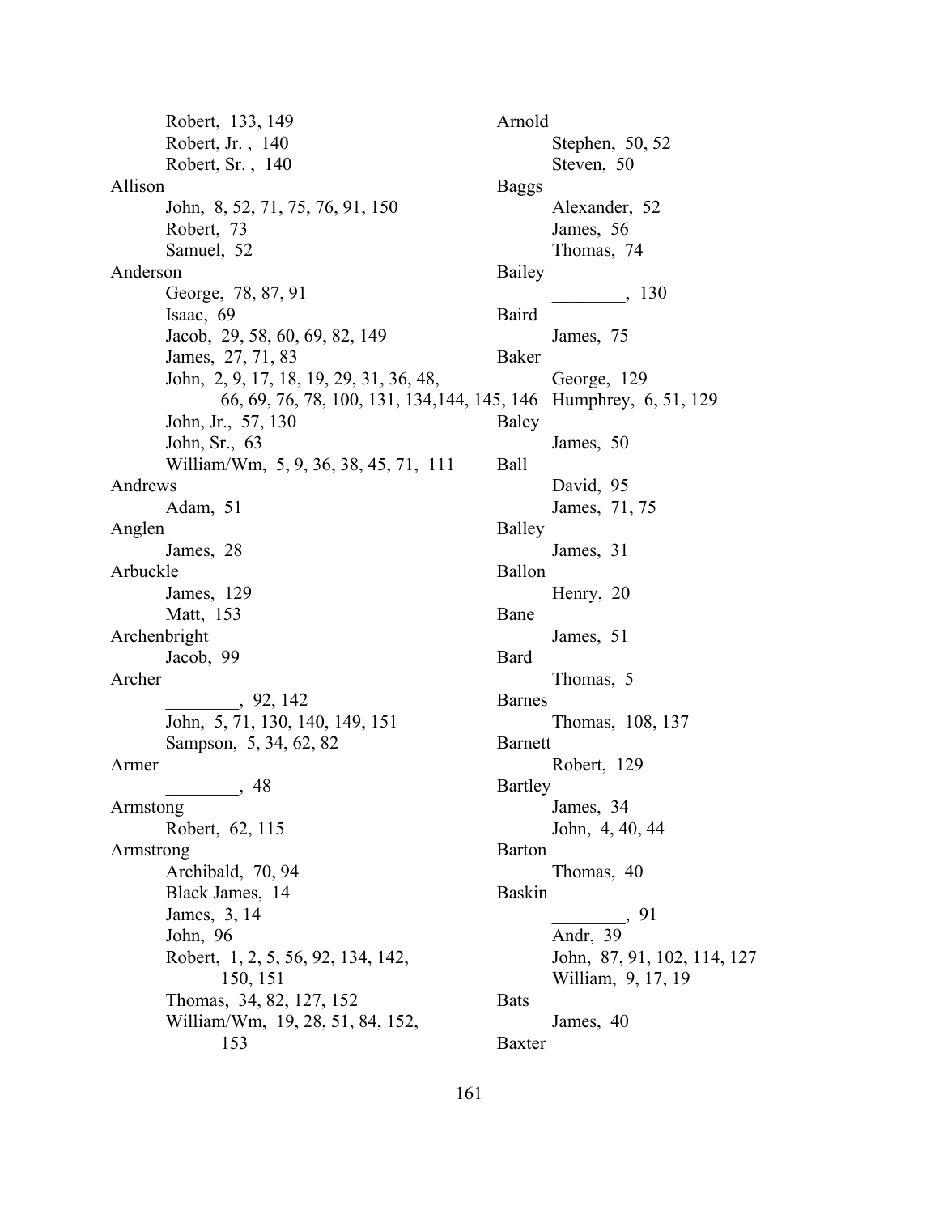Robert, 133, 149
Robert, Jr. , 140
Robert, Sr. , 140

Allison
- John, 8, 52, 71, 75, 76, 91, 150
- Robert, 73
- Samuel, 52

Anderson
- George, 78, 87, 91
- Isaac, 69
- Jacob, 29, 58, 60, 69, 82, 149
- James, 27, 71, 83
- John, 2, 9, 17, 18, 19, 29, 31, 36, 48, 66, 69, 76, 78, 100, 131, 134,144, 145, 146
- John, Jr., 57, 130
- John, Sr., 63
- William/Wm, 5, 9, 36, 38, 45, 71, 111

Andrews
- Adam, 51

Anglen
- James, 28

Arbuckle
- James, 129
- Matt, 153

Archenbright
- Jacob, 99

Archer
- ________, 92, 142
- John, 5, 71, 130, 140, 149, 151
- Sampson, 5, 34, 62, 82

Armer
- ________, 48

Armstong
- Robert, 62, 115

Armstrong
- Archibald, 70, 94
- Black James, 14
- James, 3, 14
- John, 96
- Robert, 1, 2, 5, 56, 92, 134, 142, 150, 151
- Thomas, 34, 82, 127, 152
- William/Wm, 19, 28, 51, 84, 152, 153

Arnold
- Stephen, 50, 52
- Steven, 50

Baggs
- Alexander, 52
- James, 56
- Thomas, 74

Bailey
- ________, 130

Baird
- James, 75

Baker
- George, 129
- Humphrey, 6, 51, 129

Baley
- James, 50

Ball
- David, 95
- James, 71, 75

Balley
- James, 31

Ballon
- Henry, 20

Bane
- James, 51

Bard
- Thomas, 5

Barnes
- Thomas, 108, 137

Barnett
- Robert, 129

Bartley
- James, 34
- John, 4, 40, 44

Barton
- Thomas, 40

Baskin
- ________, 91
- Andr, 39
- John, 87, 91, 102, 114, 127
- William, 9, 17, 19

Bats
- James, 40

Baxter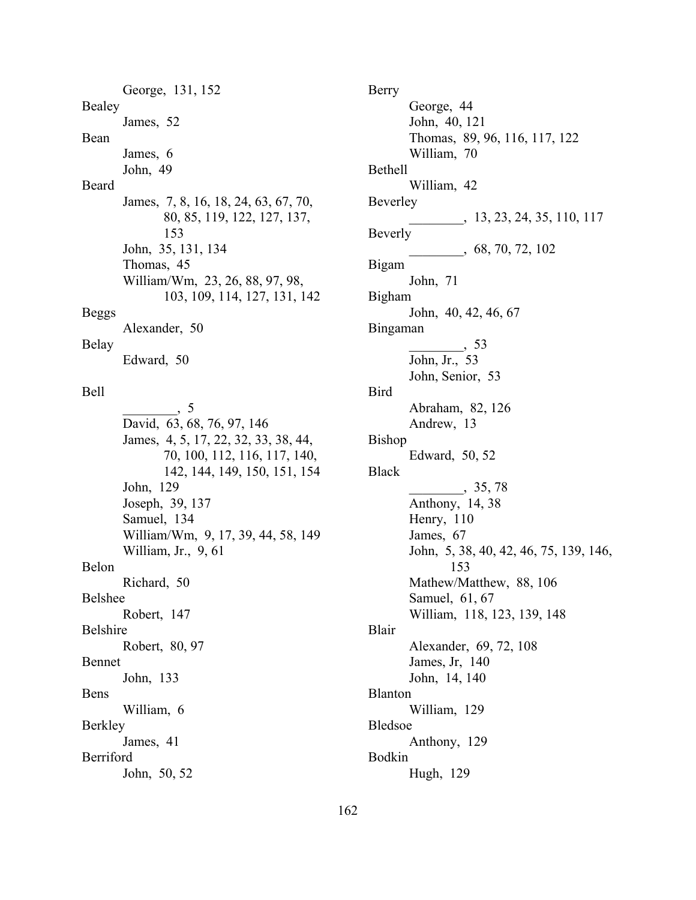George, 131, 152

Bealey
- James, 52

Bean
- James, 6
- John, 49

Beard
- James, 7, 8, 16, 18, 24, 63, 67, 70, 80, 85, 119, 122, 127, 137, 153
- John, 35, 131, 134
- Thomas, 45
- William/Wm, 23, 26, 88, 97, 98, 103, 109, 114, 127, 131, 142

Beggs
- Alexander, 50

Belay
- Edward, 50

Bell
- ________, 5
- David, 63, 68, 76, 97, 146
- James, 4, 5, 17, 22, 32, 33, 38, 44, 70, 100, 112, 116, 117, 140, 142, 144, 149, 150, 151, 154
- John, 129
- Joseph, 39, 137
- Samuel, 134
- William/Wm, 9, 17, 39, 44, 58, 149
- William, Jr., 9, 61

Belon
- Richard, 50

Belshee
- Robert, 147

Belshire
- Robert, 80, 97

Bennet
- John, 133

Bens
- William, 6

Berkley
- James, 41

Berriford
- John, 50, 52

Berry
- George, 44
- John, 40, 121
- Thomas, 89, 96, 116, 117, 122
- William, 70

Bethell
- William, 42

Beverley
- ________, 13, 23, 24, 35, 110, 117

Beverly
- ________, 68, 70, 72, 102

Bigam
- John, 71

Bigham
- John, 40, 42, 46, 67

Bingaman
- ________, 53
- John, Jr., 53
- John, Senior, 53

Bird
- Abraham, 82, 126
- Andrew, 13

Bishop
- Edward, 50, 52

Black
- ________, 35, 78
- Anthony, 14, 38
- Henry, 110
- James, 67
- John, 5, 38, 40, 42, 46, 75, 139, 146, 153
- Mathew/Matthew, 88, 106
- Samuel, 61, 67
- William, 118, 123, 139, 148

Blair
- Alexander, 69, 72, 108
- James, Jr, 140
- John, 14, 140

Blanton
- William, 129

Bledsoe
- Anthony, 129

Bodkin
- Hugh, 129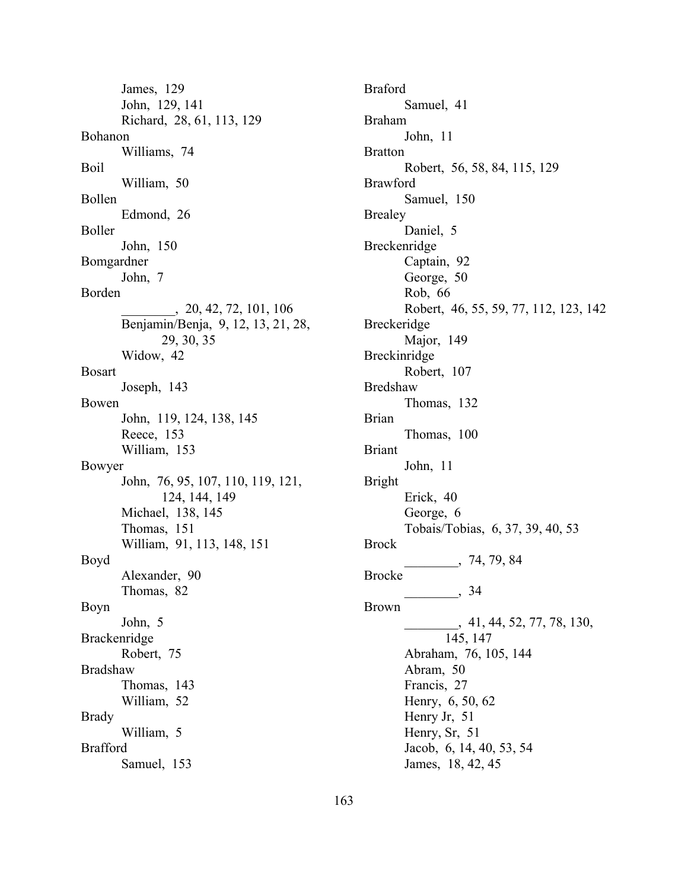James, 129
John, 129, 141
Richard, 28, 61, 113, 129

Bohanon
Williams, 74

Boil
William, 50

Bollen
Edmond, 26

Boller
John, 150

Bomgardner
John, 7

Borden
________, 20, 42, 72, 101, 106
Benjamin/Benja, 9, 12, 13, 21, 28, 29, 30, 35
Widow, 42

Bosart
Joseph, 143

Bowen
John, 119, 124, 138, 145
Reece, 153
William, 153

Bowyer
John, 76, 95, 107, 110, 119, 121, 124, 144, 149
Michael, 138, 145
Thomas, 151
William, 91, 113, 148, 151

Boyd
Alexander, 90
Thomas, 82

Boyn
John, 5

Brackenridge
Robert, 75

Bradshaw
Thomas, 143
William, 52

Brady
William, 5

Brafford
Samuel, 153

Braford
Samuel, 41

Braham
John, 11

Bratton
Robert, 56, 58, 84, 115, 129

Brawford
Samuel, 150

Brealey
Daniel, 5

Breckenridge
Captain, 92
George, 50
Rob, 66
Robert, 46, 55, 59, 77, 112, 123, 142

Breckeridge
Major, 149

Breckinridge
Robert, 107

Bredshaw
Thomas, 132

Brian
Thomas, 100

Briant
John, 11

Bright
Erick, 40
George, 6
Tobais/Tobias, 6, 37, 39, 40, 53

Brock
________, 74, 79, 84

Brocke
________, 34

Brown
________, 41, 44, 52, 77, 78, 130, 145, 147
Abraham, 76, 105, 144
Abram, 50
Francis, 27
Henry, 6, 50, 62
Henry Jr, 51
Henry, Sr, 51
Jacob, 6, 14, 40, 53, 54
James, 18, 42, 45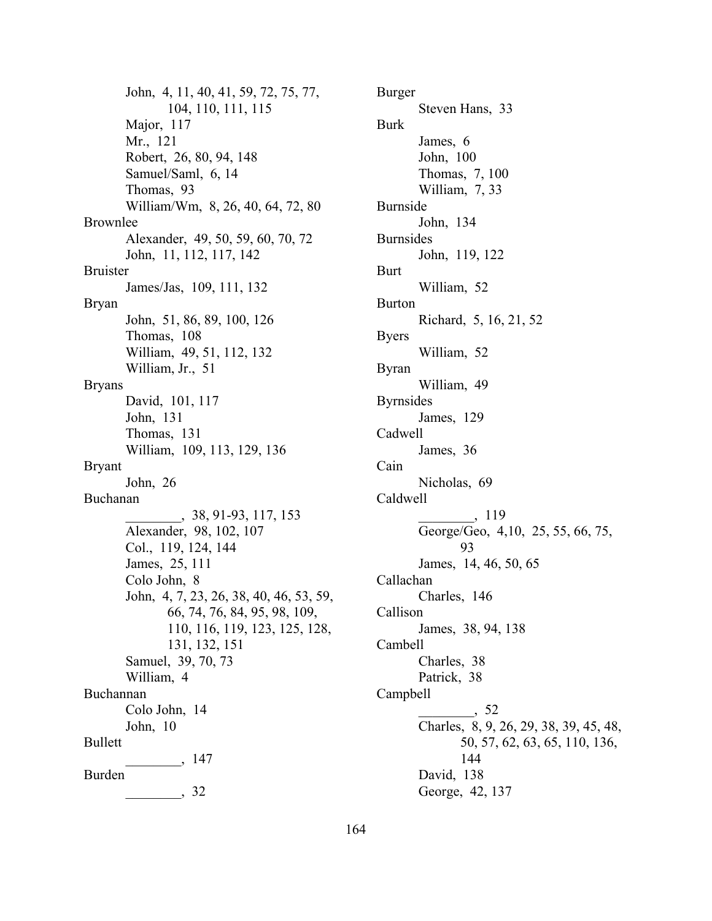John, 4, 11, 40, 41, 59, 72, 75, 77, 104, 110, 111, 115
Major, 117
Mr., 121
Robert, 26, 80, 94, 148
Samuel/Saml, 6, 14
Thomas, 93
William/Wm, 8, 26, 40, 64, 72, 80

Brownlee
Alexander, 49, 50, 59, 60, 70, 72
John, 11, 112, 117, 142

Bruister
James/Jas, 109, 111, 132

Bryan
John, 51, 86, 89, 100, 126
Thomas, 108
William, 49, 51, 112, 132
William, Jr., 51

Bryans
David, 101, 117
John, 131
Thomas, 131
William, 109, 113, 129, 136

Bryant
John, 26

Buchanan
________, 38, 91-93, 117, 153
Alexander, 98, 102, 107
Col., 119, 124, 144
James, 25, 111
Colo John, 8
John, 4, 7, 23, 26, 38, 40, 46, 53, 59, 66, 74, 76, 84, 95, 98, 109, 110, 116, 119, 123, 125, 128, 131, 132, 151
Samuel, 39, 70, 73
William, 4

Buchannan
Colo John, 14
John, 10

Bullett
________, 147

Burden
________, 32

Burger
Steven Hans, 33

Burk
James, 6
John, 100
Thomas, 7, 100
William, 7, 33

Burnside
John, 134

Burnsides
John, 119, 122

Burt
William, 52

Burton
Richard, 5, 16, 21, 52

Byers
William, 52

Byran
William, 49

Byrnsides
James, 129

Cadwell
James, 36

Cain
Nicholas, 69

Caldwell
________, 119
George/Geo, 4,10, 25, 55, 66, 75, 93
James, 14, 46, 50, 65

Callachan
Charles, 146

Callison
James, 38, 94, 138

Cambell
Charles, 38
Patrick, 38

Campbell
________, 52
Charles, 8, 9, 26, 29, 38, 39, 45, 48, 50, 57, 62, 63, 65, 110, 136, 144
David, 138
George, 42, 137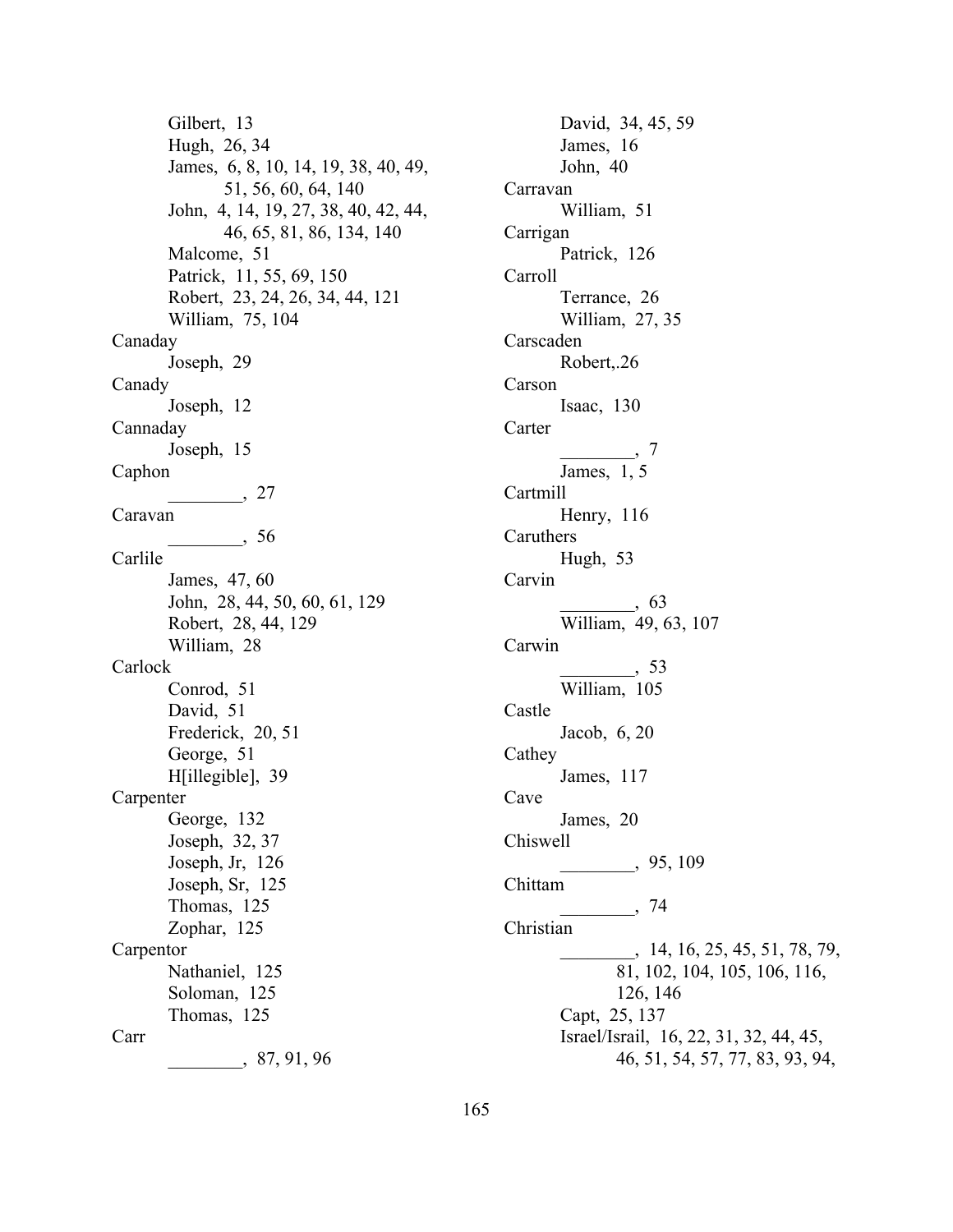Gilbert, 13
Hugh, 26, 34
James, 6, 8, 10, 14, 19, 38, 40, 49, 51, 56, 60, 64, 140
John, 4, 14, 19, 27, 38, 40, 42, 44, 46, 65, 81, 86, 134, 140
Malcome, 51
Patrick, 11, 55, 69, 150
Robert, 23, 24, 26, 34, 44, 121
William, 75, 104

Canaday
Joseph, 29

Canady
Joseph, 12

Cannaday
Joseph, 15

Caphon
________, 27

Caravan
________, 56

Carlile
James, 47, 60
John, 28, 44, 50, 60, 61, 129
Robert, 28, 44, 129
William, 28

Carlock
Conrod, 51
David, 51
Frederick, 20, 51
George, 51
H[illegible], 39

Carpenter
George, 132
Joseph, 32, 37
Joseph, Jr, 126
Joseph, Sr, 125
Thomas, 125
Zophar, 125

Carpentor
Nathaniel, 125
Soloman, 125
Thomas, 125

Carr
________, 87, 91, 96
David, 34, 45, 59
James, 16
John, 40

Carravan
William, 51

Carrigan
Patrick, 126

Carroll
Terrance, 26
William, 27, 35

Carscaden
Robert,.26

Carson
Isaac, 130

Carter
________, 7
James, 1, 5

Cartmill
Henry, 116

Caruthers
Hugh, 53

Carvin
________, 63
William, 49, 63, 107

Carwin
________, 53
William, 105

Castle
Jacob, 6, 20

Cathey
James, 117

Cave
James, 20

Chiswell
________, 95, 109

Chittam
________, 74

Christian
________, 14, 16, 25, 45, 51, 78, 79, 81, 102, 104, 105, 106, 116, 126, 146
Capt, 25, 137
Israel/Israil, 16, 22, 31, 32, 44, 45, 46, 51, 54, 57, 77, 83, 93, 94,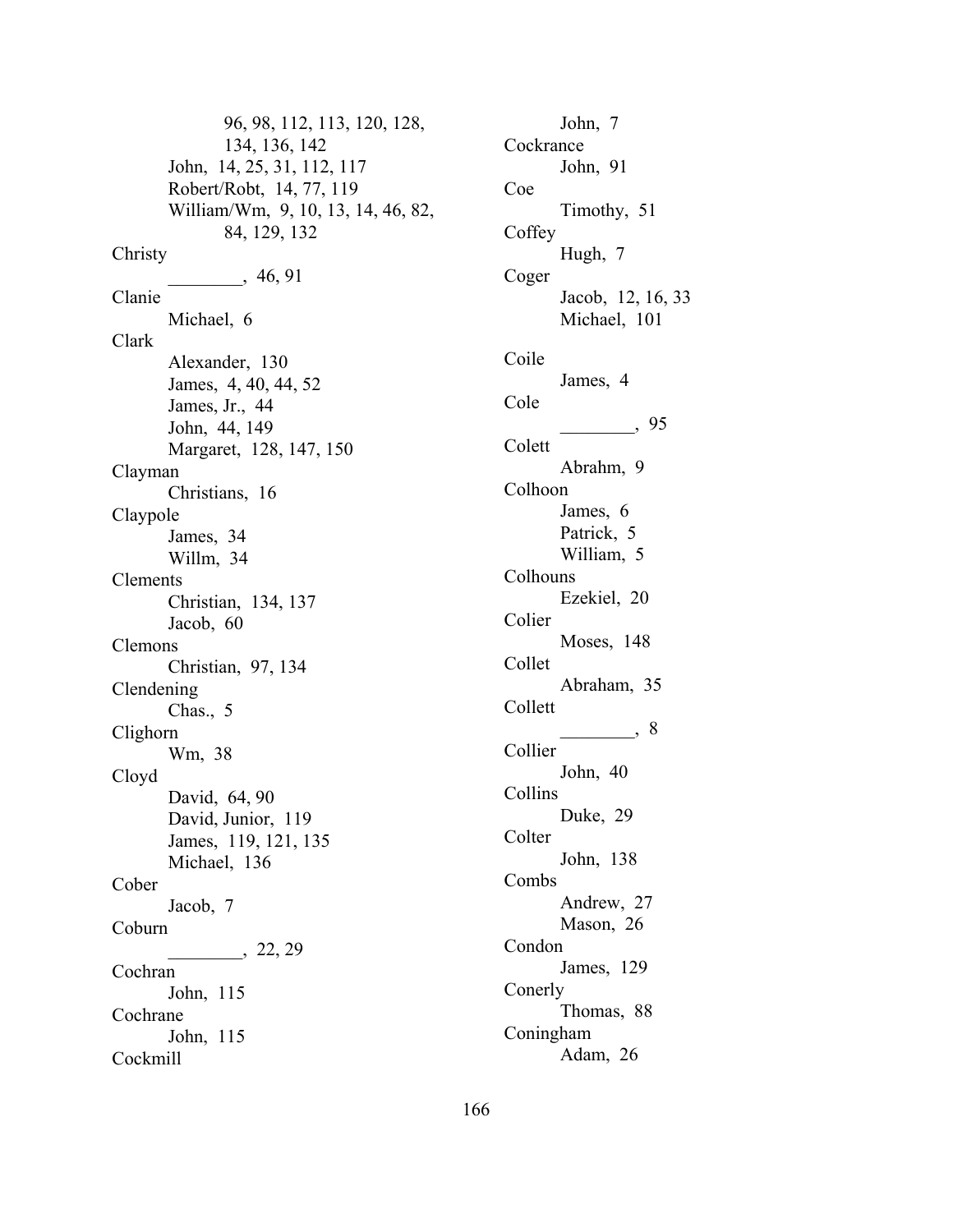96, 98, 112, 113, 120, 128, 134, 136, 142
John, 14, 25, 31, 112, 117
Robert/Robt, 14, 77, 119
William/Wm, 9, 10, 13, 14, 46, 82, 84, 129, 132

Christy
________, 46, 91

Clanie
Michael, 6

Clark
Alexander, 130
James, 4, 40, 44, 52
James, Jr., 44
John, 44, 149
Margaret, 128, 147, 150

Clayman
Christians, 16

Claypole
James, 34
Willm, 34

Clements
Christian, 134, 137
Jacob, 60

Clemons
Christian, 97, 134

Clendening
Chas., 5

Clighorn
Wm, 38

Cloyd
David, 64, 90
David, Junior, 119
James, 119, 121, 135
Michael, 136

Cober
Jacob, 7

Coburn
________, 22, 29

Cochran
John, 115

Cochrane
John, 115

Cockmill
John, 7

Cockrance
John, 91

Coe
Timothy, 51

Coffey
Hugh, 7

Coger
Jacob, 12, 16, 33
Michael, 101

Coile
James, 4

Cole
________, 95

Colett
Abrahm, 9

Colhoon
James, 6
Patrick, 5
William, 5

Colhouns
Ezekiel, 20

Colier
Moses, 148

Collet
Abraham, 35

Collett
________, 8

Collier
John, 40

Collins
Duke, 29

Colter
John, 138

Combs
Andrew, 27
Mason, 26

Condon
James, 129

Conerly
Thomas, 88

Coningham
Adam, 26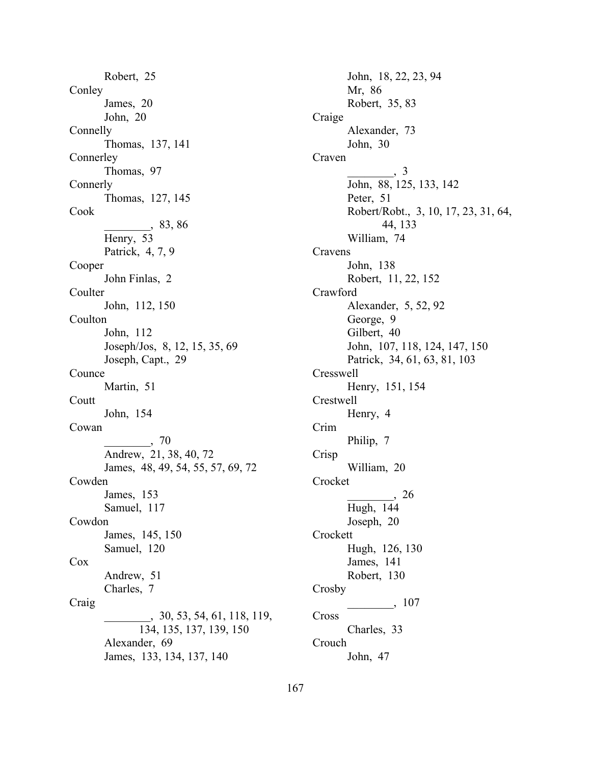Robert, 25

Conley
- James, 20
- John, 20

Connelly
- Thomas, 137, 141

Connerley
- Thomas, 97

Connerly
- Thomas, 127, 145

Cook
- ________, 83, 86
- Henry, 53
- Patrick, 4, 7, 9

Cooper
- John Finlas, 2

Coulter
- John, 112, 150

Coulton
- John, 112
- Joseph/Jos, 8, 12, 15, 35, 69
- Joseph, Capt., 29

Counce
- Martin, 51

Coutt
- John, 154

Cowan
- ________, 70
- Andrew, 21, 38, 40, 72
- James, 48, 49, 54, 55, 57, 69, 72

Cowden
- James, 153
- Samuel, 117

Cowdon
- James, 145, 150
- Samuel, 120

Cox
- Andrew, 51
- Charles, 7

Craig
- ________, 30, 53, 54, 61, 118, 119, 134, 135, 137, 139, 150
- Alexander, 69
- James, 133, 134, 137, 140
- John, 18, 22, 23, 94
- Mr, 86
- Robert, 35, 83

Craige
- Alexander, 73
- John, 30

Craven
- ________, 3
- John, 88, 125, 133, 142
- Peter, 51
- Robert/Robt., 3, 10, 17, 23, 31, 64, 44, 133
- William, 74

Cravens
- John, 138
- Robert, 11, 22, 152

Crawford
- Alexander, 5, 52, 92
- George, 9
- Gilbert, 40
- John, 107, 118, 124, 147, 150
- Patrick, 34, 61, 63, 81, 103

Cresswell
- Henry, 151, 154

Crestwell
- Henry, 4

Crim
- Philip, 7

Crisp
- William, 20

Crocket
- ________, 26
- Hugh, 144
- Joseph, 20

Crockett
- Hugh, 126, 130
- James, 141
- Robert, 130

Crosby
- ________, 107

Cross
- Charles, 33

Crouch
- John, 47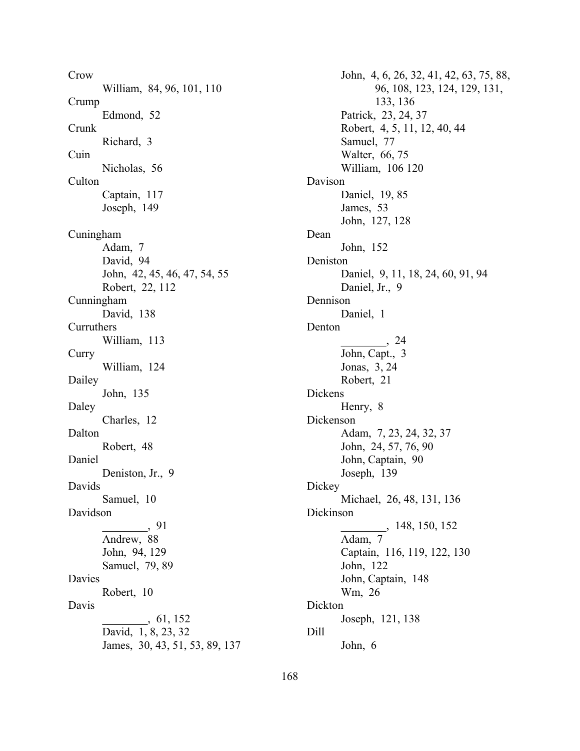Crow
- William, 84, 96, 101, 110

Crump
- Edmond, 52

Crunk
- Richard, 3

Cuin
- Nicholas, 56

Culton
- Captain, 117
- Joseph, 149

Cuningham
- Adam, 7
- David, 94
- John, 42, 45, 46, 47, 54, 55
- Robert, 22, 112

Cunningham
- David, 138

Curruthers
- William, 113

Curry
- William, 124

Dailey
- John, 135

Daley
- Charles, 12

Dalton
- Robert, 48

Daniel
- Deniston, Jr., 9

Davids
- Samuel, 10

Davidson
- ________, 91
- Andrew, 88
- John, 94, 129
- Samuel, 79, 89

Davies
- Robert, 10

Davis
- ________, 61, 152
- David, 1, 8, 23, 32
- James, 30, 43, 51, 53, 89, 137
- John, 4, 6, 26, 32, 41, 42, 63, 75, 88, 96, 108, 123, 124, 129, 131, 133, 136
- Patrick, 23, 24, 37
- Robert, 4, 5, 11, 12, 40, 44
- Samuel, 77
- Walter, 66, 75
- William, 106 120

Davison
- Daniel, 19, 85
- James, 53
- John, 127, 128

Dean
- John, 152

Deniston
- Daniel, 9, 11, 18, 24, 60, 91, 94
- Daniel, Jr., 9

Dennison
- Daniel, 1

Denton
- ________, 24
- John, Capt., 3
- Jonas, 3, 24
- Robert, 21

Dickens
- Henry, 8

Dickenson
- Adam, 7, 23, 24, 32, 37
- John, 24, 57, 76, 90
- John, Captain, 90
- Joseph, 139

Dickey
- Michael, 26, 48, 131, 136

Dickinson
- ________, 148, 150, 152
- Adam, 7
- Captain, 116, 119, 122, 130
- John, 122
- John, Captain, 148
- Wm, 26

Dickton
- Joseph, 121, 138

Dill
- John, 6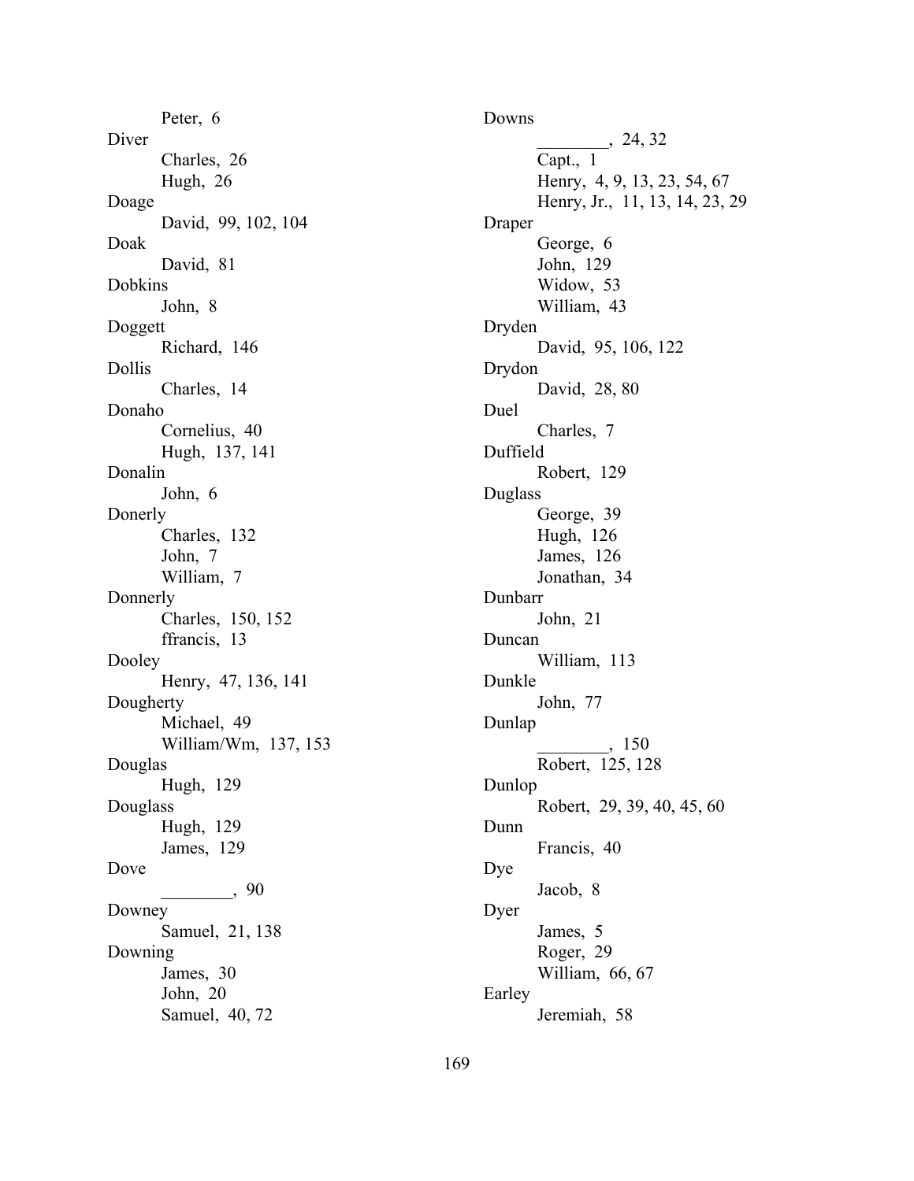Peter, 6

Diver

Charles, 26

Hugh, 26

Doage

David, 99, 102, 104

Doak

David, 81

Dobkins

John, 8

Doggett

Richard, 146

Dollis

Charles, 14

Donaho

Cornelius, 40

Hugh, 137, 141

Donalin

John, 6

Donerly

Charles, 132

John, 7

William, 7

Donnerly

Charles, 150, 152

ffrancis, 13

Dooley

Henry, 47, 136, 141

Dougherty

Michael, 49

William/Wm, 137, 153

Douglas

Hugh, 129

Douglass

Hugh, 129

James, 129

Dove

________, 90

Downey

Samuel, 21, 138

Downing

James, 30

John, 20

Samuel, 40, 72

Downs

________, 24, 32

Capt., 1

Henry, 4, 9, 13, 23, 54, 67

Henry, Jr., 11, 13, 14, 23, 29

Draper

George, 6

John, 129

Widow, 53

William, 43

Dryden

David, 95, 106, 122

Drydon

David, 28, 80

Duel

Charles, 7

Duffield

Robert, 129

Duglass

George, 39

Hugh, 126

James, 126

Jonathan, 34

Dunbarr

John, 21

Duncan

William, 113

Dunkle

John, 77

Dunlap

________, 150

Robert, 125, 128

Dunlop

Robert, 29, 39, 40, 45, 60

Dunn

Francis, 40

Dye

Jacob, 8

Dyer

James, 5

Roger, 29

William, 66, 67

Earley

Jeremiah, 58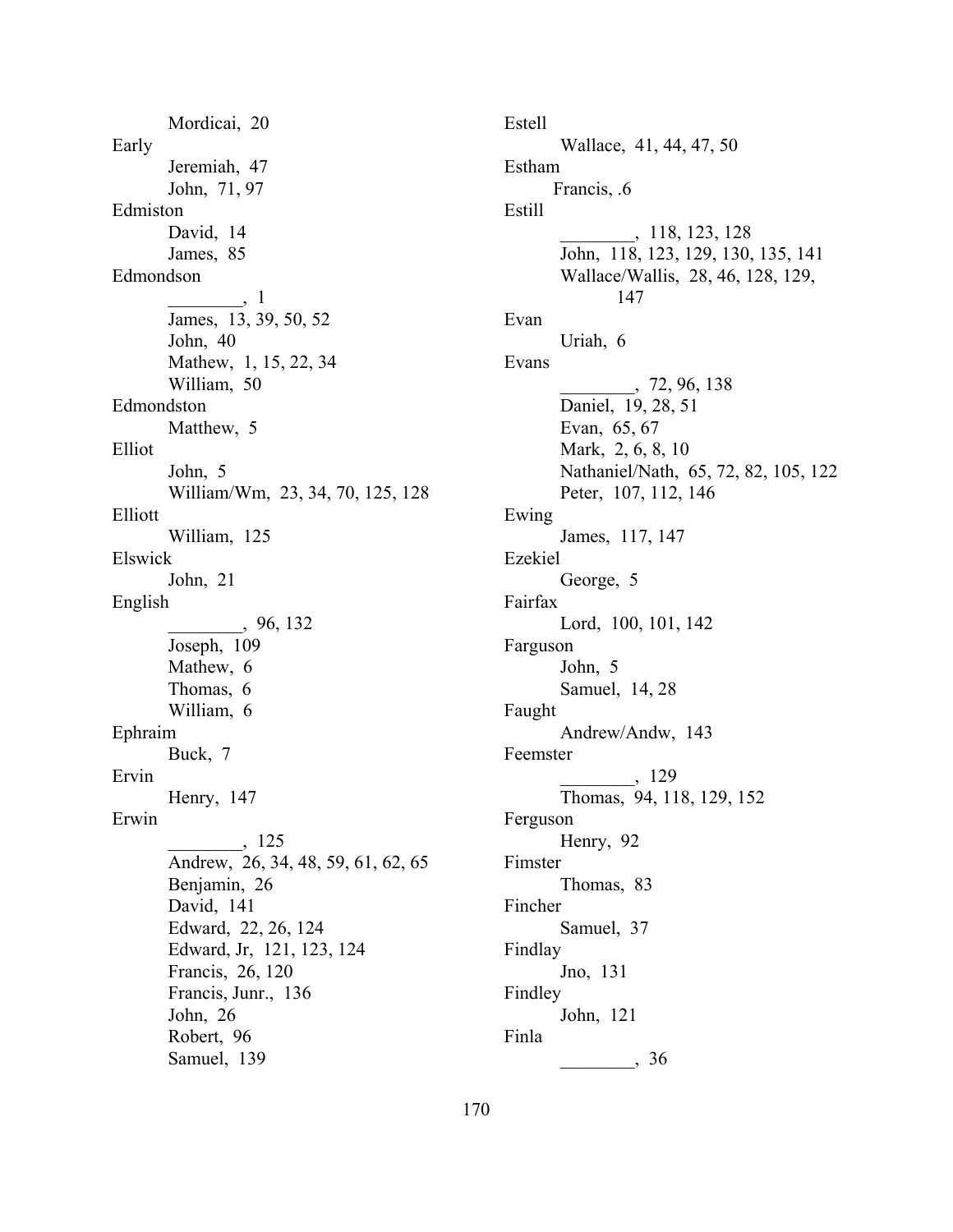Mordicai, 20

Early
- Jeremiah, 47
- John, 71, 97

Edmiston
- David, 14
- James, 85

Edmondson
- ________, 1
- James, 13, 39, 50, 52
- John, 40
- Mathew, 1, 15, 22, 34
- William, 50

Edmondston
- Matthew, 5

Elliot
- John, 5
- William/Wm, 23, 34, 70, 125, 128

Elliott
- William, 125

Elswick
- John, 21

English
- ________, 96, 132
- Joseph, 109
- Mathew, 6
- Thomas, 6
- William, 6

Ephraim
- Buck, 7

Ervin
- Henry, 147

Erwin
- ________, 125
- Andrew, 26, 34, 48, 59, 61, 62, 65
- Benjamin, 26
- David, 141
- Edward, 22, 26, 124
- Edward, Jr, 121, 123, 124
- Francis, 26, 120
- Francis, Junr., 136
- John, 26
- Robert, 96
- Samuel, 139

Estell
- Wallace, 41, 44, 47, 50

Estham
- Francis, .6

Estill
- ________, 118, 123, 128
- John, 118, 123, 129, 130, 135, 141
- Wallace/Wallis, 28, 46, 128, 129, 147

Evan
- Uriah, 6

Evans
- ________, 72, 96, 138
- Daniel, 19, 28, 51
- Evan, 65, 67
- Mark, 2, 6, 8, 10
- Nathaniel/Nath, 65, 72, 82, 105, 122
- Peter, 107, 112, 146

Ewing
- James, 117, 147

Ezekiel
- George, 5

Fairfax
- Lord, 100, 101, 142

Farguson
- John, 5
- Samuel, 14, 28

Faught
- Andrew/Andw, 143

Feemster
- ________, 129
- Thomas, 94, 118, 129, 152

Ferguson
- Henry, 92

Fimster
- Thomas, 83

Fincher
- Samuel, 37

Findlay
- Jno, 131

Findley
- John, 121

Finla
- ________, 36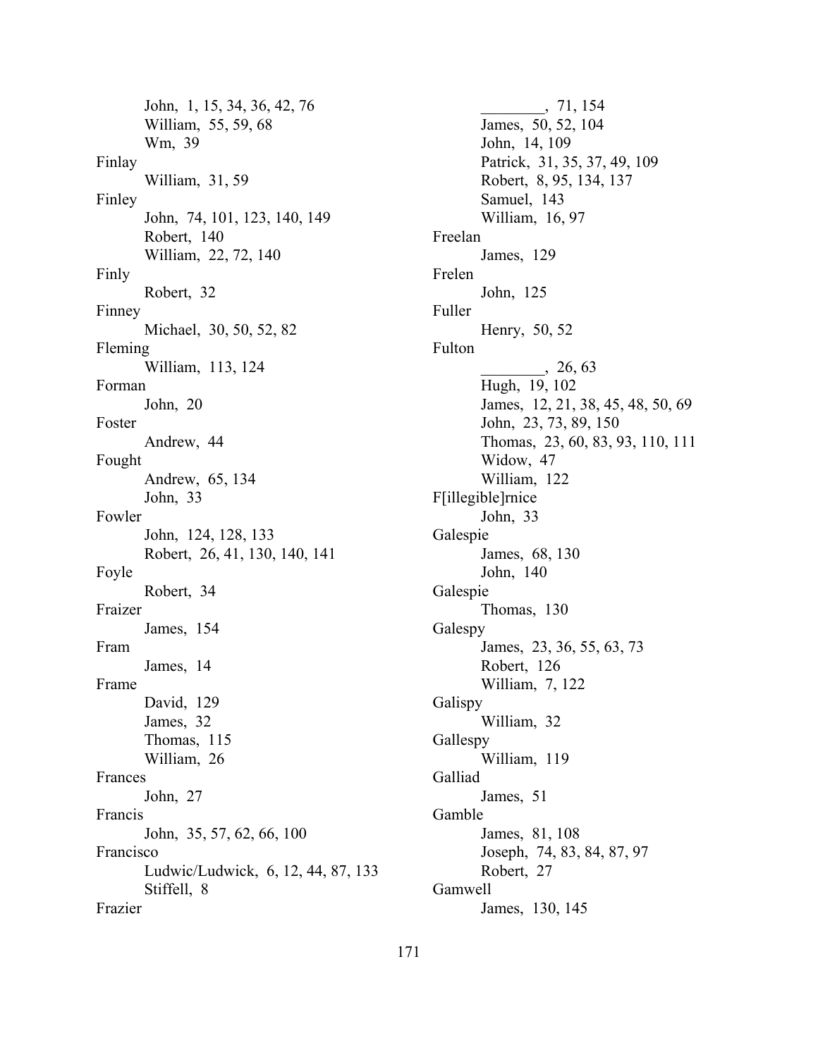John, 1, 15, 34, 36, 42, 76
William, 55, 59, 68
Wm, 39

Finlay
William, 31, 59

Finley
John, 74, 101, 123, 140, 149
Robert, 140
William, 22, 72, 140

Finly
Robert, 32

Finney
Michael, 30, 50, 52, 82

Fleming
William, 113, 124

Forman
John, 20

Foster
Andrew, 44

Fought
Andrew, 65, 134
John, 33

Fowler
John, 124, 128, 133
Robert, 26, 41, 130, 140, 141

Foyle
Robert, 34

Fraizer
James, 154

Fram
James, 14

Frame
David, 129
James, 32
Thomas, 115
William, 26

Frances
John, 27

Francis
John, 35, 57, 62, 66, 100

Francisco
Ludwic/Ludwick, 6, 12, 44, 87, 133
Stiffell, 8

Frazier
________, 71, 154
James, 50, 52, 104
John, 14, 109
Patrick, 31, 35, 37, 49, 109
Robert, 8, 95, 134, 137
Samuel, 143
William, 16, 97

Freelan
James, 129

Frelen
John, 125

Fuller
Henry, 50, 52

Fulton
________, 26, 63
Hugh, 19, 102
James, 12, 21, 38, 45, 48, 50, 69
John, 23, 73, 89, 150
Thomas, 23, 60, 83, 93, 110, 111
Widow, 47
William, 122

F[illegible]rnice
John, 33

Galespie
James, 68, 130
John, 140

Galespie
Thomas, 130

Galespy
James, 23, 36, 55, 63, 73
Robert, 126
William, 7, 122

Galispy
William, 32

Gallespy
William, 119

Galliad
James, 51

Gamble
James, 81, 108
Joseph, 74, 83, 84, 87, 97
Robert, 27

Gamwell
James, 130, 145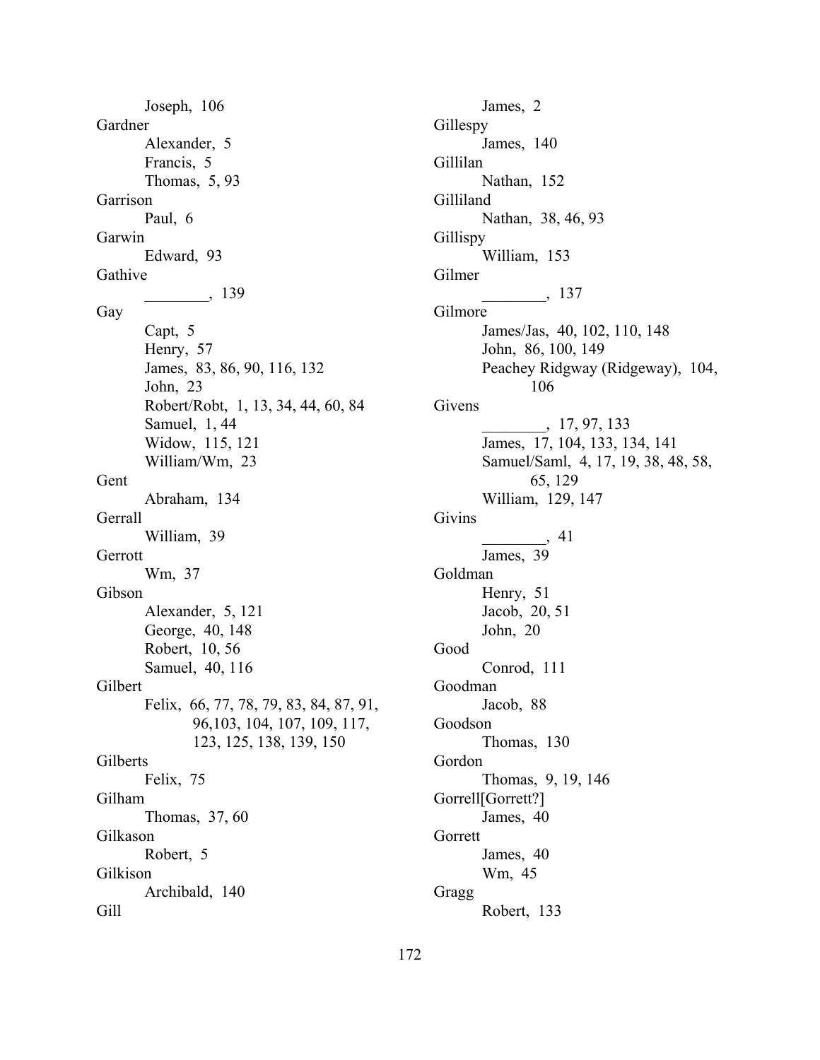Joseph, 106

Gardner
- Alexander, 5
- Francis, 5
- Thomas, 5, 93

Garrison
- Paul, 6

Garwin
- Edward, 93

Gathive
- ________, 139

Gay
- Capt, 5
- Henry, 57
- James, 83, 86, 90, 116, 132
- John, 23
- Robert/Robt, 1, 13, 34, 44, 60, 84
- Samuel, 1, 44
- Widow, 115, 121
- William/Wm, 23

Gent
- Abraham, 134

Gerrall
- William, 39

Gerrott
- Wm, 37

Gibson
- Alexander, 5, 121
- George, 40, 148
- Robert, 10, 56
- Samuel, 40, 116

Gilbert
- Felix, 66, 77, 78, 79, 83, 84, 87, 91, 96,103, 104, 107, 109, 117, 123, 125, 138, 139, 150

Gilberts
- Felix, 75

Gilham
- Thomas, 37, 60

Gilkason
- Robert, 5

Gilkison
- Archibald, 140

Gill
- James, 2

Gillespy
- James, 140

Gillilan
- Nathan, 152

Gilliland
- Nathan, 38, 46, 93

Gillispy
- William, 153

Gilmer
- ________, 137

Gilmore
- James/Jas, 40, 102, 110, 148
- John, 86, 100, 149
- Peachey Ridgway (Ridgeway), 104, 106

Givens
- ________, 17, 97, 133
- James, 17, 104, 133, 134, 141
- Samuel/Saml, 4, 17, 19, 38, 48, 58, 65, 129
- William, 129, 147

Givins
- ________, 41
- James, 39

Goldman
- Henry, 51
- Jacob, 20, 51
- John, 20

Good
- Conrod, 111

Goodman
- Jacob, 88

Goodson
- Thomas, 130

Gordon
- Thomas, 9, 19, 146

Gorrell[Gorrett?]
- James, 40

Gorrett
- James, 40
- Wm, 45

Gragg
- Robert, 133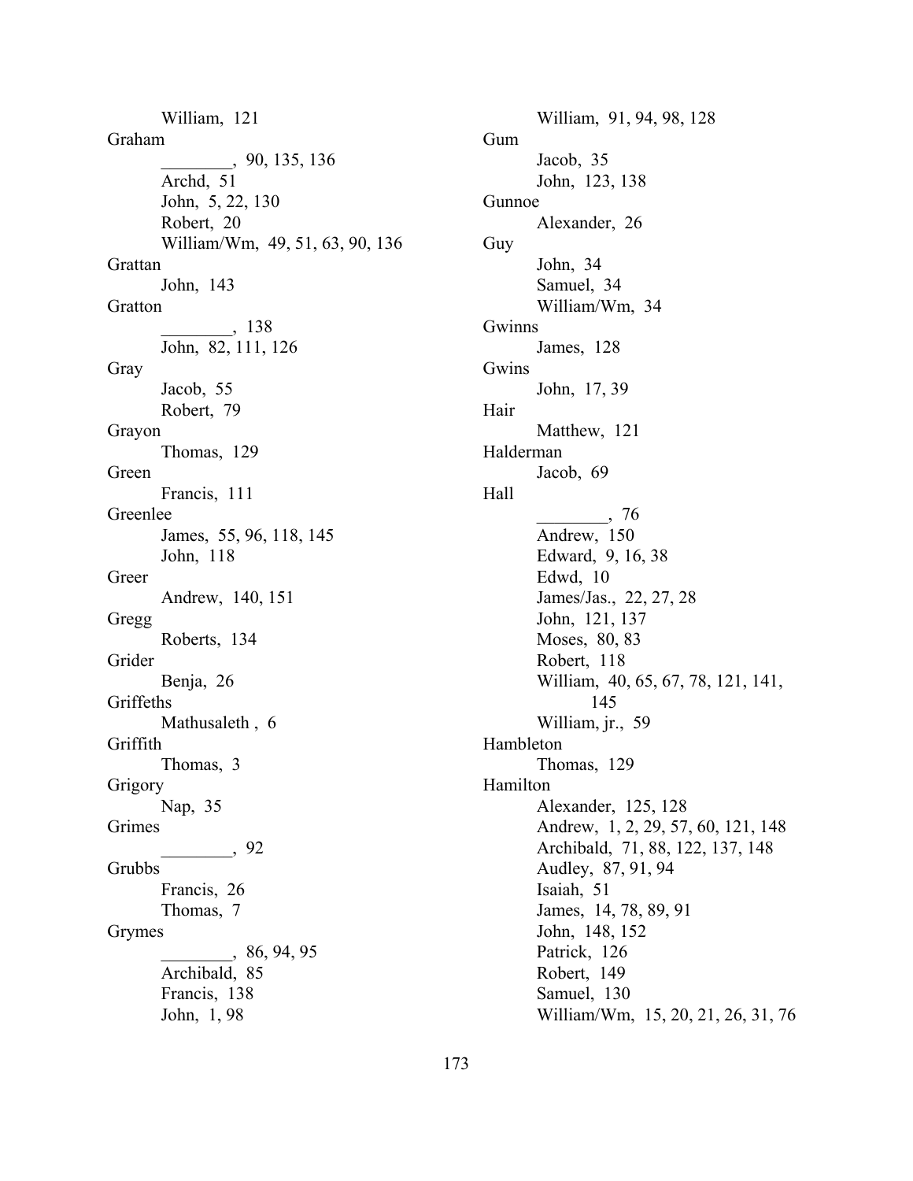William, 121

Graham

________, 90, 135, 136

Archd, 51

John, 5, 22, 130

Robert, 20

William/Wm, 49, 51, 63, 90, 136

Grattan

John, 143

Gratton

________, 138

John, 82, 111, 126

Gray

Jacob, 55

Robert, 79

Grayon

Thomas, 129

Green

Francis, 111

Greenlee

James, 55, 96, 118, 145

John, 118

Greer

Andrew, 140, 151

Gregg

Roberts, 134

Grider

Benja, 26

Griffeths

Mathusaleth , 6

Griffith

Thomas, 3

Grigory

Nap, 35

Grimes

________, 92

Grubbs

Francis, 26

Thomas, 7

Grymes

________, 86, 94, 95

Archibald, 85

Francis, 138

John, 1, 98

William, 91, 94, 98, 128

Gum

Jacob, 35

John, 123, 138

Gunnoe

Alexander, 26

Guy

John, 34

Samuel, 34

William/Wm, 34

Gwinns

James, 128

Gwins

John, 17, 39

Hair

Matthew, 121

Halderman

Jacob, 69

Hall

________, 76

Andrew, 150

Edward, 9, 16, 38

Edwd, 10

James/Jas., 22, 27, 28

John, 121, 137

Moses, 80, 83

Robert, 118

William, 40, 65, 67, 78, 121, 141, 145

William, jr., 59

Hambleton

Thomas, 129

Hamilton

Alexander, 125, 128

Andrew, 1, 2, 29, 57, 60, 121, 148

Archibald, 71, 88, 122, 137, 148

Audley, 87, 91, 94

Isaiah, 51

James, 14, 78, 89, 91

John, 148, 152

Patrick, 126

Robert, 149

Samuel, 130

William/Wm, 15, 20, 21, 26, 31, 76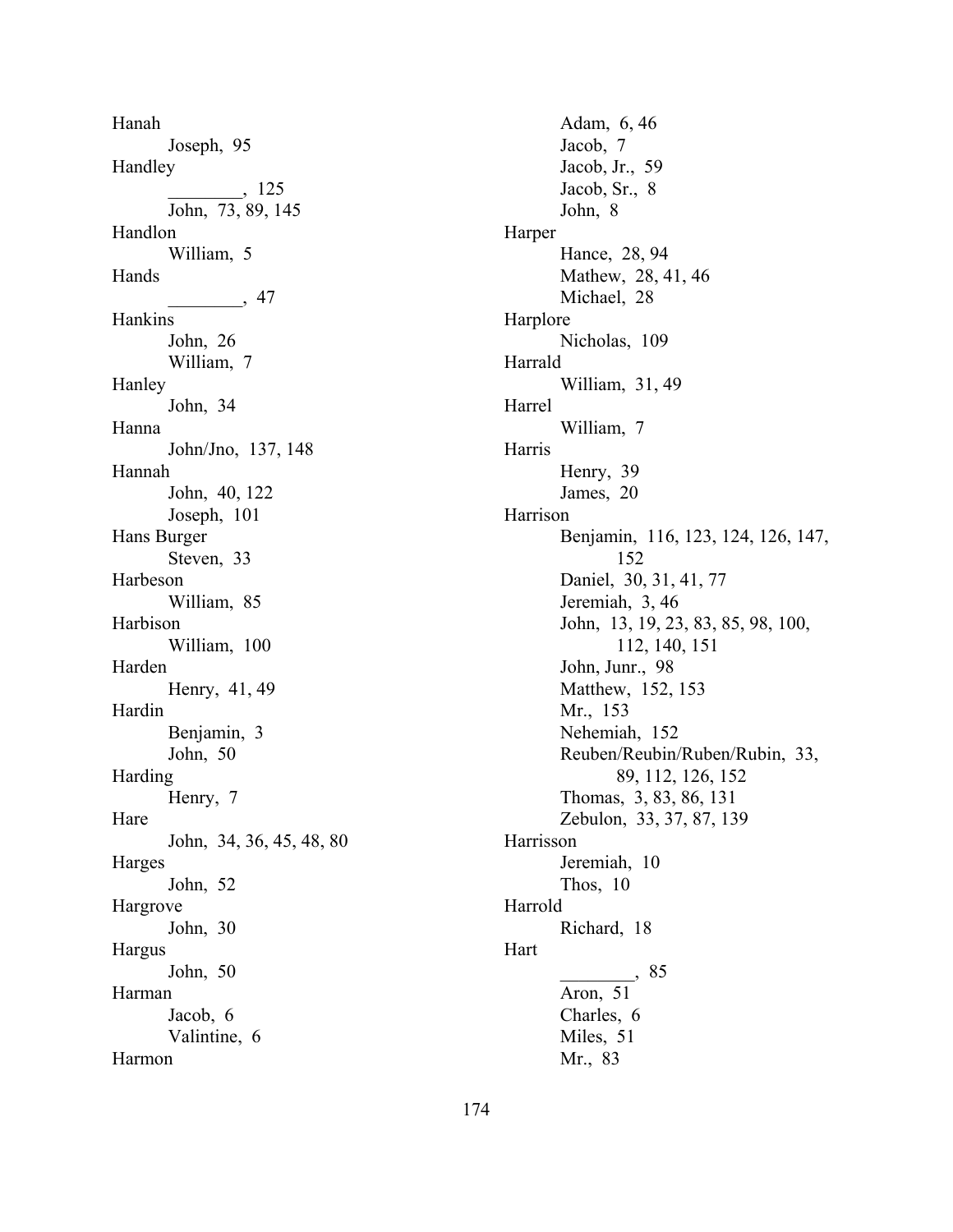Hanah
- Joseph, 95

Handley
- ________, 125
- John, 73, 89, 145

Handlon
- William, 5

Hands
- ________, 47

Hankins
- John, 26
- William, 7

Hanley
- John, 34

Hanna
- John/Jno, 137, 148

Hannah
- John, 40, 122
- Joseph, 101

Hans Burger
- Steven, 33

Harbeson
- William, 85

Harbison
- William, 100

Harden
- Henry, 41, 49

Hardin
- Benjamin, 3
- John, 50

Harding
- Henry, 7

Hare
- John, 34, 36, 45, 48, 80

Harges
- John, 52

Hargrove
- John, 30

Hargus
- John, 50

Harman
- Jacob, 6
- Valintine, 6

Harmon
- Adam, 6, 46
- Jacob, 7
- Jacob, Jr., 59
- Jacob, Sr., 8
- John, 8

Harper
- Hance, 28, 94
- Mathew, 28, 41, 46
- Michael, 28

Harplore
- Nicholas, 109

Harrald
- William, 31, 49

Harrel
- William, 7

Harris
- Henry, 39
- James, 20

Harrison
- Benjamin, 116, 123, 124, 126, 147, 152
- Daniel, 30, 31, 41, 77
- Jeremiah, 3, 46
- John, 13, 19, 23, 83, 85, 98, 100, 112, 140, 151
- John, Junr., 98
- Matthew, 152, 153
- Mr., 153
- Nehemiah, 152
- Reuben/Reubin/Ruben/Rubin, 33, 89, 112, 126, 152
- Thomas, 3, 83, 86, 131
- Zebulon, 33, 37, 87, 139

Harrisson
- Jeremiah, 10
- Thos, 10

Harrold
- Richard, 18

Hart
- ________, 85
- Aron, 51
- Charles, 6
- Miles, 51
- Mr., 83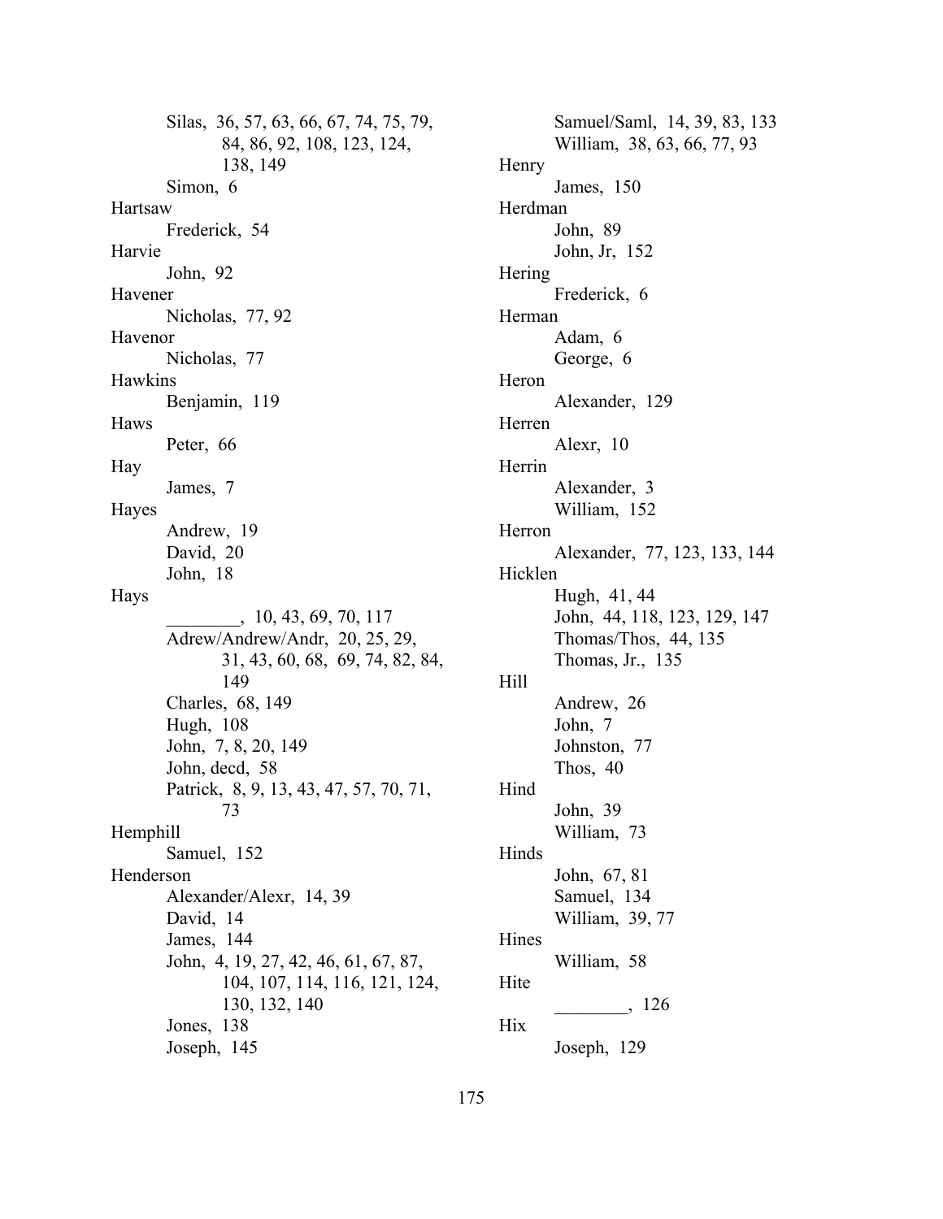Silas, 36, 57, 63, 66, 67, 74, 75, 79, 84, 86, 92, 108, 123, 124, 138, 149
Simon, 6

Hartsaw
Frederick, 54

Harvie
John, 92

Havener
Nicholas, 77, 92

Havenor
Nicholas, 77

Hawkins
Benjamin, 119

Haws
Peter, 66

Hay
James, 7

Hayes
Andrew, 19
David, 20
John, 18

Hays
________, 10, 43, 69, 70, 117
Adrew/Andrew/Andr, 20, 25, 29, 31, 43, 60, 68, 69, 74, 82, 84, 149
Charles, 68, 149
Hugh, 108
John, 7, 8, 20, 149
John, decd, 58
Patrick, 8, 9, 13, 43, 47, 57, 70, 71, 73

Hemphill
Samuel, 152

Henderson
Alexander/Alexr, 14, 39
David, 14
James, 144
John, 4, 19, 27, 42, 46, 61, 67, 87, 104, 107, 114, 116, 121, 124, 130, 132, 140
Jones, 138
Joseph, 145
Samuel/Saml, 14, 39, 83, 133
William, 38, 63, 66, 77, 93

Henry
James, 150

Herdman
John, 89
John, Jr, 152

Hering
Frederick, 6

Herman
Adam, 6
George, 6

Heron
Alexander, 129

Herren
Alexr, 10

Herrin
Alexander, 3
William, 152

Herron
Alexander, 77, 123, 133, 144

Hicklen
Hugh, 41, 44
John, 44, 118, 123, 129, 147
Thomas/Thos, 44, 135
Thomas, Jr., 135

Hill
Andrew, 26
John, 7
Johnston, 77
Thos, 40

Hind
John, 39
William, 73

Hinds
John, 67, 81
Samuel, 134
William, 39, 77

Hines
William, 58

Hite
________, 126

Hix
Joseph, 129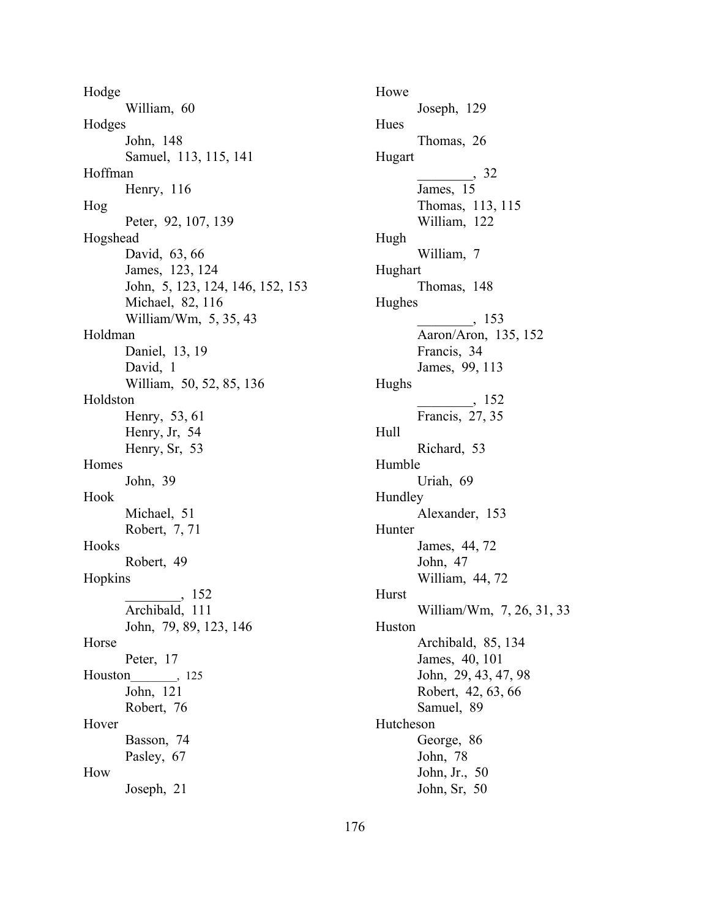Hodge
- William, 60

Hodges
- John, 148
- Samuel, 113, 115, 141

Hoffman
- Henry, 116

Hog
- Peter, 92, 107, 139

Hogshead
- David, 63, 66
- James, 123, 124
- John, 5, 123, 124, 146, 152, 153
- Michael, 82, 116
- William/Wm, 5, 35, 43

Holdman
- Daniel, 13, 19
- David, 1
- William, 50, 52, 85, 136

Holdston
- Henry, 53, 61
- Henry, Jr, 54
- Henry, Sr, 53

Homes
- John, 39

Hook
- Michael, 51
- Robert, 7, 71

Hooks
- Robert, 49

Hopkins
- ________, 152
- Archibald, 111
- John, 79, 89, 123, 146

Horse
- Peter, 17

Houston_______, 125
- John, 121
- Robert, 76

Hover
- Basson, 74
- Pasley, 67

How
- Joseph, 21

Howe
- Joseph, 129

Hues
- Thomas, 26

Hugart
- ________, 32
- James, 15
- Thomas, 113, 115
- William, 122

Hugh
- William, 7

Hughart
- Thomas, 148

Hughes
- ________, 153
- Aaron/Aron, 135, 152
- Francis, 34
- James, 99, 113

Hughs
- ________, 152
- Francis, 27, 35

Hull
- Richard, 53

Humble
- Uriah, 69

Hundley
- Alexander, 153

Hunter
- James, 44, 72
- John, 47
- William, 44, 72

Hurst
- William/Wm, 7, 26, 31, 33

Huston
- Archibald, 85, 134
- James, 40, 101
- John, 29, 43, 47, 98
- Robert, 42, 63, 66
- Samuel, 89

Hutcheson
- George, 86
- John, 78
- John, Jr., 50
- John, Sr, 50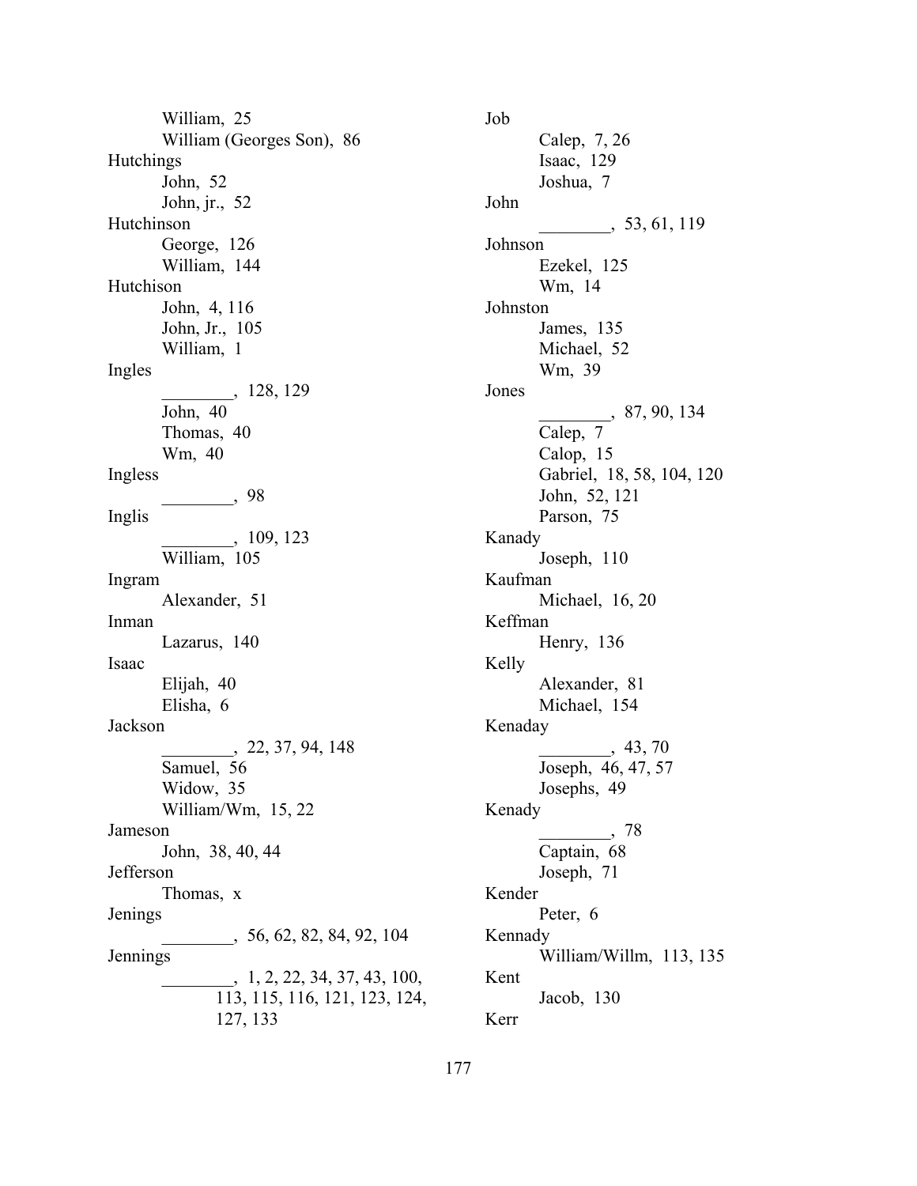William, 25
William (Georges Son), 86

Hutchings
John, 52
John, jr., 52

Hutchinson
George, 126
William, 144

Hutchison
John, 4, 116
John, Jr., 105
William, 1

Ingles
________, 128, 129
John, 40
Thomas, 40
Wm, 40

Ingless
________, 98

Inglis
________, 109, 123
William, 105

Ingram
Alexander, 51

Inman
Lazarus, 140

Isaac
Elijah, 40
Elisha, 6

Jackson
________, 22, 37, 94, 148
Samuel, 56
Widow, 35
William/Wm, 15, 22

Jameson
John, 38, 40, 44

Jefferson
Thomas, x

Jenings
________, 56, 62, 82, 84, 92, 104

Jennings
________, 1, 2, 22, 34, 37, 43, 100, 113, 115, 116, 121, 123, 124, 127, 133

Job
Calep, 7, 26
Isaac, 129
Joshua, 7

John
________, 53, 61, 119

Johnson
Ezekel, 125
Wm, 14

Johnston
James, 135
Michael, 52
Wm, 39

Jones
________, 87, 90, 134
Calep, 7
Calop, 15
Gabriel, 18, 58, 104, 120
John, 52, 121
Parson, 75

Kanady
Joseph, 110

Kaufman
Michael, 16, 20

Keffman
Henry, 136

Kelly
Alexander, 81
Michael, 154

Kenaday
________, 43, 70
Joseph, 46, 47, 57
Josephs, 49

Kenady
________, 78
Captain, 68
Joseph, 71

Kender
Peter, 6

Kennady
William/Willm, 113, 135

Kent
Jacob, 130

Kerr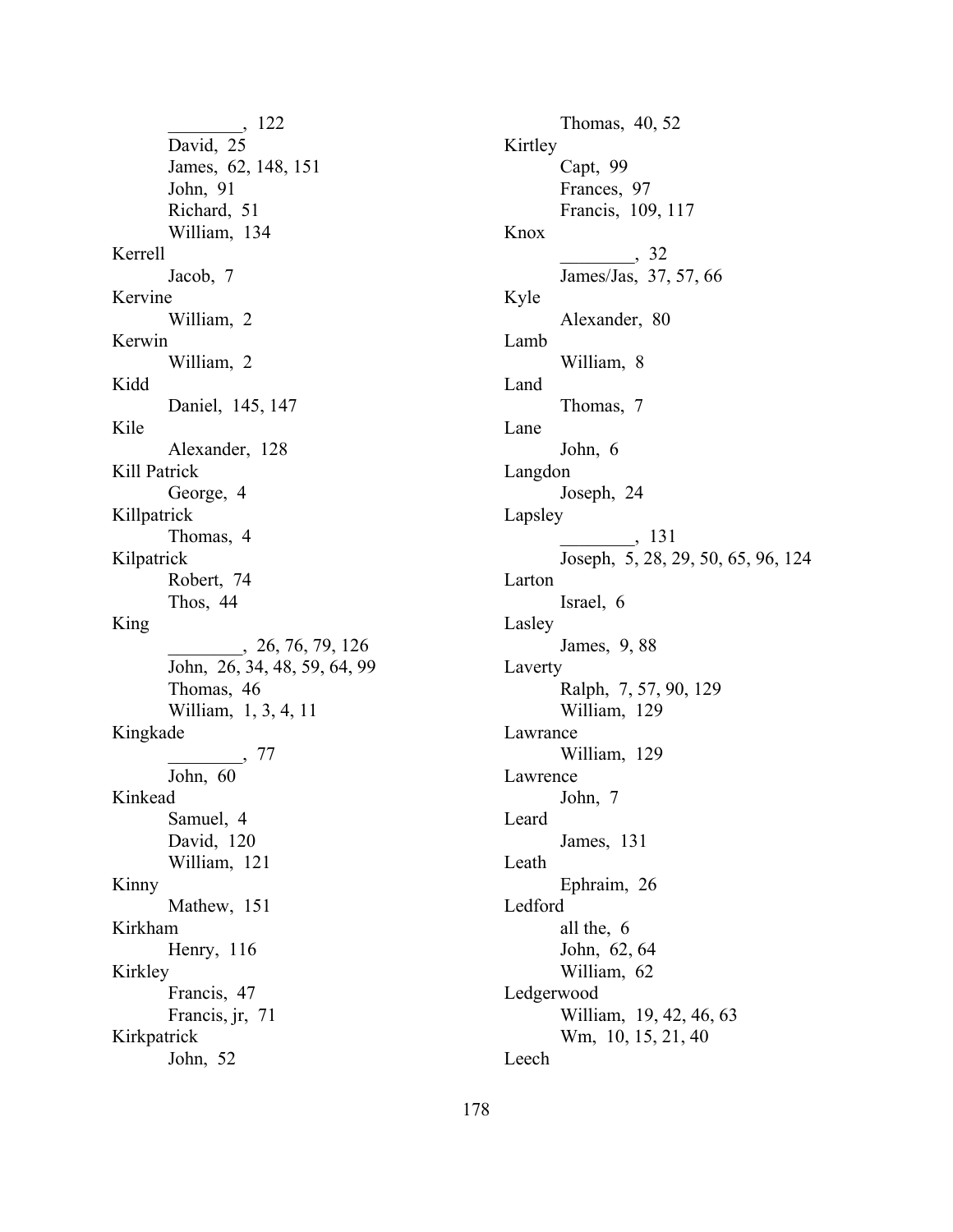________, 122
    David, 25
    James, 62, 148, 151
    John, 91
    Richard, 51
    William, 134

Kerrell
    Jacob, 7

Kervine
    William, 2

Kerwin
    William, 2

Kidd
    Daniel, 145, 147

Kile
    Alexander, 128

Kill Patrick
    George, 4

Killpatrick
    Thomas, 4

Kilpatrick
    Robert, 74
    Thos, 44

King
    ________, 26, 76, 79, 126
    John, 26, 34, 48, 59, 64, 99
    Thomas, 46
    William, 1, 3, 4, 11

Kingkade
    ________, 77
    John, 60

Kinkead
    Samuel, 4
    David, 120
    William, 121

Kinny
    Mathew, 151

Kirkham
    Henry, 116

Kirkley
    Francis, 47
    Francis, jr, 71

Kirkpatrick
    John, 52
    Thomas, 40, 52

Kirtley
    Capt, 99
    Frances, 97
    Francis, 109, 117

Knox
    ________, 32
    James/Jas, 37, 57, 66

Kyle
    Alexander, 80

Lamb
    William, 8

Land
    Thomas, 7

Lane
    John, 6

Langdon
    Joseph, 24

Lapsley
    ________, 131
    Joseph, 5, 28, 29, 50, 65, 96, 124

Larton
    Israel, 6

Lasley
    James, 9, 88

Laverty
    Ralph, 7, 57, 90, 129
    William, 129

Lawrance
    William, 129

Lawrence
    John, 7

Leard
    James, 131

Leath
    Ephraim, 26

Ledford
    all the, 6
    John, 62, 64
    William, 62

Ledgerwood
    William, 19, 42, 46, 63
    Wm, 10, 15, 21, 40

Leech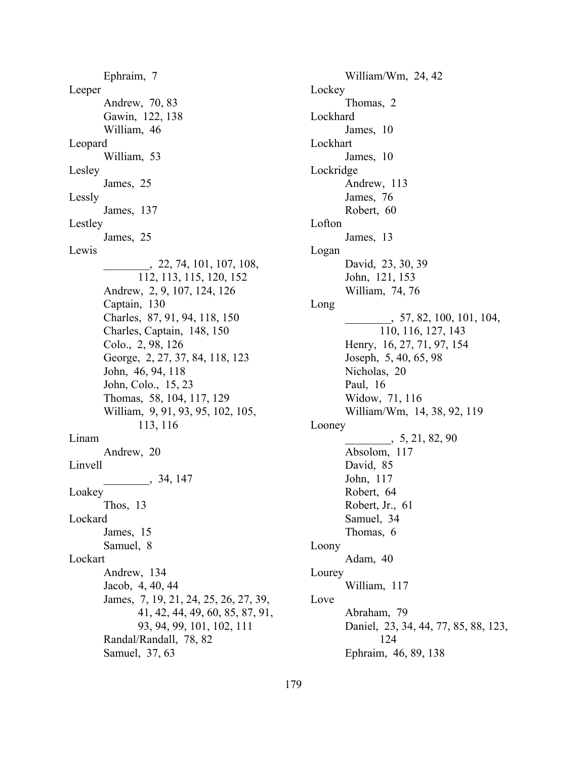Ephraim, 7

Leeper

- Andrew, 70, 83
- Gawin, 122, 138
- William, 46

Leopard

- William, 53

Lesley

- James, 25

Lessly

- James, 137

Lestley

- James, 25

Lewis

- ________, 22, 74, 101, 107, 108, 112, 113, 115, 120, 152
- Andrew, 2, 9, 107, 124, 126
- Captain, 130
- Charles, 87, 91, 94, 118, 150
- Charles, Captain, 148, 150
- Colo., 2, 98, 126
- George, 2, 27, 37, 84, 118, 123
- John, 46, 94, 118
- John, Colo., 15, 23
- Thomas, 58, 104, 117, 129
- William, 9, 91, 93, 95, 102, 105, 113, 116

Linam

- Andrew, 20

Linvell

- ________, 34, 147

Loakey

- Thos, 13

Lockard

- James, 15
- Samuel, 8

Lockart

- Andrew, 134
- Jacob, 4, 40, 44
- James, 7, 19, 21, 24, 25, 26, 27, 39, 41, 42, 44, 49, 60, 85, 87, 91, 93, 94, 99, 101, 102, 111
- Randal/Randall, 78, 82
- Samuel, 37, 63
- William/Wm, 24, 42

Lockey

- Thomas, 2

Lockhard

- James, 10

Lockhart

- James, 10

Lockridge

- Andrew, 113
- James, 76
- Robert, 60

Lofton

- James, 13

Logan

- David, 23, 30, 39
- John, 121, 153
- William, 74, 76

Long

- ________, 57, 82, 100, 101, 104, 110, 116, 127, 143
- Henry, 16, 27, 71, 97, 154
- Joseph, 5, 40, 65, 98
- Nicholas, 20
- Paul, 16
- Widow, 71, 116
- William/Wm, 14, 38, 92, 119

Looney

- ________, 5, 21, 82, 90
- Absolom, 117
- David, 85
- John, 117
- Robert, 64
- Robert, Jr., 61
- Samuel, 34
- Thomas, 6

Loony

- Adam, 40

Lourey

- William, 117

Love

- Abraham, 79
- Daniel, 23, 34, 44, 77, 85, 88, 123, 124
- Ephraim, 46, 89, 138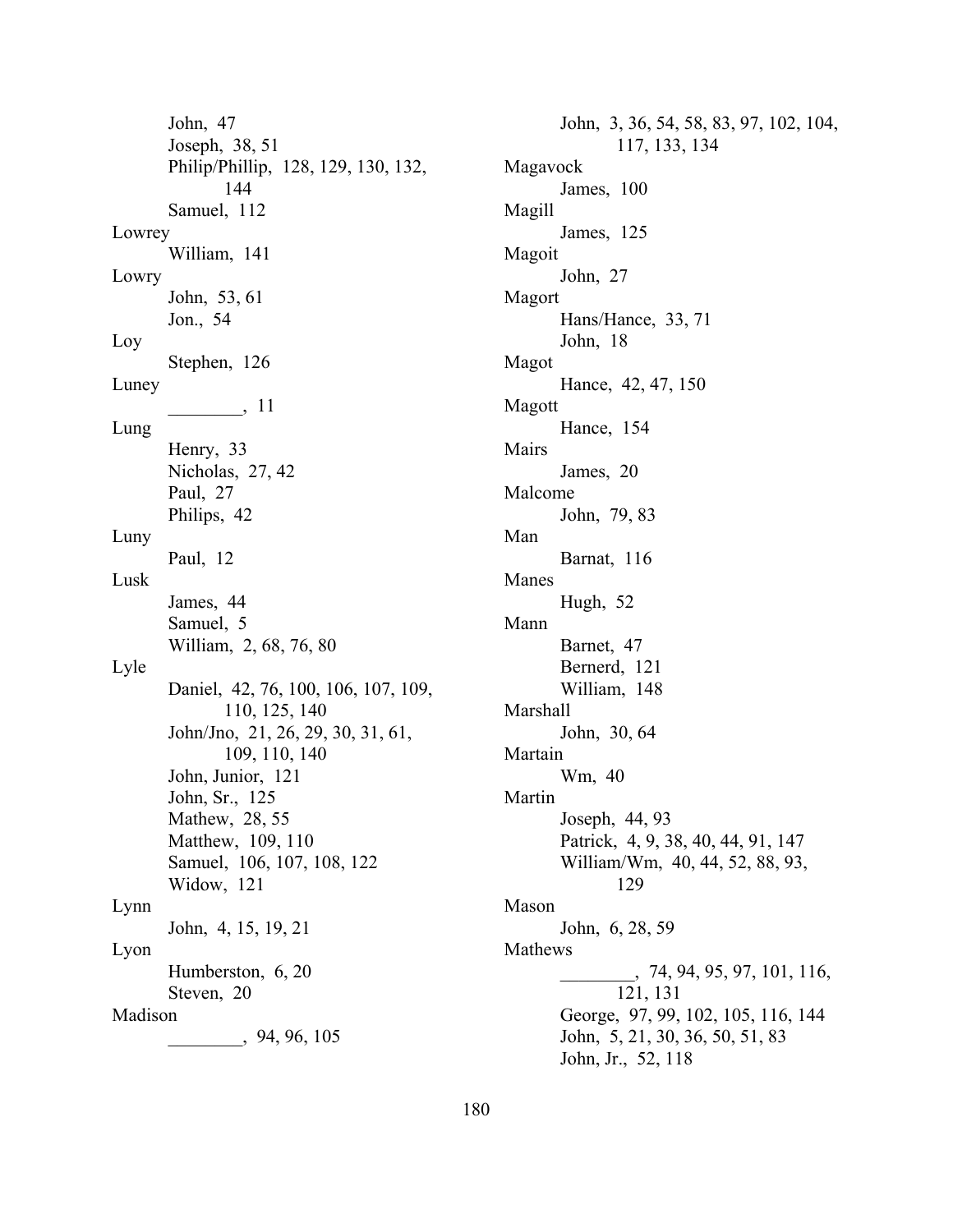John, 47
Joseph, 38, 51
Philip/Phillip, 128, 129, 130, 132, 144
Samuel, 112

Lowrey
William, 141

Lowry
John, 53, 61
Jon., 54

Loy
Stephen, 126

Luney
________, 11

Lung
Henry, 33
Nicholas, 27, 42
Paul, 27
Philips, 42

Luny
Paul, 12

Lusk
James, 44
Samuel, 5
William, 2, 68, 76, 80

Lyle
Daniel, 42, 76, 100, 106, 107, 109, 110, 125, 140
John/Jno, 21, 26, 29, 30, 31, 61, 109, 110, 140
John, Junior, 121
John, Sr., 125
Mathew, 28, 55
Matthew, 109, 110
Samuel, 106, 107, 108, 122
Widow, 121

Lynn
John, 4, 15, 19, 21

Lyon
Humberston, 6, 20
Steven, 20

Madison
________, 94, 96, 105
John, 3, 36, 54, 58, 83, 97, 102, 104, 117, 133, 134

Magavock
James, 100

Magill
James, 125

Magoit
John, 27

Magort
Hans/Hance, 33, 71
John, 18

Magot
Hance, 42, 47, 150

Magott
Hance, 154

Mairs
James, 20

Malcome
John, 79, 83

Man
Barnat, 116

Manes
Hugh, 52

Mann
Barnet, 47
Bernerd, 121
William, 148

Marshall
John, 30, 64

Martain
Wm, 40

Martin
Joseph, 44, 93
Patrick, 4, 9, 38, 40, 44, 91, 147
William/Wm, 40, 44, 52, 88, 93, 129

Mason
John, 6, 28, 59

Mathews
________, 74, 94, 95, 97, 101, 116, 121, 131
George, 97, 99, 102, 105, 116, 144
John, 5, 21, 30, 36, 50, 51, 83
John, Jr., 52, 118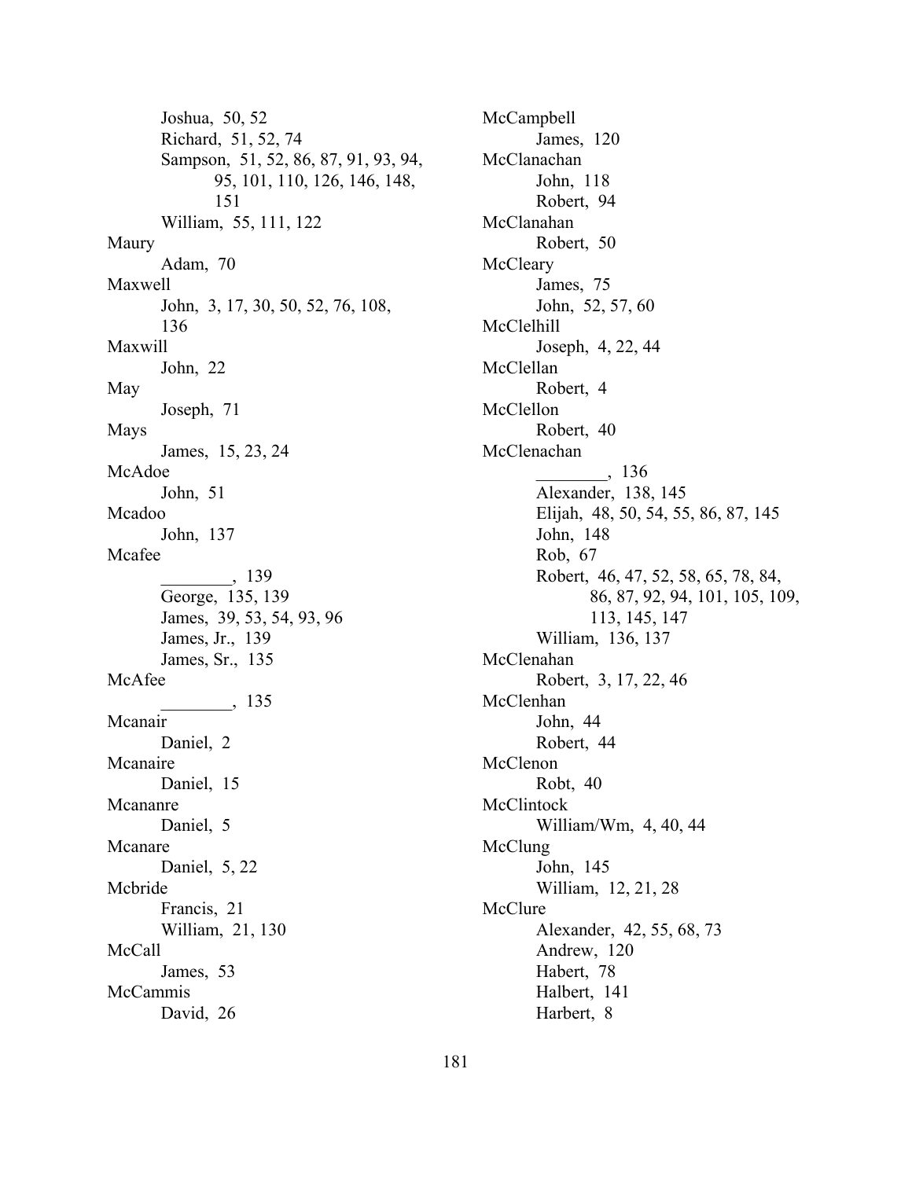Joshua, 50, 52
Richard, 51, 52, 74
Sampson, 51, 52, 86, 87, 91, 93, 94, 95, 101, 110, 126, 146, 148, 151
William, 55, 111, 122

Maury
Adam, 70

Maxwell
John, 3, 17, 30, 50, 52, 76, 108, 136

Maxwill
John, 22

May
Joseph, 71

Mays
James, 15, 23, 24

McAdoe
John, 51

Mcadoo
John, 137

Mcafee
________, 139
George, 135, 139
James, 39, 53, 54, 93, 96
James, Jr., 139
James, Sr., 135

McAfee
________, 135

Mcanair
Daniel, 2

Mcanaire
Daniel, 15

Mcananre
Daniel, 5

Mcanare
Daniel, 5, 22

Mcbride
Francis, 21
William, 21, 130

McCall
James, 53

McCammis
David, 26

McCampbell
James, 120

McClanachan
John, 118
Robert, 94

McClanahan
Robert, 50

McCleary
James, 75
John, 52, 57, 60

McClelhill
Joseph, 4, 22, 44

McClellan
Robert, 4

McClellon
Robert, 40

McClenachan
________, 136
Alexander, 138, 145
Elijah, 48, 50, 54, 55, 86, 87, 145
John, 148
Rob, 67
Robert, 46, 47, 52, 58, 65, 78, 84, 86, 87, 92, 94, 101, 105, 109, 113, 145, 147
William, 136, 137

McClenahan
Robert, 3, 17, 22, 46

McClenhan
John, 44
Robert, 44

McClenon
Robt, 40

McClintock
William/Wm, 4, 40, 44

McClung
John, 145
William, 12, 21, 28

McClure
Alexander, 42, 55, 68, 73
Andrew, 120
Habert, 78
Halbert, 141
Harbert, 8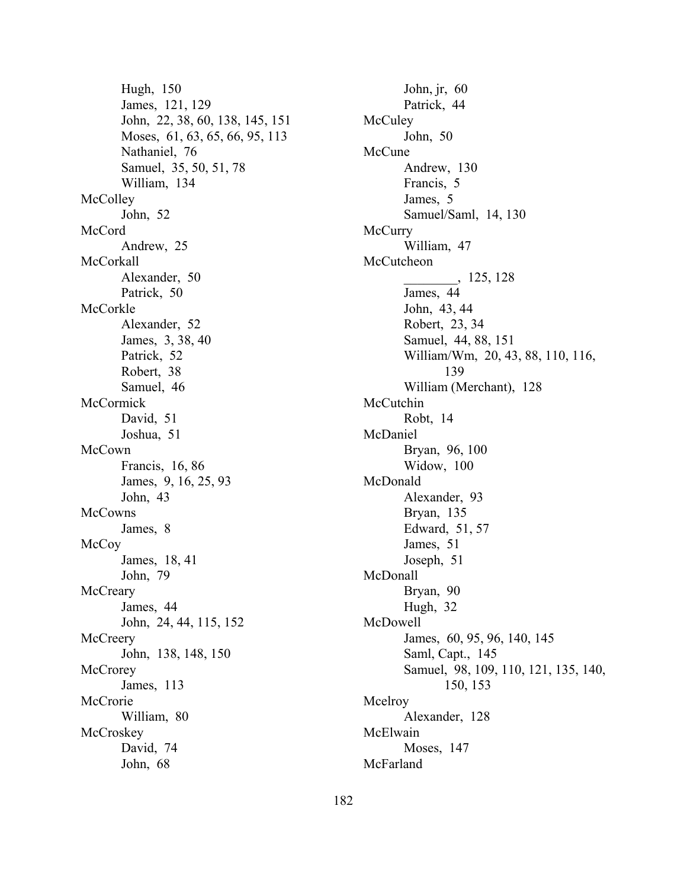Hugh, 150
James, 121, 129
John, 22, 38, 60, 138, 145, 151
Moses, 61, 63, 65, 66, 95, 113
Nathaniel, 76
Samuel, 35, 50, 51, 78
William, 134

McColley
John, 52

McCord
Andrew, 25

McCorkall
Alexander, 50
Patrick, 50

McCorkle
Alexander, 52
James, 3, 38, 40
Patrick, 52
Robert, 38
Samuel, 46

McCormick
David, 51
Joshua, 51

McCown
Francis, 16, 86
James, 9, 16, 25, 93
John, 43

McCowns
James, 8

McCoy
James, 18, 41
John, 79

McCreary
James, 44
John, 24, 44, 115, 152

McCreery
John, 138, 148, 150

McCrorey
James, 113

McCrorie
William, 80

McCroskey
David, 74
John, 68

John, jr, 60
Patrick, 44

McCuley
John, 50

McCune
Andrew, 130
Francis, 5
James, 5
Samuel/Saml, 14, 130

McCurry
William, 47

McCutcheon
________, 125, 128
James, 44
John, 43, 44
Robert, 23, 34
Samuel, 44, 88, 151
William/Wm, 20, 43, 88, 110, 116, 139
William (Merchant), 128

McCutchin
Robt, 14

McDaniel
Bryan, 96, 100
Widow, 100

McDonald
Alexander, 93
Bryan, 135
Edward, 51, 57
James, 51
Joseph, 51

McDonall
Bryan, 90
Hugh, 32

McDowell
James, 60, 95, 96, 140, 145
Saml, Capt., 145
Samuel, 98, 109, 110, 121, 135, 140, 150, 153

Mcelroy
Alexander, 128

McElwain
Moses, 147

McFarland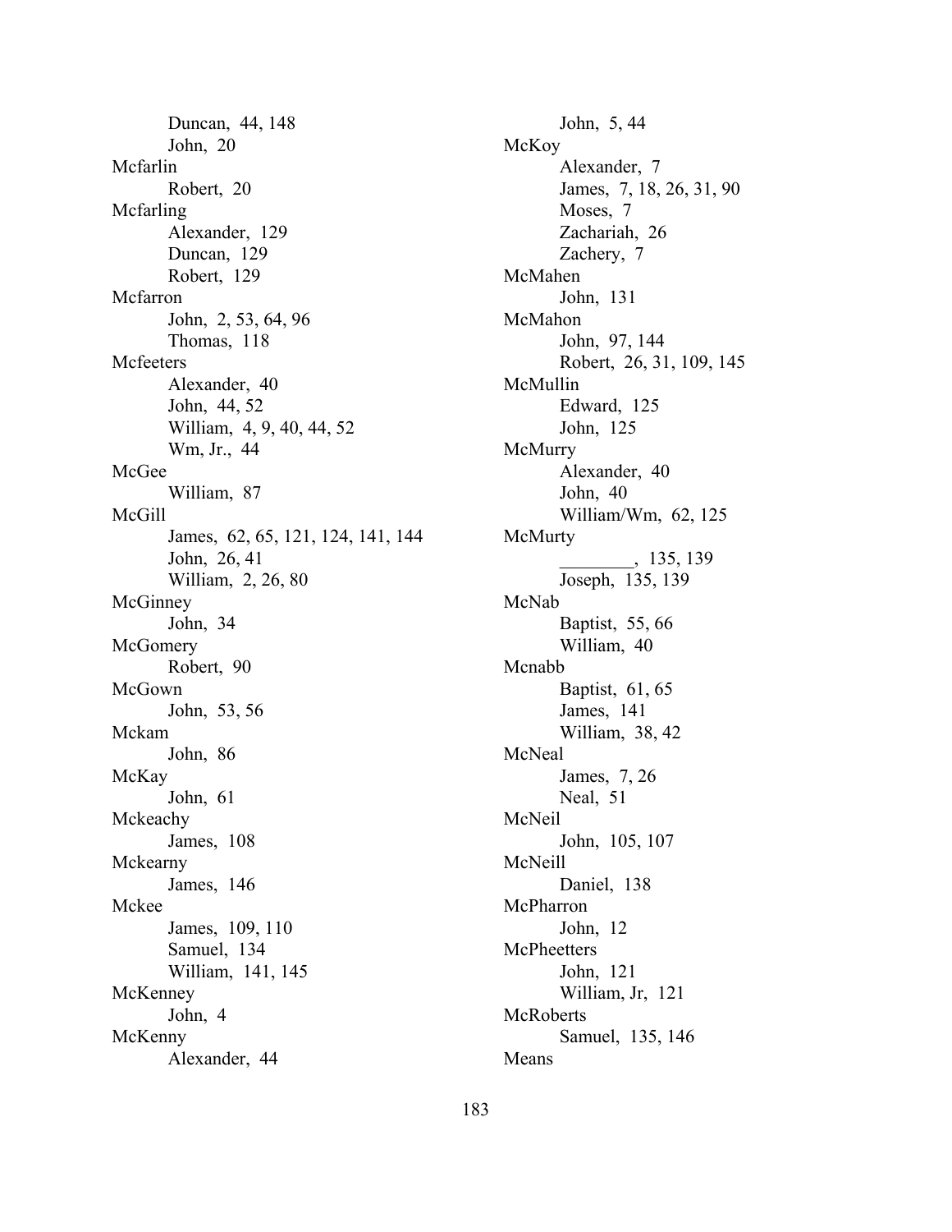Duncan, 44, 148
John, 20

Mcfarlin
Robert, 20

Mcfarling
Alexander, 129
Duncan, 129
Robert, 129

Mcfarron
John, 2, 53, 64, 96
Thomas, 118

Mcfeeters
Alexander, 40
John, 44, 52
William, 4, 9, 40, 44, 52
Wm, Jr., 44

McGee
William, 87

McGill
James, 62, 65, 121, 124, 141, 144
John, 26, 41
William, 2, 26, 80

McGinney
John, 34

McGomery
Robert, 90

McGown
John, 53, 56

Mckam
John, 86

McKay
John, 61

Mckeachy
James, 108

Mckearny
James, 146

Mckee
James, 109, 110
Samuel, 134
William, 141, 145

McKenney
John, 4

McKenny
Alexander, 44
John, 5, 44

McKoy
Alexander, 7
James, 7, 18, 26, 31, 90
Moses, 7
Zachariah, 26
Zachery, 7

McMahen
John, 131

McMahon
John, 97, 144
Robert, 26, 31, 109, 145

McMullin
Edward, 125
John, 125

McMurry
Alexander, 40
John, 40
William/Wm, 62, 125

McMurty
________, 135, 139
Joseph, 135, 139

McNab
Baptist, 55, 66
William, 40

Mcnabb
Baptist, 61, 65
James, 141
William, 38, 42

McNeal
James, 7, 26
Neal, 51

McNeil
John, 105, 107

McNeill
Daniel, 138

McPharron
John, 12

McPheetters
John, 121
William, Jr, 121

McRoberts
Samuel, 135, 146

Means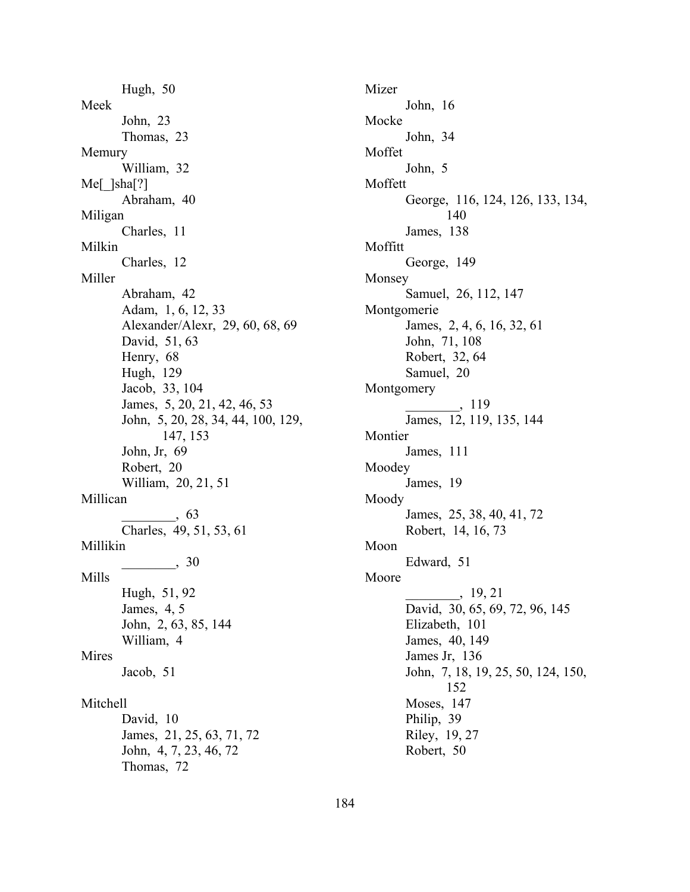Hugh, 50

Meek
- John, 23
- Thomas, 23

Memury
- William, 32

Me[_]sha[?]
- Abraham, 40

Miligan
- Charles, 11

Milkin
- Charles, 12

Miller
- Abraham, 42
- Adam, 1, 6, 12, 33
- Alexander/Alexr, 29, 60, 68, 69
- David, 51, 63
- Henry, 68
- Hugh, 129
- Jacob, 33, 104
- James, 5, 20, 21, 42, 46, 53
- John, 5, 20, 28, 34, 44, 100, 129, 147, 153
- John, Jr, 69
- Robert, 20
- William, 20, 21, 51

Millican
- ________, 63
- Charles, 49, 51, 53, 61

Millikin
- ________, 30

Mills
- Hugh, 51, 92
- James, 4, 5
- John, 2, 63, 85, 144
- William, 4

Mires
- Jacob, 51

Mitchell
- David, 10
- James, 21, 25, 63, 71, 72
- John, 4, 7, 23, 46, 72
- Thomas, 72

Mizer
- John, 16

Mocke
- John, 34

Moffet
- John, 5

Moffett
- George, 116, 124, 126, 133, 134, 140
- James, 138

Moffitt
- George, 149

Monsey
- Samuel, 26, 112, 147

Montgomerie
- James, 2, 4, 6, 16, 32, 61
- John, 71, 108
- Robert, 32, 64
- Samuel, 20

Montgomery
- ________, 119
- James, 12, 119, 135, 144

Montier
- James, 111

Moodey
- James, 19

Moody
- James, 25, 38, 40, 41, 72
- Robert, 14, 16, 73

Moon
- Edward, 51

Moore
- ________, 19, 21
- David, 30, 65, 69, 72, 96, 145
- Elizabeth, 101
- James, 40, 149
- James Jr, 136
- John, 7, 18, 19, 25, 50, 124, 150, 152
- Moses, 147
- Philip, 39
- Riley, 19, 27
- Robert, 50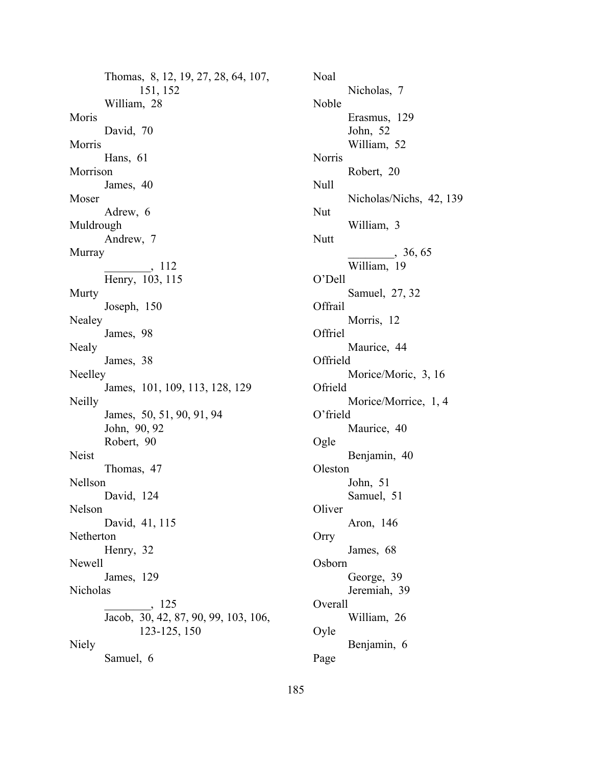Thomas, 8, 12, 19, 27, 28, 64, 107, 151, 152
William, 28

Moris
David, 70

Morris
Hans, 61

Morrison
James, 40

Moser
Adrew, 6

Muldrough
Andrew, 7

Murray
________, 112
Henry, 103, 115

Murty
Joseph, 150

Nealey
James, 98

Nealy
James, 38

Neelley
James, 101, 109, 113, 128, 129

Neilly
James, 50, 51, 90, 91, 94
John, 90, 92
Robert, 90

Neist
Thomas, 47

Nellson
David, 124

Nelson
David, 41, 115

Netherton
Henry, 32

Newell
James, 129

Nicholas
________, 125
Jacob, 30, 42, 87, 90, 99, 103, 106, 123-125, 150

Niely
Samuel, 6

Noal
Nicholas, 7

Noble
Erasmus, 129
John, 52
William, 52

Norris
Robert, 20

Null
Nicholas/Nichs, 42, 139

Nut
William, 3

Nutt
________, 36, 65
William, 19

O'Dell
Samuel, 27, 32

Offrail
Morris, 12

Offriel
Maurice, 44

Offrield
Morice/Moric, 3, 16

Ofrield
Morice/Morrice, 1, 4

O'frield
Maurice, 40

Ogle
Benjamin, 40

Oleston
John, 51
Samuel, 51

Oliver
Aron, 146

Orry
James, 68

Osborn
George, 39
Jeremiah, 39

Overall
William, 26

Oyle
Benjamin, 6

Page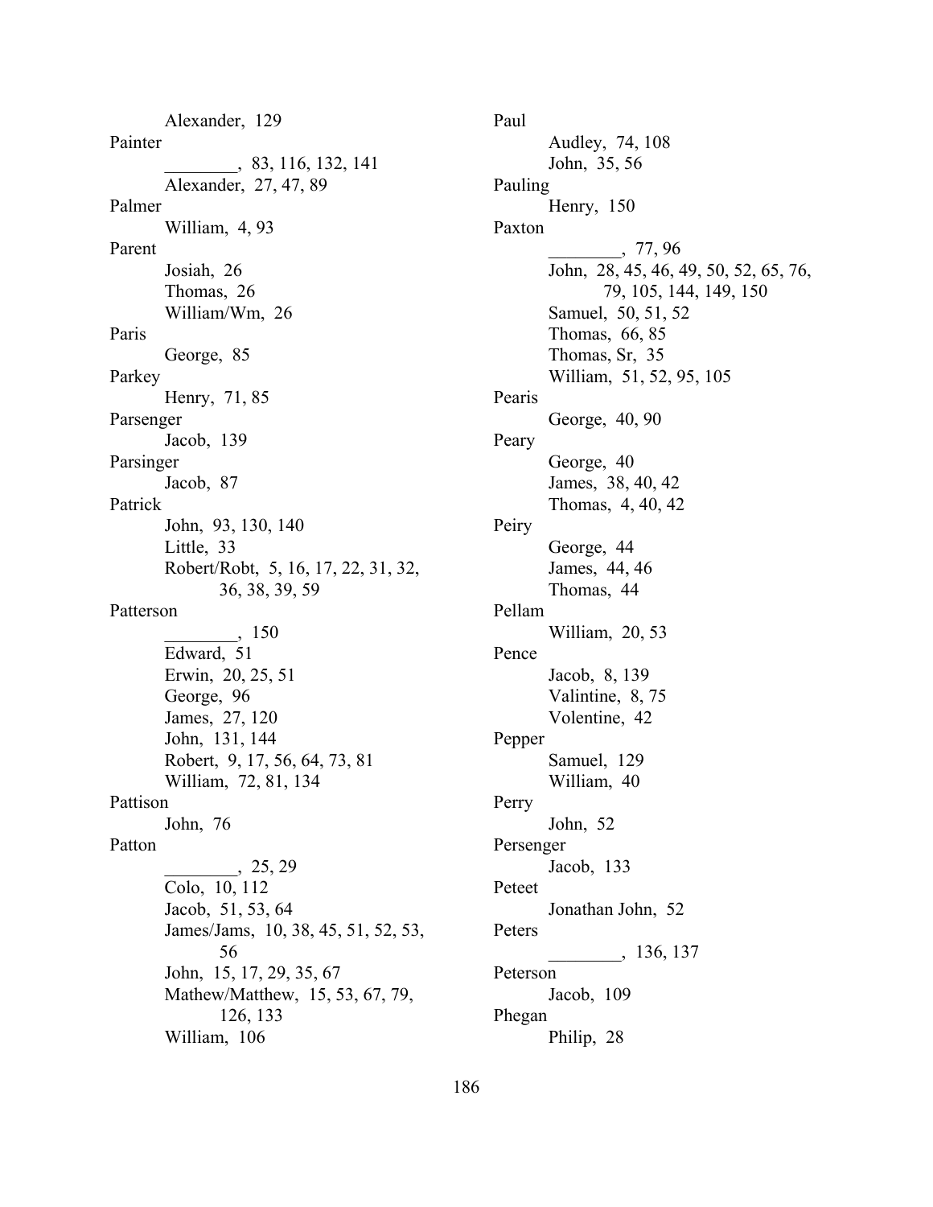Alexander, 129

Painter

________, 83, 116, 132, 141

Alexander, 27, 47, 89

Palmer

William, 4, 93

Parent

Josiah, 26

Thomas, 26

William/Wm, 26

Paris

George, 85

Parkey

Henry, 71, 85

Parsenger

Jacob, 139

Parsinger

Jacob, 87

Patrick

John, 93, 130, 140

Little, 33

Robert/Robt, 5, 16, 17, 22, 31, 32, 36, 38, 39, 59

Patterson

________, 150

Edward, 51

Erwin, 20, 25, 51

George, 96

James, 27, 120

John, 131, 144

Robert, 9, 17, 56, 64, 73, 81

William, 72, 81, 134

Pattison

John, 76

Patton

________, 25, 29

Colo, 10, 112

Jacob, 51, 53, 64

James/Jams, 10, 38, 45, 51, 52, 53, 56

John, 15, 17, 29, 35, 67

Mathew/Matthew, 15, 53, 67, 79, 126, 133

William, 106

Paul

Audley, 74, 108

John, 35, 56

Pauling

Henry, 150

Paxton

________, 77, 96

John, 28, 45, 46, 49, 50, 52, 65, 76, 79, 105, 144, 149, 150

Samuel, 50, 51, 52

Thomas, 66, 85

Thomas, Sr, 35

William, 51, 52, 95, 105

Pearis

George, 40, 90

Peary

George, 40

James, 38, 40, 42

Thomas, 4, 40, 42

Peiry

George, 44

James, 44, 46

Thomas, 44

Pellam

William, 20, 53

Pence

Jacob, 8, 139

Valintine, 8, 75

Volentine, 42

Pepper

Samuel, 129

William, 40

Perry

John, 52

Persenger

Jacob, 133

Peteet

Jonathan John, 52

Peters

________, 136, 137

Peterson

Jacob, 109

Phegan

Philip, 28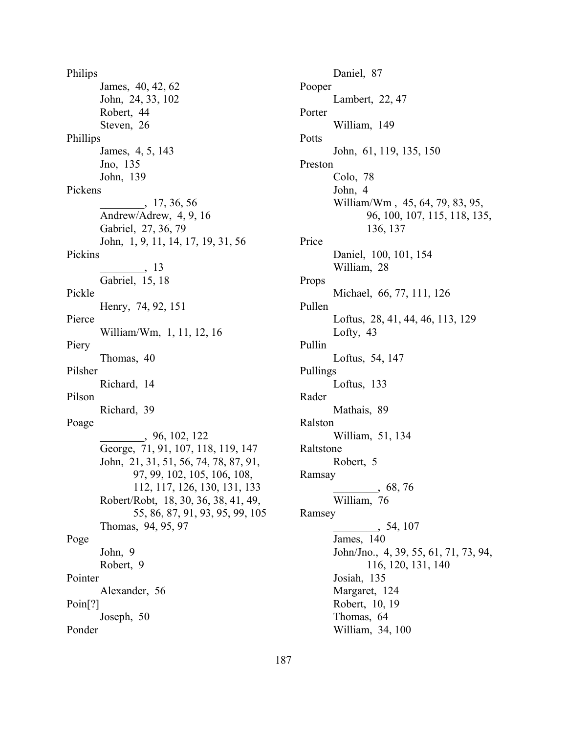Philips
- James, 40, 42, 62
- John, 24, 33, 102
- Robert, 44
- Steven, 26

Phillips
- James, 4, 5, 143
- Jno, 135
- John, 139

Pickens
- ________, 17, 36, 56
- Andrew/Adrew, 4, 9, 16
- Gabriel, 27, 36, 79
- John, 1, 9, 11, 14, 17, 19, 31, 56

Pickins
- ________, 13
- Gabriel, 15, 18

Pickle
- Henry, 74, 92, 151

Pierce
- William/Wm, 1, 11, 12, 16

Piery
- Thomas, 40

Pilsher
- Richard, 14

Pilson
- Richard, 39

Poage
- ________, 96, 102, 122
- George, 71, 91, 107, 118, 119, 147
- John, 21, 31, 51, 56, 74, 78, 87, 91, 97, 99, 102, 105, 106, 108, 112, 117, 126, 130, 131, 133
- Robert/Robt, 18, 30, 36, 38, 41, 49, 55, 86, 87, 91, 93, 95, 99, 105
- Thomas, 94, 95, 97

Poge
- John, 9
- Robert, 9

Pointer
- Alexander, 56

Poin[?]
- Joseph, 50

Ponder
- Daniel, 87

Pooper
- Lambert, 22, 47

Porter
- William, 149

Potts
- John, 61, 119, 135, 150

Preston
- Colo, 78
- John, 4
- William/Wm , 45, 64, 79, 83, 95, 96, 100, 107, 115, 118, 135, 136, 137

Price
- Daniel, 100, 101, 154
- William, 28

Props
- Michael, 66, 77, 111, 126

Pullen
- Loftus, 28, 41, 44, 46, 113, 129
- Lofty, 43

Pullin
- Loftus, 54, 147

Pullings
- Loftus, 133

Rader
- Mathais, 89

Ralston
- William, 51, 134

Raltstone
- Robert, 5

Ramsay
- ________, 68, 76
- William, 76

Ramsey
- ________, 54, 107
- James, 140
- John/Jno., 4, 39, 55, 61, 71, 73, 94, 116, 120, 131, 140
- Josiah, 135
- Margaret, 124
- Robert, 10, 19
- Thomas, 64
- William, 34, 100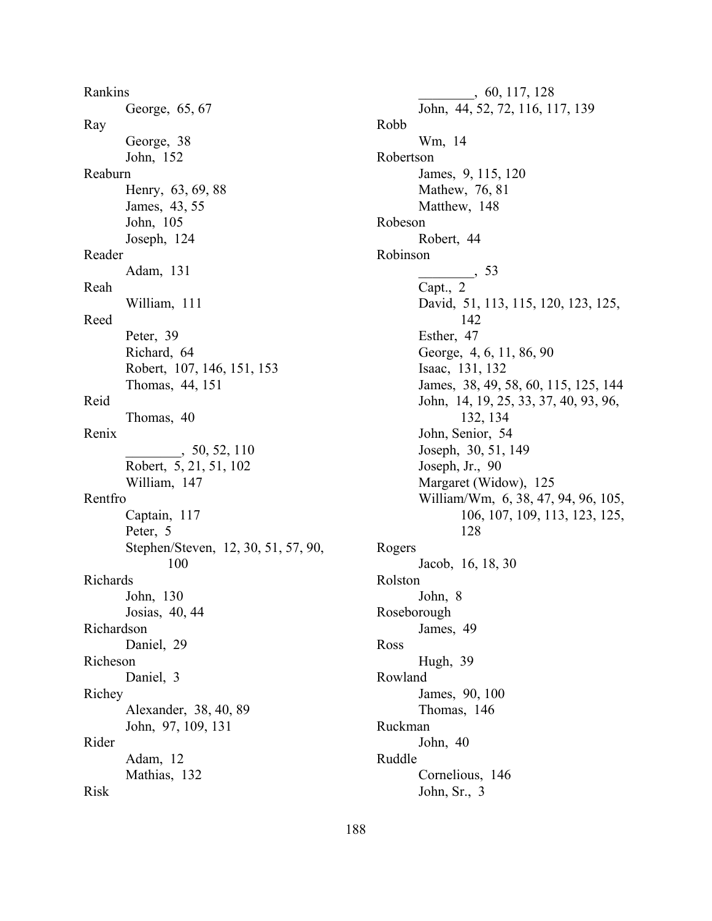Rankins
- George, 65, 67

Ray
- George, 38
- John, 152

Reaburn
- Henry, 63, 69, 88
- James, 43, 55
- John, 105
- Joseph, 124

Reader
- Adam, 131

Reah
- William, 111

Reed
- Peter, 39
- Richard, 64
- Robert, 107, 146, 151, 153
- Thomas, 44, 151

Reid
- Thomas, 40

Renix
- ________, 50, 52, 110
- Robert, 5, 21, 51, 102
- William, 147

Rentfro
- Captain, 117
- Peter, 5
- Stephen/Steven, 12, 30, 51, 57, 90, 100

Richards
- John, 130
- Josias, 40, 44

Richardson
- Daniel, 29

Richeson
- Daniel, 3

Richey
- Alexander, 38, 40, 89
- John, 97, 109, 131

Rider
- Adam, 12
- Mathias, 132

Risk
- ________, 60, 117, 128
- John, 44, 52, 72, 116, 117, 139

Robb
- Wm, 14

Robertson
- James, 9, 115, 120
- Mathew, 76, 81
- Matthew, 148

Robeson
- Robert, 44

Robinson
- ________, 53
- Capt., 2
- David, 51, 113, 115, 120, 123, 125, 142
- Esther, 47
- George, 4, 6, 11, 86, 90
- Isaac, 131, 132
- James, 38, 49, 58, 60, 115, 125, 144
- John, 14, 19, 25, 33, 37, 40, 93, 96, 132, 134
- John, Senior, 54
- Joseph, 30, 51, 149
- Joseph, Jr., 90
- Margaret (Widow), 125
- William/Wm, 6, 38, 47, 94, 96, 105, 106, 107, 109, 113, 123, 125, 128

Rogers
- Jacob, 16, 18, 30

Rolston
- John, 8

Roseborough
- James, 49

Ross
- Hugh, 39

Rowland
- James, 90, 100
- Thomas, 146

Ruckman
- John, 40

Ruddle
- Cornelious, 146
- John, Sr., 3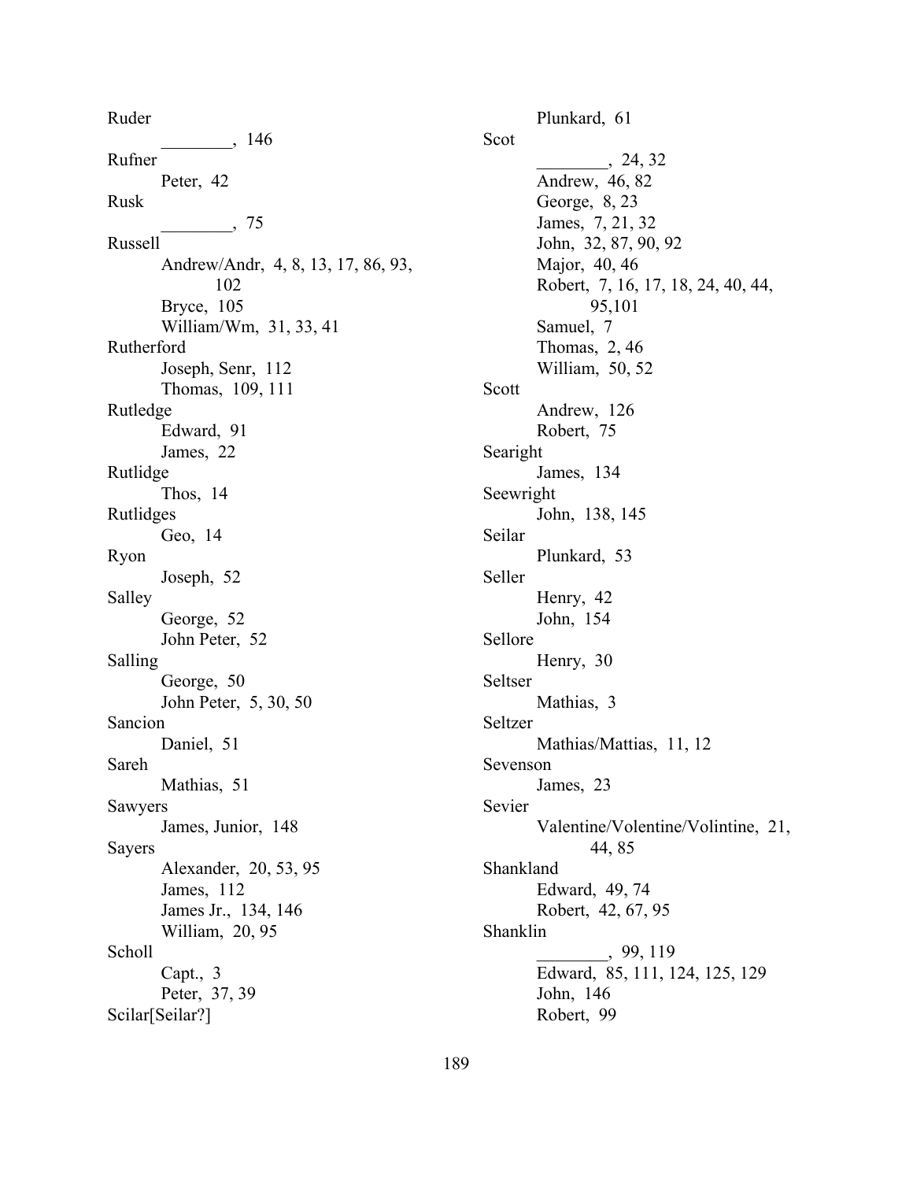Ruder
    ________, 146
Rufner
    Peter, 42
Rusk
    ________, 75
Russell
    Andrew/Andr, 4, 8, 13, 17, 86, 93, 102
    Bryce, 105
    William/Wm, 31, 33, 41
Rutherford
    Joseph, Senr, 112
    Thomas, 109, 111
Rutledge
    Edward, 91
    James, 22
Rutlidge
    Thos, 14
Rutlidges
    Geo, 14
Ryon
    Joseph, 52
Salley
    George, 52
    John Peter, 52
Salling
    George, 50
    John Peter, 5, 30, 50
Sancion
    Daniel, 51
Sareh
    Mathias, 51
Sawyers
    James, Junior, 148
Sayers
    Alexander, 20, 53, 95
    James, 112
    James Jr., 134, 146
    William, 20, 95
Scholl
    Capt., 3
    Peter, 37, 39
Scilar[Seilar?]
    Plunkard, 61
Scot
    ________, 24, 32
    Andrew, 46, 82
    George, 8, 23
    James, 7, 21, 32
    John, 32, 87, 90, 92
    Major, 40, 46
    Robert, 7, 16, 17, 18, 24, 40, 44, 95,101
    Samuel, 7
    Thomas, 2, 46
    William, 50, 52
Scott
    Andrew, 126
    Robert, 75
Searight
    James, 134
Seewright
    John, 138, 145
Seilar
    Plunkard, 53
Seller
    Henry, 42
    John, 154
Sellore
    Henry, 30
Seltser
    Mathias, 3
Seltzer
    Mathias/Mattias, 11, 12
Sevenson
    James, 23
Sevier
    Valentine/Volentine/Volintine, 21, 44, 85
Shankland
    Edward, 49, 74
    Robert, 42, 67, 95
Shanklin
    ________, 99, 119
    Edward, 85, 111, 124, 125, 129
    John, 146
    Robert, 99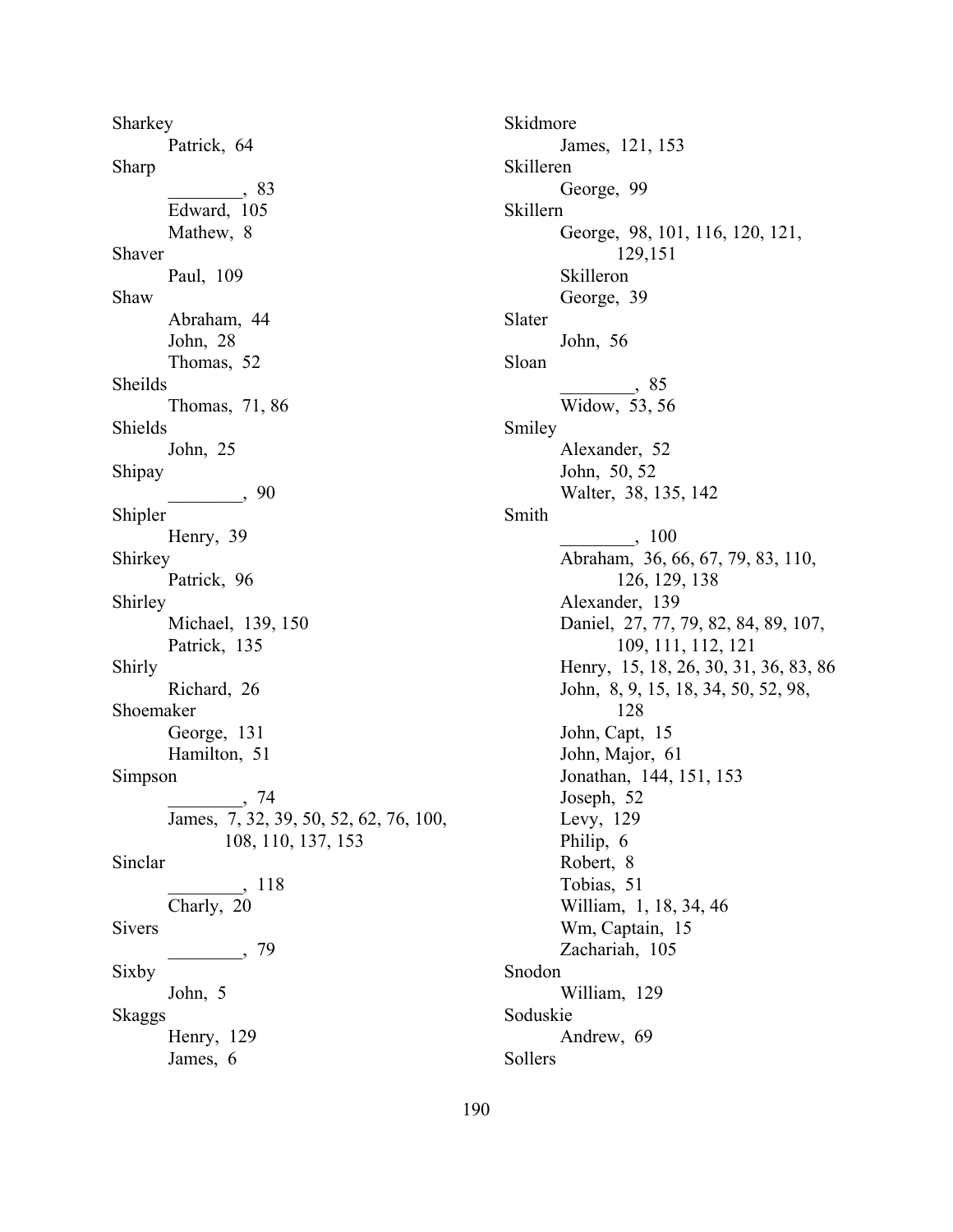Sharkey
- Patrick, 64

Sharp
- ________, 83
- Edward, 105
- Mathew, 8

Shaver
- Paul, 109

Shaw
- Abraham, 44
- John, 28
- Thomas, 52

Sheilds
- Thomas, 71, 86

Shields
- John, 25

Shipay
- ________, 90

Shipler
- Henry, 39

Shirkey
- Patrick, 96

Shirley
- Michael, 139, 150
- Patrick, 135

Shirly
- Richard, 26

Shoemaker
- George, 131
- Hamilton, 51

Simpson
- ________, 74
- James, 7, 32, 39, 50, 52, 62, 76, 100, 108, 110, 137, 153

Sinclar
- ________, 118
- Charly, 20

Sivers
- ________, 79

Sixby
- John, 5

Skaggs
- Henry, 129
- James, 6

Skidmore
- James, 121, 153

Skilleren
- George, 99

Skillern
- George, 98, 101, 116, 120, 121, 129,151
- Skilleron
- George, 39

Slater
- John, 56

Sloan
- ________, 85
- Widow, 53, 56

Smiley
- Alexander, 52
- John, 50, 52
- Walter, 38, 135, 142

Smith
- ________, 100
- Abraham, 36, 66, 67, 79, 83, 110, 126, 129, 138
- Alexander, 139
- Daniel, 27, 77, 79, 82, 84, 89, 107, 109, 111, 112, 121
- Henry, 15, 18, 26, 30, 31, 36, 83, 86
- John, 8, 9, 15, 18, 34, 50, 52, 98, 128
- John, Capt, 15
- John, Major, 61
- Jonathan, 144, 151, 153
- Joseph, 52
- Levy, 129
- Philip, 6
- Robert, 8
- Tobias, 51
- William, 1, 18, 34, 46
- Wm, Captain, 15
- Zachariah, 105

Snodon
- William, 129

Soduskie
- Andrew, 69

Sollers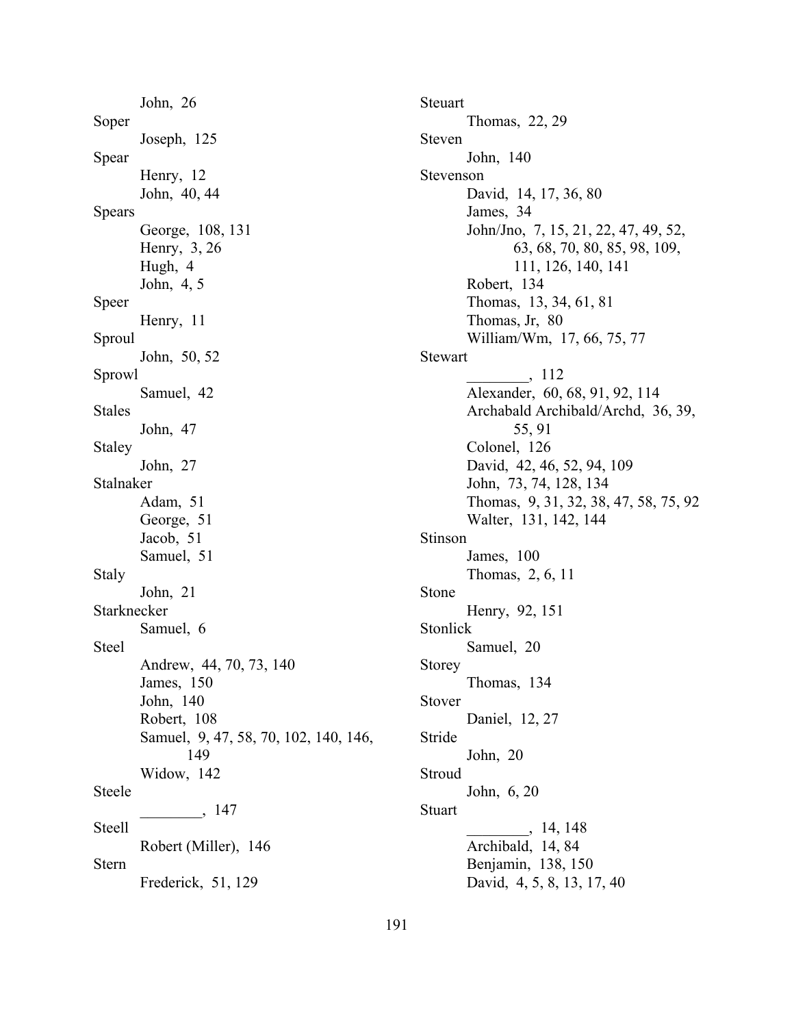John, 26

Soper

Joseph, 125

Spear

Henry, 12

John, 40, 44

Spears

George, 108, 131

Henry, 3, 26

Hugh, 4

John, 4, 5

Speer

Henry, 11

Sproul

John, 50, 52

Sprowl

Samuel, 42

Stales

John, 47

Staley

John, 27

Stalnaker

Adam, 51

George, 51

Jacob, 51

Samuel, 51

Staly

John, 21

Starknecker

Samuel, 6

Steel

Andrew, 44, 70, 73, 140

James, 150

John, 140

Robert, 108

Samuel, 9, 47, 58, 70, 102, 140, 146, 149

Widow, 142

Steele

________, 147

Steell

Robert (Miller), 146

Stern

Frederick, 51, 129

Steuart

Thomas, 22, 29

Steven

John, 140

Stevenson

David, 14, 17, 36, 80

James, 34

John/Jno, 7, 15, 21, 22, 47, 49, 52, 63, 68, 70, 80, 85, 98, 109, 111, 126, 140, 141

Robert, 134

Thomas, 13, 34, 61, 81

Thomas, Jr, 80

William/Wm, 17, 66, 75, 77

Stewart

________, 112

Alexander, 60, 68, 91, 92, 114

Archabald Archibald/Archd, 36, 39, 55, 91

Colonel, 126

David, 42, 46, 52, 94, 109

John, 73, 74, 128, 134

Thomas, 9, 31, 32, 38, 47, 58, 75, 92

Walter, 131, 142, 144

Stinson

James, 100

Thomas, 2, 6, 11

Stone

Henry, 92, 151

Stonlick

Samuel, 20

Storey

Thomas, 134

Stover

Daniel, 12, 27

Stride

John, 20

Stroud

John, 6, 20

Stuart

________, 14, 148

Archibald, 14, 84

Benjamin, 138, 150

David, 4, 5, 8, 13, 17, 40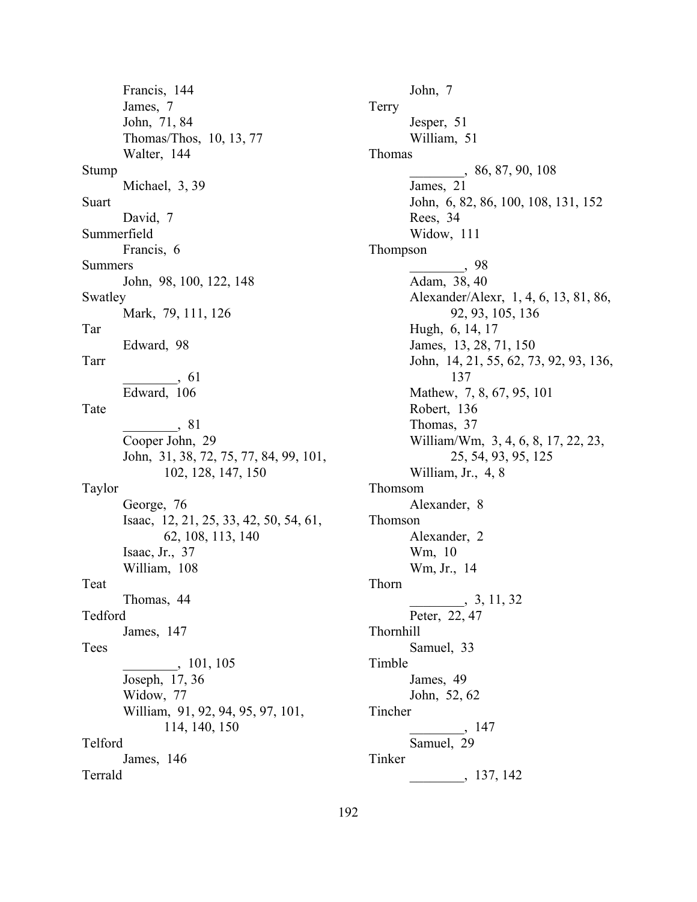Francis, 144
James, 7
John, 71, 84
Thomas/Thos, 10, 13, 77
Walter, 144

Stump
Michael, 3, 39

Suart
David, 7

Summerfield
Francis, 6

Summers
John, 98, 100, 122, 148

Swatley
Mark, 79, 111, 126

Tar
Edward, 98

Tarr
________, 61
Edward, 106

Tate
________, 81
Cooper John, 29
John, 31, 38, 72, 75, 77, 84, 99, 101, 102, 128, 147, 150

Taylor
George, 76
Isaac, 12, 21, 25, 33, 42, 50, 54, 61, 62, 108, 113, 140
Isaac, Jr., 37
William, 108

Teat
Thomas, 44

Tedford
James, 147

Tees
________, 101, 105
Joseph, 17, 36
Widow, 77
William, 91, 92, 94, 95, 97, 101, 114, 140, 150

Telford
James, 146

Terrald
John, 7

Terry
Jesper, 51
William, 51

Thomas
________, 86, 87, 90, 108
James, 21
John, 6, 82, 86, 100, 108, 131, 152
Rees, 34
Widow, 111

Thompson
________, 98
Adam, 38, 40
Alexander/Alexr, 1, 4, 6, 13, 81, 86, 92, 93, 105, 136
Hugh, 6, 14, 17
James, 13, 28, 71, 150
John, 14, 21, 55, 62, 73, 92, 93, 136, 137
Mathew, 7, 8, 67, 95, 101
Robert, 136
Thomas, 37
William/Wm, 3, 4, 6, 8, 17, 22, 23, 25, 54, 93, 95, 125
William, Jr., 4, 8

Thomsom
Alexander, 8

Thomson
Alexander, 2
Wm, 10
Wm, Jr., 14

Thorn
________, 3, 11, 32
Peter, 22, 47

Thornhill
Samuel, 33

Timble
James, 49
John, 52, 62

Tincher
________, 147
Samuel, 29

Tinker
________, 137, 142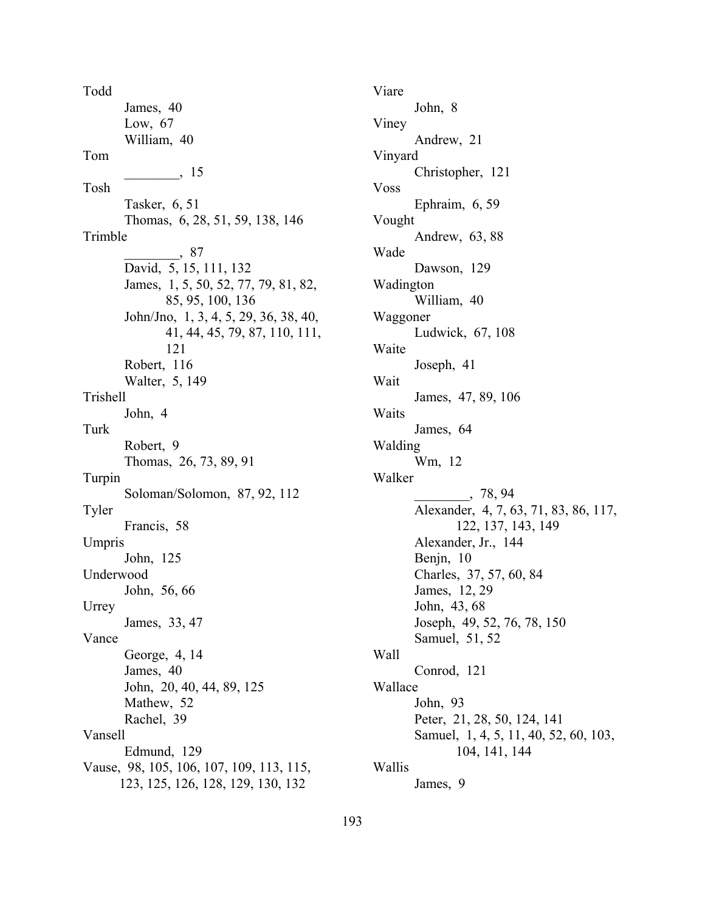Todd
- James, 40
- Low, 67
- William, 40

Tom
- ________, 15

Tosh
- Tasker, 6, 51
- Thomas, 6, 28, 51, 59, 138, 146

Trimble
- ________, 87
- David, 5, 15, 111, 132
- James, 1, 5, 50, 52, 77, 79, 81, 82, 85, 95, 100, 136
- John/Jno, 1, 3, 4, 5, 29, 36, 38, 40, 41, 44, 45, 79, 87, 110, 111, 121
- Robert, 116
- Walter, 5, 149

Trishell
- John, 4

Turk
- Robert, 9
- Thomas, 26, 73, 89, 91

Turpin
- Soloman/Solomon, 87, 92, 112

Tyler
- Francis, 58

Umpris
- John, 125

Underwood
- John, 56, 66

Urrey
- James, 33, 47

Vance
- George, 4, 14
- James, 40
- John, 20, 40, 44, 89, 125
- Mathew, 52
- Rachel, 39

Vansell
- Edmund, 129

Vause, 98, 105, 106, 107, 109, 113, 115, 123, 125, 126, 128, 129, 130, 132

Viare
- John, 8

Viney
- Andrew, 21

Vinyard
- Christopher, 121

Voss
- Ephraim, 6, 59

Vought
- Andrew, 63, 88

Wade
- Dawson, 129

Wadington
- William, 40

Waggoner
- Ludwick, 67, 108

Waite
- Joseph, 41

Wait
- James, 47, 89, 106

Waits
- James, 64

Walding
- Wm, 12

Walker
- ________, 78, 94
- Alexander, 4, 7, 63, 71, 83, 86, 117, 122, 137, 143, 149
- Alexander, Jr., 144
- Benjn, 10
- Charles, 37, 57, 60, 84
- James, 12, 29
- John, 43, 68
- Joseph, 49, 52, 76, 78, 150
- Samuel, 51, 52

Wall
- Conrod, 121

Wallace
- John, 93
- Peter, 21, 28, 50, 124, 141
- Samuel, 1, 4, 5, 11, 40, 52, 60, 103, 104, 141, 144

Wallis
- James, 9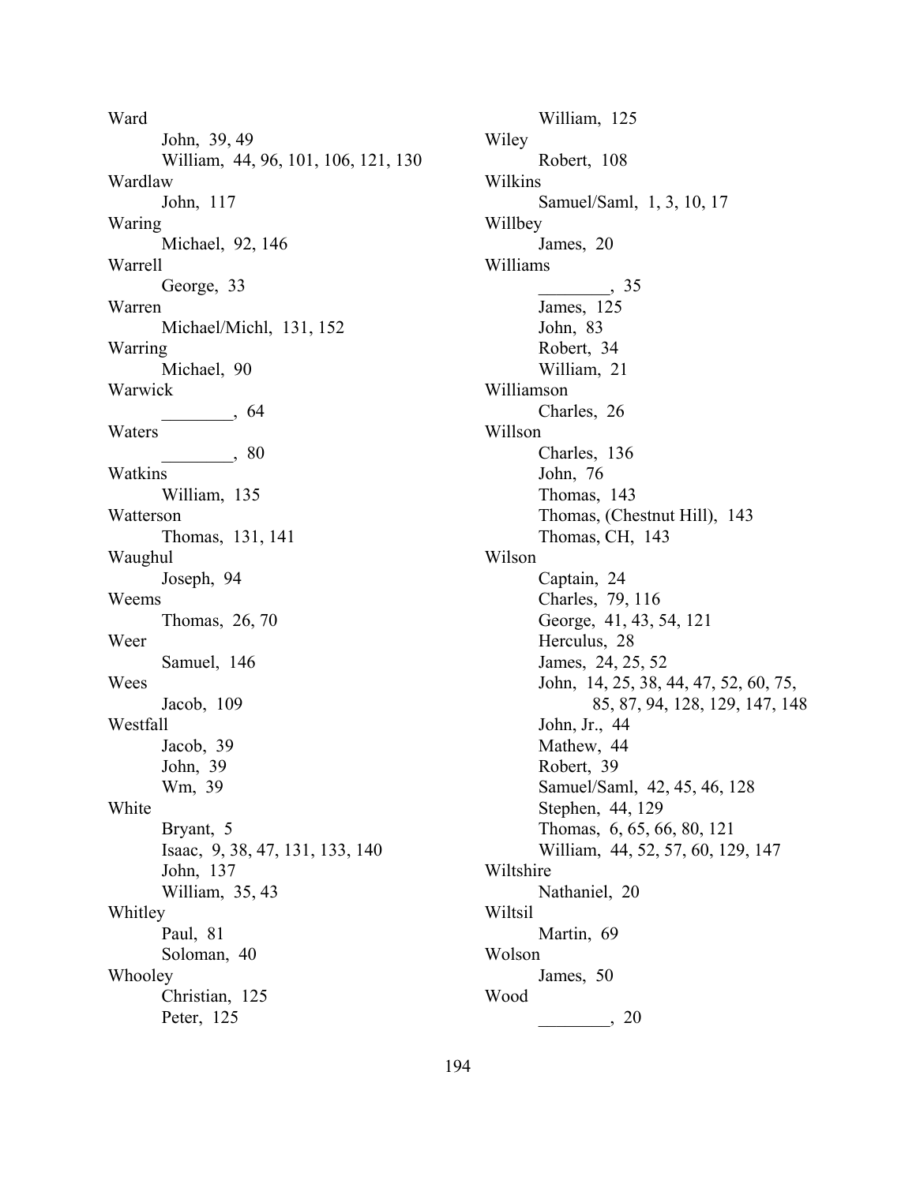Ward
    John, 39, 49
    William, 44, 96, 101, 106, 121, 130
Wardlaw
    John, 117
Waring
    Michael, 92, 146
Warrell
    George, 33
Warren
    Michael/Michl, 131, 152
Warring
    Michael, 90
Warwick
    ________, 64
Waters
    ________, 80
Watkins
    William, 135
Watterson
    Thomas, 131, 141
Waughul
    Joseph, 94
Weems
    Thomas, 26, 70
Weer
    Samuel, 146
Wees
    Jacob, 109
Westfall
    Jacob, 39
    John, 39
    Wm, 39
White
    Bryant, 5
    Isaac, 9, 38, 47, 131, 133, 140
    John, 137
    William, 35, 43
Whitley
    Paul, 81
    Soloman, 40
Whooley
    Christian, 125
    Peter, 125
    William, 125
Wiley
    Robert, 108
Wilkins
    Samuel/Saml, 1, 3, 10, 17
Willbey
    James, 20
Williams
    ________, 35
    James, 125
    John, 83
    Robert, 34
    William, 21
Williamson
    Charles, 26
Willson
    Charles, 136
    John, 76
    Thomas, 143
    Thomas, (Chestnut Hill), 143
    Thomas, CH, 143
Wilson
    Captain, 24
    Charles, 79, 116
    George, 41, 43, 54, 121
    Herculus, 28
    James, 24, 25, 52
    John, 14, 25, 38, 44, 47, 52, 60, 75, 85, 87, 94, 128, 129, 147, 148
    John, Jr., 44
    Mathew, 44
    Robert, 39
    Samuel/Saml, 42, 45, 46, 128
    Stephen, 44, 129
    Thomas, 6, 65, 66, 80, 121
    William, 44, 52, 57, 60, 129, 147
Wiltshire
    Nathaniel, 20
Wiltsil
    Martin, 69
Wolson
    James, 50
Wood
    ________, 20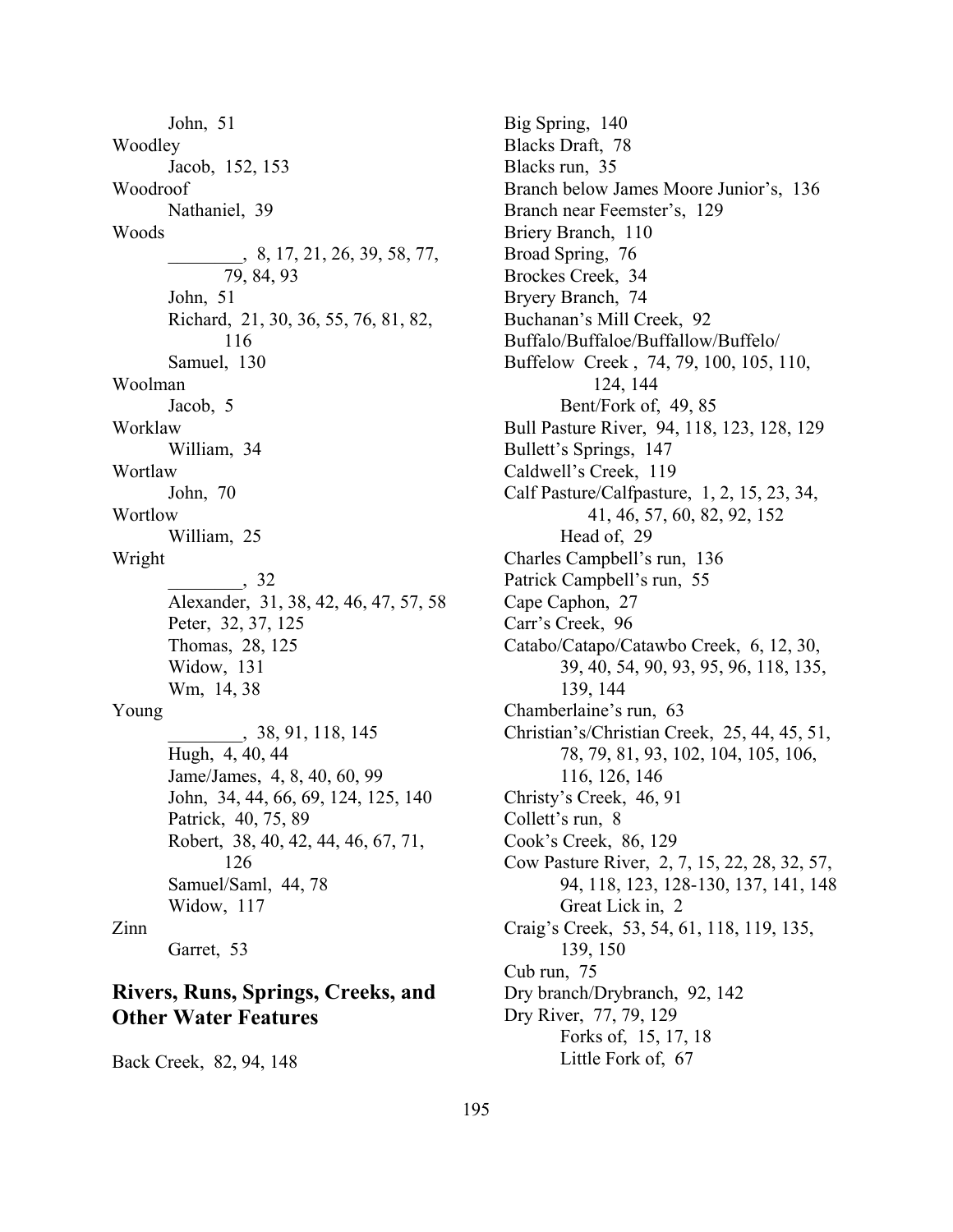John, 51

Woodley

Jacob, 152, 153

Woodroof

Nathaniel, 39

Woods

________, 8, 17, 21, 26, 39, 58, 77, 79, 84, 93

John, 51

Richard, 21, 30, 36, 55, 76, 81, 82, 116

Samuel, 130

Woolman

Jacob, 5

Worklaw

William, 34

Wortlaw

John, 70

Wortlow

William, 25

Wright

________, 32

Alexander, 31, 38, 42, 46, 47, 57, 58

Peter, 32, 37, 125

Thomas, 28, 125

Widow, 131

Wm, 14, 38

Young

________, 38, 91, 118, 145

Hugh, 4, 40, 44

Jame/James, 4, 8, 40, 60, 99

John, 34, 44, 66, 69, 124, 125, 140

Patrick, 40, 75, 89

Robert, 38, 40, 42, 44, 46, 67, 71, 126

Samuel/Saml, 44, 78

Widow, 117

Zinn

Garret, 53

## Rivers, Runs, Springs, Creeks, and Other Water Features

Back Creek, 82, 94, 148

Big Spring, 140

Blacks Draft, 78

Blacks run, 35

Branch below James Moore Junior's, 136

Branch near Feemster's, 129

Briery Branch, 110

Broad Spring, 76

Brockes Creek, 34

Bryery Branch, 74

Buchanan's Mill Creek, 92

Buffalo/Buffaloe/Buffallow/Buffelo/Buffelow Creek , 74, 79, 100, 105, 110, 124, 144

Bent/Fork of, 49, 85

Bull Pasture River, 94, 118, 123, 128, 129

Bullett's Springs, 147

Caldwell's Creek, 119

Calf Pasture/Calfpasture, 1, 2, 15, 23, 34, 41, 46, 57, 60, 82, 92, 152

Head of, 29

Charles Campbell's run, 136

Patrick Campbell's run, 55

Cape Caphon, 27

Carr's Creek, 96

Catabo/Catapo/Catawbo Creek, 6, 12, 30, 39, 40, 54, 90, 93, 95, 96, 118, 135, 139, 144

Chamberlaine's run, 63

Christian's/Christian Creek, 25, 44, 45, 51, 78, 79, 81, 93, 102, 104, 105, 106, 116, 126, 146

Christy's Creek, 46, 91

Collett's run, 8

Cook's Creek, 86, 129

Cow Pasture River, 2, 7, 15, 22, 28, 32, 57, 94, 118, 123, 128-130, 137, 141, 148

Great Lick in, 2

Craig's Creek, 53, 54, 61, 118, 119, 135, 139, 150

Cub run, 75

Dry branch/Drybranch, 92, 142

Dry River, 77, 79, 129

Forks of, 15, 17, 18

Little Fork of, 67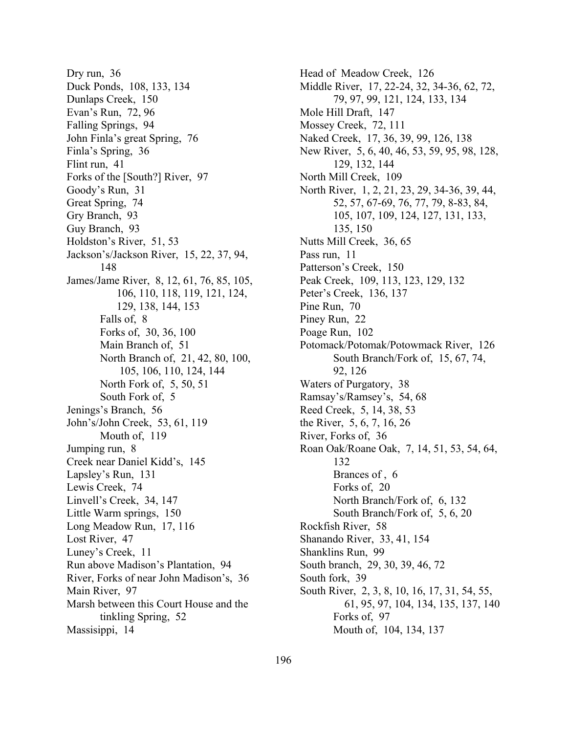Dry run, 36
Duck Ponds, 108, 133, 134
Dunlaps Creek, 150
Evan's Run, 72, 96
Falling Springs, 94
John Finla's great Spring, 76
Finla's Spring, 36
Flint run, 41
Forks of the [South?] River, 97
Goody's Run, 31
Great Spring, 74
Gry Branch, 93
Guy Branch, 93
Holdston's River, 51, 53
Jackson's/Jackson River, 15, 22, 37, 94, 148
James/Jame River, 8, 12, 61, 76, 85, 105, 106, 110, 118, 119, 121, 124, 129, 138, 144, 153
  Falls of, 8
  Forks of, 30, 36, 100
  Main Branch of, 51
  North Branch of, 21, 42, 80, 100, 105, 106, 110, 124, 144
  North Fork of, 5, 50, 51
  South Fork of, 5
Jenings's Branch, 56
John's/John Creek, 53, 61, 119
  Mouth of, 119
Jumping run, 8
Creek near Daniel Kidd's, 145
Lapsley's Run, 131
Lewis Creek, 74
Linvell's Creek, 34, 147
Little Warm springs, 150
Long Meadow Run, 17, 116
Lost River, 47
Luney's Creek, 11
Run above Madison's Plantation, 94
River, Forks of near John Madison's, 36
Main River, 97
Marsh between this Court House and the tinkling Spring, 52
Massisippi, 14
Head of Meadow Creek, 126
Middle River, 17, 22-24, 32, 34-36, 62, 72, 79, 97, 99, 121, 124, 133, 134
Mole Hill Draft, 147
Mossey Creek, 72, 111
Naked Creek, 17, 36, 39, 99, 126, 138
New River, 5, 6, 40, 46, 53, 59, 95, 98, 128, 129, 132, 144
North Mill Creek, 109
North River, 1, 2, 21, 23, 29, 34-36, 39, 44, 52, 57, 67-69, 76, 77, 79, 8-83, 84, 105, 107, 109, 124, 127, 131, 133, 135, 150
Nutts Mill Creek, 36, 65
Pass run, 11
Patterson's Creek, 150
Peak Creek, 109, 113, 123, 129, 132
Peter's Creek, 136, 137
Pine Run, 70
Piney Run, 22
Poage Run, 102
Potomack/Potomak/Potowmack River, 126
  South Branch/Fork of, 15, 67, 74, 92, 126
Waters of Purgatory, 38
Ramsay's/Ramsey's, 54, 68
Reed Creek, 5, 14, 38, 53
the River, 5, 6, 7, 16, 26
River, Forks of, 36
Roan Oak/Roane Oak, 7, 14, 51, 53, 54, 64, 132
  Brances of , 6
  Forks of, 20
  North Branch/Fork of, 6, 132
  South Branch/Fork of, 5, 6, 20
Rockfish River, 58
Shanando River, 33, 41, 154
Shanklins Run, 99
South branch, 29, 30, 39, 46, 72
South fork, 39
South River, 2, 3, 8, 10, 16, 17, 31, 54, 55, 61, 95, 97, 104, 134, 135, 137, 140
  Forks of, 97
  Mouth of, 104, 134, 137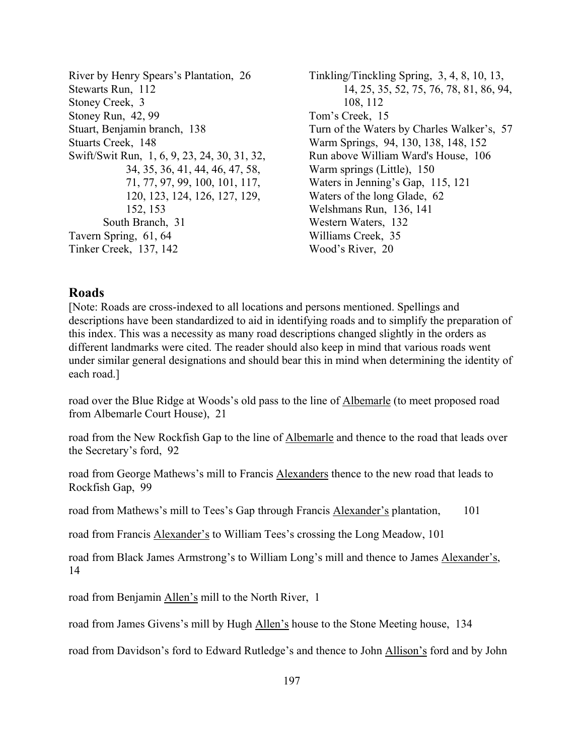River by Henry Spears's Plantation, 26
Stewarts Run, 112
Stoney Creek, 3
Stoney Run, 42, 99
Stuart, Benjamin branch, 138
Stuarts Creek, 148
Swift/Swit Run, 1, 6, 9, 23, 24, 30, 31, 32, 34, 35, 36, 41, 44, 46, 47, 58, 71, 77, 97, 99, 100, 101, 117, 120, 123, 124, 126, 127, 129, 152, 153
    South Branch, 31
Tavern Spring, 61, 64
Tinker Creek, 137, 142
Tinkling/Tinckling Spring, 3, 4, 8, 10, 13, 14, 25, 35, 52, 75, 76, 78, 81, 86, 94, 108, 112
Tom's Creek, 15
Turn of the Waters by Charles Walker's, 57
Warm Springs, 94, 130, 138, 148, 152
Run above William Ward's House, 106
Warm springs (Little), 150
Waters in Jenning's Gap, 115, 121
Waters of the long Glade, 62
Welshmans Run, 136, 141
Western Waters, 132
Williams Creek, 35
Wood's River, 20

## Roads

[Note: Roads are cross-indexed to all locations and persons mentioned. Spellings and descriptions have been standardized to aid in identifying roads and to simplify the preparation of this index. This was a necessity as many road descriptions changed slightly in the orders as different landmarks were cited. The reader should also keep in mind that various roads went under similar general designations and should bear this in mind when determining the identity of each road.]

road over the Blue Ridge at Woods's old pass to the line of <u>Albemarle</u> (to meet proposed road from Albemarle Court House), 21

road from the New Rockfish Gap to the line of <u>Albemarle</u> and thence to the road that leads over the Secretary's ford, 92

road from George Mathews's mill to Francis <u>Alexanders</u> thence to the new road that leads to Rockfish Gap, 99

road from Mathews's mill to Tees's Gap through Francis <u>Alexander's</u> plantation, 101

road from Francis <u>Alexander's</u> to William Tees's crossing the Long Meadow, 101

road from Black James Armstrong's to William Long's mill and thence to James <u>Alexander's</u>, 14

road from Benjamin <u>Allen's</u> mill to the North River, 1

road from James Givens's mill by Hugh <u>Allen's</u> house to the Stone Meeting house, 134

road from Davidson's ford to Edward Rutledge's and thence to John <u>Allison's</u> ford and by John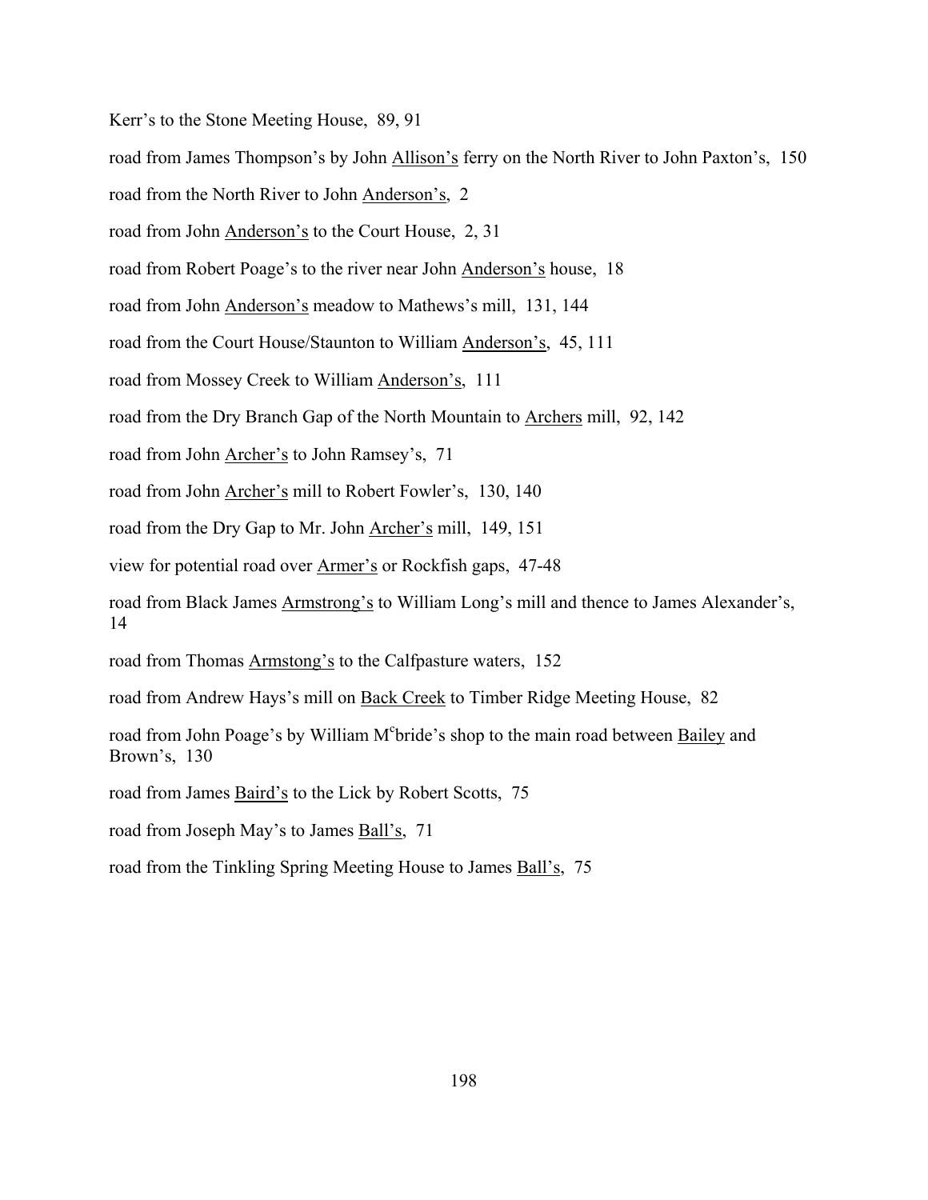Kerr's to the Stone Meeting House, 89, 91

road from James Thompson's by John Allison's ferry on the North River to John Paxton's, 150

road from the North River to John Anderson's, 2

road from John Anderson's to the Court House, 2, 31

road from Robert Poage's to the river near John Anderson's house, 18

road from John Anderson's meadow to Mathews's mill, 131, 144

road from the Court House/Staunton to William Anderson's, 45, 111

road from Mossey Creek to William Anderson's, 111

road from the Dry Branch Gap of the North Mountain to Archers mill, 92, 142

road from John Archer's to John Ramsey's, 71

road from John Archer's mill to Robert Fowler's, 130, 140

road from the Dry Gap to Mr. John Archer's mill, 149, 151

view for potential road over Armer's or Rockfish gaps, 47-48

road from Black James Armstrong's to William Long's mill and thence to James Alexander's, 14

road from Thomas Armstong's to the Calfpasture waters, 152

road from Andrew Hays's mill on Back Creek to Timber Ridge Meeting House, 82

road from John Poage's by William M^c^bride's shop to the main road between Bailey and Brown's, 130

road from James Baird's to the Lick by Robert Scotts, 75

road from Joseph May's to James Ball's, 71

road from the Tinkling Spring Meeting House to James Ball's, 75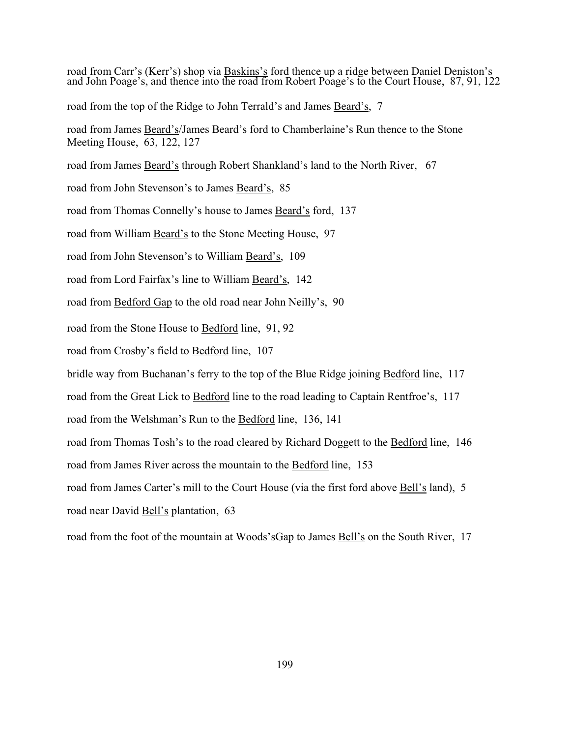road from Carr's (Kerr's) shop via Baskins's ford thence up a ridge between Daniel Deniston's and John Poage's, and thence into the road from Robert Poage's to the Court House, 87, 91, 122

road from the top of the Ridge to John Terrald's and James Beard's, 7

road from James Beard's/James Beard's ford to Chamberlaine's Run thence to the Stone Meeting House, 63, 122, 127

road from James Beard's through Robert Shankland's land to the North River, 67

road from John Stevenson's to James Beard's, 85

road from Thomas Connelly's house to James Beard's ford, 137

road from William Beard's to the Stone Meeting House, 97

road from John Stevenson's to William Beard's, 109

road from Lord Fairfax's line to William Beard's, 142

road from Bedford Gap to the old road near John Neilly's, 90

road from the Stone House to Bedford line, 91, 92

road from Crosby's field to Bedford line, 107

bridle way from Buchanan's ferry to the top of the Blue Ridge joining Bedford line, 117

road from the Great Lick to Bedford line to the road leading to Captain Rentfroe's, 117

road from the Welshman's Run to the Bedford line, 136, 141

road from Thomas Tosh's to the road cleared by Richard Doggett to the Bedford line, 146

road from James River across the mountain to the Bedford line, 153

road from James Carter's mill to the Court House (via the first ford above Bell's land), 5

road near David Bell's plantation, 63

road from the foot of the mountain at Woods'sGap to James Bell's on the South River, 17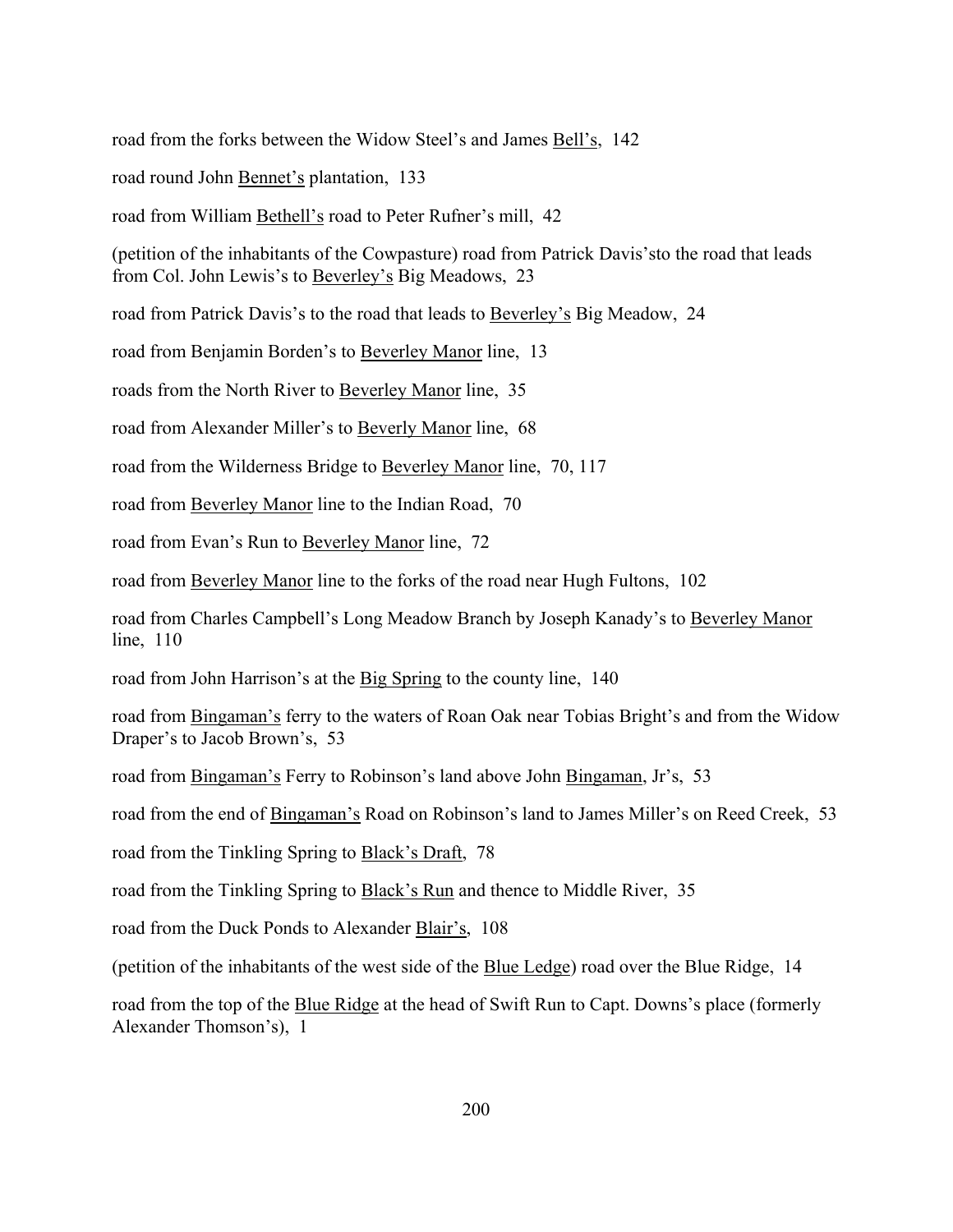road from the forks between the Widow Steel's and James <u>Bell's</u>, 142

road round John <u>Bennet's</u> plantation, 133

road from William <u>Bethell's</u> road to Peter Rufner's mill, 42

(petition of the inhabitants of the Cowpasture) road from Patrick Davis'sto the road that leads from Col. John Lewis's to <u>Beverley's</u> Big Meadows, 23

road from Patrick Davis's to the road that leads to <u>Beverley's</u> Big Meadow, 24

road from Benjamin Borden's to <u>Beverley Manor</u> line, 13

roads from the North River to <u>Beverley Manor</u> line, 35

road from Alexander Miller's to <u>Beverly Manor</u> line, 68

road from the Wilderness Bridge to <u>Beverley Manor</u> line, 70, 117

road from <u>Beverley Manor</u> line to the Indian Road, 70

road from Evan's Run to <u>Beverley Manor</u> line, 72

road from <u>Beverley Manor</u> line to the forks of the road near Hugh Fultons, 102

road from Charles Campbell's Long Meadow Branch by Joseph Kanady's to <u>Beverley Manor</u> line, 110

road from John Harrison's at the <u>Big Spring</u> to the county line, 140

road from <u>Bingaman's</u> ferry to the waters of Roan Oak near Tobias Bright's and from the Widow Draper's to Jacob Brown's, 53

road from <u>Bingaman's</u> Ferry to Robinson's land above John <u>Bingaman</u>, Jr's, 53

road from the end of <u>Bingaman's</u> Road on Robinson's land to James Miller's on Reed Creek, 53

road from the Tinkling Spring to <u>Black's Draft</u>, 78

road from the Tinkling Spring to <u>Black's Run</u> and thence to Middle River, 35

road from the Duck Ponds to Alexander <u>Blair's</u>, 108

(petition of the inhabitants of the west side of the <u>Blue Ledge</u>) road over the Blue Ridge, 14

road from the top of the <u>Blue Ridge</u> at the head of Swift Run to Capt. Downs's place (formerly Alexander Thomson's), 1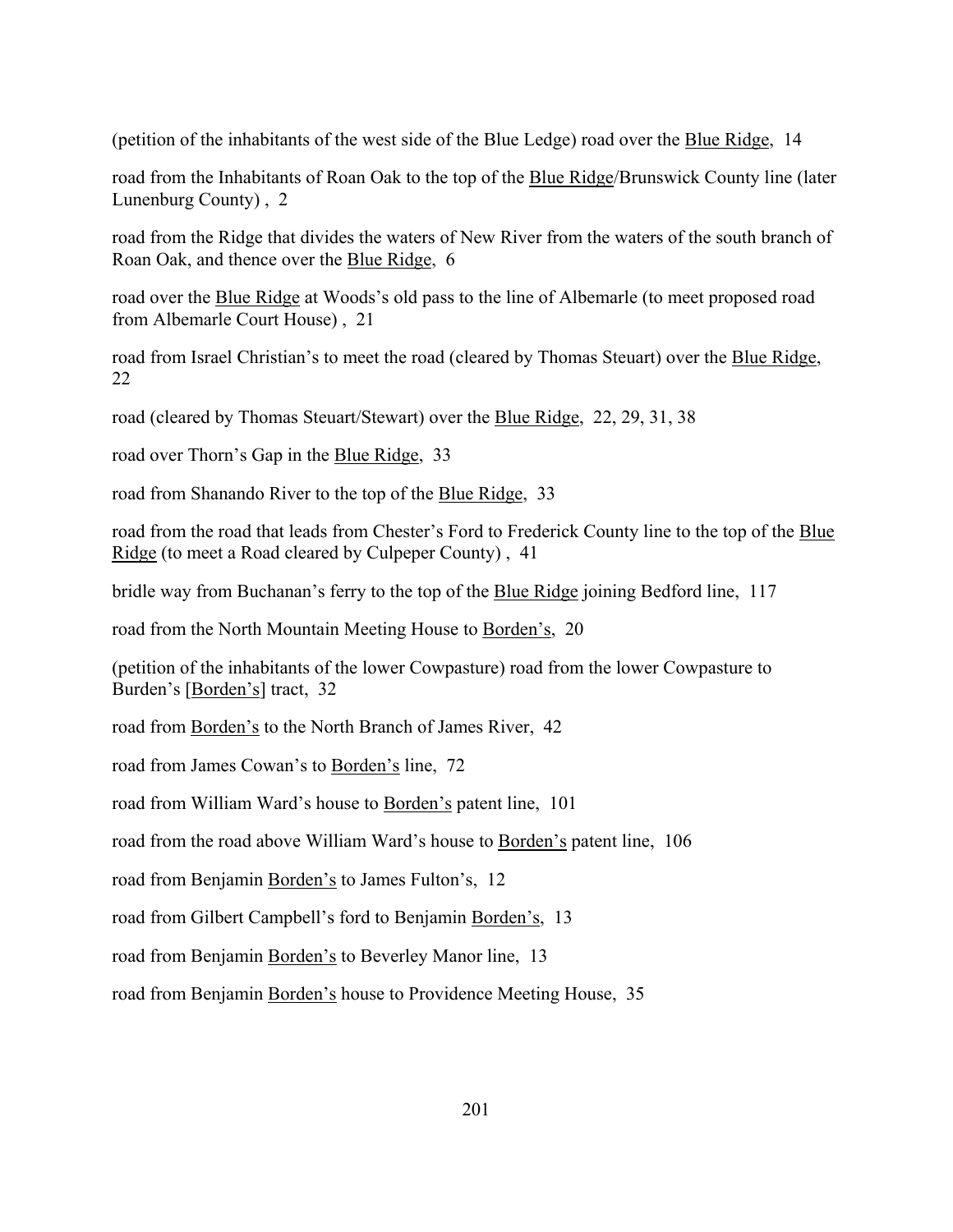(petition of the inhabitants of the west side of the Blue Ledge) road over the Blue Ridge, 14

road from the Inhabitants of Roan Oak to the top of the Blue Ridge/Brunswick County line (later Lunenburg County) , 2

road from the Ridge that divides the waters of New River from the waters of the south branch of Roan Oak, and thence over the Blue Ridge, 6

road over the Blue Ridge at Woods's old pass to the line of Albemarle (to meet proposed road from Albemarle Court House) , 21

road from Israel Christian's to meet the road (cleared by Thomas Steuart) over the Blue Ridge, 22

road (cleared by Thomas Steuart/Stewart) over the Blue Ridge, 22, 29, 31, 38

road over Thorn's Gap in the Blue Ridge, 33

road from Shanando River to the top of the Blue Ridge, 33

road from the road that leads from Chester's Ford to Frederick County line to the top of the Blue Ridge (to meet a Road cleared by Culpeper County) , 41

bridle way from Buchanan's ferry to the top of the Blue Ridge joining Bedford line, 117

road from the North Mountain Meeting House to Borden's, 20

(petition of the inhabitants of the lower Cowpasture) road from the lower Cowpasture to Burden's [Borden's] tract, 32

road from Borden's to the North Branch of James River, 42

road from James Cowan's to Borden's line, 72

road from William Ward's house to Borden's patent line, 101

road from the road above William Ward's house to Borden's patent line, 106

road from Benjamin Borden's to James Fulton's, 12

road from Gilbert Campbell's ford to Benjamin Borden's, 13

road from Benjamin Borden's to Beverley Manor line, 13

road from Benjamin Borden's house to Providence Meeting House, 35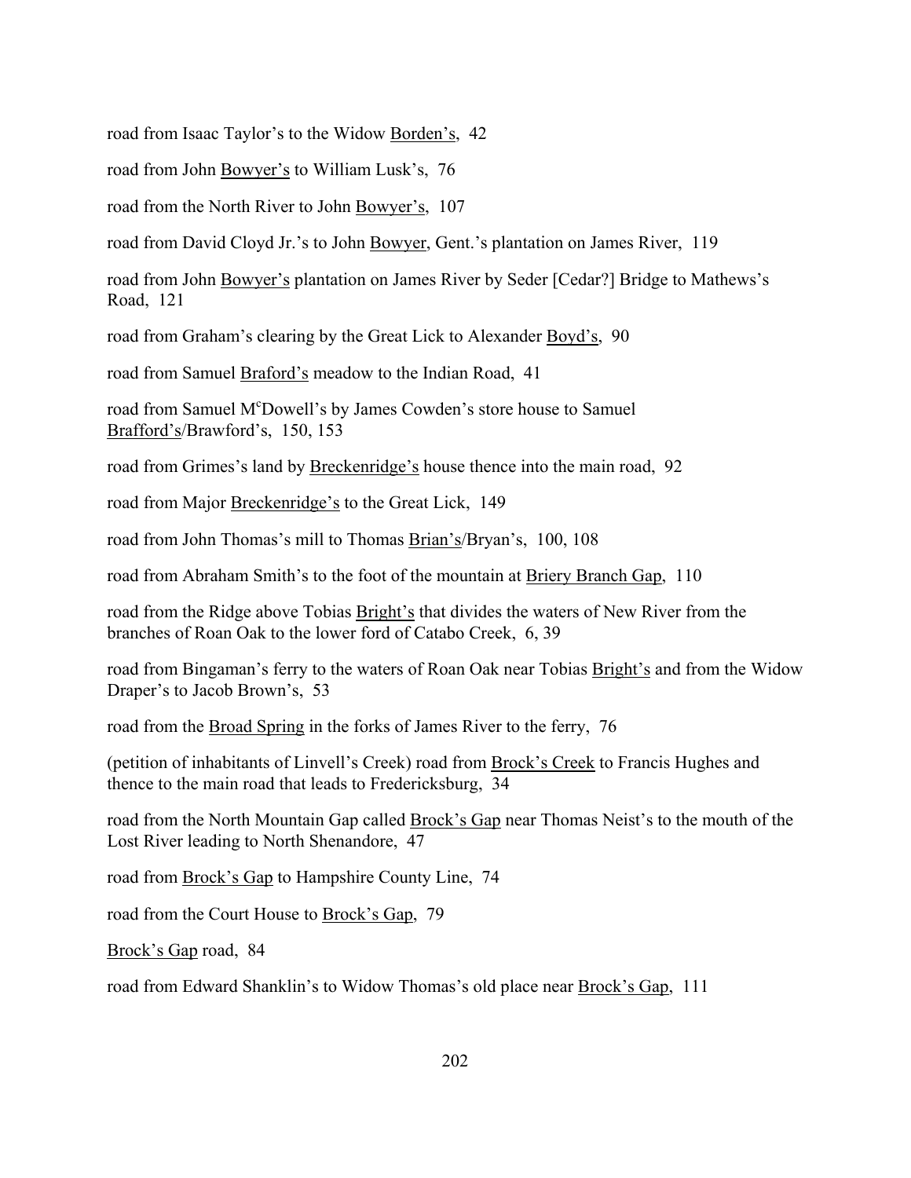road from Isaac Taylor's to the Widow Borden's, 42

road from John Bowyer's to William Lusk's, 76

road from the North River to John Bowyer's, 107

road from David Cloyd Jr.'s to John Bowyer, Gent.'s plantation on James River, 119

road from John Bowyer's plantation on James River by Seder [Cedar?] Bridge to Mathews's Road, 121

road from Graham's clearing by the Great Lick to Alexander Boyd's, 90

road from Samuel Braford's meadow to the Indian Road, 41

road from Samuel M[c]Dowell's by James Cowden's store house to Samuel Brafford's/Brawford's, 150, 153

road from Grimes's land by Breckenridge's house thence into the main road, 92

road from Major Breckenridge's to the Great Lick, 149

road from John Thomas's mill to Thomas Brian's/Bryan's, 100, 108

road from Abraham Smith's to the foot of the mountain at Briery Branch Gap, 110

road from the Ridge above Tobias Bright's that divides the waters of New River from the branches of Roan Oak to the lower ford of Catabo Creek, 6, 39

road from Bingaman's ferry to the waters of Roan Oak near Tobias Bright's and from the Widow Draper's to Jacob Brown's, 53

road from the Broad Spring in the forks of James River to the ferry, 76

(petition of inhabitants of Linvell's Creek) road from Brock's Creek to Francis Hughes and thence to the main road that leads to Fredericksburg, 34

road from the North Mountain Gap called Brock's Gap near Thomas Neist's to the mouth of the Lost River leading to North Shenandore, 47

road from Brock's Gap to Hampshire County Line, 74

road from the Court House to Brock's Gap, 79

Brock's Gap road, 84

road from Edward Shanklin's to Widow Thomas's old place near Brock's Gap, 111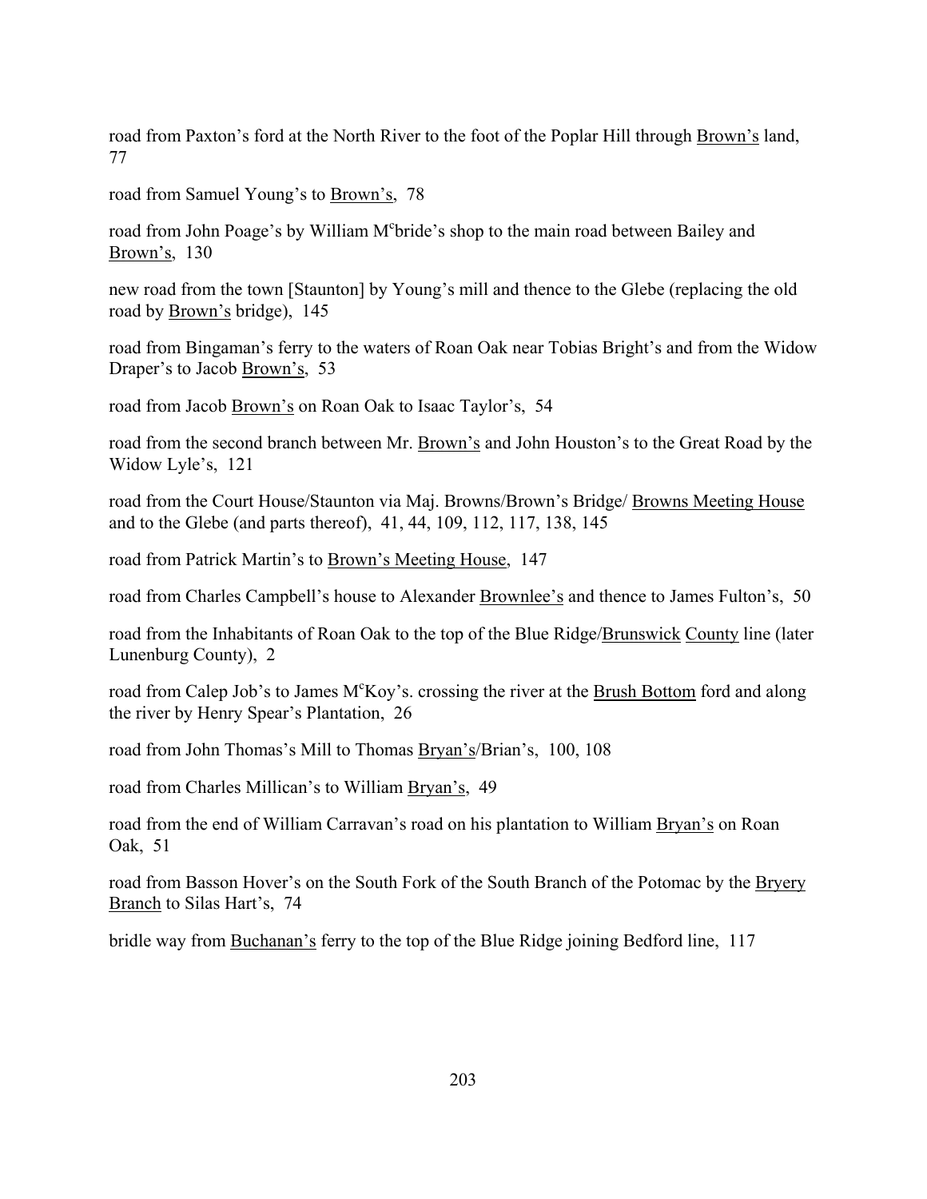road from Paxton's ford at the North River to the foot of the Poplar Hill through <u>Brown's</u> land, 77

road from Samuel Young's to <u>Brown's</u>, 78

road from John Poage's by William M[c]bride's shop to the main road between Bailey and <u>Brown's</u>, 130

new road from the town [Staunton] by Young's mill and thence to the Glebe (replacing the old road by <u>Brown's</u> bridge), 145

road from Bingaman's ferry to the waters of Roan Oak near Tobias Bright's and from the Widow Draper's to Jacob <u>Brown's</u>, 53

road from Jacob <u>Brown's</u> on Roan Oak to Isaac Taylor's, 54

road from the second branch between Mr. <u>Brown's</u> and John Houston's to the Great Road by the Widow Lyle's, 121

road from the Court House/Staunton via Maj. Browns/Brown's Bridge/ <u>Browns Meeting House</u> and to the Glebe (and parts thereof), 41, 44, 109, 112, 117, 138, 145

road from Patrick Martin's to <u>Brown's Meeting House</u>, 147

road from Charles Campbell's house to Alexander <u>Brownlee's</u> and thence to James Fulton's, 50

road from the Inhabitants of Roan Oak to the top of the Blue Ridge/<u>Brunswick County</u> line (later Lunenburg County), 2

road from Calep Job's to James M[c]Koy's. crossing the river at the <u>Brush Bottom</u> ford and along the river by Henry Spear's Plantation, 26

road from John Thomas's Mill to Thomas <u>Bryan's</u>/Brian's, 100, 108

road from Charles Millican's to William <u>Bryan's</u>, 49

road from the end of William Carravan's road on his plantation to William <u>Bryan's</u> on Roan Oak, 51

road from Basson Hover's on the South Fork of the South Branch of the Potomac by the <u>Bryery Branch</u> to Silas Hart's, 74

bridle way from <u>Buchanan's</u> ferry to the top of the Blue Ridge joining Bedford line, 117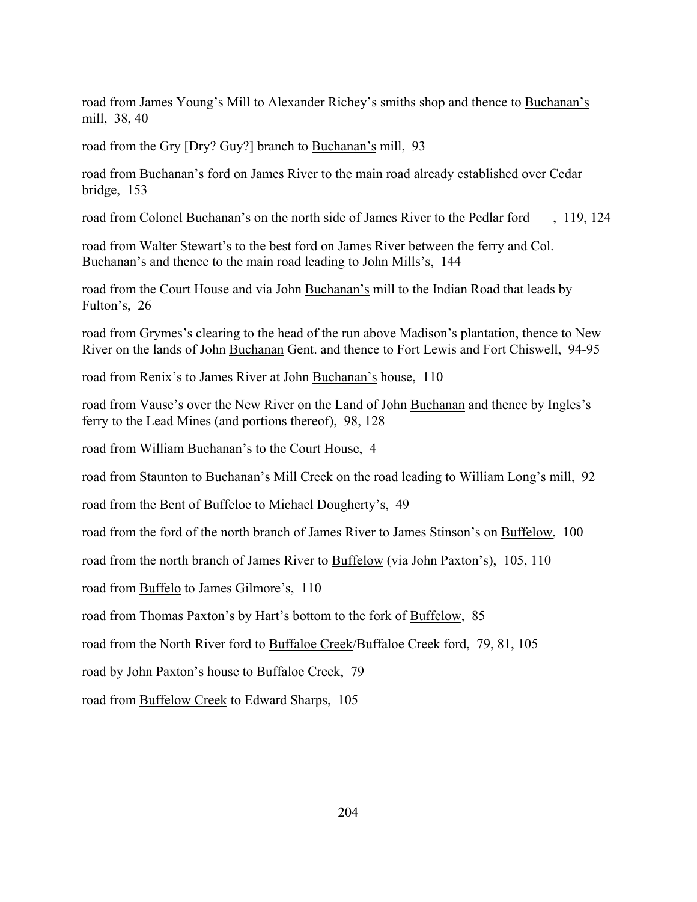road from James Young's Mill to Alexander Richey's smiths shop and thence to <u>Buchanan's</u> mill, 38, 40

road from the Gry [Dry? Guy?] branch to <u>Buchanan's</u> mill, 93

road from <u>Buchanan's</u> ford on James River to the main road already established over Cedar bridge, 153

road from Colonel <u>Buchanan's</u> on the north side of James River to the Pedlar ford , 119, 124

road from Walter Stewart's to the best ford on James River between the ferry and Col. <u>Buchanan's</u> and thence to the main road leading to John Mills's, 144

road from the Court House and via John <u>Buchanan's</u> mill to the Indian Road that leads by Fulton's, 26

road from Grymes's clearing to the head of the run above Madison's plantation, thence to New River on the lands of John <u>Buchanan</u> Gent. and thence to Fort Lewis and Fort Chiswell, 94-95

road from Renix's to James River at John <u>Buchanan's</u> house, 110

road from Vause's over the New River on the Land of John <u>Buchanan</u> and thence by Ingles's ferry to the Lead Mines (and portions thereof), 98, 128

road from William <u>Buchanan's</u> to the Court House, 4

road from Staunton to <u>Buchanan's Mill Creek</u> on the road leading to William Long's mill, 92

road from the Bent of <u>Buffeloe</u> to Michael Dougherty's, 49

road from the ford of the north branch of James River to James Stinson's on <u>Buffelow</u>, 100

road from the north branch of James River to <u>Buffelow</u> (via John Paxton's), 105, 110

road from <u>Buffelo</u> to James Gilmore's, 110

road from Thomas Paxton's by Hart's bottom to the fork of <u>Buffelow</u>, 85

road from the North River ford to <u>Buffaloe Creek</u>/Buffaloe Creek ford, 79, 81, 105

road by John Paxton's house to <u>Buffaloe Creek</u>, 79

road from <u>Buffelow Creek</u> to Edward Sharps, 105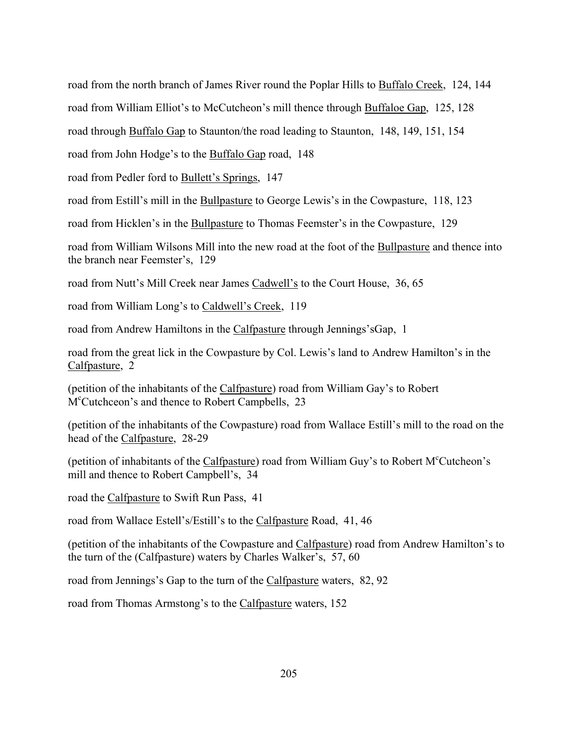road from the north branch of James River round the Poplar Hills to <u>Buffalo Creek</u>, 124, 144

road from William Elliot's to McCutcheon's mill thence through <u>Buffaloe Gap</u>, 125, 128

road through <u>Buffalo Gap</u> to Staunton/the road leading to Staunton, 148, 149, 151, 154

road from John Hodge's to the <u>Buffalo Gap</u> road, 148

road from Pedler ford to <u>Bullett's Springs</u>, 147

road from Estill's mill in the <u>Bullpasture</u> to George Lewis's in the Cowpasture, 118, 123

road from Hicklen's in the <u>Bullpasture</u> to Thomas Feemster's in the Cowpasture, 129

road from William Wilsons Mill into the new road at the foot of the <u>Bullpasture</u> and thence into the branch near Feemster's, 129

road from Nutt's Mill Creek near James <u>Cadwell's</u> to the Court House, 36, 65

road from William Long's to <u>Caldwell's Creek</u>, 119

road from Andrew Hamiltons in the <u>Calfpasture</u> through Jennings'sGap, 1

road from the great lick in the Cowpasture by Col. Lewis's land to Andrew Hamilton's in the <u>Calfpasture</u>, 2

(petition of the inhabitants of the <u>Calfpasture</u>) road from William Gay's to Robert M[c]Cutchceon's and thence to Robert Campbells, 23

(petition of the inhabitants of the Cowpasture) road from Wallace Estill's mill to the road on the head of the <u>Calfpasture</u>, 28-29

(petition of inhabitants of the <u>Calfpasture</u>) road from William Guy's to Robert M[c]Cutcheon's mill and thence to Robert Campbell's, 34

road the <u>Calfpasture</u> to Swift Run Pass, 41

road from Wallace Estell's/Estill's to the <u>Calfpasture</u> Road, 41, 46

(petition of the inhabitants of the Cowpasture and <u>Calfpasture</u>) road from Andrew Hamilton's to the turn of the (Calfpasture) waters by Charles Walker's, 57, 60

road from Jennings's Gap to the turn of the <u>Calfpasture</u> waters, 82, 92

road from Thomas Armstong's to the <u>Calfpasture</u> waters, 152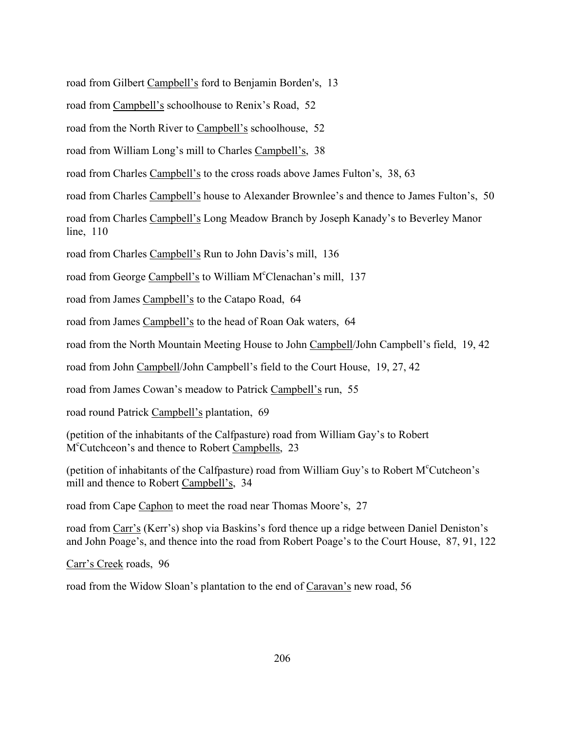road from Gilbert <u>Campbell's</u> ford to Benjamin Borden's, 13

road from <u>Campbell's</u> schoolhouse to Renix's Road, 52

road from the North River to <u>Campbell's</u> schoolhouse, 52

road from William Long's mill to Charles <u>Campbell's</u>, 38

road from Charles <u>Campbell's</u> to the cross roads above James Fulton's, 38, 63

road from Charles <u>Campbell's</u> house to Alexander Brownlee's and thence to James Fulton's, 50

road from Charles <u>Campbell's</u> Long Meadow Branch by Joseph Kanady's to Beverley Manor line, 110

road from Charles <u>Campbell's</u> Run to John Davis's mill, 136

road from George <u>Campbell's</u> to William M[c]Clenachan's mill, 137

road from James <u>Campbell's</u> to the Catapo Road, 64

road from James <u>Campbell's</u> to the head of Roan Oak waters, 64

road from the North Mountain Meeting House to John <u>Campbell</u>/John Campbell's field, 19, 42

road from John <u>Campbell</u>/John Campbell's field to the Court House, 19, 27, 42

road from James Cowan's meadow to Patrick <u>Campbell's</u> run, 55

road round Patrick <u>Campbell's</u> plantation, 69

(petition of the inhabitants of the Calfpasture) road from William Gay's to Robert M[c]Cutchceon's and thence to Robert <u>Campbells</u>, 23

(petition of inhabitants of the Calfpasture) road from William Guy's to Robert M[c]Cutcheon's mill and thence to Robert <u>Campbell's</u>, 34

road from Cape <u>Caphon</u> to meet the road near Thomas Moore's, 27

road from <u>Carr's</u> (Kerr's) shop via Baskins's ford thence up a ridge between Daniel Deniston's and John Poage's, and thence into the road from Robert Poage's to the Court House, 87, 91, 122

<u>Carr's Creek</u> roads, 96

road from the Widow Sloan's plantation to the end of <u>Caravan's</u> new road, 56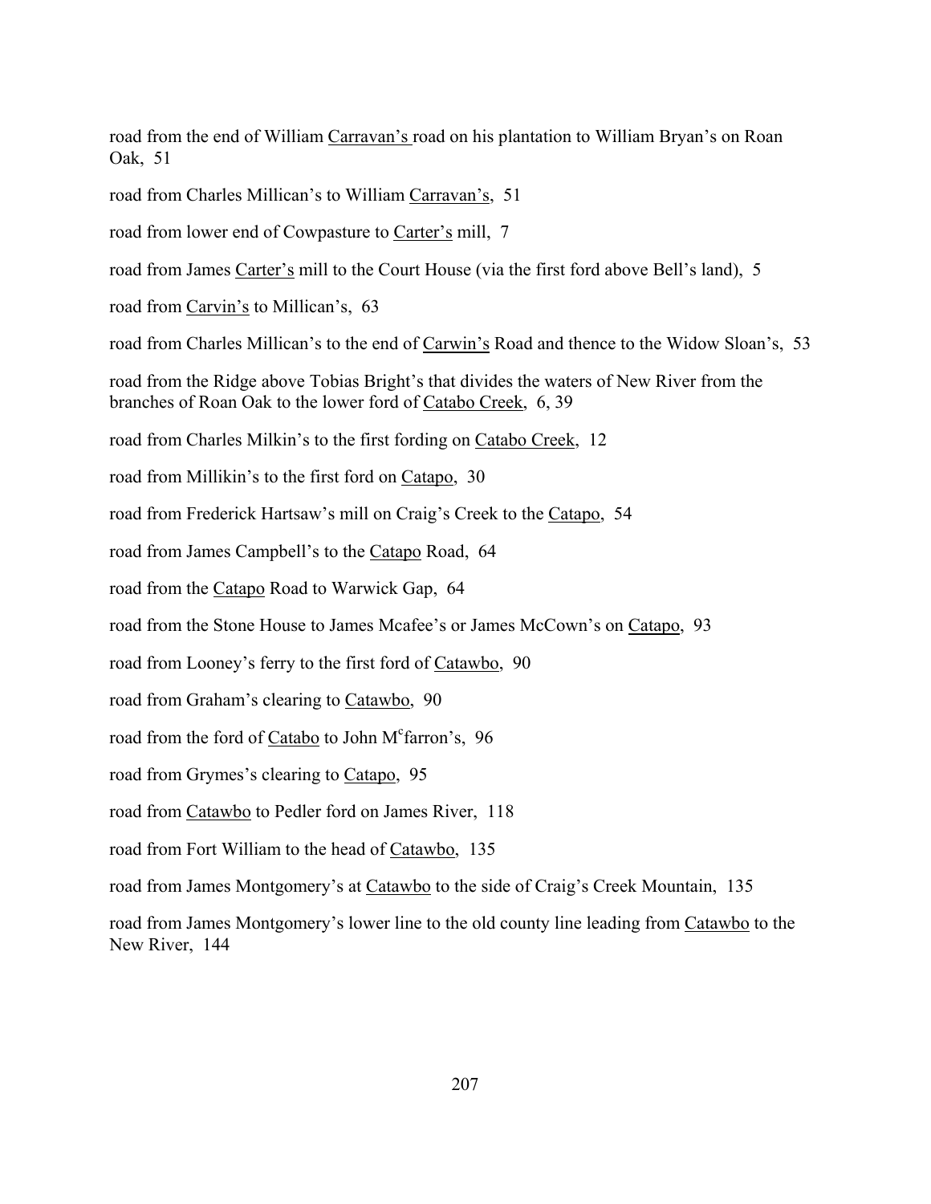road from the end of William Carravan's road on his plantation to William Bryan's on Roan Oak, 51

road from Charles Millican's to William Carravan's, 51

road from lower end of Cowpasture to Carter's mill, 7

road from James Carter's mill to the Court House (via the first ford above Bell's land), 5

road from Carvin's to Millican's, 63

road from Charles Millican's to the end of Carwin's Road and thence to the Widow Sloan's, 53

road from the Ridge above Tobias Bright's that divides the waters of New River from the branches of Roan Oak to the lower ford of Catabo Creek, 6, 39

road from Charles Milkin's to the first fording on Catabo Creek, 12

road from Millikin's to the first ford on Catapo, 30

road from Frederick Hartsaw's mill on Craig's Creek to the Catapo, 54

road from James Campbell's to the Catapo Road, 64

road from the Catapo Road to Warwick Gap, 64

road from the Stone House to James Mcafee's or James McCown's on Catapo, 93

road from Looney's ferry to the first ford of Catawbo, 90

road from Graham's clearing to Catawbo, 90

road from the ford of Catabo to John M[c]farron's, 96

road from Grymes's clearing to Catapo, 95

road from Catawbo to Pedler ford on James River, 118

road from Fort William to the head of Catawbo, 135

road from James Montgomery's at Catawbo to the side of Craig's Creek Mountain, 135

road from James Montgomery's lower line to the old county line leading from Catawbo to the New River, 144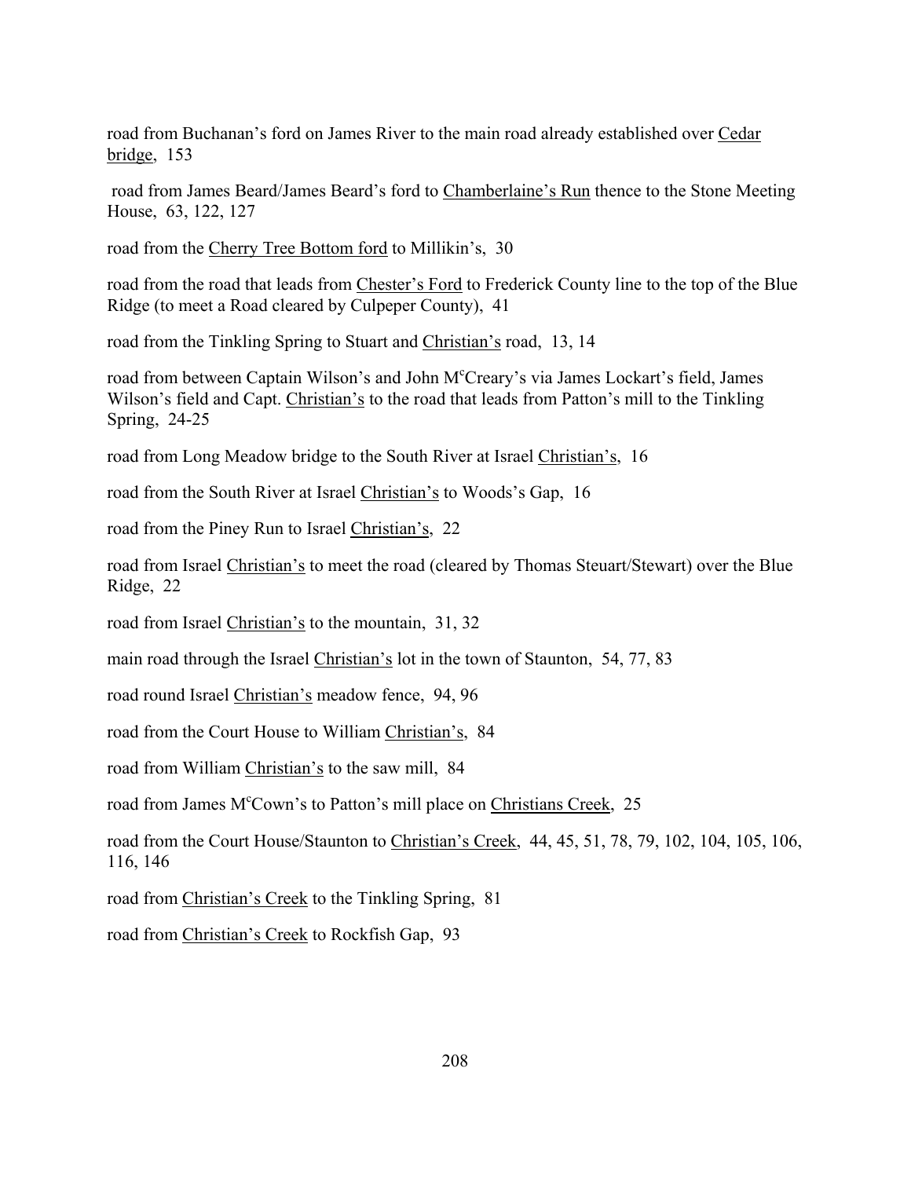road from Buchanan's ford on James River to the main road already established over <u>Cedar bridge</u>, 153

road from James Beard/James Beard's ford to <u>Chamberlaine's Run</u> thence to the Stone Meeting House, 63, 122, 127

road from the <u>Cherry Tree Bottom ford</u> to Millikin's, 30

road from the road that leads from <u>Chester's Ford</u> to Frederick County line to the top of the Blue Ridge (to meet a Road cleared by Culpeper County), 41

road from the Tinkling Spring to Stuart and <u>Christian's</u> road, 13, 14

road from between Captain Wilson's and John M[c]Creary's via James Lockart's field, James Wilson's field and Capt. <u>Christian's</u> to the road that leads from Patton's mill to the Tinkling Spring, 24-25

road from Long Meadow bridge to the South River at Israel <u>Christian's</u>, 16

road from the South River at Israel <u>Christian's</u> to Woods's Gap, 16

road from the Piney Run to Israel <u>Christian's</u>, 22

road from Israel <u>Christian's</u> to meet the road (cleared by Thomas Steuart/Stewart) over the Blue Ridge, 22

road from Israel <u>Christian's</u> to the mountain, 31, 32

main road through the Israel <u>Christian's</u> lot in the town of Staunton, 54, 77, 83

road round Israel <u>Christian's</u> meadow fence, 94, 96

road from the Court House to William <u>Christian's</u>, 84

road from William <u>Christian's</u> to the saw mill, 84

road from James M[c]Cown's to Patton's mill place on <u>Christians Creek</u>, 25

road from the Court House/Staunton to <u>Christian's Creek</u>, 44, 45, 51, 78, 79, 102, 104, 105, 106, 116, 146

road from <u>Christian's Creek</u> to the Tinkling Spring, 81

road from <u>Christian's Creek</u> to Rockfish Gap, 93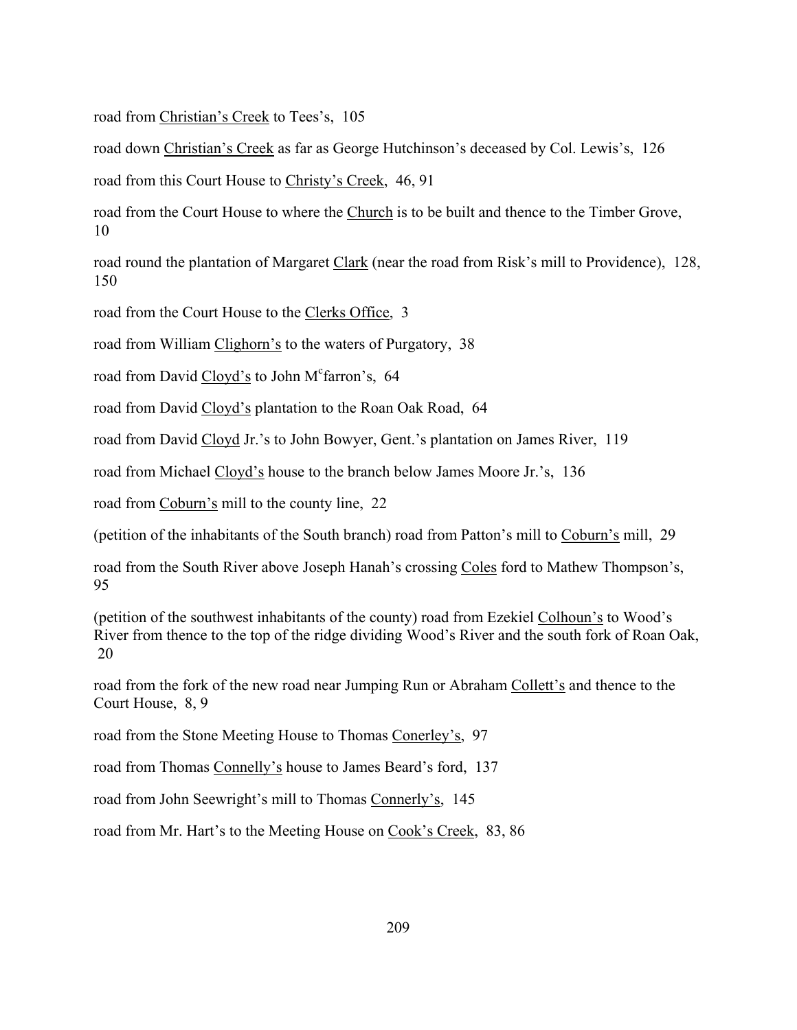road from Christian's Creek to Tees's, 105

road down Christian's Creek as far as George Hutchinson's deceased by Col. Lewis's, 126

road from this Court House to Christy's Creek, 46, 91

road from the Court House to where the Church is to be built and thence to the Timber Grove, 10

road round the plantation of Margaret Clark (near the road from Risk's mill to Providence), 128, 150

road from the Court House to the Clerks Office, 3

road from William Clighorn's to the waters of Purgatory, 38

road from David Cloyd's to John M[c]farron's, 64

road from David Cloyd's plantation to the Roan Oak Road, 64

road from David Cloyd Jr.'s to John Bowyer, Gent.'s plantation on James River, 119

road from Michael Cloyd's house to the branch below James Moore Jr.'s, 136

road from Coburn's mill to the county line, 22

(petition of the inhabitants of the South branch) road from Patton's mill to Coburn's mill, 29

road from the South River above Joseph Hanah's crossing Coles ford to Mathew Thompson's, 95

(petition of the southwest inhabitants of the county) road from Ezekiel Colhoun's to Wood's River from thence to the top of the ridge dividing Wood's River and the south fork of Roan Oak, 20

road from the fork of the new road near Jumping Run or Abraham Collett's and thence to the Court House, 8, 9

road from the Stone Meeting House to Thomas Conerley's, 97

road from Thomas Connelly's house to James Beard's ford, 137

road from John Seewright's mill to Thomas Connerly's, 145

road from Mr. Hart's to the Meeting House on Cook's Creek, 83, 86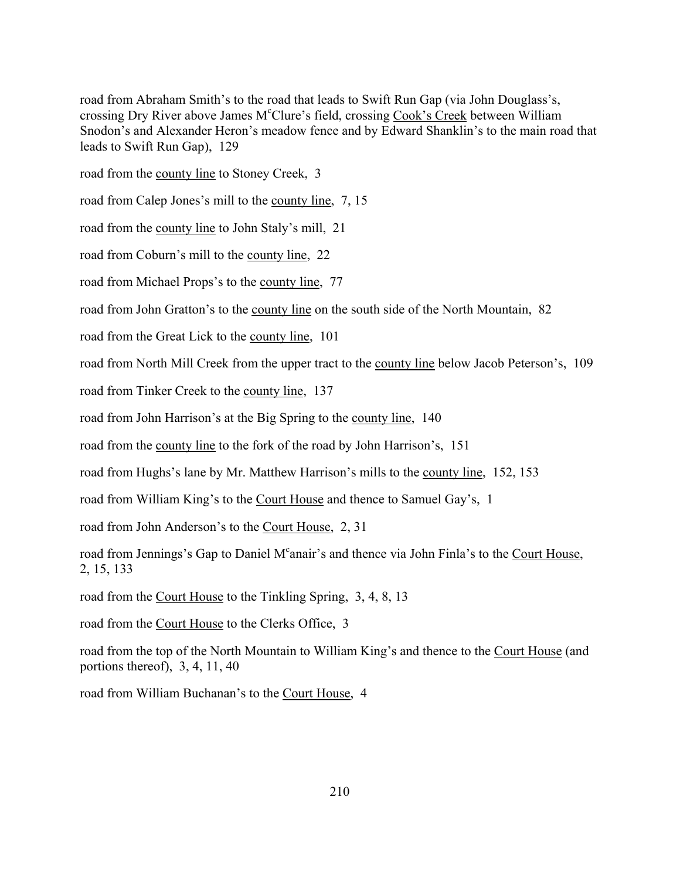road from Abraham Smith's to the road that leads to Swift Run Gap (via John Douglass's, crossing Dry River above James M[c]Clure's field, crossing Cook's Creek between William Snodon's and Alexander Heron's meadow fence and by Edward Shanklin's to the main road that leads to Swift Run Gap), 129

road from the county line to Stoney Creek, 3

road from Calep Jones's mill to the county line, 7, 15

road from the county line to John Staly's mill, 21

road from Coburn's mill to the county line, 22

road from Michael Props's to the county line, 77

road from John Gratton's to the county line on the south side of the North Mountain, 82

road from the Great Lick to the county line, 101

road from North Mill Creek from the upper tract to the county line below Jacob Peterson's, 109

road from Tinker Creek to the county line, 137

road from John Harrison's at the Big Spring to the county line, 140

road from the county line to the fork of the road by John Harrison's, 151

road from Hughs's lane by Mr. Matthew Harrison's mills to the county line, 152, 153

road from William King's to the Court House and thence to Samuel Gay's, 1

road from John Anderson's to the Court House, 2, 31

road from Jennings's Gap to Daniel M[c]anair's and thence via John Finla's to the Court House, 2, 15, 133

road from the Court House to the Tinkling Spring, 3, 4, 8, 13

road from the Court House to the Clerks Office, 3

road from the top of the North Mountain to William King's and thence to the Court House (and portions thereof), 3, 4, 11, 40

road from William Buchanan's to the Court House, 4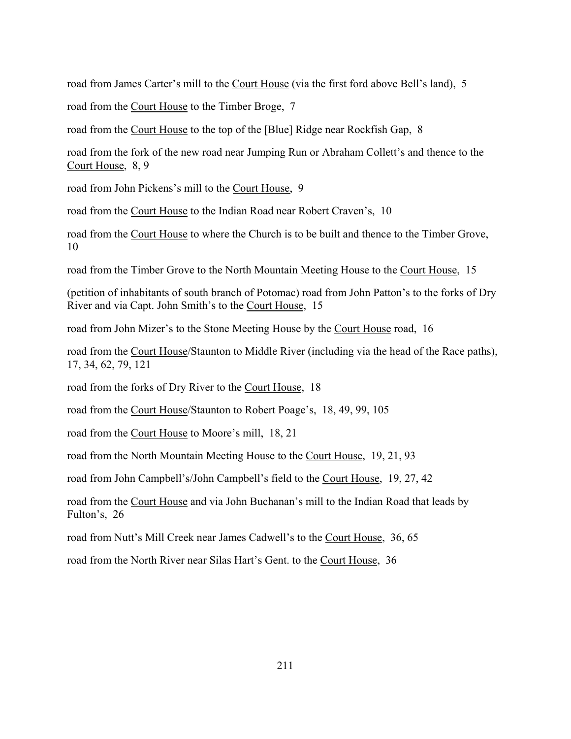road from James Carter's mill to the <u>Court House</u> (via the first ford above Bell's land), 5

road from the <u>Court House</u> to the Timber Broge, 7

road from the <u>Court House</u> to the top of the [Blue] Ridge near Rockfish Gap, 8

road from the fork of the new road near Jumping Run or Abraham Collett's and thence to the <u>Court House</u>, 8, 9

road from John Pickens's mill to the <u>Court House</u>, 9

road from the <u>Court House</u> to the Indian Road near Robert Craven's, 10

road from the <u>Court House</u> to where the Church is to be built and thence to the Timber Grove, 10

road from the Timber Grove to the North Mountain Meeting House to the <u>Court House</u>, 15

(petition of inhabitants of south branch of Potomac) road from John Patton's to the forks of Dry River and via Capt. John Smith's to the <u>Court House</u>, 15

road from John Mizer's to the Stone Meeting House by the <u>Court House</u> road, 16

road from the <u>Court House</u>/Staunton to Middle River (including via the head of the Race paths), 17, 34, 62, 79, 121

road from the forks of Dry River to the <u>Court House</u>, 18

road from the <u>Court House</u>/Staunton to Robert Poage's, 18, 49, 99, 105

road from the <u>Court House</u> to Moore's mill, 18, 21

road from the North Mountain Meeting House to the <u>Court House</u>, 19, 21, 93

road from John Campbell's/John Campbell's field to the <u>Court House</u>, 19, 27, 42

road from the <u>Court House</u> and via John Buchanan's mill to the Indian Road that leads by Fulton's, 26

road from Nutt's Mill Creek near James Cadwell's to the <u>Court House</u>, 36, 65

road from the North River near Silas Hart's Gent. to the <u>Court House</u>, 36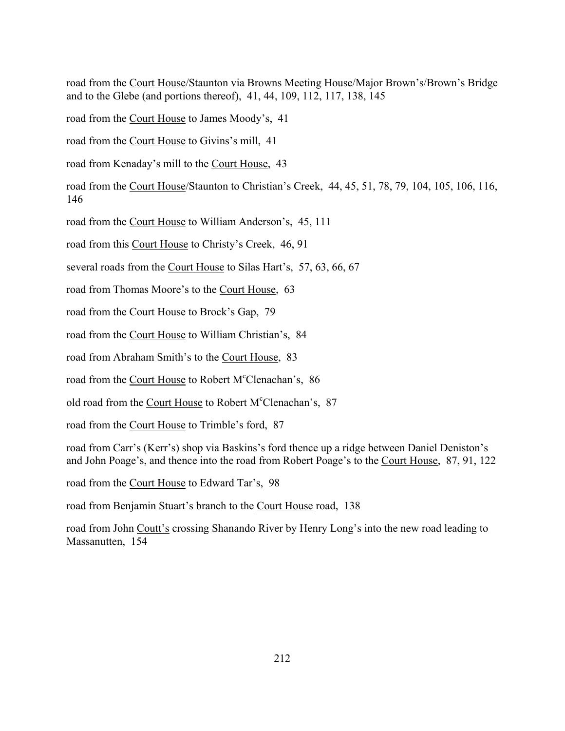road from the <u>Court House</u>/Staunton via Browns Meeting House/Major Brown's/Brown's Bridge and to the Glebe (and portions thereof), 41, 44, 109, 112, 117, 138, 145

road from the <u>Court House</u> to James Moody's, 41

road from the <u>Court House</u> to Givins's mill, 41

road from Kenaday's mill to the <u>Court House</u>, 43

road from the <u>Court House</u>/Staunton to Christian's Creek, 44, 45, 51, 78, 79, 104, 105, 106, 116, 146

road from the <u>Court House</u> to William Anderson's, 45, 111

road from this <u>Court House</u> to Christy's Creek, 46, 91

several roads from the <u>Court House</u> to Silas Hart's, 57, 63, 66, 67

road from Thomas Moore's to the <u>Court House</u>, 63

road from the <u>Court House</u> to Brock's Gap, 79

road from the <u>Court House</u> to William Christian's, 84

road from Abraham Smith's to the <u>Court House</u>, 83

road from the <u>Court House</u> to Robert M^c^Clenachan's, 86

old road from the <u>Court House</u> to Robert M^c^Clenachan's, 87

road from the <u>Court House</u> to Trimble's ford, 87

road from Carr's (Kerr's) shop via Baskins's ford thence up a ridge between Daniel Deniston's and John Poage's, and thence into the road from Robert Poage's to the <u>Court House</u>, 87, 91, 122

road from the <u>Court House</u> to Edward Tar's, 98

road from Benjamin Stuart's branch to the <u>Court House</u> road, 138

road from John <u>Coutt's</u> crossing Shanando River by Henry Long's into the new road leading to Massanutten, 154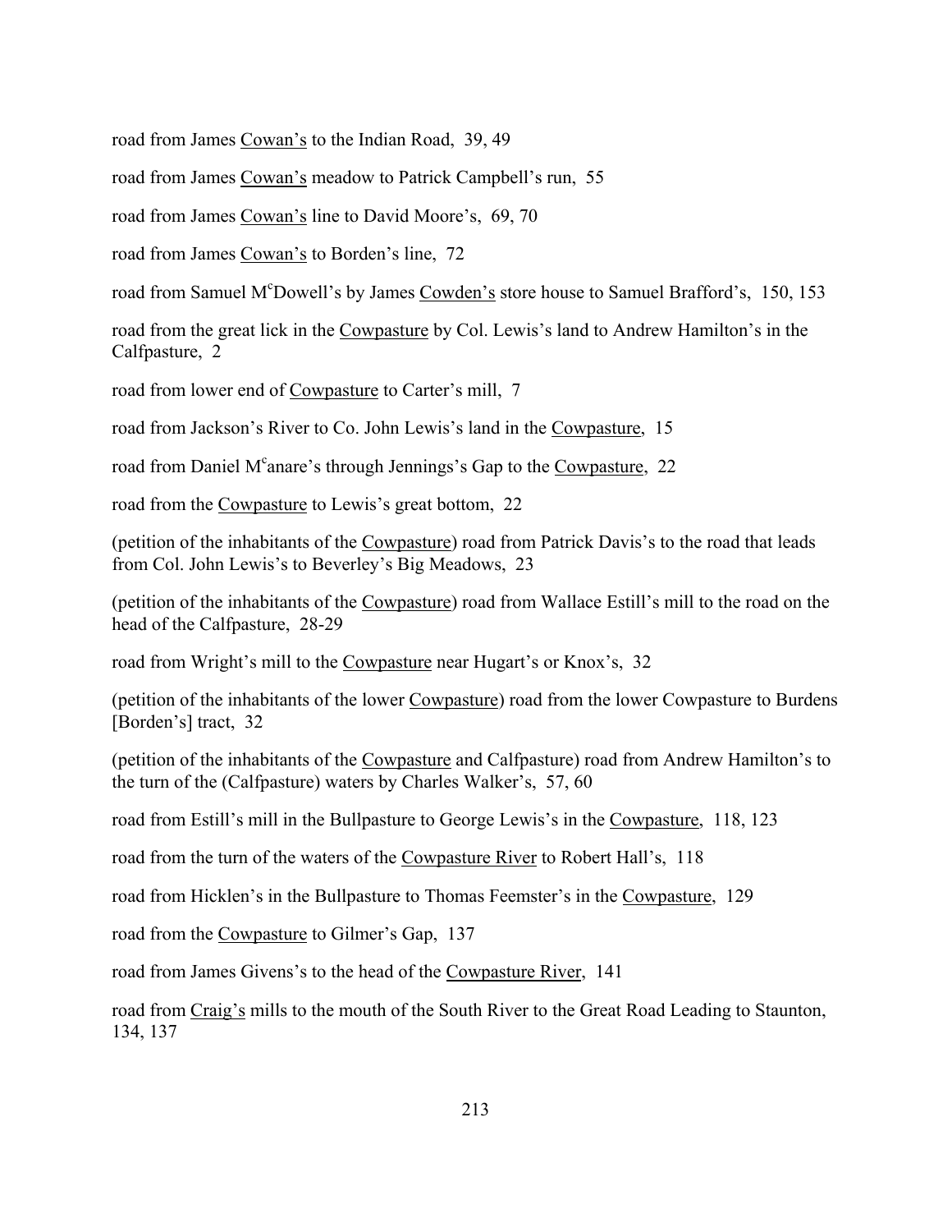road from James <u>Cowan's</u> to the Indian Road, 39, 49

road from James <u>Cowan's</u> meadow to Patrick Campbell's run, 55

road from James <u>Cowan's</u> line to David Moore's, 69, 70

road from James <u>Cowan's</u> to Borden's line, 72

road from Samuel M[c]Dowell's by James <u>Cowden's</u> store house to Samuel Brafford's, 150, 153

road from the great lick in the <u>Cowpasture</u> by Col. Lewis's land to Andrew Hamilton's in the Calfpasture, 2

road from lower end of <u>Cowpasture</u> to Carter's mill, 7

road from Jackson's River to Co. John Lewis's land in the <u>Cowpasture</u>, 15

road from Daniel M[c]anare's through Jennings's Gap to the <u>Cowpasture</u>, 22

road from the <u>Cowpasture</u> to Lewis's great bottom, 22

(petition of the inhabitants of the <u>Cowpasture</u>) road from Patrick Davis's to the road that leads from Col. John Lewis's to Beverley's Big Meadows, 23

(petition of the inhabitants of the <u>Cowpasture</u>) road from Wallace Estill's mill to the road on the head of the Calfpasture, 28-29

road from Wright's mill to the <u>Cowpasture</u> near Hugart's or Knox's, 32

(petition of the inhabitants of the lower <u>Cowpasture</u>) road from the lower Cowpasture to Burdens [Borden's] tract, 32

(petition of the inhabitants of the <u>Cowpasture</u> and Calfpasture) road from Andrew Hamilton's to the turn of the (Calfpasture) waters by Charles Walker's, 57, 60

road from Estill's mill in the Bullpasture to George Lewis's in the <u>Cowpasture</u>, 118, 123

road from the turn of the waters of the <u>Cowpasture River</u> to Robert Hall's, 118

road from Hicklen's in the Bullpasture to Thomas Feemster's in the <u>Cowpasture</u>, 129

road from the <u>Cowpasture</u> to Gilmer's Gap, 137

road from James Givens's to the head of the <u>Cowpasture River</u>, 141

road from <u>Craig's</u> mills to the mouth of the South River to the Great Road Leading to Staunton, 134, 137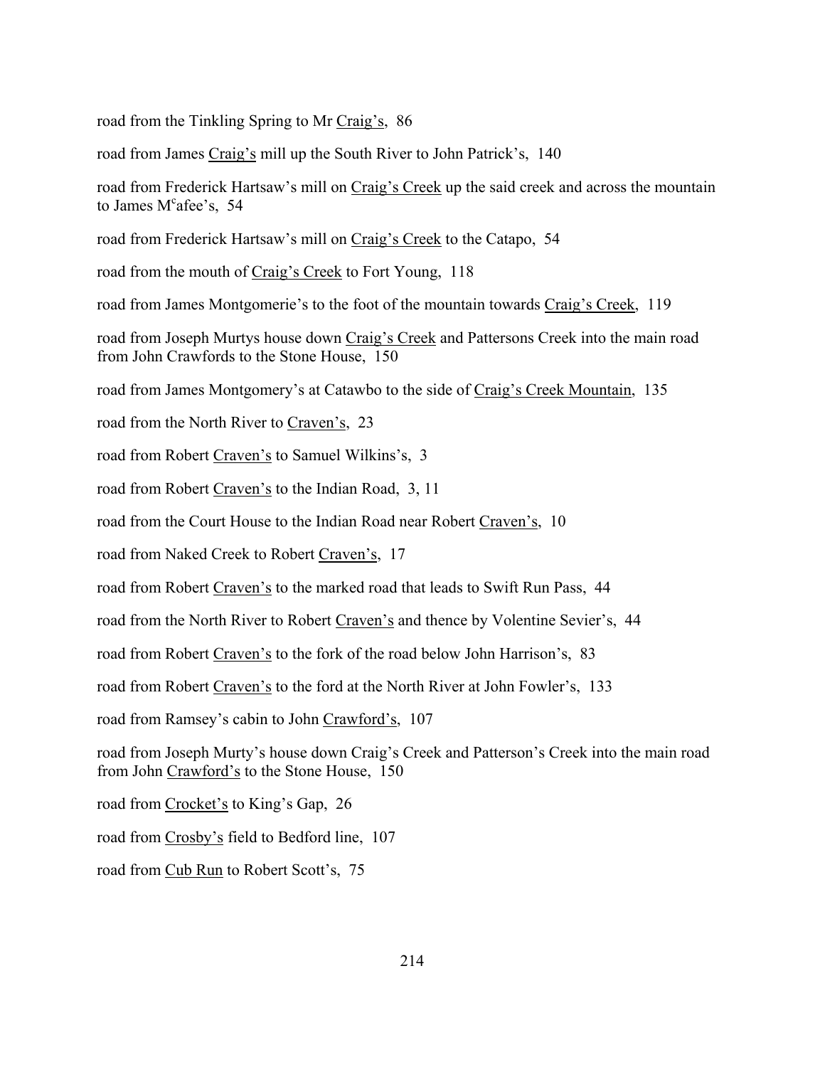road from the Tinkling Spring to Mr <u>Craig's</u>, 86

road from James <u>Craig's</u> mill up the South River to John Patrick's, 140

road from Frederick Hartsaw's mill on <u>Craig's Creek</u> up the said creek and across the mountain to James M<sup>c</sup>afee's, 54

road from Frederick Hartsaw's mill on <u>Craig's Creek</u> to the Catapo, 54

road from the mouth of <u>Craig's Creek</u> to Fort Young, 118

road from James Montgomerie's to the foot of the mountain towards <u>Craig's Creek</u>, 119

road from Joseph Murtys house down <u>Craig's Creek</u> and Pattersons Creek into the main road from John Crawfords to the Stone House, 150

road from James Montgomery's at Catawbo to the side of <u>Craig's Creek Mountain</u>, 135

road from the North River to <u>Craven's</u>, 23

road from Robert <u>Craven's</u> to Samuel Wilkins's, 3

road from Robert <u>Craven's</u> to the Indian Road, 3, 11

road from the Court House to the Indian Road near Robert <u>Craven's</u>, 10

road from Naked Creek to Robert <u>Craven's</u>, 17

road from Robert <u>Craven's</u> to the marked road that leads to Swift Run Pass, 44

road from the North River to Robert <u>Craven's</u> and thence by Volentine Sevier's, 44

road from Robert <u>Craven's</u> to the fork of the road below John Harrison's, 83

road from Robert <u>Craven's</u> to the ford at the North River at John Fowler's, 133

road from Ramsey's cabin to John <u>Crawford's</u>, 107

road from Joseph Murty's house down Craig's Creek and Patterson's Creek into the main road from John <u>Crawford's</u> to the Stone House, 150

road from <u>Crocket's</u> to King's Gap, 26

road from <u>Crosby's</u> field to Bedford line, 107

road from <u>Cub Run</u> to Robert Scott's, 75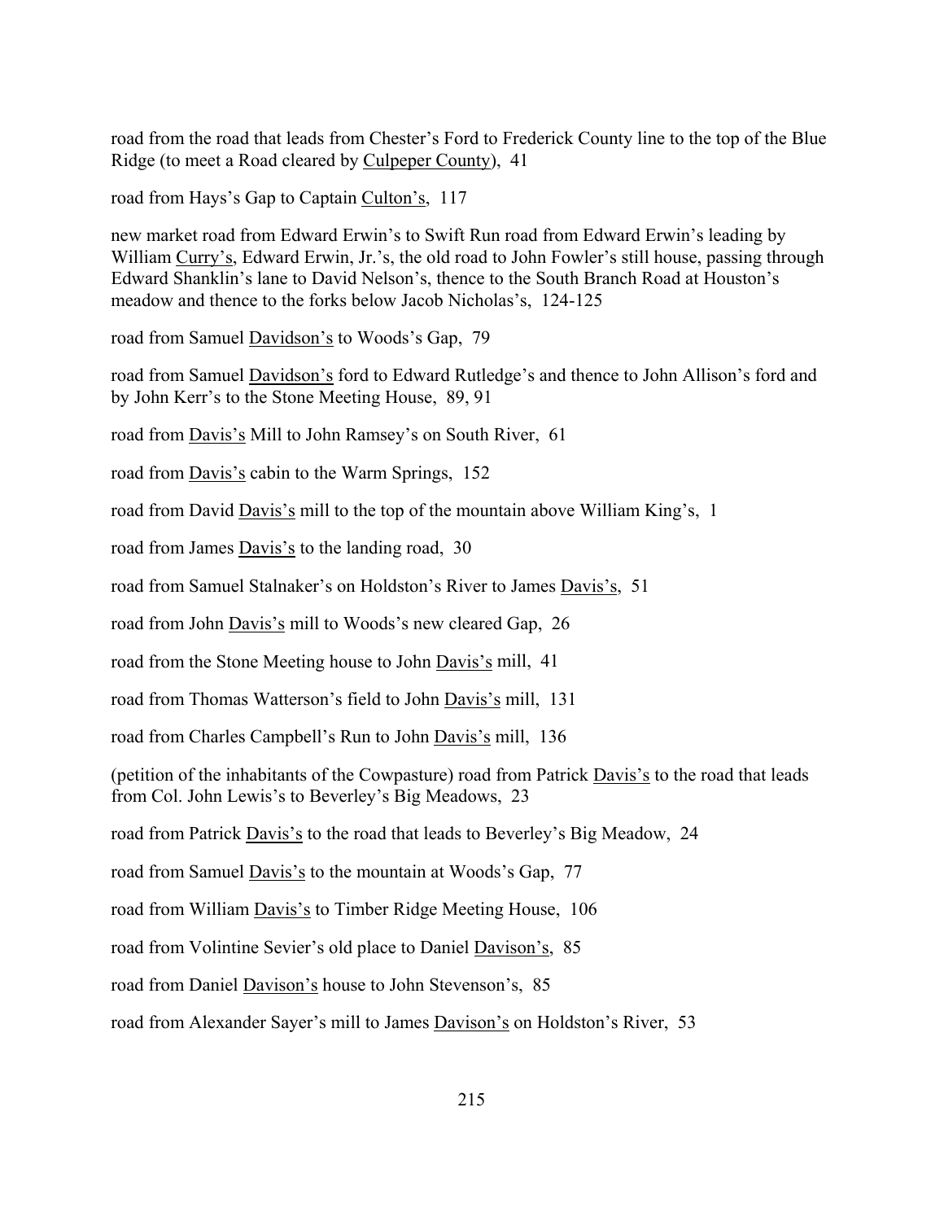road from the road that leads from Chester's Ford to Frederick County line to the top of the Blue Ridge (to meet a Road cleared by Culpeper County), 41

road from Hays's Gap to Captain Culton's, 117

new market road from Edward Erwin's to Swift Run road from Edward Erwin's leading by William Curry's, Edward Erwin, Jr.'s, the old road to John Fowler's still house, passing through Edward Shanklin's lane to David Nelson's, thence to the South Branch Road at Houston's meadow and thence to the forks below Jacob Nicholas's, 124-125

road from Samuel Davidson's to Woods's Gap, 79

road from Samuel Davidson's ford to Edward Rutledge's and thence to John Allison's ford and by John Kerr's to the Stone Meeting House, 89, 91

road from Davis's Mill to John Ramsey's on South River, 61

road from Davis's cabin to the Warm Springs, 152

road from David Davis's mill to the top of the mountain above William King's, 1

road from James Davis's to the landing road, 30

road from Samuel Stalnaker's on Holdston's River to James Davis's, 51

road from John Davis's mill to Woods's new cleared Gap, 26

road from the Stone Meeting house to John Davis's mill, 41

road from Thomas Watterson's field to John Davis's mill, 131

road from Charles Campbell's Run to John Davis's mill, 136

(petition of the inhabitants of the Cowpasture) road from Patrick Davis's to the road that leads from Col. John Lewis's to Beverley's Big Meadows, 23

road from Patrick Davis's to the road that leads to Beverley's Big Meadow, 24

road from Samuel Davis's to the mountain at Woods's Gap, 77

road from William Davis's to Timber Ridge Meeting House, 106

road from Volintine Sevier's old place to Daniel Davison's, 85

road from Daniel Davison's house to John Stevenson's, 85

road from Alexander Sayer's mill to James Davison's on Holdston's River, 53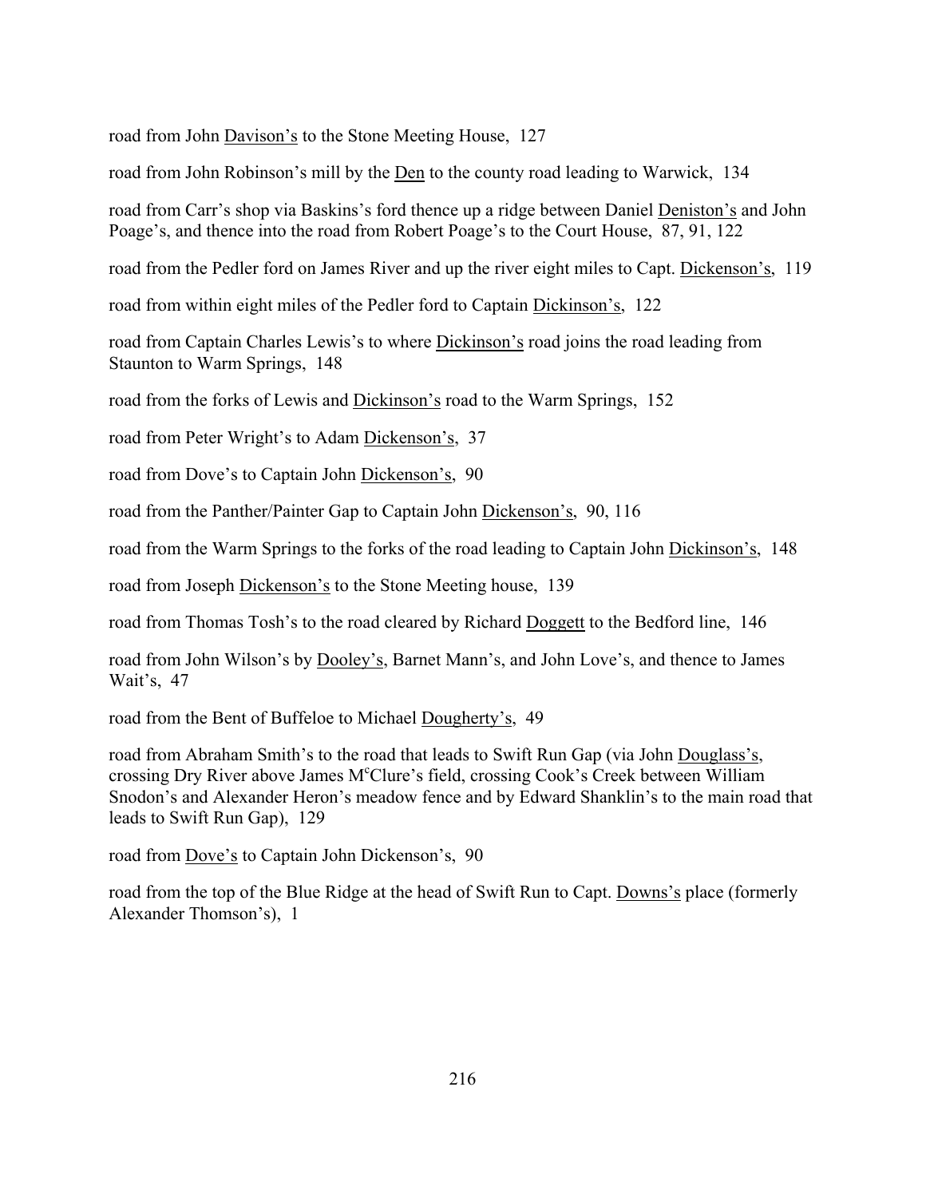road from John <u>Davison's</u> to the Stone Meeting House, 127

road from John Robinson's mill by the <u>Den</u> to the county road leading to Warwick, 134

road from Carr's shop via Baskins's ford thence up a ridge between Daniel <u>Deniston's</u> and John Poage's, and thence into the road from Robert Poage's to the Court House, 87, 91, 122

road from the Pedler ford on James River and up the river eight miles to Capt. <u>Dickenson's</u>, 119

road from within eight miles of the Pedler ford to Captain <u>Dickinson's</u>, 122

road from Captain Charles Lewis's to where <u>Dickinson's</u> road joins the road leading from Staunton to Warm Springs, 148

road from the forks of Lewis and <u>Dickinson's</u> road to the Warm Springs, 152

road from Peter Wright's to Adam <u>Dickenson's</u>, 37

road from Dove's to Captain John <u>Dickenson's</u>, 90

road from the Panther/Painter Gap to Captain John <u>Dickenson's</u>, 90, 116

road from the Warm Springs to the forks of the road leading to Captain John <u>Dickinson's</u>, 148

road from Joseph <u>Dickenson's</u> to the Stone Meeting house, 139

road from Thomas Tosh's to the road cleared by Richard <u>Doggett</u> to the Bedford line, 146

road from John Wilson's by <u>Dooley's</u>, Barnet Mann's, and John Love's, and thence to James Wait's, 47

road from the Bent of Buffeloe to Michael <u>Dougherty's</u>, 49

road from Abraham Smith's to the road that leads to Swift Run Gap (via John <u>Douglass's</u>, crossing Dry River above James M[c]Clure's field, crossing Cook's Creek between William Snodon's and Alexander Heron's meadow fence and by Edward Shanklin's to the main road that leads to Swift Run Gap), 129

road from <u>Dove's</u> to Captain John Dickenson's, 90

road from the top of the Blue Ridge at the head of Swift Run to Capt. <u>Downs's</u> place (formerly Alexander Thomson's), 1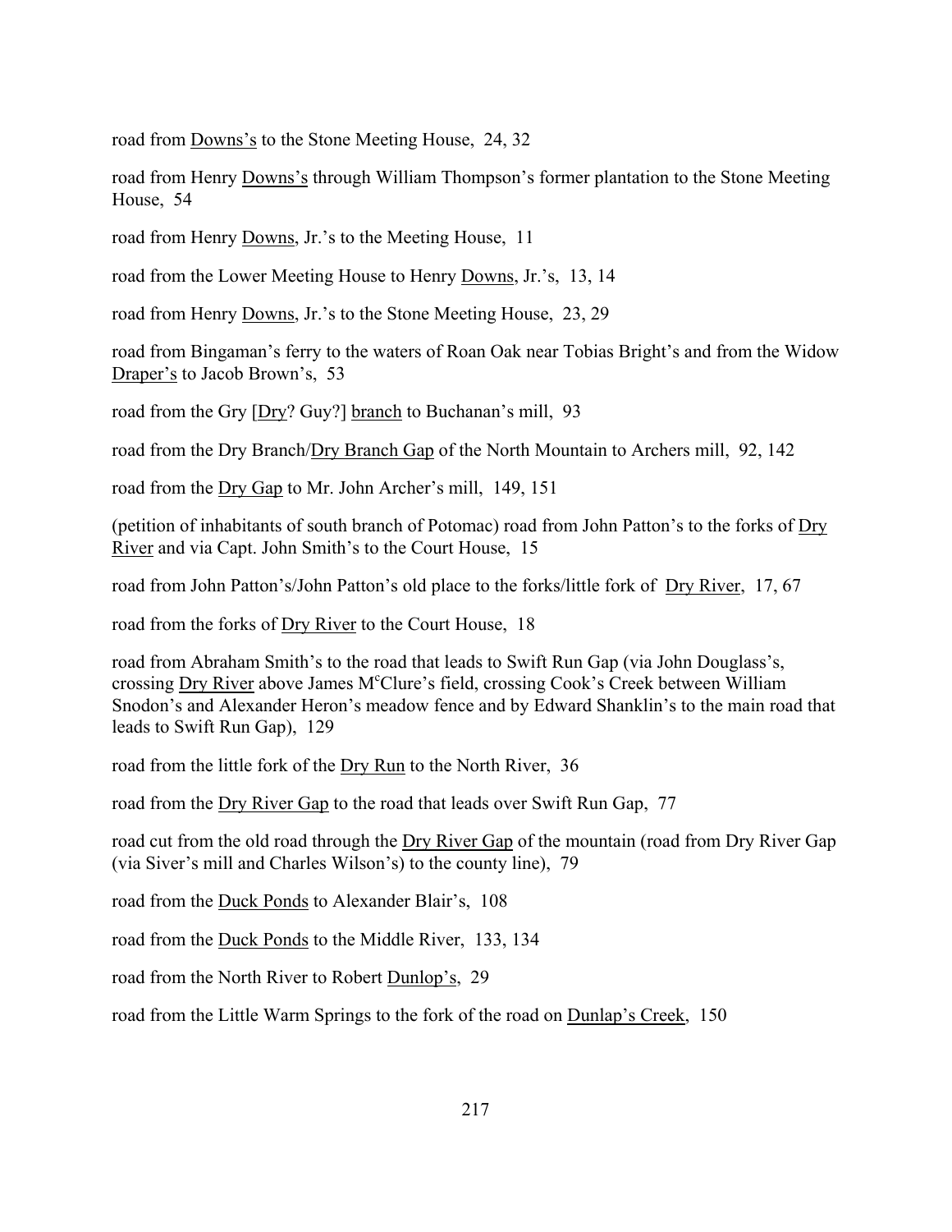road from Downs's to the Stone Meeting House, 24, 32

road from Henry Downs's through William Thompson's former plantation to the Stone Meeting House, 54

road from Henry Downs, Jr.'s to the Meeting House, 11

road from the Lower Meeting House to Henry Downs, Jr.'s, 13, 14

road from Henry Downs, Jr.'s to the Stone Meeting House, 23, 29

road from Bingaman's ferry to the waters of Roan Oak near Tobias Bright's and from the Widow Draper's to Jacob Brown's, 53

road from the Gry [Dry? Guy?] branch to Buchanan's mill, 93

road from the Dry Branch/Dry Branch Gap of the North Mountain to Archers mill, 92, 142

road from the Dry Gap to Mr. John Archer's mill, 149, 151

(petition of inhabitants of south branch of Potomac) road from John Patton's to the forks of Dry River and via Capt. John Smith's to the Court House, 15

road from John Patton's/John Patton's old place to the forks/little fork of Dry River, 17, 67

road from the forks of Dry River to the Court House, 18

road from Abraham Smith's to the road that leads to Swift Run Gap (via John Douglass's, crossing Dry River above James McClure's field, crossing Cook's Creek between William Snodon's and Alexander Heron's meadow fence and by Edward Shanklin's to the main road that leads to Swift Run Gap), 129

road from the little fork of the Dry Run to the North River, 36

road from the Dry River Gap to the road that leads over Swift Run Gap, 77

road cut from the old road through the Dry River Gap of the mountain (road from Dry River Gap (via Siver's mill and Charles Wilson's) to the county line), 79

road from the Duck Ponds to Alexander Blair's, 108

road from the Duck Ponds to the Middle River, 133, 134

road from the North River to Robert Dunlop's, 29

road from the Little Warm Springs to the fork of the road on Dunlap's Creek, 150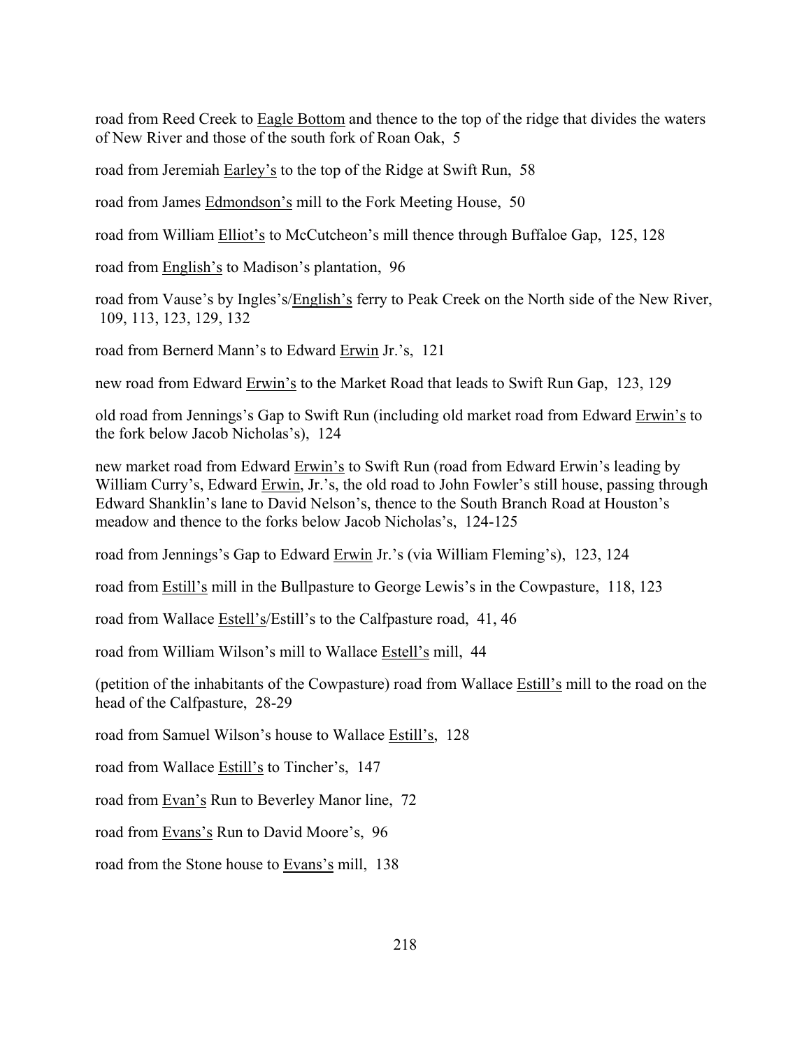road from Reed Creek to Eagle Bottom and thence to the top of the ridge that divides the waters of New River and those of the south fork of Roan Oak, 5

road from Jeremiah Earley's to the top of the Ridge at Swift Run, 58

road from James Edmondson's mill to the Fork Meeting House, 50

road from William Elliot's to McCutcheon's mill thence through Buffaloe Gap, 125, 128

road from English's to Madison's plantation, 96

road from Vause's by Ingles's/English's ferry to Peak Creek on the North side of the New River, 109, 113, 123, 129, 132

road from Bernerd Mann's to Edward Erwin Jr.'s, 121

new road from Edward Erwin's to the Market Road that leads to Swift Run Gap, 123, 129

old road from Jennings's Gap to Swift Run (including old market road from Edward Erwin's to the fork below Jacob Nicholas's), 124

new market road from Edward Erwin's to Swift Run (road from Edward Erwin's leading by William Curry's, Edward Erwin, Jr.'s, the old road to John Fowler's still house, passing through Edward Shanklin's lane to David Nelson's, thence to the South Branch Road at Houston's meadow and thence to the forks below Jacob Nicholas's, 124-125

road from Jennings's Gap to Edward Erwin Jr.'s (via William Fleming's), 123, 124

road from Estill's mill in the Bullpasture to George Lewis's in the Cowpasture, 118, 123

road from Wallace Estell's/Estill's to the Calfpasture road, 41, 46

road from William Wilson's mill to Wallace Estell's mill, 44

(petition of the inhabitants of the Cowpasture) road from Wallace Estill's mill to the road on the head of the Calfpasture, 28-29

road from Samuel Wilson's house to Wallace Estill's, 128

road from Wallace Estill's to Tincher's, 147

road from Evan's Run to Beverley Manor line, 72

road from Evans's Run to David Moore's, 96

road from the Stone house to Evans's mill, 138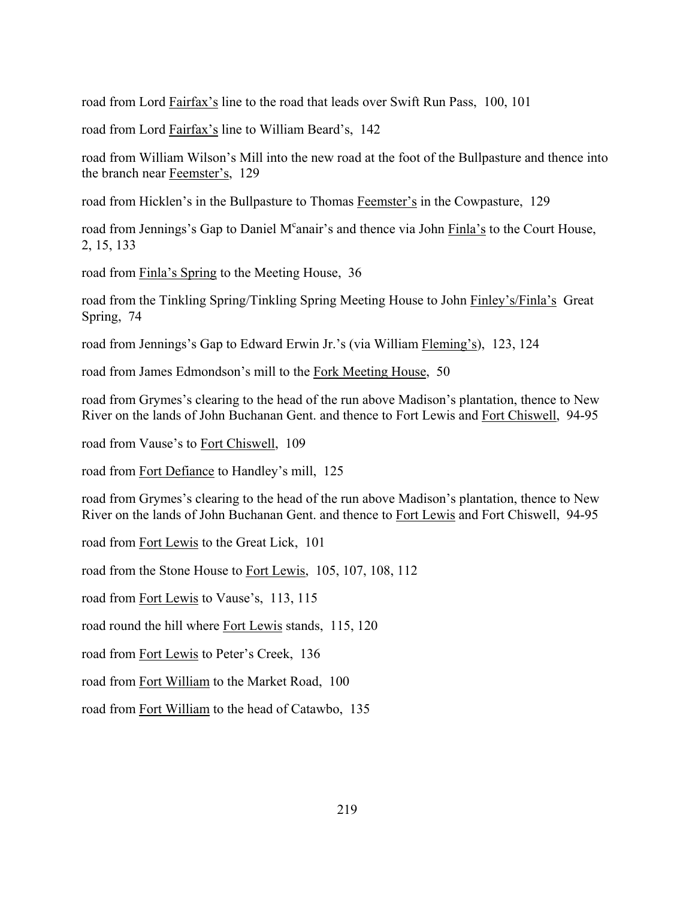road from Lord Fairfax's line to the road that leads over Swift Run Pass, 100, 101

road from Lord Fairfax's line to William Beard's, 142

road from William Wilson's Mill into the new road at the foot of the Bullpasture and thence into the branch near Feemster's, 129

road from Hicklen's in the Bullpasture to Thomas Feemster's in the Cowpasture, 129

road from Jennings's Gap to Daniel M[c]anair's and thence via John Finla's to the Court House, 2, 15, 133

road from Finla's Spring to the Meeting House, 36

road from the Tinkling Spring/Tinkling Spring Meeting House to John Finley's/Finla's Great Spring, 74

road from Jennings's Gap to Edward Erwin Jr.'s (via William Fleming's), 123, 124

road from James Edmondson's mill to the Fork Meeting House, 50

road from Grymes's clearing to the head of the run above Madison's plantation, thence to New River on the lands of John Buchanan Gent. and thence to Fort Lewis and Fort Chiswell, 94-95

road from Vause's to Fort Chiswell, 109

road from Fort Defiance to Handley's mill, 125

road from Grymes's clearing to the head of the run above Madison's plantation, thence to New River on the lands of John Buchanan Gent. and thence to Fort Lewis and Fort Chiswell, 94-95

road from Fort Lewis to the Great Lick, 101

road from the Stone House to Fort Lewis, 105, 107, 108, 112

road from Fort Lewis to Vause's, 113, 115

road round the hill where Fort Lewis stands, 115, 120

road from Fort Lewis to Peter's Creek, 136

road from Fort William to the Market Road, 100

road from Fort William to the head of Catawbo, 135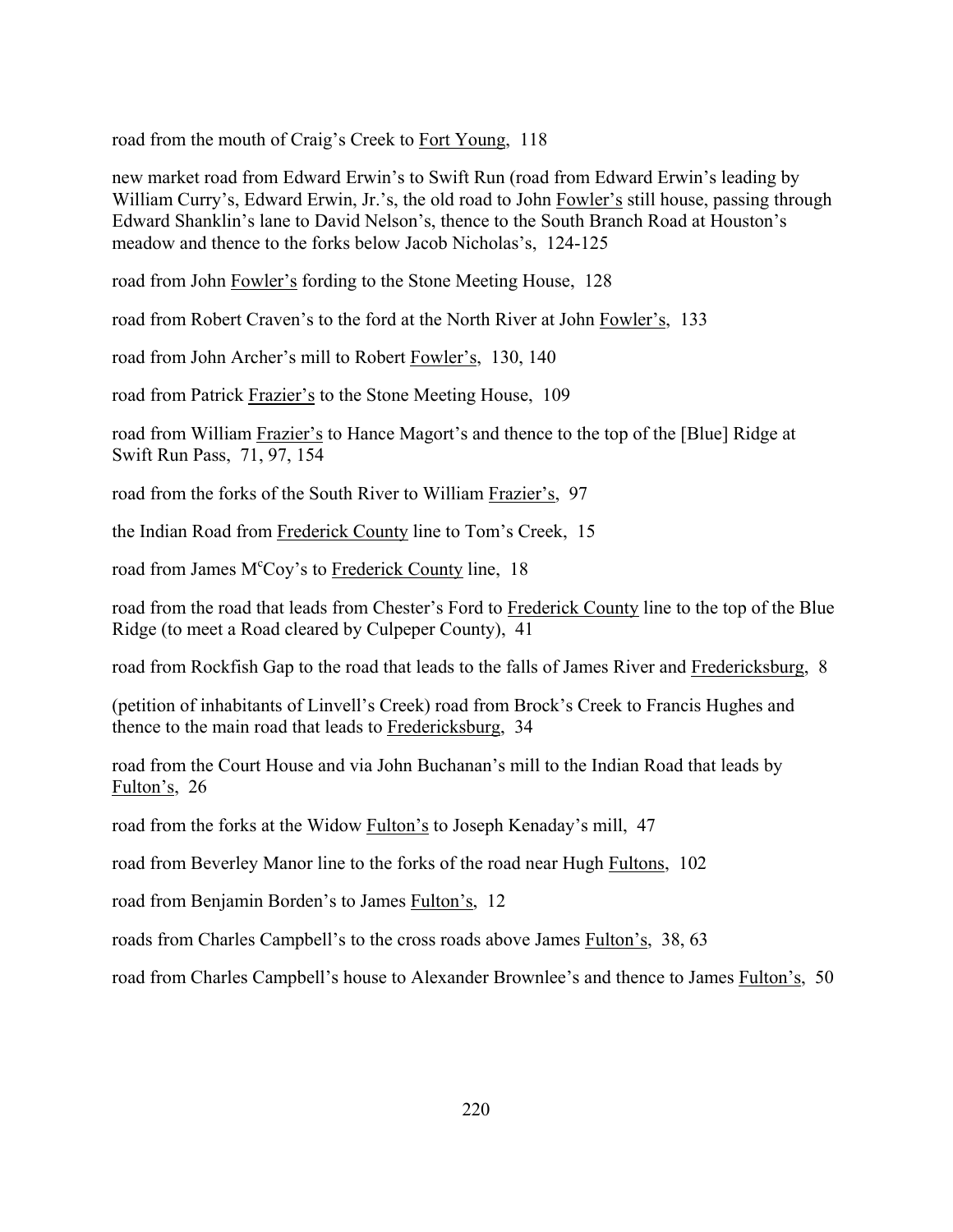road from the mouth of Craig's Creek to Fort Young, 118

new market road from Edward Erwin's to Swift Run (road from Edward Erwin's leading by William Curry's, Edward Erwin, Jr.'s, the old road to John Fowler's still house, passing through Edward Shanklin's lane to David Nelson's, thence to the South Branch Road at Houston's meadow and thence to the forks below Jacob Nicholas's, 124-125

road from John Fowler's fording to the Stone Meeting House, 128

road from Robert Craven's to the ford at the North River at John Fowler's, 133

road from John Archer's mill to Robert Fowler's, 130, 140

road from Patrick Frazier's to the Stone Meeting House, 109

road from William Frazier's to Hance Magort's and thence to the top of the [Blue] Ridge at Swift Run Pass, 71, 97, 154

road from the forks of the South River to William Frazier's, 97

the Indian Road from Frederick County line to Tom's Creek, 15

road from James M^c^Coy's to Frederick County line, 18

road from the road that leads from Chester's Ford to Frederick County line to the top of the Blue Ridge (to meet a Road cleared by Culpeper County), 41

road from Rockfish Gap to the road that leads to the falls of James River and Fredericksburg, 8

(petition of inhabitants of Linvell's Creek) road from Brock's Creek to Francis Hughes and thence to the main road that leads to Fredericksburg, 34

road from the Court House and via John Buchanan's mill to the Indian Road that leads by Fulton's, 26

road from the forks at the Widow Fulton's to Joseph Kenaday's mill, 47

road from Beverley Manor line to the forks of the road near Hugh Fultons, 102

road from Benjamin Borden's to James Fulton's, 12

roads from Charles Campbell's to the cross roads above James Fulton's, 38, 63

road from Charles Campbell's house to Alexander Brownlee's and thence to James Fulton's, 50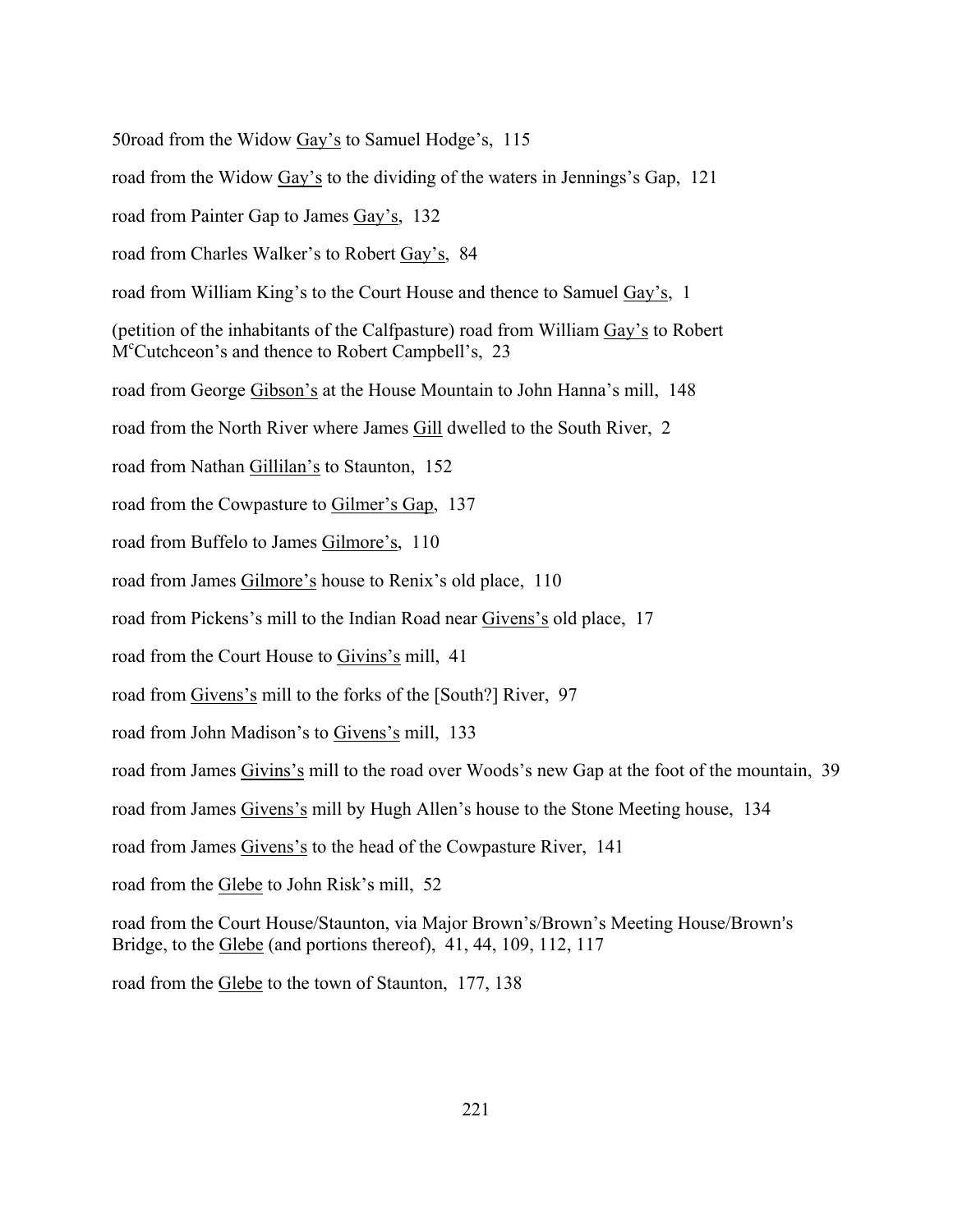50road from the Widow Gay's to Samuel Hodge's, 115

road from the Widow Gay's to the dividing of the waters in Jennings's Gap, 121

road from Painter Gap to James Gay's, 132

road from Charles Walker's to Robert Gay's, 84

road from William King's to the Court House and thence to Samuel Gay's, 1

(petition of the inhabitants of the Calfpasture) road from William Gay's to Robert McCutchceon's and thence to Robert Campbell's, 23

road from George Gibson's at the House Mountain to John Hanna's mill, 148

road from the North River where James Gill dwelled to the South River, 2

road from Nathan Gillilan's to Staunton, 152

road from the Cowpasture to Gilmer's Gap, 137

road from Buffelo to James Gilmore's, 110

road from James Gilmore's house to Renix's old place, 110

road from Pickens's mill to the Indian Road near Givens's old place, 17

road from the Court House to Givins's mill, 41

road from Givens's mill to the forks of the [South?] River, 97

road from John Madison's to Givens's mill, 133

road from James Givins's mill to the road over Woods's new Gap at the foot of the mountain, 39

road from James Givens's mill by Hugh Allen's house to the Stone Meeting house, 134

road from James Givens's to the head of the Cowpasture River, 141

road from the Glebe to John Risk's mill, 52

road from the Court House/Staunton, via Major Brown's/Brown's Meeting House/Brown's Bridge, to the Glebe (and portions thereof), 41, 44, 109, 112, 117

road from the Glebe to the town of Staunton, 177, 138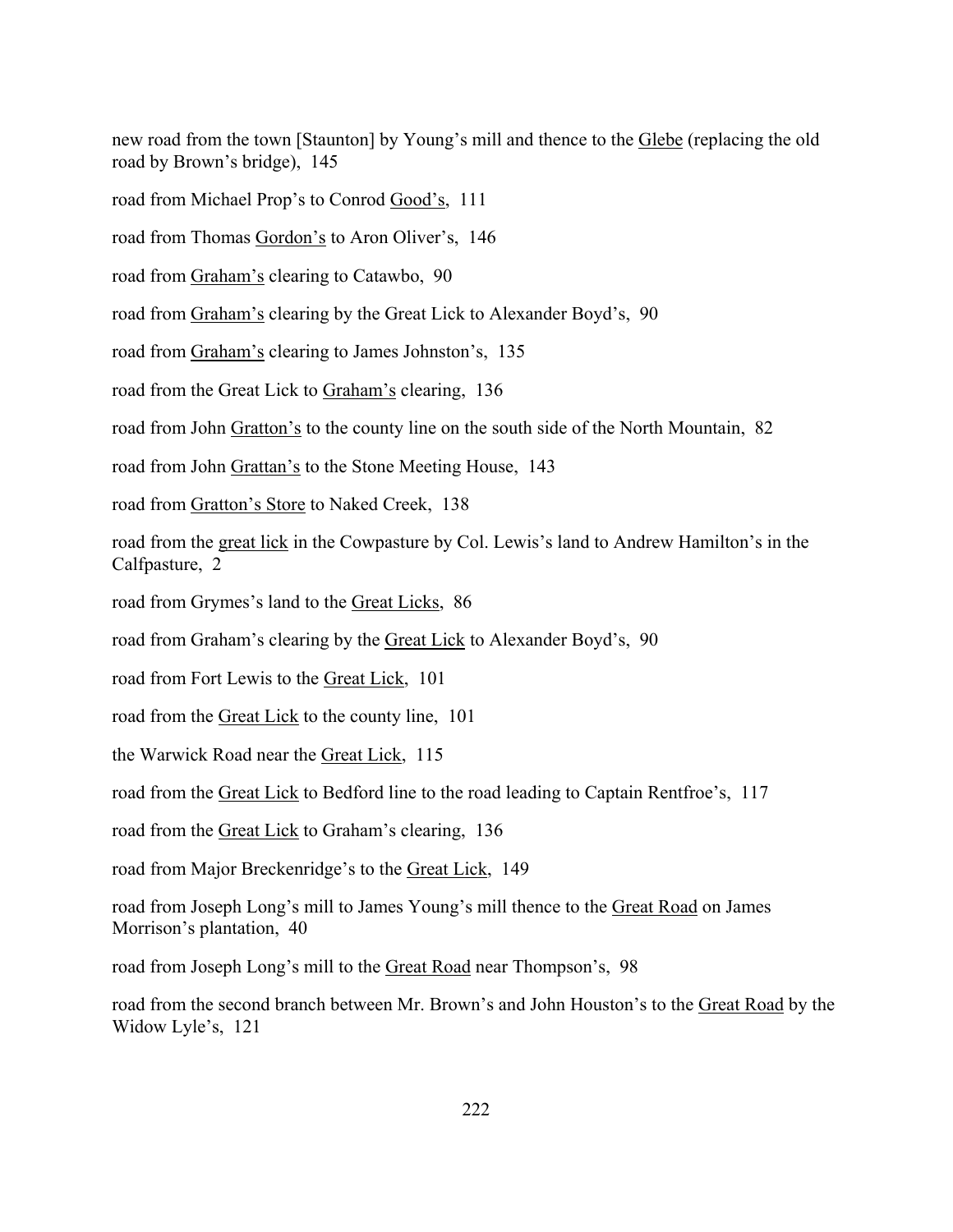new road from the town [Staunton] by Young's mill and thence to the Glebe (replacing the old road by Brown's bridge),  145

road from Michael Prop's to Conrod Good's,  111

road from Thomas Gordon's to Aron Oliver's,  146

road from Graham's clearing to Catawbo,  90

road from Graham's clearing by the Great Lick to Alexander Boyd's,  90

road from Graham's clearing to James Johnston's,  135

road from the Great Lick to Graham's clearing,  136

road from John Gratton's to the county line on the south side of the North Mountain,  82

road from John Grattan's to the Stone Meeting House,  143

road from Gratton's Store to Naked Creek,  138

road from the great lick in the Cowpasture by Col. Lewis's land to Andrew Hamilton's in the Calfpasture,  2

road from Grymes's land to the Great Licks,  86

road from Graham's clearing by the Great Lick to Alexander Boyd's,  90

road from Fort Lewis to the Great Lick,  101

road from the Great Lick to the county line,  101

the Warwick Road near the Great Lick,  115

road from the Great Lick to Bedford line to the road leading to Captain Rentfroe's,  117

road from the Great Lick to Graham's clearing,  136

road from Major Breckenridge's to the Great Lick,  149

road from Joseph Long's mill to James Young's mill thence to the Great Road on James Morrison's plantation,  40

road from Joseph Long's mill to the Great Road near Thompson's,  98

road from the second branch between Mr. Brown's and John Houston's to the Great Road by the Widow Lyle's,  121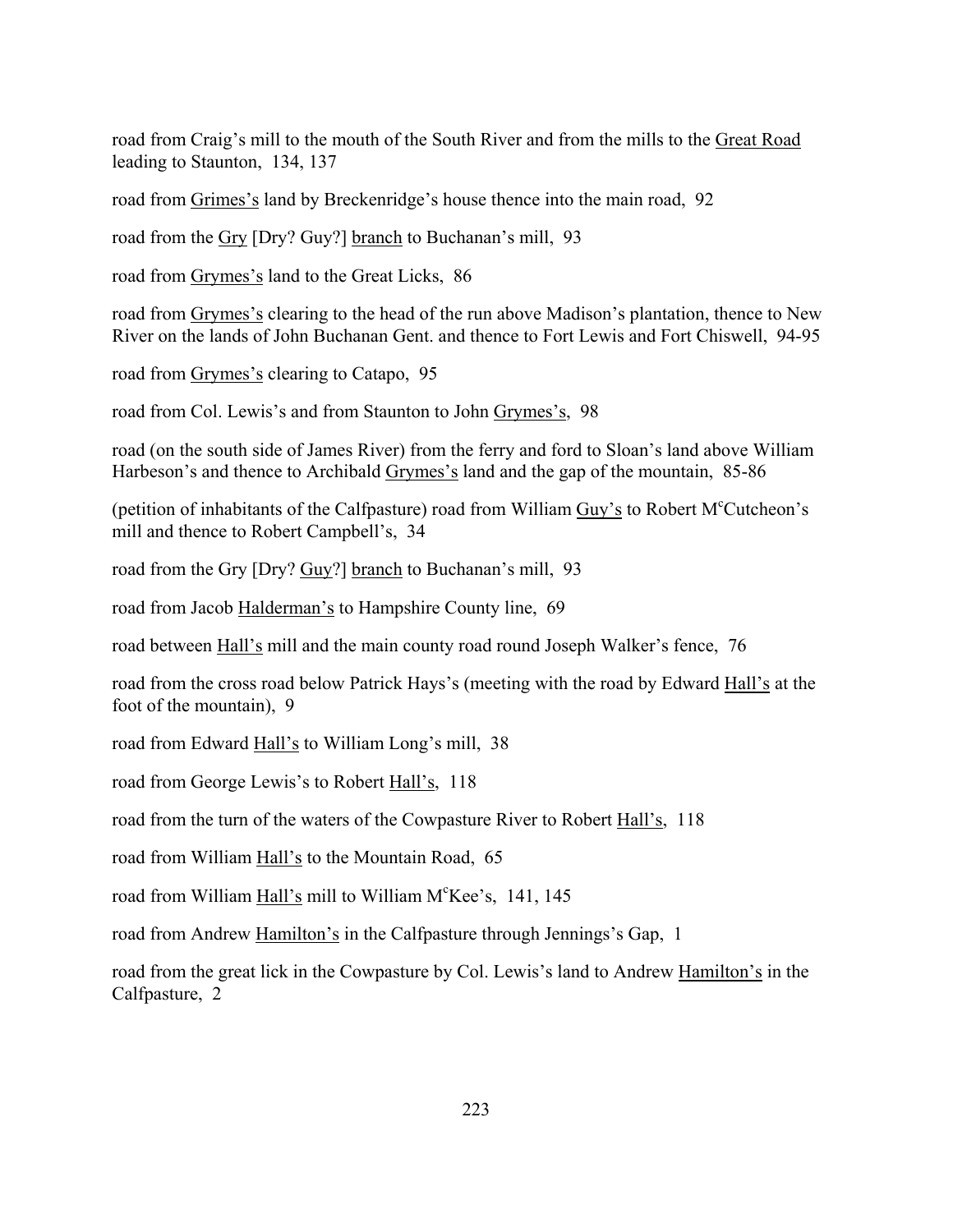road from Craig's mill to the mouth of the South River and from the mills to the Great Road leading to Staunton, 134, 137

road from Grimes's land by Breckenridge's house thence into the main road, 92

road from the Gry [Dry? Guy?] branch to Buchanan's mill, 93

road from Grymes's land to the Great Licks, 86

road from Grymes's clearing to the head of the run above Madison's plantation, thence to New River on the lands of John Buchanan Gent. and thence to Fort Lewis and Fort Chiswell, 94-95

road from Grymes's clearing to Catapo, 95

road from Col. Lewis's and from Staunton to John Grymes's, 98

road (on the south side of James River) from the ferry and ford to Sloan's land above William Harbeson's and thence to Archibald Grymes's land and the gap of the mountain, 85-86

(petition of inhabitants of the Calfpasture) road from William Guy's to Robert M^c^Cutcheon's mill and thence to Robert Campbell's, 34

road from the Gry [Dry? Guy?] branch to Buchanan's mill, 93

road from Jacob Halderman's to Hampshire County line, 69

road between Hall's mill and the main county road round Joseph Walker's fence, 76

road from the cross road below Patrick Hays's (meeting with the road by Edward Hall's at the foot of the mountain), 9

road from Edward Hall's to William Long's mill, 38

road from George Lewis's to Robert Hall's, 118

road from the turn of the waters of the Cowpasture River to Robert Hall's, 118

road from William Hall's to the Mountain Road, 65

road from William Hall's mill to William M^c^Kee's, 141, 145

road from Andrew Hamilton's in the Calfpasture through Jennings's Gap, 1

road from the great lick in the Cowpasture by Col. Lewis's land to Andrew Hamilton's in the Calfpasture, 2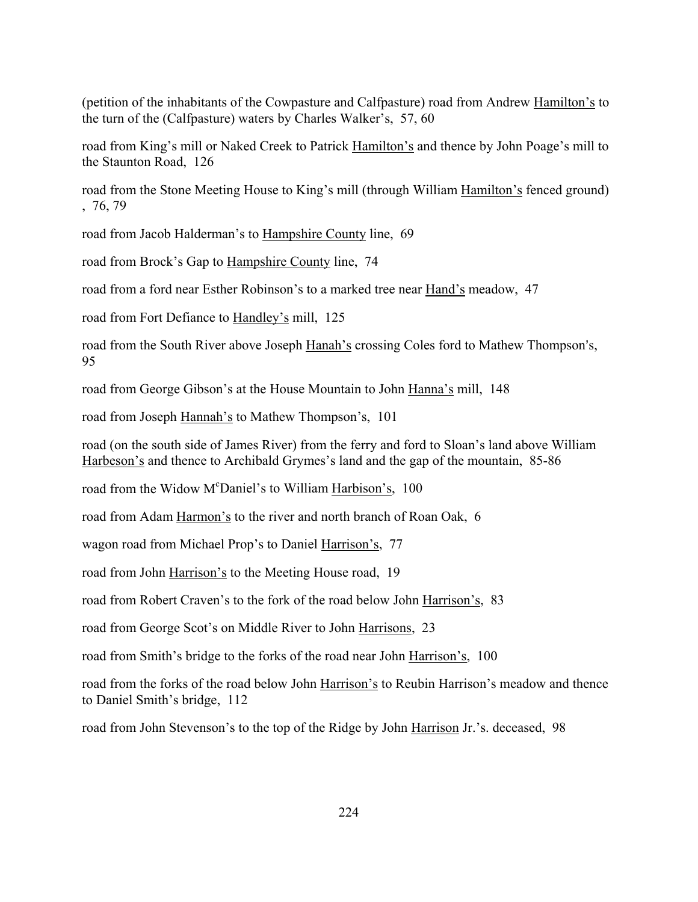(petition of the inhabitants of the Cowpasture and Calfpasture) road from Andrew Hamilton's to the turn of the (Calfpasture) waters by Charles Walker's, 57, 60

road from King's mill or Naked Creek to Patrick Hamilton's and thence by John Poage's mill to the Staunton Road, 126

road from the Stone Meeting House to King's mill (through William Hamilton's fenced ground) , 76, 79

road from Jacob Halderman's to Hampshire County line, 69

road from Brock's Gap to Hampshire County line, 74

road from a ford near Esther Robinson's to a marked tree near Hand's meadow, 47

road from Fort Defiance to Handley's mill, 125

road from the South River above Joseph Hanah's crossing Coles ford to Mathew Thompson's, 95

road from George Gibson's at the House Mountain to John Hanna's mill, 148

road from Joseph Hannah's to Mathew Thompson's, 101

road (on the south side of James River) from the ferry and ford to Sloan's land above William Harbeson's and thence to Archibald Grymes's land and the gap of the mountain, 85-86

road from the Widow M[c]Daniel's to William Harbison's, 100

road from Adam Harmon's to the river and north branch of Roan Oak, 6

wagon road from Michael Prop's to Daniel Harrison's, 77

road from John Harrison's to the Meeting House road, 19

road from Robert Craven's to the fork of the road below John Harrison's, 83

road from George Scot's on Middle River to John Harrisons, 23

road from Smith's bridge to the forks of the road near John Harrison's, 100

road from the forks of the road below John Harrison's to Reubin Harrison's meadow and thence to Daniel Smith's bridge, 112

road from John Stevenson's to the top of the Ridge by John Harrison Jr.'s. deceased, 98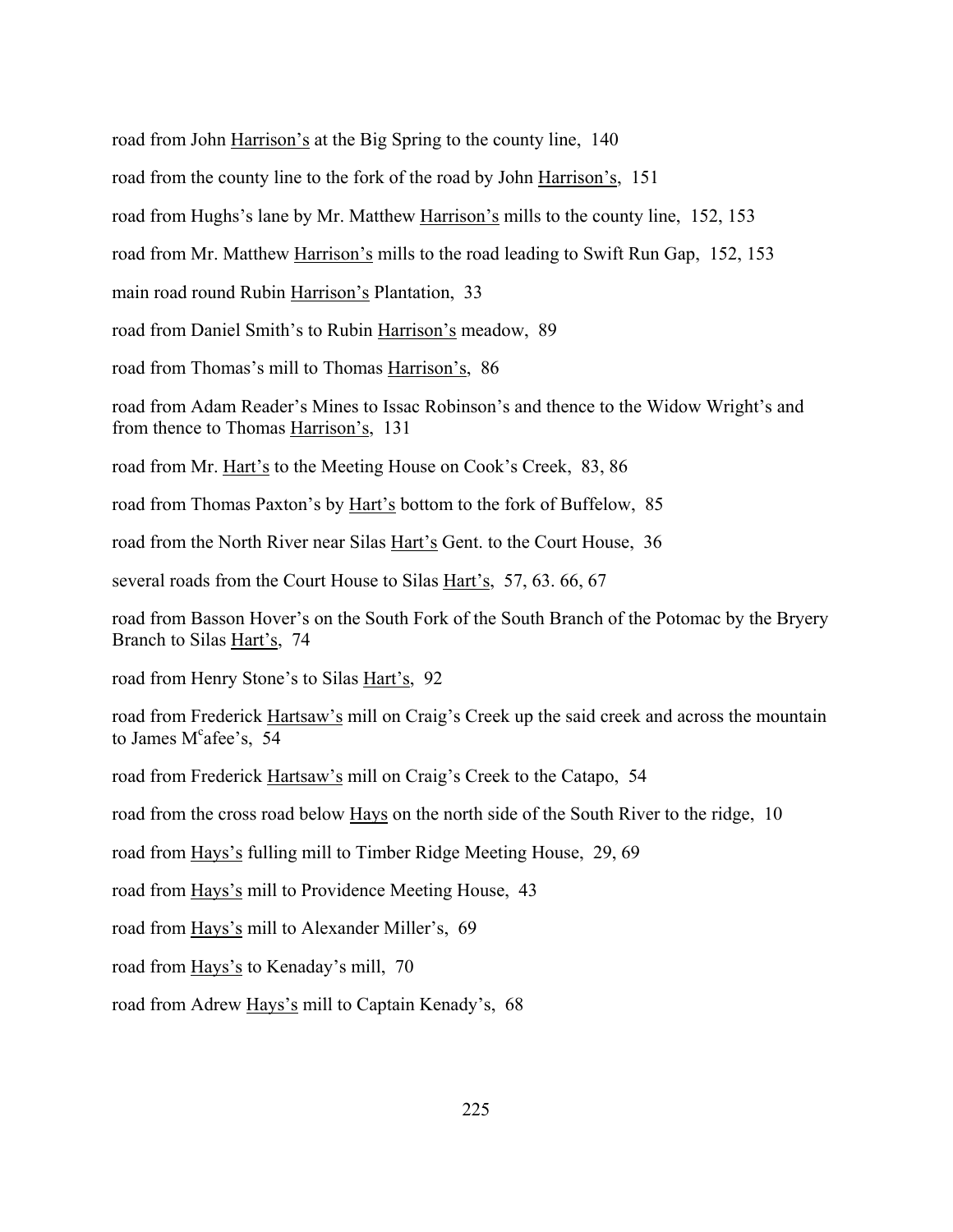road from John <u>Harrison's</u> at the Big Spring to the county line, 140

road from the county line to the fork of the road by John <u>Harrison's</u>, 151

road from Hughs's lane by Mr. Matthew <u>Harrison's</u> mills to the county line, 152, 153

road from Mr. Matthew <u>Harrison's</u> mills to the road leading to Swift Run Gap, 152, 153

main road round Rubin <u>Harrison's</u> Plantation, 33

road from Daniel Smith's to Rubin <u>Harrison's</u> meadow, 89

road from Thomas's mill to Thomas <u>Harrison's</u>, 86

road from Adam Reader's Mines to Issac Robinson's and thence to the Widow Wright's and from thence to Thomas <u>Harrison's</u>, 131

road from Mr. <u>Hart's</u> to the Meeting House on Cook's Creek, 83, 86

road from Thomas Paxton's by <u>Hart's</u> bottom to the fork of Buffelow, 85

road from the North River near Silas <u>Hart's</u> Gent. to the Court House, 36

several roads from the Court House to Silas <u>Hart's</u>, 57, 63. 66, 67

road from Basson Hover's on the South Fork of the South Branch of the Potomac by the Bryery Branch to Silas <u>Hart's</u>, 74

road from Henry Stone's to Silas <u>Hart's</u>, 92

road from Frederick <u>Hartsaw's</u> mill on Craig's Creek up the said creek and across the mountain to James M$^{c}$afee's, 54

road from Frederick <u>Hartsaw's</u> mill on Craig's Creek to the Catapo, 54

road from the cross road below <u>Hays</u> on the north side of the South River to the ridge, 10

road from <u>Hays's</u> fulling mill to Timber Ridge Meeting House, 29, 69

road from <u>Hays's</u> mill to Providence Meeting House, 43

road from <u>Hays's</u> mill to Alexander Miller's, 69

road from <u>Hays's</u> to Kenaday's mill, 70

road from Adrew <u>Hays's</u> mill to Captain Kenady's, 68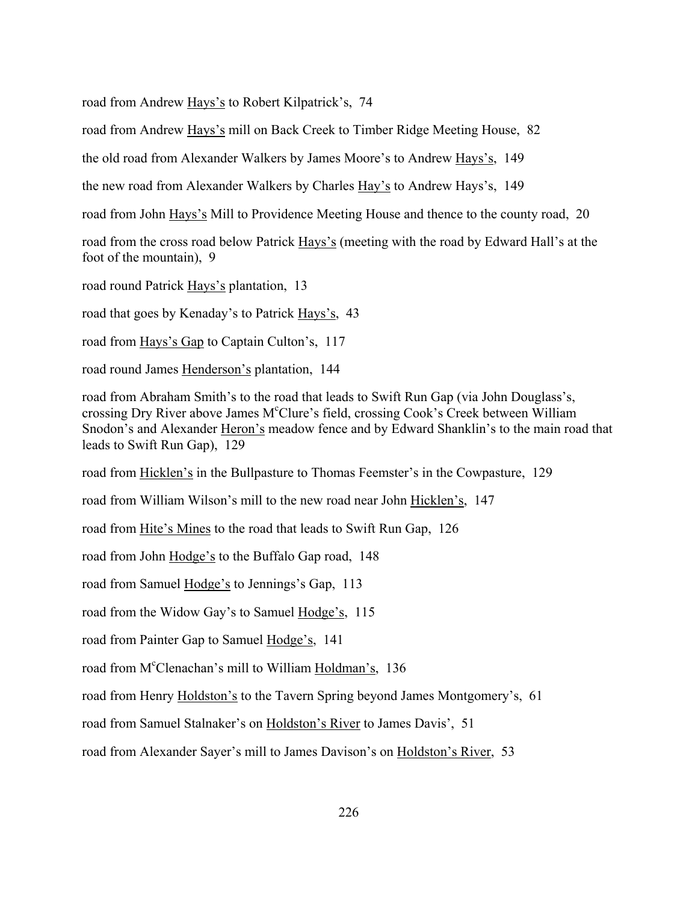road from Andrew Hays's to Robert Kilpatrick's, 74

road from Andrew Hays's mill on Back Creek to Timber Ridge Meeting House, 82

the old road from Alexander Walkers by James Moore's to Andrew Hays's, 149

the new road from Alexander Walkers by Charles Hay's to Andrew Hays's, 149

road from John Hays's Mill to Providence Meeting House and thence to the county road, 20

road from the cross road below Patrick Hays's (meeting with the road by Edward Hall's at the foot of the mountain), 9

road round Patrick Hays's plantation, 13

road that goes by Kenaday's to Patrick Hays's, 43

road from Hays's Gap to Captain Culton's, 117

road round James Henderson's plantation, 144

road from Abraham Smith's to the road that leads to Swift Run Gap (via John Douglass's, crossing Dry River above James M^c^Clure's field, crossing Cook's Creek between William Snodon's and Alexander Heron's meadow fence and by Edward Shanklin's to the main road that leads to Swift Run Gap), 129

road from Hicklen's in the Bullpasture to Thomas Feemster's in the Cowpasture, 129

road from William Wilson's mill to the new road near John Hicklen's, 147

road from Hite's Mines to the road that leads to Swift Run Gap, 126

road from John Hodge's to the Buffalo Gap road, 148

road from Samuel Hodge's to Jennings's Gap, 113

road from the Widow Gay's to Samuel Hodge's, 115

road from Painter Gap to Samuel Hodge's, 141

road from M^c^Clenachan's mill to William Holdman's, 136

road from Henry Holdston's to the Tavern Spring beyond James Montgomery's, 61

road from Samuel Stalnaker's on Holdston's River to James Davis', 51

road from Alexander Sayer's mill to James Davison's on Holdston's River, 53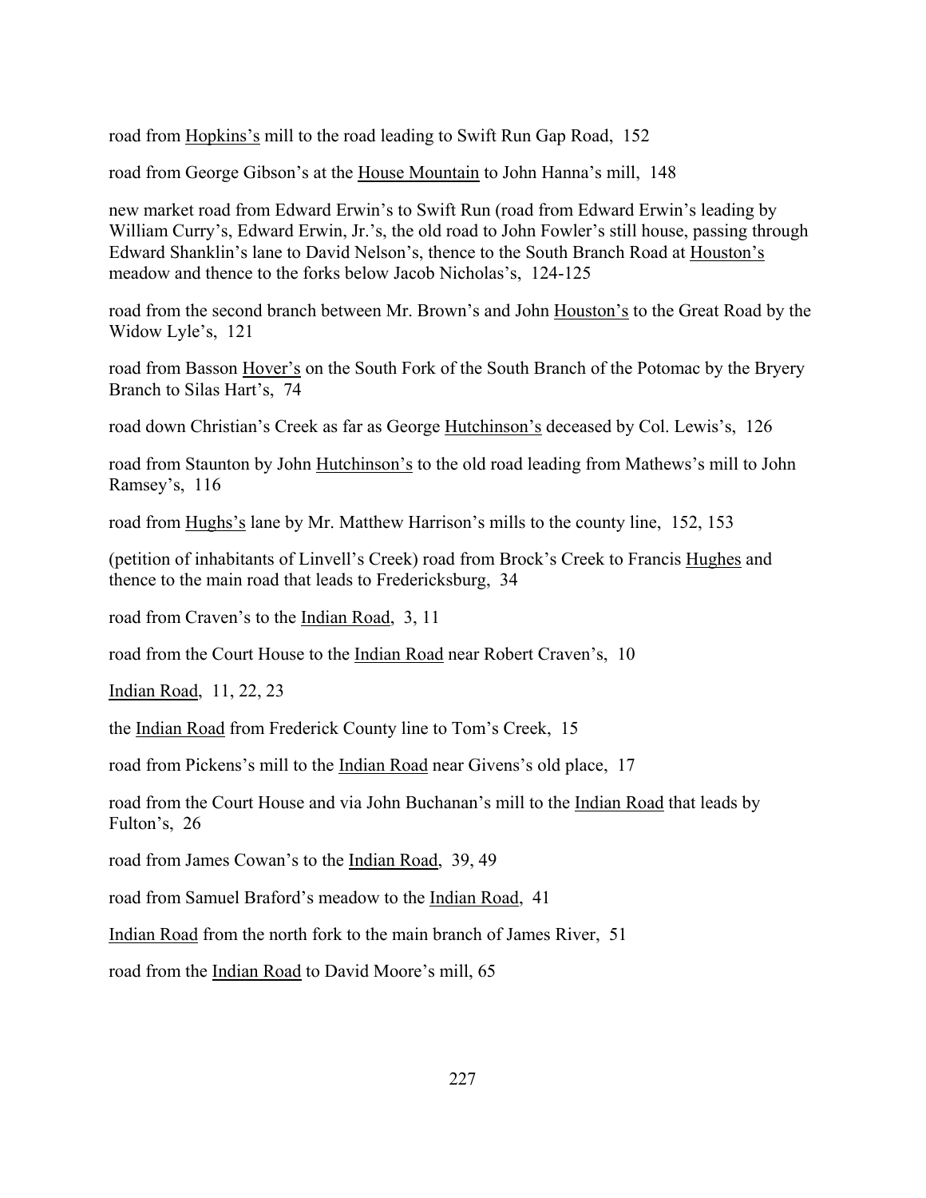road from <u>Hopkins's</u> mill to the road leading to Swift Run Gap Road, 152

road from George Gibson's at the <u>House Mountain</u> to John Hanna's mill, 148

new market road from Edward Erwin's to Swift Run (road from Edward Erwin's leading by William Curry's, Edward Erwin, Jr.'s, the old road to John Fowler's still house, passing through Edward Shanklin's lane to David Nelson's, thence to the South Branch Road at <u>Houston's</u> meadow and thence to the forks below Jacob Nicholas's, 124-125

road from the second branch between Mr. Brown's and John <u>Houston's</u> to the Great Road by the Widow Lyle's, 121

road from Basson <u>Hover's</u> on the South Fork of the South Branch of the Potomac by the Bryery Branch to Silas Hart's, 74

road down Christian's Creek as far as George <u>Hutchinson's</u> deceased by Col. Lewis's, 126

road from Staunton by John <u>Hutchinson's</u> to the old road leading from Mathews's mill to John Ramsey's, 116

road from <u>Hughs's</u> lane by Mr. Matthew Harrison's mills to the county line, 152, 153

(petition of inhabitants of Linvell's Creek) road from Brock's Creek to Francis <u>Hughes</u> and thence to the main road that leads to Fredericksburg, 34

road from Craven's to the <u>Indian Road</u>, 3, 11

road from the Court House to the <u>Indian Road</u> near Robert Craven's, 10

<u>Indian Road</u>, 11, 22, 23

the <u>Indian Road</u> from Frederick County line to Tom's Creek, 15

road from Pickens's mill to the <u>Indian Road</u> near Givens's old place, 17

road from the Court House and via John Buchanan's mill to the <u>Indian Road</u> that leads by Fulton's, 26

road from James Cowan's to the <u>Indian Road</u>, 39, 49

road from Samuel Braford's meadow to the <u>Indian Road</u>, 41

<u>Indian Road</u> from the north fork to the main branch of James River, 51

road from the <u>Indian Road</u> to David Moore's mill, 65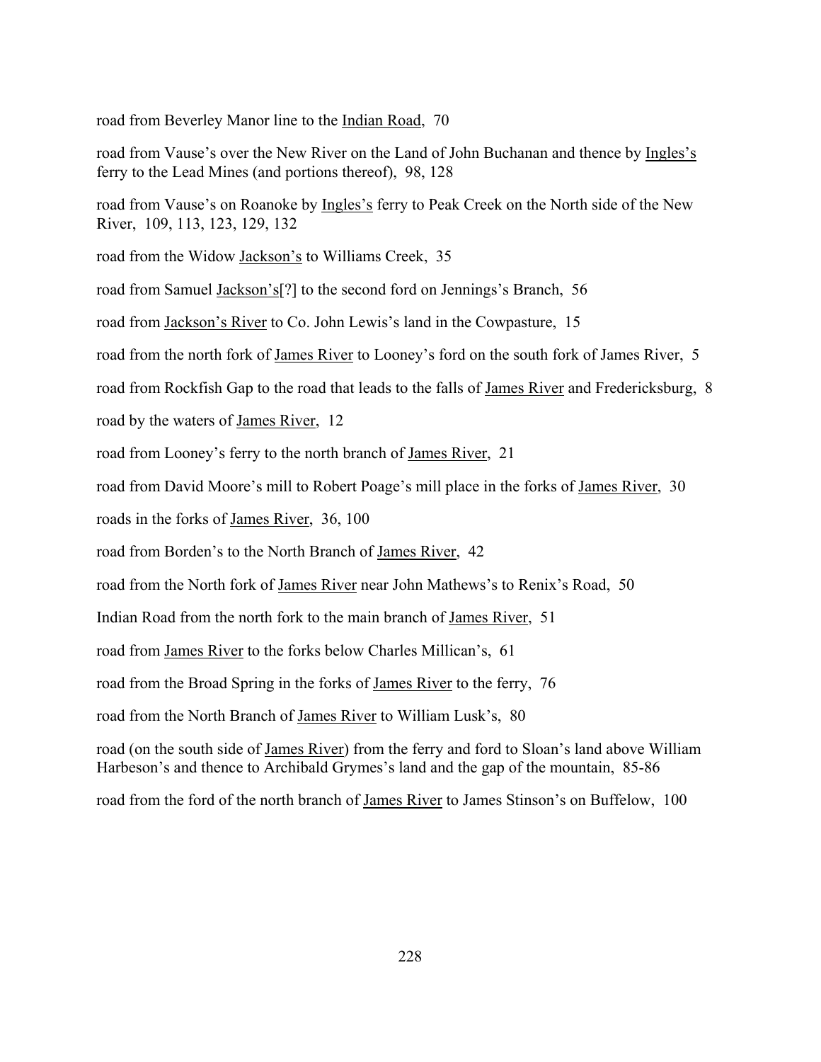road from Beverley Manor line to the <u>Indian Road</u>, 70

road from Vause's over the New River on the Land of John Buchanan and thence by <u>Ingles's</u> ferry to the Lead Mines (and portions thereof), 98, 128

road from Vause's on Roanoke by <u>Ingles's</u> ferry to Peak Creek on the North side of the New River, 109, 113, 123, 129, 132

road from the Widow <u>Jackson's</u> to Williams Creek, 35

road from Samuel <u>Jackson's</u>[?] to the second ford on Jennings's Branch, 56

road from <u>Jackson's River</u> to Co. John Lewis's land in the Cowpasture, 15

road from the north fork of <u>James River</u> to Looney's ford on the south fork of James River, 5

road from Rockfish Gap to the road that leads to the falls of <u>James River</u> and Fredericksburg, 8

road by the waters of <u>James River</u>, 12

road from Looney's ferry to the north branch of <u>James River</u>, 21

road from David Moore's mill to Robert Poage's mill place in the forks of <u>James River</u>, 30

roads in the forks of <u>James River</u>, 36, 100

road from Borden's to the North Branch of <u>James River</u>, 42

road from the North fork of <u>James River</u> near John Mathews's to Renix's Road, 50

Indian Road from the north fork to the main branch of <u>James River</u>, 51

road from <u>James River</u> to the forks below Charles Millican's, 61

road from the Broad Spring in the forks of <u>James River</u> to the ferry, 76

road from the North Branch of <u>James River</u> to William Lusk's, 80

road (on the south side of <u>James River</u>) from the ferry and ford to Sloan's land above William Harbeson's and thence to Archibald Grymes's land and the gap of the mountain, 85-86

road from the ford of the north branch of <u>James River</u> to James Stinson's on Buffelow, 100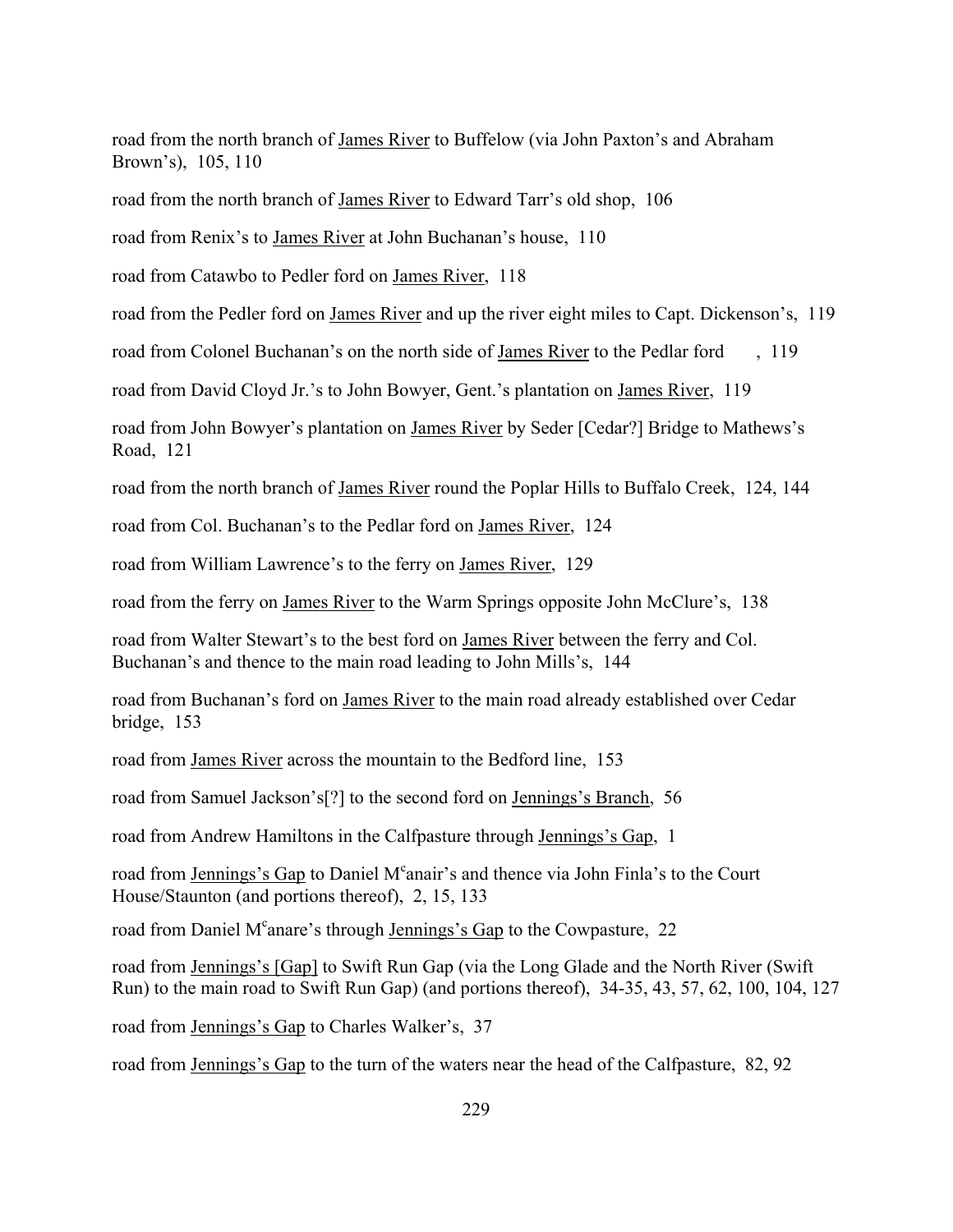road from the north branch of James River to Buffelow (via John Paxton's and Abraham Brown's), 105, 110

road from the north branch of James River to Edward Tarr's old shop, 106

road from Renix's to James River at John Buchanan's house, 110

road from Catawbo to Pedler ford on James River, 118

road from the Pedler ford on James River and up the river eight miles to Capt. Dickenson's, 119

road from Colonel Buchanan's on the north side of James River to the Pedlar ford , 119

road from David Cloyd Jr.'s to John Bowyer, Gent.'s plantation on James River, 119

road from John Bowyer's plantation on James River by Seder [Cedar?] Bridge to Mathews's Road, 121

road from the north branch of James River round the Poplar Hills to Buffalo Creek, 124, 144

road from Col. Buchanan's to the Pedlar ford on James River, 124

road from William Lawrence's to the ferry on James River, 129

road from the ferry on James River to the Warm Springs opposite John McClure's, 138

road from Walter Stewart's to the best ford on James River between the ferry and Col. Buchanan's and thence to the main road leading to John Mills's, 144

road from Buchanan's ford on James River to the main road already established over Cedar bridge, 153

road from James River across the mountain to the Bedford line, 153

road from Samuel Jackson's[?] to the second ford on Jennings's Branch, 56

road from Andrew Hamiltons in the Calfpasture through Jennings's Gap, 1

road from Jennings's Gap to Daniel M^c^anair's and thence via John Finla's to the Court House/Staunton (and portions thereof), 2, 15, 133

road from Daniel M^c^anare's through Jennings's Gap to the Cowpasture, 22

road from Jennings's [Gap] to Swift Run Gap (via the Long Glade and the North River (Swift Run) to the main road to Swift Run Gap) (and portions thereof), 34-35, 43, 57, 62, 100, 104, 127

road from Jennings's Gap to Charles Walker's, 37

road from Jennings's Gap to the turn of the waters near the head of the Calfpasture, 82, 92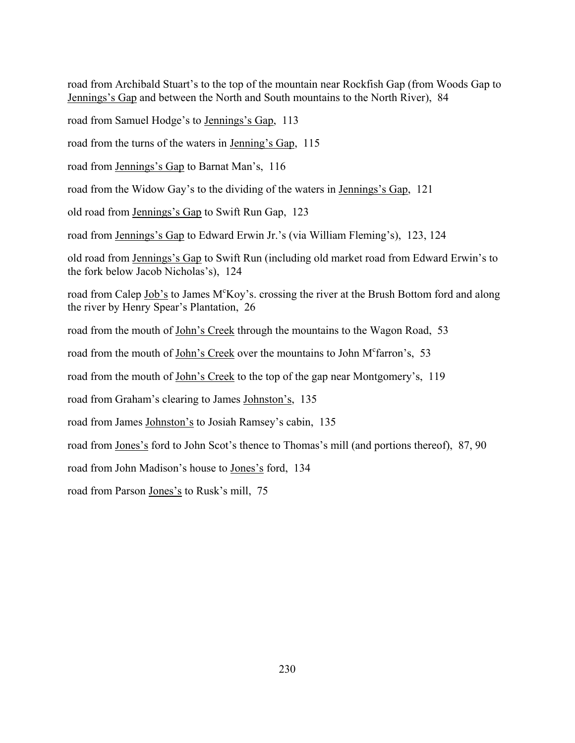road from Archibald Stuart's to the top of the mountain near Rockfish Gap (from Woods Gap to Jennings's Gap and between the North and South mountains to the North River), 84

road from Samuel Hodge's to Jennings's Gap, 113

road from the turns of the waters in Jenning's Gap, 115

road from Jennings's Gap to Barnat Man's, 116

road from the Widow Gay's to the dividing of the waters in Jennings's Gap, 121

old road from Jennings's Gap to Swift Run Gap, 123

road from Jennings's Gap to Edward Erwin Jr.'s (via William Fleming's), 123, 124

old road from Jennings's Gap to Swift Run (including old market road from Edward Erwin's to the fork below Jacob Nicholas's), 124

road from Calep Job's to James M[c]Koy's. crossing the river at the Brush Bottom ford and along the river by Henry Spear's Plantation, 26

road from the mouth of John's Creek through the mountains to the Wagon Road, 53

road from the mouth of John's Creek over the mountains to John M[c]farron's, 53

road from the mouth of John's Creek to the top of the gap near Montgomery's, 119

road from Graham's clearing to James Johnston's, 135

road from James Johnston's to Josiah Ramsey's cabin, 135

road from Jones's ford to John Scot's thence to Thomas's mill (and portions thereof), 87, 90

road from John Madison's house to Jones's ford, 134

road from Parson Jones's to Rusk's mill, 75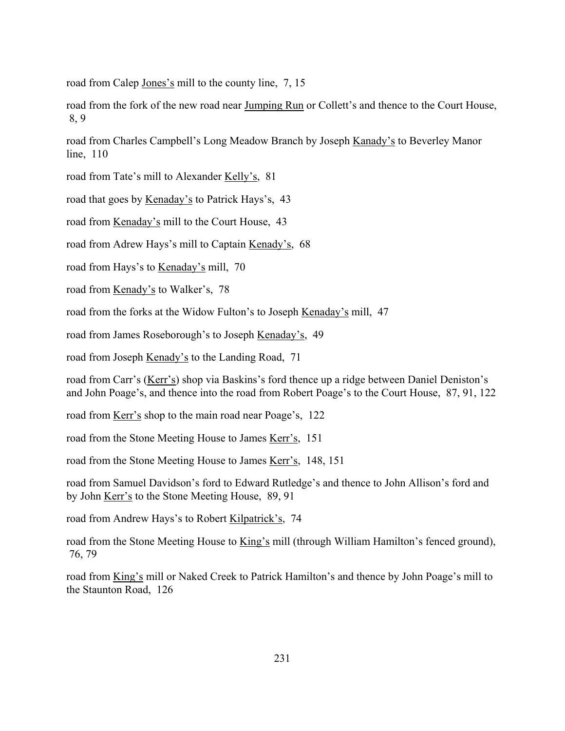road from Calep <u>Jones's</u> mill to the county line,  7, 15

road from the fork of the new road near <u>Jumping Run</u> or Collett's and thence to the Court House,  8, 9

road from Charles Campbell's Long Meadow Branch by Joseph <u>Kanady's</u> to Beverley Manor line,  110

road from Tate's mill to Alexander <u>Kelly's</u>,  81

road that goes by <u>Kenaday's</u> to Patrick Hays's,  43

road from <u>Kenaday's</u> mill to the Court House,  43

road from Adrew Hays's mill to Captain <u>Kenady's</u>,  68

road from Hays's to <u>Kenaday's</u> mill,  70

road from <u>Kenady's</u> to Walker's,  78

road from the forks at the Widow Fulton's to Joseph <u>Kenaday's</u> mill,  47

road from James Roseborough's to Joseph <u>Kenaday's</u>,  49

road from Joseph <u>Kenady's</u> to the Landing Road,  71

road from Carr's (<u>Kerr's</u>) shop via Baskins's ford thence up a ridge between Daniel Deniston's and John Poage's, and thence into the road from Robert Poage's to the Court House,  87, 91, 122

road from <u>Kerr's</u> shop to the main road near Poage's,  122

road from the Stone Meeting House to James <u>Kerr's</u>,  151

road from the Stone Meeting House to James <u>Kerr's</u>,  148, 151

road from Samuel Davidson's ford to Edward Rutledge's and thence to John Allison's ford and by John <u>Kerr's</u> to the Stone Meeting House,  89, 91

road from Andrew Hays's to Robert <u>Kilpatrick's</u>,  74

road from the Stone Meeting House to <u>King's</u> mill (through William Hamilton's fenced ground),  76, 79

road from <u>King's</u> mill or Naked Creek to Patrick Hamilton's and thence by John Poage's mill to the Staunton Road,  126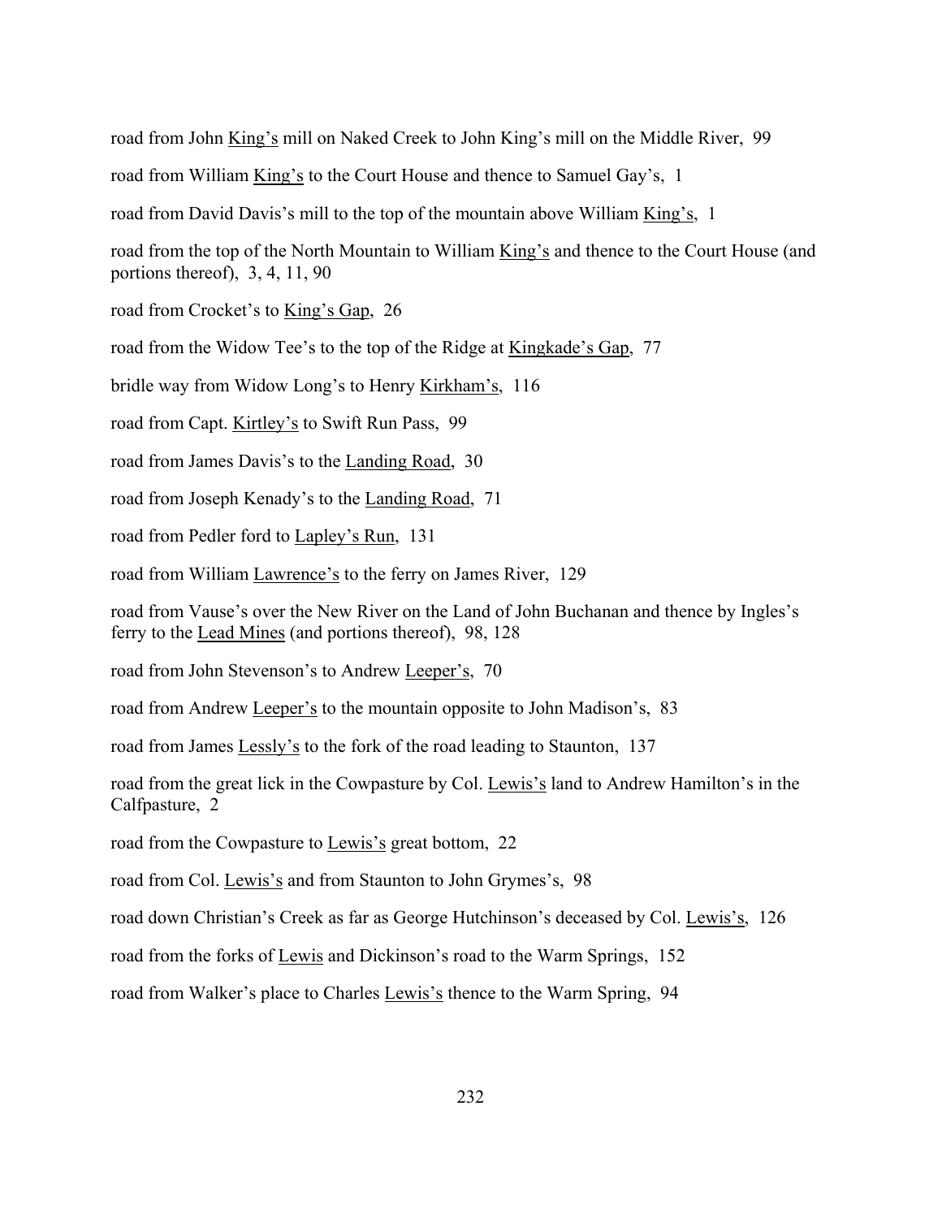road from John <u>King's</u> mill on Naked Creek to John King's mill on the Middle River, 99

road from William <u>King's</u> to the Court House and thence to Samuel Gay's, 1

road from David Davis's mill to the top of the mountain above William <u>King's</u>, 1

road from the top of the North Mountain to William <u>King's</u> and thence to the Court House (and portions thereof), 3, 4, 11, 90

road from Crocket's to <u>King's Gap</u>, 26

road from the Widow Tee's to the top of the Ridge at <u>Kingkade's Gap</u>, 77

bridle way from Widow Long's to Henry <u>Kirkham's</u>, 116

road from Capt. <u>Kirtley's</u> to Swift Run Pass, 99

road from James Davis's to the <u>Landing Road</u>, 30

road from Joseph Kenady's to the <u>Landing Road</u>, 71

road from Pedler ford to <u>Lapley's Run</u>, 131

road from William <u>Lawrence's</u> to the ferry on James River, 129

road from Vause's over the New River on the Land of John Buchanan and thence by Ingles's ferry to the <u>Lead Mines</u> (and portions thereof), 98, 128

road from John Stevenson's to Andrew <u>Leeper's</u>, 70

road from Andrew <u>Leeper's</u> to the mountain opposite to John Madison's, 83

road from James <u>Lessly's</u> to the fork of the road leading to Staunton, 137

road from the great lick in the Cowpasture by Col. <u>Lewis's</u> land to Andrew Hamilton's in the Calfpasture, 2

road from the Cowpasture to <u>Lewis's</u> great bottom, 22

road from Col. <u>Lewis's</u> and from Staunton to John Grymes's, 98

road down Christian's Creek as far as George Hutchinson's deceased by Col. <u>Lewis's</u>, 126

road from the forks of <u>Lewis</u> and Dickinson's road to the Warm Springs, 152

road from Walker's place to Charles <u>Lewis's</u> thence to the Warm Spring, 94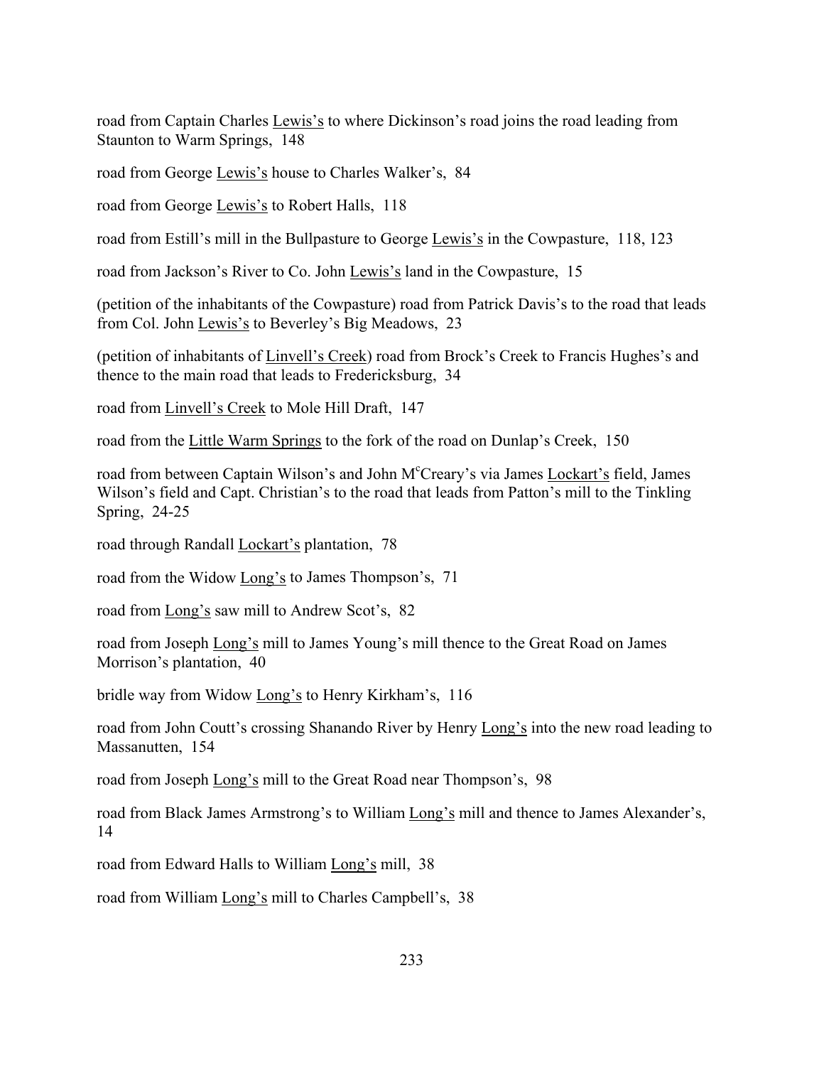road from Captain Charles <u>Lewis's</u> to where Dickinson's road joins the road leading from Staunton to Warm Springs, 148

road from George <u>Lewis's</u> house to Charles Walker's, 84

road from George <u>Lewis's</u> to Robert Halls, 118

road from Estill's mill in the Bullpasture to George <u>Lewis's</u> in the Cowpasture, 118, 123

road from Jackson's River to Co. John <u>Lewis's</u> land in the Cowpasture, 15

(petition of the inhabitants of the Cowpasture) road from Patrick Davis's to the road that leads from Col. John <u>Lewis's</u> to Beverley's Big Meadows, 23

(petition of inhabitants of <u>Linvell's Creek</u>) road from Brock's Creek to Francis Hughes's and thence to the main road that leads to Fredericksburg, 34

road from <u>Linvell's Creek</u> to Mole Hill Draft, 147

road from the <u>Little Warm Springs</u> to the fork of the road on Dunlap's Creek, 150

road from between Captain Wilson's and John McCreary's via James <u>Lockart's</u> field, James Wilson's field and Capt. Christian's to the road that leads from Patton's mill to the Tinkling Spring, 24-25

road through Randall <u>Lockart's</u> plantation, 78

road from the Widow <u>Long's</u> to James Thompson's, 71

road from <u>Long's</u> saw mill to Andrew Scot's, 82

road from Joseph <u>Long's</u> mill to James Young's mill thence to the Great Road on James Morrison's plantation, 40

bridle way from Widow <u>Long's</u> to Henry Kirkham's, 116

road from John Coutt's crossing Shanando River by Henry <u>Long's</u> into the new road leading to Massanutten, 154

road from Joseph <u>Long's</u> mill to the Great Road near Thompson's, 98

road from Black James Armstrong's to William <u>Long's</u> mill and thence to James Alexander's, 14

road from Edward Halls to William <u>Long's</u> mill, 38

road from William <u>Long's</u> mill to Charles Campbell's, 38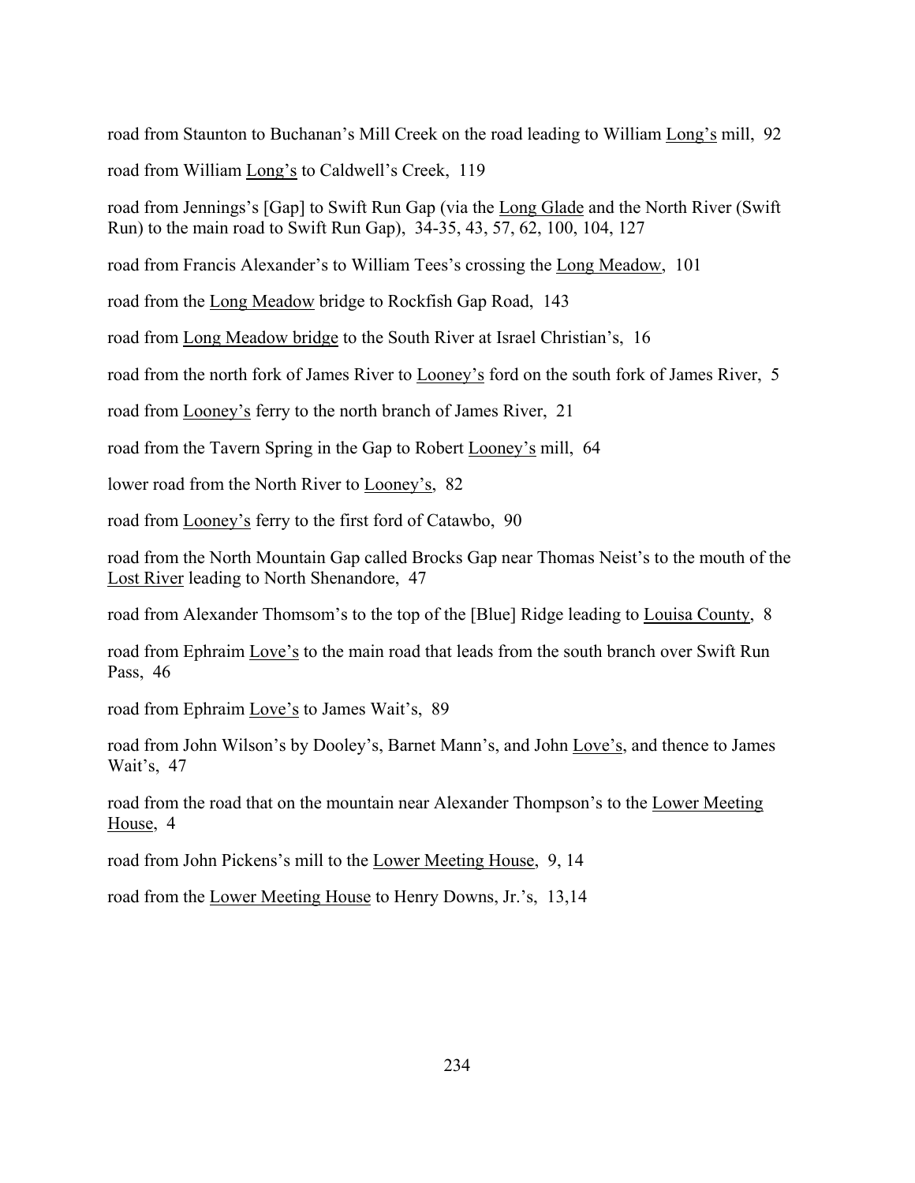road from Staunton to Buchanan's Mill Creek on the road leading to William <u>Long's</u> mill, 92

road from William <u>Long's</u> to Caldwell's Creek, 119

road from Jennings's [Gap] to Swift Run Gap (via the <u>Long Glade</u> and the North River (Swift Run) to the main road to Swift Run Gap), 34-35, 43, 57, 62, 100, 104, 127

road from Francis Alexander's to William Tees's crossing the <u>Long Meadow</u>, 101

road from the <u>Long Meadow</u> bridge to Rockfish Gap Road, 143

road from <u>Long Meadow bridge</u> to the South River at Israel Christian's, 16

road from the north fork of James River to <u>Looney's</u> ford on the south fork of James River, 5

road from <u>Looney's</u> ferry to the north branch of James River, 21

road from the Tavern Spring in the Gap to Robert <u>Looney's</u> mill, 64

lower road from the North River to <u>Looney's</u>, 82

road from <u>Looney's</u> ferry to the first ford of Catawbo, 90

road from the North Mountain Gap called Brocks Gap near Thomas Neist's to the mouth of the <u>Lost River</u> leading to North Shenandore, 47

road from Alexander Thomsom's to the top of the [Blue] Ridge leading to <u>Louisa County</u>, 8

road from Ephraim <u>Love's</u> to the main road that leads from the south branch over Swift Run Pass, 46

road from Ephraim <u>Love's</u> to James Wait's, 89

road from John Wilson's by Dooley's, Barnet Mann's, and John <u>Love's</u>, and thence to James Wait's, 47

road from the road that on the mountain near Alexander Thompson's to the <u>Lower Meeting House</u>, 4

road from John Pickens's mill to the <u>Lower Meeting House</u>, 9, 14

road from the <u>Lower Meeting House</u> to Henry Downs, Jr.'s, 13,14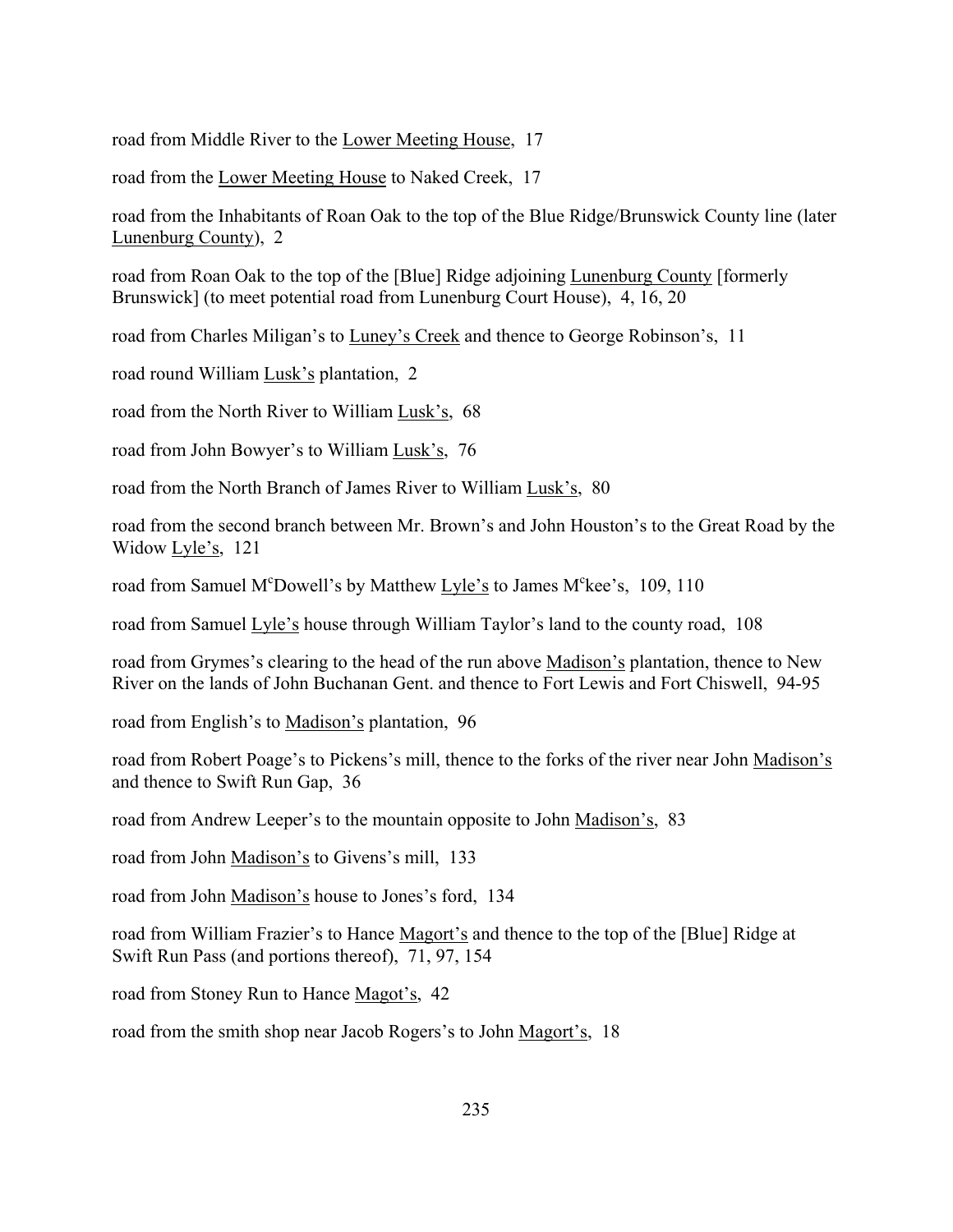road from Middle River to the Lower Meeting House, 17

road from the Lower Meeting House to Naked Creek, 17

road from the Inhabitants of Roan Oak to the top of the Blue Ridge/Brunswick County line (later Lunenburg County), 2

road from Roan Oak to the top of the [Blue] Ridge adjoining Lunenburg County [formerly Brunswick] (to meet potential road from Lunenburg Court House), 4, 16, 20

road from Charles Miligan's to Luney's Creek and thence to George Robinson's, 11

road round William Lusk's plantation, 2

road from the North River to William Lusk's, 68

road from John Bowyer's to William Lusk's, 76

road from the North Branch of James River to William Lusk's, 80

road from the second branch between Mr. Brown's and John Houston's to the Great Road by the Widow Lyle's, 121

road from Samuel M[c]Dowell's by Matthew Lyle's to James M[c]kee's, 109, 110

road from Samuel Lyle's house through William Taylor's land to the county road, 108

road from Grymes's clearing to the head of the run above Madison's plantation, thence to New River on the lands of John Buchanan Gent. and thence to Fort Lewis and Fort Chiswell, 94-95

road from English's to Madison's plantation, 96

road from Robert Poage's to Pickens's mill, thence to the forks of the river near John Madison's and thence to Swift Run Gap, 36

road from Andrew Leeper's to the mountain opposite to John Madison's, 83

road from John Madison's to Givens's mill, 133

road from John Madison's house to Jones's ford, 134

road from William Frazier's to Hance Magort's and thence to the top of the [Blue] Ridge at Swift Run Pass (and portions thereof), 71, 97, 154

road from Stoney Run to Hance Magot's, 42

road from the smith shop near Jacob Rogers's to John Magort's, 18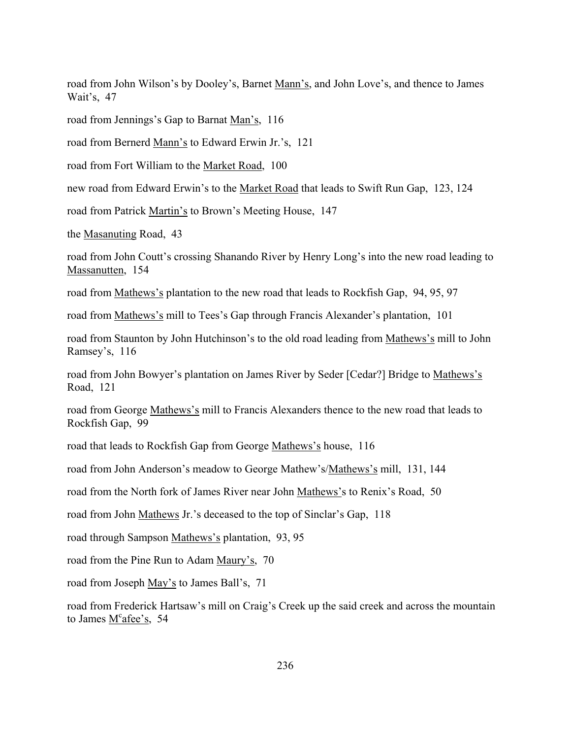road from John Wilson's by Dooley's, Barnet Mann's, and John Love's, and thence to James Wait's, 47

road from Jennings's Gap to Barnat Man's, 116

road from Bernerd Mann's to Edward Erwin Jr.'s, 121

road from Fort William to the Market Road, 100

new road from Edward Erwin's to the Market Road that leads to Swift Run Gap, 123, 124

road from Patrick Martin's to Brown's Meeting House, 147

the Masanuting Road, 43

road from John Coutt's crossing Shanando River by Henry Long's into the new road leading to Massanutten, 154

road from Mathews's plantation to the new road that leads to Rockfish Gap, 94, 95, 97

road from Mathews's mill to Tees's Gap through Francis Alexander's plantation, 101

road from Staunton by John Hutchinson's to the old road leading from Mathews's mill to John Ramsey's, 116

road from John Bowyer's plantation on James River by Seder [Cedar?] Bridge to Mathews's Road, 121

road from George Mathews's mill to Francis Alexanders thence to the new road that leads to Rockfish Gap, 99

road that leads to Rockfish Gap from George Mathews's house, 116

road from John Anderson's meadow to George Mathew's/Mathews's mill, 131, 144

road from the North fork of James River near John Mathews's to Renix's Road, 50

road from John Mathews Jr.'s deceased to the top of Sinclar's Gap, 118

road through Sampson Mathews's plantation, 93, 95

road from the Pine Run to Adam Maury's, 70

road from Joseph May's to James Ball's, 71

road from Frederick Hartsaw's mill on Craig's Creek up the said creek and across the mountain to James M[c]afee's, 54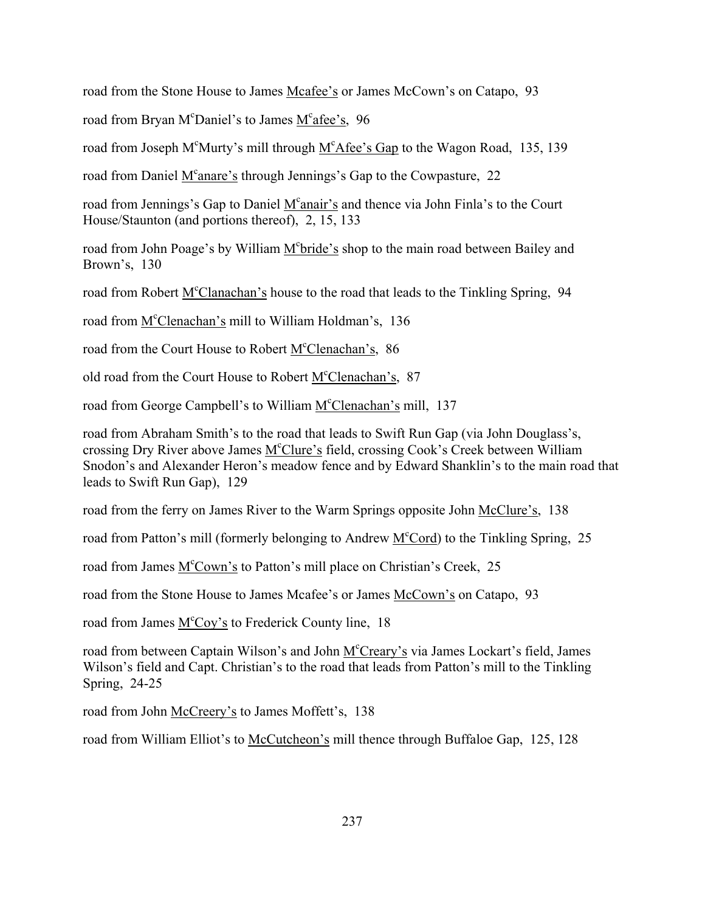road from the Stone House to James <u>Mcafee's</u> or James McCown's on Catapo, 93

road from Bryan M[c]Daniel's to James <u>M[c]afee's</u>, 96

road from Joseph M[c]Murty's mill through <u>M[c]Afee's Gap</u> to the Wagon Road, 135, 139

road from Daniel <u>M[c]anare's</u> through Jennings's Gap to the Cowpasture, 22

road from Jennings's Gap to Daniel <u>M[c]anair's</u> and thence via John Finla's to the Court House/Staunton (and portions thereof), 2, 15, 133

road from John Poage's by William <u>M[c]bride's</u> shop to the main road between Bailey and Brown's, 130

road from Robert <u>M[c]Clanachan's</u> house to the road that leads to the Tinkling Spring, 94

road from <u>M[c]Clenachan's</u> mill to William Holdman's, 136

road from the Court House to Robert <u>M[c]Clenachan's</u>, 86

old road from the Court House to Robert <u>M[c]Clenachan's</u>, 87

road from George Campbell's to William <u>M[c]Clenachan's</u> mill, 137

road from Abraham Smith's to the road that leads to Swift Run Gap (via John Douglass's, crossing Dry River above James <u>M[c]Clure's</u> field, crossing Cook's Creek between William Snodon's and Alexander Heron's meadow fence and by Edward Shanklin's to the main road that leads to Swift Run Gap), 129

road from the ferry on James River to the Warm Springs opposite John <u>McClure's</u>, 138

road from Patton's mill (formerly belonging to Andrew <u>M[c]Cord</u>) to the Tinkling Spring, 25

road from James <u>M[c]Cown's</u> to Patton's mill place on Christian's Creek, 25

road from the Stone House to James Mcafee's or James <u>McCown's</u> on Catapo, 93

road from James <u>M[c]Coy's</u> to Frederick County line, 18

road from between Captain Wilson's and John <u>M[c]Creary's</u> via James Lockart's field, James Wilson's field and Capt. Christian's to the road that leads from Patton's mill to the Tinkling Spring, 24-25

road from John <u>McCreery's</u> to James Moffett's, 138

road from William Elliot's to <u>McCutcheon's</u> mill thence through Buffaloe Gap, 125, 128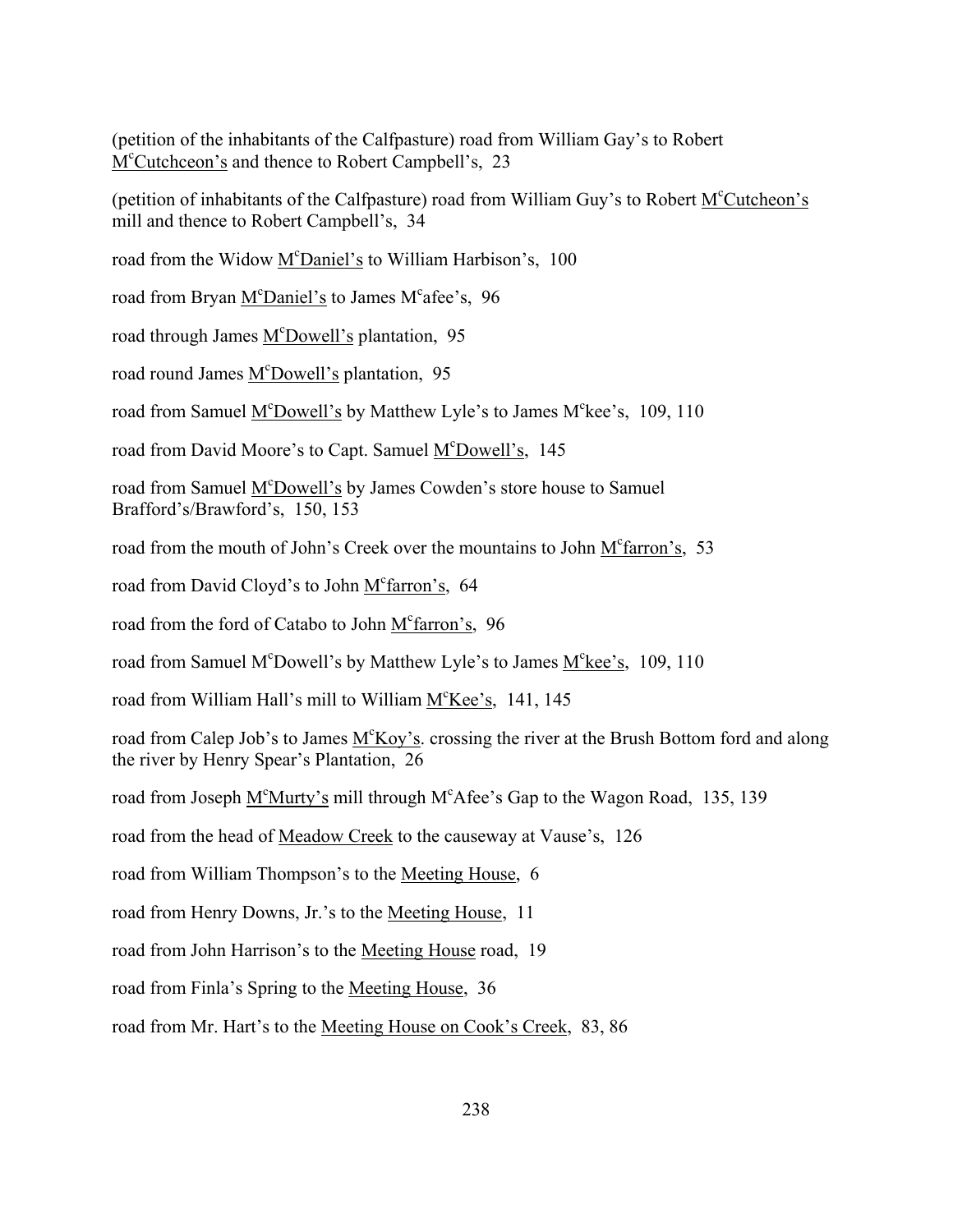(petition of the inhabitants of the Calfpasture) road from William Gay's to Robert M$^c$Cutchceon's and thence to Robert Campbell's, 23

(petition of inhabitants of the Calfpasture) road from William Guy's to Robert M$^c$Cutcheon's mill and thence to Robert Campbell's, 34

road from the Widow M$^c$Daniel's to William Harbison's, 100

road from Bryan M$^c$Daniel's to James M$^c$afee's, 96

road through James M$^c$Dowell's plantation, 95

road round James M$^c$Dowell's plantation, 95

road from Samuel M$^c$Dowell's by Matthew Lyle's to James M$^c$kee's, 109, 110

road from David Moore's to Capt. Samuel M$^c$Dowell's, 145

road from Samuel M$^c$Dowell's by James Cowden's store house to Samuel Brafford's/Brawford's, 150, 153

road from the mouth of John's Creek over the mountains to John M$^c$farron's, 53

road from David Cloyd's to John M$^c$farron's, 64

road from the ford of Catabo to John M$^c$farron's, 96

road from Samuel M$^c$Dowell's by Matthew Lyle's to James M$^c$kee's, 109, 110

road from William Hall's mill to William M$^c$Kee's, 141, 145

road from Calep Job's to James M$^c$Koy's. crossing the river at the Brush Bottom ford and along the river by Henry Spear's Plantation, 26

road from Joseph M$^c$Murty's mill through M$^c$Afee's Gap to the Wagon Road, 135, 139

road from the head of Meadow Creek to the causeway at Vause's, 126

road from William Thompson's to the Meeting House, 6

road from Henry Downs, Jr.'s to the Meeting House, 11

road from John Harrison's to the Meeting House road, 19

road from Finla's Spring to the Meeting House, 36

road from Mr. Hart's to the Meeting House on Cook's Creek, 83, 86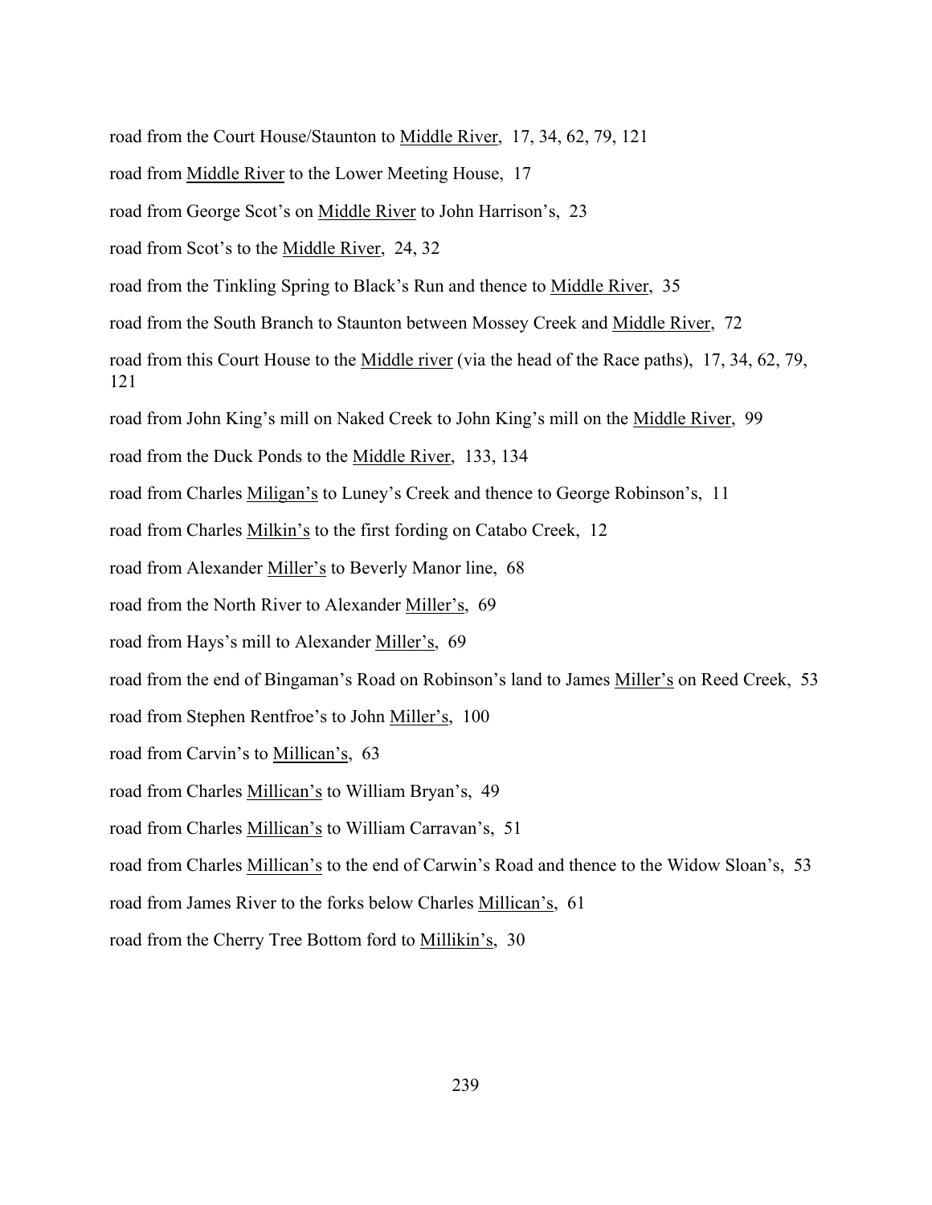road from the Court House/Staunton to Middle River, 17, 34, 62, 79, 121

road from Middle River to the Lower Meeting House, 17

road from George Scot's on Middle River to John Harrison's, 23

road from Scot's to the Middle River, 24, 32

road from the Tinkling Spring to Black's Run and thence to Middle River, 35

road from the South Branch to Staunton between Mossey Creek and Middle River, 72

road from this Court House to the Middle river (via the head of the Race paths), 17, 34, 62, 79, 121

road from John King's mill on Naked Creek to John King's mill on the Middle River, 99

road from the Duck Ponds to the Middle River, 133, 134

road from Charles Miligan's to Luney's Creek and thence to George Robinson's, 11

road from Charles Milkin's to the first fording on Catabo Creek, 12

road from Alexander Miller's to Beverly Manor line, 68

road from the North River to Alexander Miller's, 69

road from Hays's mill to Alexander Miller's, 69

road from the end of Bingaman's Road on Robinson's land to James Miller's on Reed Creek, 53

road from Stephen Rentfroe's to John Miller's, 100

road from Carvin's to Millican's, 63

road from Charles Millican's to William Bryan's, 49

road from Charles Millican's to William Carravan's, 51

road from Charles Millican's to the end of Carwin's Road and thence to the Widow Sloan's, 53

road from James River to the forks below Charles Millican's, 61

road from the Cherry Tree Bottom ford to Millikin's, 30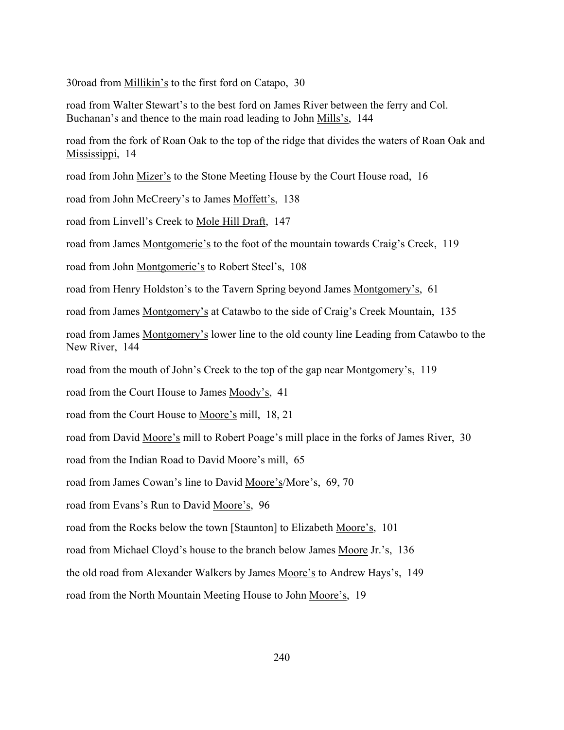30road from <u>Millikin's</u> to the first ford on Catapo, 30

road from Walter Stewart's to the best ford on James River between the ferry and Col. Buchanan's and thence to the main road leading to John <u>Mills's</u>, 144

road from the fork of Roan Oak to the top of the ridge that divides the waters of Roan Oak and <u>Mississippi</u>, 14

road from John <u>Mizer's</u> to the Stone Meeting House by the Court House road, 16

road from John McCreery's to James <u>Moffett's</u>, 138

road from Linvell's Creek to <u>Mole Hill Draft</u>, 147

road from James <u>Montgomerie's</u> to the foot of the mountain towards Craig's Creek, 119

road from John <u>Montgomerie's</u> to Robert Steel's, 108

road from Henry Holdston's to the Tavern Spring beyond James <u>Montgomery's</u>, 61

road from James <u>Montgomery's</u> at Catawbo to the side of Craig's Creek Mountain, 135

road from James <u>Montgomery's</u> lower line to the old county line Leading from Catawbo to the New River, 144

road from the mouth of John's Creek to the top of the gap near <u>Montgomery's</u>, 119

road from the Court House to James <u>Moody's</u>, 41

road from the Court House to <u>Moore's</u> mill, 18, 21

road from David <u>Moore's</u> mill to Robert Poage's mill place in the forks of James River, 30

road from the Indian Road to David <u>Moore's</u> mill, 65

road from James Cowan's line to David <u>Moore's</u>/More's, 69, 70

road from Evans's Run to David <u>Moore's</u>, 96

road from the Rocks below the town [Staunton] to Elizabeth <u>Moore's</u>, 101

road from Michael Cloyd's house to the branch below James <u>Moore</u> Jr.'s, 136

the old road from Alexander Walkers by James <u>Moore's</u> to Andrew Hays's, 149

road from the North Mountain Meeting House to John <u>Moore's</u>, 19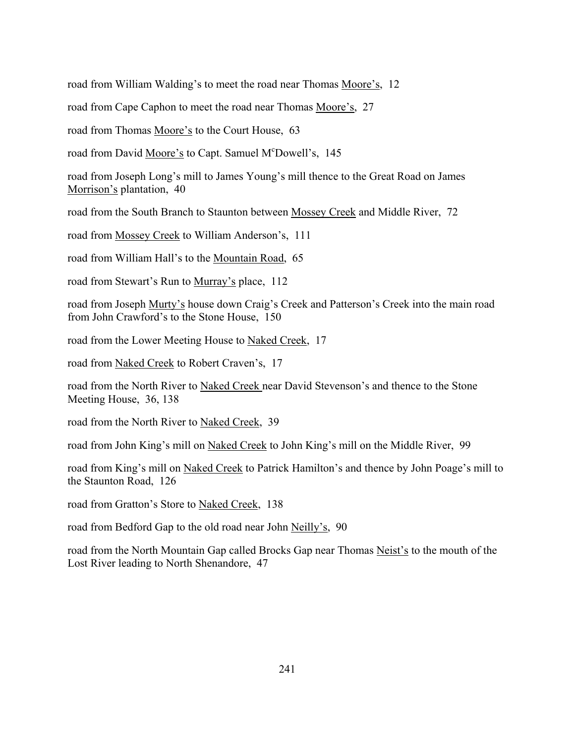road from William Walding's to meet the road near Thomas Moore's, 12

road from Cape Caphon to meet the road near Thomas Moore's, 27

road from Thomas Moore's to the Court House, 63

road from David Moore's to Capt. Samuel McDowell's, 145

road from Joseph Long's mill to James Young's mill thence to the Great Road on James Morrison's plantation, 40

road from the South Branch to Staunton between Mossey Creek and Middle River, 72

road from Mossey Creek to William Anderson's, 111

road from William Hall's to the Mountain Road, 65

road from Stewart's Run to Murray's place, 112

road from Joseph Murty's house down Craig's Creek and Patterson's Creek into the main road from John Crawford's to the Stone House, 150

road from the Lower Meeting House to Naked Creek, 17

road from Naked Creek to Robert Craven's, 17

road from the North River to Naked Creek near David Stevenson's and thence to the Stone Meeting House, 36, 138

road from the North River to Naked Creek, 39

road from John King's mill on Naked Creek to John King's mill on the Middle River, 99

road from King's mill on Naked Creek to Patrick Hamilton's and thence by John Poage's mill to the Staunton Road, 126

road from Gratton's Store to Naked Creek, 138

road from Bedford Gap to the old road near John Neilly's, 90

road from the North Mountain Gap called Brocks Gap near Thomas Neist's to the mouth of the Lost River leading to North Shenandore, 47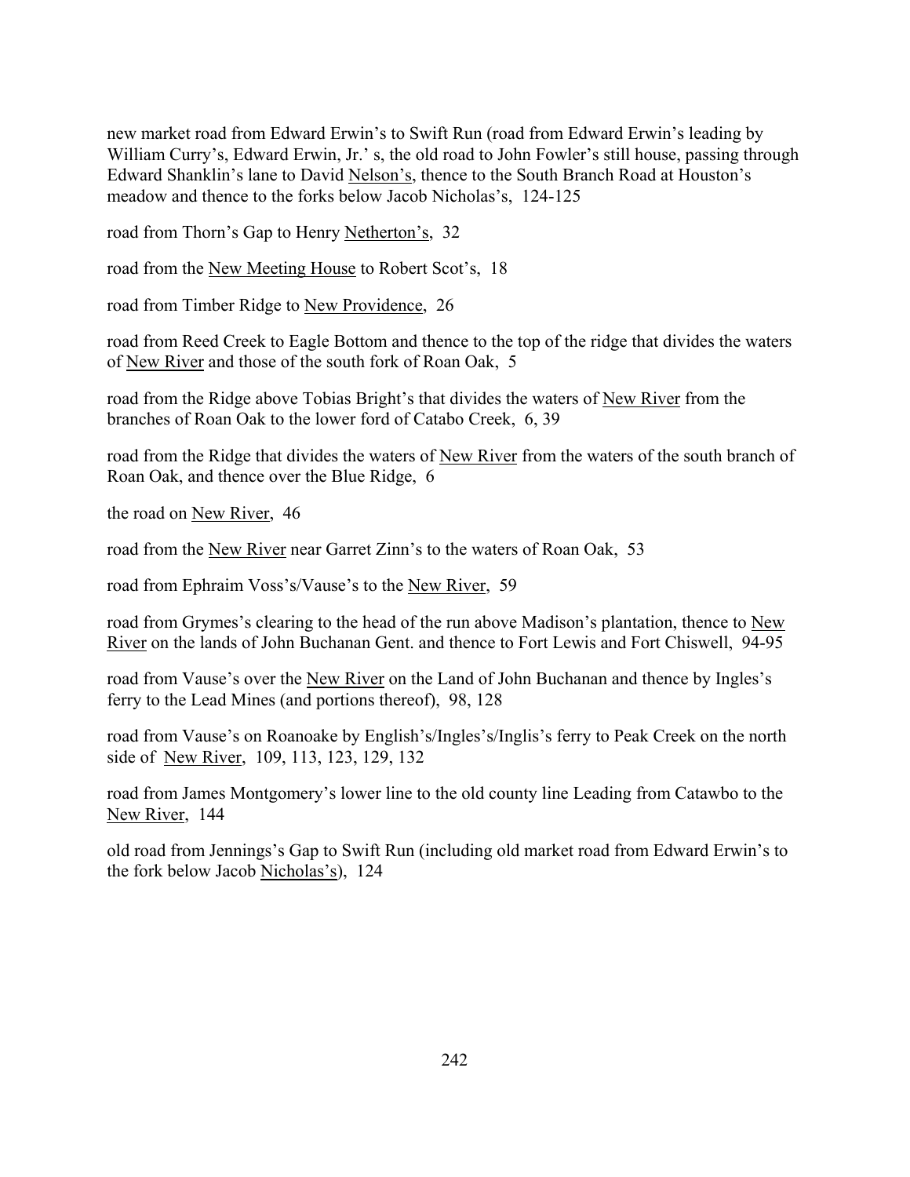new market road from Edward Erwin's to Swift Run (road from Edward Erwin's leading by William Curry's, Edward Erwin, Jr.' s, the old road to John Fowler's still house, passing through Edward Shanklin's lane to David Nelson's, thence to the South Branch Road at Houston's meadow and thence to the forks below Jacob Nicholas's, 124-125

road from Thorn's Gap to Henry Netherton's, 32

road from the New Meeting House to Robert Scot's, 18

road from Timber Ridge to New Providence, 26

road from Reed Creek to Eagle Bottom and thence to the top of the ridge that divides the waters of New River and those of the south fork of Roan Oak, 5

road from the Ridge above Tobias Bright's that divides the waters of New River from the branches of Roan Oak to the lower ford of Catabo Creek, 6, 39

road from the Ridge that divides the waters of New River from the waters of the south branch of Roan Oak, and thence over the Blue Ridge, 6

the road on New River, 46

road from the New River near Garret Zinn's to the waters of Roan Oak, 53

road from Ephraim Voss's/Vause's to the New River, 59

road from Grymes's clearing to the head of the run above Madison's plantation, thence to New River on the lands of John Buchanan Gent. and thence to Fort Lewis and Fort Chiswell, 94-95

road from Vause's over the New River on the Land of John Buchanan and thence by Ingles's ferry to the Lead Mines (and portions thereof), 98, 128

road from Vause's on Roanoake by English's/Ingles's/Inglis's ferry to Peak Creek on the north side of New River, 109, 113, 123, 129, 132

road from James Montgomery's lower line to the old county line Leading from Catawbo to the New River, 144

old road from Jennings's Gap to Swift Run (including old market road from Edward Erwin's to the fork below Jacob Nicholas's), 124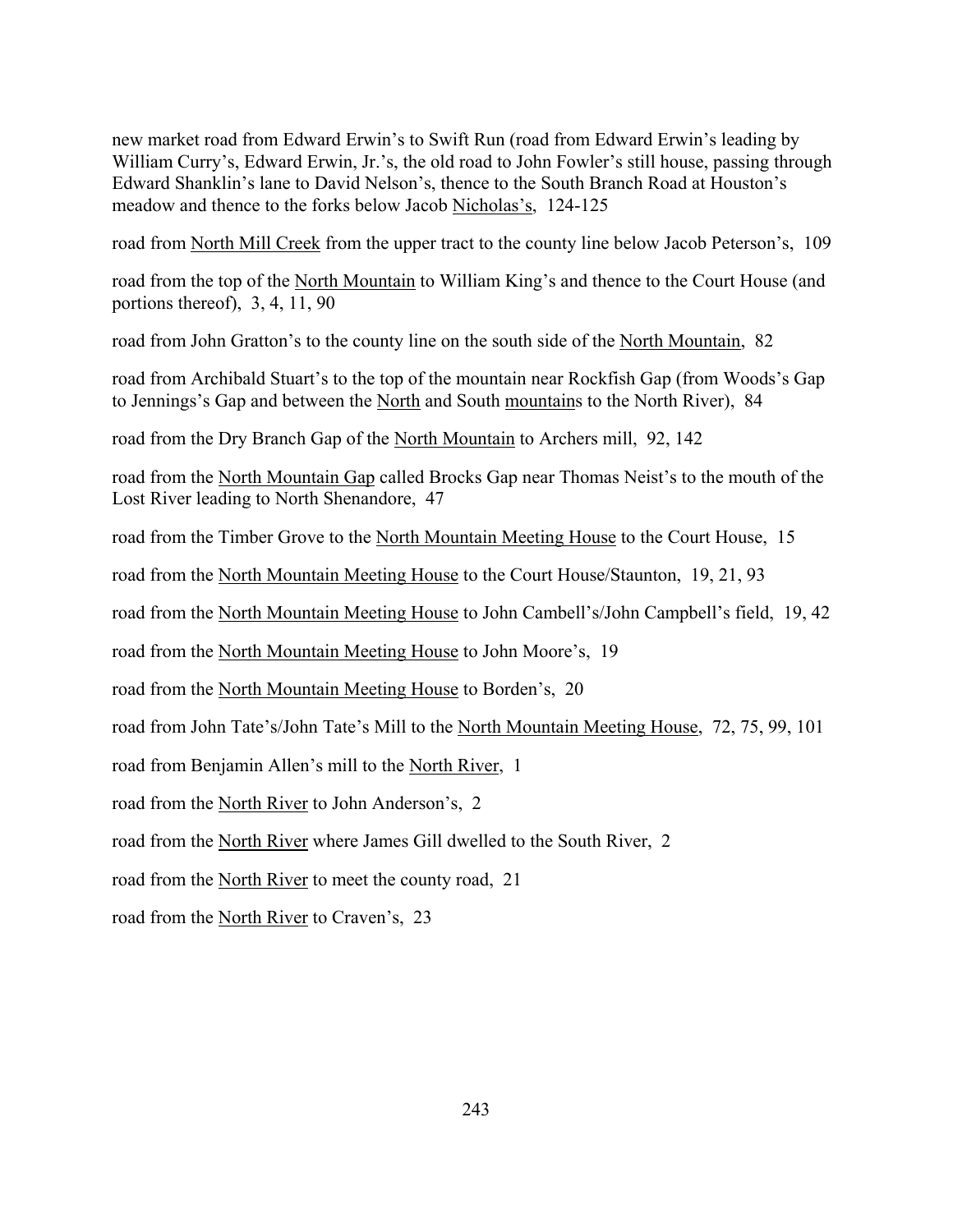new market road from Edward Erwin's to Swift Run (road from Edward Erwin's leading by William Curry's, Edward Erwin, Jr.'s, the old road to John Fowler's still house, passing through Edward Shanklin's lane to David Nelson's, thence to the South Branch Road at Houston's meadow and thence to the forks below Jacob Nicholas's, 124-125

road from North Mill Creek from the upper tract to the county line below Jacob Peterson's, 109

road from the top of the North Mountain to William King's and thence to the Court House (and portions thereof), 3, 4, 11, 90

road from John Gratton's to the county line on the south side of the North Mountain, 82

road from Archibald Stuart's to the top of the mountain near Rockfish Gap (from Woods's Gap to Jennings's Gap and between the North and South mountains to the North River), 84

road from the Dry Branch Gap of the North Mountain to Archers mill, 92, 142

road from the North Mountain Gap called Brocks Gap near Thomas Neist's to the mouth of the Lost River leading to North Shenandore, 47

road from the Timber Grove to the North Mountain Meeting House to the Court House, 15

road from the North Mountain Meeting House to the Court House/Staunton, 19, 21, 93

road from the North Mountain Meeting House to John Cambell's/John Campbell's field, 19, 42

road from the North Mountain Meeting House to John Moore's, 19

road from the North Mountain Meeting House to Borden's, 20

road from John Tate's/John Tate's Mill to the North Mountain Meeting House, 72, 75, 99, 101

road from Benjamin Allen's mill to the North River, 1

road from the North River to John Anderson's, 2

road from the North River where James Gill dwelled to the South River, 2

road from the North River to meet the county road, 21

road from the North River to Craven's, 23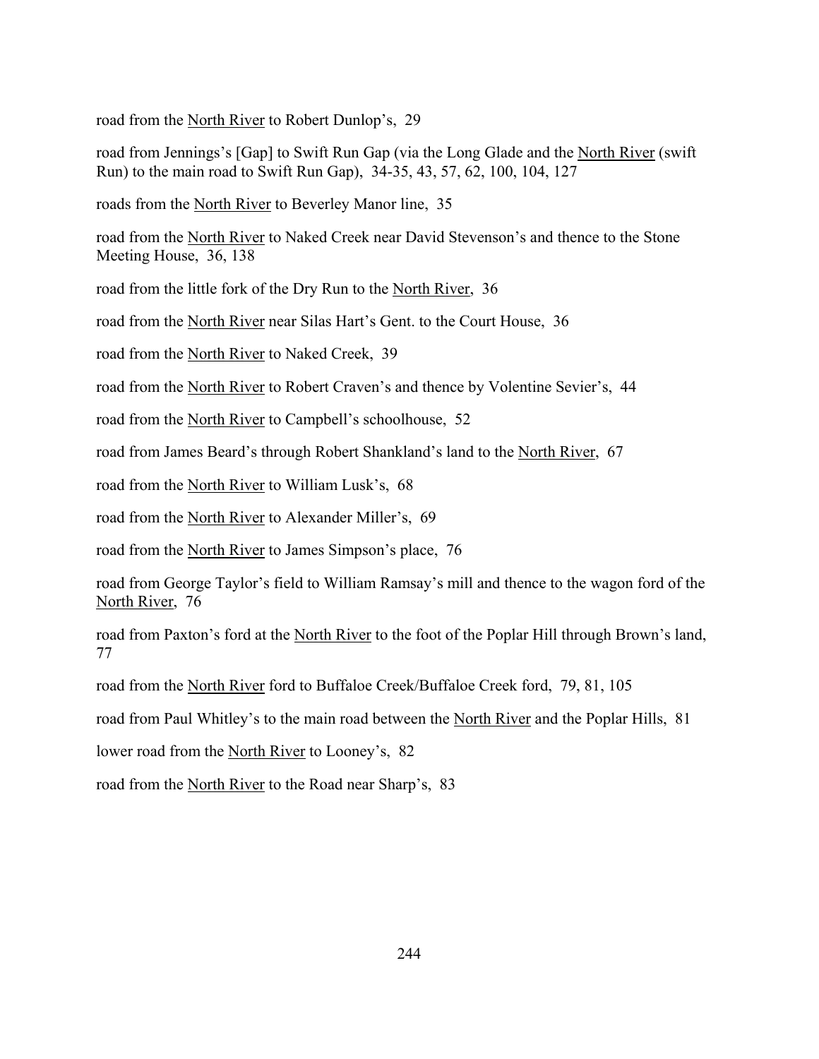road from the <u>North River</u> to Robert Dunlop's, 29

road from Jennings's [Gap] to Swift Run Gap (via the Long Glade and the <u>North River</u> (swift Run) to the main road to Swift Run Gap), 34-35, 43, 57, 62, 100, 104, 127

roads from the <u>North River</u> to Beverley Manor line, 35

road from the <u>North River</u> to Naked Creek near David Stevenson's and thence to the Stone Meeting House, 36, 138

road from the little fork of the Dry Run to the <u>North River</u>, 36

road from the <u>North River</u> near Silas Hart's Gent. to the Court House, 36

road from the <u>North River</u> to Naked Creek, 39

road from the <u>North River</u> to Robert Craven's and thence by Volentine Sevier's, 44

road from the <u>North River</u> to Campbell's schoolhouse, 52

road from James Beard's through Robert Shankland's land to the <u>North River</u>, 67

road from the <u>North River</u> to William Lusk's, 68

road from the <u>North River</u> to Alexander Miller's, 69

road from the <u>North River</u> to James Simpson's place, 76

road from George Taylor's field to William Ramsay's mill and thence to the wagon ford of the <u>North River</u>, 76

road from Paxton's ford at the <u>North River</u> to the foot of the Poplar Hill through Brown's land, 77

road from the <u>North River</u> ford to Buffaloe Creek/Buffaloe Creek ford, 79, 81, 105

road from Paul Whitley's to the main road between the <u>North River</u> and the Poplar Hills, 81

lower road from the <u>North River</u> to Looney's, 82

road from the <u>North River</u> to the Road near Sharp's, 83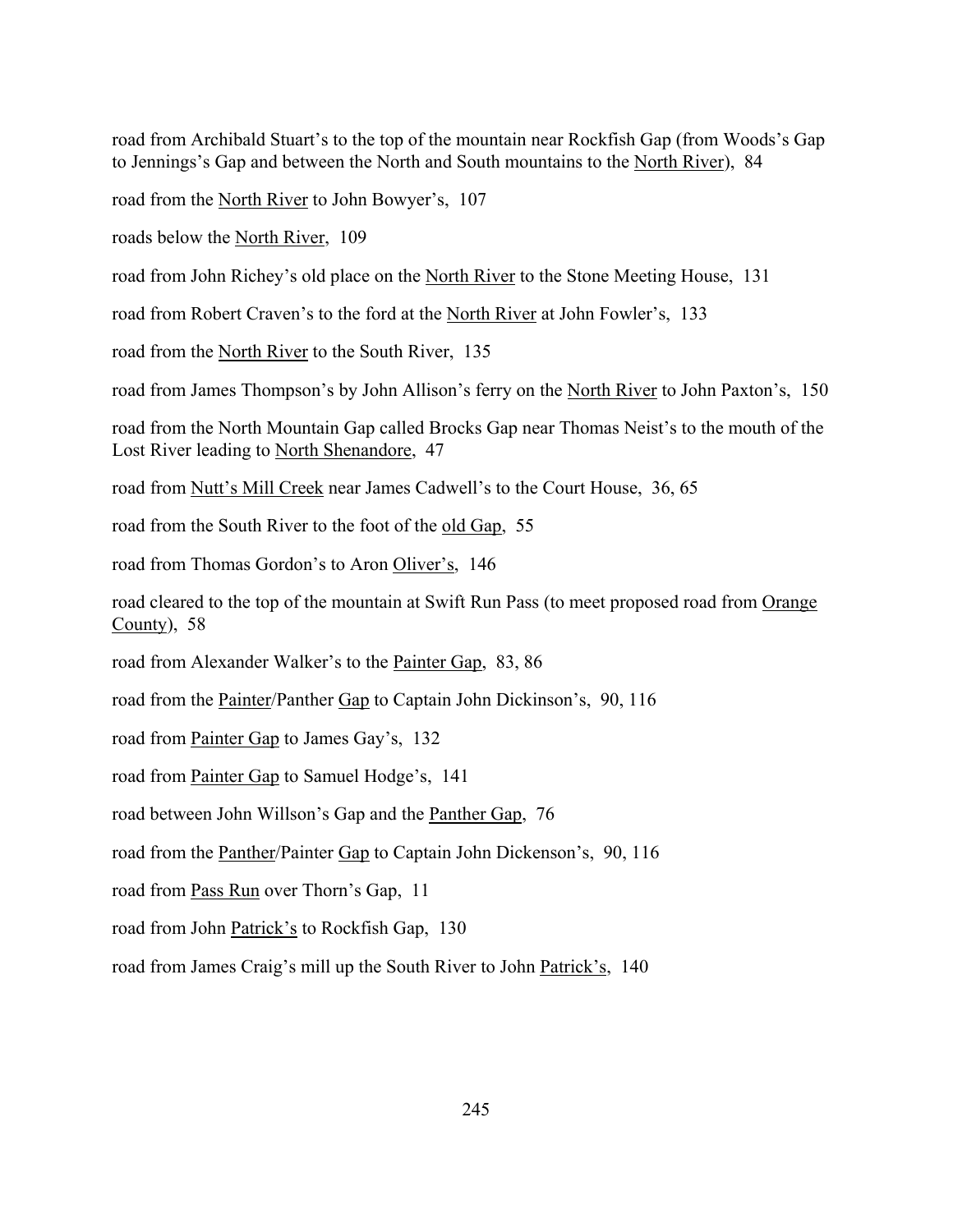road from Archibald Stuart's to the top of the mountain near Rockfish Gap (from Woods's Gap to Jennings's Gap and between the North and South mountains to the <u>North River</u>), 84

road from the <u>North River</u> to John Bowyer's, 107

roads below the <u>North River</u>, 109

road from John Richey's old place on the <u>North River</u> to the Stone Meeting House, 131

road from Robert Craven's to the ford at the <u>North River</u> at John Fowler's, 133

road from the <u>North River</u> to the South River, 135

road from James Thompson's by John Allison's ferry on the <u>North River</u> to John Paxton's, 150

road from the North Mountain Gap called Brocks Gap near Thomas Neist's to the mouth of the Lost River leading to <u>North Shenandore</u>, 47

road from <u>Nutt's Mill Creek</u> near James Cadwell's to the Court House, 36, 65

road from the South River to the foot of the <u>old Gap</u>, 55

road from Thomas Gordon's to Aron <u>Oliver's</u>, 146

road cleared to the top of the mountain at Swift Run Pass (to meet proposed road from <u>Orange County</u>), 58

road from Alexander Walker's to the <u>Painter Gap</u>, 83, 86

road from the <u>Painter</u>/Panther <u>Gap</u> to Captain John Dickinson's, 90, 116

road from <u>Painter Gap</u> to James Gay's, 132

road from <u>Painter Gap</u> to Samuel Hodge's, 141

road between John Willson's Gap and the <u>Panther Gap</u>, 76

road from the <u>Panther</u>/Painter <u>Gap</u> to Captain John Dickenson's, 90, 116

road from <u>Pass Run</u> over Thorn's Gap, 11

road from John <u>Patrick's</u> to Rockfish Gap, 130

road from James Craig's mill up the South River to John <u>Patrick's</u>, 140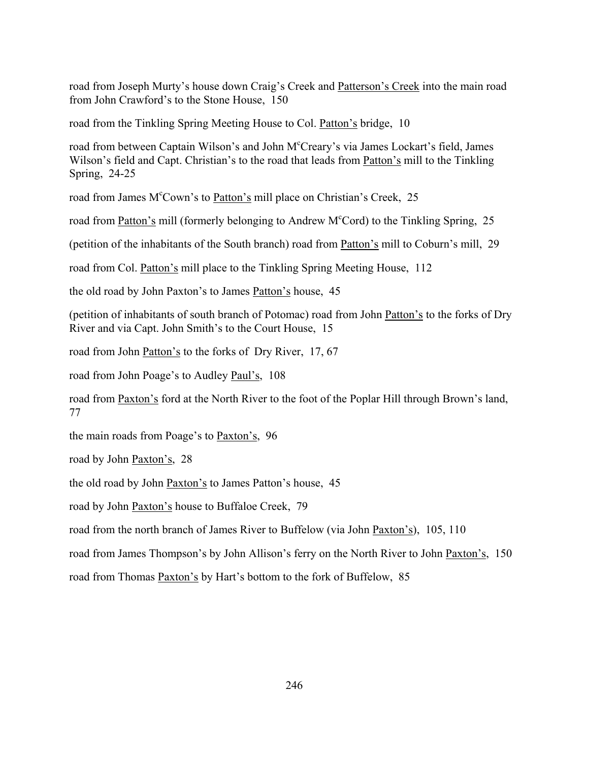road from Joseph Murty's house down Craig's Creek and Patterson's Creek into the main road from John Crawford's to the Stone House, 150

road from the Tinkling Spring Meeting House to Col. Patton's bridge, 10

road from between Captain Wilson's and John M[c]Creary's via James Lockart's field, James Wilson's field and Capt. Christian's to the road that leads from Patton's mill to the Tinkling Spring, 24-25

road from James M[c]Cown's to Patton's mill place on Christian's Creek, 25

road from Patton's mill (formerly belonging to Andrew M[c]Cord) to the Tinkling Spring, 25

(petition of the inhabitants of the South branch) road from Patton's mill to Coburn's mill, 29

road from Col. Patton's mill place to the Tinkling Spring Meeting House, 112

the old road by John Paxton's to James Patton's house, 45

(petition of inhabitants of south branch of Potomac) road from John Patton's to the forks of Dry River and via Capt. John Smith's to the Court House, 15

road from John Patton's to the forks of Dry River, 17, 67

road from John Poage's to Audley Paul's, 108

road from Paxton's ford at the North River to the foot of the Poplar Hill through Brown's land, 77

the main roads from Poage's to Paxton's, 96

road by John Paxton's, 28

the old road by John Paxton's to James Patton's house, 45

road by John Paxton's house to Buffaloe Creek, 79

road from the north branch of James River to Buffelow (via John Paxton's), 105, 110

road from James Thompson's by John Allison's ferry on the North River to John Paxton's, 150

road from Thomas Paxton's by Hart's bottom to the fork of Buffelow, 85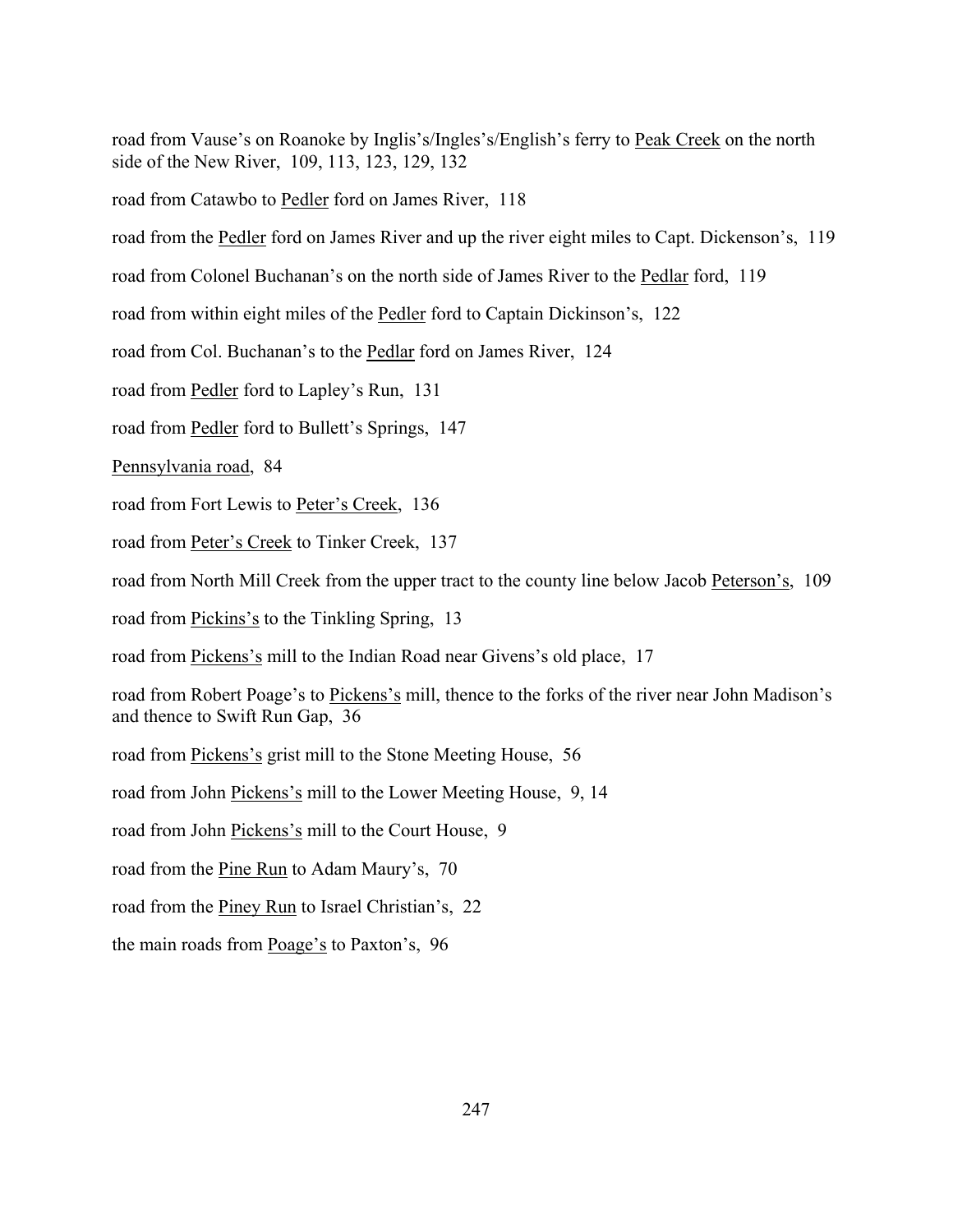road from Vause's on Roanoke by Inglis's/Ingles's/English's ferry to <u>Peak Creek</u> on the north side of the New River, 109, 113, 123, 129, 132

road from Catawbo to <u>Pedler</u> ford on James River, 118

road from the <u>Pedler</u> ford on James River and up the river eight miles to Capt. Dickenson's, 119

road from Colonel Buchanan's on the north side of James River to the <u>Pedlar</u> ford, 119

road from within eight miles of the <u>Pedler</u> ford to Captain Dickinson's, 122

road from Col. Buchanan's to the <u>Pedlar</u> ford on James River, 124

road from <u>Pedler</u> ford to Lapley's Run, 131

road from <u>Pedler</u> ford to Bullett's Springs, 147

<u>Pennsylvania road</u>, 84

road from Fort Lewis to <u>Peter's Creek</u>, 136

road from <u>Peter's Creek</u> to Tinker Creek, 137

road from North Mill Creek from the upper tract to the county line below Jacob <u>Peterson's</u>, 109

road from <u>Pickins's</u> to the Tinkling Spring, 13

road from <u>Pickens's</u> mill to the Indian Road near Givens's old place, 17

road from Robert Poage's to <u>Pickens's</u> mill, thence to the forks of the river near John Madison's and thence to Swift Run Gap, 36

road from <u>Pickens's</u> grist mill to the Stone Meeting House, 56

road from John <u>Pickens's</u> mill to the Lower Meeting House, 9, 14

road from John <u>Pickens's</u> mill to the Court House, 9

road from the <u>Pine Run</u> to Adam Maury's, 70

road from the <u>Piney Run</u> to Israel Christian's, 22

the main roads from <u>Poage's</u> to Paxton's, 96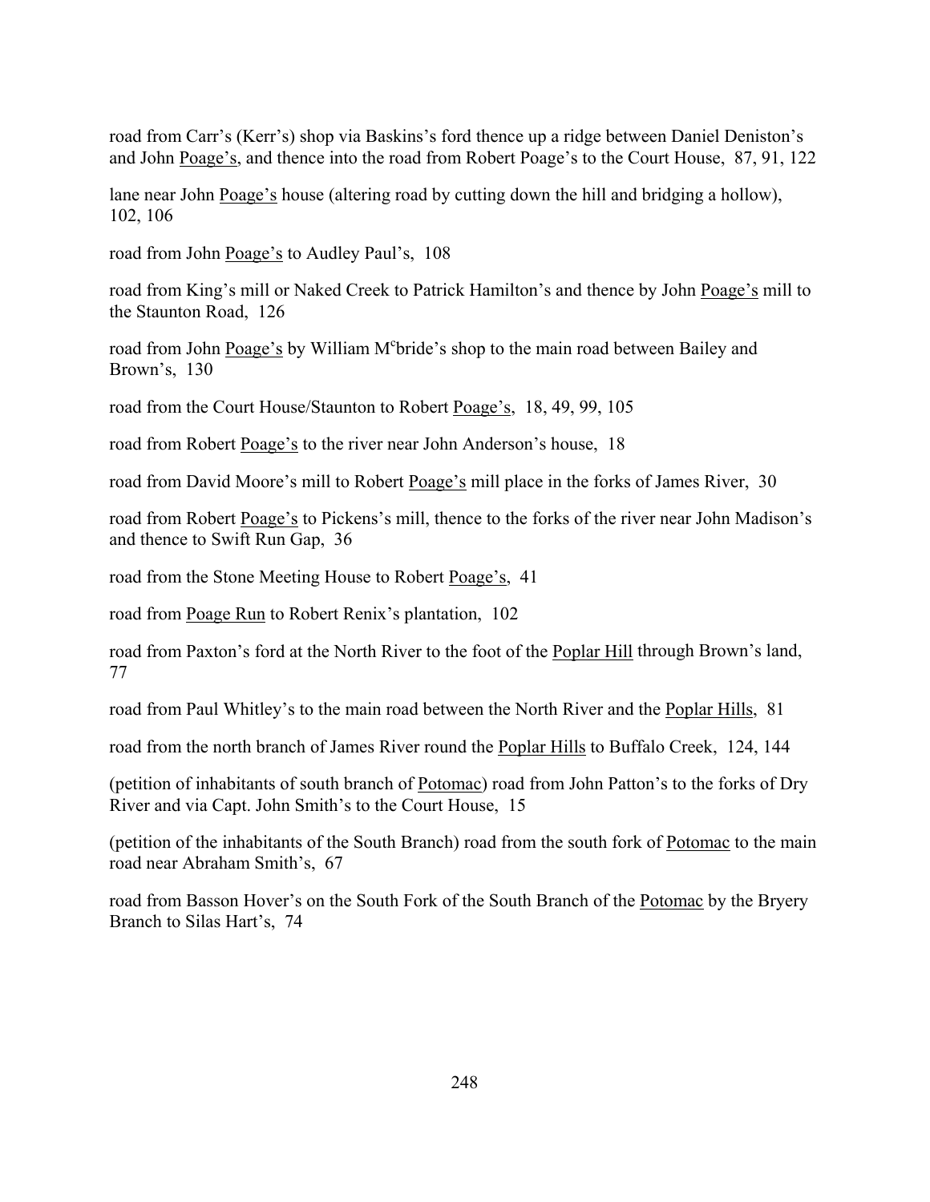road from Carr's (Kerr's) shop via Baskins's ford thence up a ridge between Daniel Deniston's and John Poage's, and thence into the road from Robert Poage's to the Court House, 87, 91, 122

lane near John Poage's house (altering road by cutting down the hill and bridging a hollow), 102, 106

road from John Poage's to Audley Paul's, 108

road from King's mill or Naked Creek to Patrick Hamilton's and thence by John Poage's mill to the Staunton Road, 126

road from John Poage's by William M[c]bride's shop to the main road between Bailey and Brown's, 130

road from the Court House/Staunton to Robert Poage's, 18, 49, 99, 105

road from Robert Poage's to the river near John Anderson's house, 18

road from David Moore's mill to Robert Poage's mill place in the forks of James River, 30

road from Robert Poage's to Pickens's mill, thence to the forks of the river near John Madison's and thence to Swift Run Gap, 36

road from the Stone Meeting House to Robert Poage's, 41

road from Poage Run to Robert Renix's plantation, 102

road from Paxton's ford at the North River to the foot of the Poplar Hill through Brown's land, 77

road from Paul Whitley's to the main road between the North River and the Poplar Hills, 81

road from the north branch of James River round the Poplar Hills to Buffalo Creek, 124, 144

(petition of inhabitants of south branch of Potomac) road from John Patton's to the forks of Dry River and via Capt. John Smith's to the Court House, 15

(petition of the inhabitants of the South Branch) road from the south fork of Potomac to the main road near Abraham Smith's, 67

road from Basson Hover's on the South Fork of the South Branch of the Potomac by the Bryery Branch to Silas Hart's, 74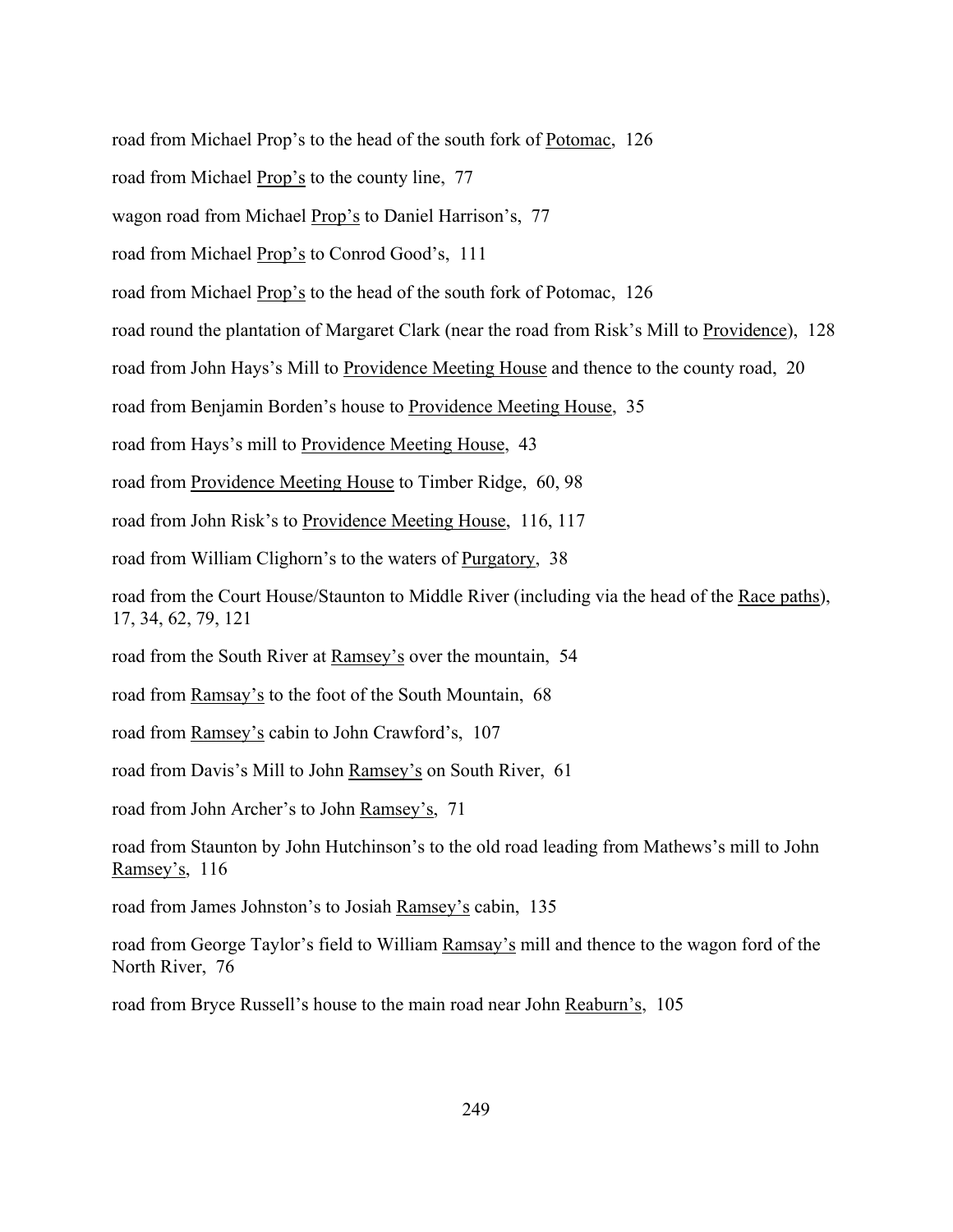road from Michael Prop's to the head of the south fork of <u>Potomac</u>,  126

road from Michael <u>Prop's</u> to the county line,  77

wagon road from Michael <u>Prop's</u> to Daniel Harrison's,  77

road from Michael <u>Prop's</u> to Conrod Good's,  111

road from Michael <u>Prop's</u> to the head of the south fork of Potomac,  126

road round the plantation of Margaret Clark (near the road from Risk's Mill to <u>Providence</u>),  128

road from John Hays's Mill to <u>Providence Meeting House</u> and thence to the county road,  20

road from Benjamin Borden's house to <u>Providence Meeting House</u>,  35

road from Hays's mill to <u>Providence Meeting House</u>,  43

road from <u>Providence Meeting House</u> to Timber Ridge,  60, 98

road from John Risk's to <u>Providence Meeting House</u>,  116, 117

road from William Clighorn's to the waters of <u>Purgatory</u>,  38

road from the Court House/Staunton to Middle River (including via the head of the <u>Race paths</u>), 17, 34, 62, 79, 121

road from the South River at <u>Ramsey's</u> over the mountain,  54

road from <u>Ramsay's</u> to the foot of the South Mountain,  68

road from <u>Ramsey's</u> cabin to John Crawford's,  107

road from Davis's Mill to John <u>Ramsey's</u> on South River,  61

road from John Archer's to John <u>Ramsey's</u>,  71

road from Staunton by John Hutchinson's to the old road leading from Mathews's mill to John <u>Ramsey's</u>,  116

road from James Johnston's to Josiah <u>Ramsey's</u> cabin,  135

road from George Taylor's field to William <u>Ramsay's</u> mill and thence to the wagon ford of the North River,  76

road from Bryce Russell's house to the main road near John <u>Reaburn's</u>,  105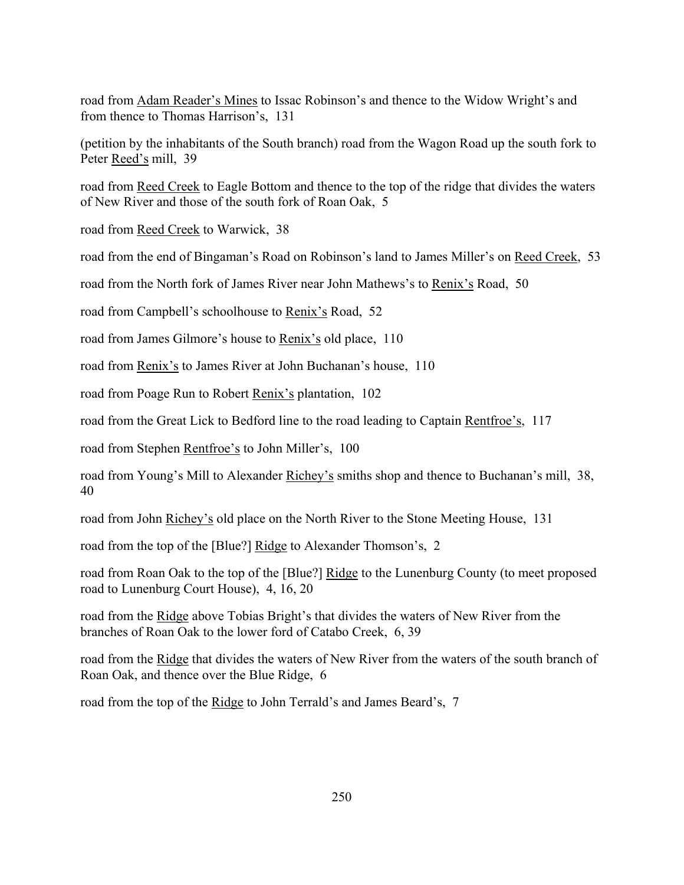road from Adam Reader's Mines to Issac Robinson's and thence to the Widow Wright's and from thence to Thomas Harrison's, 131

(petition by the inhabitants of the South branch) road from the Wagon Road up the south fork to Peter Reed's mill, 39

road from Reed Creek to Eagle Bottom and thence to the top of the ridge that divides the waters of New River and those of the south fork of Roan Oak, 5

road from Reed Creek to Warwick, 38

road from the end of Bingaman's Road on Robinson's land to James Miller's on Reed Creek, 53

road from the North fork of James River near John Mathews's to Renix's Road, 50

road from Campbell's schoolhouse to Renix's Road, 52

road from James Gilmore's house to Renix's old place, 110

road from Renix's to James River at John Buchanan's house, 110

road from Poage Run to Robert Renix's plantation, 102

road from the Great Lick to Bedford line to the road leading to Captain Rentfroe's, 117

road from Stephen Rentfroe's to John Miller's, 100

road from Young's Mill to Alexander Richey's smiths shop and thence to Buchanan's mill, 38, 40

road from John Richey's old place on the North River to the Stone Meeting House, 131

road from the top of the [Blue?] Ridge to Alexander Thomson's, 2

road from Roan Oak to the top of the [Blue?] Ridge to the Lunenburg County (to meet proposed road to Lunenburg Court House), 4, 16, 20

road from the Ridge above Tobias Bright's that divides the waters of New River from the branches of Roan Oak to the lower ford of Catabo Creek, 6, 39

road from the Ridge that divides the waters of New River from the waters of the south branch of Roan Oak, and thence over the Blue Ridge, 6

road from the top of the Ridge to John Terrald's and James Beard's, 7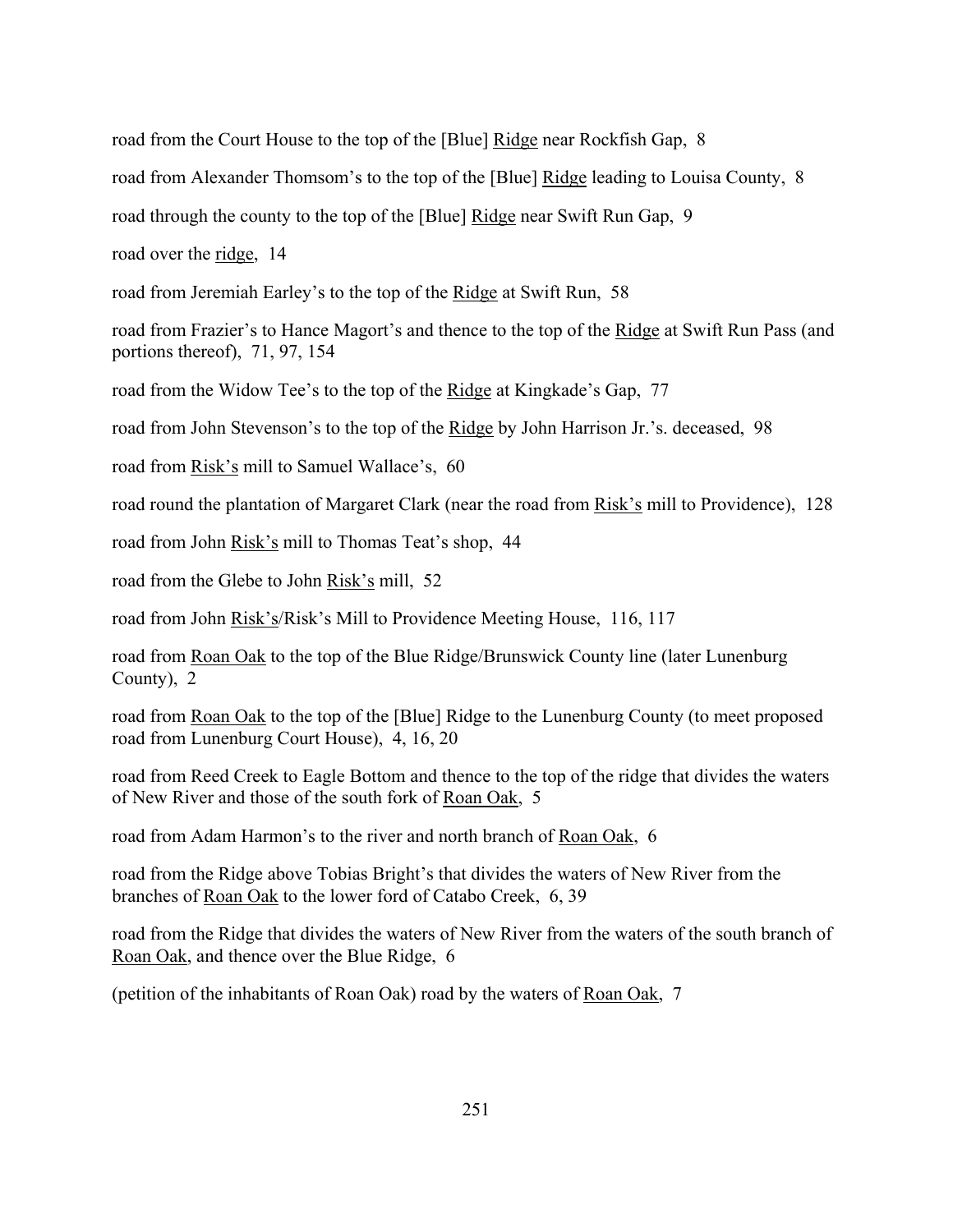road from the Court House to the top of the [Blue] Ridge near Rockfish Gap,  8

road from Alexander Thomsom's to the top of the [Blue] Ridge leading to Louisa County,  8

road through the county to the top of the [Blue] Ridge near Swift Run Gap,  9

road over the ridge,  14

road from Jeremiah Earley's to the top of the Ridge at Swift Run,  58

road from Frazier's to Hance Magort's and thence to the top of the Ridge at Swift Run Pass (and portions thereof),  71, 97, 154

road from the Widow Tee's to the top of the Ridge at Kingkade's Gap,  77

road from John Stevenson's to the top of the Ridge by John Harrison Jr.'s. deceased,  98

road from Risk's mill to Samuel Wallace's,  60

road round the plantation of Margaret Clark (near the road from Risk's mill to Providence),  128

road from John Risk's mill to Thomas Teat's shop,  44

road from the Glebe to John Risk's mill,  52

road from John Risk's/Risk's Mill to Providence Meeting House,  116, 117

road from Roan Oak to the top of the Blue Ridge/Brunswick County line (later Lunenburg County),  2

road from Roan Oak to the top of the [Blue] Ridge to the Lunenburg County (to meet proposed road from Lunenburg Court House),  4, 16, 20

road from Reed Creek to Eagle Bottom and thence to the top of the ridge that divides the waters of New River and those of the south fork of Roan Oak,  5

road from Adam Harmon's to the river and north branch of Roan Oak,  6

road from the Ridge above Tobias Bright's that divides the waters of New River from the branches of Roan Oak to the lower ford of Catabo Creek,  6, 39

road from the Ridge that divides the waters of New River from the waters of the south branch of Roan Oak, and thence over the Blue Ridge,  6

(petition of the inhabitants of Roan Oak) road by the waters of Roan Oak,  7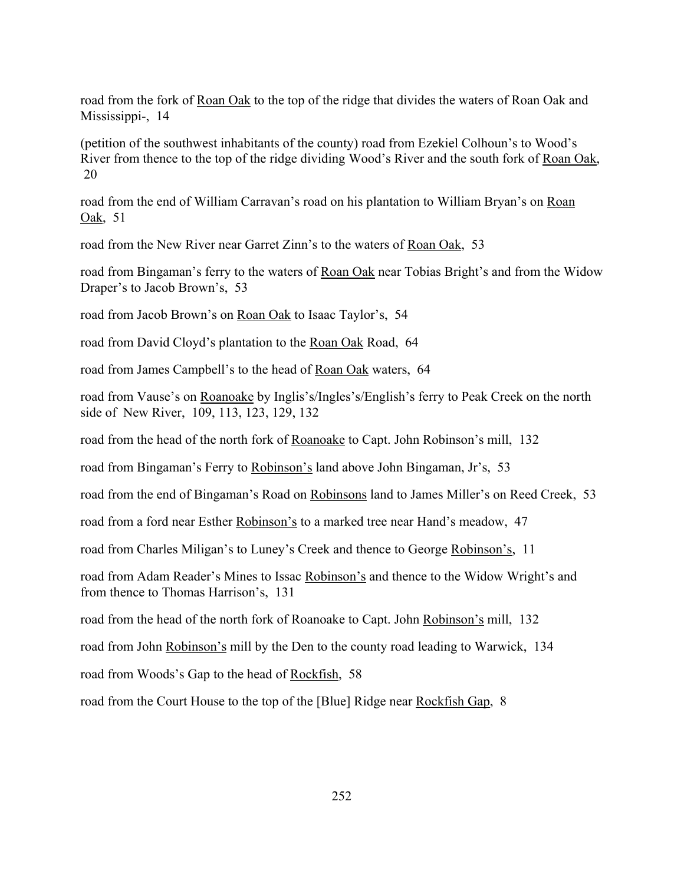road from the fork of Roan Oak to the top of the ridge that divides the waters of Roan Oak and Mississippi-, 14

(petition of the southwest inhabitants of the county) road from Ezekiel Colhoun's to Wood's River from thence to the top of the ridge dividing Wood's River and the south fork of Roan Oak, 20

road from the end of William Carravan's road on his plantation to William Bryan's on Roan Oak, 51

road from the New River near Garret Zinn's to the waters of Roan Oak, 53

road from Bingaman's ferry to the waters of Roan Oak near Tobias Bright's and from the Widow Draper's to Jacob Brown's, 53

road from Jacob Brown's on Roan Oak to Isaac Taylor's, 54

road from David Cloyd's plantation to the Roan Oak Road, 64

road from James Campbell's to the head of Roan Oak waters, 64

road from Vause's on Roanoake by Inglis's/Ingles's/English's ferry to Peak Creek on the north side of New River, 109, 113, 123, 129, 132

road from the head of the north fork of Roanoake to Capt. John Robinson's mill, 132

road from Bingaman's Ferry to Robinson's land above John Bingaman, Jr's, 53

road from the end of Bingaman's Road on Robinsons land to James Miller's on Reed Creek, 53

road from a ford near Esther Robinson's to a marked tree near Hand's meadow, 47

road from Charles Miligan's to Luney's Creek and thence to George Robinson's, 11

road from Adam Reader's Mines to Issac Robinson's and thence to the Widow Wright's and from thence to Thomas Harrison's, 131

road from the head of the north fork of Roanoake to Capt. John Robinson's mill, 132

road from John Robinson's mill by the Den to the county road leading to Warwick, 134

road from Woods's Gap to the head of Rockfish, 58

road from the Court House to the top of the [Blue] Ridge near Rockfish Gap, 8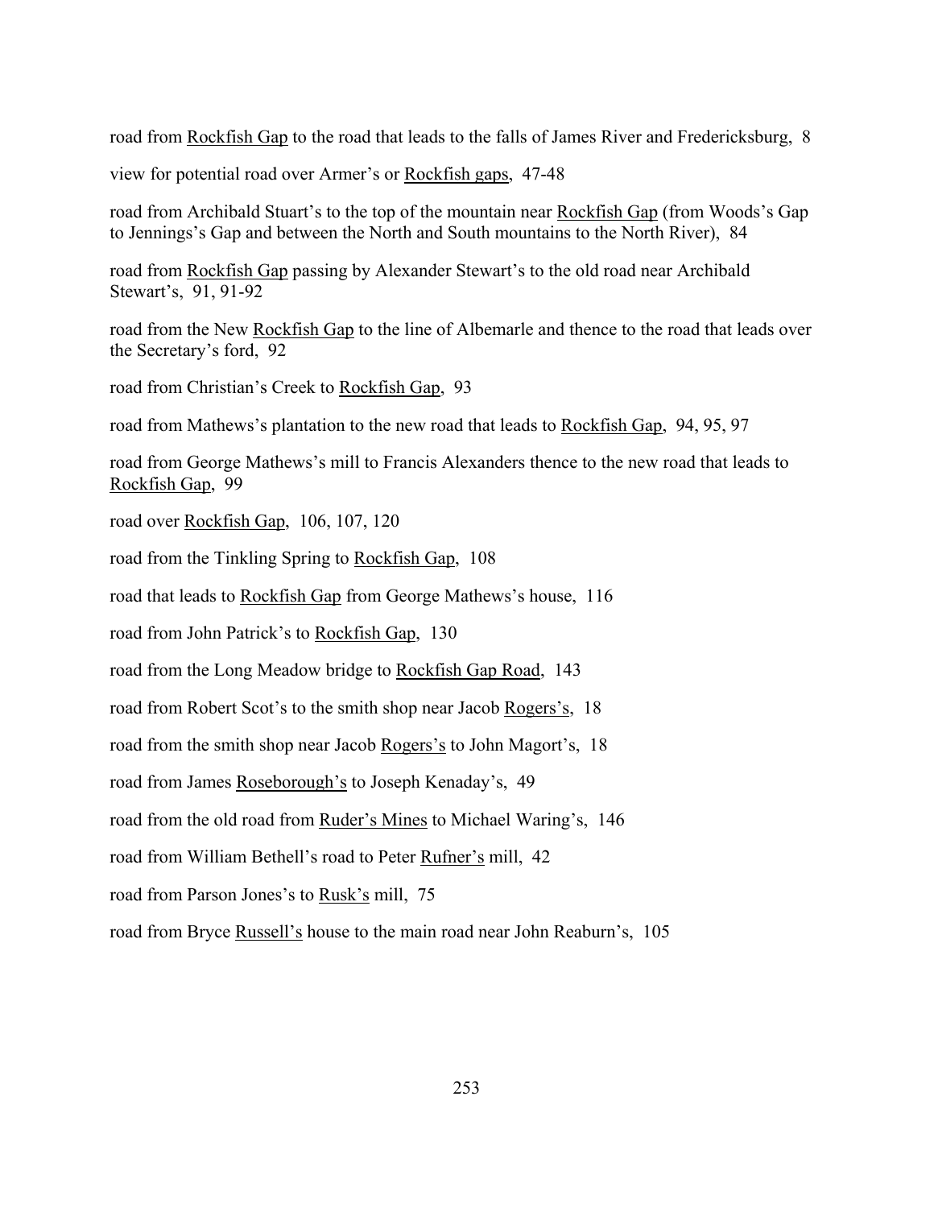road from <u>Rockfish Gap</u> to the road that leads to the falls of James River and Fredericksburg, 8

view for potential road over Armer's or <u>Rockfish gaps</u>, 47-48

road from Archibald Stuart's to the top of the mountain near <u>Rockfish Gap</u> (from Woods's Gap to Jennings's Gap and between the North and South mountains to the North River), 84

road from <u>Rockfish Gap</u> passing by Alexander Stewart's to the old road near Archibald Stewart's, 91, 91-92

road from the New <u>Rockfish Gap</u> to the line of Albemarle and thence to the road that leads over the Secretary's ford, 92

road from Christian's Creek to <u>Rockfish Gap</u>, 93

road from Mathews's plantation to the new road that leads to <u>Rockfish Gap</u>, 94, 95, 97

road from George Mathews's mill to Francis Alexanders thence to the new road that leads to <u>Rockfish Gap</u>, 99

road over <u>Rockfish Gap</u>, 106, 107, 120

road from the Tinkling Spring to <u>Rockfish Gap</u>, 108

road that leads to <u>Rockfish Gap</u> from George Mathews's house, 116

road from John Patrick's to <u>Rockfish Gap</u>, 130

road from the Long Meadow bridge to <u>Rockfish Gap Road</u>, 143

road from Robert Scot's to the smith shop near Jacob <u>Rogers's</u>, 18

road from the smith shop near Jacob <u>Rogers's</u> to John Magort's, 18

road from James <u>Roseborough's</u> to Joseph Kenaday's, 49

road from the old road from <u>Ruder's Mines</u> to Michael Waring's, 146

road from William Bethell's road to Peter <u>Rufner's</u> mill, 42

road from Parson Jones's to <u>Rusk's</u> mill, 75

road from Bryce <u>Russell's</u> house to the main road near John Reaburn's, 105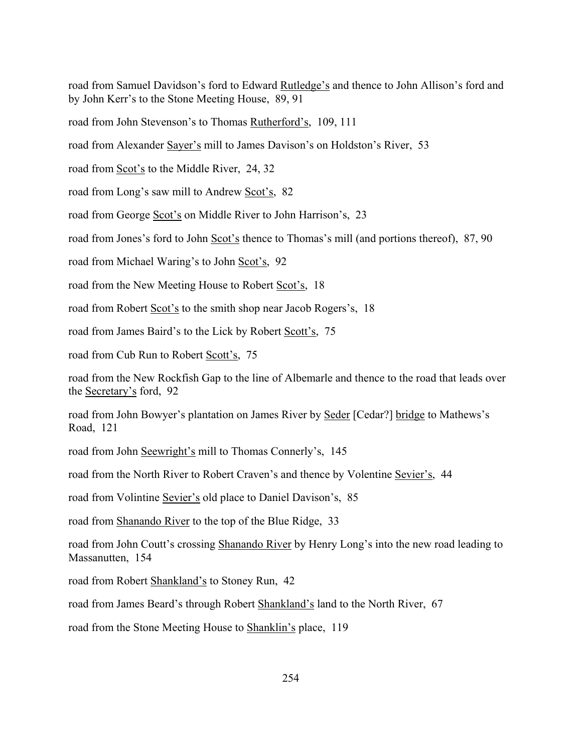road from Samuel Davidson's ford to Edward <u>Rutledge's</u> and thence to John Allison's ford and by John Kerr's to the Stone Meeting House, 89, 91

road from John Stevenson's to Thomas <u>Rutherford's</u>, 109, 111

road from Alexander <u>Sayer's</u> mill to James Davison's on Holdston's River, 53

road from <u>Scot's</u> to the Middle River, 24, 32

road from Long's saw mill to Andrew <u>Scot's</u>, 82

road from George <u>Scot's</u> on Middle River to John Harrison's, 23

road from Jones's ford to John <u>Scot's</u> thence to Thomas's mill (and portions thereof), 87, 90

road from Michael Waring's to John <u>Scot's</u>, 92

road from the New Meeting House to Robert <u>Scot's</u>, 18

road from Robert <u>Scot's</u> to the smith shop near Jacob Rogers's, 18

road from James Baird's to the Lick by Robert <u>Scott's</u>, 75

road from Cub Run to Robert <u>Scott's</u>, 75

road from the New Rockfish Gap to the line of Albemarle and thence to the road that leads over the <u>Secretary's</u> ford, 92

road from John Bowyer's plantation on James River by <u>Seder</u> [Cedar?] <u>bridge</u> to Mathews's Road, 121

road from John <u>Seewright's</u> mill to Thomas Connerly's, 145

road from the North River to Robert Craven's and thence by Volentine <u>Sevier's</u>, 44

road from Volintine <u>Sevier's</u> old place to Daniel Davison's, 85

road from <u>Shanando River</u> to the top of the Blue Ridge, 33

road from John Coutt's crossing <u>Shanando River</u> by Henry Long's into the new road leading to Massanutten, 154

road from Robert <u>Shankland's</u> to Stoney Run, 42

road from James Beard's through Robert <u>Shankland's</u> land to the North River, 67

road from the Stone Meeting House to <u>Shanklin's</u> place, 119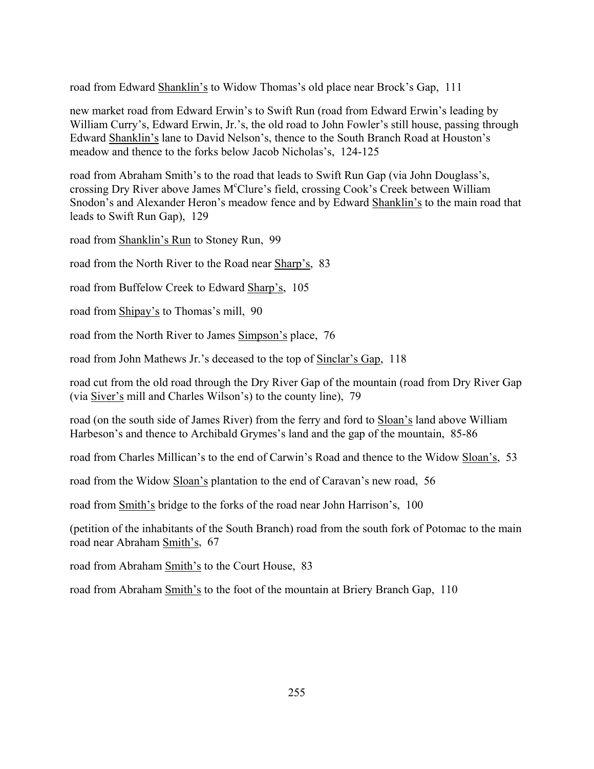road from Edward <u>Shanklin's</u> to Widow Thomas's old place near Brock's Gap, 111

new market road from Edward Erwin's to Swift Run (road from Edward Erwin's leading by William Curry's, Edward Erwin, Jr.'s, the old road to John Fowler's still house, passing through Edward <u>Shanklin's</u> lane to David Nelson's, thence to the South Branch Road at Houston's meadow and thence to the forks below Jacob Nicholas's, 124-125

road from Abraham Smith's to the road that leads to Swift Run Gap (via John Douglass's, crossing Dry River above James M^c^Clure's field, crossing Cook's Creek between William Snodon's and Alexander Heron's meadow fence and by Edward <u>Shanklin's</u> to the main road that leads to Swift Run Gap), 129

road from <u>Shanklin's Run</u> to Stoney Run, 99

road from the North River to the Road near <u>Sharp's</u>, 83

road from Buffelow Creek to Edward <u>Sharp's</u>, 105

road from <u>Shipay's</u> to Thomas's mill, 90

road from the North River to James <u>Simpson's</u> place, 76

road from John Mathews Jr.'s deceased to the top of <u>Sinclar's Gap</u>, 118

road cut from the old road through the Dry River Gap of the mountain (road from Dry River Gap (via <u>Siver's</u> mill and Charles Wilson's) to the county line), 79

road (on the south side of James River) from the ferry and ford to <u>Sloan's</u> land above William Harbeson's and thence to Archibald Grymes's land and the gap of the mountain, 85-86

road from Charles Millican's to the end of Carwin's Road and thence to the Widow <u>Sloan's</u>, 53

road from the Widow <u>Sloan's</u> plantation to the end of Caravan's new road, 56

road from <u>Smith's</u> bridge to the forks of the road near John Harrison's, 100

(petition of the inhabitants of the South Branch) road from the south fork of Potomac to the main road near Abraham <u>Smith's</u>, 67

road from Abraham <u>Smith's</u> to the Court House, 83

road from Abraham <u>Smith's</u> to the foot of the mountain at Briery Branch Gap, 110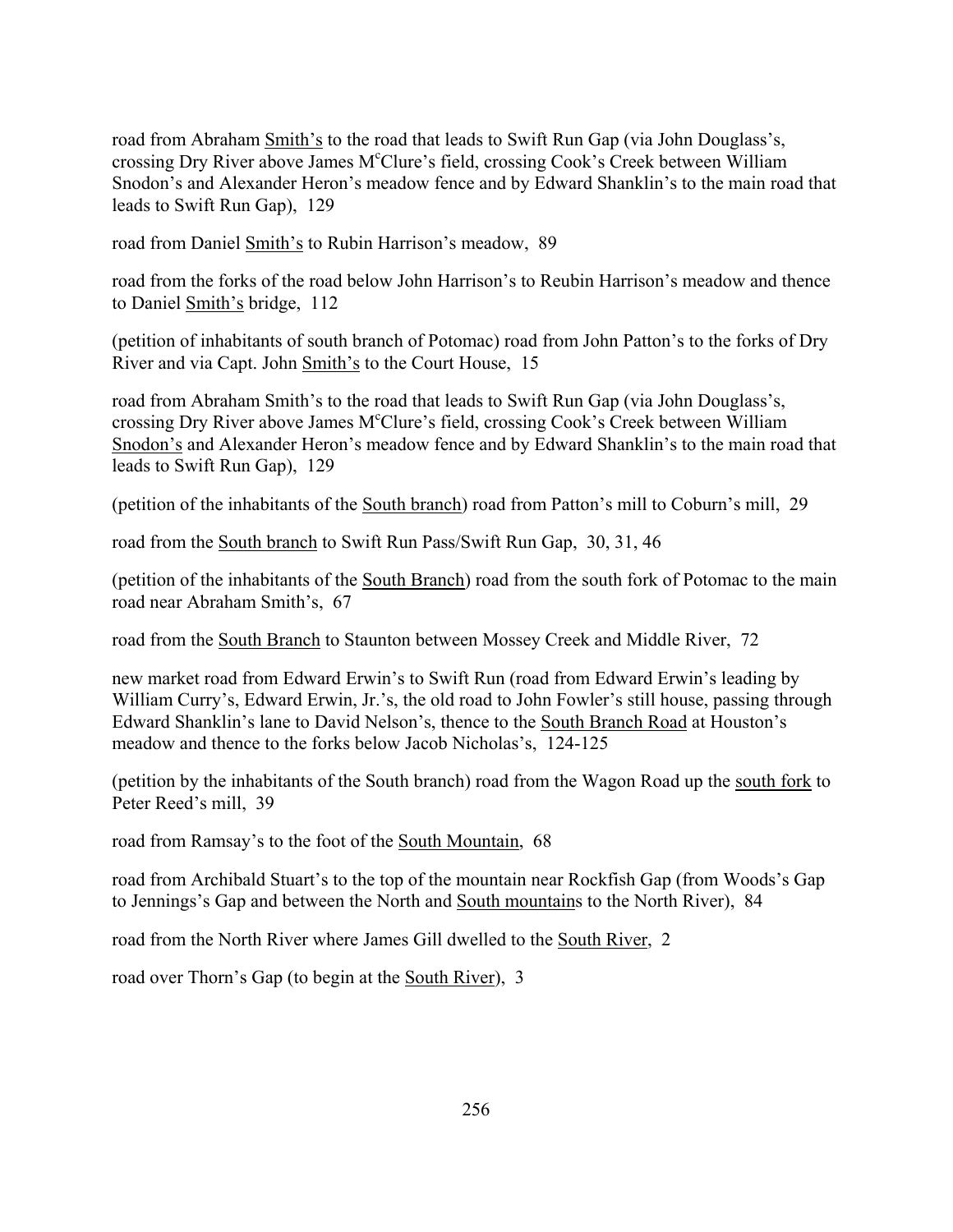road from Abraham <u>Smith's</u> to the road that leads to Swift Run Gap (via John Douglass's, crossing Dry River above James M$^c$Clure's field, crossing Cook's Creek between William Snodon's and Alexander Heron's meadow fence and by Edward Shanklin's to the main road that leads to Swift Run Gap), 129

road from Daniel <u>Smith's</u> to Rubin Harrison's meadow, 89

road from the forks of the road below John Harrison's to Reubin Harrison's meadow and thence to Daniel <u>Smith's</u> bridge, 112

(petition of inhabitants of south branch of Potomac) road from John Patton's to the forks of Dry River and via Capt. John <u>Smith's</u> to the Court House, 15

road from Abraham Smith's to the road that leads to Swift Run Gap (via John Douglass's, crossing Dry River above James M$^c$Clure's field, crossing Cook's Creek between William <u>Snodon's</u> and Alexander Heron's meadow fence and by Edward Shanklin's to the main road that leads to Swift Run Gap), 129

(petition of the inhabitants of the <u>South branch</u>) road from Patton's mill to Coburn's mill, 29

road from the <u>South branch</u> to Swift Run Pass/Swift Run Gap, 30, 31, 46

(petition of the inhabitants of the <u>South Branch</u>) road from the south fork of Potomac to the main road near Abraham Smith's, 67

road from the <u>South Branch</u> to Staunton between Mossey Creek and Middle River, 72

new market road from Edward Erwin's to Swift Run (road from Edward Erwin's leading by William Curry's, Edward Erwin, Jr.'s, the old road to John Fowler's still house, passing through Edward Shanklin's lane to David Nelson's, thence to the <u>South Branch Road</u> at Houston's meadow and thence to the forks below Jacob Nicholas's, 124-125

(petition by the inhabitants of the South branch) road from the Wagon Road up the <u>south fork</u> to Peter Reed's mill, 39

road from Ramsay's to the foot of the <u>South Mountain</u>, 68

road from Archibald Stuart's to the top of the mountain near Rockfish Gap (from Woods's Gap to Jennings's Gap and between the North and <u>South mountain</u>s to the North River), 84

road from the North River where James Gill dwelled to the <u>South River</u>, 2

road over Thorn's Gap (to begin at the <u>South River</u>), 3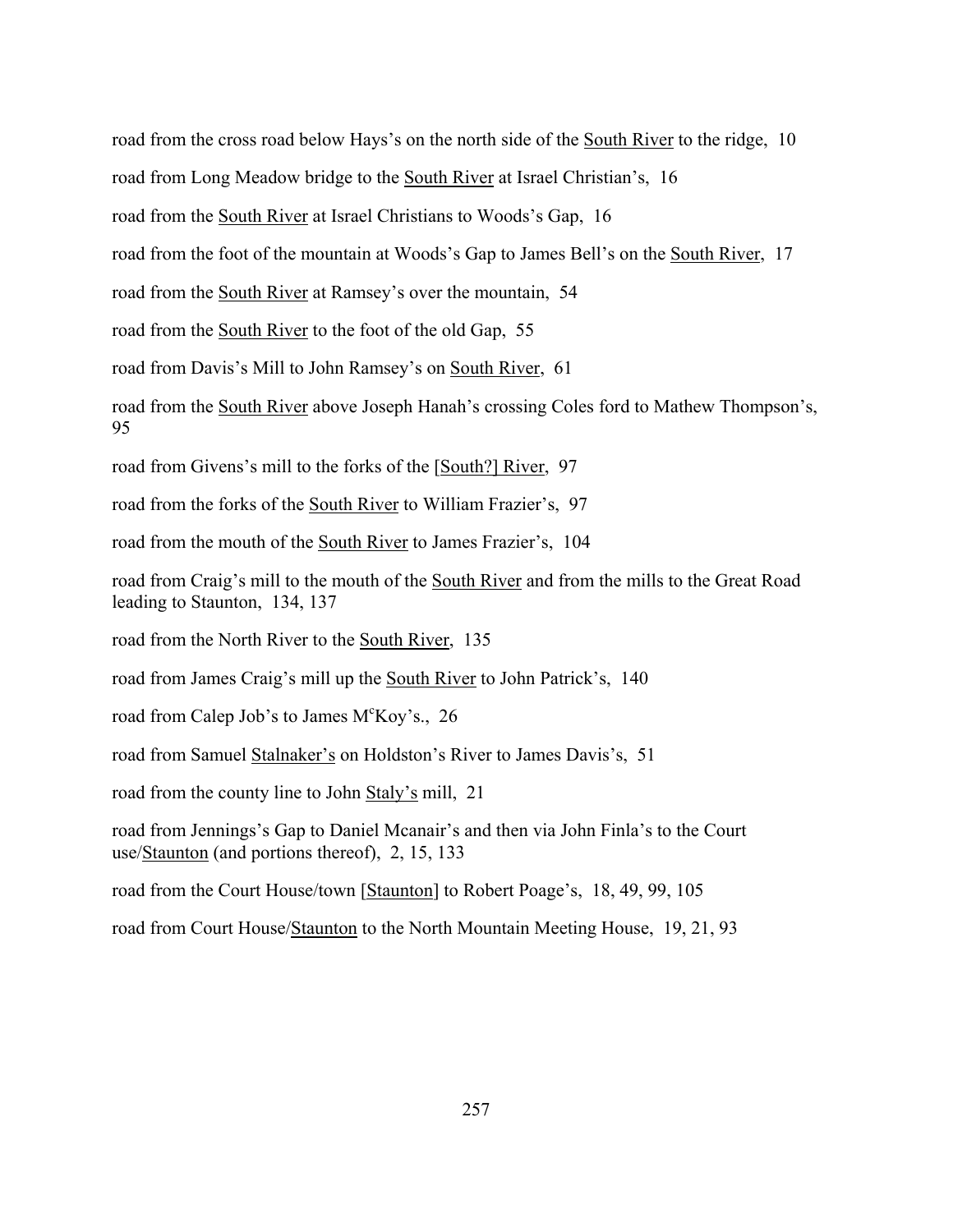road from the cross road below Hays's on the north side of the <u>South River</u> to the ridge, 10

road from Long Meadow bridge to the <u>South River</u> at Israel Christian's, 16

road from the <u>South River</u> at Israel Christians to Woods's Gap, 16

road from the foot of the mountain at Woods's Gap to James Bell's on the <u>South River</u>, 17

road from the <u>South River</u> at Ramsey's over the mountain, 54

road from the <u>South River</u> to the foot of the old Gap, 55

road from Davis's Mill to John Ramsey's on <u>South River</u>, 61

road from the <u>South River</u> above Joseph Hanah's crossing Coles ford to Mathew Thompson's, 95

road from Givens's mill to the forks of the <u>[South?] River</u>, 97

road from the forks of the <u>South River</u> to William Frazier's, 97

road from the mouth of the <u>South River</u> to James Frazier's, 104

road from Craig's mill to the mouth of the <u>South River</u> and from the mills to the Great Road leading to Staunton, 134, 137

road from the North River to the <u>South River</u>, 135

road from James Craig's mill up the <u>South River</u> to John Patrick's, 140

road from Calep Job's to James M[c]Koy's., 26

road from Samuel <u>Stalnaker's</u> on Holdston's River to James Davis's, 51

road from the county line to John <u>Staly's</u> mill, 21

road from Jennings's Gap to Daniel Mcanair's and then via John Finla's to the Court use/<u>Staunton</u> (and portions thereof), 2, 15, 133

road from the Court House/town <u>[Staunton]</u> to Robert Poage's, 18, 49, 99, 105

road from Court House/<u>Staunton</u> to the North Mountain Meeting House, 19, 21, 93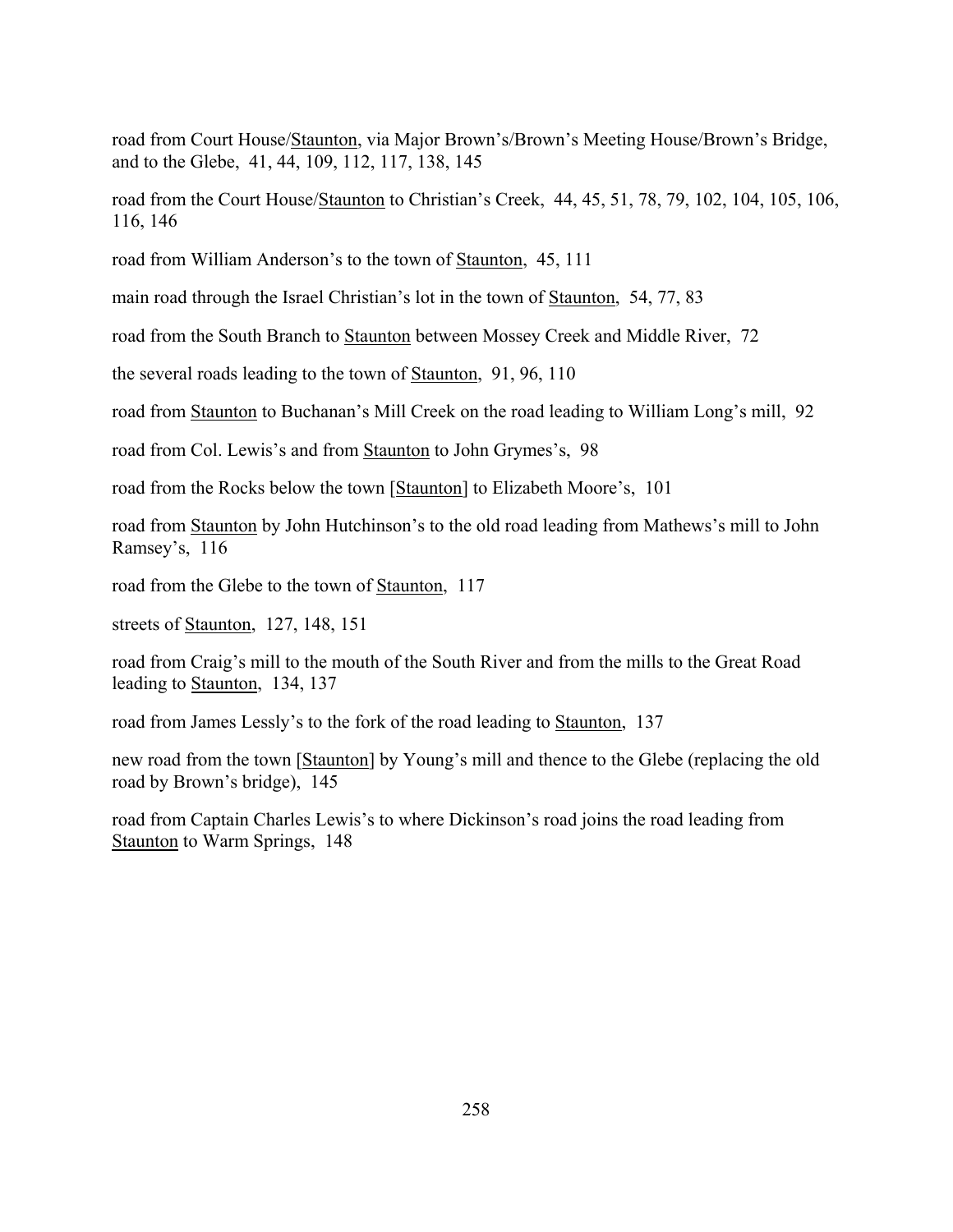road from Court House/<u>Staunton</u>, via Major Brown's/Brown's Meeting House/Brown's Bridge, and to the Glebe, 41, 44, 109, 112, 117, 138, 145

road from the Court House/<u>Staunton</u> to Christian's Creek, 44, 45, 51, 78, 79, 102, 104, 105, 106, 116, 146

road from William Anderson's to the town of <u>Staunton</u>, 45, 111

main road through the Israel Christian's lot in the town of <u>Staunton</u>, 54, 77, 83

road from the South Branch to <u>Staunton</u> between Mossey Creek and Middle River, 72

the several roads leading to the town of <u>Staunton</u>, 91, 96, 110

road from <u>Staunton</u> to Buchanan's Mill Creek on the road leading to William Long's mill, 92

road from Col. Lewis's and from <u>Staunton</u> to John Grymes's, 98

road from the Rocks below the town [<u>Staunton</u>] to Elizabeth Moore's, 101

road from <u>Staunton</u> by John Hutchinson's to the old road leading from Mathews's mill to John Ramsey's, 116

road from the Glebe to the town of <u>Staunton</u>, 117

streets of <u>Staunton</u>, 127, 148, 151

road from Craig's mill to the mouth of the South River and from the mills to the Great Road leading to <u>Staunton</u>, 134, 137

road from James Lessly's to the fork of the road leading to <u>Staunton</u>, 137

new road from the town [<u>Staunton</u>] by Young's mill and thence to the Glebe (replacing the old road by Brown's bridge), 145

road from Captain Charles Lewis's to where Dickinson's road joins the road leading from <u>Staunton</u> to Warm Springs, 148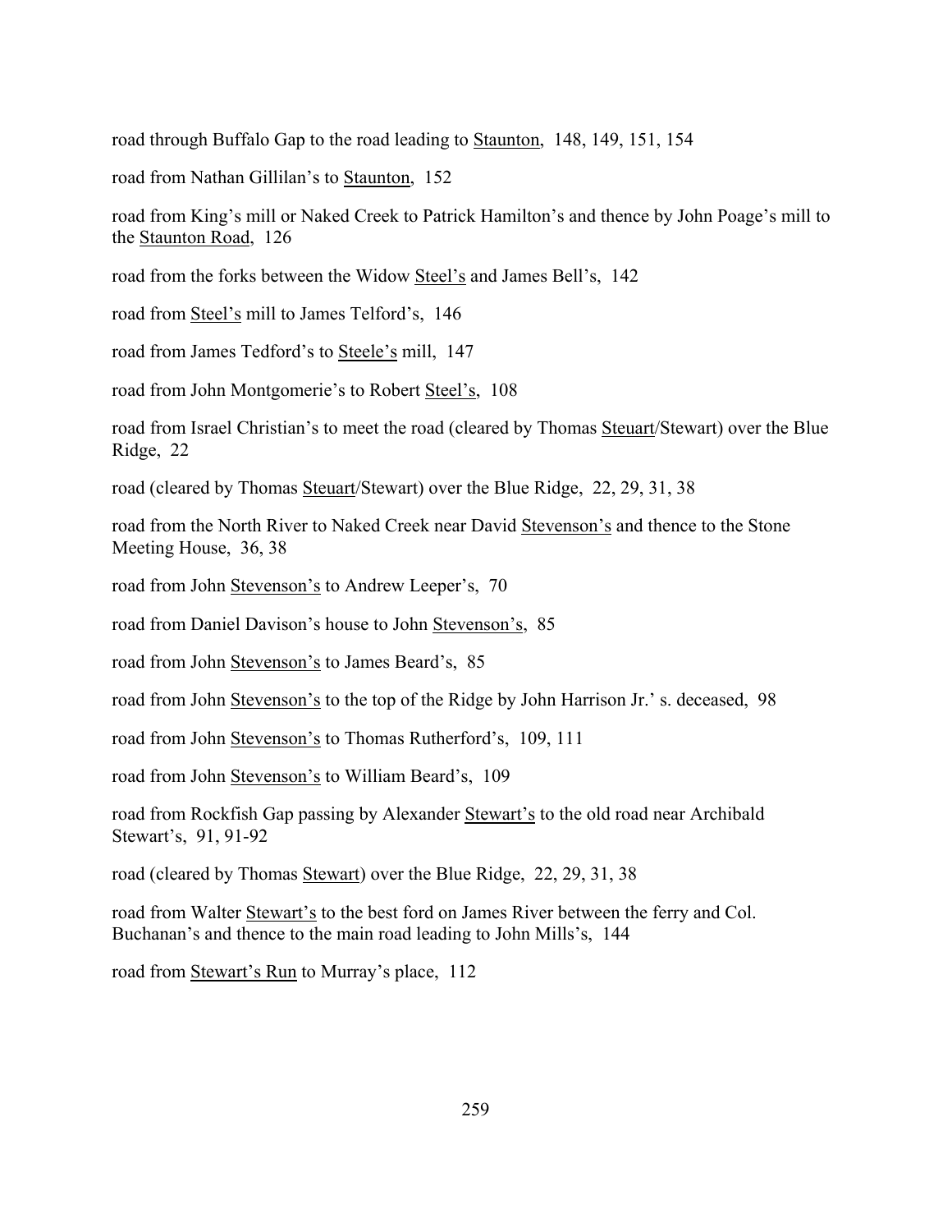road through Buffalo Gap to the road leading to <u>Staunton</u>, 148, 149, 151, 154

road from Nathan Gillilan's to <u>Staunton</u>, 152

road from King's mill or Naked Creek to Patrick Hamilton's and thence by John Poage's mill to the <u>Staunton Road</u>, 126

road from the forks between the Widow <u>Steel's</u> and James Bell's, 142

road from <u>Steel's</u> mill to James Telford's, 146

road from James Tedford's to <u>Steele's</u> mill, 147

road from John Montgomerie's to Robert <u>Steel's</u>, 108

road from Israel Christian's to meet the road (cleared by Thomas <u>Steuart</u>/Stewart) over the Blue Ridge, 22

road (cleared by Thomas <u>Steuart</u>/Stewart) over the Blue Ridge, 22, 29, 31, 38

road from the North River to Naked Creek near David <u>Stevenson's</u> and thence to the Stone Meeting House, 36, 38

road from John <u>Stevenson's</u> to Andrew Leeper's, 70

road from Daniel Davison's house to John <u>Stevenson's</u>, 85

road from John <u>Stevenson's</u> to James Beard's, 85

road from John <u>Stevenson's</u> to the top of the Ridge by John Harrison Jr.' s. deceased, 98

road from John <u>Stevenson's</u> to Thomas Rutherford's, 109, 111

road from John <u>Stevenson's</u> to William Beard's, 109

road from Rockfish Gap passing by Alexander <u>Stewart's</u> to the old road near Archibald Stewart's, 91, 91-92

road (cleared by Thomas <u>Stewart</u>) over the Blue Ridge, 22, 29, 31, 38

road from Walter <u>Stewart's</u> to the best ford on James River between the ferry and Col. Buchanan's and thence to the main road leading to John Mills's, 144

road from <u>Stewart's Run</u> to Murray's place, 112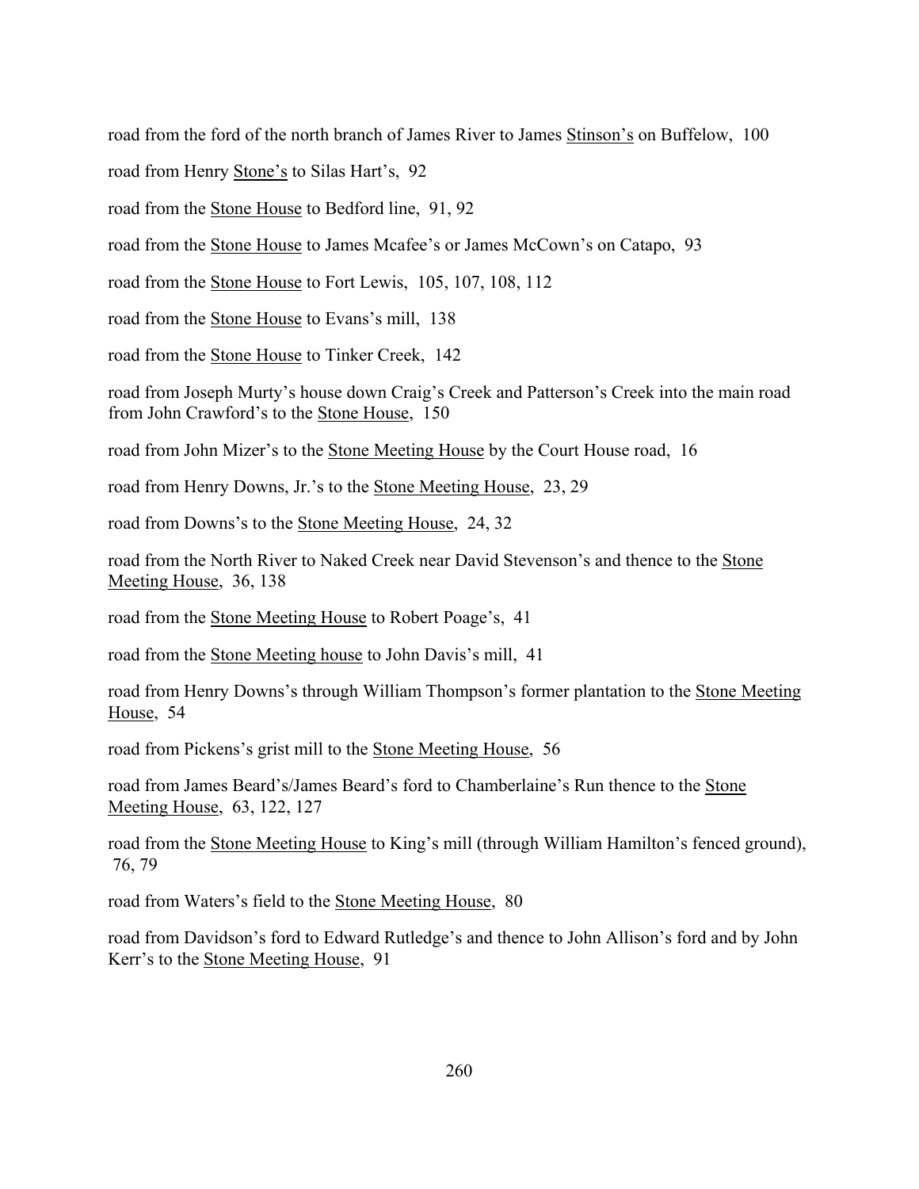road from the ford of the north branch of James River to James Stinson's on Buffelow, 100

road from Henry Stone's to Silas Hart's, 92

road from the Stone House to Bedford line, 91, 92

road from the Stone House to James Mcafee's or James McCown's on Catapo, 93

road from the Stone House to Fort Lewis, 105, 107, 108, 112

road from the Stone House to Evans's mill, 138

road from the Stone House to Tinker Creek, 142

road from Joseph Murty's house down Craig's Creek and Patterson's Creek into the main road from John Crawford's to the Stone House, 150

road from John Mizer's to the Stone Meeting House by the Court House road, 16

road from Henry Downs, Jr.'s to the Stone Meeting House, 23, 29

road from Downs's to the Stone Meeting House, 24, 32

road from the North River to Naked Creek near David Stevenson's and thence to the Stone Meeting House, 36, 138

road from the Stone Meeting House to Robert Poage's, 41

road from the Stone Meeting house to John Davis's mill, 41

road from Henry Downs's through William Thompson's former plantation to the Stone Meeting House, 54

road from Pickens's grist mill to the Stone Meeting House, 56

road from James Beard's/James Beard's ford to Chamberlaine's Run thence to the Stone Meeting House, 63, 122, 127

road from the Stone Meeting House to King's mill (through William Hamilton's fenced ground), 76, 79

road from Waters's field to the Stone Meeting House, 80

road from Davidson's ford to Edward Rutledge's and thence to John Allison's ford and by John Kerr's to the Stone Meeting House, 91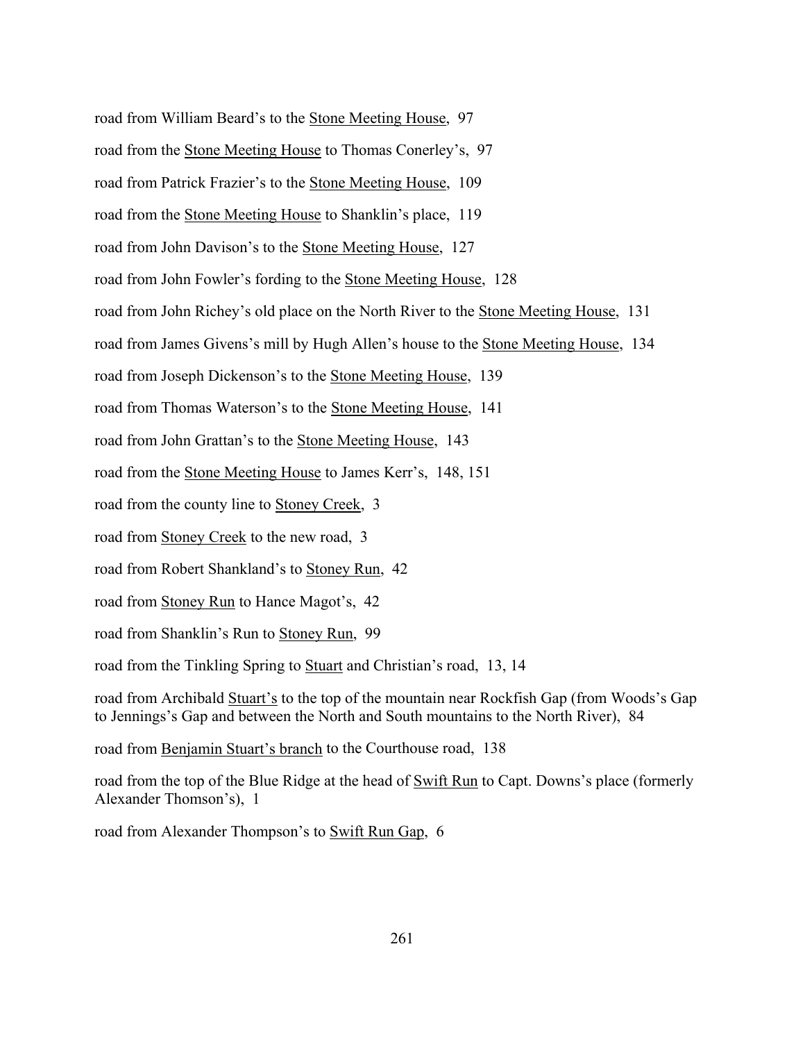road from William Beard's to the Stone Meeting House, 97

road from the Stone Meeting House to Thomas Conerley's, 97

road from Patrick Frazier's to the Stone Meeting House, 109

road from the Stone Meeting House to Shanklin's place, 119

road from John Davison's to the Stone Meeting House, 127

road from John Fowler's fording to the Stone Meeting House, 128

road from John Richey's old place on the North River to the Stone Meeting House, 131

road from James Givens's mill by Hugh Allen's house to the Stone Meeting House, 134

road from Joseph Dickenson's to the Stone Meeting House, 139

road from Thomas Waterson's to the Stone Meeting House, 141

road from John Grattan's to the Stone Meeting House, 143

road from the Stone Meeting House to James Kerr's, 148, 151

road from the county line to Stoney Creek, 3

road from Stoney Creek to the new road, 3

road from Robert Shankland's to Stoney Run, 42

road from Stoney Run to Hance Magot's, 42

road from Shanklin's Run to Stoney Run, 99

road from the Tinkling Spring to Stuart and Christian's road, 13, 14

road from Archibald Stuart's to the top of the mountain near Rockfish Gap (from Woods's Gap to Jennings's Gap and between the North and South mountains to the North River), 84

road from Benjamin Stuart's branch to the Courthouse road, 138

road from the top of the Blue Ridge at the head of Swift Run to Capt. Downs's place (formerly Alexander Thomson's), 1

road from Alexander Thompson's to Swift Run Gap, 6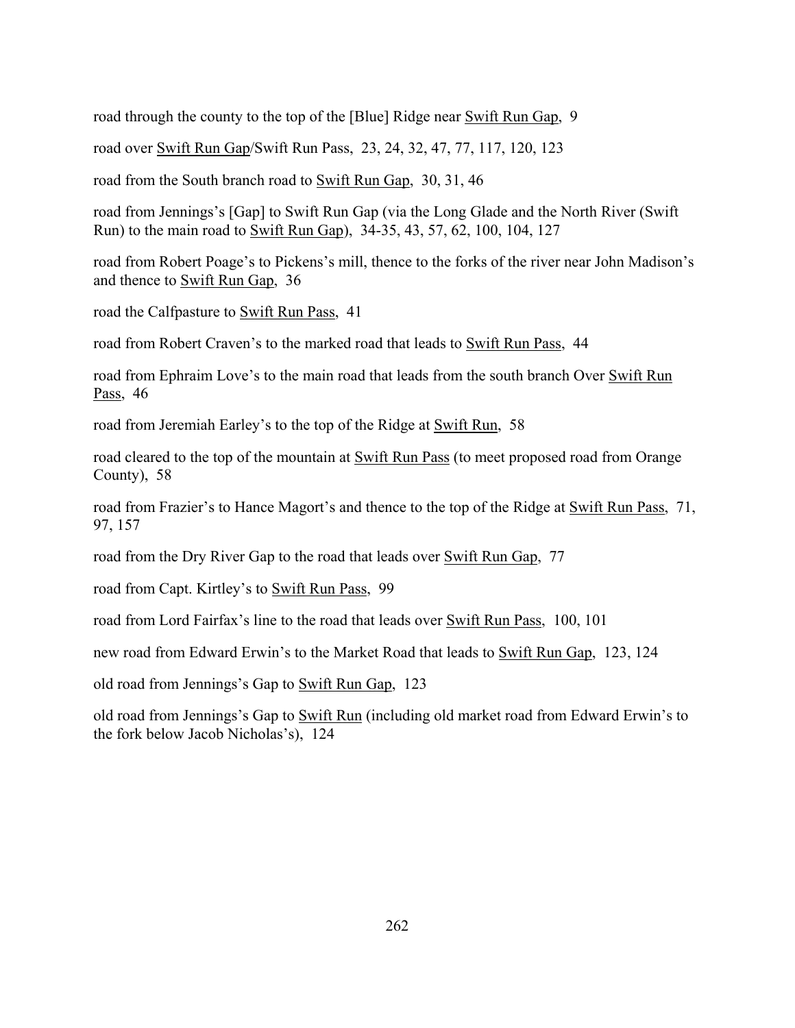road through the county to the top of the [Blue] Ridge near Swift Run Gap, 9

road over Swift Run Gap/Swift Run Pass, 23, 24, 32, 47, 77, 117, 120, 123

road from the South branch road to Swift Run Gap, 30, 31, 46

road from Jennings's [Gap] to Swift Run Gap (via the Long Glade and the North River (Swift Run) to the main road to Swift Run Gap), 34-35, 43, 57, 62, 100, 104, 127

road from Robert Poage's to Pickens's mill, thence to the forks of the river near John Madison's and thence to Swift Run Gap, 36

road the Calfpasture to Swift Run Pass, 41

road from Robert Craven's to the marked road that leads to Swift Run Pass, 44

road from Ephraim Love's to the main road that leads from the south branch Over Swift Run Pass, 46

road from Jeremiah Earley's to the top of the Ridge at Swift Run, 58

road cleared to the top of the mountain at Swift Run Pass (to meet proposed road from Orange County), 58

road from Frazier's to Hance Magort's and thence to the top of the Ridge at Swift Run Pass, 71, 97, 157

road from the Dry River Gap to the road that leads over Swift Run Gap, 77

road from Capt. Kirtley's to Swift Run Pass, 99

road from Lord Fairfax's line to the road that leads over Swift Run Pass, 100, 101

new road from Edward Erwin's to the Market Road that leads to Swift Run Gap, 123, 124

old road from Jennings's Gap to Swift Run Gap, 123

old road from Jennings's Gap to Swift Run (including old market road from Edward Erwin's to the fork below Jacob Nicholas's), 124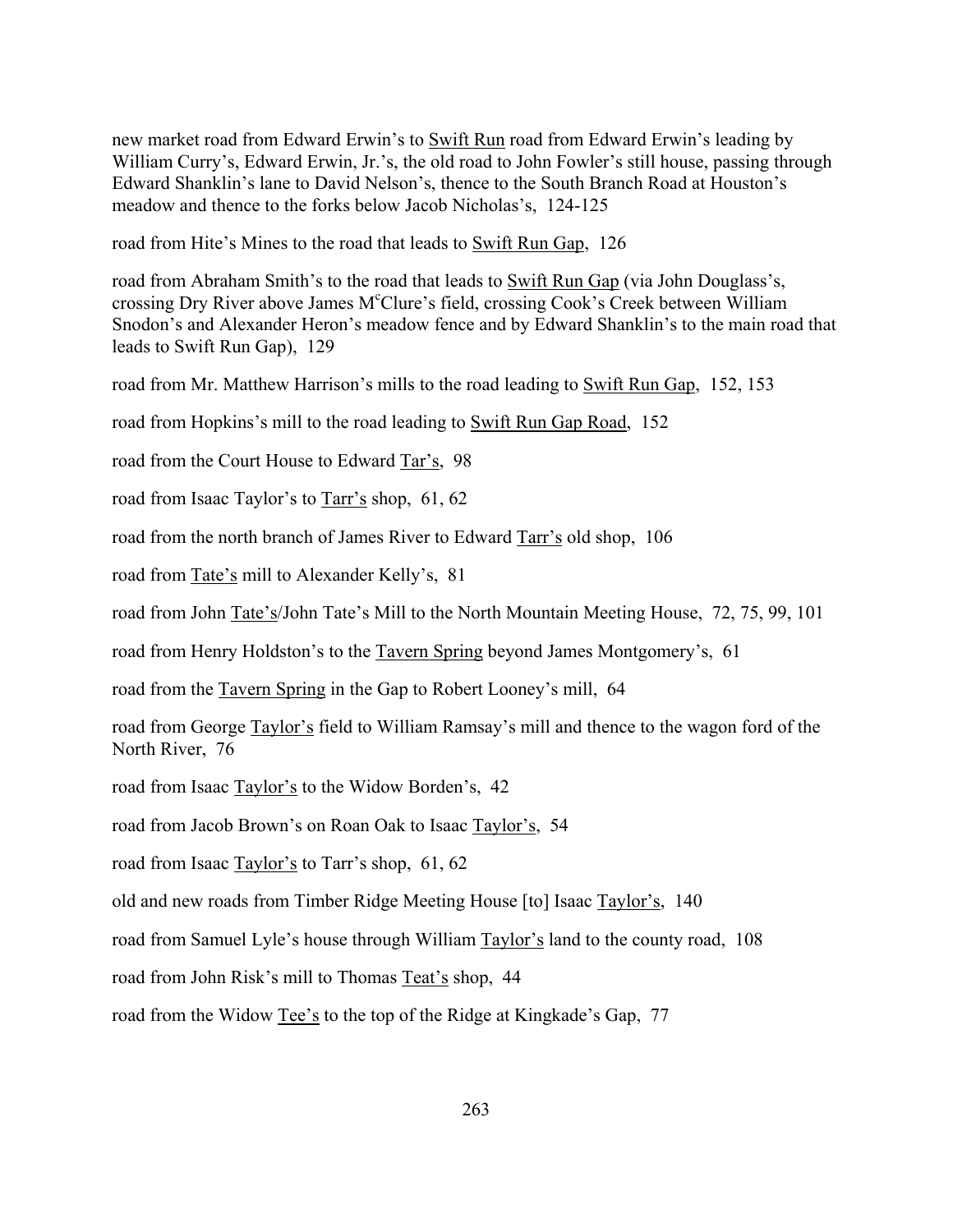new market road from Edward Erwin's to <u>Swift Run</u> road from Edward Erwin's leading by William Curry's, Edward Erwin, Jr.'s, the old road to John Fowler's still house, passing through Edward Shanklin's lane to David Nelson's, thence to the South Branch Road at Houston's meadow and thence to the forks below Jacob Nicholas's, 124-125

road from Hite's Mines to the road that leads to <u>Swift Run Gap</u>, 126

road from Abraham Smith's to the road that leads to <u>Swift Run Gap</u> (via John Douglass's, crossing Dry River above James M[c]Clure's field, crossing Cook's Creek between William Snodon's and Alexander Heron's meadow fence and by Edward Shanklin's to the main road that leads to Swift Run Gap), 129

road from Mr. Matthew Harrison's mills to the road leading to <u>Swift Run Gap</u>, 152, 153

road from Hopkins's mill to the road leading to <u>Swift Run Gap Road</u>, 152

road from the Court House to Edward <u>Tar's</u>, 98

road from Isaac Taylor's to <u>Tarr's</u> shop, 61, 62

road from the north branch of James River to Edward <u>Tarr's</u> old shop, 106

road from <u>Tate's</u> mill to Alexander Kelly's, 81

road from John <u>Tate's</u>/John Tate's Mill to the North Mountain Meeting House, 72, 75, 99, 101

road from Henry Holdston's to the <u>Tavern Spring</u> beyond James Montgomery's, 61

road from the <u>Tavern Spring</u> in the Gap to Robert Looney's mill, 64

road from George <u>Taylor's</u> field to William Ramsay's mill and thence to the wagon ford of the North River, 76

road from Isaac <u>Taylor's</u> to the Widow Borden's, 42

road from Jacob Brown's on Roan Oak to Isaac <u>Taylor's</u>, 54

road from Isaac <u>Taylor's</u> to Tarr's shop, 61, 62

old and new roads from Timber Ridge Meeting House [to] Isaac <u>Taylor's</u>, 140

road from Samuel Lyle's house through William <u>Taylor's</u> land to the county road, 108

road from John Risk's mill to Thomas <u>Teat's</u> shop, 44

road from the Widow <u>Tee's</u> to the top of the Ridge at Kingkade's Gap, 77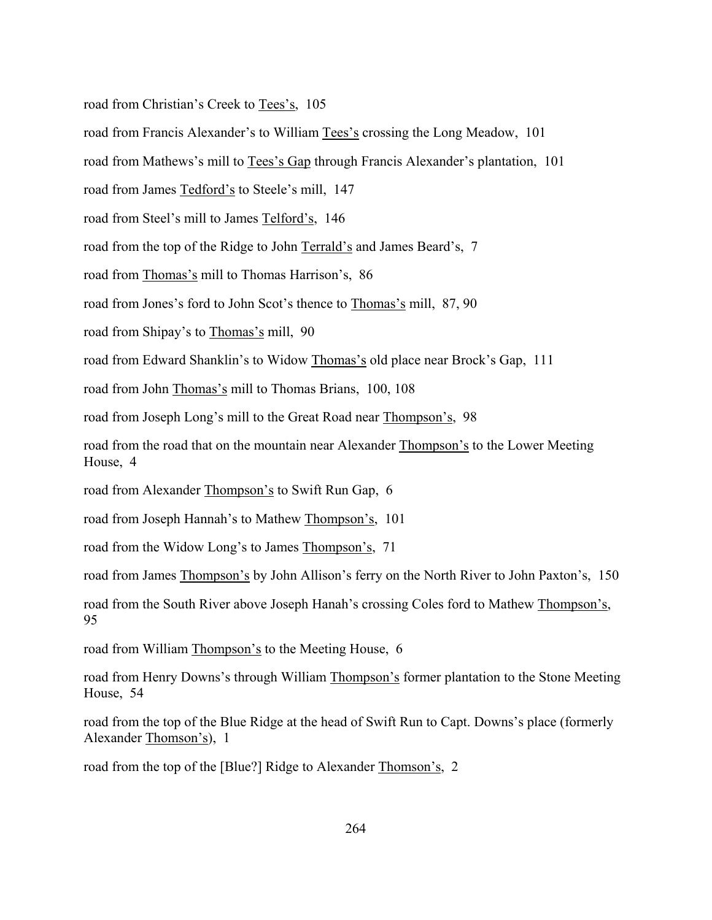road from Christian's Creek to Tees's, 105

road from Francis Alexander's to William Tees's crossing the Long Meadow, 101

road from Mathews's mill to Tees's Gap through Francis Alexander's plantation, 101

road from James Tedford's to Steele's mill, 147

road from Steel's mill to James Telford's, 146

road from the top of the Ridge to John Terrald's and James Beard's, 7

road from Thomas's mill to Thomas Harrison's, 86

road from Jones's ford to John Scot's thence to Thomas's mill, 87, 90

road from Shipay's to Thomas's mill, 90

road from Edward Shanklin's to Widow Thomas's old place near Brock's Gap, 111

road from John Thomas's mill to Thomas Brians, 100, 108

road from Joseph Long's mill to the Great Road near Thompson's, 98

road from the road that on the mountain near Alexander Thompson's to the Lower Meeting House, 4

road from Alexander Thompson's to Swift Run Gap, 6

road from Joseph Hannah's to Mathew Thompson's, 101

road from the Widow Long's to James Thompson's, 71

road from James Thompson's by John Allison's ferry on the North River to John Paxton's, 150

road from the South River above Joseph Hanah's crossing Coles ford to Mathew Thompson's, 95

road from William Thompson's to the Meeting House, 6

road from Henry Downs's through William Thompson's former plantation to the Stone Meeting House, 54

road from the top of the Blue Ridge at the head of Swift Run to Capt. Downs's place (formerly Alexander Thomson's), 1

road from the top of the [Blue?] Ridge to Alexander Thomson's, 2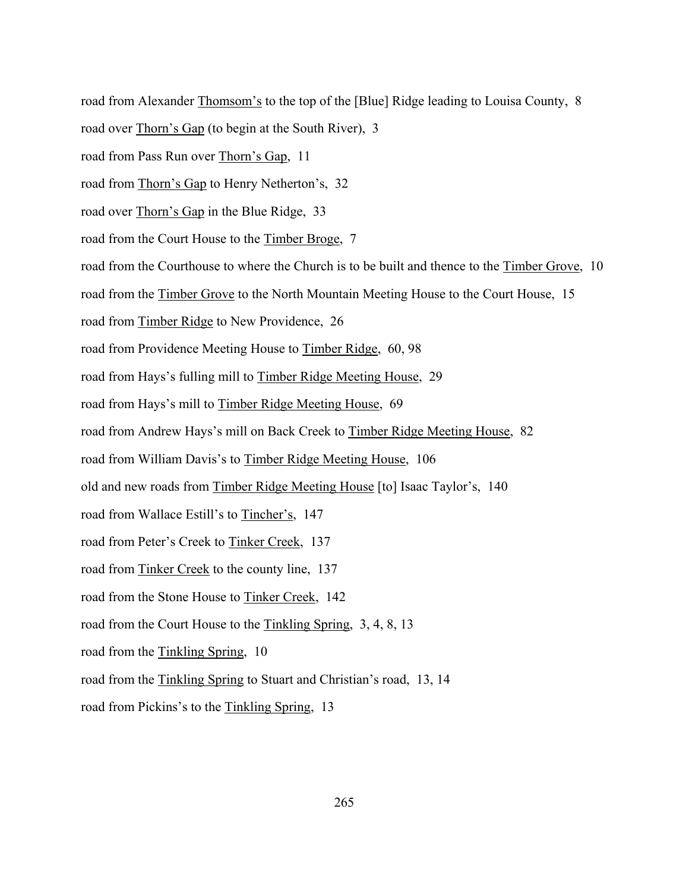road from Alexander <u>Thomsom's</u> to the top of the [Blue] Ridge leading to Louisa County, 8

road over <u>Thorn's Gap</u> (to begin at the South River), 3

road from Pass Run over <u>Thorn's Gap</u>, 11

road from <u>Thorn's Gap</u> to Henry Netherton's, 32

road over <u>Thorn's Gap</u> in the Blue Ridge, 33

road from the Court House to the <u>Timber Broge</u>, 7

road from the Courthouse to where the Church is to be built and thence to the <u>Timber Grove</u>, 10

road from the <u>Timber Grove</u> to the North Mountain Meeting House to the Court House, 15

road from <u>Timber Ridge</u> to New Providence, 26

road from Providence Meeting House to <u>Timber Ridge</u>, 60, 98

road from Hays's fulling mill to <u>Timber Ridge Meeting House</u>, 29

road from Hays's mill to <u>Timber Ridge Meeting House</u>, 69

road from Andrew Hays's mill on Back Creek to <u>Timber Ridge Meeting House</u>, 82

road from William Davis's to <u>Timber Ridge Meeting House</u>, 106

old and new roads from <u>Timber Ridge Meeting House</u> [to] Isaac Taylor's, 140

road from Wallace Estill's to <u>Tincher's</u>, 147

road from Peter's Creek to <u>Tinker Creek</u>, 137

road from <u>Tinker Creek</u> to the county line, 137

road from the Stone House to <u>Tinker Creek</u>, 142

road from the Court House to the <u>Tinkling Spring</u>, 3, 4, 8, 13

road from the <u>Tinkling Spring</u>, 10

road from the <u>Tinkling Spring</u> to Stuart and Christian's road, 13, 14

road from Pickins's to the <u>Tinkling Spring</u>, 13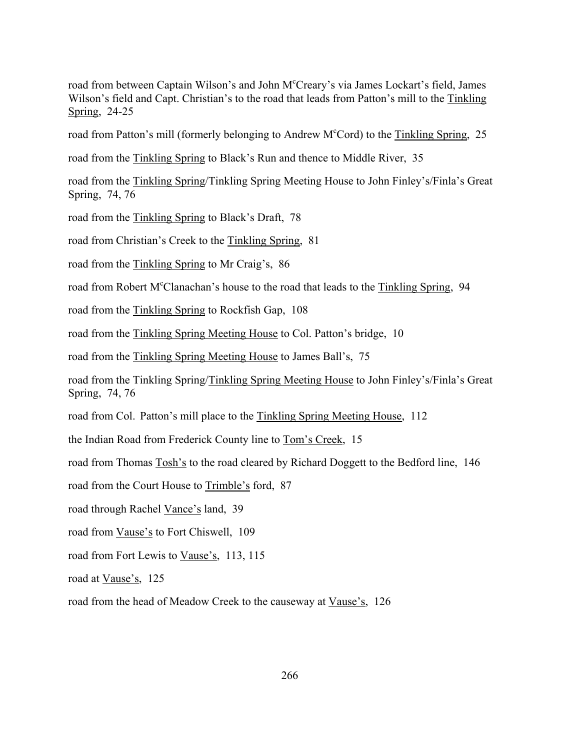road from between Captain Wilson's and John McCreary's via James Lockart's field, James Wilson's field and Capt. Christian's to the road that leads from Patton's mill to the Tinkling Spring, 24-25

road from Patton's mill (formerly belonging to Andrew McCord) to the Tinkling Spring, 25

road from the Tinkling Spring to Black's Run and thence to Middle River, 35

road from the Tinkling Spring/Tinkling Spring Meeting House to John Finley's/Finla's Great Spring, 74, 76

road from the Tinkling Spring to Black's Draft, 78

road from Christian's Creek to the Tinkling Spring, 81

road from the Tinkling Spring to Mr Craig's, 86

road from Robert McClanachan's house to the road that leads to the Tinkling Spring, 94

road from the Tinkling Spring to Rockfish Gap, 108

road from the Tinkling Spring Meeting House to Col. Patton's bridge, 10

road from the Tinkling Spring Meeting House to James Ball's, 75

road from the Tinkling Spring/Tinkling Spring Meeting House to John Finley's/Finla's Great Spring, 74, 76

road from Col. Patton's mill place to the Tinkling Spring Meeting House, 112

the Indian Road from Frederick County line to Tom's Creek, 15

road from Thomas Tosh's to the road cleared by Richard Doggett to the Bedford line, 146

road from the Court House to Trimble's ford, 87

road through Rachel Vance's land, 39

road from Vause's to Fort Chiswell, 109

road from Fort Lewis to Vause's, 113, 115

road at Vause's, 125

road from the head of Meadow Creek to the causeway at Vause's, 126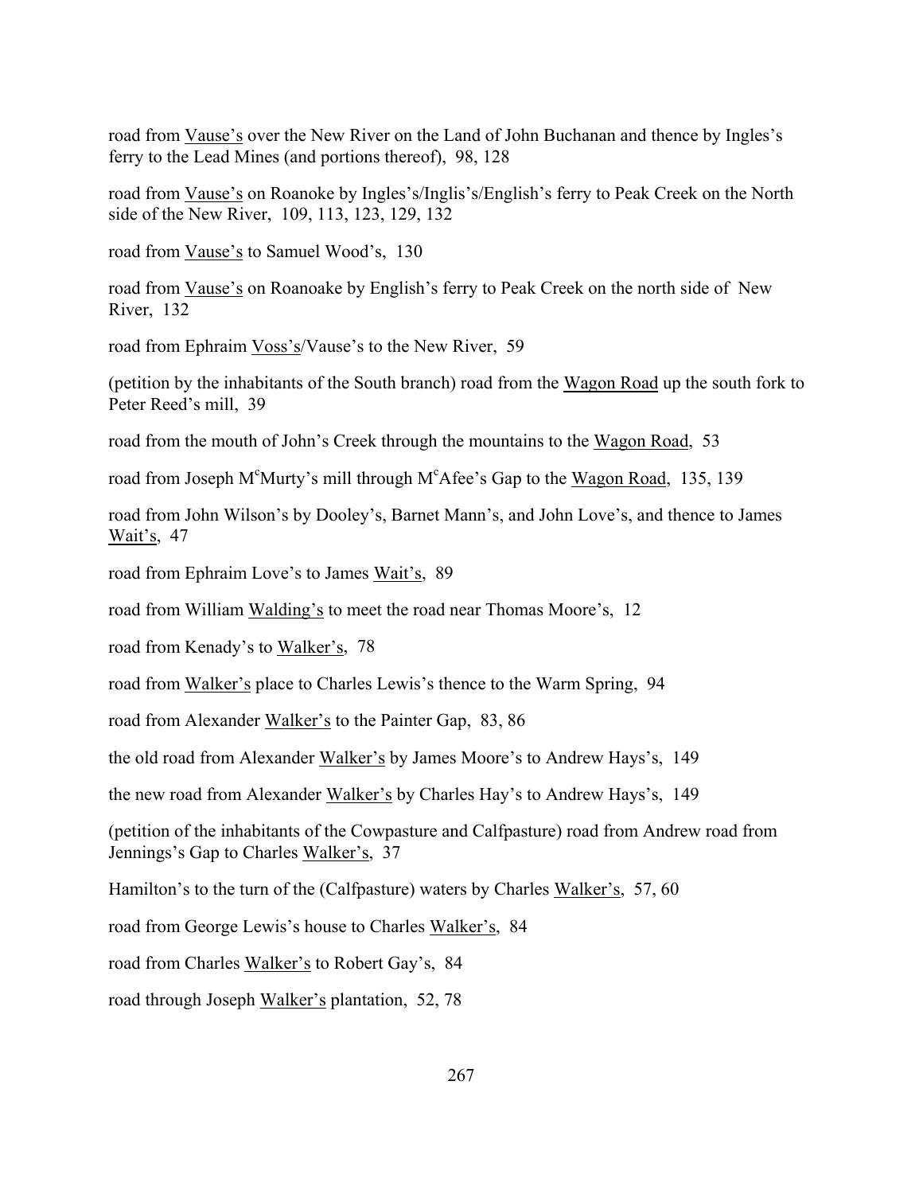road from Vause's over the New River on the Land of John Buchanan and thence by Ingles's ferry to the Lead Mines (and portions thereof), 98, 128

road from Vause's on Roanoke by Ingles's/Inglis's/English's ferry to Peak Creek on the North side of the New River, 109, 113, 123, 129, 132

road from Vause's to Samuel Wood's, 130

road from Vause's on Roanoake by English's ferry to Peak Creek on the north side of New River, 132

road from Ephraim Voss's/Vause's to the New River, 59

(petition by the inhabitants of the South branch) road from the Wagon Road up the south fork to Peter Reed's mill, 39

road from the mouth of John's Creek through the mountains to the Wagon Road, 53

road from Joseph M[c]Murty's mill through M[c]Afee's Gap to the Wagon Road, 135, 139

road from John Wilson's by Dooley's, Barnet Mann's, and John Love's, and thence to James Wait's, 47

road from Ephraim Love's to James Wait's, 89

road from William Walding's to meet the road near Thomas Moore's, 12

road from Kenady's to Walker's, 78

road from Walker's place to Charles Lewis's thence to the Warm Spring, 94

road from Alexander Walker's to the Painter Gap, 83, 86

the old road from Alexander Walker's by James Moore's to Andrew Hays's, 149

the new road from Alexander Walker's by Charles Hay's to Andrew Hays's, 149

(petition of the inhabitants of the Cowpasture and Calfpasture) road from Andrew road from Jennings's Gap to Charles Walker's, 37

Hamilton's to the turn of the (Calfpasture) waters by Charles Walker's, 57, 60

road from George Lewis's house to Charles Walker's, 84

road from Charles Walker's to Robert Gay's, 84

road through Joseph Walker's plantation, 52, 78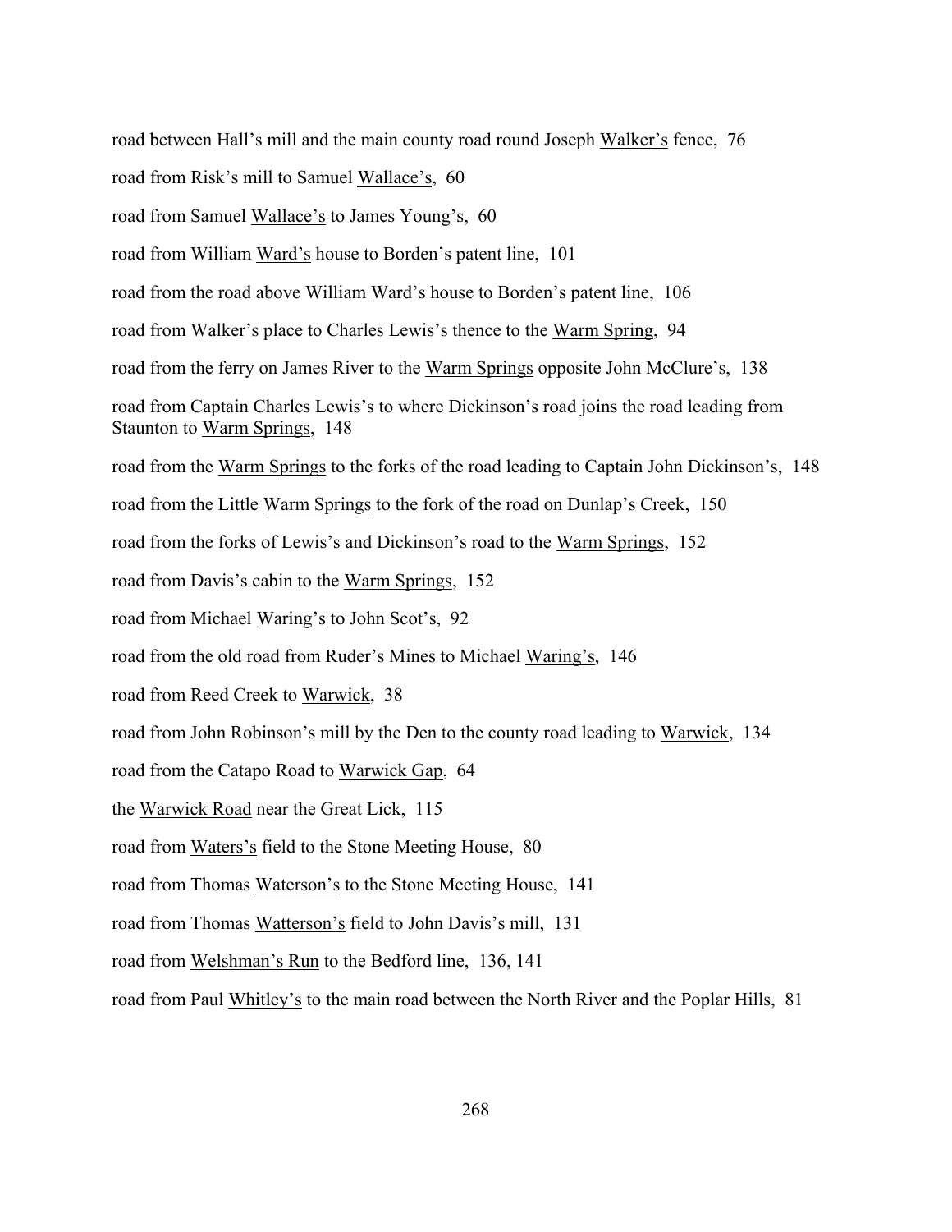road between Hall's mill and the main county road round Joseph Walker's fence, 76

road from Risk's mill to Samuel Wallace's, 60

road from Samuel Wallace's to James Young's, 60

road from William Ward's house to Borden's patent line, 101

road from the road above William Ward's house to Borden's patent line, 106

road from Walker's place to Charles Lewis's thence to the Warm Spring, 94

road from the ferry on James River to the Warm Springs opposite John McClure's, 138

road from Captain Charles Lewis's to where Dickinson's road joins the road leading from Staunton to Warm Springs, 148

road from the Warm Springs to the forks of the road leading to Captain John Dickinson's, 148

road from the Little Warm Springs to the fork of the road on Dunlap's Creek, 150

road from the forks of Lewis's and Dickinson's road to the Warm Springs, 152

road from Davis's cabin to the Warm Springs, 152

road from Michael Waring's to John Scot's, 92

road from the old road from Ruder's Mines to Michael Waring's, 146

road from Reed Creek to Warwick, 38

road from John Robinson's mill by the Den to the county road leading to Warwick, 134

road from the Catapo Road to Warwick Gap, 64

the Warwick Road near the Great Lick, 115

road from Waters's field to the Stone Meeting House, 80

road from Thomas Waterson's to the Stone Meeting House, 141

road from Thomas Watterson's field to John Davis's mill, 131

road from Welshman's Run to the Bedford line, 136, 141

road from Paul Whitley's to the main road between the North River and the Poplar Hills, 81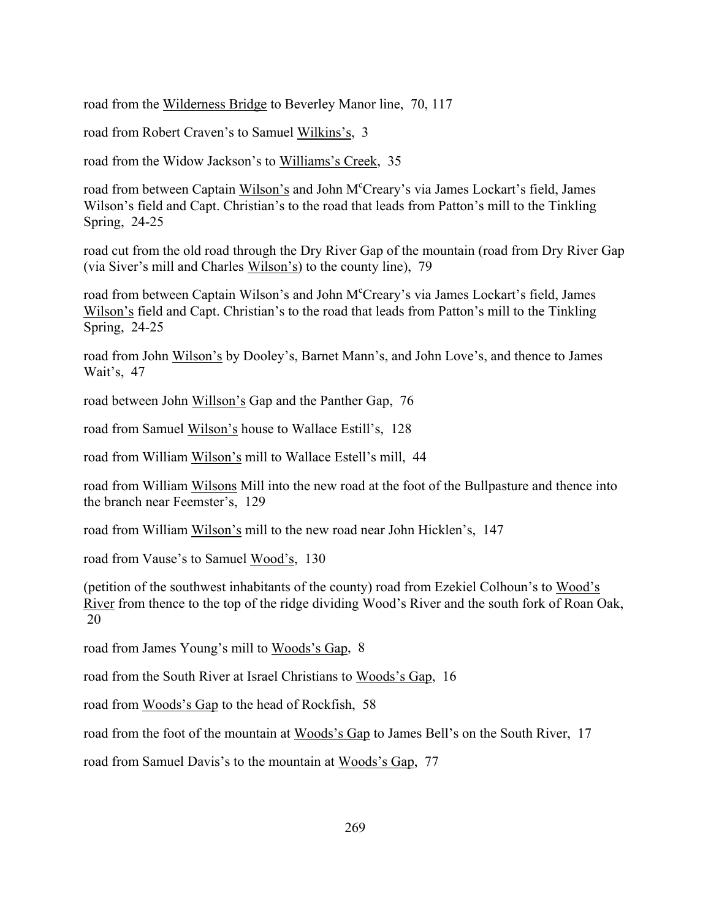road from the <u>Wilderness Bridge</u> to Beverley Manor line, 70, 117

road from Robert Craven's to Samuel <u>Wilkins's</u>, 3

road from the Widow Jackson's to <u>Williams's Creek</u>, 35

road from between Captain <u>Wilson's</u> and John M[c]Creary's via James Lockart's field, James Wilson's field and Capt. Christian's to the road that leads from Patton's mill to the Tinkling Spring, 24-25

road cut from the old road through the Dry River Gap of the mountain (road from Dry River Gap (via Siver's mill and Charles <u>Wilson's</u>) to the county line), 79

road from between Captain Wilson's and John M[c]Creary's via James Lockart's field, James <u>Wilson's</u> field and Capt. Christian's to the road that leads from Patton's mill to the Tinkling Spring, 24-25

road from John <u>Wilson's</u> by Dooley's, Barnet Mann's, and John Love's, and thence to James Wait's, 47

road between John <u>Willson's</u> Gap and the Panther Gap, 76

road from Samuel <u>Wilson's</u> house to Wallace Estill's, 128

road from William <u>Wilson's</u> mill to Wallace Estell's mill, 44

road from William <u>Wilsons</u> Mill into the new road at the foot of the Bullpasture and thence into the branch near Feemster's, 129

road from William <u>Wilson's</u> mill to the new road near John Hicklen's, 147

road from Vause's to Samuel <u>Wood's</u>, 130

(petition of the southwest inhabitants of the county) road from Ezekiel Colhoun's to <u>Wood's River</u> from thence to the top of the ridge dividing Wood's River and the south fork of Roan Oak, 20

road from James Young's mill to <u>Woods's Gap</u>, 8

road from the South River at Israel Christians to <u>Woods's Gap</u>, 16

road from <u>Woods's Gap</u> to the head of Rockfish, 58

road from the foot of the mountain at <u>Woods's Gap</u> to James Bell's on the South River, 17

road from Samuel Davis's to the mountain at <u>Woods's Gap</u>, 77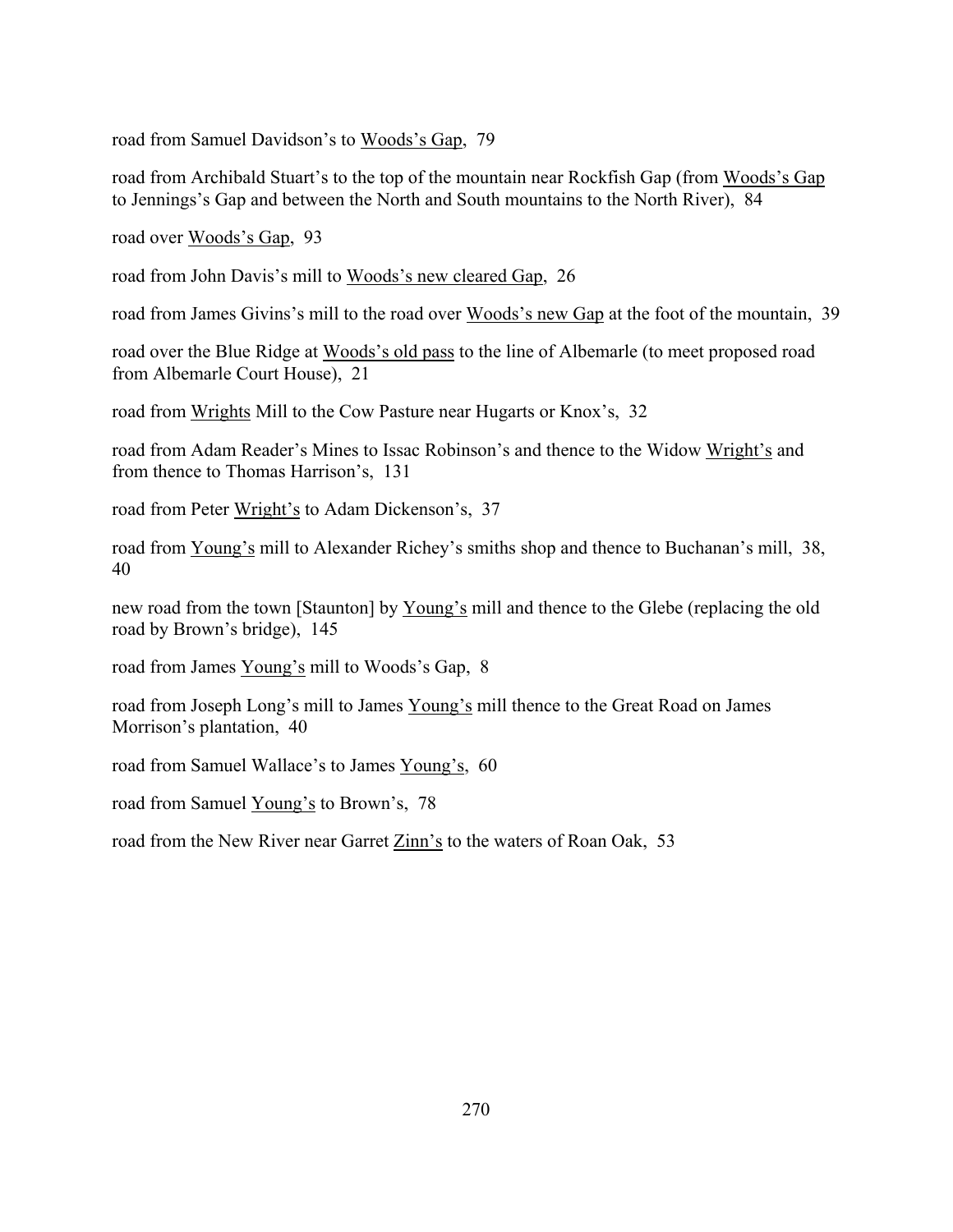road from Samuel Davidson's to Woods's Gap, 79

road from Archibald Stuart's to the top of the mountain near Rockfish Gap (from Woods's Gap to Jennings's Gap and between the North and South mountains to the North River), 84

road over Woods's Gap, 93

road from John Davis's mill to Woods's new cleared Gap, 26

road from James Givins's mill to the road over Woods's new Gap at the foot of the mountain, 39

road over the Blue Ridge at Woods's old pass to the line of Albemarle (to meet proposed road from Albemarle Court House), 21

road from Wrights Mill to the Cow Pasture near Hugarts or Knox's, 32

road from Adam Reader's Mines to Issac Robinson's and thence to the Widow Wright's and from thence to Thomas Harrison's, 131

road from Peter Wright's to Adam Dickenson's, 37

road from Young's mill to Alexander Richey's smiths shop and thence to Buchanan's mill, 38, 40

new road from the town [Staunton] by Young's mill and thence to the Glebe (replacing the old road by Brown's bridge), 145

road from James Young's mill to Woods's Gap, 8

road from Joseph Long's mill to James Young's mill thence to the Great Road on James Morrison's plantation, 40

road from Samuel Wallace's to James Young's, 60

road from Samuel Young's to Brown's, 78

road from the New River near Garret Zinn's to the waters of Roan Oak, 53